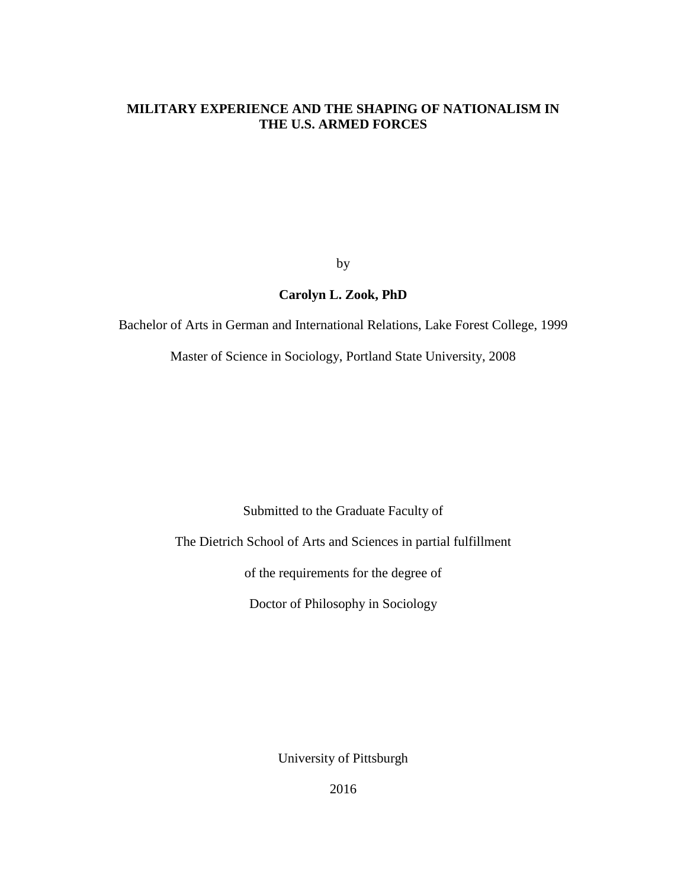# MILITARY EXPERIENCE AND THE SHAPING OF NATIONALISM IN THE U.S. ARMED FORCES

by

**Carolyn L. Zook, PhD**

Bachelor of Arts in German and International Relations, Lake Forest College, 1999

Master of Science in Sociology, Portland State University, 2008

Submitted to the Graduate Faculty of

The Dietrich School of Arts and Sciences in partial fulfillment

of the requirements for the degree of

Doctor of Philosophy in Sociology

University of Pittsburgh

2016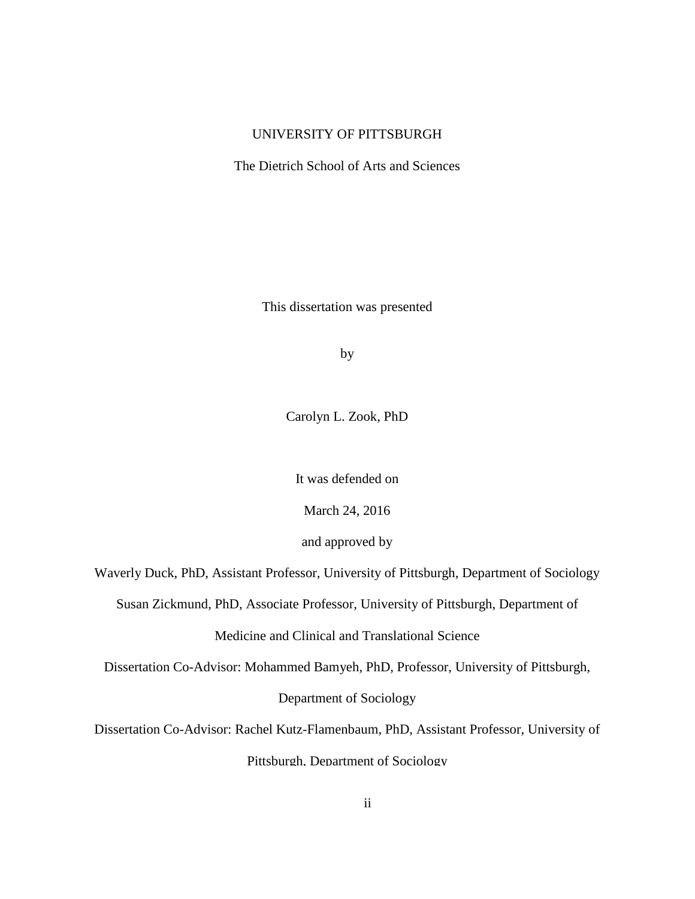UNIVERSITY OF PITTSBURGH

The Dietrich School of Arts and Sciences

This dissertation was presented

by

Carolyn L. Zook, PhD

It was defended on

March 24, 2016

and approved by

Waverly Duck, PhD, Assistant Professor, University of Pittsburgh, Department of Sociology

Susan Zickmund, PhD, Associate Professor, University of Pittsburgh, Department of Medicine and Clinical and Translational Science

Dissertation Co-Advisor: Mohammed Bamyeh, PhD, Professor, University of Pittsburgh, Department of Sociology

Dissertation Co-Advisor: Rachel Kutz-Flamenbaum, PhD, Assistant Professor, University of Pittsburgh, Department of Sociology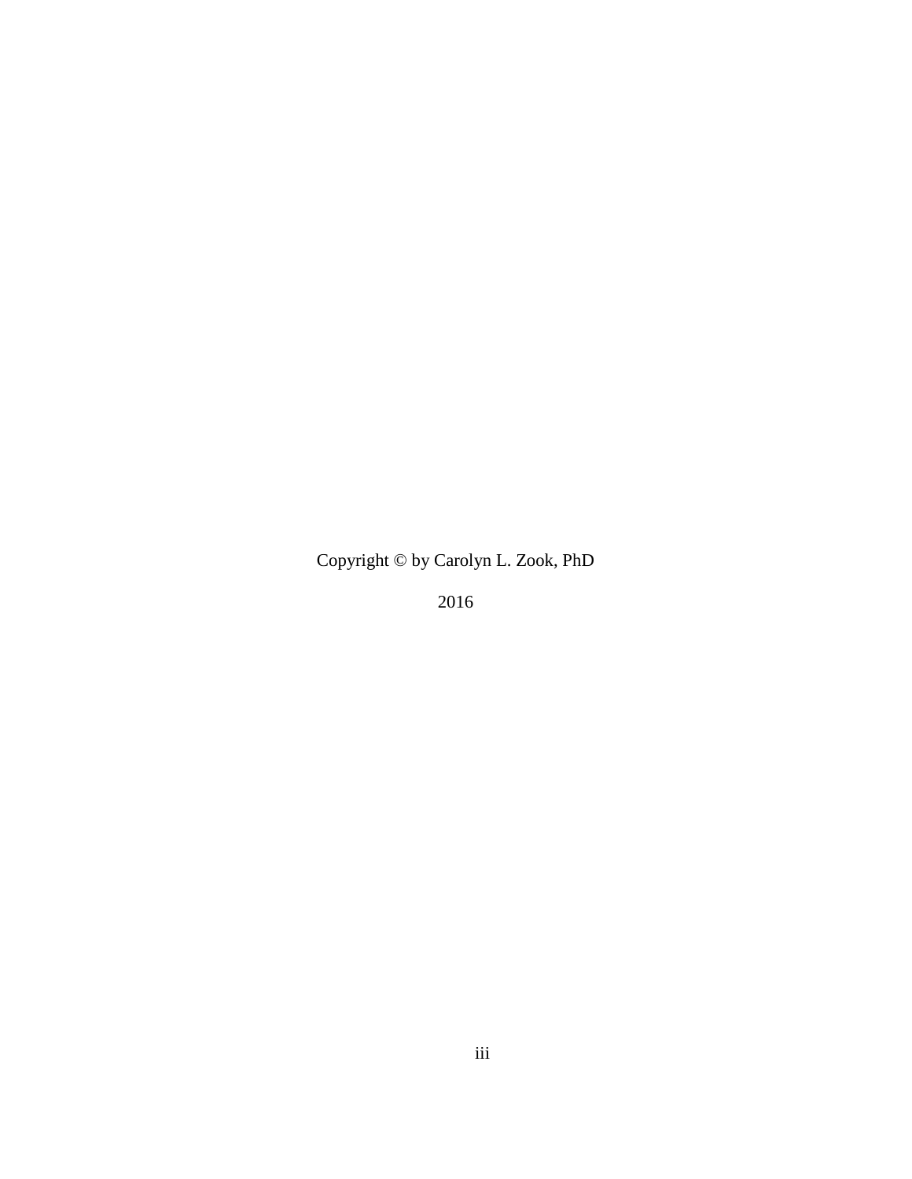Copyright © by Carolyn L. Zook, PhD

2016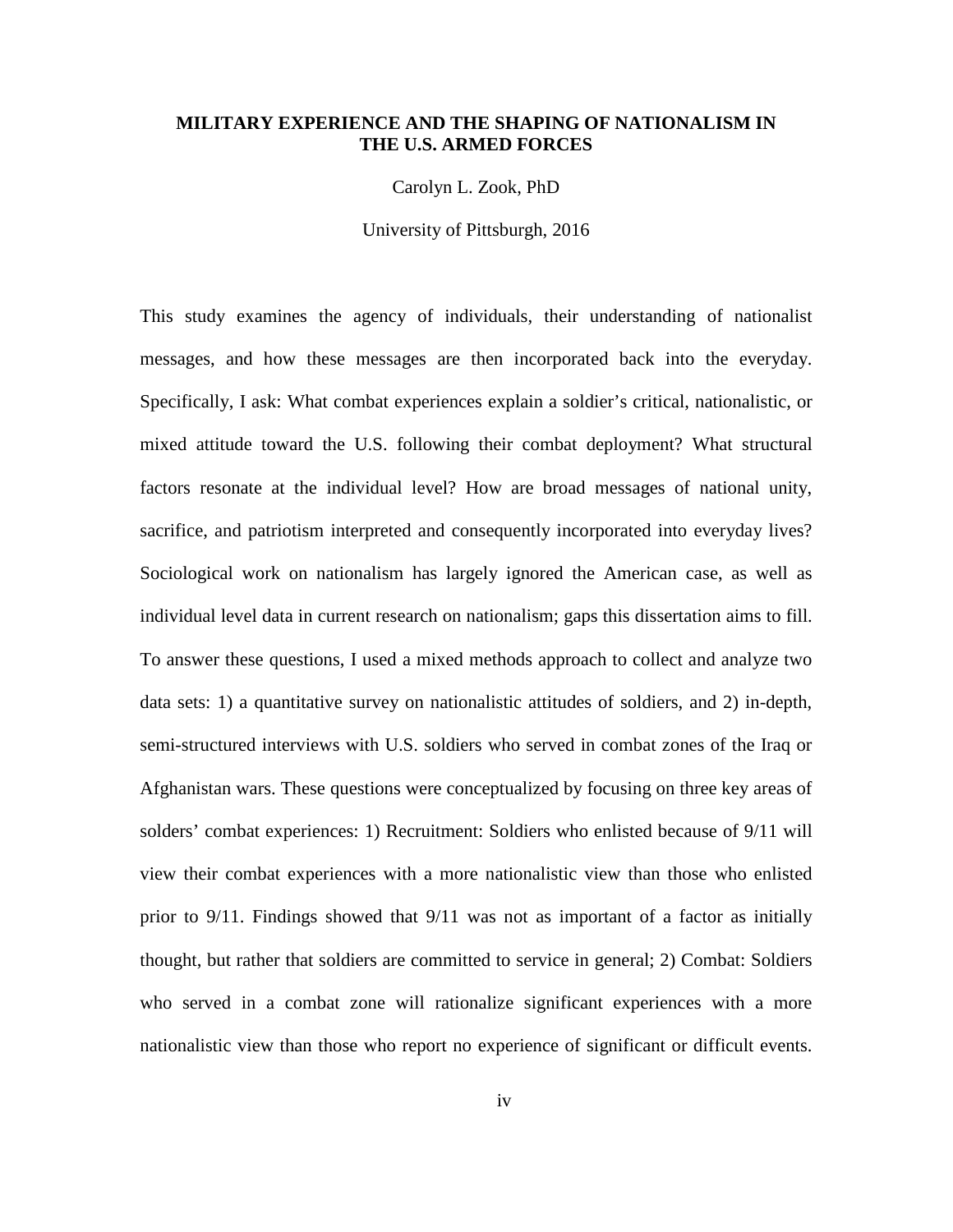**MILITARY EXPERIENCE AND THE SHAPING OF NATIONALISM IN THE U.S. ARMED FORCES**

Carolyn L. Zook, PhD

University of Pittsburgh, 2016

This study examines the agency of individuals, their understanding of nationalist messages, and how these messages are then incorporated back into the everyday. Specifically, I ask: What combat experiences explain a soldier's critical, nationalistic, or mixed attitude toward the U.S. following their combat deployment? What structural factors resonate at the individual level? How are broad messages of national unity, sacrifice, and patriotism interpreted and consequently incorporated into everyday lives? Sociological work on nationalism has largely ignored the American case, as well as individual level data in current research on nationalism; gaps this dissertation aims to fill. To answer these questions, I used a mixed methods approach to collect and analyze two data sets: 1) a quantitative survey on nationalistic attitudes of soldiers, and 2) in-depth, semi-structured interviews with U.S. soldiers who served in combat zones of the Iraq or Afghanistan wars. These questions were conceptualized by focusing on three key areas of solders' combat experiences: 1) Recruitment: Soldiers who enlisted because of 9/11 will view their combat experiences with a more nationalistic view than those who enlisted prior to 9/11. Findings showed that 9/11 was not as important of a factor as initially thought, but rather that soldiers are committed to service in general; 2) Combat: Soldiers who served in a combat zone will rationalize significant experiences with a more nationalistic view than those who report no experience of significant or difficult events.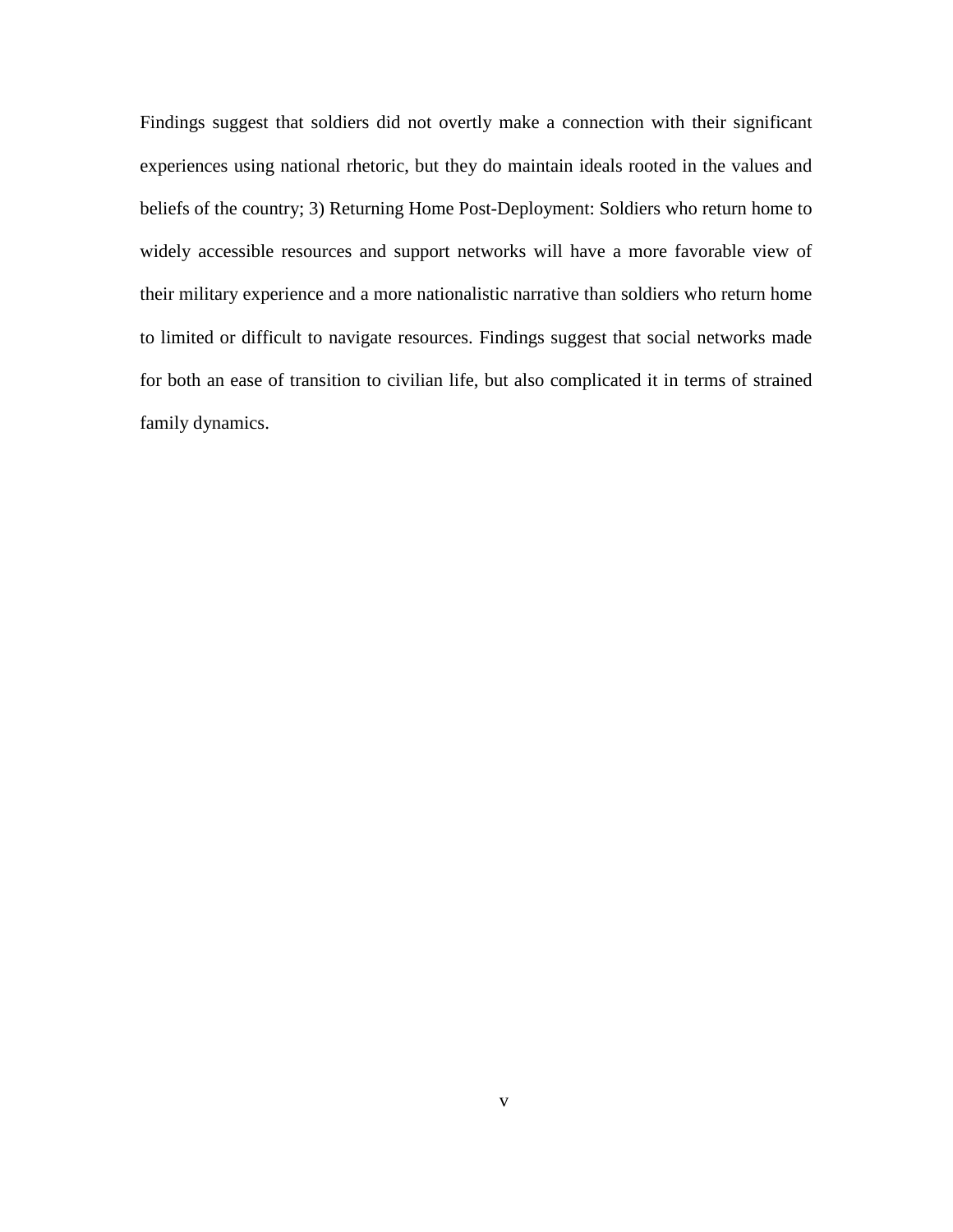Findings suggest that soldiers did not overtly make a connection with their significant experiences using national rhetoric, but they do maintain ideals rooted in the values and beliefs of the country; 3) Returning Home Post-Deployment: Soldiers who return home to widely accessible resources and support networks will have a more favorable view of their military experience and a more nationalistic narrative than soldiers who return home to limited or difficult to navigate resources. Findings suggest that social networks made for both an ease of transition to civilian life, but also complicated it in terms of strained family dynamics.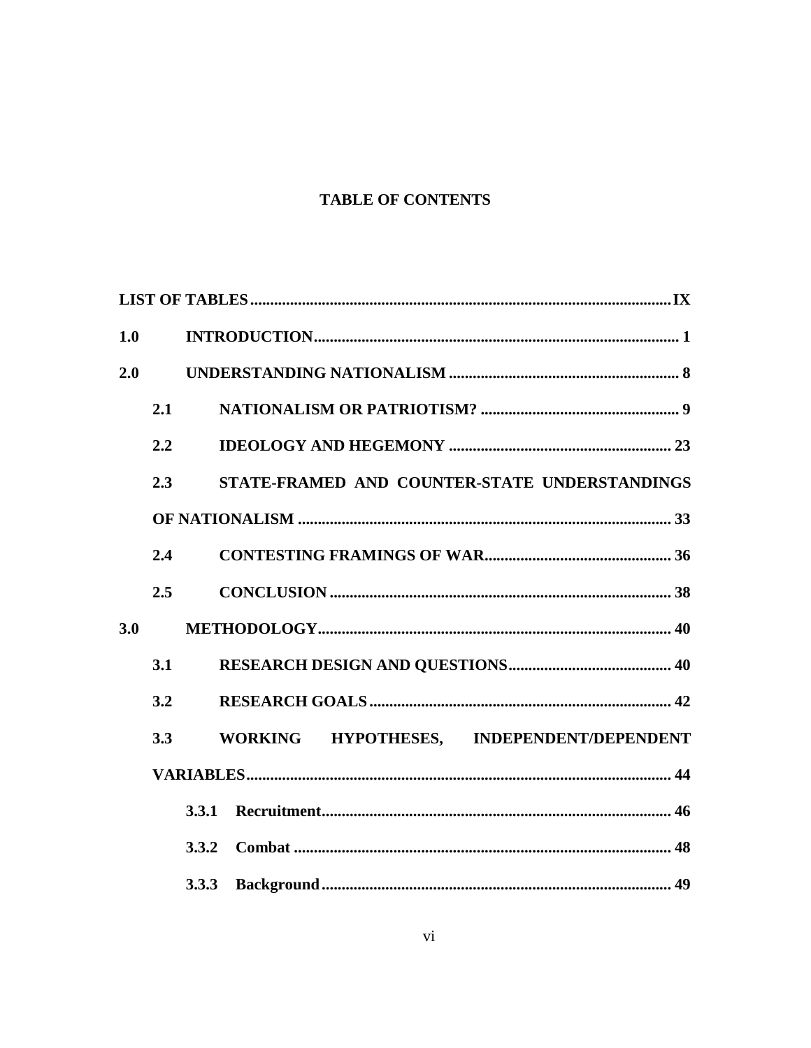## TABLE OF CONTENTS

**LIST OF TABLES** ........................................................................................................... **IX**

**1.0 INTRODUCTION** ............................................................................................. **1**

**2.0 UNDERSTANDING NATIONALISM** ........................................................... **8**

- **2.1 NATIONALISM OR PATRIOTISM?** .................................................. **9**
- **2.2 IDEOLOGY AND HEGEMONY** ........................................................ **23**
- **2.3 STATE-FRAMED AND COUNTER-STATE UNDERSTANDINGS OF NATIONALISM** ............................................................................................ **33**
- **2.4 CONTESTING FRAMINGS OF WAR** ............................................... **36**
- **2.5 CONCLUSION** ...................................................................................... **38**

**3.0 METHODOLOGY** ........................................................................................... **40**

- **3.1 RESEARCH DESIGN AND QUESTIONS** .......................................... **40**
- **3.2 RESEARCH GOALS** ............................................................................ **42**
- **3.3 WORKING HYPOTHESES, INDEPENDENT/DEPENDENT VARIABLES** ........................................................................................................... **44**
  - **3.3.1 Recruitment** ........................................................................................ **46**
  - **3.3.2 Combat** ................................................................................................ **48**
  - **3.3.3 Background** ........................................................................................ **49**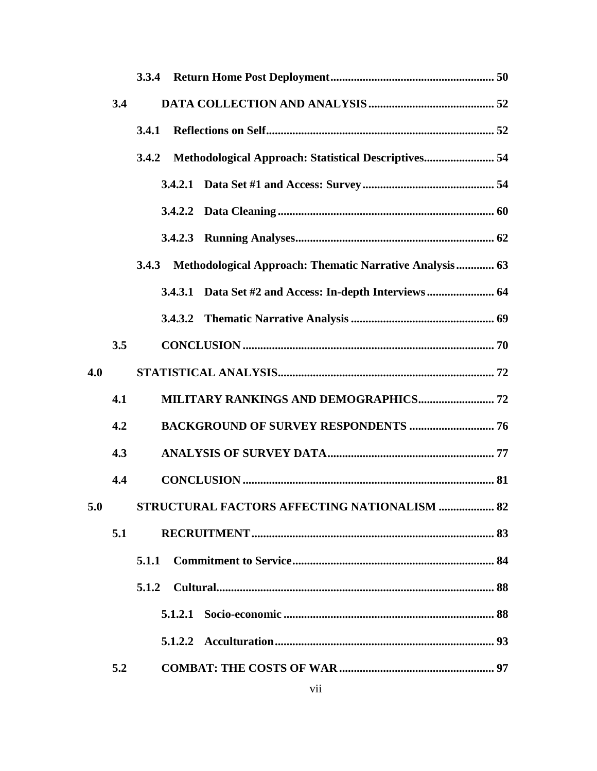3.3.4 Return Home Post Deployment ........................................................ 50

3.4 DATA COLLECTION AND ANALYSIS ........................................... 52

3.4.1 Reflections on Self ............................................................................ 52

3.4.2 Methodological Approach: Statistical Descriptives ........................ 54

3.4.2.1 Data Set #1 and Access: Survey ............................................ 54

3.4.2.2 Data Cleaning ......................................................................... 60

3.4.2.3 Running Analyses ................................................................... 62

3.4.3 Methodological Approach: Thematic Narrative Analysis ............. 63

3.4.3.1 Data Set #2 and Access: In-depth Interviews ....................... 64

3.4.3.2 Thematic Narrative Analysis ................................................ 69

3.5 CONCLUSION ..................................................................................... 70

4.0 STATISTICAL ANALYSIS ......................................................................... 72

4.1 MILITARY RANKINGS AND DEMOGRAPHICS .......................... 72

4.2 BACKGROUND OF SURVEY RESPONDENTS ............................. 76

4.3 ANALYSIS OF SURVEY DATA ........................................................ 77

4.4 CONCLUSION ..................................................................................... 81

5.0 STRUCTURAL FACTORS AFFECTING NATIONALISM ................... 82

5.1 RECRUITMENT .................................................................................. 83

5.1.1 Commitment to Service .................................................................... 84

5.1.2 Cultural .............................................................................................. 88

5.1.2.1 Socio-economic ....................................................................... 88

5.1.2.2 Acculturation .......................................................................... 93

5.2 COMBAT: THE COSTS OF WAR .................................................... 97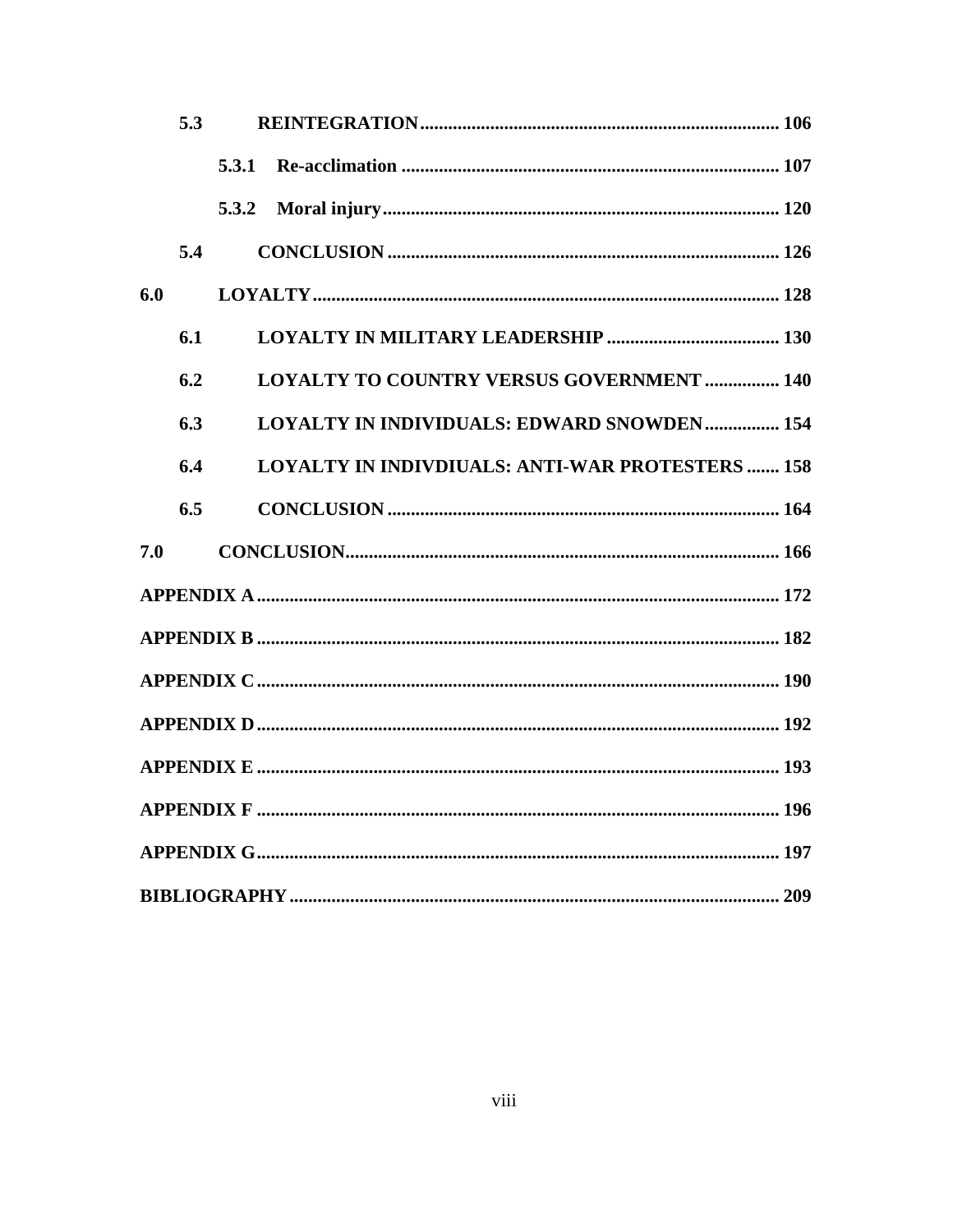5.3 REINTEGRATION ............................................................................ 106

5.3.1 Re-acclimation ................................................................................ 107

5.3.2 Moral injury .................................................................................... 120

5.4 CONCLUSION .................................................................................. 126

6.0 LOYALTY .................................................................................................. 128

6.1 LOYALTY IN MILITARY LEADERSHIP ..................................... 130

6.2 LOYALTY TO COUNTRY VERSUS GOVERNMENT ................ 140

6.3 LOYALTY IN INDIVIDUALS: EDWARD SNOWDEN ................ 154

6.4 LOYALTY IN INDIVDIUALS: ANTI-WAR PROTESTERS ....... 158

6.5 CONCLUSION .................................................................................. 164

7.0 CONCLUSION ........................................................................................... 166

APPENDIX A .............................................................................................. 172

APPENDIX B .............................................................................................. 182

APPENDIX C .............................................................................................. 190

APPENDIX D .............................................................................................. 192

APPENDIX E .............................................................................................. 193

APPENDIX F .............................................................................................. 196

APPENDIX G .............................................................................................. 197

BIBLIOGRAPHY ....................................................................................... 209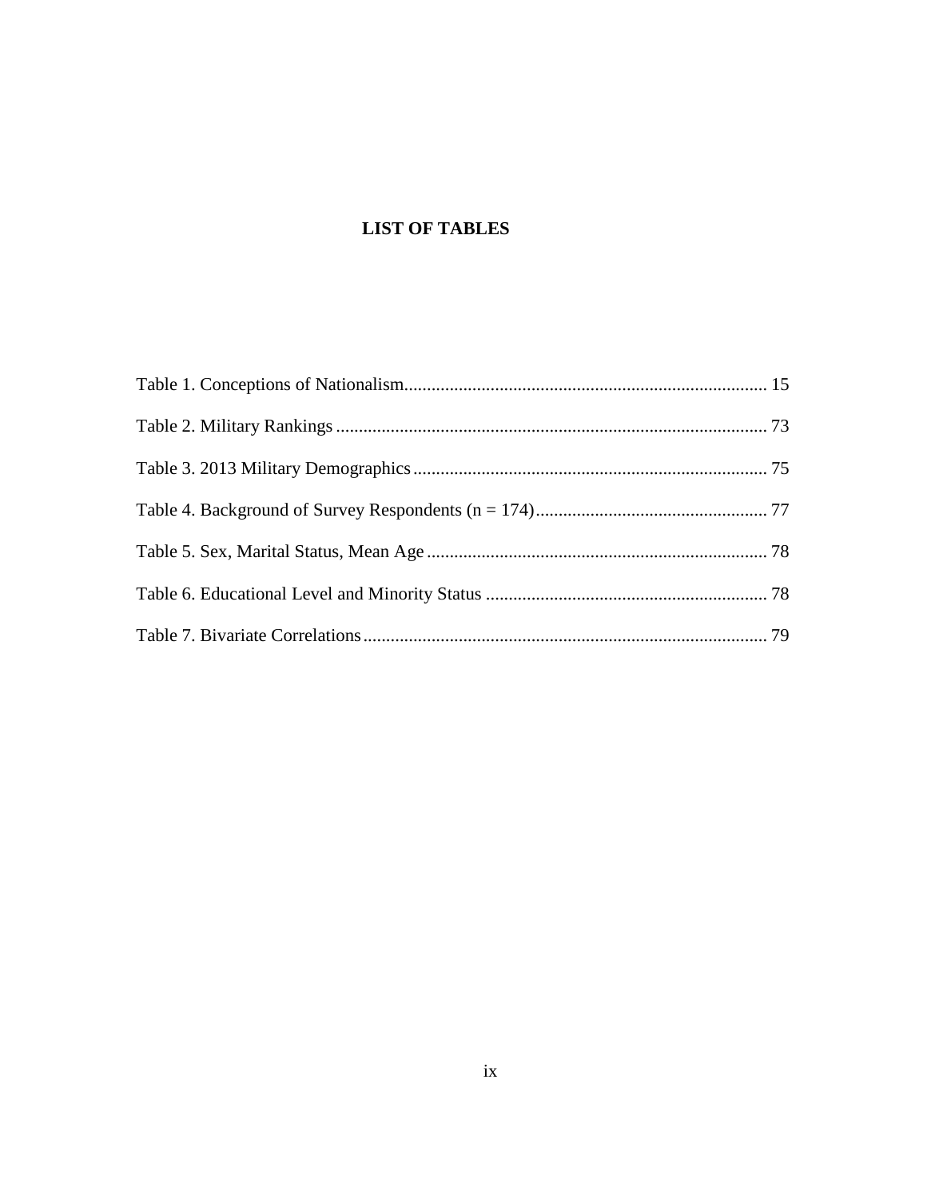# LIST OF TABLES

Table 1. Conceptions of Nationalism ............................................................................... 15

Table 2. Military Rankings .............................................................................................. 73

Table 3. 2013 Military Demographics ............................................................................. 75

Table 4. Background of Survey Respondents (n = 174) ................................................... 77

Table 5. Sex, Marital Status, Mean Age .......................................................................... 78

Table 6. Educational Level and Minority Status ............................................................. 78

Table 7. Bivariate Correlations ........................................................................................ 79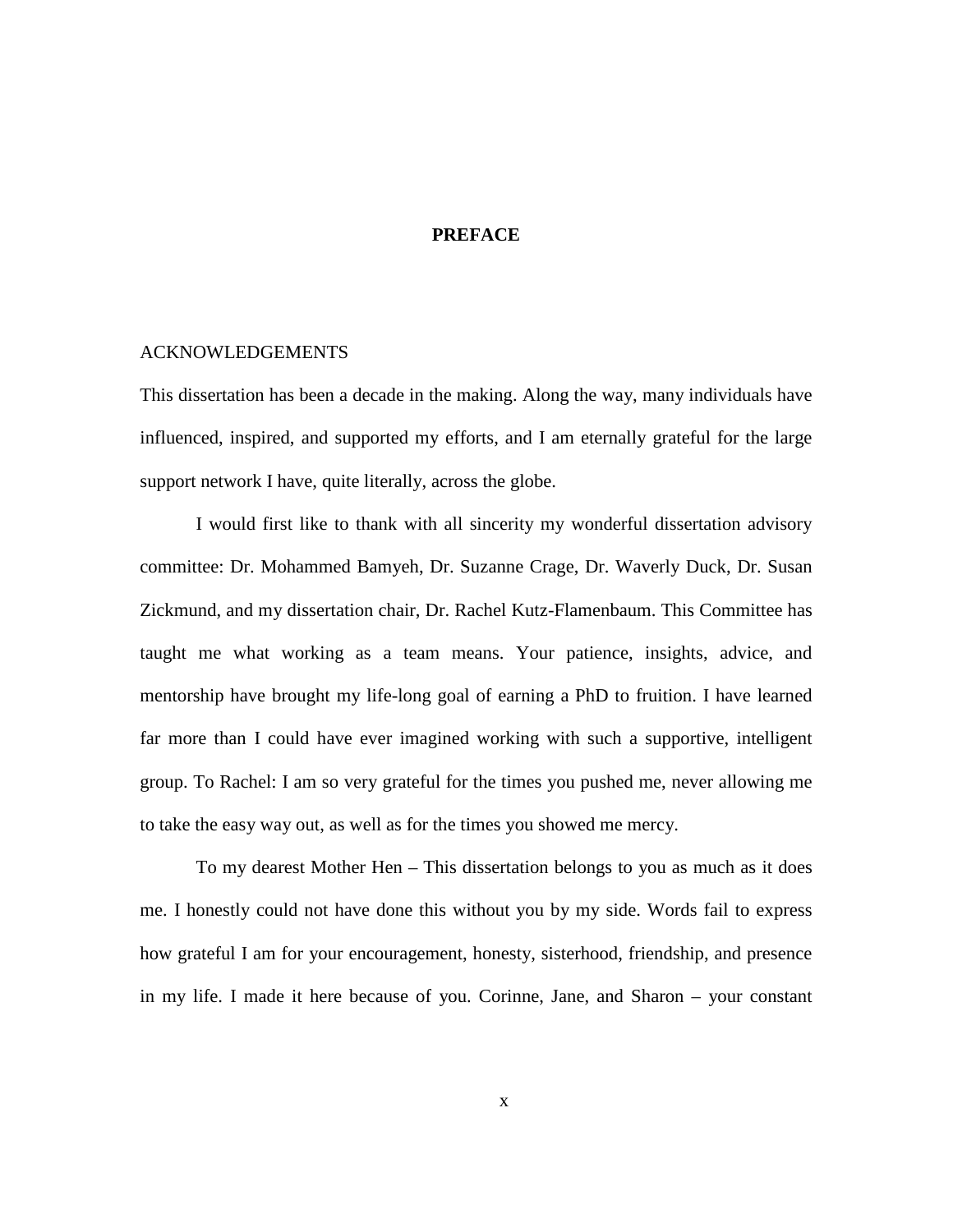# PREFACE

ACKNOWLEDGEMENTS

This dissertation has been a decade in the making. Along the way, many individuals have influenced, inspired, and supported my efforts, and I am eternally grateful for the large support network I have, quite literally, across the globe.

I would first like to thank with all sincerity my wonderful dissertation advisory committee: Dr. Mohammed Bamyeh, Dr. Suzanne Crage, Dr. Waverly Duck, Dr. Susan Zickmund, and my dissertation chair, Dr. Rachel Kutz-Flamenbaum. This Committee has taught me what working as a team means. Your patience, insights, advice, and mentorship have brought my life-long goal of earning a PhD to fruition. I have learned far more than I could have ever imagined working with such a supportive, intelligent group. To Rachel: I am so very grateful for the times you pushed me, never allowing me to take the easy way out, as well as for the times you showed me mercy.

To my dearest Mother Hen – This dissertation belongs to you as much as it does me. I honestly could not have done this without you by my side. Words fail to express how grateful I am for your encouragement, honesty, sisterhood, friendship, and presence in my life. I made it here because of you. Corinne, Jane, and Sharon – your constant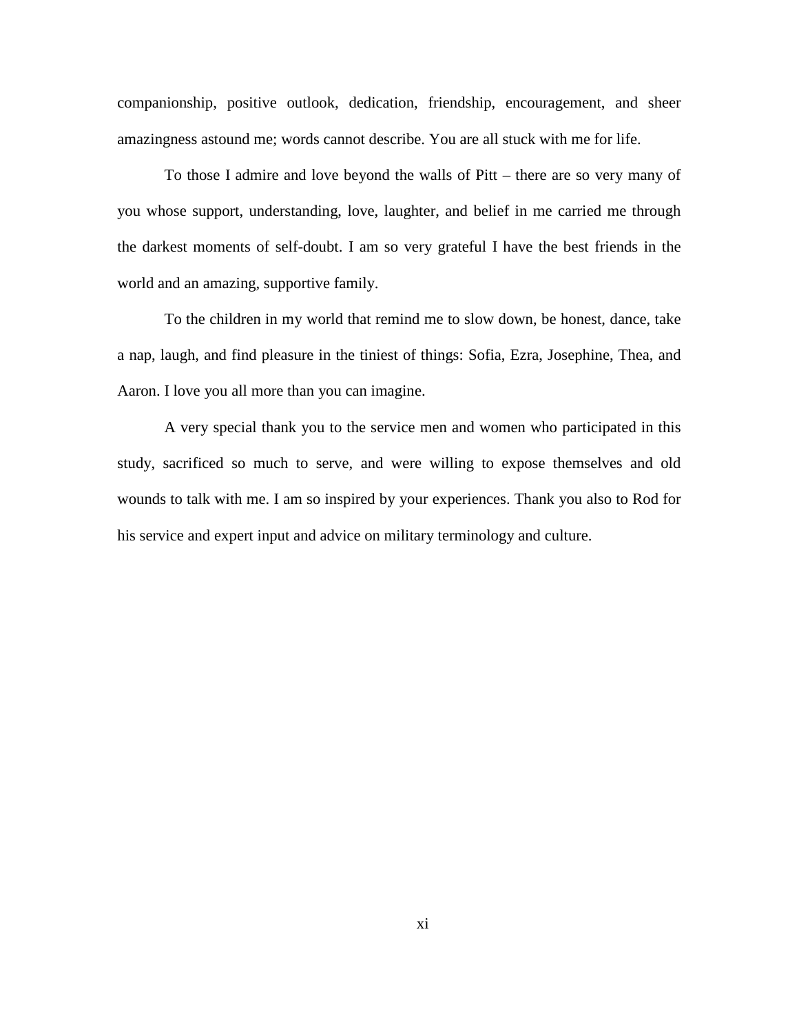companionship, positive outlook, dedication, friendship, encouragement, and sheer amazingness astound me; words cannot describe. You are all stuck with me for life.

To those I admire and love beyond the walls of Pitt – there are so very many of you whose support, understanding, love, laughter, and belief in me carried me through the darkest moments of self-doubt. I am so very grateful I have the best friends in the world and an amazing, supportive family.

To the children in my world that remind me to slow down, be honest, dance, take a nap, laugh, and find pleasure in the tiniest of things: Sofia, Ezra, Josephine, Thea, and Aaron. I love you all more than you can imagine.

A very special thank you to the service men and women who participated in this study, sacrificed so much to serve, and were willing to expose themselves and old wounds to talk with me. I am so inspired by your experiences. Thank you also to Rod for his service and expert input and advice on military terminology and culture.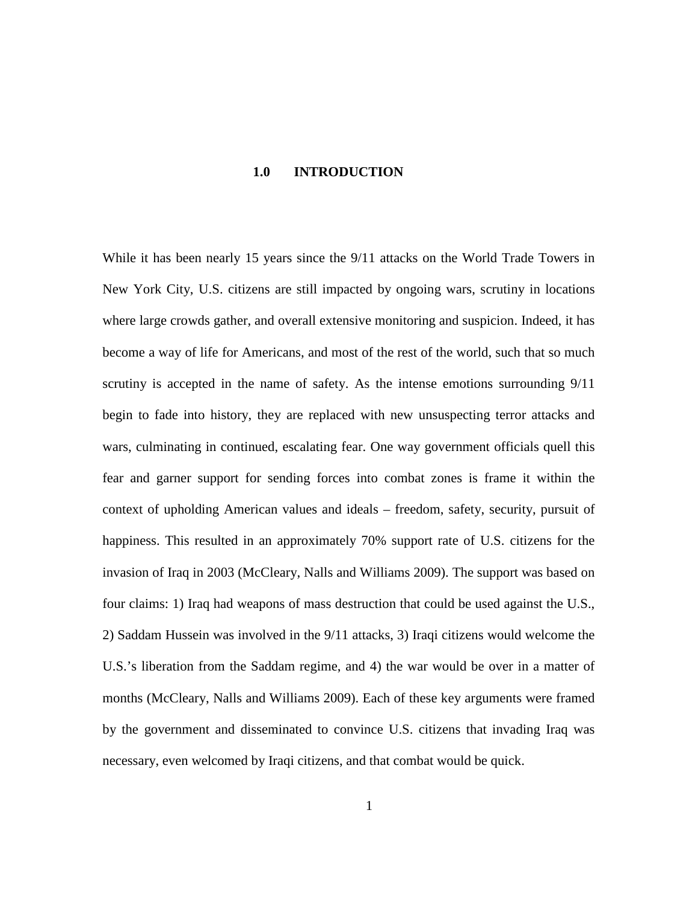# 1.0 INTRODUCTION

While it has been nearly 15 years since the 9/11 attacks on the World Trade Towers in New York City, U.S. citizens are still impacted by ongoing wars, scrutiny in locations where large crowds gather, and overall extensive monitoring and suspicion. Indeed, it has become a way of life for Americans, and most of the rest of the world, such that so much scrutiny is accepted in the name of safety. As the intense emotions surrounding 9/11 begin to fade into history, they are replaced with new unsuspecting terror attacks and wars, culminating in continued, escalating fear. One way government officials quell this fear and garner support for sending forces into combat zones is frame it within the context of upholding American values and ideals – freedom, safety, security, pursuit of happiness. This resulted in an approximately 70% support rate of U.S. citizens for the invasion of Iraq in 2003 (McCleary, Nalls and Williams 2009). The support was based on four claims: 1) Iraq had weapons of mass destruction that could be used against the U.S., 2) Saddam Hussein was involved in the 9/11 attacks, 3) Iraqi citizens would welcome the U.S.'s liberation from the Saddam regime, and 4) the war would be over in a matter of months (McCleary, Nalls and Williams 2009). Each of these key arguments were framed by the government and disseminated to convince U.S. citizens that invading Iraq was necessary, even welcomed by Iraqi citizens, and that combat would be quick.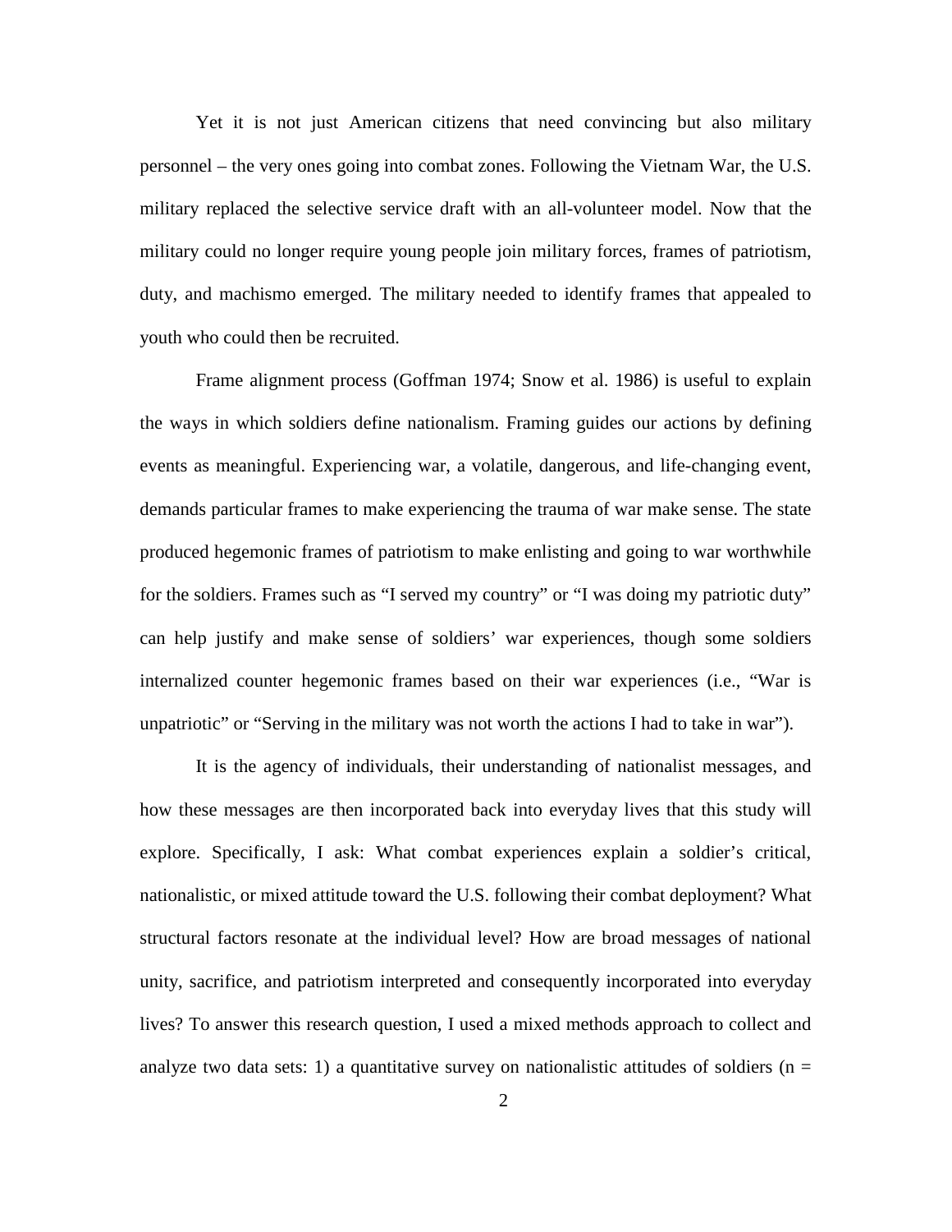Yet it is not just American citizens that need convincing but also military personnel – the very ones going into combat zones. Following the Vietnam War, the U.S. military replaced the selective service draft with an all-volunteer model. Now that the military could no longer require young people join military forces, frames of patriotism, duty, and machismo emerged. The military needed to identify frames that appealed to youth who could then be recruited.

Frame alignment process (Goffman 1974; Snow et al. 1986) is useful to explain the ways in which soldiers define nationalism. Framing guides our actions by defining events as meaningful. Experiencing war, a volatile, dangerous, and life-changing event, demands particular frames to make experiencing the trauma of war make sense. The state produced hegemonic frames of patriotism to make enlisting and going to war worthwhile for the soldiers. Frames such as "I served my country" or "I was doing my patriotic duty" can help justify and make sense of soldiers' war experiences, though some soldiers internalized counter hegemonic frames based on their war experiences (i.e., "War is unpatriotic" or "Serving in the military was not worth the actions I had to take in war").

It is the agency of individuals, their understanding of nationalist messages, and how these messages are then incorporated back into everyday lives that this study will explore. Specifically, I ask: What combat experiences explain a soldier's critical, nationalistic, or mixed attitude toward the U.S. following their combat deployment? What structural factors resonate at the individual level? How are broad messages of national unity, sacrifice, and patriotism interpreted and consequently incorporated into everyday lives? To answer this research question, I used a mixed methods approach to collect and analyze two data sets: 1) a quantitative survey on nationalistic attitudes of soldiers (n =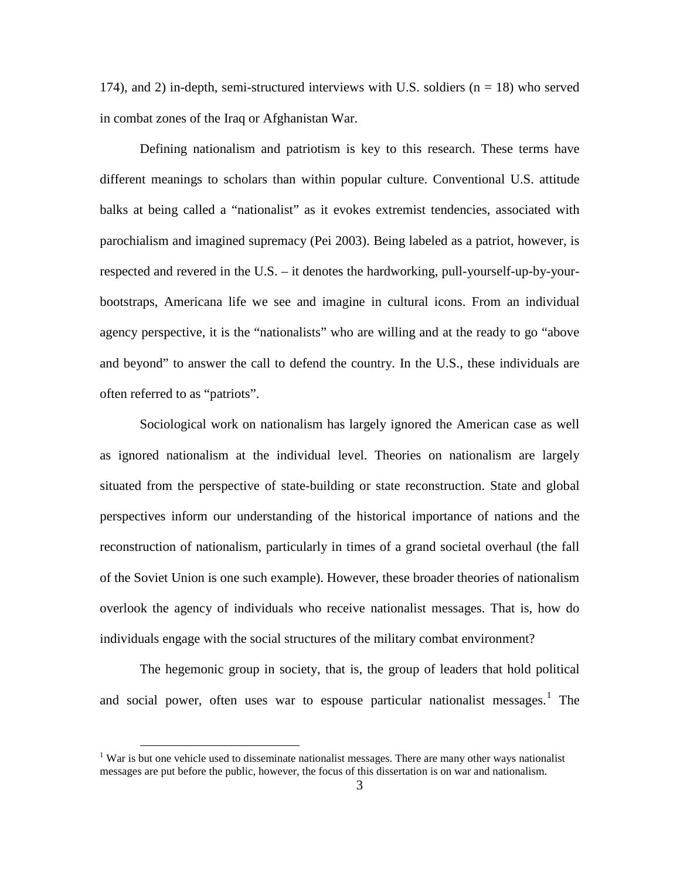174), and 2) in-depth, semi-structured interviews with U.S. soldiers (n = 18) who served in combat zones of the Iraq or Afghanistan War.

Defining nationalism and patriotism is key to this research. These terms have different meanings to scholars than within popular culture. Conventional U.S. attitude balks at being called a "nationalist" as it evokes extremist tendencies, associated with parochialism and imagined supremacy (Pei 2003). Being labeled as a patriot, however, is respected and revered in the U.S. – it denotes the hardworking, pull-yourself-up-by-your-bootstraps, Americana life we see and imagine in cultural icons. From an individual agency perspective, it is the "nationalists" who are willing and at the ready to go "above and beyond" to answer the call to defend the country. In the U.S., these individuals are often referred to as "patriots".

Sociological work on nationalism has largely ignored the American case as well as ignored nationalism at the individual level. Theories on nationalism are largely situated from the perspective of state-building or state reconstruction. State and global perspectives inform our understanding of the historical importance of nations and the reconstruction of nationalism, particularly in times of a grand societal overhaul (the fall of the Soviet Union is one such example). However, these broader theories of nationalism overlook the agency of individuals who receive nationalist messages. That is, how do individuals engage with the social structures of the military combat environment?

The hegemonic group in society, that is, the group of leaders that hold political and social power, often uses war to espouse particular nationalist messages.[1] The

[1] War is but one vehicle used to disseminate nationalist messages. There are many other ways nationalist messages are put before the public, however, the focus of this dissertation is on war and nationalism.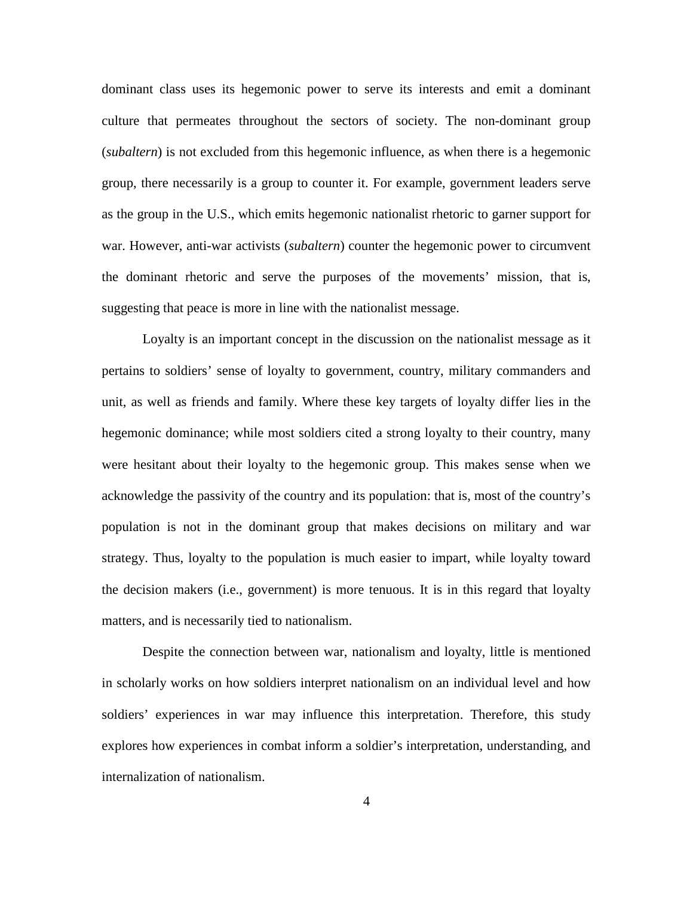dominant class uses its hegemonic power to serve its interests and emit a dominant culture that permeates throughout the sectors of society. The non-dominant group (*subaltern*) is not excluded from this hegemonic influence, as when there is a hegemonic group, there necessarily is a group to counter it. For example, government leaders serve as the group in the U.S., which emits hegemonic nationalist rhetoric to garner support for war. However, anti-war activists (*subaltern*) counter the hegemonic power to circumvent the dominant rhetoric and serve the purposes of the movements' mission, that is, suggesting that peace is more in line with the nationalist message.

Loyalty is an important concept in the discussion on the nationalist message as it pertains to soldiers' sense of loyalty to government, country, military commanders and unit, as well as friends and family. Where these key targets of loyalty differ lies in the hegemonic dominance; while most soldiers cited a strong loyalty to their country, many were hesitant about their loyalty to the hegemonic group. This makes sense when we acknowledge the passivity of the country and its population: that is, most of the country's population is not in the dominant group that makes decisions on military and war strategy. Thus, loyalty to the population is much easier to impart, while loyalty toward the decision makers (i.e., government) is more tenuous. It is in this regard that loyalty matters, and is necessarily tied to nationalism.

Despite the connection between war, nationalism and loyalty, little is mentioned in scholarly works on how soldiers interpret nationalism on an individual level and how soldiers' experiences in war may influence this interpretation. Therefore, this study explores how experiences in combat inform a soldier's interpretation, understanding, and internalization of nationalism.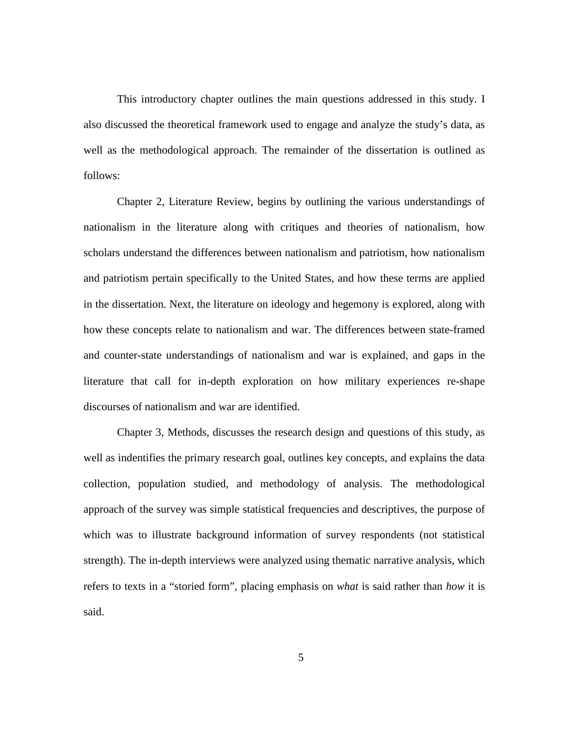This introductory chapter outlines the main questions addressed in this study. I also discussed the theoretical framework used to engage and analyze the study's data, as well as the methodological approach. The remainder of the dissertation is outlined as follows:

Chapter 2, Literature Review, begins by outlining the various understandings of nationalism in the literature along with critiques and theories of nationalism, how scholars understand the differences between nationalism and patriotism, how nationalism and patriotism pertain specifically to the United States, and how these terms are applied in the dissertation. Next, the literature on ideology and hegemony is explored, along with how these concepts relate to nationalism and war. The differences between state-framed and counter-state understandings of nationalism and war is explained, and gaps in the literature that call for in-depth exploration on how military experiences re-shape discourses of nationalism and war are identified.

Chapter 3, Methods, discusses the research design and questions of this study, as well as indentifies the primary research goal, outlines key concepts, and explains the data collection, population studied, and methodology of analysis. The methodological approach of the survey was simple statistical frequencies and descriptives, the purpose of which was to illustrate background information of survey respondents (not statistical strength). The in-depth interviews were analyzed using thematic narrative analysis, which refers to texts in a "storied form", placing emphasis on *what* is said rather than *how* it is said.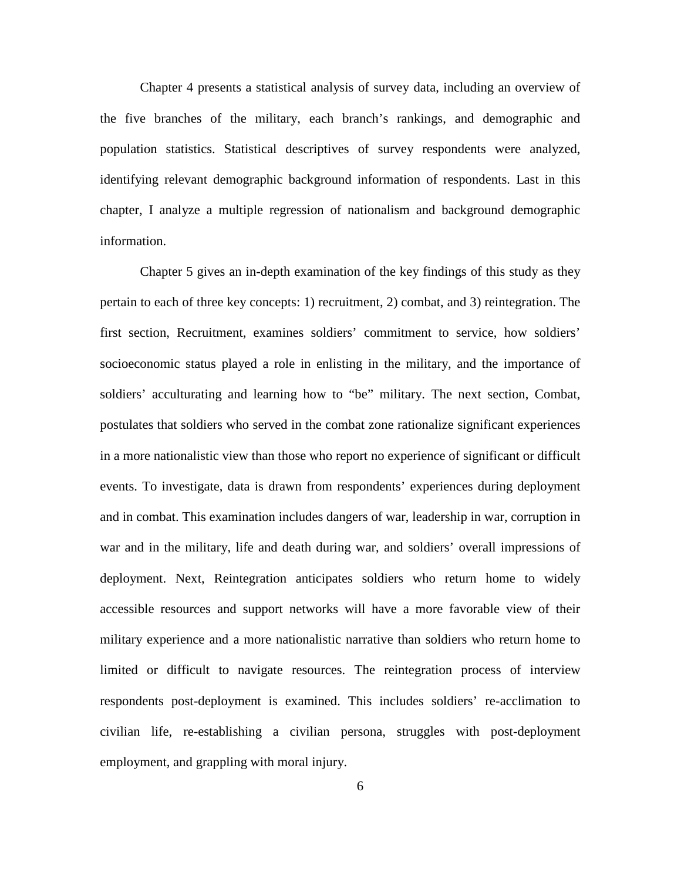Chapter 4 presents a statistical analysis of survey data, including an overview of the five branches of the military, each branch's rankings, and demographic and population statistics. Statistical descriptives of survey respondents were analyzed, identifying relevant demographic background information of respondents. Last in this chapter, I analyze a multiple regression of nationalism and background demographic information.

Chapter 5 gives an in-depth examination of the key findings of this study as they pertain to each of three key concepts: 1) recruitment, 2) combat, and 3) reintegration. The first section, Recruitment, examines soldiers' commitment to service, how soldiers' socioeconomic status played a role in enlisting in the military, and the importance of soldiers' acculturating and learning how to "be" military. The next section, Combat, postulates that soldiers who served in the combat zone rationalize significant experiences in a more nationalistic view than those who report no experience of significant or difficult events. To investigate, data is drawn from respondents' experiences during deployment and in combat. This examination includes dangers of war, leadership in war, corruption in war and in the military, life and death during war, and soldiers' overall impressions of deployment. Next, Reintegration anticipates soldiers who return home to widely accessible resources and support networks will have a more favorable view of their military experience and a more nationalistic narrative than soldiers who return home to limited or difficult to navigate resources. The reintegration process of interview respondents post-deployment is examined. This includes soldiers' re-acclimation to civilian life, re-establishing a civilian persona, struggles with post-deployment employment, and grappling with moral injury.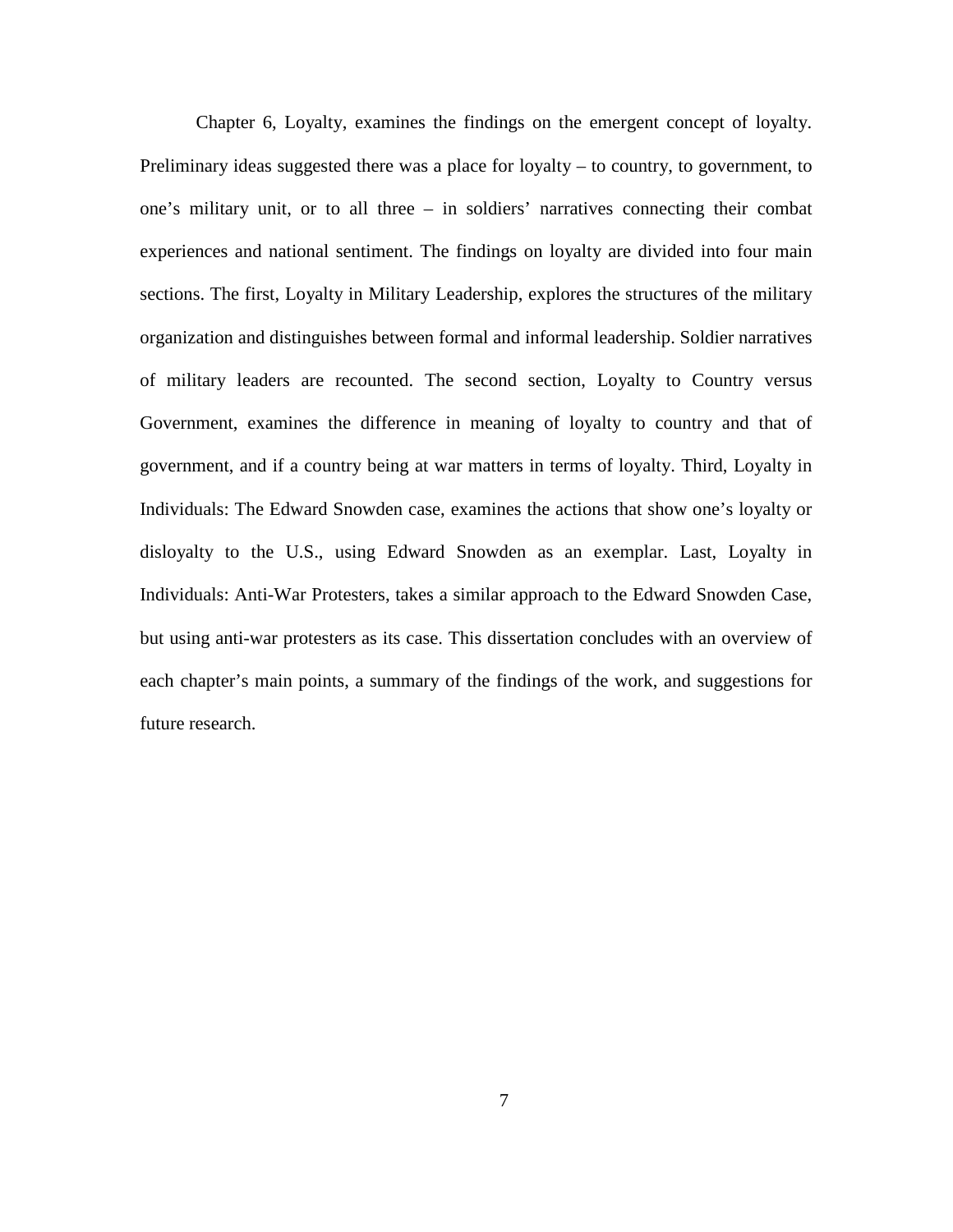Chapter 6, Loyalty, examines the findings on the emergent concept of loyalty. Preliminary ideas suggested there was a place for loyalty – to country, to government, to one's military unit, or to all three – in soldiers' narratives connecting their combat experiences and national sentiment. The findings on loyalty are divided into four main sections. The first, Loyalty in Military Leadership, explores the structures of the military organization and distinguishes between formal and informal leadership. Soldier narratives of military leaders are recounted. The second section, Loyalty to Country versus Government, examines the difference in meaning of loyalty to country and that of government, and if a country being at war matters in terms of loyalty. Third, Loyalty in Individuals: The Edward Snowden case, examines the actions that show one's loyalty or disloyalty to the U.S., using Edward Snowden as an exemplar. Last, Loyalty in Individuals: Anti-War Protesters, takes a similar approach to the Edward Snowden Case, but using anti-war protesters as its case. This dissertation concludes with an overview of each chapter's main points, a summary of the findings of the work, and suggestions for future research.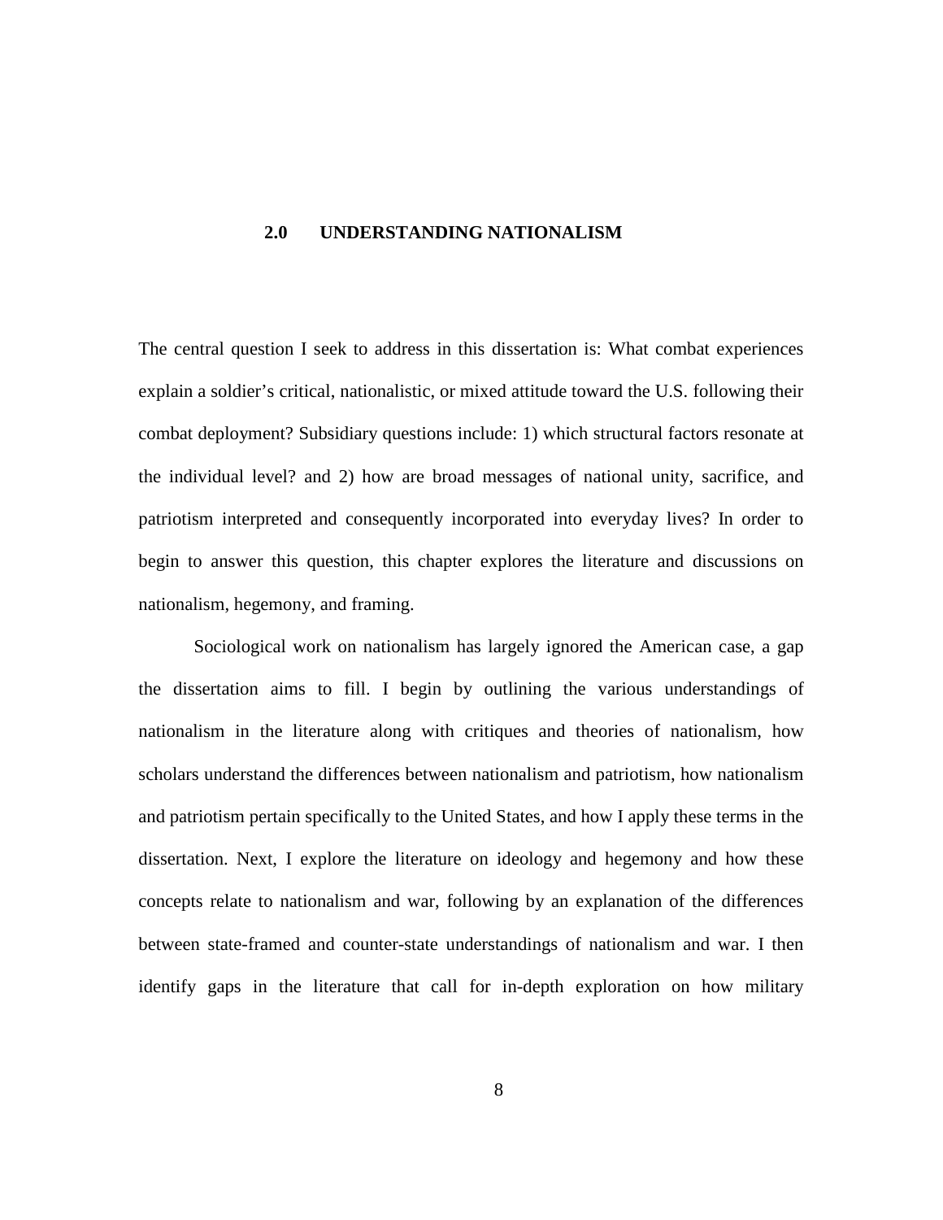# 2.0 UNDERSTANDING NATIONALISM

The central question I seek to address in this dissertation is: What combat experiences explain a soldier's critical, nationalistic, or mixed attitude toward the U.S. following their combat deployment? Subsidiary questions include: 1) which structural factors resonate at the individual level? and 2) how are broad messages of national unity, sacrifice, and patriotism interpreted and consequently incorporated into everyday lives? In order to begin to answer this question, this chapter explores the literature and discussions on nationalism, hegemony, and framing.

Sociological work on nationalism has largely ignored the American case, a gap the dissertation aims to fill. I begin by outlining the various understandings of nationalism in the literature along with critiques and theories of nationalism, how scholars understand the differences between nationalism and patriotism, how nationalism and patriotism pertain specifically to the United States, and how I apply these terms in the dissertation. Next, I explore the literature on ideology and hegemony and how these concepts relate to nationalism and war, following by an explanation of the differences between state-framed and counter-state understandings of nationalism and war. I then identify gaps in the literature that call for in-depth exploration on how military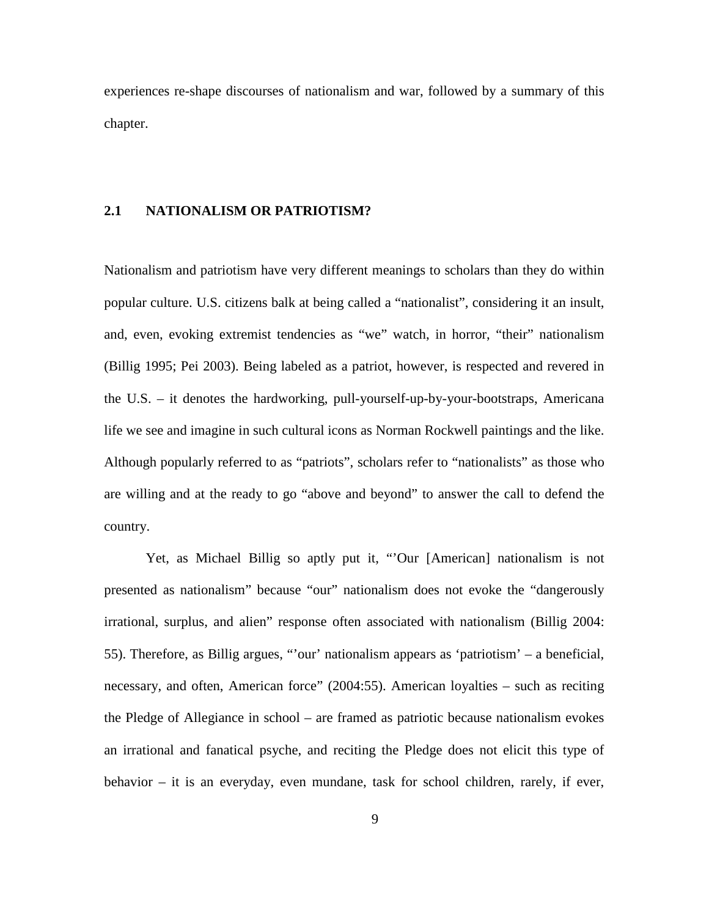experiences re-shape discourses of nationalism and war, followed by a summary of this chapter.

## 2.1 NATIONALISM OR PATRIOTISM?

Nationalism and patriotism have very different meanings to scholars than they do within popular culture. U.S. citizens balk at being called a "nationalist", considering it an insult, and, even, evoking extremist tendencies as "we" watch, in horror, "their" nationalism (Billig 1995; Pei 2003). Being labeled as a patriot, however, is respected and revered in the U.S. – it denotes the hardworking, pull-yourself-up-by-your-bootstraps, Americana life we see and imagine in such cultural icons as Norman Rockwell paintings and the like. Although popularly referred to as "patriots", scholars refer to "nationalists" as those who are willing and at the ready to go "above and beyond" to answer the call to defend the country.

Yet, as Michael Billig so aptly put it, "'Our [American] nationalism is not presented as nationalism" because "our" nationalism does not evoke the "dangerously irrational, surplus, and alien" response often associated with nationalism (Billig 2004: 55). Therefore, as Billig argues, "'our' nationalism appears as 'patriotism' – a beneficial, necessary, and often, American force" (2004:55). American loyalties – such as reciting the Pledge of Allegiance in school – are framed as patriotic because nationalism evokes an irrational and fanatical psyche, and reciting the Pledge does not elicit this type of behavior – it is an everyday, even mundane, task for school children, rarely, if ever,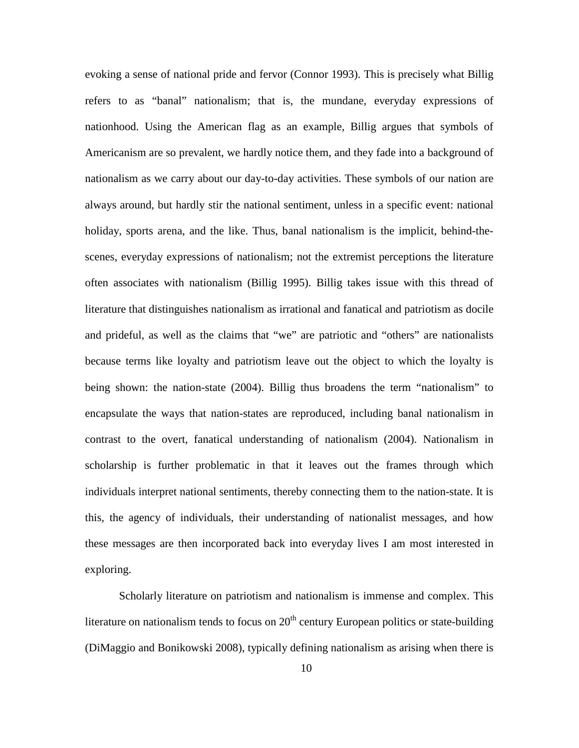evoking a sense of national pride and fervor (Connor 1993). This is precisely what Billig refers to as "banal" nationalism; that is, the mundane, everyday expressions of nationhood. Using the American flag as an example, Billig argues that symbols of Americanism are so prevalent, we hardly notice them, and they fade into a background of nationalism as we carry about our day-to-day activities. These symbols of our nation are always around, but hardly stir the national sentiment, unless in a specific event: national holiday, sports arena, and the like. Thus, banal nationalism is the implicit, behind-the-scenes, everyday expressions of nationalism; not the extremist perceptions the literature often associates with nationalism (Billig 1995). Billig takes issue with this thread of literature that distinguishes nationalism as irrational and fanatical and patriotism as docile and prideful, as well as the claims that "we" are patriotic and "others" are nationalists because terms like loyalty and patriotism leave out the object to which the loyalty is being shown: the nation-state (2004). Billig thus broadens the term "nationalism" to encapsulate the ways that nation-states are reproduced, including banal nationalism in contrast to the overt, fanatical understanding of nationalism (2004). Nationalism in scholarship is further problematic in that it leaves out the frames through which individuals interpret national sentiments, thereby connecting them to the nation-state. It is this, the agency of individuals, their understanding of nationalist messages, and how these messages are then incorporated back into everyday lives I am most interested in exploring.

Scholarly literature on patriotism and nationalism is immense and complex. This literature on nationalism tends to focus on 20th century European politics or state-building (DiMaggio and Bonikowski 2008), typically defining nationalism as arising when there is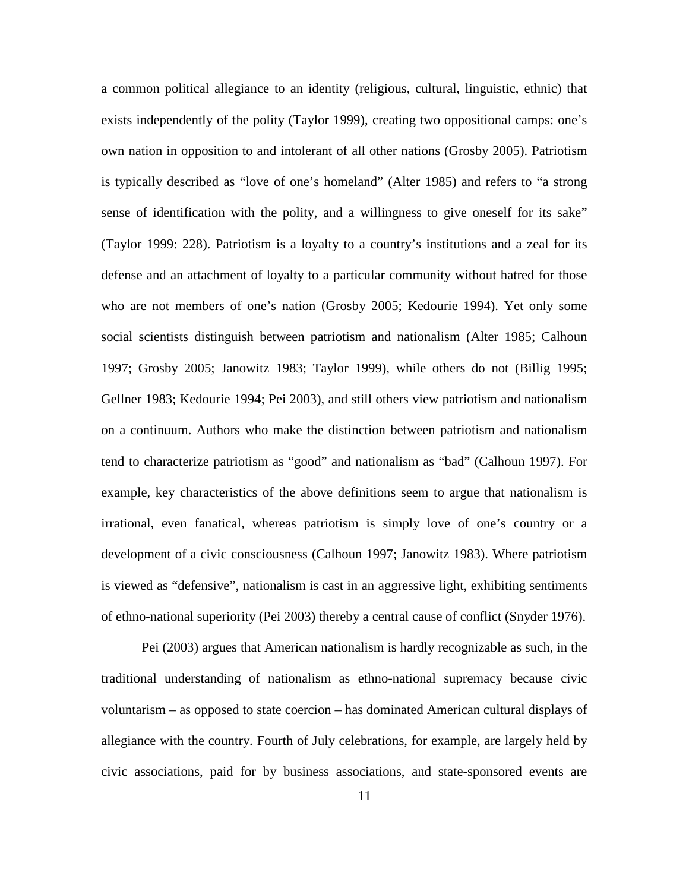a common political allegiance to an identity (religious, cultural, linguistic, ethnic) that exists independently of the polity (Taylor 1999), creating two oppositional camps: one's own nation in opposition to and intolerant of all other nations (Grosby 2005). Patriotism is typically described as "love of one's homeland" (Alter 1985) and refers to "a strong sense of identification with the polity, and a willingness to give oneself for its sake" (Taylor 1999: 228). Patriotism is a loyalty to a country's institutions and a zeal for its defense and an attachment of loyalty to a particular community without hatred for those who are not members of one's nation (Grosby 2005; Kedourie 1994). Yet only some social scientists distinguish between patriotism and nationalism (Alter 1985; Calhoun 1997; Grosby 2005; Janowitz 1983; Taylor 1999), while others do not (Billig 1995; Gellner 1983; Kedourie 1994; Pei 2003), and still others view patriotism and nationalism on a continuum. Authors who make the distinction between patriotism and nationalism tend to characterize patriotism as "good" and nationalism as "bad" (Calhoun 1997). For example, key characteristics of the above definitions seem to argue that nationalism is irrational, even fanatical, whereas patriotism is simply love of one's country or a development of a civic consciousness (Calhoun 1997; Janowitz 1983). Where patriotism is viewed as "defensive", nationalism is cast in an aggressive light, exhibiting sentiments of ethno-national superiority (Pei 2003) thereby a central cause of conflict (Snyder 1976).

Pei (2003) argues that American nationalism is hardly recognizable as such, in the traditional understanding of nationalism as ethno-national supremacy because civic voluntarism – as opposed to state coercion – has dominated American cultural displays of allegiance with the country. Fourth of July celebrations, for example, are largely held by civic associations, paid for by business associations, and state-sponsored events are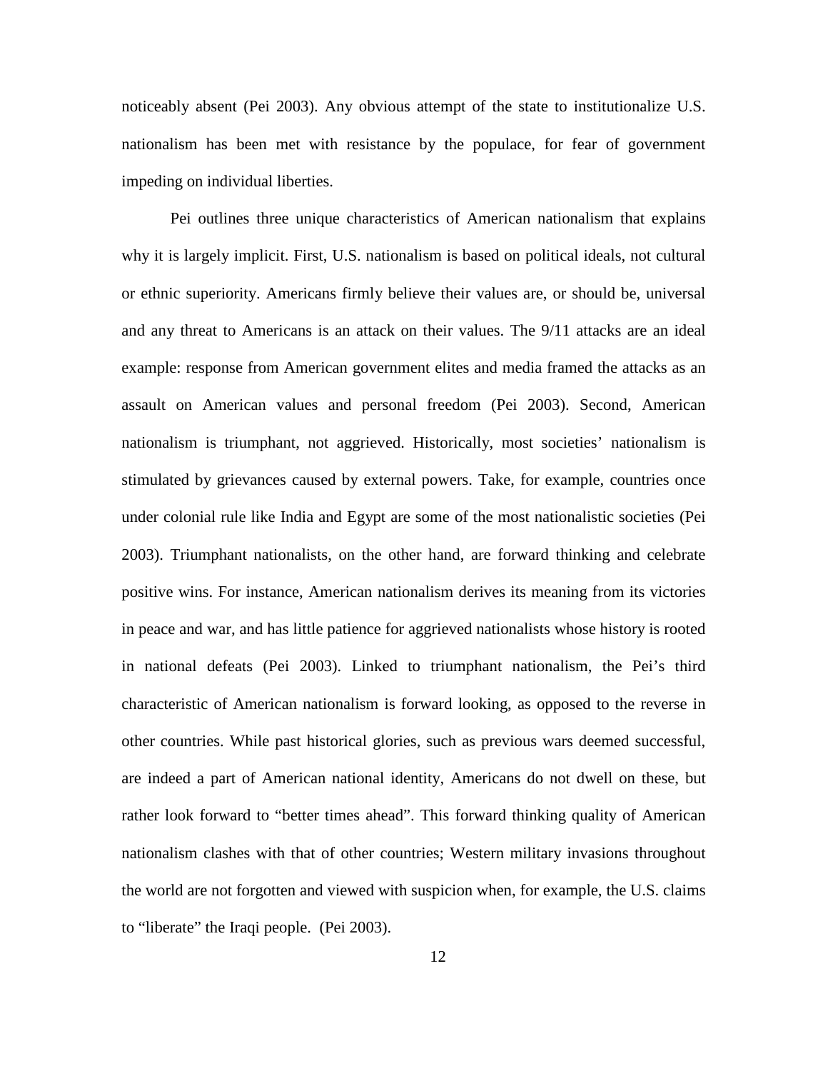noticeably absent (Pei 2003). Any obvious attempt of the state to institutionalize U.S. nationalism has been met with resistance by the populace, for fear of government impeding on individual liberties.

Pei outlines three unique characteristics of American nationalism that explains why it is largely implicit. First, U.S. nationalism is based on political ideals, not cultural or ethnic superiority. Americans firmly believe their values are, or should be, universal and any threat to Americans is an attack on their values. The 9/11 attacks are an ideal example: response from American government elites and media framed the attacks as an assault on American values and personal freedom (Pei 2003). Second, American nationalism is triumphant, not aggrieved. Historically, most societies' nationalism is stimulated by grievances caused by external powers. Take, for example, countries once under colonial rule like India and Egypt are some of the most nationalistic societies (Pei 2003). Triumphant nationalists, on the other hand, are forward thinking and celebrate positive wins. For instance, American nationalism derives its meaning from its victories in peace and war, and has little patience for aggrieved nationalists whose history is rooted in national defeats (Pei 2003). Linked to triumphant nationalism, the Pei's third characteristic of American nationalism is forward looking, as opposed to the reverse in other countries. While past historical glories, such as previous wars deemed successful, are indeed a part of American national identity, Americans do not dwell on these, but rather look forward to "better times ahead". This forward thinking quality of American nationalism clashes with that of other countries; Western military invasions throughout the world are not forgotten and viewed with suspicion when, for example, the U.S. claims to "liberate" the Iraqi people. (Pei 2003).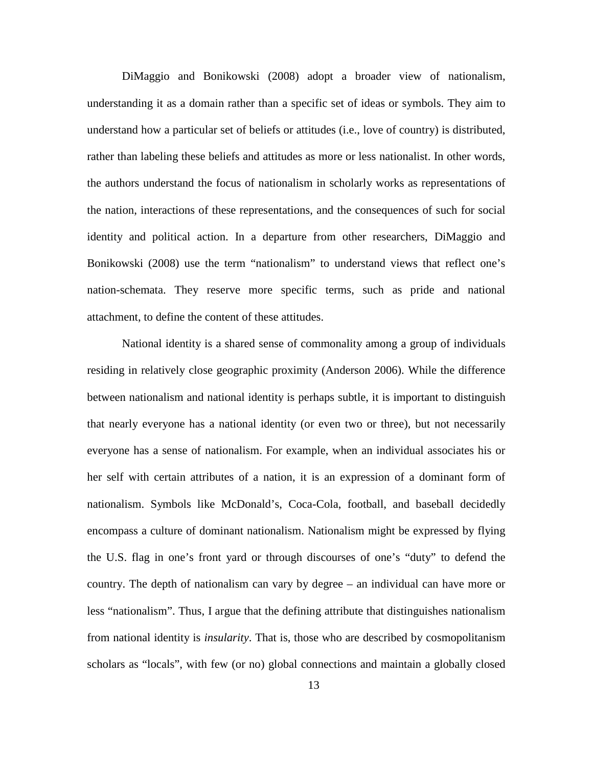DiMaggio and Bonikowski (2008) adopt a broader view of nationalism, understanding it as a domain rather than a specific set of ideas or symbols. They aim to understand how a particular set of beliefs or attitudes (i.e., love of country) is distributed, rather than labeling these beliefs and attitudes as more or less nationalist. In other words, the authors understand the focus of nationalism in scholarly works as representations of the nation, interactions of these representations, and the consequences of such for social identity and political action. In a departure from other researchers, DiMaggio and Bonikowski (2008) use the term "nationalism" to understand views that reflect one's nation-schemata. They reserve more specific terms, such as pride and national attachment, to define the content of these attitudes.

National identity is a shared sense of commonality among a group of individuals residing in relatively close geographic proximity (Anderson 2006). While the difference between nationalism and national identity is perhaps subtle, it is important to distinguish that nearly everyone has a national identity (or even two or three), but not necessarily everyone has a sense of nationalism. For example, when an individual associates his or her self with certain attributes of a nation, it is an expression of a dominant form of nationalism. Symbols like McDonald's, Coca-Cola, football, and baseball decidedly encompass a culture of dominant nationalism. Nationalism might be expressed by flying the U.S. flag in one's front yard or through discourses of one's "duty" to defend the country. The depth of nationalism can vary by degree – an individual can have more or less "nationalism". Thus, I argue that the defining attribute that distinguishes nationalism from national identity is *insularity*. That is, those who are described by cosmopolitanism scholars as "locals", with few (or no) global connections and maintain a globally closed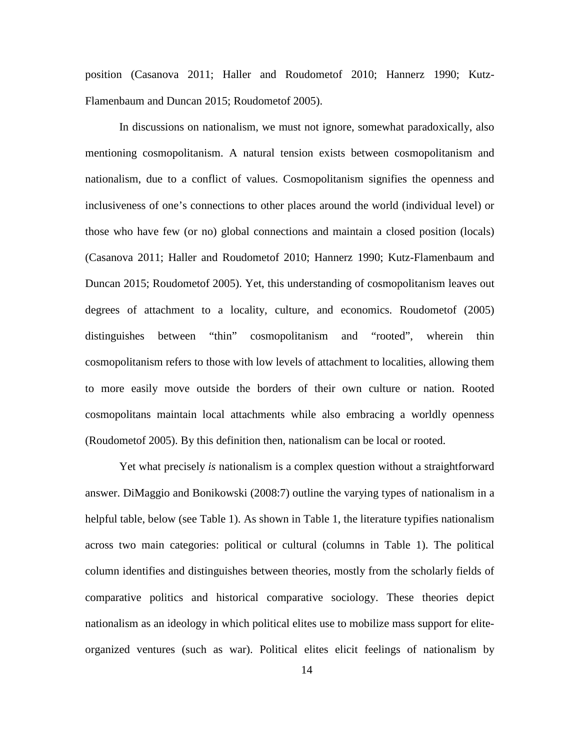position (Casanova 2011; Haller and Roudometof 2010; Hannerz 1990; Kutz-Flamenbaum and Duncan 2015; Roudometof 2005).

In discussions on nationalism, we must not ignore, somewhat paradoxically, also mentioning cosmopolitanism. A natural tension exists between cosmopolitanism and nationalism, due to a conflict of values. Cosmopolitanism signifies the openness and inclusiveness of one's connections to other places around the world (individual level) or those who have few (or no) global connections and maintain a closed position (locals) (Casanova 2011; Haller and Roudometof 2010; Hannerz 1990; Kutz-Flamenbaum and Duncan 2015; Roudometof 2005). Yet, this understanding of cosmopolitanism leaves out degrees of attachment to a locality, culture, and economics. Roudometof (2005) distinguishes between "thin" cosmopolitanism and "rooted", wherein thin cosmopolitanism refers to those with low levels of attachment to localities, allowing them to more easily move outside the borders of their own culture or nation. Rooted cosmopolitans maintain local attachments while also embracing a worldly openness (Roudometof 2005). By this definition then, nationalism can be local or rooted.

Yet what precisely *is* nationalism is a complex question without a straightforward answer. DiMaggio and Bonikowski (2008:7) outline the varying types of nationalism in a helpful table, below (see Table 1). As shown in Table 1, the literature typifies nationalism across two main categories: political or cultural (columns in Table 1). The political column identifies and distinguishes between theories, mostly from the scholarly fields of comparative politics and historical comparative sociology. These theories depict nationalism as an ideology in which political elites use to mobilize mass support for elite-organized ventures (such as war). Political elites elicit feelings of nationalism by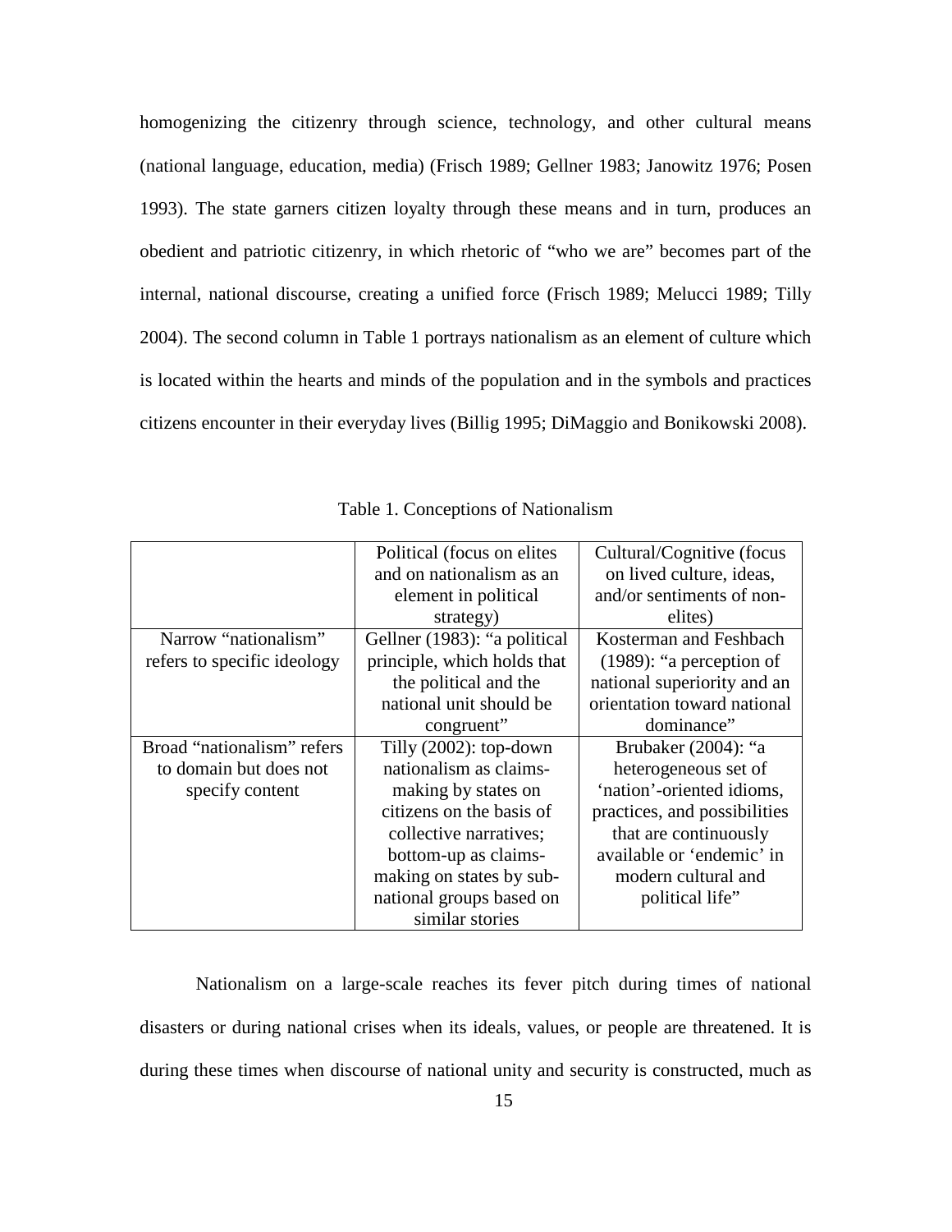homogenizing the citizenry through science, technology, and other cultural means (national language, education, media) (Frisch 1989; Gellner 1983; Janowitz 1976; Posen 1993). The state garners citizen loyalty through these means and in turn, produces an obedient and patriotic citizenry, in which rhetoric of "who we are" becomes part of the internal, national discourse, creating a unified force (Frisch 1989; Melucci 1989; Tilly 2004). The second column in Table 1 portrays nationalism as an element of culture which is located within the hearts and minds of the population and in the symbols and practices citizens encounter in their everyday lives (Billig 1995; DiMaggio and Bonikowski 2008).

Table 1. Conceptions of Nationalism

| | Political (focus on elites and on nationalism as an element in political strategy) | Cultural/Cognitive (focus on lived culture, ideas, and/or sentiments of non-elites) |
|---|---|---|
| Narrow "nationalism" refers to specific ideology | Gellner (1983): "a political principle, which holds that the political and the national unit should be congruent" | Kosterman and Feshbach (1989): "a perception of national superiority and an orientation toward national dominance" |
| Broad "nationalism" refers to domain but does not specify content | Tilly (2002): top-down nationalism as claims-making by states on citizens on the basis of collective narratives; bottom-up as claims-making on states by sub-national groups based on similar stories | Brubaker (2004): "a heterogeneous set of 'nation'-oriented idioms, practices, and possibilities that are continuously available or 'endemic' in modern cultural and political life" |

Nationalism on a large-scale reaches its fever pitch during times of national disasters or during national crises when its ideals, values, or people are threatened. It is during these times when discourse of national unity and security is constructed, much as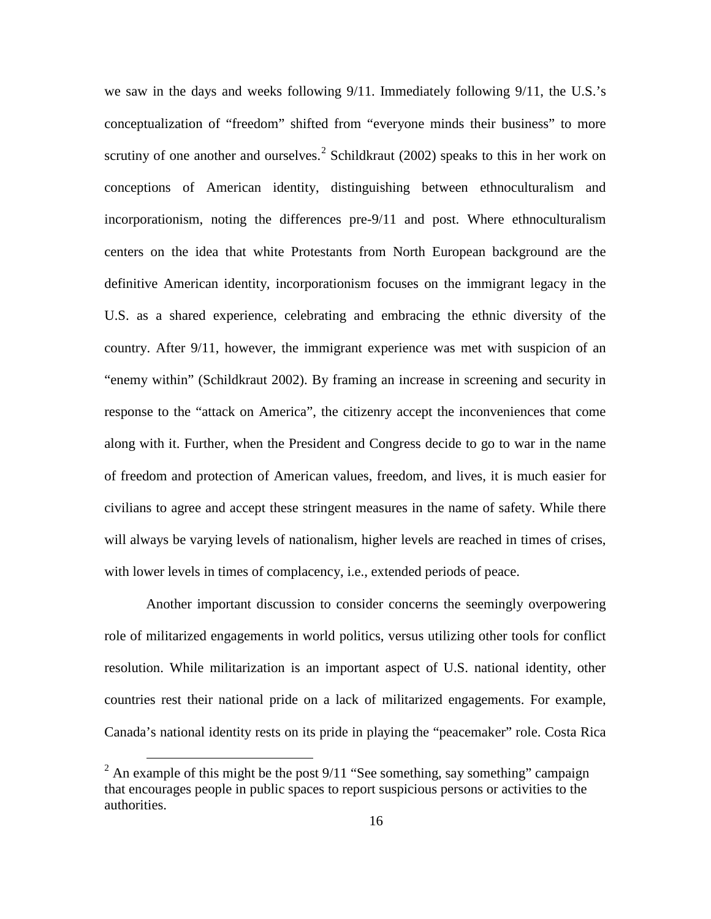we saw in the days and weeks following 9/11. Immediately following 9/11, the U.S.'s conceptualization of "freedom" shifted from "everyone minds their business" to more scrutiny of one another and ourselves.[2] Schildkraut (2002) speaks to this in her work on conceptions of American identity, distinguishing between ethnoculturalism and incorporationism, noting the differences pre-9/11 and post. Where ethnoculturalism centers on the idea that white Protestants from North European background are the definitive American identity, incorporationism focuses on the immigrant legacy in the U.S. as a shared experience, celebrating and embracing the ethnic diversity of the country. After 9/11, however, the immigrant experience was met with suspicion of an "enemy within" (Schildkraut 2002). By framing an increase in screening and security in response to the "attack on America", the citizenry accept the inconveniences that come along with it. Further, when the President and Congress decide to go to war in the name of freedom and protection of American values, freedom, and lives, it is much easier for civilians to agree and accept these stringent measures in the name of safety. While there will always be varying levels of nationalism, higher levels are reached in times of crises, with lower levels in times of complacency, i.e., extended periods of peace.

Another important discussion to consider concerns the seemingly overpowering role of militarized engagements in world politics, versus utilizing other tools for conflict resolution. While militarization is an important aspect of U.S. national identity, other countries rest their national pride on a lack of militarized engagements. For example, Canada's national identity rests on its pride in playing the "peacemaker" role. Costa Rica

[2] An example of this might be the post 9/11 "See something, say something" campaign that encourages people in public spaces to report suspicious persons or activities to the authorities.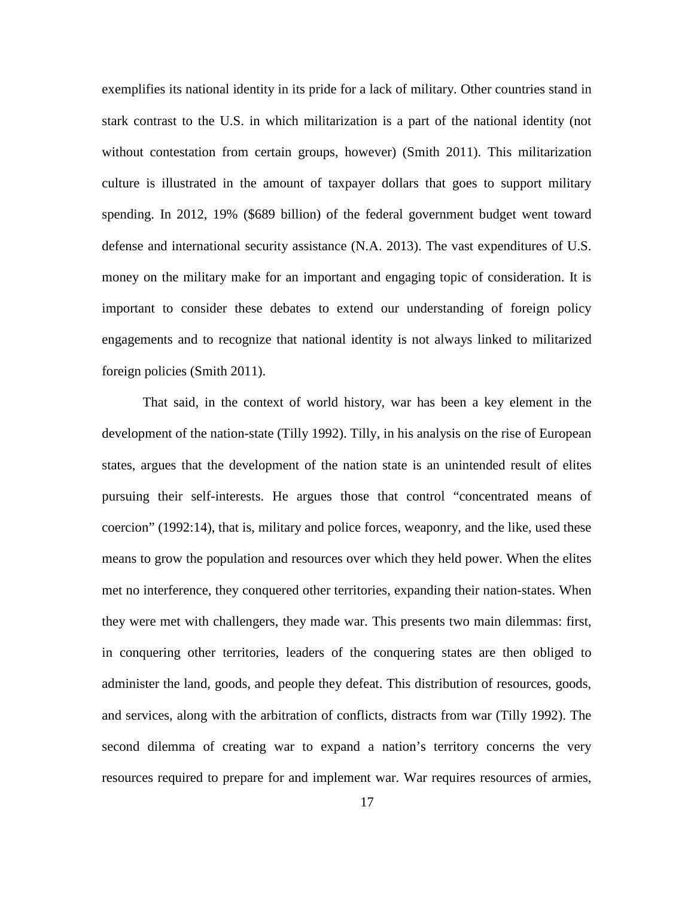exemplifies its national identity in its pride for a lack of military. Other countries stand in stark contrast to the U.S. in which militarization is a part of the national identity (not without contestation from certain groups, however) (Smith 2011). This militarization culture is illustrated in the amount of taxpayer dollars that goes to support military spending. In 2012, 19% ($689 billion) of the federal government budget went toward defense and international security assistance (N.A. 2013). The vast expenditures of U.S. money on the military make for an important and engaging topic of consideration. It is important to consider these debates to extend our understanding of foreign policy engagements and to recognize that national identity is not always linked to militarized foreign policies (Smith 2011).

That said, in the context of world history, war has been a key element in the development of the nation-state (Tilly 1992). Tilly, in his analysis on the rise of European states, argues that the development of the nation state is an unintended result of elites pursuing their self-interests. He argues those that control "concentrated means of coercion" (1992:14), that is, military and police forces, weaponry, and the like, used these means to grow the population and resources over which they held power. When the elites met no interference, they conquered other territories, expanding their nation-states. When they were met with challengers, they made war. This presents two main dilemmas: first, in conquering other territories, leaders of the conquering states are then obliged to administer the land, goods, and people they defeat. This distribution of resources, goods, and services, along with the arbitration of conflicts, distracts from war (Tilly 1992). The second dilemma of creating war to expand a nation's territory concerns the very resources required to prepare for and implement war. War requires resources of armies,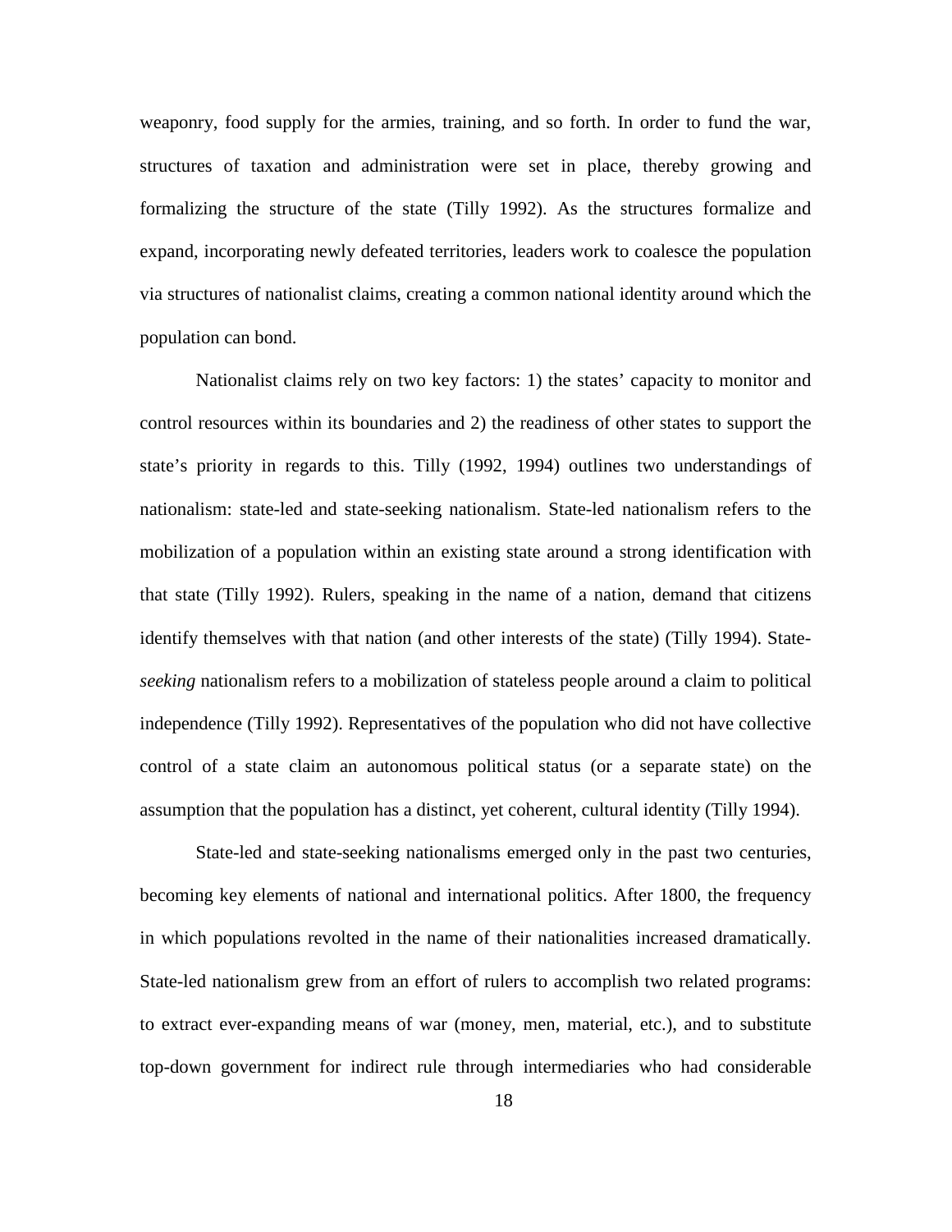weaponry, food supply for the armies, training, and so forth. In order to fund the war, structures of taxation and administration were set in place, thereby growing and formalizing the structure of the state (Tilly 1992). As the structures formalize and expand, incorporating newly defeated territories, leaders work to coalesce the population via structures of nationalist claims, creating a common national identity around which the population can bond.

Nationalist claims rely on two key factors: 1) the states' capacity to monitor and control resources within its boundaries and 2) the readiness of other states to support the state's priority in regards to this. Tilly (1992, 1994) outlines two understandings of nationalism: state-led and state-seeking nationalism. State-led nationalism refers to the mobilization of a population within an existing state around a strong identification with that state (Tilly 1992). Rulers, speaking in the name of a nation, demand that citizens identify themselves with that nation (and other interests of the state) (Tilly 1994). State-*seeking* nationalism refers to a mobilization of stateless people around a claim to political independence (Tilly 1992). Representatives of the population who did not have collective control of a state claim an autonomous political status (or a separate state) on the assumption that the population has a distinct, yet coherent, cultural identity (Tilly 1994).

State-led and state-seeking nationalisms emerged only in the past two centuries, becoming key elements of national and international politics. After 1800, the frequency in which populations revolted in the name of their nationalities increased dramatically. State-led nationalism grew from an effort of rulers to accomplish two related programs: to extract ever-expanding means of war (money, men, material, etc.), and to substitute top-down government for indirect rule through intermediaries who had considerable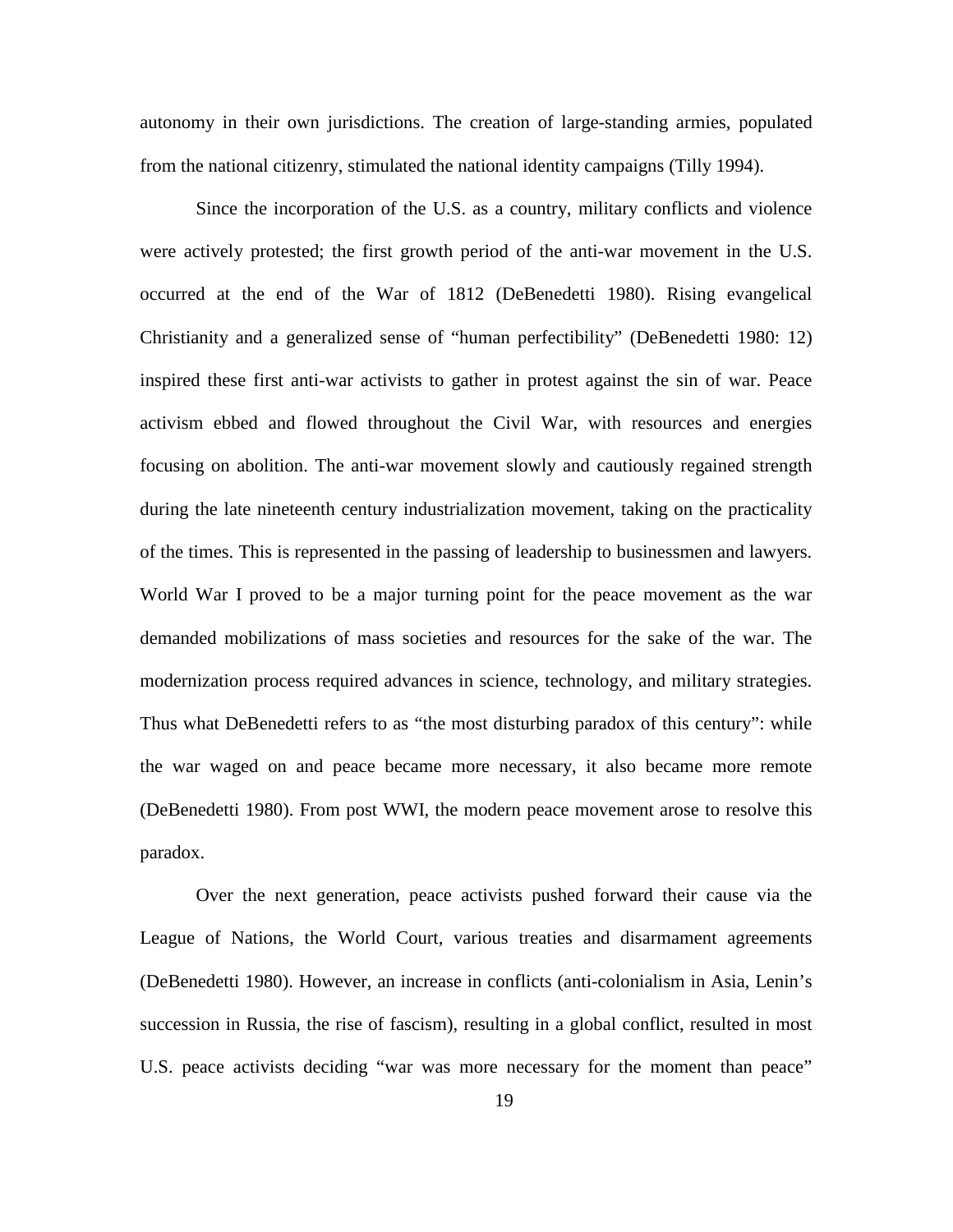autonomy in their own jurisdictions. The creation of large-standing armies, populated from the national citizenry, stimulated the national identity campaigns (Tilly 1994).

Since the incorporation of the U.S. as a country, military conflicts and violence were actively protested; the first growth period of the anti-war movement in the U.S. occurred at the end of the War of 1812 (DeBenedetti 1980). Rising evangelical Christianity and a generalized sense of "human perfectibility" (DeBenedetti 1980: 12) inspired these first anti-war activists to gather in protest against the sin of war. Peace activism ebbed and flowed throughout the Civil War, with resources and energies focusing on abolition. The anti-war movement slowly and cautiously regained strength during the late nineteenth century industrialization movement, taking on the practicality of the times. This is represented in the passing of leadership to businessmen and lawyers. World War I proved to be a major turning point for the peace movement as the war demanded mobilizations of mass societies and resources for the sake of the war. The modernization process required advances in science, technology, and military strategies. Thus what DeBenedetti refers to as "the most disturbing paradox of this century": while the war waged on and peace became more necessary, it also became more remote (DeBenedetti 1980). From post WWI, the modern peace movement arose to resolve this paradox.

Over the next generation, peace activists pushed forward their cause via the League of Nations, the World Court, various treaties and disarmament agreements (DeBenedetti 1980). However, an increase in conflicts (anti-colonialism in Asia, Lenin's succession in Russia, the rise of fascism), resulting in a global conflict, resulted in most U.S. peace activists deciding "war was more necessary for the moment than peace"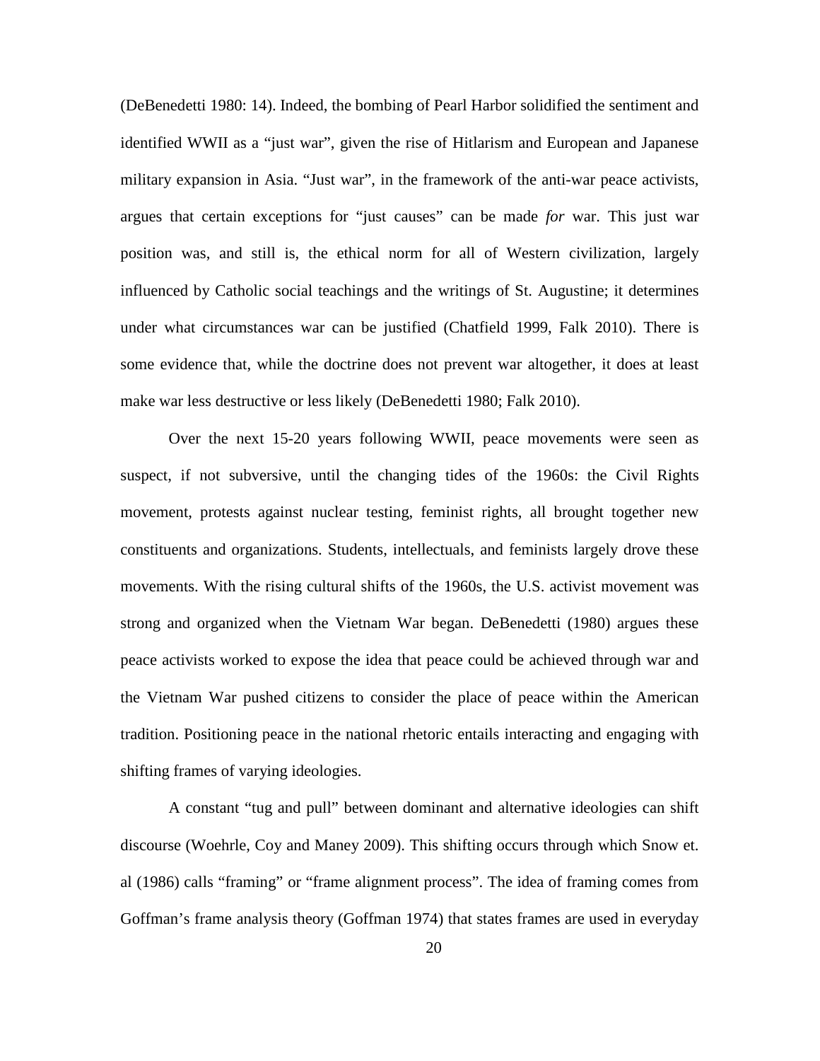(DeBenedetti 1980: 14). Indeed, the bombing of Pearl Harbor solidified the sentiment and identified WWII as a "just war", given the rise of Hitlarism and European and Japanese military expansion in Asia. "Just war", in the framework of the anti-war peace activists, argues that certain exceptions for "just causes" can be made *for* war. This just war position was, and still is, the ethical norm for all of Western civilization, largely influenced by Catholic social teachings and the writings of St. Augustine; it determines under what circumstances war can be justified (Chatfield 1999, Falk 2010). There is some evidence that, while the doctrine does not prevent war altogether, it does at least make war less destructive or less likely (DeBenedetti 1980; Falk 2010).

Over the next 15-20 years following WWII, peace movements were seen as suspect, if not subversive, until the changing tides of the 1960s: the Civil Rights movement, protests against nuclear testing, feminist rights, all brought together new constituents and organizations. Students, intellectuals, and feminists largely drove these movements. With the rising cultural shifts of the 1960s, the U.S. activist movement was strong and organized when the Vietnam War began. DeBenedetti (1980) argues these peace activists worked to expose the idea that peace could be achieved through war and the Vietnam War pushed citizens to consider the place of peace within the American tradition. Positioning peace in the national rhetoric entails interacting and engaging with shifting frames of varying ideologies.

A constant "tug and pull" between dominant and alternative ideologies can shift discourse (Woehrle, Coy and Maney 2009). This shifting occurs through which Snow et. al (1986) calls "framing" or "frame alignment process". The idea of framing comes from Goffman's frame analysis theory (Goffman 1974) that states frames are used in everyday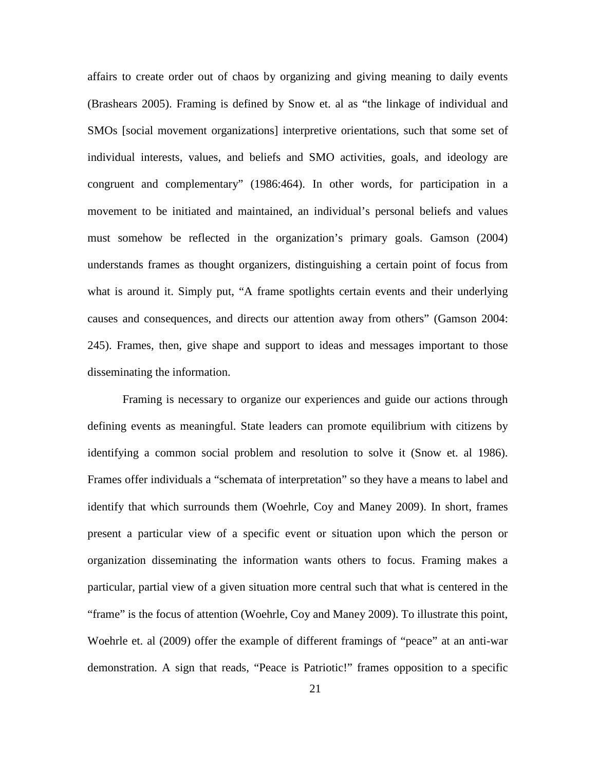affairs to create order out of chaos by organizing and giving meaning to daily events (Brashears 2005). Framing is defined by Snow et. al as "the linkage of individual and SMOs [social movement organizations] interpretive orientations, such that some set of individual interests, values, and beliefs and SMO activities, goals, and ideology are congruent and complementary" (1986:464). In other words, for participation in a movement to be initiated and maintained, an individual's personal beliefs and values must somehow be reflected in the organization's primary goals. Gamson (2004) understands frames as thought organizers, distinguishing a certain point of focus from what is around it. Simply put, "A frame spotlights certain events and their underlying causes and consequences, and directs our attention away from others" (Gamson 2004: 245). Frames, then, give shape and support to ideas and messages important to those disseminating the information.

Framing is necessary to organize our experiences and guide our actions through defining events as meaningful. State leaders can promote equilibrium with citizens by identifying a common social problem and resolution to solve it (Snow et. al 1986). Frames offer individuals a "schemata of interpretation" so they have a means to label and identify that which surrounds them (Woehrle, Coy and Maney 2009). In short, frames present a particular view of a specific event or situation upon which the person or organization disseminating the information wants others to focus. Framing makes a particular, partial view of a given situation more central such that what is centered in the "frame" is the focus of attention (Woehrle, Coy and Maney 2009). To illustrate this point, Woehrle et. al (2009) offer the example of different framings of "peace" at an anti-war demonstration. A sign that reads, "Peace is Patriotic!" frames opposition to a specific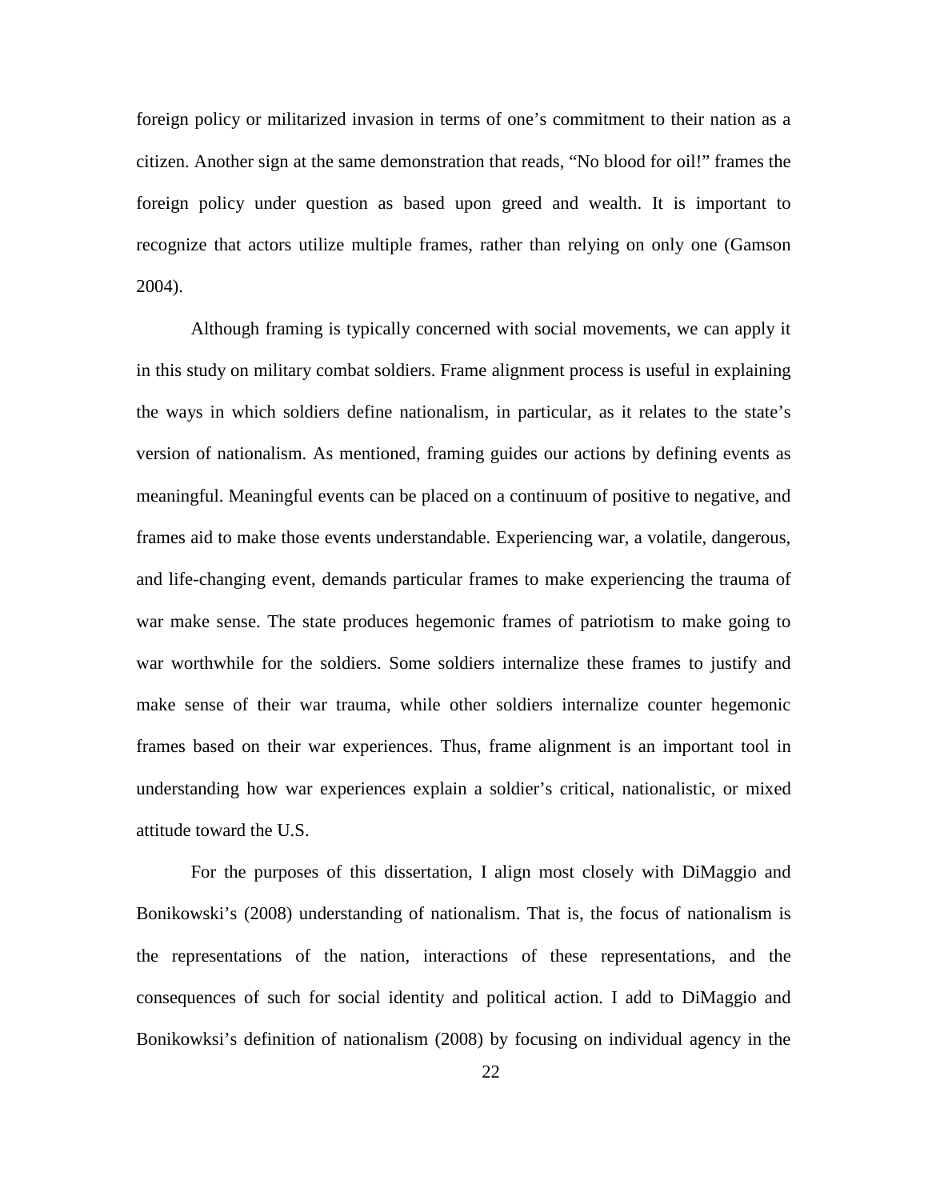foreign policy or militarized invasion in terms of one's commitment to their nation as a citizen. Another sign at the same demonstration that reads, "No blood for oil!" frames the foreign policy under question as based upon greed and wealth. It is important to recognize that actors utilize multiple frames, rather than relying on only one (Gamson 2004).

Although framing is typically concerned with social movements, we can apply it in this study on military combat soldiers. Frame alignment process is useful in explaining the ways in which soldiers define nationalism, in particular, as it relates to the state's version of nationalism. As mentioned, framing guides our actions by defining events as meaningful. Meaningful events can be placed on a continuum of positive to negative, and frames aid to make those events understandable. Experiencing war, a volatile, dangerous, and life-changing event, demands particular frames to make experiencing the trauma of war make sense. The state produces hegemonic frames of patriotism to make going to war worthwhile for the soldiers. Some soldiers internalize these frames to justify and make sense of their war trauma, while other soldiers internalize counter hegemonic frames based on their war experiences. Thus, frame alignment is an important tool in understanding how war experiences explain a soldier's critical, nationalistic, or mixed attitude toward the U.S.

For the purposes of this dissertation, I align most closely with DiMaggio and Bonikowski's (2008) understanding of nationalism. That is, the focus of nationalism is the representations of the nation, interactions of these representations, and the consequences of such for social identity and political action. I add to DiMaggio and Bonikowksi's definition of nationalism (2008) by focusing on individual agency in the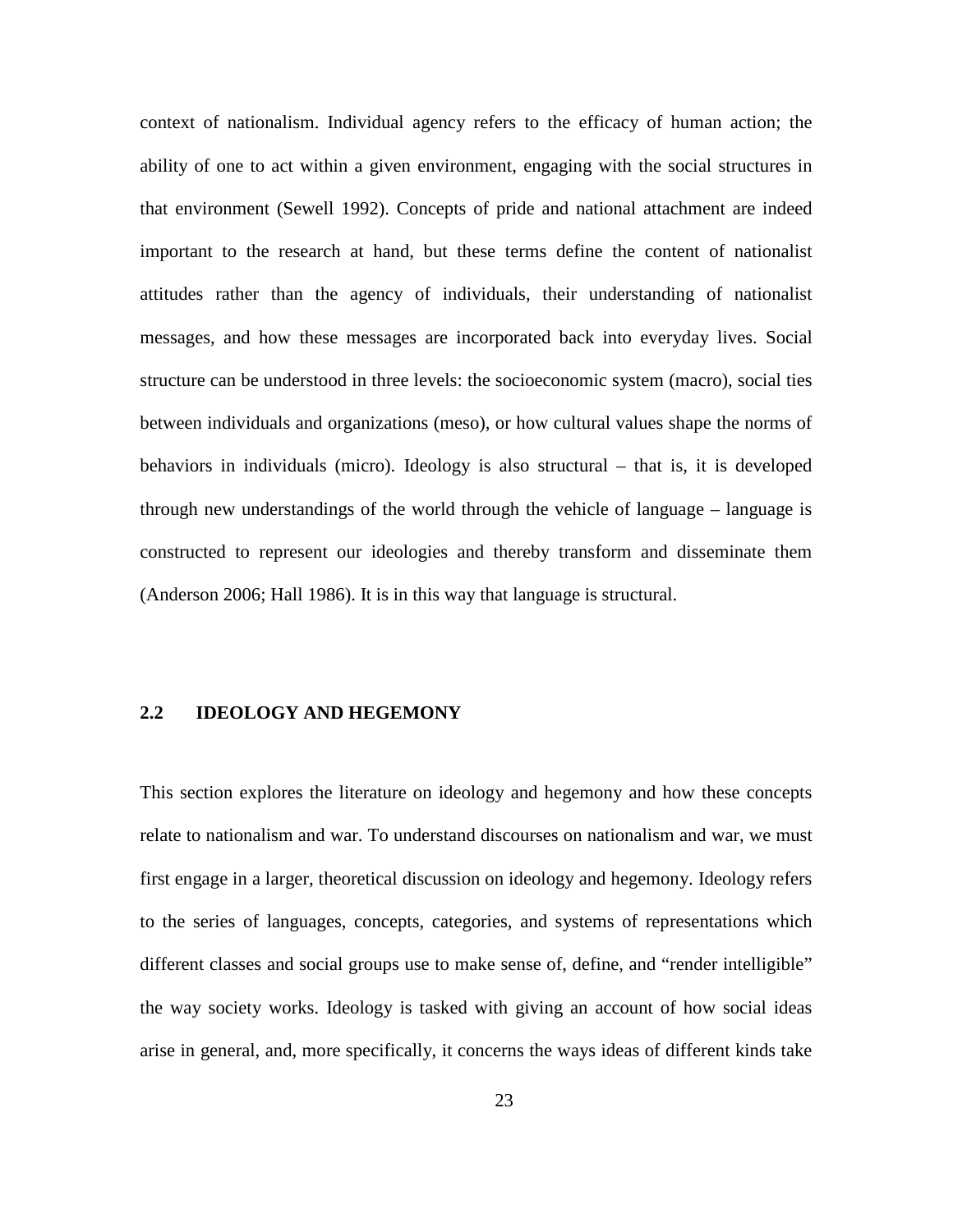context of nationalism. Individual agency refers to the efficacy of human action; the ability of one to act within a given environment, engaging with the social structures in that environment (Sewell 1992). Concepts of pride and national attachment are indeed important to the research at hand, but these terms define the content of nationalist attitudes rather than the agency of individuals, their understanding of nationalist messages, and how these messages are incorporated back into everyday lives. Social structure can be understood in three levels: the socioeconomic system (macro), social ties between individuals and organizations (meso), or how cultural values shape the norms of behaviors in individuals (micro). Ideology is also structural – that is, it is developed through new understandings of the world through the vehicle of language – language is constructed to represent our ideologies and thereby transform and disseminate them (Anderson 2006; Hall 1986). It is in this way that language is structural.

## 2.2 IDEOLOGY AND HEGEMONY

This section explores the literature on ideology and hegemony and how these concepts relate to nationalism and war. To understand discourses on nationalism and war, we must first engage in a larger, theoretical discussion on ideology and hegemony. Ideology refers to the series of languages, concepts, categories, and systems of representations which different classes and social groups use to make sense of, define, and "render intelligible" the way society works. Ideology is tasked with giving an account of how social ideas arise in general, and, more specifically, it concerns the ways ideas of different kinds take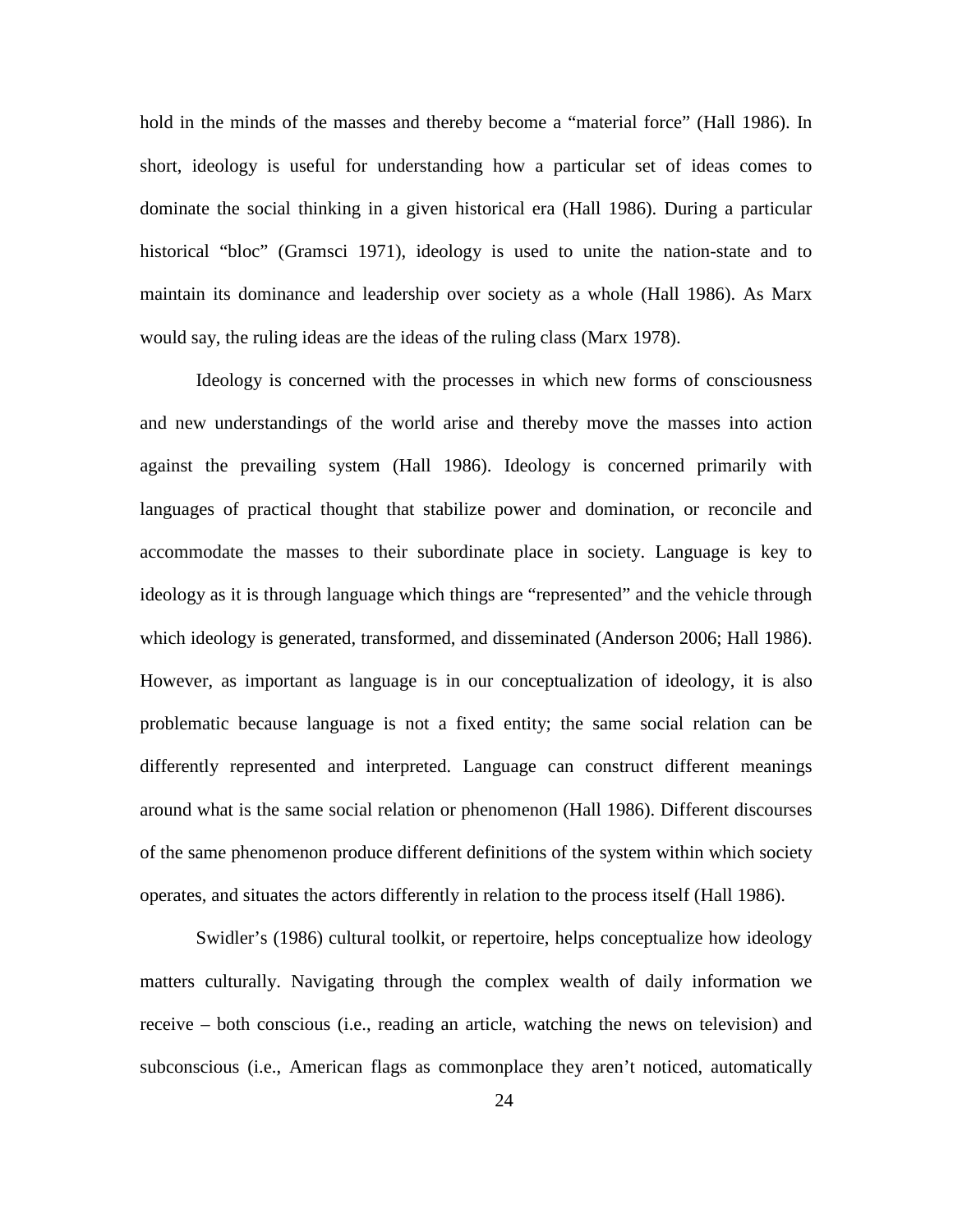hold in the minds of the masses and thereby become a "material force" (Hall 1986). In short, ideology is useful for understanding how a particular set of ideas comes to dominate the social thinking in a given historical era (Hall 1986). During a particular historical "bloc" (Gramsci 1971), ideology is used to unite the nation-state and to maintain its dominance and leadership over society as a whole (Hall 1986). As Marx would say, the ruling ideas are the ideas of the ruling class (Marx 1978).

Ideology is concerned with the processes in which new forms of consciousness and new understandings of the world arise and thereby move the masses into action against the prevailing system (Hall 1986). Ideology is concerned primarily with languages of practical thought that stabilize power and domination, or reconcile and accommodate the masses to their subordinate place in society. Language is key to ideology as it is through language which things are "represented" and the vehicle through which ideology is generated, transformed, and disseminated (Anderson 2006; Hall 1986). However, as important as language is in our conceptualization of ideology, it is also problematic because language is not a fixed entity; the same social relation can be differently represented and interpreted. Language can construct different meanings around what is the same social relation or phenomenon (Hall 1986). Different discourses of the same phenomenon produce different definitions of the system within which society operates, and situates the actors differently in relation to the process itself (Hall 1986).

Swidler's (1986) cultural toolkit, or repertoire, helps conceptualize how ideology matters culturally. Navigating through the complex wealth of daily information we receive – both conscious (i.e., reading an article, watching the news on television) and subconscious (i.e., American flags as commonplace they aren't noticed, automatically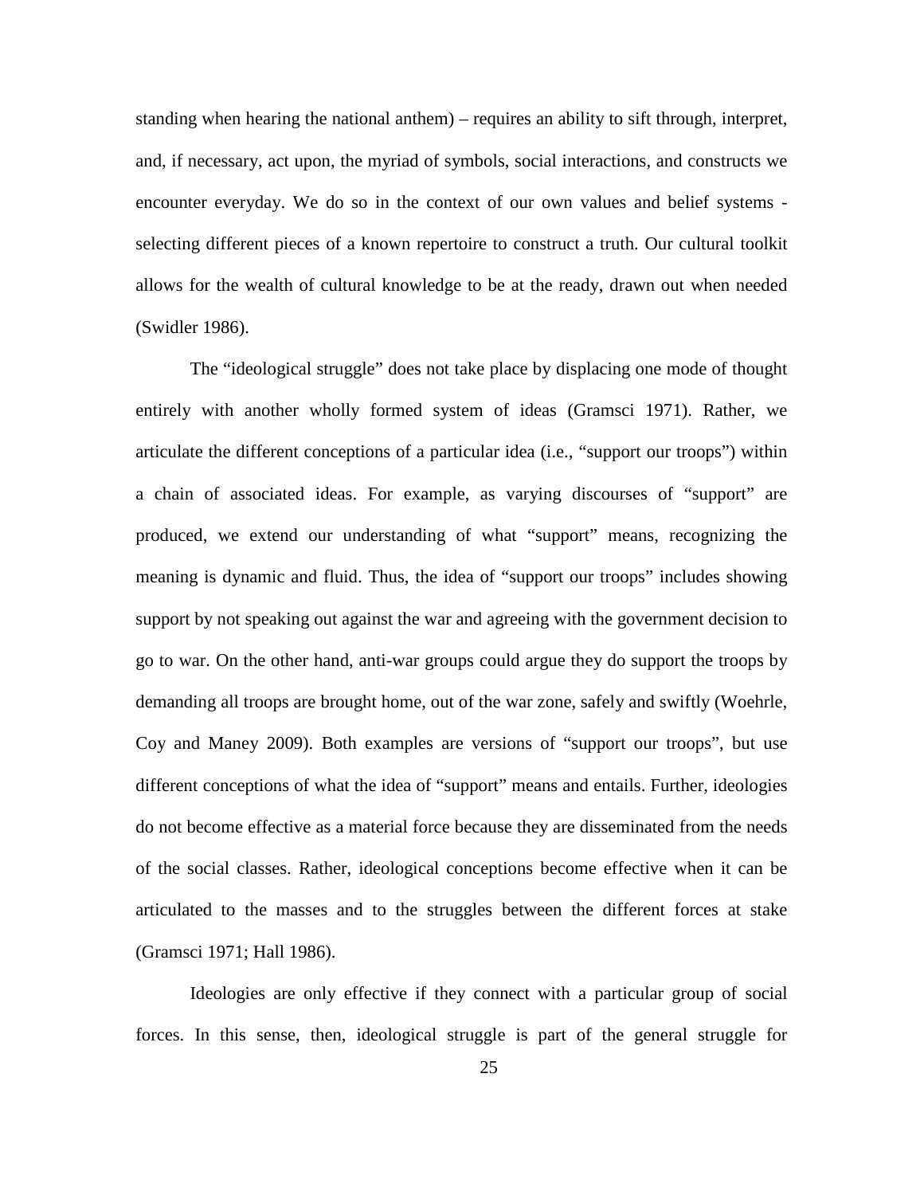standing when hearing the national anthem) – requires an ability to sift through, interpret, and, if necessary, act upon, the myriad of symbols, social interactions, and constructs we encounter everyday. We do so in the context of our own values and belief systems - selecting different pieces of a known repertoire to construct a truth. Our cultural toolkit allows for the wealth of cultural knowledge to be at the ready, drawn out when needed (Swidler 1986).

The "ideological struggle" does not take place by displacing one mode of thought entirely with another wholly formed system of ideas (Gramsci 1971). Rather, we articulate the different conceptions of a particular idea (i.e., "support our troops") within a chain of associated ideas. For example, as varying discourses of "support" are produced, we extend our understanding of what "support" means, recognizing the meaning is dynamic and fluid. Thus, the idea of "support our troops" includes showing support by not speaking out against the war and agreeing with the government decision to go to war. On the other hand, anti-war groups could argue they do support the troops by demanding all troops are brought home, out of the war zone, safely and swiftly (Woehrle, Coy and Maney 2009). Both examples are versions of "support our troops", but use different conceptions of what the idea of "support" means and entails. Further, ideologies do not become effective as a material force because they are disseminated from the needs of the social classes. Rather, ideological conceptions become effective when it can be articulated to the masses and to the struggles between the different forces at stake (Gramsci 1971; Hall 1986).

Ideologies are only effective if they connect with a particular group of social forces. In this sense, then, ideological struggle is part of the general struggle for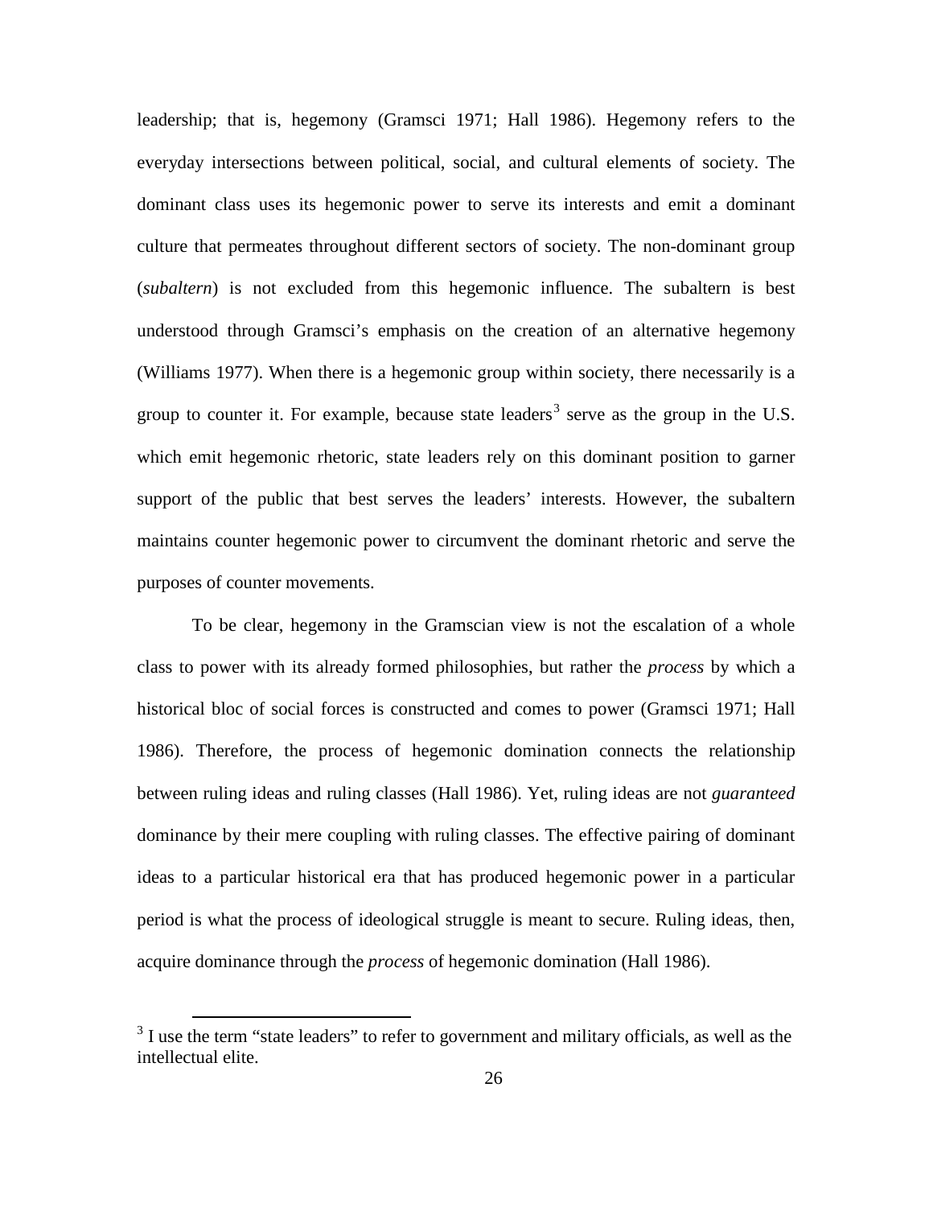leadership; that is, hegemony (Gramsci 1971; Hall 1986). Hegemony refers to the everyday intersections between political, social, and cultural elements of society. The dominant class uses its hegemonic power to serve its interests and emit a dominant culture that permeates throughout different sectors of society. The non-dominant group (*subaltern*) is not excluded from this hegemonic influence. The subaltern is best understood through Gramsci's emphasis on the creation of an alternative hegemony (Williams 1977). When there is a hegemonic group within society, there necessarily is a group to counter it. For example, because state leaders[3] serve as the group in the U.S. which emit hegemonic rhetoric, state leaders rely on this dominant position to garner support of the public that best serves the leaders' interests. However, the subaltern maintains counter hegemonic power to circumvent the dominant rhetoric and serve the purposes of counter movements.

To be clear, hegemony in the Gramscian view is not the escalation of a whole class to power with its already formed philosophies, but rather the *process* by which a historical bloc of social forces is constructed and comes to power (Gramsci 1971; Hall 1986). Therefore, the process of hegemonic domination connects the relationship between ruling ideas and ruling classes (Hall 1986). Yet, ruling ideas are not *guaranteed* dominance by their mere coupling with ruling classes. The effective pairing of dominant ideas to a particular historical era that has produced hegemonic power in a particular period is what the process of ideological struggle is meant to secure. Ruling ideas, then, acquire dominance through the *process* of hegemonic domination (Hall 1986).

[3] I use the term "state leaders" to refer to government and military officials, as well as the intellectual elite.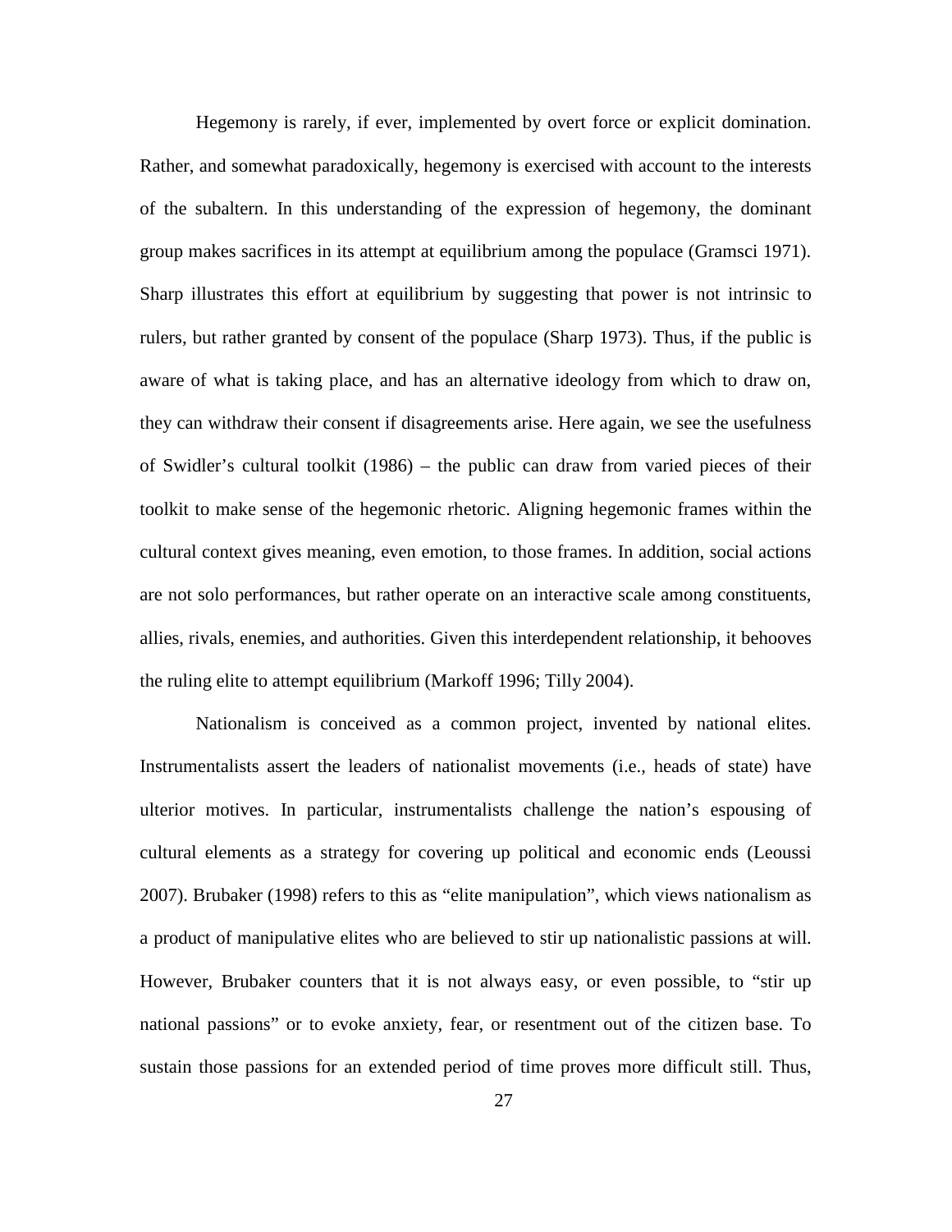Hegemony is rarely, if ever, implemented by overt force or explicit domination. Rather, and somewhat paradoxically, hegemony is exercised with account to the interests of the subaltern. In this understanding of the expression of hegemony, the dominant group makes sacrifices in its attempt at equilibrium among the populace (Gramsci 1971). Sharp illustrates this effort at equilibrium by suggesting that power is not intrinsic to rulers, but rather granted by consent of the populace (Sharp 1973). Thus, if the public is aware of what is taking place, and has an alternative ideology from which to draw on, they can withdraw their consent if disagreements arise. Here again, we see the usefulness of Swidler's cultural toolkit (1986) – the public can draw from varied pieces of their toolkit to make sense of the hegemonic rhetoric. Aligning hegemonic frames within the cultural context gives meaning, even emotion, to those frames. In addition, social actions are not solo performances, but rather operate on an interactive scale among constituents, allies, rivals, enemies, and authorities. Given this interdependent relationship, it behooves the ruling elite to attempt equilibrium (Markoff 1996; Tilly 2004).

Nationalism is conceived as a common project, invented by national elites. Instrumentalists assert the leaders of nationalist movements (i.e., heads of state) have ulterior motives. In particular, instrumentalists challenge the nation's espousing of cultural elements as a strategy for covering up political and economic ends (Leoussi 2007). Brubaker (1998) refers to this as "elite manipulation", which views nationalism as a product of manipulative elites who are believed to stir up nationalistic passions at will. However, Brubaker counters that it is not always easy, or even possible, to "stir up national passions" or to evoke anxiety, fear, or resentment out of the citizen base. To sustain those passions for an extended period of time proves more difficult still. Thus,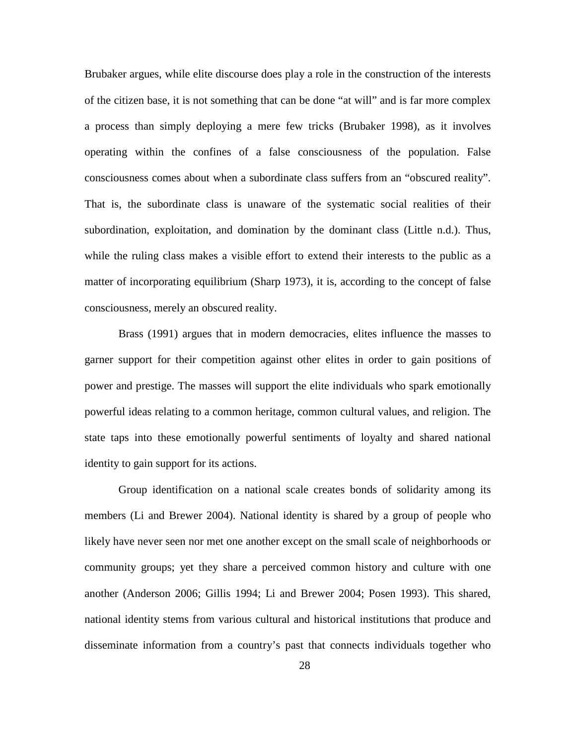Brubaker argues, while elite discourse does play a role in the construction of the interests of the citizen base, it is not something that can be done "at will" and is far more complex a process than simply deploying a mere few tricks (Brubaker 1998), as it involves operating within the confines of a false consciousness of the population. False consciousness comes about when a subordinate class suffers from an "obscured reality". That is, the subordinate class is unaware of the systematic social realities of their subordination, exploitation, and domination by the dominant class (Little n.d.). Thus, while the ruling class makes a visible effort to extend their interests to the public as a matter of incorporating equilibrium (Sharp 1973), it is, according to the concept of false consciousness, merely an obscured reality.

Brass (1991) argues that in modern democracies, elites influence the masses to garner support for their competition against other elites in order to gain positions of power and prestige. The masses will support the elite individuals who spark emotionally powerful ideas relating to a common heritage, common cultural values, and religion. The state taps into these emotionally powerful sentiments of loyalty and shared national identity to gain support for its actions.

Group identification on a national scale creates bonds of solidarity among its members (Li and Brewer 2004). National identity is shared by a group of people who likely have never seen nor met one another except on the small scale of neighborhoods or community groups; yet they share a perceived common history and culture with one another (Anderson 2006; Gillis 1994; Li and Brewer 2004; Posen 1993). This shared, national identity stems from various cultural and historical institutions that produce and disseminate information from a country's past that connects individuals together who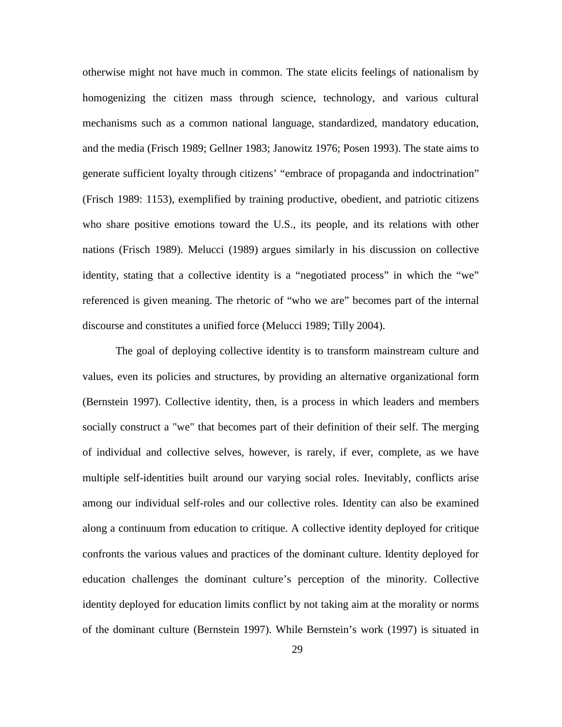otherwise might not have much in common. The state elicits feelings of nationalism by homogenizing the citizen mass through science, technology, and various cultural mechanisms such as a common national language, standardized, mandatory education, and the media (Frisch 1989; Gellner 1983; Janowitz 1976; Posen 1993). The state aims to generate sufficient loyalty through citizens' "embrace of propaganda and indoctrination" (Frisch 1989: 1153), exemplified by training productive, obedient, and patriotic citizens who share positive emotions toward the U.S., its people, and its relations with other nations (Frisch 1989). Melucci (1989) argues similarly in his discussion on collective identity, stating that a collective identity is a "negotiated process" in which the "we" referenced is given meaning. The rhetoric of "who we are" becomes part of the internal discourse and constitutes a unified force (Melucci 1989; Tilly 2004).

The goal of deploying collective identity is to transform mainstream culture and values, even its policies and structures, by providing an alternative organizational form (Bernstein 1997). Collective identity, then, is a process in which leaders and members socially construct a "we" that becomes part of their definition of their self. The merging of individual and collective selves, however, is rarely, if ever, complete, as we have multiple self-identities built around our varying social roles. Inevitably, conflicts arise among our individual self-roles and our collective roles. Identity can also be examined along a continuum from education to critique. A collective identity deployed for critique confronts the various values and practices of the dominant culture. Identity deployed for education challenges the dominant culture's perception of the minority. Collective identity deployed for education limits conflict by not taking aim at the morality or norms of the dominant culture (Bernstein 1997). While Bernstein's work (1997) is situated in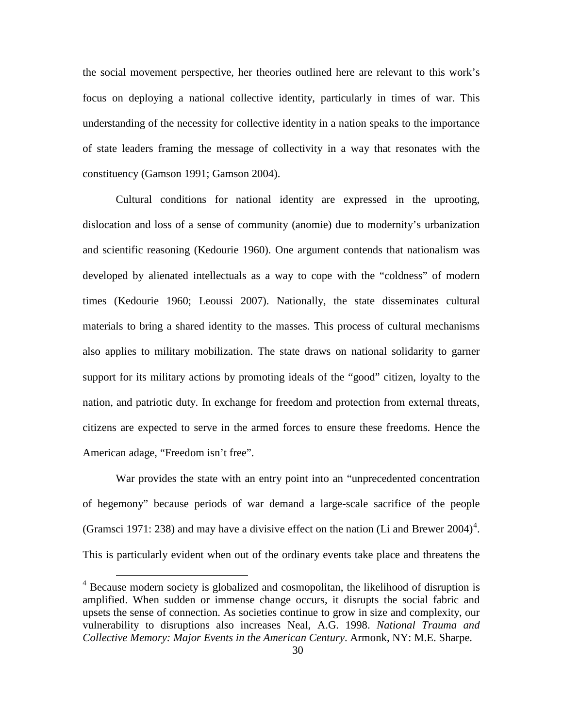the social movement perspective, her theories outlined here are relevant to this work's focus on deploying a national collective identity, particularly in times of war. This understanding of the necessity for collective identity in a nation speaks to the importance of state leaders framing the message of collectivity in a way that resonates with the constituency (Gamson 1991; Gamson 2004).

Cultural conditions for national identity are expressed in the uprooting, dislocation and loss of a sense of community (anomie) due to modernity's urbanization and scientific reasoning (Kedourie 1960). One argument contends that nationalism was developed by alienated intellectuals as a way to cope with the "coldness" of modern times (Kedourie 1960; Leoussi 2007). Nationally, the state disseminates cultural materials to bring a shared identity to the masses. This process of cultural mechanisms also applies to military mobilization. The state draws on national solidarity to garner support for its military actions by promoting ideals of the "good" citizen, loyalty to the nation, and patriotic duty. In exchange for freedom and protection from external threats, citizens are expected to serve in the armed forces to ensure these freedoms. Hence the American adage, "Freedom isn't free".

War provides the state with an entry point into an "unprecedented concentration of hegemony" because periods of war demand a large-scale sacrifice of the people (Gramsci 1971: 238) and may have a divisive effect on the nation (Li and Brewer 2004)[4]. This is particularly evident when out of the ordinary events take place and threatens the

[4] Because modern society is globalized and cosmopolitan, the likelihood of disruption is amplified. When sudden or immense change occurs, it disrupts the social fabric and upsets the sense of connection. As societies continue to grow in size and complexity, our vulnerability to disruptions also increases Neal, A.G. 1998. *National Trauma and Collective Memory: Major Events in the American Century*. Armonk, NY: M.E. Sharpe.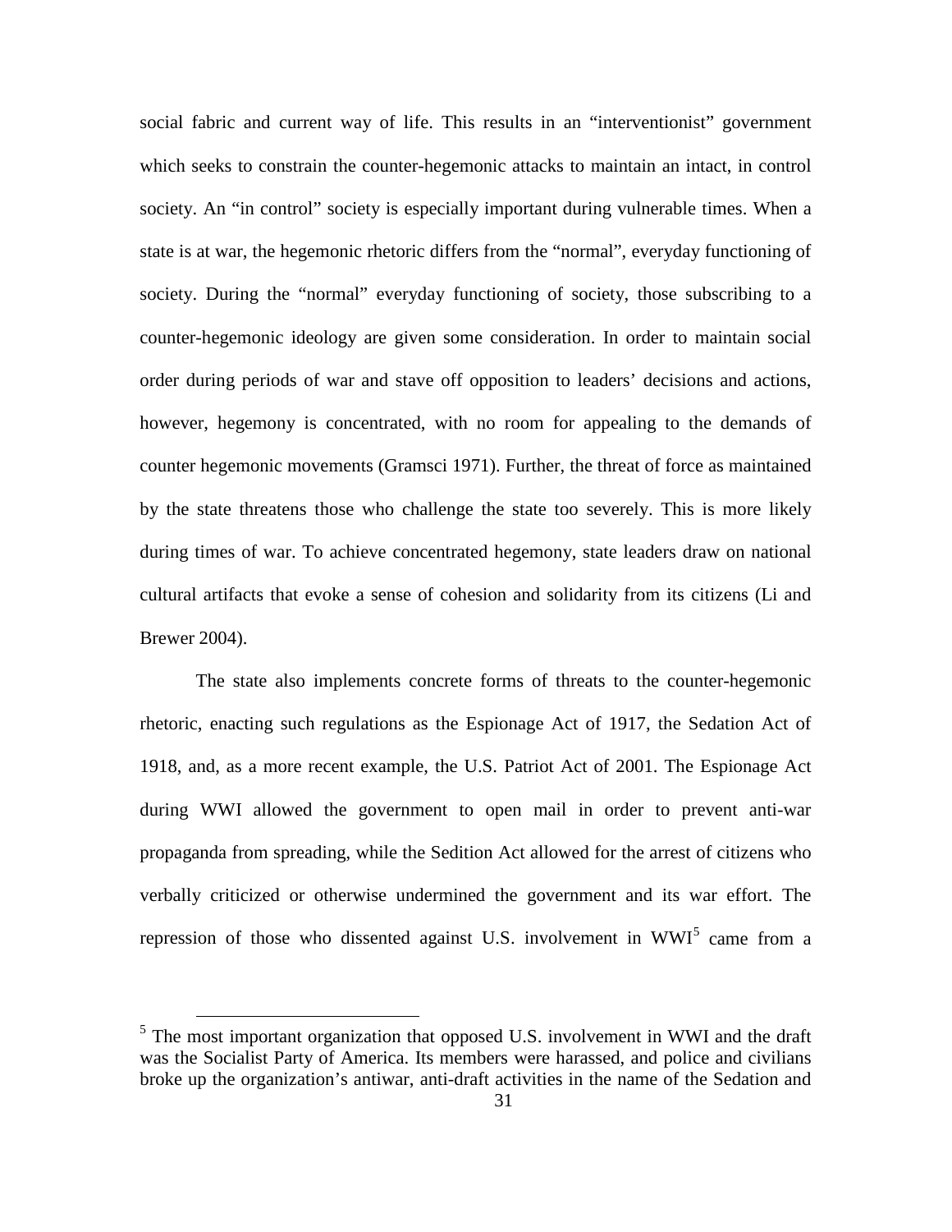social fabric and current way of life. This results in an "interventionist" government which seeks to constrain the counter-hegemonic attacks to maintain an intact, in control society. An "in control" society is especially important during vulnerable times. When a state is at war, the hegemonic rhetoric differs from the "normal", everyday functioning of society. During the "normal" everyday functioning of society, those subscribing to a counter-hegemonic ideology are given some consideration. In order to maintain social order during periods of war and stave off opposition to leaders' decisions and actions, however, hegemony is concentrated, with no room for appealing to the demands of counter hegemonic movements (Gramsci 1971). Further, the threat of force as maintained by the state threatens those who challenge the state too severely. This is more likely during times of war. To achieve concentrated hegemony, state leaders draw on national cultural artifacts that evoke a sense of cohesion and solidarity from its citizens (Li and Brewer 2004).

The state also implements concrete forms of threats to the counter-hegemonic rhetoric, enacting such regulations as the Espionage Act of 1917, the Sedation Act of 1918, and, as a more recent example, the U.S. Patriot Act of 2001. The Espionage Act during WWI allowed the government to open mail in order to prevent anti-war propaganda from spreading, while the Sedition Act allowed for the arrest of citizens who verbally criticized or otherwise undermined the government and its war effort. The repression of those who dissented against U.S. involvement in WWI[5] came from a

[5] The most important organization that opposed U.S. involvement in WWI and the draft was the Socialist Party of America. Its members were harassed, and police and civilians broke up the organization's antiwar, anti-draft activities in the name of the Sedation and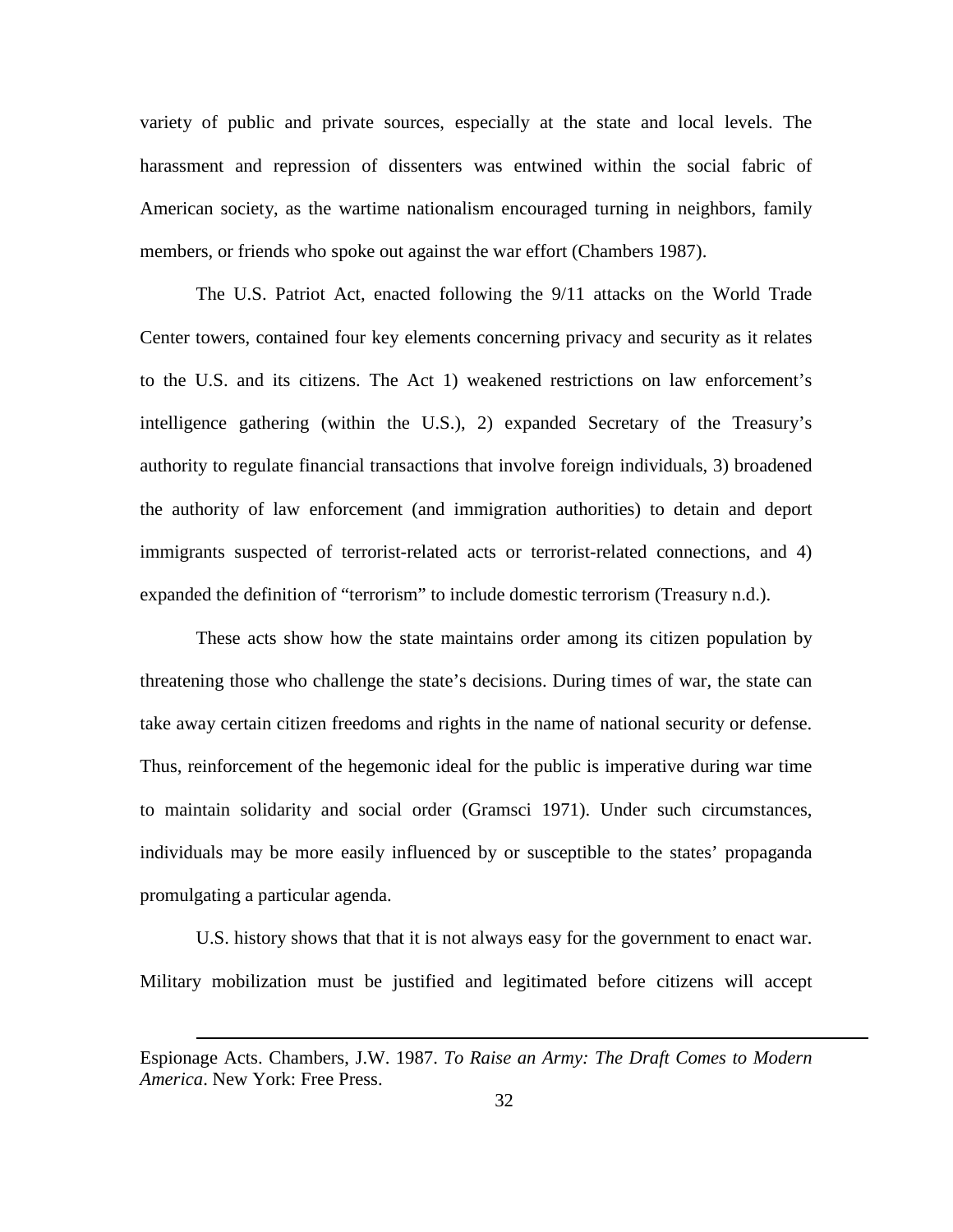variety of public and private sources, especially at the state and local levels. The harassment and repression of dissenters was entwined within the social fabric of American society, as the wartime nationalism encouraged turning in neighbors, family members, or friends who spoke out against the war effort (Chambers 1987).

The U.S. Patriot Act, enacted following the 9/11 attacks on the World Trade Center towers, contained four key elements concerning privacy and security as it relates to the U.S. and its citizens. The Act 1) weakened restrictions on law enforcement's intelligence gathering (within the U.S.), 2) expanded Secretary of the Treasury's authority to regulate financial transactions that involve foreign individuals, 3) broadened the authority of law enforcement (and immigration authorities) to detain and deport immigrants suspected of terrorist-related acts or terrorist-related connections, and 4) expanded the definition of "terrorism" to include domestic terrorism (Treasury n.d.).

These acts show how the state maintains order among its citizen population by threatening those who challenge the state's decisions. During times of war, the state can take away certain citizen freedoms and rights in the name of national security or defense. Thus, reinforcement of the hegemonic ideal for the public is imperative during war time to maintain solidarity and social order (Gramsci 1971). Under such circumstances, individuals may be more easily influenced by or susceptible to the states' propaganda promulgating a particular agenda.

U.S. history shows that that it is not always easy for the government to enact war. Military mobilization must be justified and legitimated before citizens will accept

---

Espionage Acts. Chambers, J.W. 1987. *To Raise an Army: The Draft Comes to Modern America*. New York: Free Press.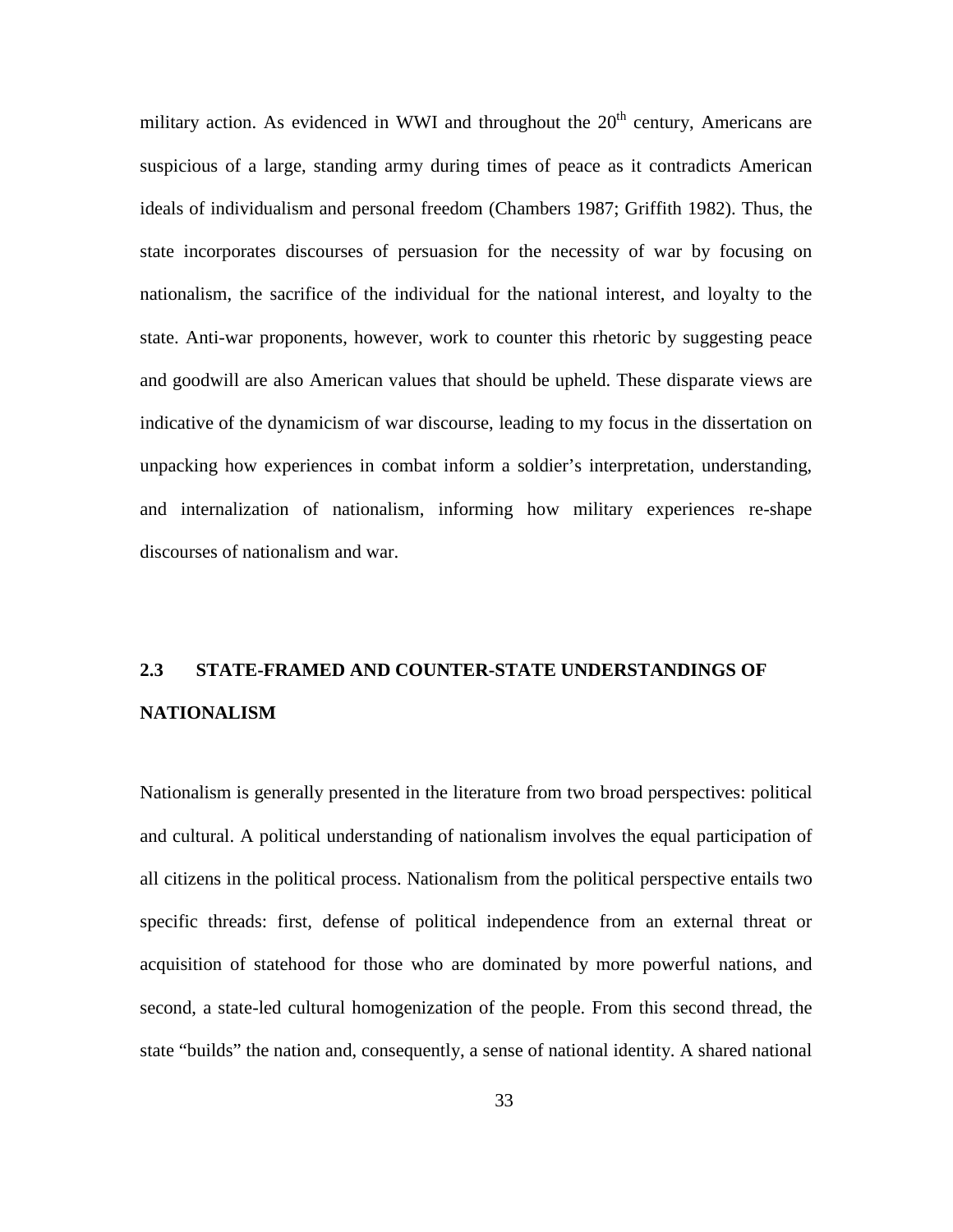military action. As evidenced in WWI and throughout the 20th century, Americans are suspicious of a large, standing army during times of peace as it contradicts American ideals of individualism and personal freedom (Chambers 1987; Griffith 1982). Thus, the state incorporates discourses of persuasion for the necessity of war by focusing on nationalism, the sacrifice of the individual for the national interest, and loyalty to the state. Anti-war proponents, however, work to counter this rhetoric by suggesting peace and goodwill are also American values that should be upheld. These disparate views are indicative of the dynamicism of war discourse, leading to my focus in the dissertation on unpacking how experiences in combat inform a soldier's interpretation, understanding, and internalization of nationalism, informing how military experiences re-shape discourses of nationalism and war.

## 2.3 STATE-FRAMED AND COUNTER-STATE UNDERSTANDINGS OF NATIONALISM

Nationalism is generally presented in the literature from two broad perspectives: political and cultural. A political understanding of nationalism involves the equal participation of all citizens in the political process. Nationalism from the political perspective entails two specific threads: first, defense of political independence from an external threat or acquisition of statehood for those who are dominated by more powerful nations, and second, a state-led cultural homogenization of the people. From this second thread, the state "builds" the nation and, consequently, a sense of national identity. A shared national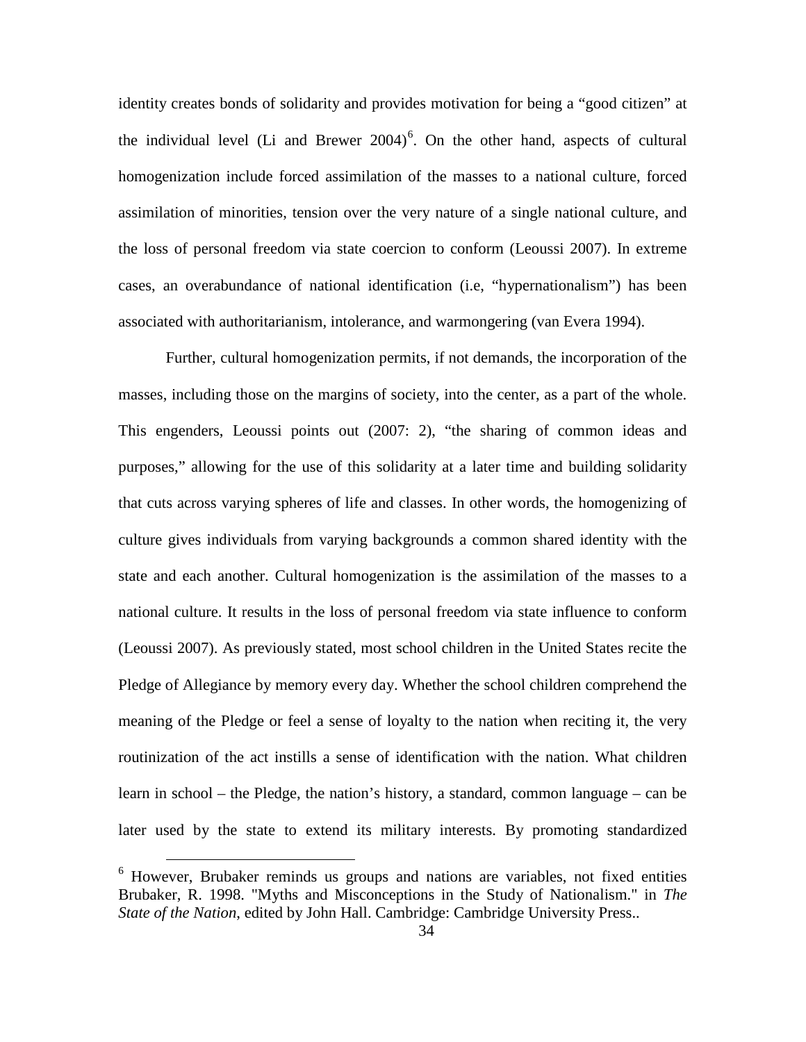identity creates bonds of solidarity and provides motivation for being a "good citizen" at the individual level (Li and Brewer 2004)[6]. On the other hand, aspects of cultural homogenization include forced assimilation of the masses to a national culture, forced assimilation of minorities, tension over the very nature of a single national culture, and the loss of personal freedom via state coercion to conform (Leoussi 2007). In extreme cases, an overabundance of national identification (i.e, "hypernationalism") has been associated with authoritarianism, intolerance, and warmongering (van Evera 1994).

Further, cultural homogenization permits, if not demands, the incorporation of the masses, including those on the margins of society, into the center, as a part of the whole. This engenders, Leoussi points out (2007: 2), "the sharing of common ideas and purposes," allowing for the use of this solidarity at a later time and building solidarity that cuts across varying spheres of life and classes. In other words, the homogenizing of culture gives individuals from varying backgrounds a common shared identity with the state and each another. Cultural homogenization is the assimilation of the masses to a national culture. It results in the loss of personal freedom via state influence to conform (Leoussi 2007). As previously stated, most school children in the United States recite the Pledge of Allegiance by memory every day. Whether the school children comprehend the meaning of the Pledge or feel a sense of loyalty to the nation when reciting it, the very routinization of the act instills a sense of identification with the nation. What children learn in school – the Pledge, the nation's history, a standard, common language – can be later used by the state to extend its military interests. By promoting standardized

[6] However, Brubaker reminds us groups and nations are variables, not fixed entities Brubaker, R. 1998. "Myths and Misconceptions in the Study of Nationalism." in *The State of the Nation*, edited by John Hall. Cambridge: Cambridge University Press..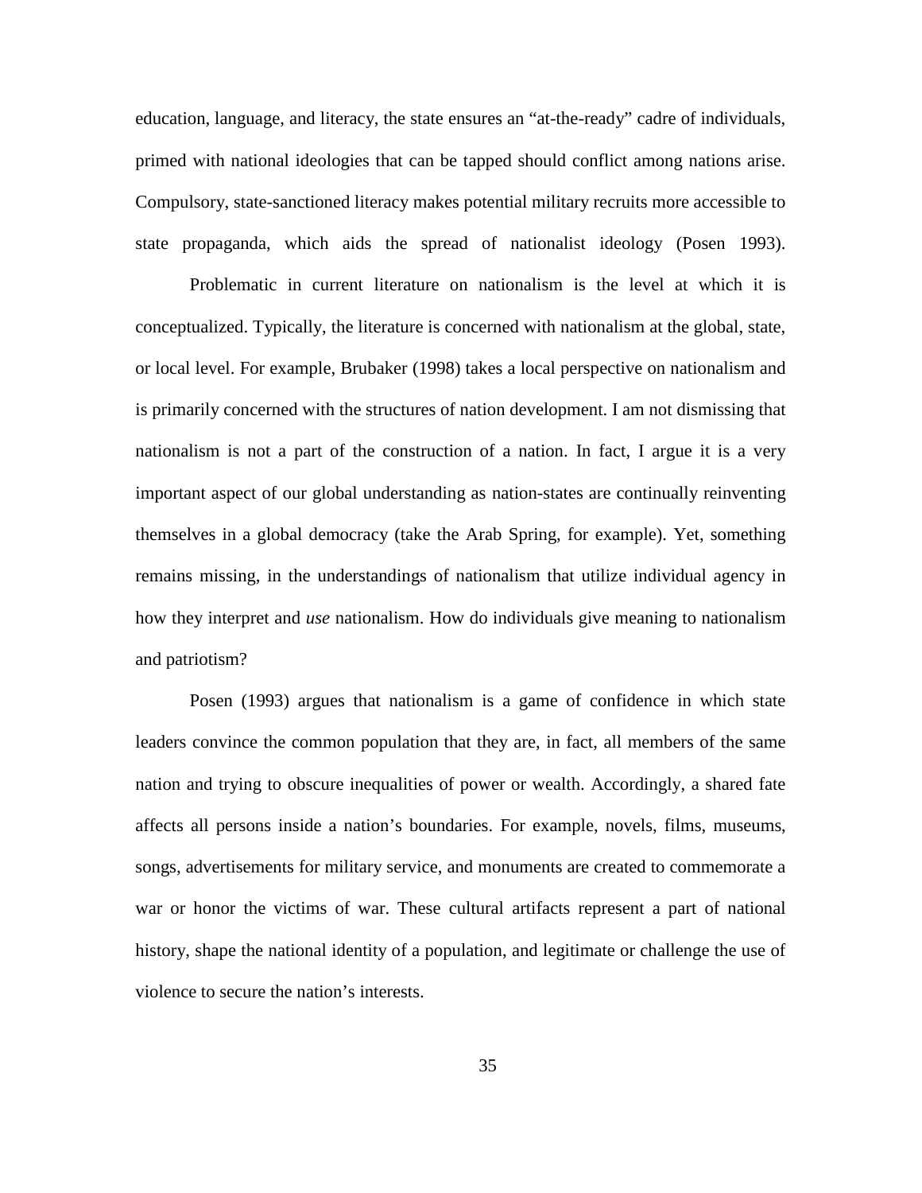education, language, and literacy, the state ensures an "at-the-ready" cadre of individuals, primed with national ideologies that can be tapped should conflict among nations arise. Compulsory, state-sanctioned literacy makes potential military recruits more accessible to state propaganda, which aids the spread of nationalist ideology (Posen 1993).

Problematic in current literature on nationalism is the level at which it is conceptualized. Typically, the literature is concerned with nationalism at the global, state, or local level. For example, Brubaker (1998) takes a local perspective on nationalism and is primarily concerned with the structures of nation development. I am not dismissing that nationalism is not a part of the construction of a nation. In fact, I argue it is a very important aspect of our global understanding as nation-states are continually reinventing themselves in a global democracy (take the Arab Spring, for example). Yet, something remains missing, in the understandings of nationalism that utilize individual agency in how they interpret and *use* nationalism. How do individuals give meaning to nationalism and patriotism?

Posen (1993) argues that nationalism is a game of confidence in which state leaders convince the common population that they are, in fact, all members of the same nation and trying to obscure inequalities of power or wealth. Accordingly, a shared fate affects all persons inside a nation's boundaries. For example, novels, films, museums, songs, advertisements for military service, and monuments are created to commemorate a war or honor the victims of war. These cultural artifacts represent a part of national history, shape the national identity of a population, and legitimate or challenge the use of violence to secure the nation's interests.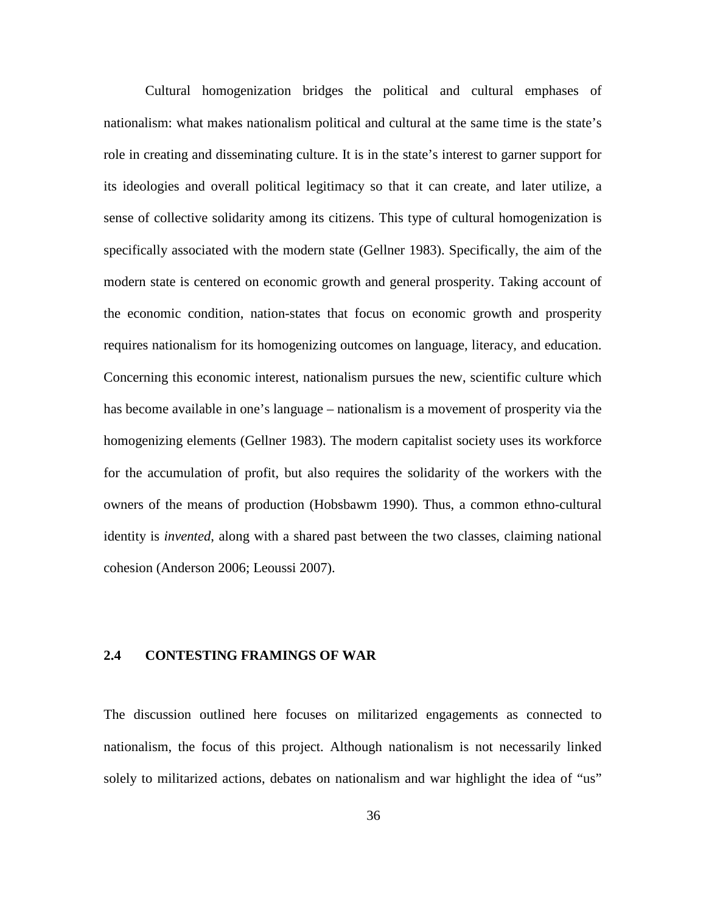Cultural homogenization bridges the political and cultural emphases of nationalism: what makes nationalism political and cultural at the same time is the state's role in creating and disseminating culture. It is in the state's interest to garner support for its ideologies and overall political legitimacy so that it can create, and later utilize, a sense of collective solidarity among its citizens. This type of cultural homogenization is specifically associated with the modern state (Gellner 1983). Specifically, the aim of the modern state is centered on economic growth and general prosperity. Taking account of the economic condition, nation-states that focus on economic growth and prosperity requires nationalism for its homogenizing outcomes on language, literacy, and education. Concerning this economic interest, nationalism pursues the new, scientific culture which has become available in one's language – nationalism is a movement of prosperity via the homogenizing elements (Gellner 1983). The modern capitalist society uses its workforce for the accumulation of profit, but also requires the solidarity of the workers with the owners of the means of production (Hobsbawm 1990). Thus, a common ethno-cultural identity is *invented*, along with a shared past between the two classes, claiming national cohesion (Anderson 2006; Leoussi 2007).

## 2.4 CONTESTING FRAMINGS OF WAR

The discussion outlined here focuses on militarized engagements as connected to nationalism, the focus of this project. Although nationalism is not necessarily linked solely to militarized actions, debates on nationalism and war highlight the idea of "us"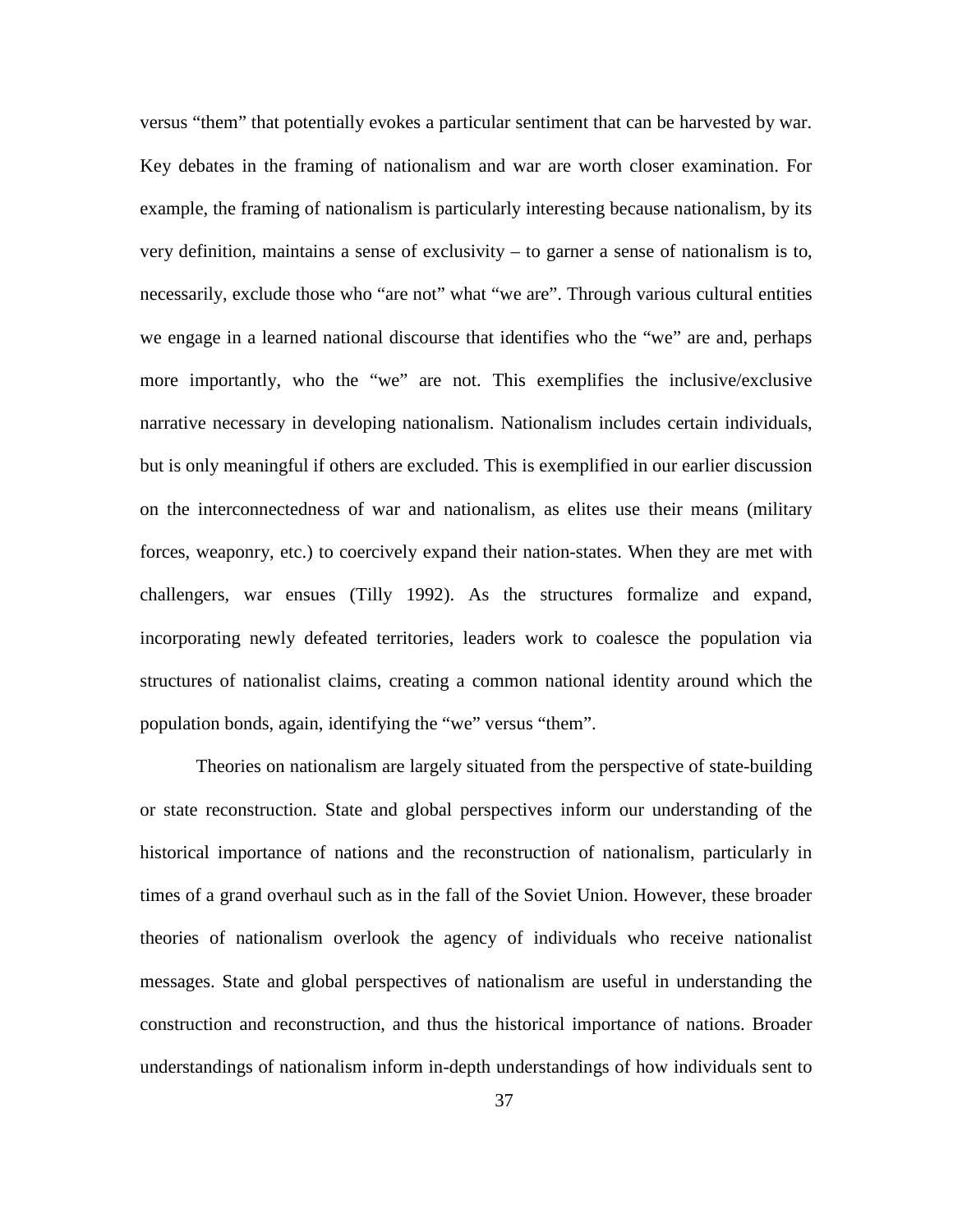versus “them” that potentially evokes a particular sentiment that can be harvested by war. Key debates in the framing of nationalism and war are worth closer examination. For example, the framing of nationalism is particularly interesting because nationalism, by its very definition, maintains a sense of exclusivity – to garner a sense of nationalism is to, necessarily, exclude those who “are not” what “we are”. Through various cultural entities we engage in a learned national discourse that identifies who the “we” are and, perhaps more importantly, who the “we” are not. This exemplifies the inclusive/exclusive narrative necessary in developing nationalism. Nationalism includes certain individuals, but is only meaningful if others are excluded. This is exemplified in our earlier discussion on the interconnectedness of war and nationalism, as elites use their means (military forces, weaponry, etc.) to coercively expand their nation-states. When they are met with challengers, war ensues (Tilly 1992). As the structures formalize and expand, incorporating newly defeated territories, leaders work to coalesce the population via structures of nationalist claims, creating a common national identity around which the population bonds, again, identifying the “we” versus “them”.

Theories on nationalism are largely situated from the perspective of state-building or state reconstruction. State and global perspectives inform our understanding of the historical importance of nations and the reconstruction of nationalism, particularly in times of a grand overhaul such as in the fall of the Soviet Union. However, these broader theories of nationalism overlook the agency of individuals who receive nationalist messages. State and global perspectives of nationalism are useful in understanding the construction and reconstruction, and thus the historical importance of nations. Broader understandings of nationalism inform in-depth understandings of how individuals sent to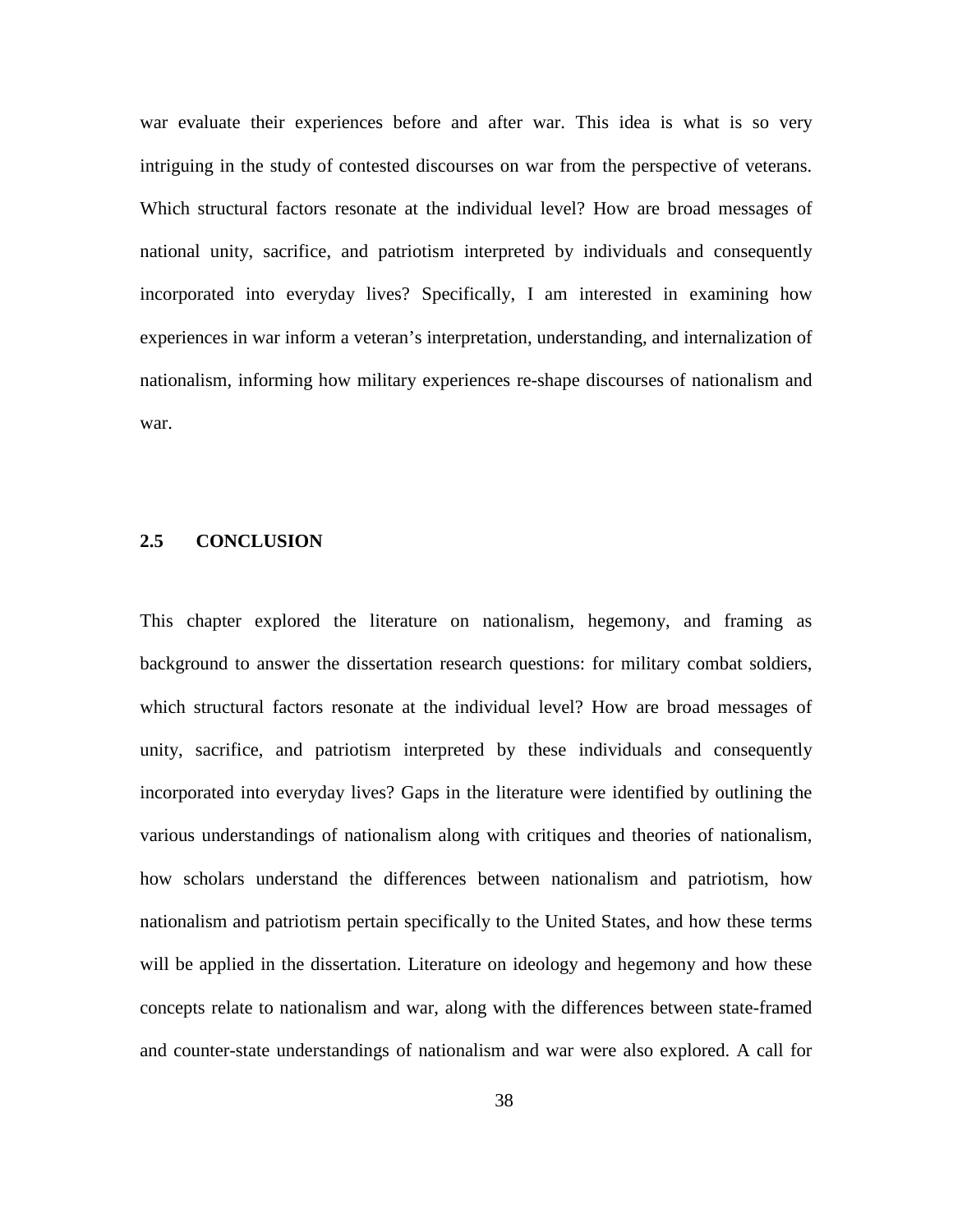war evaluate their experiences before and after war. This idea is what is so very intriguing in the study of contested discourses on war from the perspective of veterans. Which structural factors resonate at the individual level? How are broad messages of national unity, sacrifice, and patriotism interpreted by individuals and consequently incorporated into everyday lives? Specifically, I am interested in examining how experiences in war inform a veteran's interpretation, understanding, and internalization of nationalism, informing how military experiences re-shape discourses of nationalism and war.

## 2.5 CONCLUSION

This chapter explored the literature on nationalism, hegemony, and framing as background to answer the dissertation research questions: for military combat soldiers, which structural factors resonate at the individual level? How are broad messages of unity, sacrifice, and patriotism interpreted by these individuals and consequently incorporated into everyday lives? Gaps in the literature were identified by outlining the various understandings of nationalism along with critiques and theories of nationalism, how scholars understand the differences between nationalism and patriotism, how nationalism and patriotism pertain specifically to the United States, and how these terms will be applied in the dissertation. Literature on ideology and hegemony and how these concepts relate to nationalism and war, along with the differences between state-framed and counter-state understandings of nationalism and war were also explored. A call for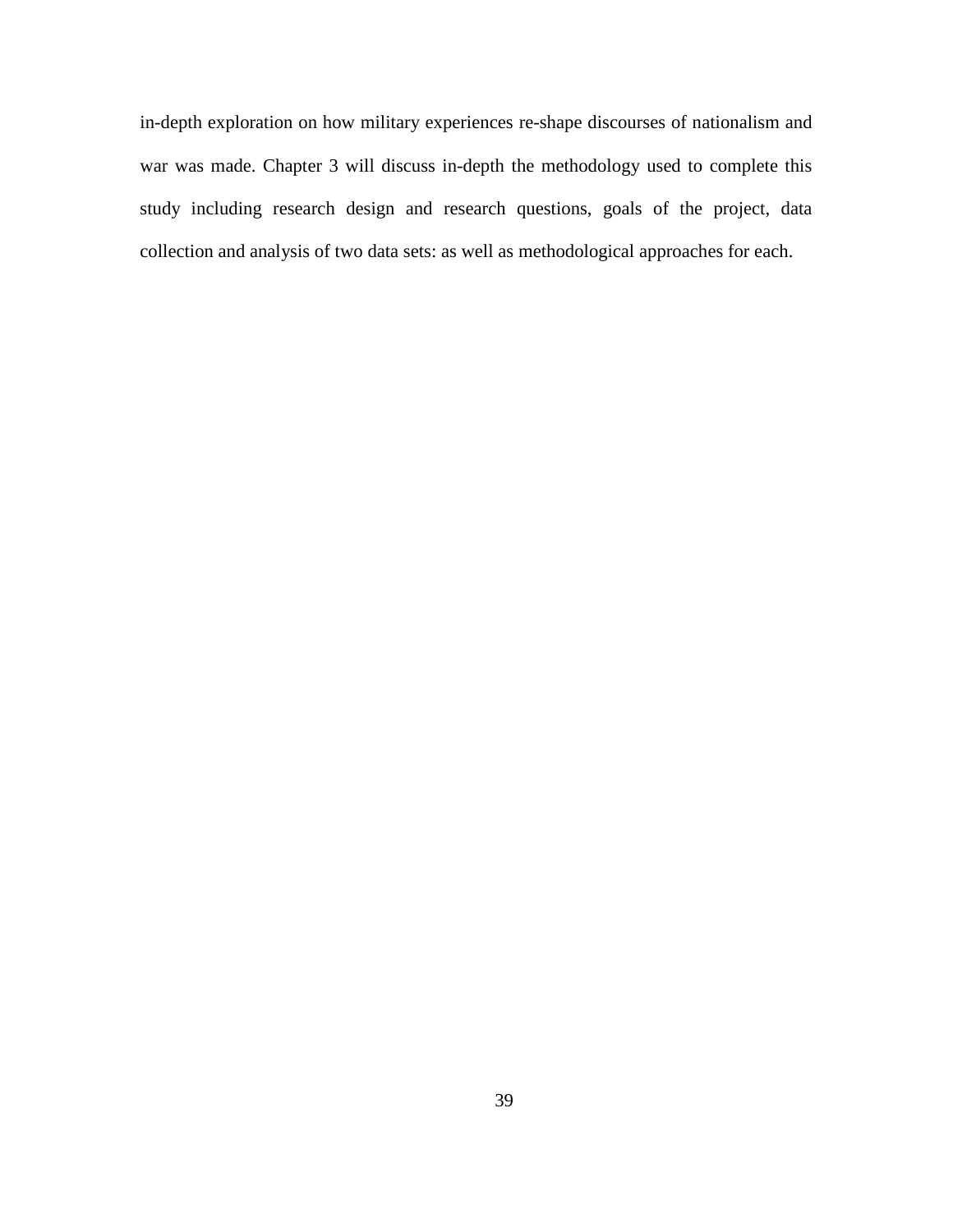in-depth exploration on how military experiences re-shape discourses of nationalism and war was made. Chapter 3 will discuss in-depth the methodology used to complete this study including research design and research questions, goals of the project, data collection and analysis of two data sets: as well as methodological approaches for each.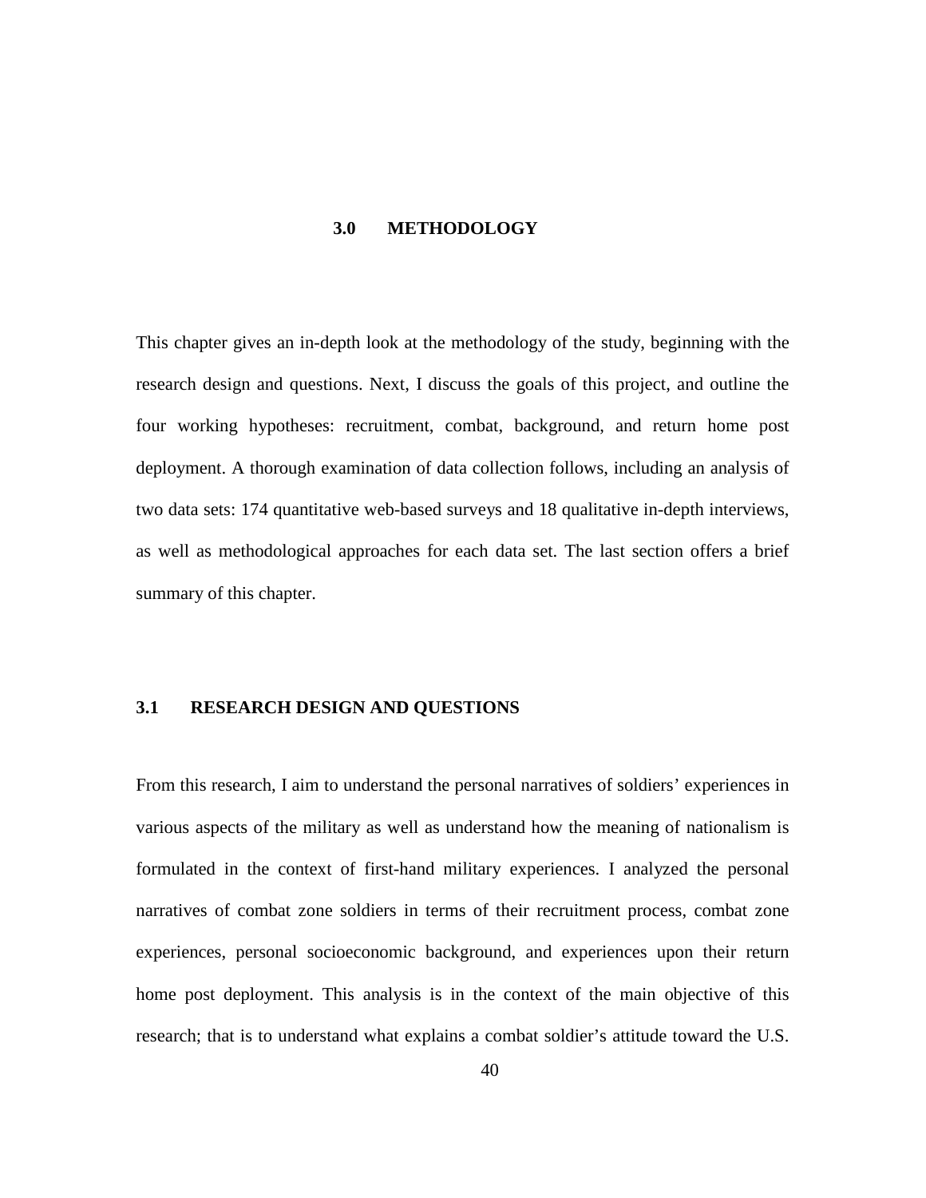# 3.0 METHODOLOGY

This chapter gives an in-depth look at the methodology of the study, beginning with the research design and questions. Next, I discuss the goals of this project, and outline the four working hypotheses: recruitment, combat, background, and return home post deployment. A thorough examination of data collection follows, including an analysis of two data sets: 174 quantitative web-based surveys and 18 qualitative in-depth interviews, as well as methodological approaches for each data set. The last section offers a brief summary of this chapter.

## 3.1 RESEARCH DESIGN AND QUESTIONS

From this research, I aim to understand the personal narratives of soldiers' experiences in various aspects of the military as well as understand how the meaning of nationalism is formulated in the context of first-hand military experiences. I analyzed the personal narratives of combat zone soldiers in terms of their recruitment process, combat zone experiences, personal socioeconomic background, and experiences upon their return home post deployment. This analysis is in the context of the main objective of this research; that is to understand what explains a combat soldier's attitude toward the U.S.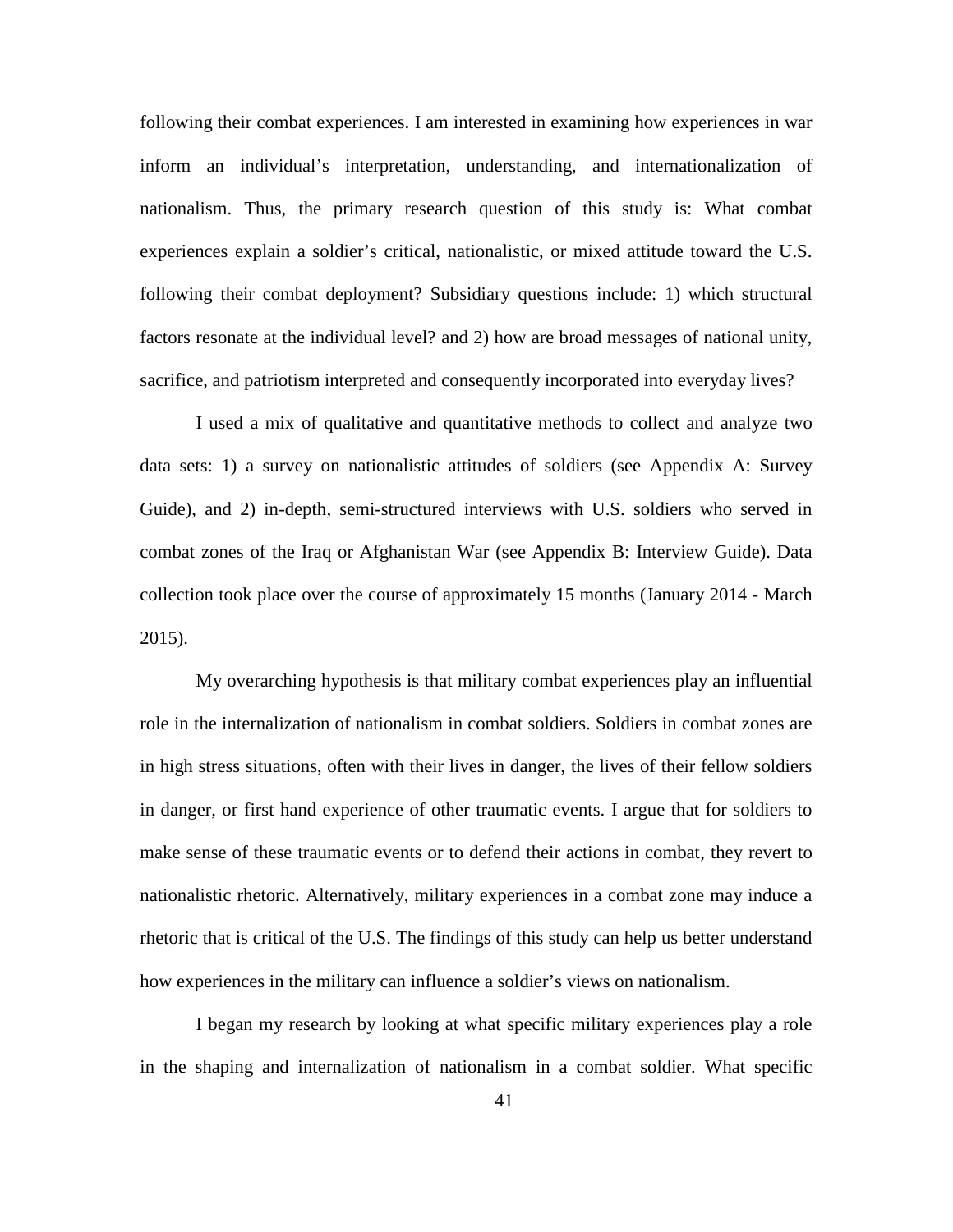following their combat experiences. I am interested in examining how experiences in war inform an individual's interpretation, understanding, and internationalization of nationalism. Thus, the primary research question of this study is: What combat experiences explain a soldier's critical, nationalistic, or mixed attitude toward the U.S. following their combat deployment? Subsidiary questions include: 1) which structural factors resonate at the individual level? and 2) how are broad messages of national unity, sacrifice, and patriotism interpreted and consequently incorporated into everyday lives?

I used a mix of qualitative and quantitative methods to collect and analyze two data sets: 1) a survey on nationalistic attitudes of soldiers (see Appendix A: Survey Guide), and 2) in-depth, semi-structured interviews with U.S. soldiers who served in combat zones of the Iraq or Afghanistan War (see Appendix B: Interview Guide). Data collection took place over the course of approximately 15 months (January 2014 - March 2015).

My overarching hypothesis is that military combat experiences play an influential role in the internalization of nationalism in combat soldiers. Soldiers in combat zones are in high stress situations, often with their lives in danger, the lives of their fellow soldiers in danger, or first hand experience of other traumatic events. I argue that for soldiers to make sense of these traumatic events or to defend their actions in combat, they revert to nationalistic rhetoric. Alternatively, military experiences in a combat zone may induce a rhetoric that is critical of the U.S. The findings of this study can help us better understand how experiences in the military can influence a soldier's views on nationalism.

I began my research by looking at what specific military experiences play a role in the shaping and internalization of nationalism in a combat soldier. What specific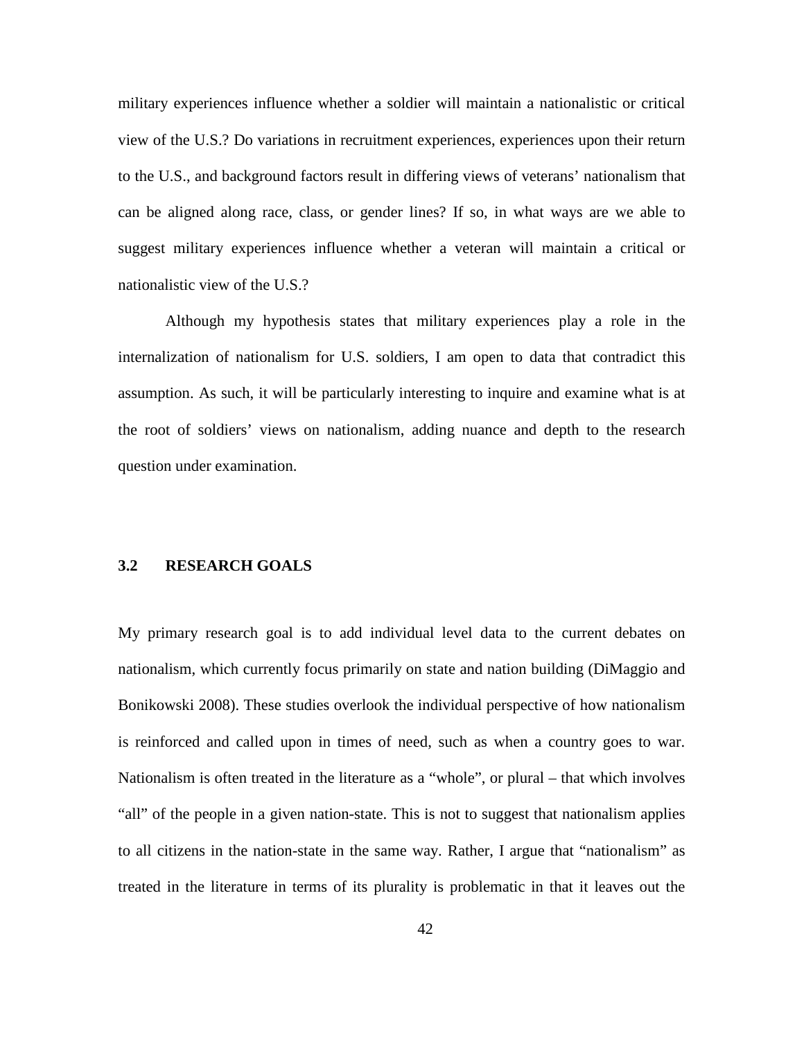military experiences influence whether a soldier will maintain a nationalistic or critical view of the U.S.? Do variations in recruitment experiences, experiences upon their return to the U.S., and background factors result in differing views of veterans' nationalism that can be aligned along race, class, or gender lines? If so, in what ways are we able to suggest military experiences influence whether a veteran will maintain a critical or nationalistic view of the U.S.?

Although my hypothesis states that military experiences play a role in the internalization of nationalism for U.S. soldiers, I am open to data that contradict this assumption. As such, it will be particularly interesting to inquire and examine what is at the root of soldiers' views on nationalism, adding nuance and depth to the research question under examination.

## 3.2 RESEARCH GOALS

My primary research goal is to add individual level data to the current debates on nationalism, which currently focus primarily on state and nation building (DiMaggio and Bonikowski 2008). These studies overlook the individual perspective of how nationalism is reinforced and called upon in times of need, such as when a country goes to war. Nationalism is often treated in the literature as a "whole", or plural – that which involves "all" of the people in a given nation-state. This is not to suggest that nationalism applies to all citizens in the nation-state in the same way. Rather, I argue that "nationalism" as treated in the literature in terms of its plurality is problematic in that it leaves out the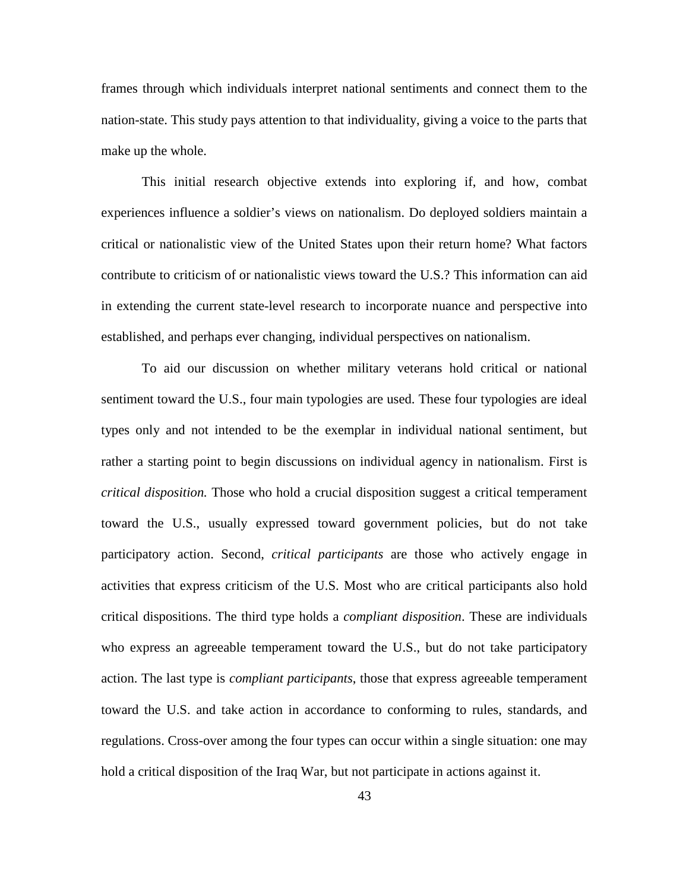frames through which individuals interpret national sentiments and connect them to the nation-state. This study pays attention to that individuality, giving a voice to the parts that make up the whole.

This initial research objective extends into exploring if, and how, combat experiences influence a soldier's views on nationalism. Do deployed soldiers maintain a critical or nationalistic view of the United States upon their return home? What factors contribute to criticism of or nationalistic views toward the U.S.? This information can aid in extending the current state-level research to incorporate nuance and perspective into established, and perhaps ever changing, individual perspectives on nationalism.

To aid our discussion on whether military veterans hold critical or national sentiment toward the U.S., four main typologies are used. These four typologies are ideal types only and not intended to be the exemplar in individual national sentiment, but rather a starting point to begin discussions on individual agency in nationalism. First is *critical disposition.* Those who hold a crucial disposition suggest a critical temperament toward the U.S., usually expressed toward government policies, but do not take participatory action. Second, *critical participants* are those who actively engage in activities that express criticism of the U.S. Most who are critical participants also hold critical dispositions. The third type holds a *compliant disposition*. These are individuals who express an agreeable temperament toward the U.S., but do not take participatory action. The last type is *compliant participants*, those that express agreeable temperament toward the U.S. and take action in accordance to conforming to rules, standards, and regulations. Cross-over among the four types can occur within a single situation: one may hold a critical disposition of the Iraq War, but not participate in actions against it.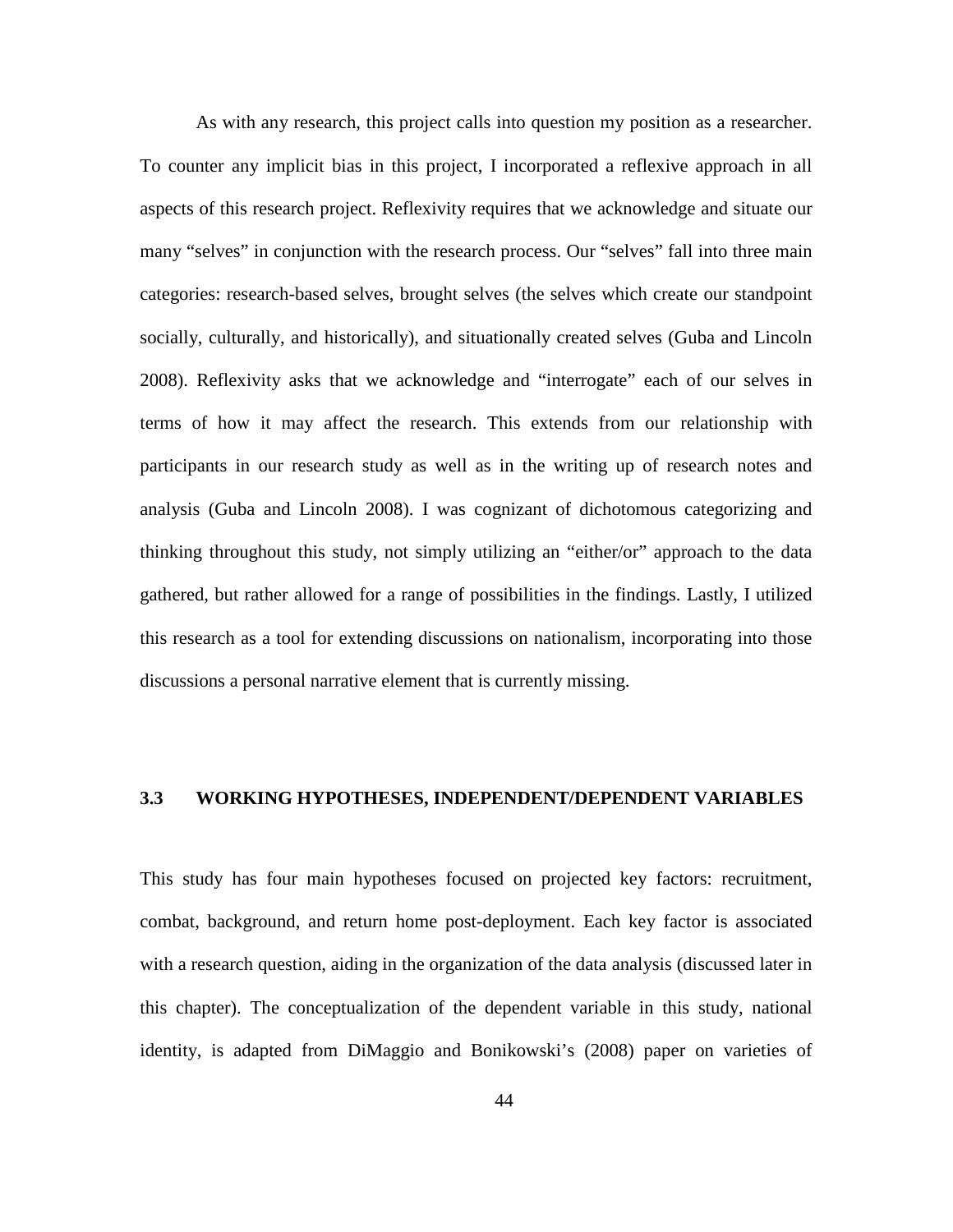As with any research, this project calls into question my position as a researcher. To counter any implicit bias in this project, I incorporated a reflexive approach in all aspects of this research project. Reflexivity requires that we acknowledge and situate our many "selves" in conjunction with the research process. Our "selves" fall into three main categories: research-based selves, brought selves (the selves which create our standpoint socially, culturally, and historically), and situationally created selves (Guba and Lincoln 2008). Reflexivity asks that we acknowledge and "interrogate" each of our selves in terms of how it may affect the research. This extends from our relationship with participants in our research study as well as in the writing up of research notes and analysis (Guba and Lincoln 2008). I was cognizant of dichotomous categorizing and thinking throughout this study, not simply utilizing an "either/or" approach to the data gathered, but rather allowed for a range of possibilities in the findings. Lastly, I utilized this research as a tool for extending discussions on nationalism, incorporating into those discussions a personal narrative element that is currently missing.

### 3.3 WORKING HYPOTHESES, INDEPENDENT/DEPENDENT VARIABLES

This study has four main hypotheses focused on projected key factors: recruitment, combat, background, and return home post-deployment. Each key factor is associated with a research question, aiding in the organization of the data analysis (discussed later in this chapter). The conceptualization of the dependent variable in this study, national identity, is adapted from DiMaggio and Bonikowski's (2008) paper on varieties of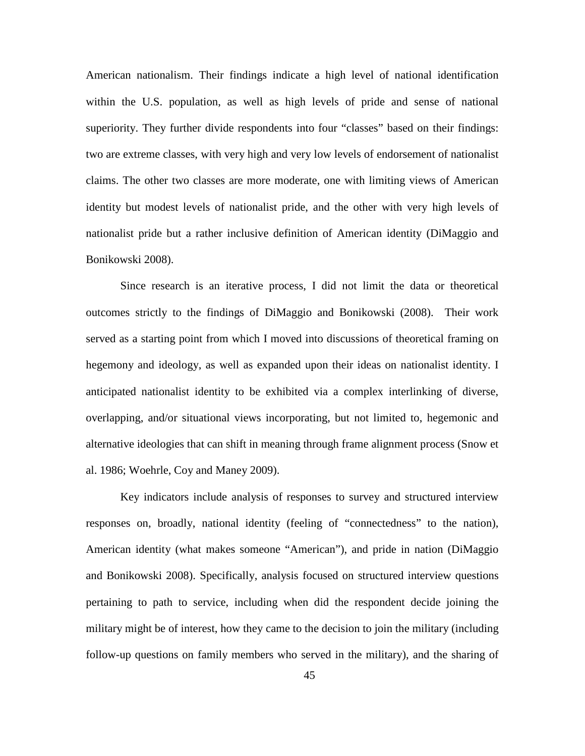American nationalism. Their findings indicate a high level of national identification within the U.S. population, as well as high levels of pride and sense of national superiority. They further divide respondents into four “classes” based on their findings: two are extreme classes, with very high and very low levels of endorsement of nationalist claims. The other two classes are more moderate, one with limiting views of American identity but modest levels of nationalist pride, and the other with very high levels of nationalist pride but a rather inclusive definition of American identity (DiMaggio and Bonikowski 2008).

Since research is an iterative process, I did not limit the data or theoretical outcomes strictly to the findings of DiMaggio and Bonikowski (2008). Their work served as a starting point from which I moved into discussions of theoretical framing on hegemony and ideology, as well as expanded upon their ideas on nationalist identity. I anticipated nationalist identity to be exhibited via a complex interlinking of diverse, overlapping, and/or situational views incorporating, but not limited to, hegemonic and alternative ideologies that can shift in meaning through frame alignment process (Snow et al. 1986; Woehrle, Coy and Maney 2009).

Key indicators include analysis of responses to survey and structured interview responses on, broadly, national identity (feeling of “connectedness” to the nation), American identity (what makes someone “American”), and pride in nation (DiMaggio and Bonikowski 2008). Specifically, analysis focused on structured interview questions pertaining to path to service, including when did the respondent decide joining the military might be of interest, how they came to the decision to join the military (including follow-up questions on family members who served in the military), and the sharing of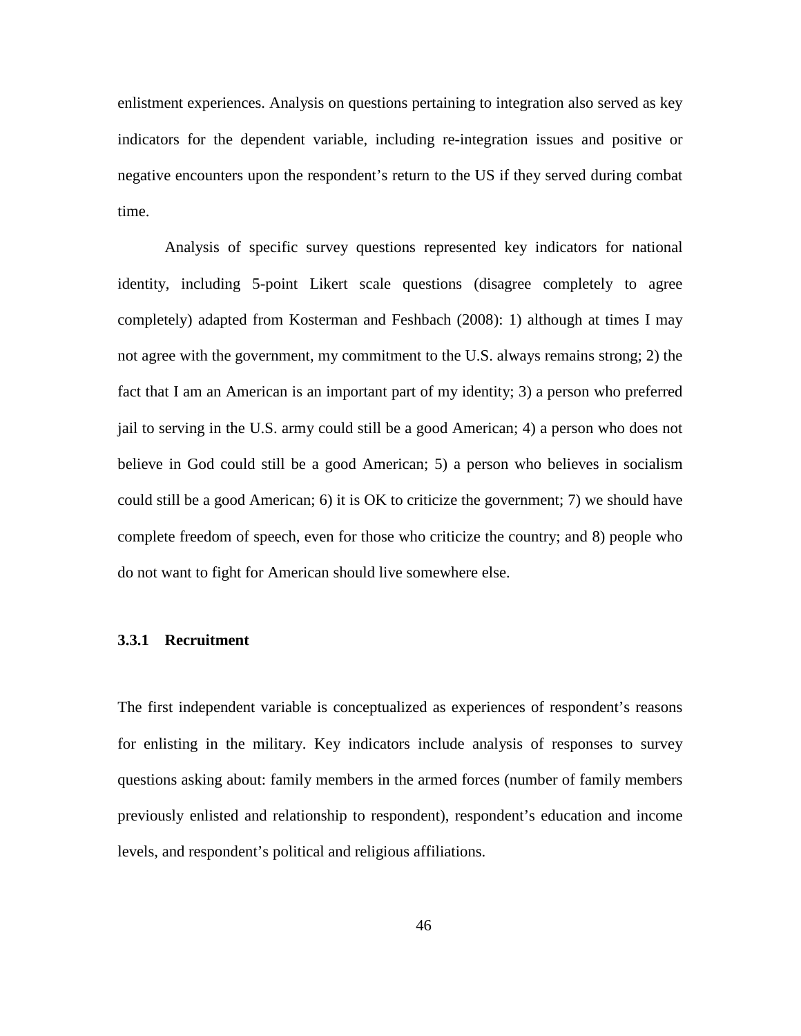enlistment experiences. Analysis on questions pertaining to integration also served as key indicators for the dependent variable, including re-integration issues and positive or negative encounters upon the respondent's return to the US if they served during combat time.

Analysis of specific survey questions represented key indicators for national identity, including 5-point Likert scale questions (disagree completely to agree completely) adapted from Kosterman and Feshbach (2008): 1) although at times I may not agree with the government, my commitment to the U.S. always remains strong; 2) the fact that I am an American is an important part of my identity; 3) a person who preferred jail to serving in the U.S. army could still be a good American; 4) a person who does not believe in God could still be a good American; 5) a person who believes in socialism could still be a good American; 6) it is OK to criticize the government; 7) we should have complete freedom of speech, even for those who criticize the country; and 8) people who do not want to fight for American should live somewhere else.

### 3.3.1 Recruitment

The first independent variable is conceptualized as experiences of respondent's reasons for enlisting in the military. Key indicators include analysis of responses to survey questions asking about: family members in the armed forces (number of family members previously enlisted and relationship to respondent), respondent's education and income levels, and respondent's political and religious affiliations.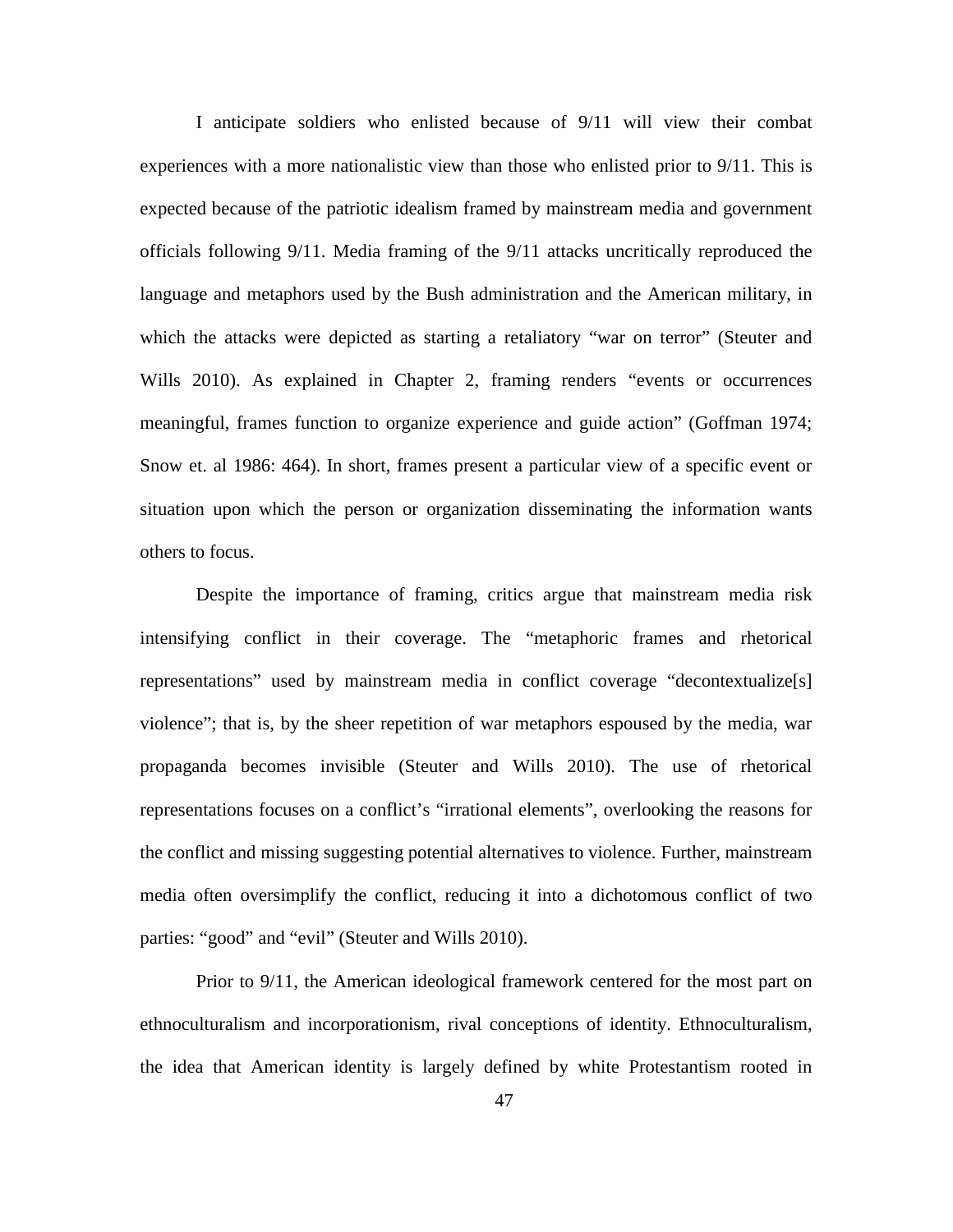I anticipate soldiers who enlisted because of 9/11 will view their combat experiences with a more nationalistic view than those who enlisted prior to 9/11. This is expected because of the patriotic idealism framed by mainstream media and government officials following 9/11. Media framing of the 9/11 attacks uncritically reproduced the language and metaphors used by the Bush administration and the American military, in which the attacks were depicted as starting a retaliatory "war on terror" (Steuter and Wills 2010). As explained in Chapter 2, framing renders "events or occurrences meaningful, frames function to organize experience and guide action" (Goffman 1974; Snow et. al 1986: 464). In short, frames present a particular view of a specific event or situation upon which the person or organization disseminating the information wants others to focus.

Despite the importance of framing, critics argue that mainstream media risk intensifying conflict in their coverage. The "metaphoric frames and rhetorical representations" used by mainstream media in conflict coverage "decontextualize[s] violence"; that is, by the sheer repetition of war metaphors espoused by the media, war propaganda becomes invisible (Steuter and Wills 2010). The use of rhetorical representations focuses on a conflict's "irrational elements", overlooking the reasons for the conflict and missing suggesting potential alternatives to violence. Further, mainstream media often oversimplify the conflict, reducing it into a dichotomous conflict of two parties: "good" and "evil" (Steuter and Wills 2010).

Prior to 9/11, the American ideological framework centered for the most part on ethnoculturalism and incorporationism, rival conceptions of identity. Ethnoculturalism, the idea that American identity is largely defined by white Protestantism rooted in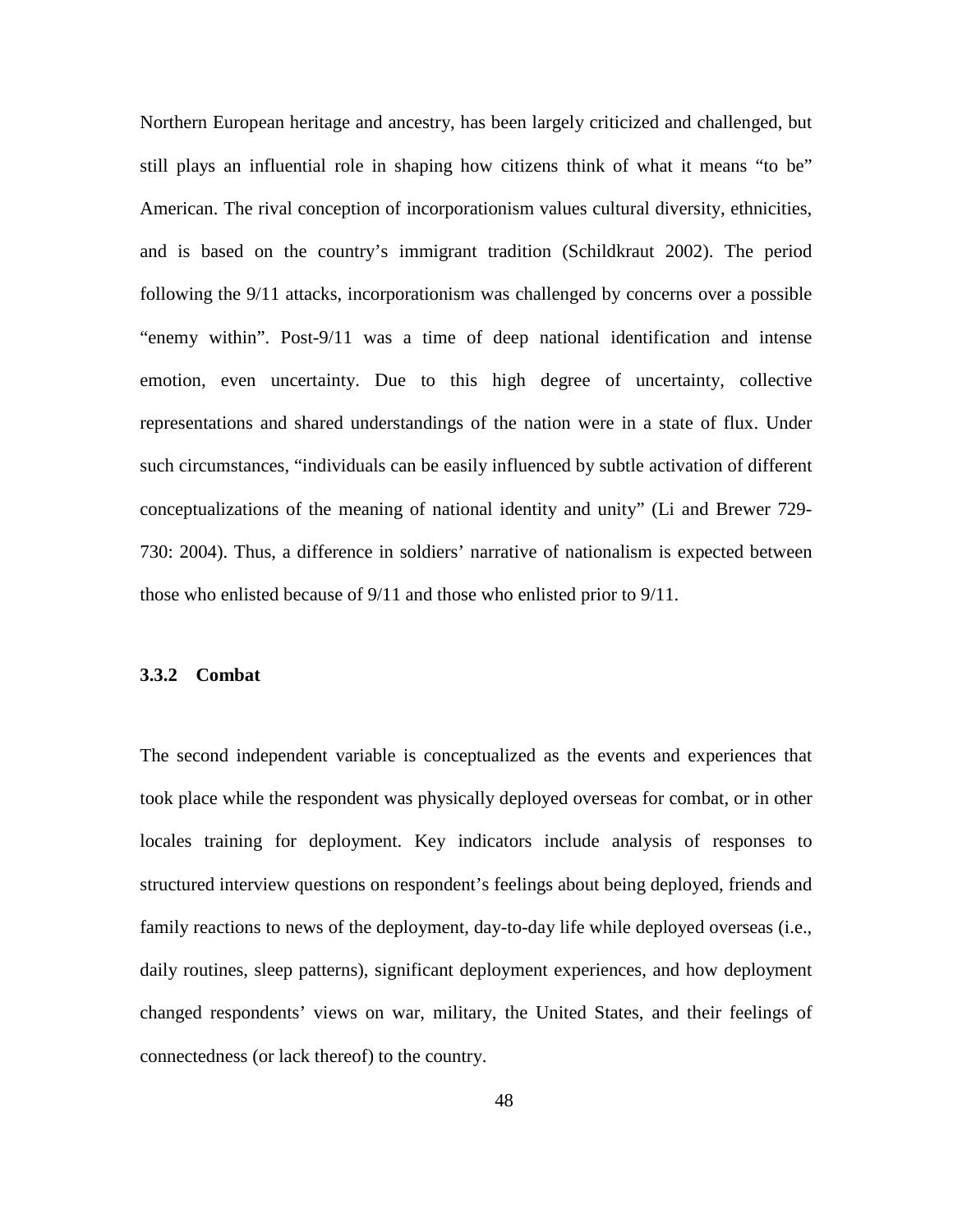Northern European heritage and ancestry, has been largely criticized and challenged, but still plays an influential role in shaping how citizens think of what it means "to be" American. The rival conception of incorporationism values cultural diversity, ethnicities, and is based on the country's immigrant tradition (Schildkraut 2002). The period following the 9/11 attacks, incorporationism was challenged by concerns over a possible "enemy within". Post-9/11 was a time of deep national identification and intense emotion, even uncertainty. Due to this high degree of uncertainty, collective representations and shared understandings of the nation were in a state of flux. Under such circumstances, "individuals can be easily influenced by subtle activation of different conceptualizations of the meaning of national identity and unity" (Li and Brewer 729-730: 2004). Thus, a difference in soldiers' narrative of nationalism is expected between those who enlisted because of 9/11 and those who enlisted prior to 9/11.

### 3.3.2 Combat

The second independent variable is conceptualized as the events and experiences that took place while the respondent was physically deployed overseas for combat, or in other locales training for deployment. Key indicators include analysis of responses to structured interview questions on respondent's feelings about being deployed, friends and family reactions to news of the deployment, day-to-day life while deployed overseas (i.e., daily routines, sleep patterns), significant deployment experiences, and how deployment changed respondents' views on war, military, the United States, and their feelings of connectedness (or lack thereof) to the country.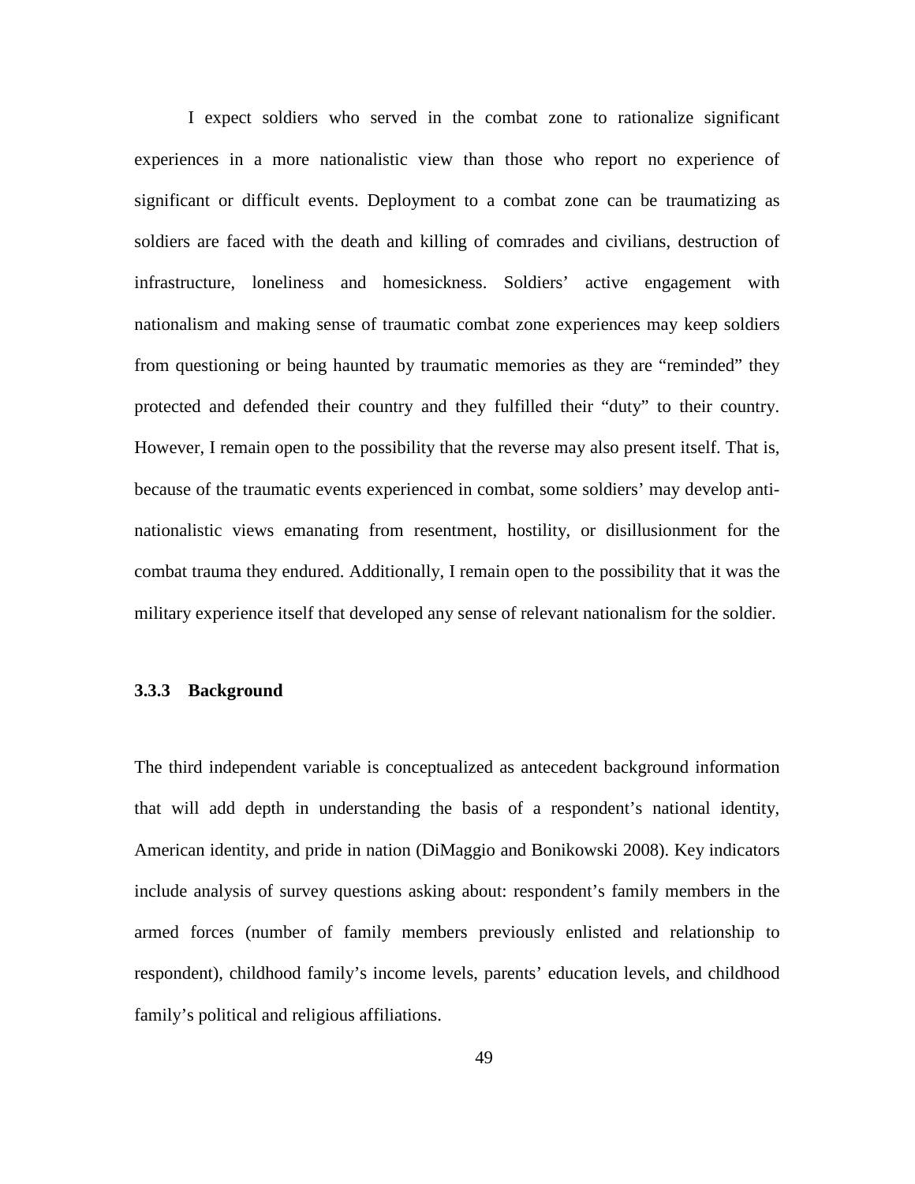I expect soldiers who served in the combat zone to rationalize significant experiences in a more nationalistic view than those who report no experience of significant or difficult events. Deployment to a combat zone can be traumatizing as soldiers are faced with the death and killing of comrades and civilians, destruction of infrastructure, loneliness and homesickness. Soldiers' active engagement with nationalism and making sense of traumatic combat zone experiences may keep soldiers from questioning or being haunted by traumatic memories as they are "reminded" they protected and defended their country and they fulfilled their "duty" to their country. However, I remain open to the possibility that the reverse may also present itself. That is, because of the traumatic events experienced in combat, some soldiers' may develop anti-nationalistic views emanating from resentment, hostility, or disillusionment for the combat trauma they endured. Additionally, I remain open to the possibility that it was the military experience itself that developed any sense of relevant nationalism for the soldier.

### 3.3.3 Background

The third independent variable is conceptualized as antecedent background information that will add depth in understanding the basis of a respondent's national identity, American identity, and pride in nation (DiMaggio and Bonikowski 2008). Key indicators include analysis of survey questions asking about: respondent's family members in the armed forces (number of family members previously enlisted and relationship to respondent), childhood family's income levels, parents' education levels, and childhood family's political and religious affiliations.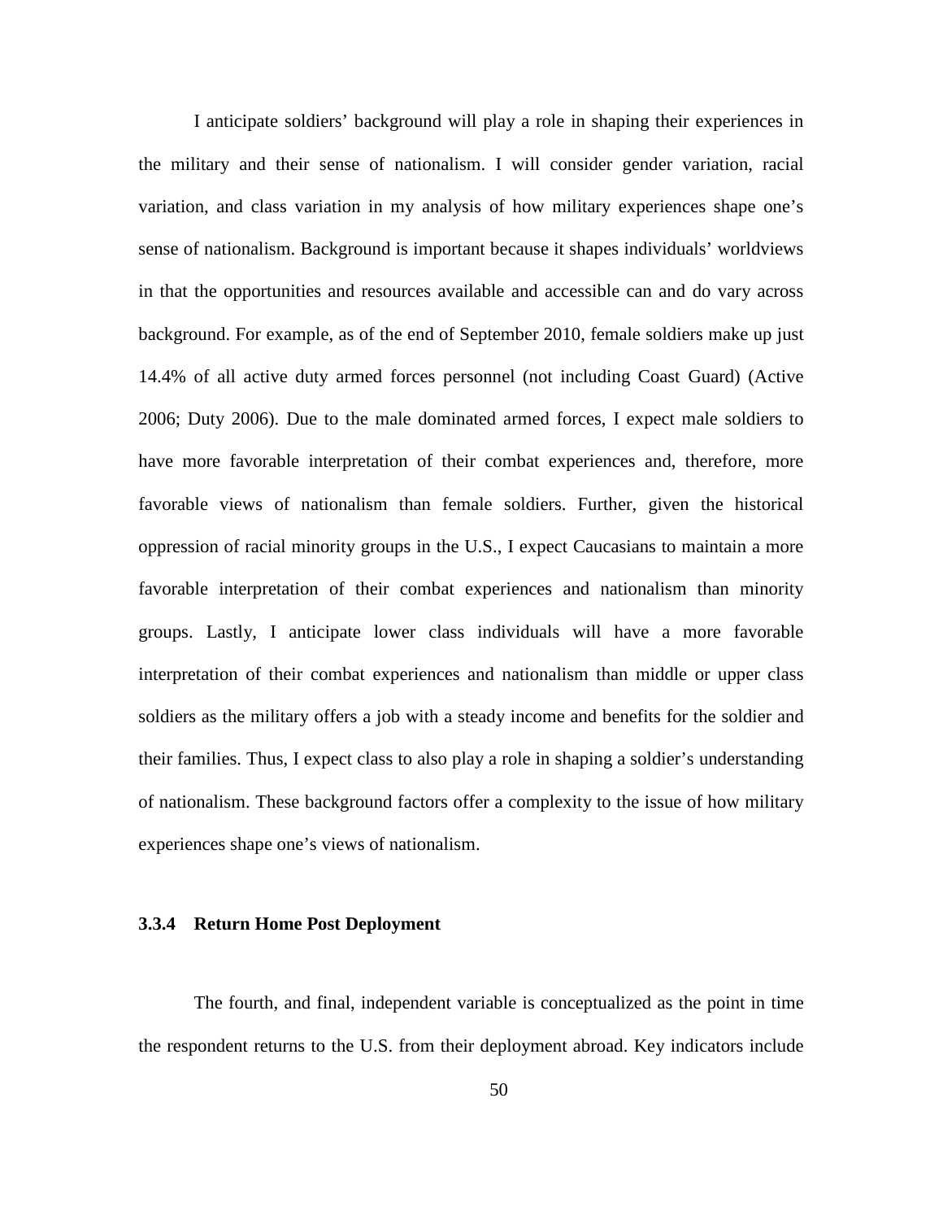I anticipate soldiers' background will play a role in shaping their experiences in the military and their sense of nationalism. I will consider gender variation, racial variation, and class variation in my analysis of how military experiences shape one's sense of nationalism. Background is important because it shapes individuals' worldviews in that the opportunities and resources available and accessible can and do vary across background. For example, as of the end of September 2010, female soldiers make up just 14.4% of all active duty armed forces personnel (not including Coast Guard) (Active 2006; Duty 2006). Due to the male dominated armed forces, I expect male soldiers to have more favorable interpretation of their combat experiences and, therefore, more favorable views of nationalism than female soldiers. Further, given the historical oppression of racial minority groups in the U.S., I expect Caucasians to maintain a more favorable interpretation of their combat experiences and nationalism than minority groups. Lastly, I anticipate lower class individuals will have a more favorable interpretation of their combat experiences and nationalism than middle or upper class soldiers as the military offers a job with a steady income and benefits for the soldier and their families. Thus, I expect class to also play a role in shaping a soldier's understanding of nationalism. These background factors offer a complexity to the issue of how military experiences shape one's views of nationalism.

### 3.3.4 Return Home Post Deployment

The fourth, and final, independent variable is conceptualized as the point in time the respondent returns to the U.S. from their deployment abroad. Key indicators include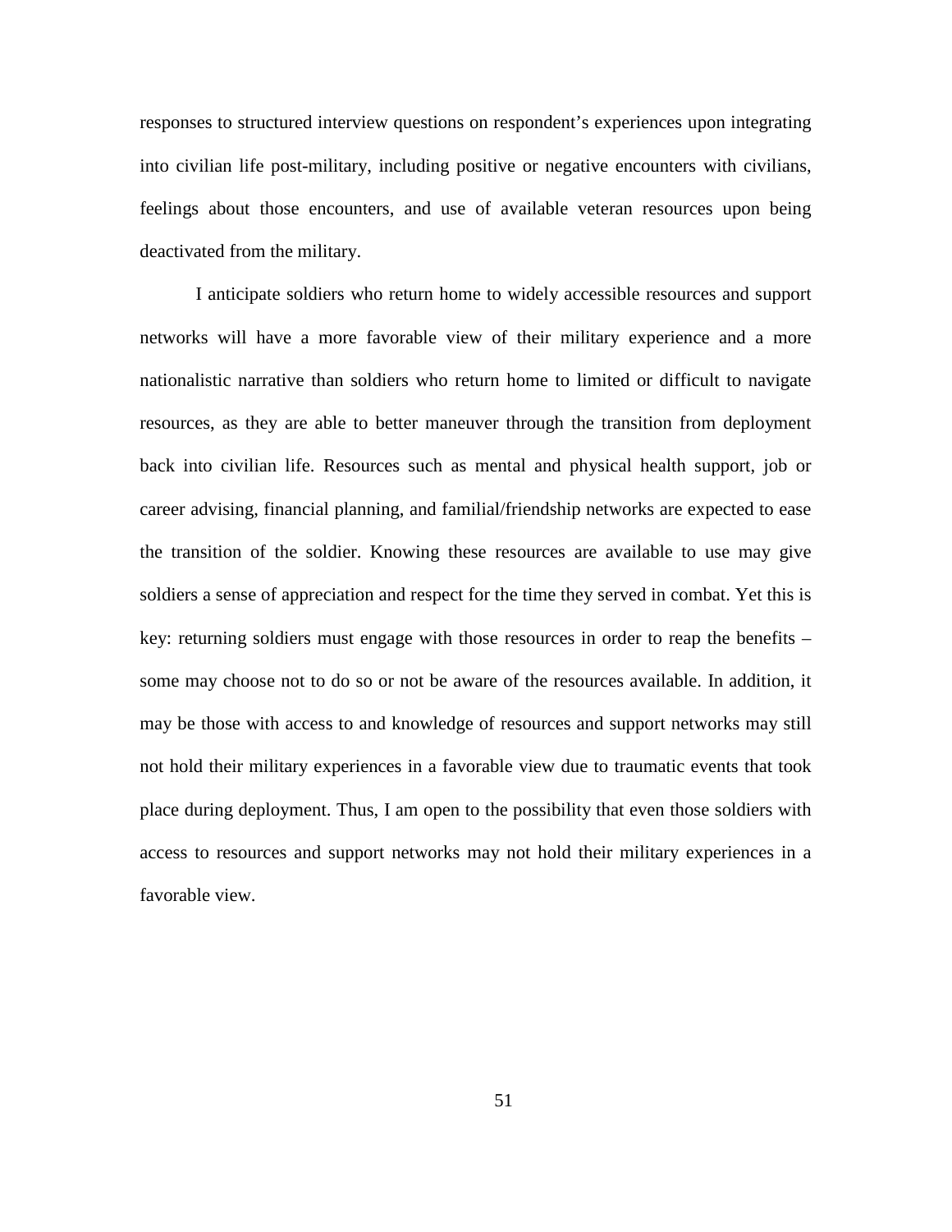responses to structured interview questions on respondent's experiences upon integrating into civilian life post-military, including positive or negative encounters with civilians, feelings about those encounters, and use of available veteran resources upon being deactivated from the military.

I anticipate soldiers who return home to widely accessible resources and support networks will have a more favorable view of their military experience and a more nationalistic narrative than soldiers who return home to limited or difficult to navigate resources, as they are able to better maneuver through the transition from deployment back into civilian life. Resources such as mental and physical health support, job or career advising, financial planning, and familial/friendship networks are expected to ease the transition of the soldier. Knowing these resources are available to use may give soldiers a sense of appreciation and respect for the time they served in combat. Yet this is key: returning soldiers must engage with those resources in order to reap the benefits – some may choose not to do so or not be aware of the resources available. In addition, it may be those with access to and knowledge of resources and support networks may still not hold their military experiences in a favorable view due to traumatic events that took place during deployment. Thus, I am open to the possibility that even those soldiers with access to resources and support networks may not hold their military experiences in a favorable view.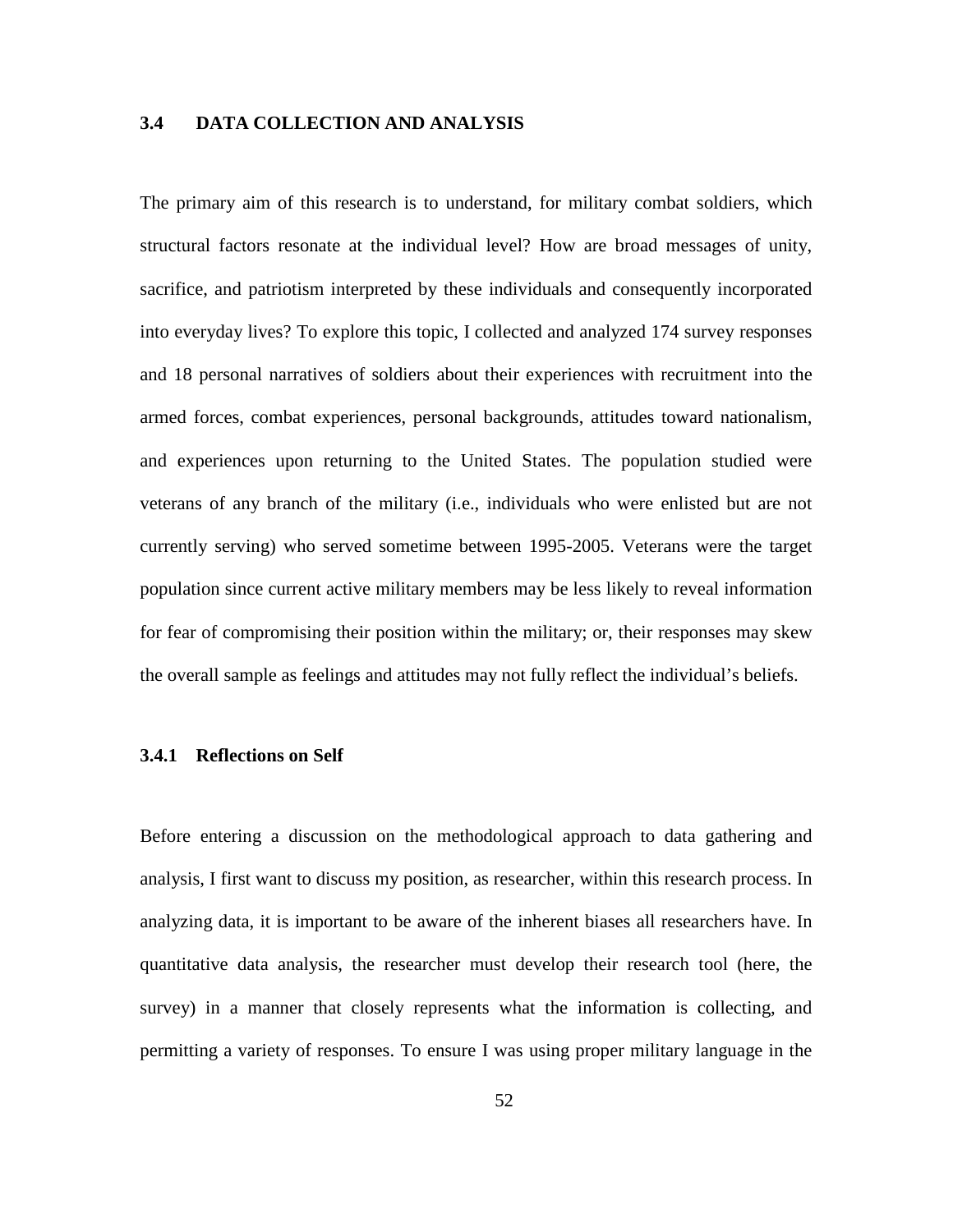## 3.4 DATA COLLECTION AND ANALYSIS

The primary aim of this research is to understand, for military combat soldiers, which structural factors resonate at the individual level? How are broad messages of unity, sacrifice, and patriotism interpreted by these individuals and consequently incorporated into everyday lives? To explore this topic, I collected and analyzed 174 survey responses and 18 personal narratives of soldiers about their experiences with recruitment into the armed forces, combat experiences, personal backgrounds, attitudes toward nationalism, and experiences upon returning to the United States. The population studied were veterans of any branch of the military (i.e., individuals who were enlisted but are not currently serving) who served sometime between 1995-2005. Veterans were the target population since current active military members may be less likely to reveal information for fear of compromising their position within the military; or, their responses may skew the overall sample as feelings and attitudes may not fully reflect the individual's beliefs.

### 3.4.1 Reflections on Self

Before entering a discussion on the methodological approach to data gathering and analysis, I first want to discuss my position, as researcher, within this research process. In analyzing data, it is important to be aware of the inherent biases all researchers have. In quantitative data analysis, the researcher must develop their research tool (here, the survey) in a manner that closely represents what the information is collecting, and permitting a variety of responses. To ensure I was using proper military language in the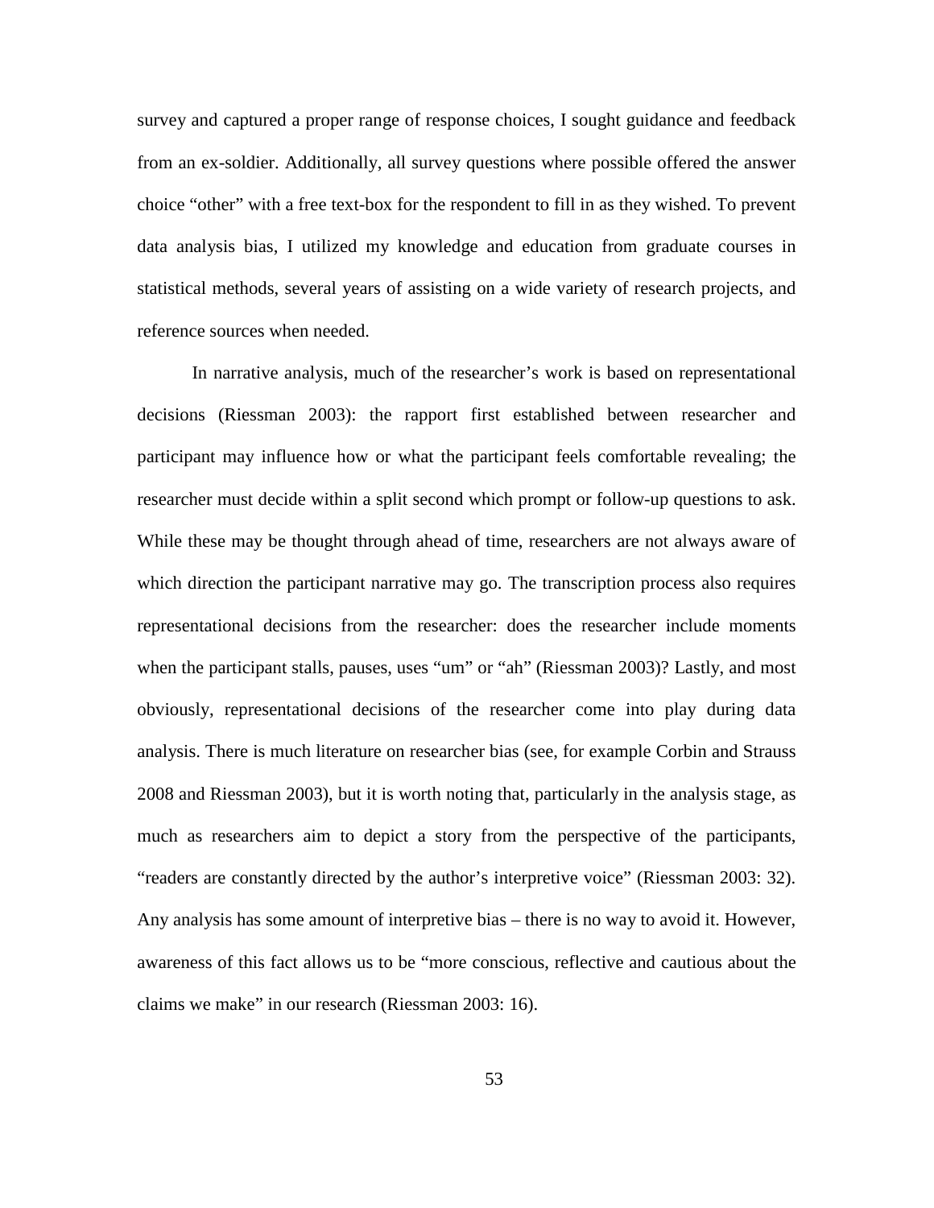survey and captured a proper range of response choices, I sought guidance and feedback from an ex-soldier. Additionally, all survey questions where possible offered the answer choice "other" with a free text-box for the respondent to fill in as they wished. To prevent data analysis bias, I utilized my knowledge and education from graduate courses in statistical methods, several years of assisting on a wide variety of research projects, and reference sources when needed.

In narrative analysis, much of the researcher's work is based on representational decisions (Riessman 2003): the rapport first established between researcher and participant may influence how or what the participant feels comfortable revealing; the researcher must decide within a split second which prompt or follow-up questions to ask. While these may be thought through ahead of time, researchers are not always aware of which direction the participant narrative may go. The transcription process also requires representational decisions from the researcher: does the researcher include moments when the participant stalls, pauses, uses "um" or "ah" (Riessman 2003)? Lastly, and most obviously, representational decisions of the researcher come into play during data analysis. There is much literature on researcher bias (see, for example Corbin and Strauss 2008 and Riessman 2003), but it is worth noting that, particularly in the analysis stage, as much as researchers aim to depict a story from the perspective of the participants, "readers are constantly directed by the author's interpretive voice" (Riessman 2003: 32). Any analysis has some amount of interpretive bias – there is no way to avoid it. However, awareness of this fact allows us to be "more conscious, reflective and cautious about the claims we make" in our research (Riessman 2003: 16).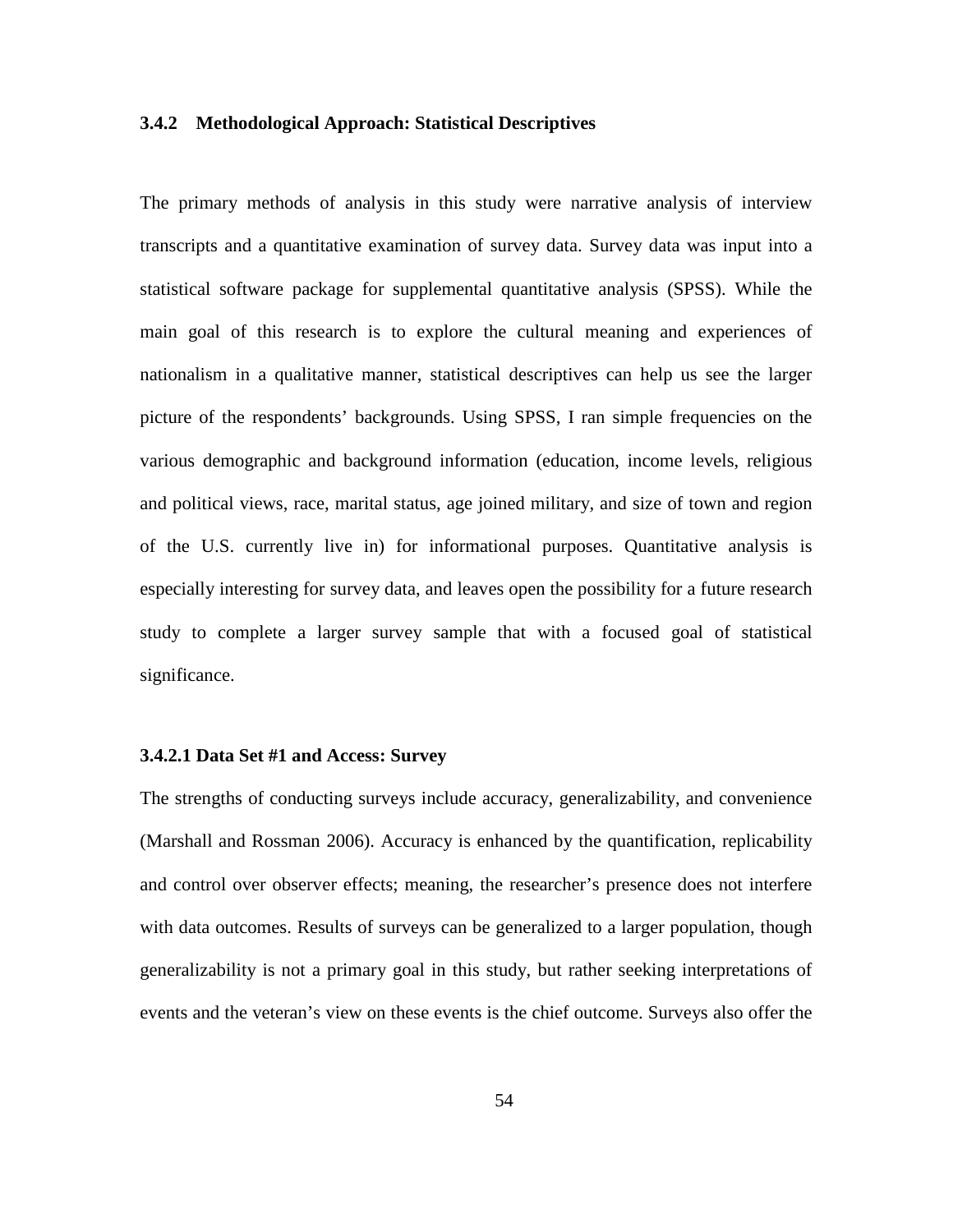### 3.4.2 Methodological Approach: Statistical Descriptives

The primary methods of analysis in this study were narrative analysis of interview transcripts and a quantitative examination of survey data. Survey data was input into a statistical software package for supplemental quantitative analysis (SPSS). While the main goal of this research is to explore the cultural meaning and experiences of nationalism in a qualitative manner, statistical descriptives can help us see the larger picture of the respondents' backgrounds. Using SPSS, I ran simple frequencies on the various demographic and background information (education, income levels, religious and political views, race, marital status, age joined military, and size of town and region of the U.S. currently live in) for informational purposes. Quantitative analysis is especially interesting for survey data, and leaves open the possibility for a future research study to complete a larger survey sample that with a focused goal of statistical significance.

#### 3.4.2.1 Data Set #1 and Access: Survey

The strengths of conducting surveys include accuracy, generalizability, and convenience (Marshall and Rossman 2006). Accuracy is enhanced by the quantification, replicability and control over observer effects; meaning, the researcher's presence does not interfere with data outcomes. Results of surveys can be generalized to a larger population, though generalizability is not a primary goal in this study, but rather seeking interpretations of events and the veteran's view on these events is the chief outcome. Surveys also offer the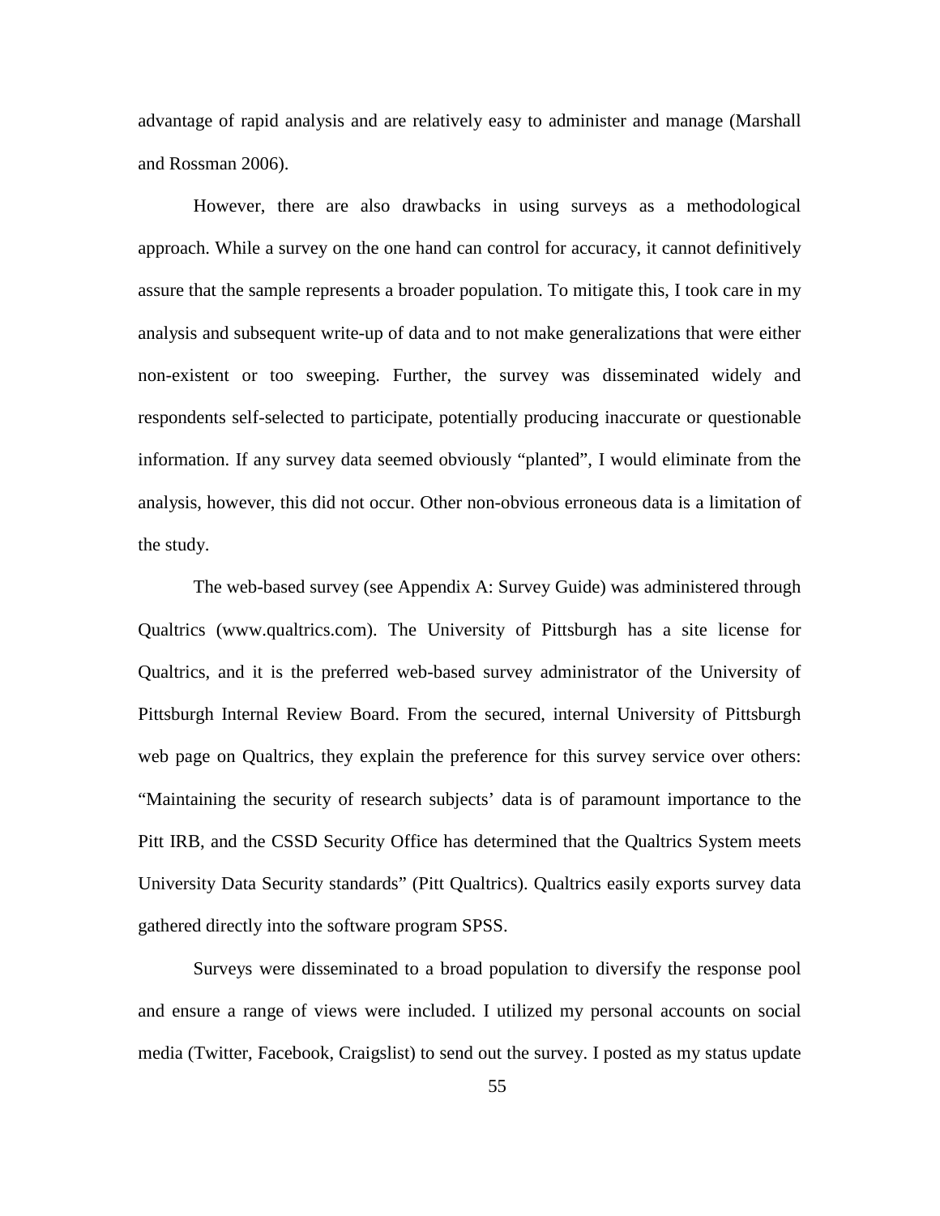advantage of rapid analysis and are relatively easy to administer and manage (Marshall and Rossman 2006).

However, there are also drawbacks in using surveys as a methodological approach. While a survey on the one hand can control for accuracy, it cannot definitively assure that the sample represents a broader population. To mitigate this, I took care in my analysis and subsequent write-up of data and to not make generalizations that were either non-existent or too sweeping. Further, the survey was disseminated widely and respondents self-selected to participate, potentially producing inaccurate or questionable information. If any survey data seemed obviously "planted", I would eliminate from the analysis, however, this did not occur. Other non-obvious erroneous data is a limitation of the study.

The web-based survey (see Appendix A: Survey Guide) was administered through Qualtrics (www.qualtrics.com). The University of Pittsburgh has a site license for Qualtrics, and it is the preferred web-based survey administrator of the University of Pittsburgh Internal Review Board. From the secured, internal University of Pittsburgh web page on Qualtrics, they explain the preference for this survey service over others: "Maintaining the security of research subjects' data is of paramount importance to the Pitt IRB, and the CSSD Security Office has determined that the Qualtrics System meets University Data Security standards" (Pitt Qualtrics). Qualtrics easily exports survey data gathered directly into the software program SPSS.

Surveys were disseminated to a broad population to diversify the response pool and ensure a range of views were included. I utilized my personal accounts on social media (Twitter, Facebook, Craigslist) to send out the survey. I posted as my status update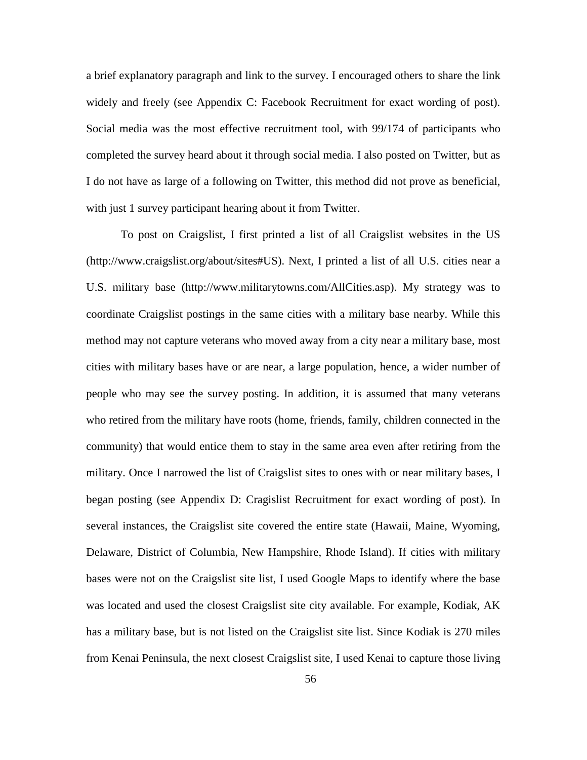a brief explanatory paragraph and link to the survey. I encouraged others to share the link widely and freely (see Appendix C: Facebook Recruitment for exact wording of post). Social media was the most effective recruitment tool, with 99/174 of participants who completed the survey heard about it through social media. I also posted on Twitter, but as I do not have as large of a following on Twitter, this method did not prove as beneficial, with just 1 survey participant hearing about it from Twitter.

To post on Craigslist, I first printed a list of all Craigslist websites in the US (http://www.craigslist.org/about/sites#US). Next, I printed a list of all U.S. cities near a U.S. military base (http://www.militarytowns.com/AllCities.asp). My strategy was to coordinate Craigslist postings in the same cities with a military base nearby. While this method may not capture veterans who moved away from a city near a military base, most cities with military bases have or are near, a large population, hence, a wider number of people who may see the survey posting. In addition, it is assumed that many veterans who retired from the military have roots (home, friends, family, children connected in the community) that would entice them to stay in the same area even after retiring from the military. Once I narrowed the list of Craigslist sites to ones with or near military bases, I began posting (see Appendix D: Cragislist Recruitment for exact wording of post). In several instances, the Craigslist site covered the entire state (Hawaii, Maine, Wyoming, Delaware, District of Columbia, New Hampshire, Rhode Island). If cities with military bases were not on the Craigslist site list, I used Google Maps to identify where the base was located and used the closest Craigslist site city available. For example, Kodiak, AK has a military base, but is not listed on the Craigslist site list. Since Kodiak is 270 miles from Kenai Peninsula, the next closest Craigslist site, I used Kenai to capture those living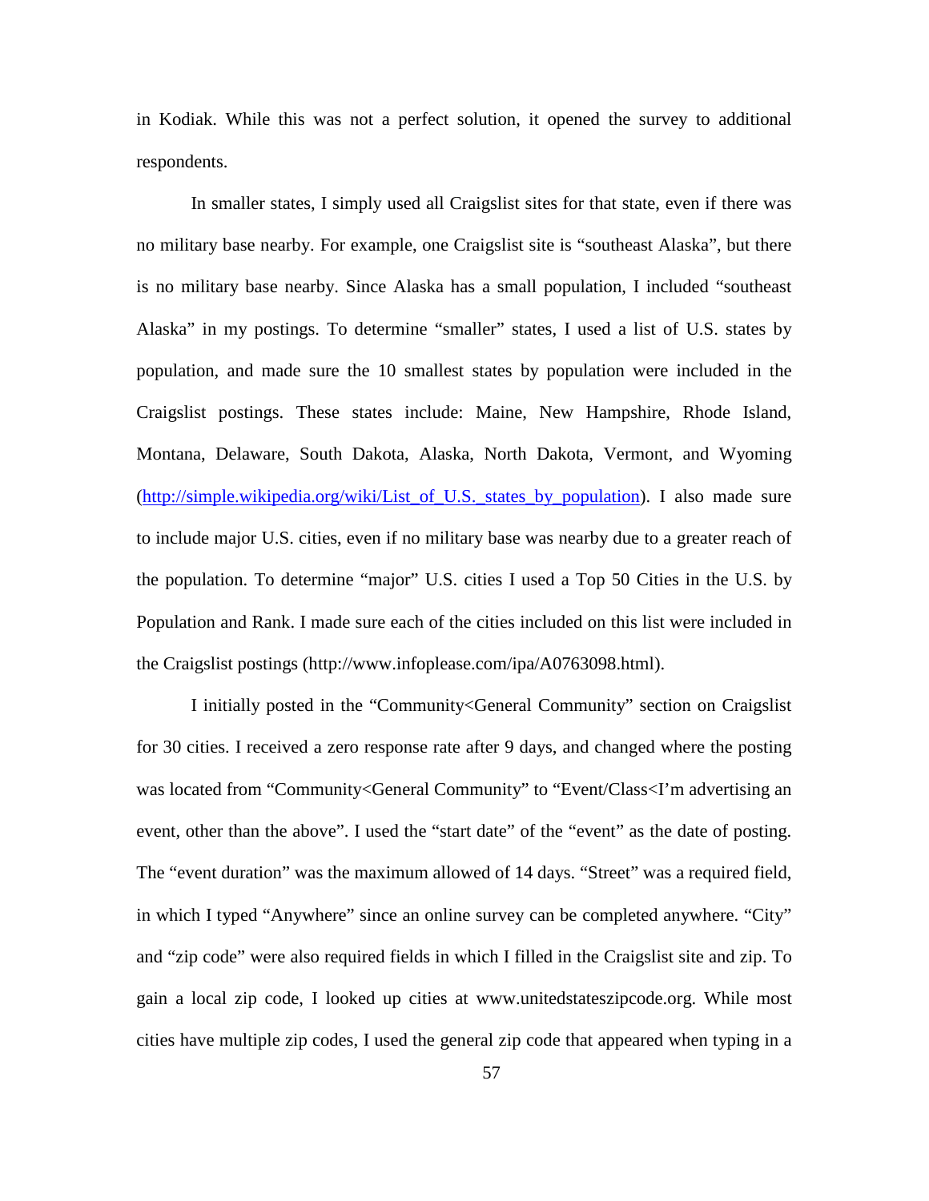in Kodiak. While this was not a perfect solution, it opened the survey to additional respondents.

In smaller states, I simply used all Craigslist sites for that state, even if there was no military base nearby. For example, one Craigslist site is "southeast Alaska", but there is no military base nearby. Since Alaska has a small population, I included "southeast Alaska" in my postings. To determine "smaller" states, I used a list of U.S. states by population, and made sure the 10 smallest states by population were included in the Craigslist postings. These states include: Maine, New Hampshire, Rhode Island, Montana, Delaware, South Dakota, Alaska, North Dakota, Vermont, and Wyoming (http://simple.wikipedia.org/wiki/List_of_U.S._states_by_population). I also made sure to include major U.S. cities, even if no military base was nearby due to a greater reach of the population. To determine "major" U.S. cities I used a Top 50 Cities in the U.S. by Population and Rank. I made sure each of the cities included on this list were included in the Craigslist postings (http://www.infoplease.com/ipa/A0763098.html).

I initially posted in the "Community<General Community" section on Craigslist for 30 cities. I received a zero response rate after 9 days, and changed where the posting was located from "Community<General Community" to "Event/Class<I'm advertising an event, other than the above". I used the "start date" of the "event" as the date of posting. The "event duration" was the maximum allowed of 14 days. "Street" was a required field, in which I typed "Anywhere" since an online survey can be completed anywhere. "City" and "zip code" were also required fields in which I filled in the Craigslist site and zip. To gain a local zip code, I looked up cities at www.unitedstateszipcode.org. While most cities have multiple zip codes, I used the general zip code that appeared when typing in a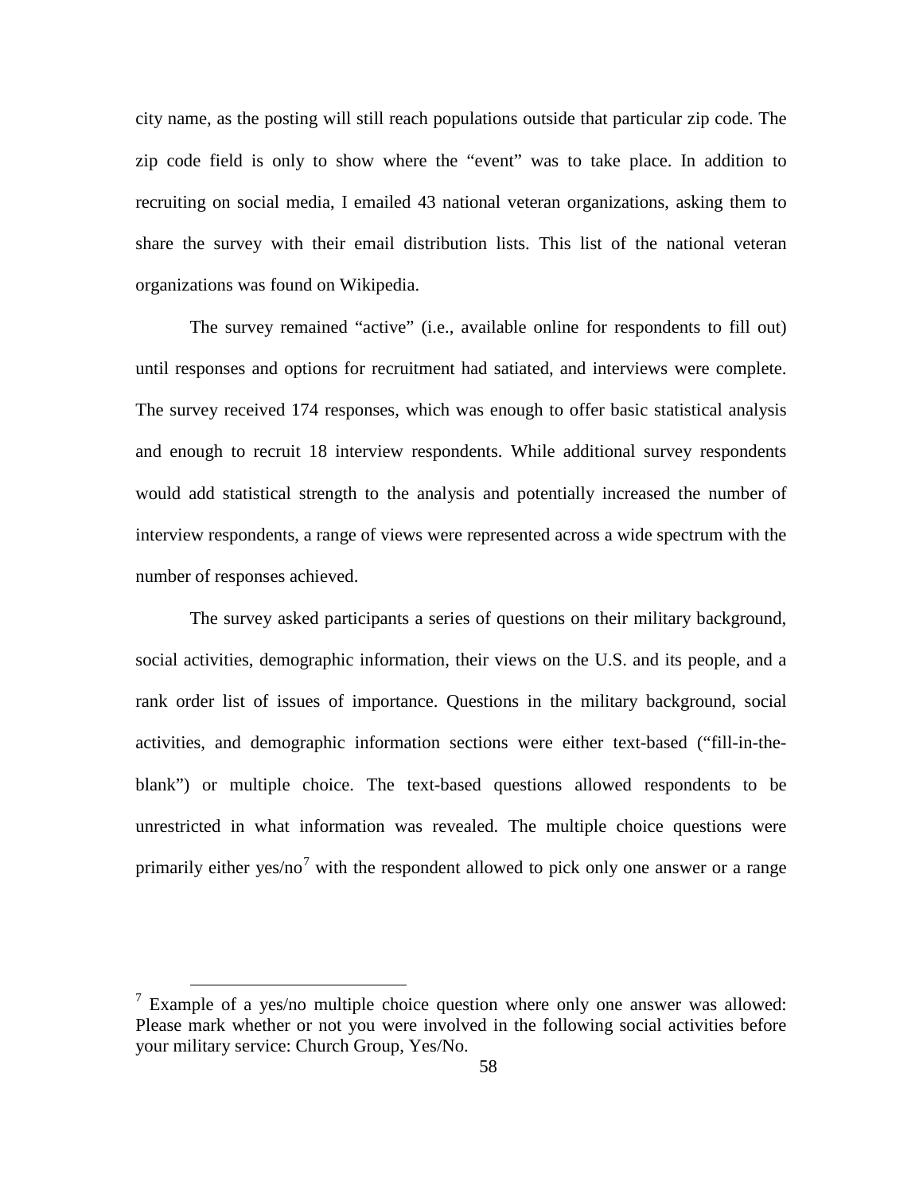city name, as the posting will still reach populations outside that particular zip code. The zip code field is only to show where the "event" was to take place. In addition to recruiting on social media, I emailed 43 national veteran organizations, asking them to share the survey with their email distribution lists. This list of the national veteran organizations was found on Wikipedia.

The survey remained "active" (i.e., available online for respondents to fill out) until responses and options for recruitment had satiated, and interviews were complete. The survey received 174 responses, which was enough to offer basic statistical analysis and enough to recruit 18 interview respondents. While additional survey respondents would add statistical strength to the analysis and potentially increased the number of interview respondents, a range of views were represented across a wide spectrum with the number of responses achieved.

The survey asked participants a series of questions on their military background, social activities, demographic information, their views on the U.S. and its people, and a rank order list of issues of importance. Questions in the military background, social activities, and demographic information sections were either text-based ("fill-in-the-blank") or multiple choice. The text-based questions allowed respondents to be unrestricted in what information was revealed. The multiple choice questions were primarily either yes/no[7] with the respondent allowed to pick only one answer or a range

[7] Example of a yes/no multiple choice question where only one answer was allowed: Please mark whether or not you were involved in the following social activities before your military service: Church Group, Yes/No.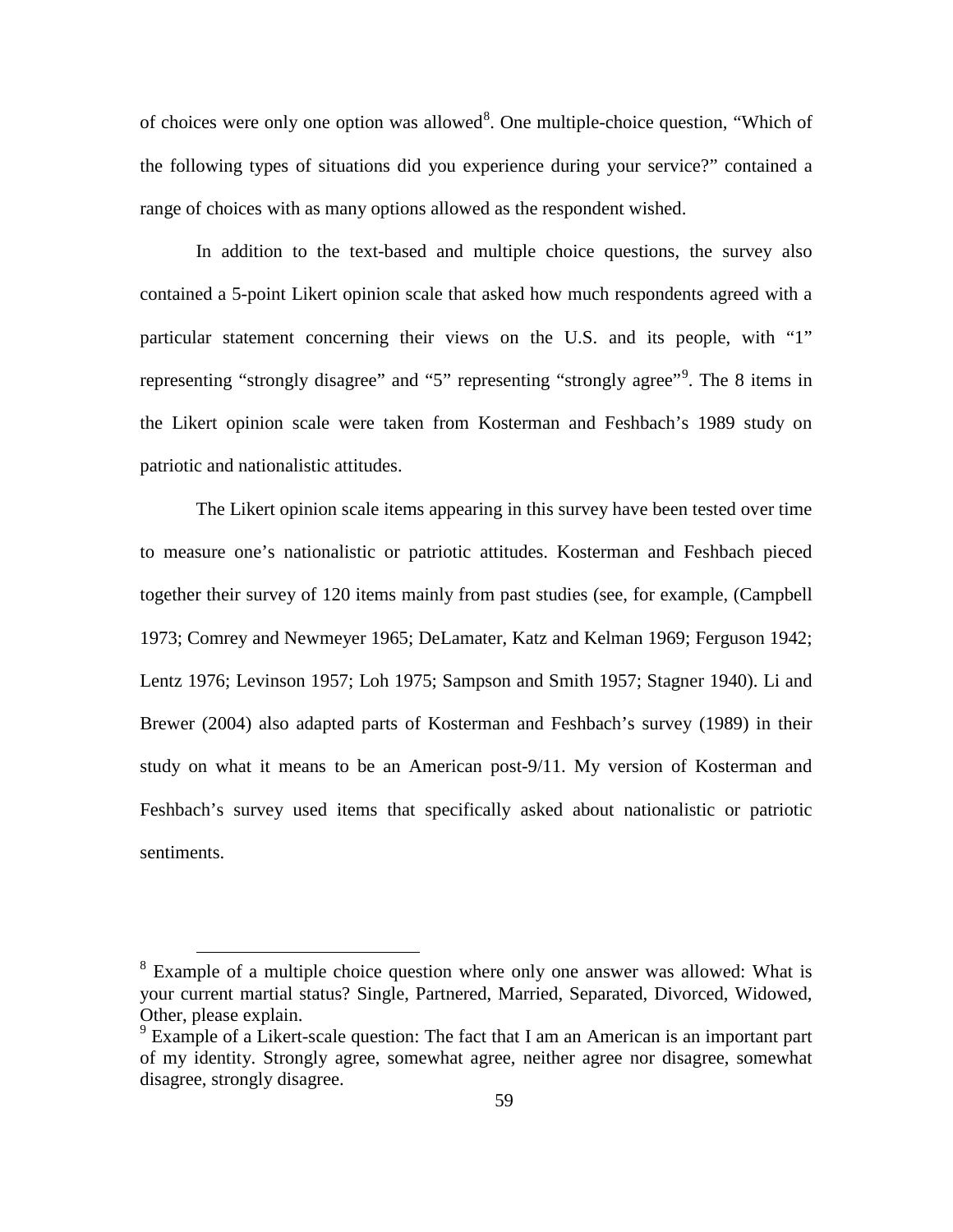of choices were only one option was allowed[8]. One multiple-choice question, "Which of the following types of situations did you experience during your service?" contained a range of choices with as many options allowed as the respondent wished.

In addition to the text-based and multiple choice questions, the survey also contained a 5-point Likert opinion scale that asked how much respondents agreed with a particular statement concerning their views on the U.S. and its people, with "1" representing "strongly disagree" and "5" representing "strongly agree"[9]. The 8 items in the Likert opinion scale were taken from Kosterman and Feshbach's 1989 study on patriotic and nationalistic attitudes.

The Likert opinion scale items appearing in this survey have been tested over time to measure one's nationalistic or patriotic attitudes. Kosterman and Feshbach pieced together their survey of 120 items mainly from past studies (see, for example, (Campbell 1973; Comrey and Newmeyer 1965; DeLamater, Katz and Kelman 1969; Ferguson 1942; Lentz 1976; Levinson 1957; Loh 1975; Sampson and Smith 1957; Stagner 1940). Li and Brewer (2004) also adapted parts of Kosterman and Feshbach's survey (1989) in their study on what it means to be an American post-9/11. My version of Kosterman and Feshbach's survey used items that specifically asked about nationalistic or patriotic sentiments.

---

[8] Example of a multiple choice question where only one answer was allowed: What is your current martial status? Single, Partnered, Married, Separated, Divorced, Widowed, Other, please explain.

[9] Example of a Likert-scale question: The fact that I am an American is an important part of my identity. Strongly agree, somewhat agree, neither agree nor disagree, somewhat disagree, strongly disagree.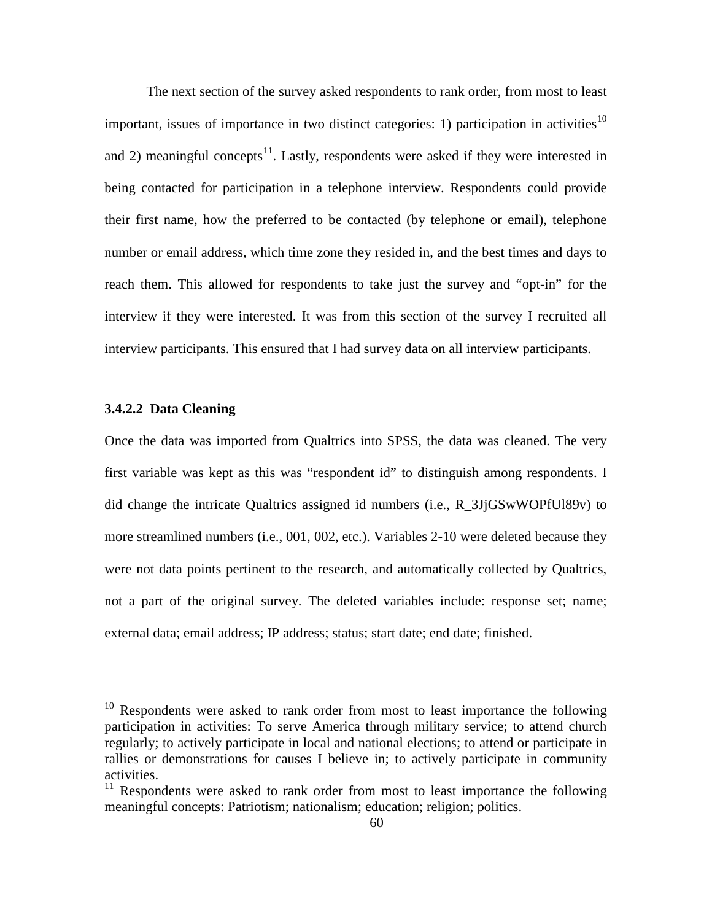The next section of the survey asked respondents to rank order, from most to least important, issues of importance in two distinct categories: 1) participation in activities[10] and 2) meaningful concepts[11]. Lastly, respondents were asked if they were interested in being contacted for participation in a telephone interview. Respondents could provide their first name, how the preferred to be contacted (by telephone or email), telephone number or email address, which time zone they resided in, and the best times and days to reach them. This allowed for respondents to take just the survey and "opt-in" for the interview if they were interested. It was from this section of the survey I recruited all interview participants. This ensured that I had survey data on all interview participants.

#### 3.4.2.2 Data Cleaning

Once the data was imported from Qualtrics into SPSS, the data was cleaned. The very first variable was kept as this was "respondent id" to distinguish among respondents. I did change the intricate Qualtrics assigned id numbers (i.e., R_3JjGSwWOPfUl89v) to more streamlined numbers (i.e., 001, 002, etc.). Variables 2-10 were deleted because they were not data points pertinent to the research, and automatically collected by Qualtrics, not a part of the original survey. The deleted variables include: response set; name; external data; email address; IP address; status; start date; end date; finished.

---

[10] Respondents were asked to rank order from most to least importance the following participation in activities: To serve America through military service; to attend church regularly; to actively participate in local and national elections; to attend or participate in rallies or demonstrations for causes I believe in; to actively participate in community activities.

[11] Respondents were asked to rank order from most to least importance the following meaningful concepts: Patriotism; nationalism; education; religion; politics.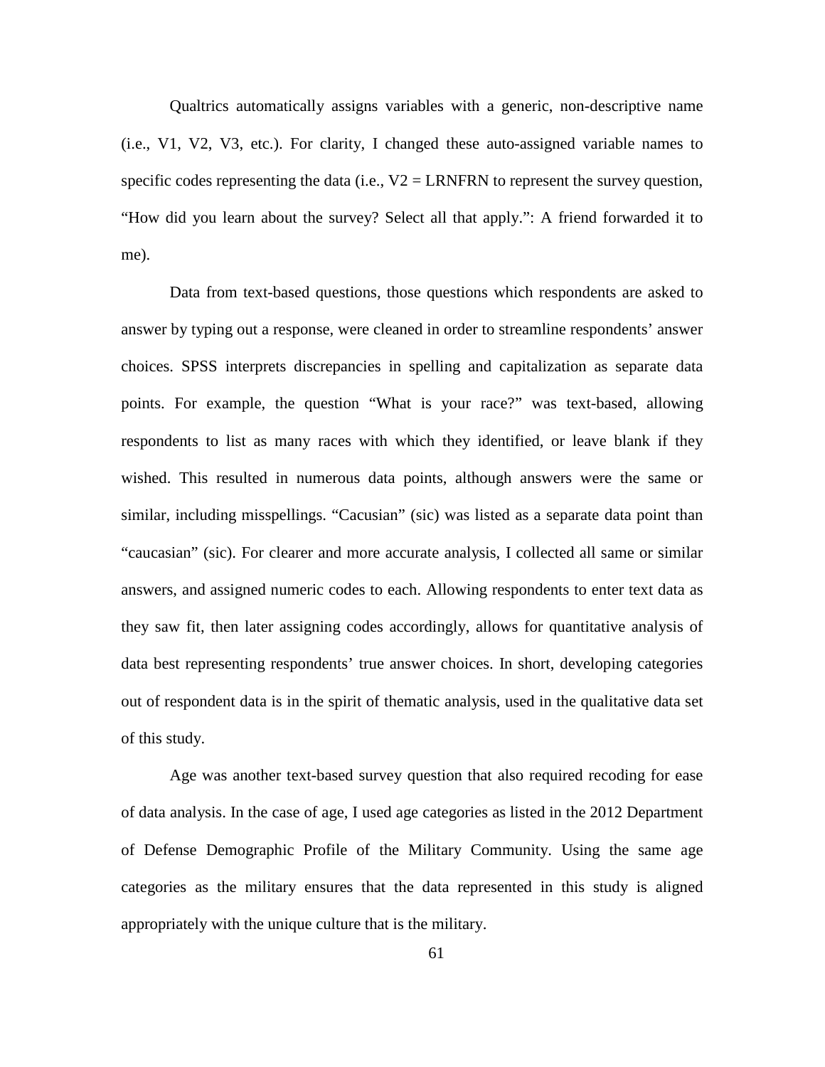Qualtrics automatically assigns variables with a generic, non-descriptive name (i.e., V1, V2, V3, etc.). For clarity, I changed these auto-assigned variable names to specific codes representing the data (i.e., V2 = LRNFRN to represent the survey question, "How did you learn about the survey? Select all that apply.": A friend forwarded it to me).

Data from text-based questions, those questions which respondents are asked to answer by typing out a response, were cleaned in order to streamline respondents' answer choices. SPSS interprets discrepancies in spelling and capitalization as separate data points. For example, the question "What is your race?" was text-based, allowing respondents to list as many races with which they identified, or leave blank if they wished. This resulted in numerous data points, although answers were the same or similar, including misspellings. "Cacusian" (sic) was listed as a separate data point than "caucasian" (sic). For clearer and more accurate analysis, I collected all same or similar answers, and assigned numeric codes to each. Allowing respondents to enter text data as they saw fit, then later assigning codes accordingly, allows for quantitative analysis of data best representing respondents' true answer choices. In short, developing categories out of respondent data is in the spirit of thematic analysis, used in the qualitative data set of this study.

Age was another text-based survey question that also required recoding for ease of data analysis. In the case of age, I used age categories as listed in the 2012 Department of Defense Demographic Profile of the Military Community. Using the same age categories as the military ensures that the data represented in this study is aligned appropriately with the unique culture that is the military.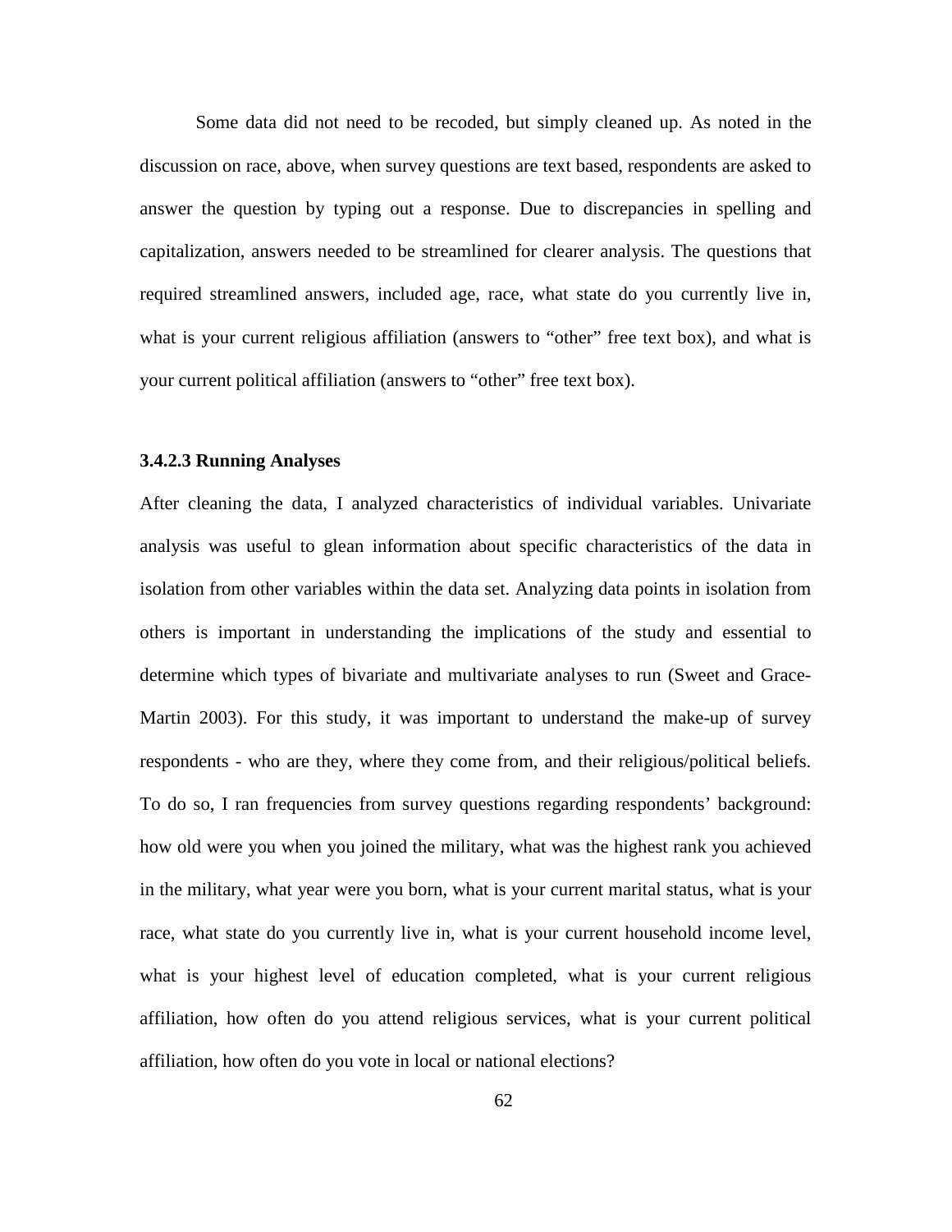Some data did not need to be recoded, but simply cleaned up. As noted in the discussion on race, above, when survey questions are text based, respondents are asked to answer the question by typing out a response. Due to discrepancies in spelling and capitalization, answers needed to be streamlined for clearer analysis. The questions that required streamlined answers, included age, race, what state do you currently live in, what is your current religious affiliation (answers to "other" free text box), and what is your current political affiliation (answers to "other" free text box).

#### 3.4.2.3 Running Analyses

After cleaning the data, I analyzed characteristics of individual variables. Univariate analysis was useful to glean information about specific characteristics of the data in isolation from other variables within the data set. Analyzing data points in isolation from others is important in understanding the implications of the study and essential to determine which types of bivariate and multivariate analyses to run (Sweet and Grace-Martin 2003). For this study, it was important to understand the make-up of survey respondents - who are they, where they come from, and their religious/political beliefs. To do so, I ran frequencies from survey questions regarding respondents' background: how old were you when you joined the military, what was the highest rank you achieved in the military, what year were you born, what is your current marital status, what is your race, what state do you currently live in, what is your current household income level, what is your highest level of education completed, what is your current religious affiliation, how often do you attend religious services, what is your current political affiliation, how often do you vote in local or national elections?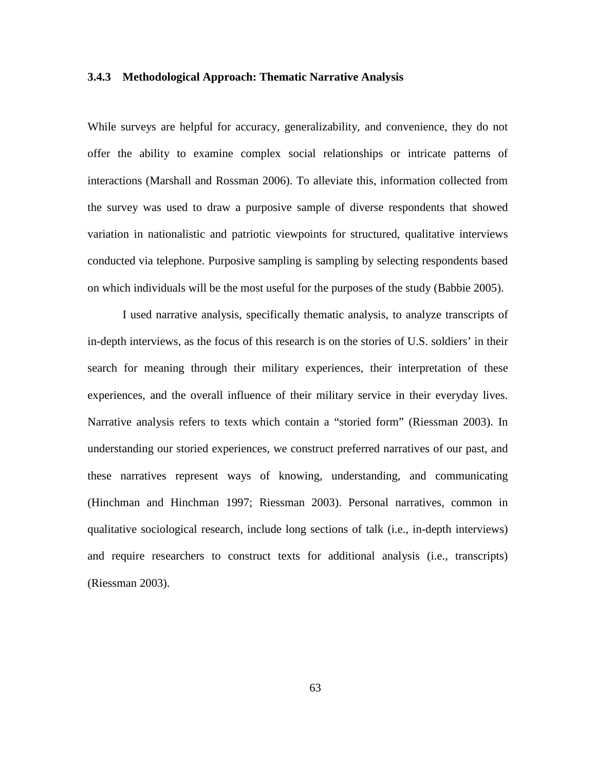### 3.4.3 Methodological Approach: Thematic Narrative Analysis

While surveys are helpful for accuracy, generalizability, and convenience, they do not offer the ability to examine complex social relationships or intricate patterns of interactions (Marshall and Rossman 2006). To alleviate this, information collected from the survey was used to draw a purposive sample of diverse respondents that showed variation in nationalistic and patriotic viewpoints for structured, qualitative interviews conducted via telephone. Purposive sampling is sampling by selecting respondents based on which individuals will be the most useful for the purposes of the study (Babbie 2005).

I used narrative analysis, specifically thematic analysis, to analyze transcripts of in-depth interviews, as the focus of this research is on the stories of U.S. soldiers' in their search for meaning through their military experiences, their interpretation of these experiences, and the overall influence of their military service in their everyday lives. Narrative analysis refers to texts which contain a "storied form" (Riessman 2003). In understanding our storied experiences, we construct preferred narratives of our past, and these narratives represent ways of knowing, understanding, and communicating (Hinchman and Hinchman 1997; Riessman 2003). Personal narratives, common in qualitative sociological research, include long sections of talk (i.e., in-depth interviews) and require researchers to construct texts for additional analysis (i.e., transcripts) (Riessman 2003).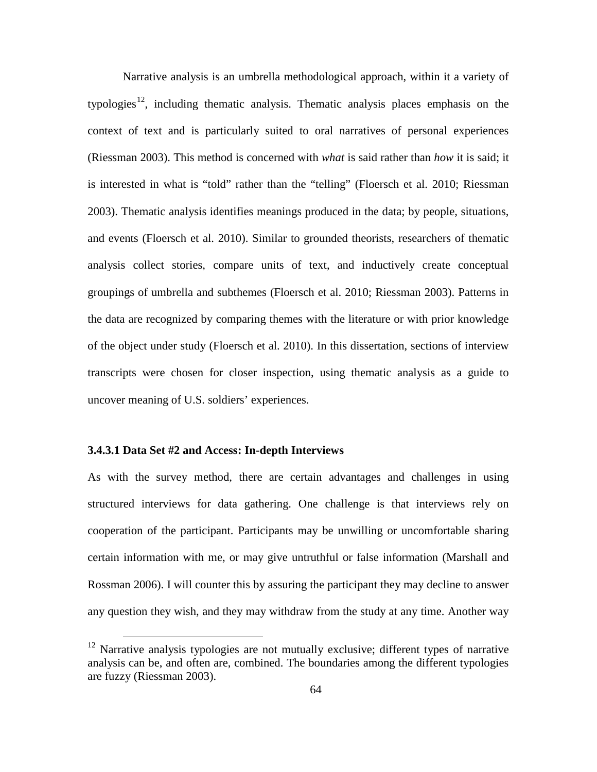Narrative analysis is an umbrella methodological approach, within it a variety of typologies[12], including thematic analysis. Thematic analysis places emphasis on the context of text and is particularly suited to oral narratives of personal experiences (Riessman 2003). This method is concerned with *what* is said rather than *how* it is said; it is interested in what is "told" rather than the "telling" (Floersch et al. 2010; Riessman 2003). Thematic analysis identifies meanings produced in the data; by people, situations, and events (Floersch et al. 2010). Similar to grounded theorists, researchers of thematic analysis collect stories, compare units of text, and inductively create conceptual groupings of umbrella and subthemes (Floersch et al. 2010; Riessman 2003). Patterns in the data are recognized by comparing themes with the literature or with prior knowledge of the object under study (Floersch et al. 2010). In this dissertation, sections of interview transcripts were chosen for closer inspection, using thematic analysis as a guide to uncover meaning of U.S. soldiers' experiences.

#### 3.4.3.1 Data Set #2 and Access: In-depth Interviews

As with the survey method, there are certain advantages and challenges in using structured interviews for data gathering. One challenge is that interviews rely on cooperation of the participant. Participants may be unwilling or uncomfortable sharing certain information with me, or may give untruthful or false information (Marshall and Rossman 2006). I will counter this by assuring the participant they may decline to answer any question they wish, and they may withdraw from the study at any time. Another way

[12] Narrative analysis typologies are not mutually exclusive; different types of narrative analysis can be, and often are, combined. The boundaries among the different typologies are fuzzy (Riessman 2003).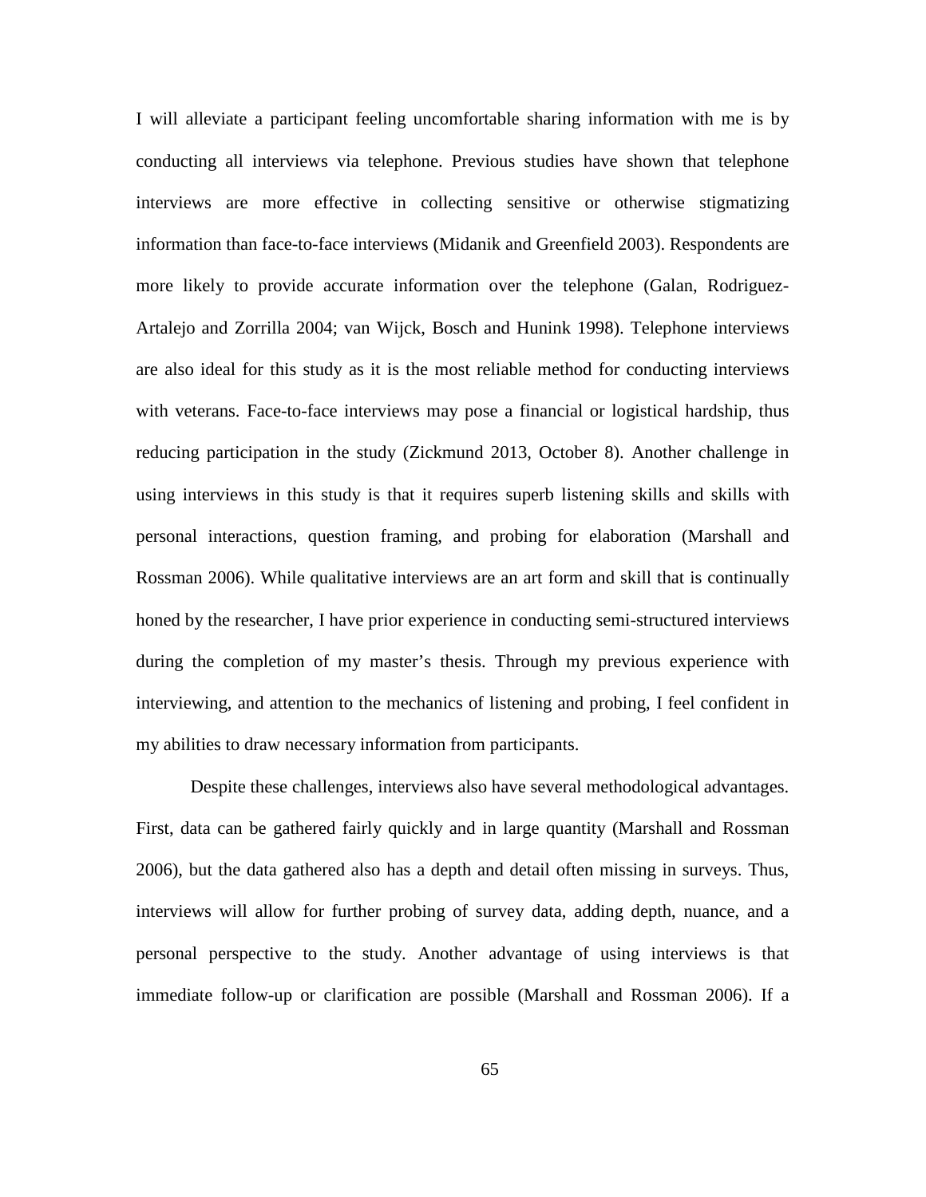I will alleviate a participant feeling uncomfortable sharing information with me is by conducting all interviews via telephone. Previous studies have shown that telephone interviews are more effective in collecting sensitive or otherwise stigmatizing information than face-to-face interviews (Midanik and Greenfield 2003). Respondents are more likely to provide accurate information over the telephone (Galan, Rodriguez-Artalejo and Zorrilla 2004; van Wijck, Bosch and Hunink 1998). Telephone interviews are also ideal for this study as it is the most reliable method for conducting interviews with veterans. Face-to-face interviews may pose a financial or logistical hardship, thus reducing participation in the study (Zickmund 2013, October 8). Another challenge in using interviews in this study is that it requires superb listening skills and skills with personal interactions, question framing, and probing for elaboration (Marshall and Rossman 2006). While qualitative interviews are an art form and skill that is continually honed by the researcher, I have prior experience in conducting semi-structured interviews during the completion of my master's thesis. Through my previous experience with interviewing, and attention to the mechanics of listening and probing, I feel confident in my abilities to draw necessary information from participants.

Despite these challenges, interviews also have several methodological advantages. First, data can be gathered fairly quickly and in large quantity (Marshall and Rossman 2006), but the data gathered also has a depth and detail often missing in surveys. Thus, interviews will allow for further probing of survey data, adding depth, nuance, and a personal perspective to the study. Another advantage of using interviews is that immediate follow-up or clarification are possible (Marshall and Rossman 2006). If a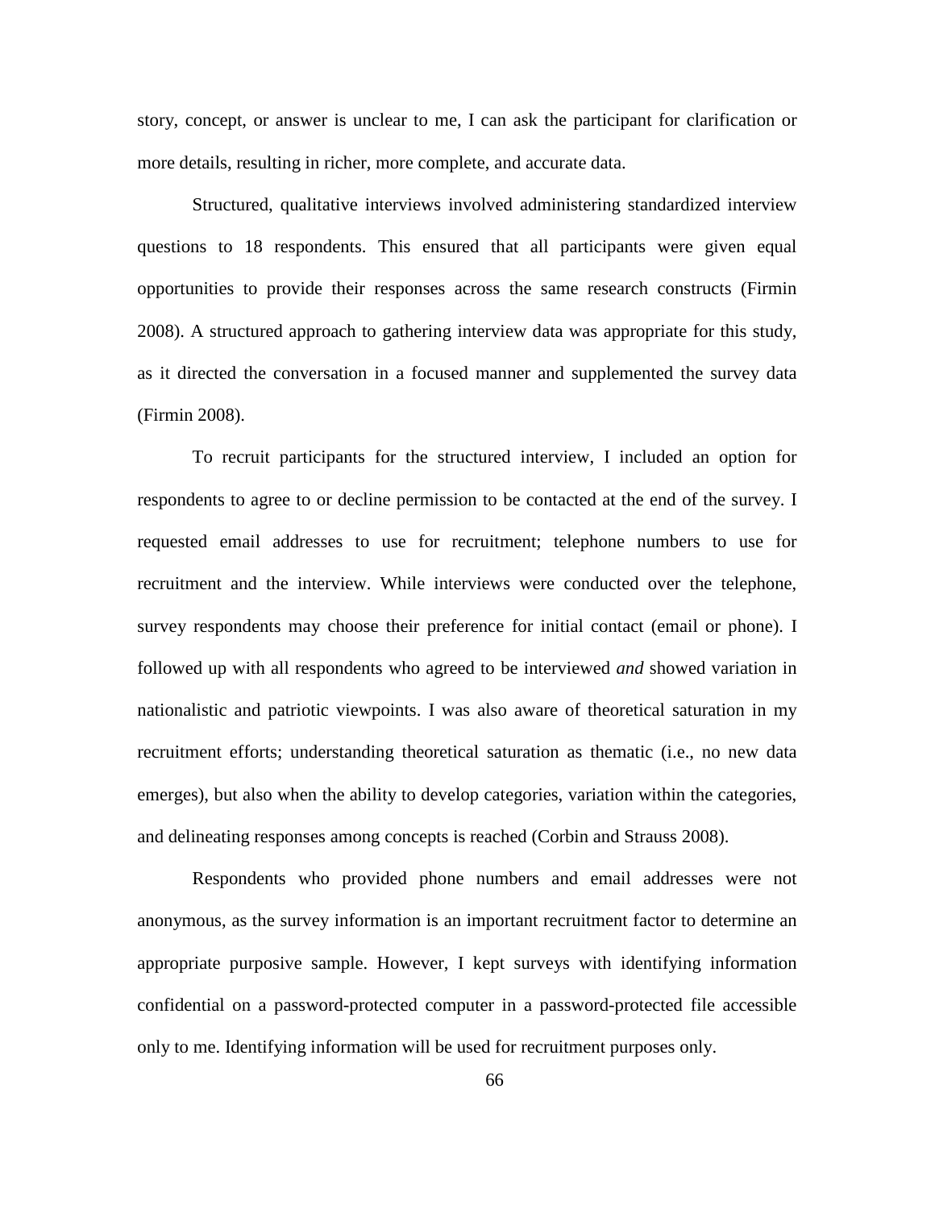story, concept, or answer is unclear to me, I can ask the participant for clarification or more details, resulting in richer, more complete, and accurate data.

Structured, qualitative interviews involved administering standardized interview questions to 18 respondents. This ensured that all participants were given equal opportunities to provide their responses across the same research constructs (Firmin 2008). A structured approach to gathering interview data was appropriate for this study, as it directed the conversation in a focused manner and supplemented the survey data (Firmin 2008).

To recruit participants for the structured interview, I included an option for respondents to agree to or decline permission to be contacted at the end of the survey. I requested email addresses to use for recruitment; telephone numbers to use for recruitment and the interview. While interviews were conducted over the telephone, survey respondents may choose their preference for initial contact (email or phone). I followed up with all respondents who agreed to be interviewed *and* showed variation in nationalistic and patriotic viewpoints. I was also aware of theoretical saturation in my recruitment efforts; understanding theoretical saturation as thematic (i.e., no new data emerges), but also when the ability to develop categories, variation within the categories, and delineating responses among concepts is reached (Corbin and Strauss 2008).

Respondents who provided phone numbers and email addresses were not anonymous, as the survey information is an important recruitment factor to determine an appropriate purposive sample. However, I kept surveys with identifying information confidential on a password-protected computer in a password-protected file accessible only to me. Identifying information will be used for recruitment purposes only.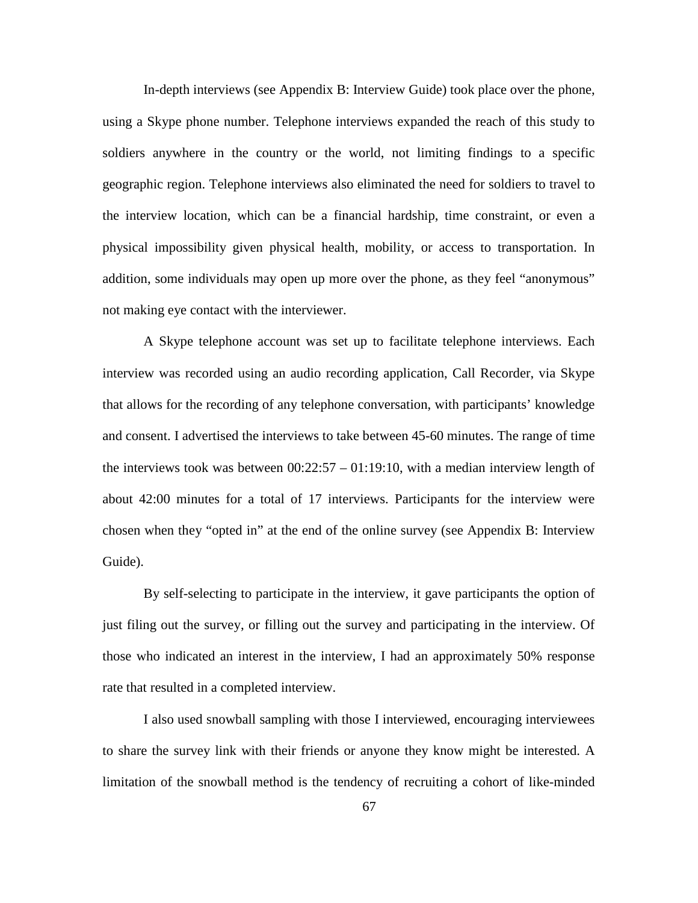In-depth interviews (see Appendix B: Interview Guide) took place over the phone, using a Skype phone number. Telephone interviews expanded the reach of this study to soldiers anywhere in the country or the world, not limiting findings to a specific geographic region. Telephone interviews also eliminated the need for soldiers to travel to the interview location, which can be a financial hardship, time constraint, or even a physical impossibility given physical health, mobility, or access to transportation. In addition, some individuals may open up more over the phone, as they feel "anonymous" not making eye contact with the interviewer.

A Skype telephone account was set up to facilitate telephone interviews. Each interview was recorded using an audio recording application, Call Recorder, via Skype that allows for the recording of any telephone conversation, with participants' knowledge and consent. I advertised the interviews to take between 45-60 minutes. The range of time the interviews took was between 00:22:57 – 01:19:10, with a median interview length of about 42:00 minutes for a total of 17 interviews. Participants for the interview were chosen when they "opted in" at the end of the online survey (see Appendix B: Interview Guide).

By self-selecting to participate in the interview, it gave participants the option of just filing out the survey, or filling out the survey and participating in the interview. Of those who indicated an interest in the interview, I had an approximately 50% response rate that resulted in a completed interview.

I also used snowball sampling with those I interviewed, encouraging interviewees to share the survey link with their friends or anyone they know might be interested. A limitation of the snowball method is the tendency of recruiting a cohort of like-minded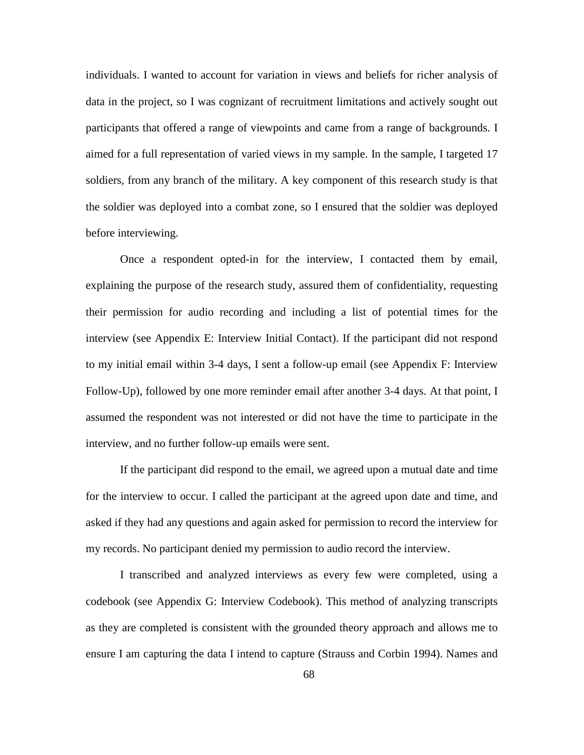individuals. I wanted to account for variation in views and beliefs for richer analysis of data in the project, so I was cognizant of recruitment limitations and actively sought out participants that offered a range of viewpoints and came from a range of backgrounds. I aimed for a full representation of varied views in my sample. In the sample, I targeted 17 soldiers, from any branch of the military. A key component of this research study is that the soldier was deployed into a combat zone, so I ensured that the soldier was deployed before interviewing.

Once a respondent opted-in for the interview, I contacted them by email, explaining the purpose of the research study, assured them of confidentiality, requesting their permission for audio recording and including a list of potential times for the interview (see Appendix E: Interview Initial Contact). If the participant did not respond to my initial email within 3-4 days, I sent a follow-up email (see Appendix F: Interview Follow-Up), followed by one more reminder email after another 3-4 days. At that point, I assumed the respondent was not interested or did not have the time to participate in the interview, and no further follow-up emails were sent.

If the participant did respond to the email, we agreed upon a mutual date and time for the interview to occur. I called the participant at the agreed upon date and time, and asked if they had any questions and again asked for permission to record the interview for my records. No participant denied my permission to audio record the interview.

I transcribed and analyzed interviews as every few were completed, using a codebook (see Appendix G: Interview Codebook). This method of analyzing transcripts as they are completed is consistent with the grounded theory approach and allows me to ensure I am capturing the data I intend to capture (Strauss and Corbin 1994). Names and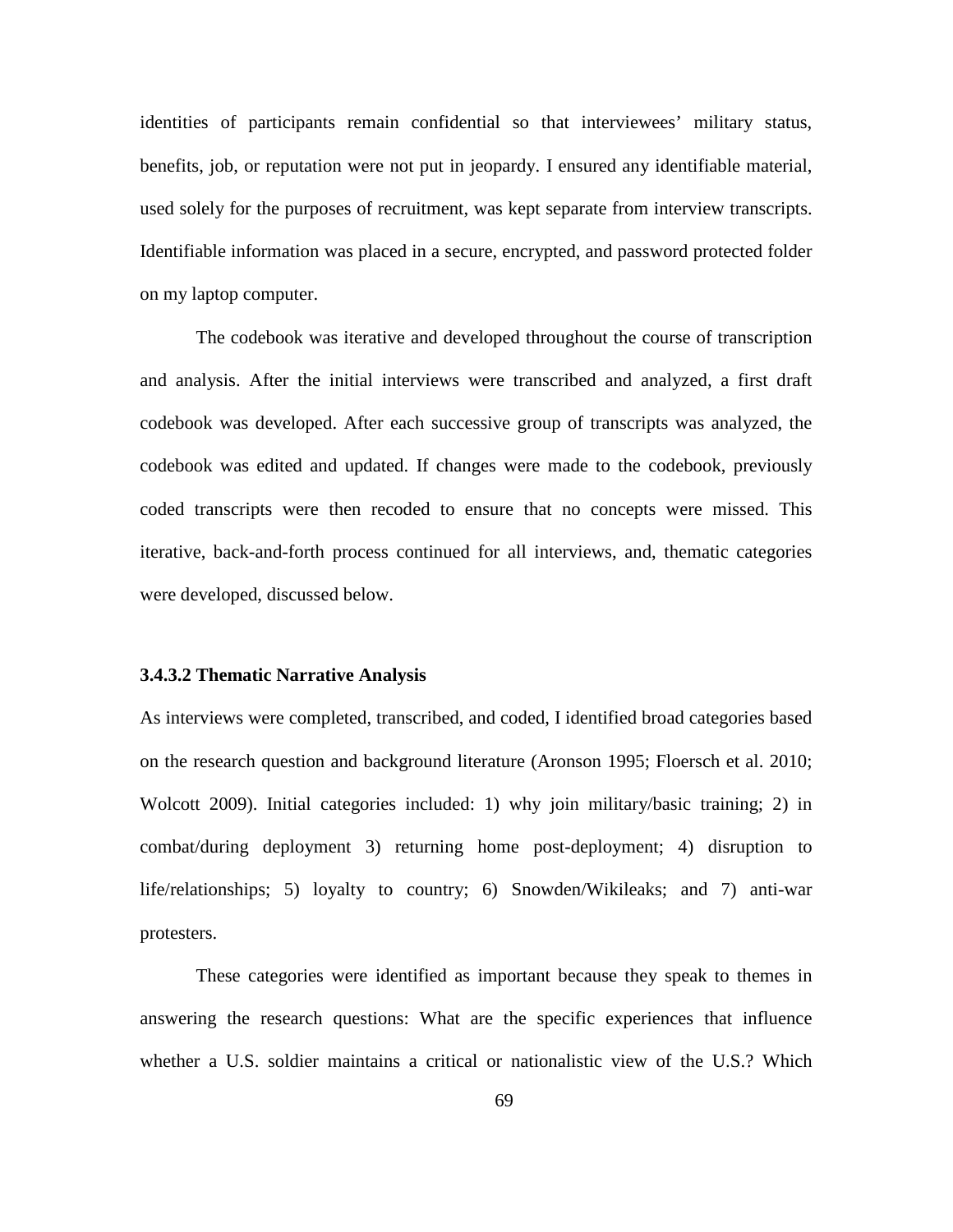identities of participants remain confidential so that interviewees' military status, benefits, job, or reputation were not put in jeopardy. I ensured any identifiable material, used solely for the purposes of recruitment, was kept separate from interview transcripts. Identifiable information was placed in a secure, encrypted, and password protected folder on my laptop computer.

The codebook was iterative and developed throughout the course of transcription and analysis. After the initial interviews were transcribed and analyzed, a first draft codebook was developed. After each successive group of transcripts was analyzed, the codebook was edited and updated. If changes were made to the codebook, previously coded transcripts were then recoded to ensure that no concepts were missed. This iterative, back-and-forth process continued for all interviews, and, thematic categories were developed, discussed below.

#### 3.4.3.2 Thematic Narrative Analysis

As interviews were completed, transcribed, and coded, I identified broad categories based on the research question and background literature (Aronson 1995; Floersch et al. 2010; Wolcott 2009). Initial categories included: 1) why join military/basic training; 2) in combat/during deployment 3) returning home post-deployment; 4) disruption to life/relationships; 5) loyalty to country; 6) Snowden/Wikileaks; and 7) anti-war protesters.

These categories were identified as important because they speak to themes in answering the research questions: What are the specific experiences that influence whether a U.S. soldier maintains a critical or nationalistic view of the U.S.? Which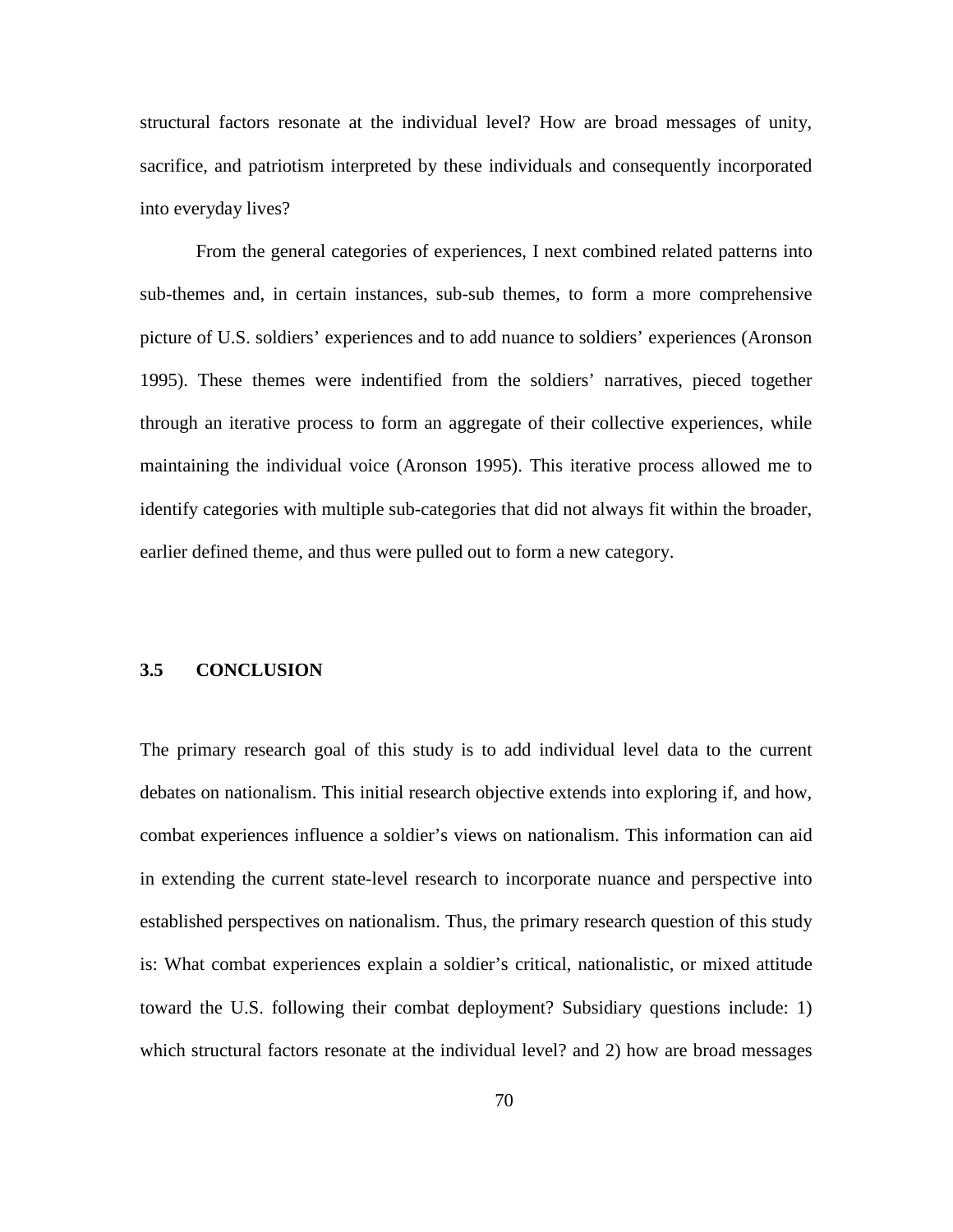structural factors resonate at the individual level? How are broad messages of unity, sacrifice, and patriotism interpreted by these individuals and consequently incorporated into everyday lives?

From the general categories of experiences, I next combined related patterns into sub-themes and, in certain instances, sub-sub themes, to form a more comprehensive picture of U.S. soldiers' experiences and to add nuance to soldiers' experiences (Aronson 1995). These themes were indentified from the soldiers' narratives, pieced together through an iterative process to form an aggregate of their collective experiences, while maintaining the individual voice (Aronson 1995). This iterative process allowed me to identify categories with multiple sub-categories that did not always fit within the broader, earlier defined theme, and thus were pulled out to form a new category.

## 3.5 CONCLUSION

The primary research goal of this study is to add individual level data to the current debates on nationalism. This initial research objective extends into exploring if, and how, combat experiences influence a soldier's views on nationalism. This information can aid in extending the current state-level research to incorporate nuance and perspective into established perspectives on nationalism. Thus, the primary research question of this study is: What combat experiences explain a soldier's critical, nationalistic, or mixed attitude toward the U.S. following their combat deployment? Subsidiary questions include: 1) which structural factors resonate at the individual level? and 2) how are broad messages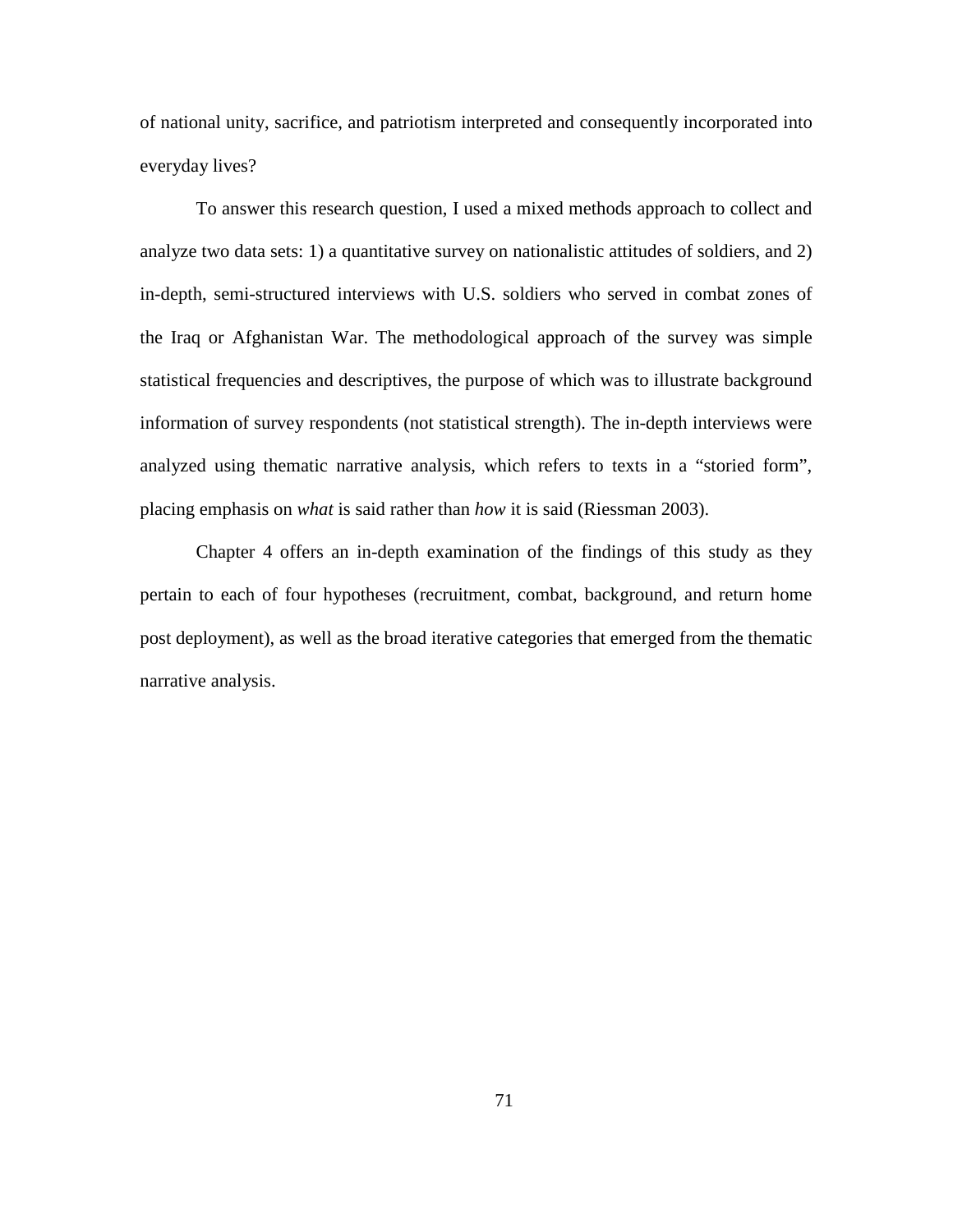of national unity, sacrifice, and patriotism interpreted and consequently incorporated into everyday lives?

To answer this research question, I used a mixed methods approach to collect and analyze two data sets: 1) a quantitative survey on nationalistic attitudes of soldiers, and 2) in-depth, semi-structured interviews with U.S. soldiers who served in combat zones of the Iraq or Afghanistan War. The methodological approach of the survey was simple statistical frequencies and descriptives, the purpose of which was to illustrate background information of survey respondents (not statistical strength). The in-depth interviews were analyzed using thematic narrative analysis, which refers to texts in a "storied form", placing emphasis on *what* is said rather than *how* it is said (Riessman 2003).

Chapter 4 offers an in-depth examination of the findings of this study as they pertain to each of four hypotheses (recruitment, combat, background, and return home post deployment), as well as the broad iterative categories that emerged from the thematic narrative analysis.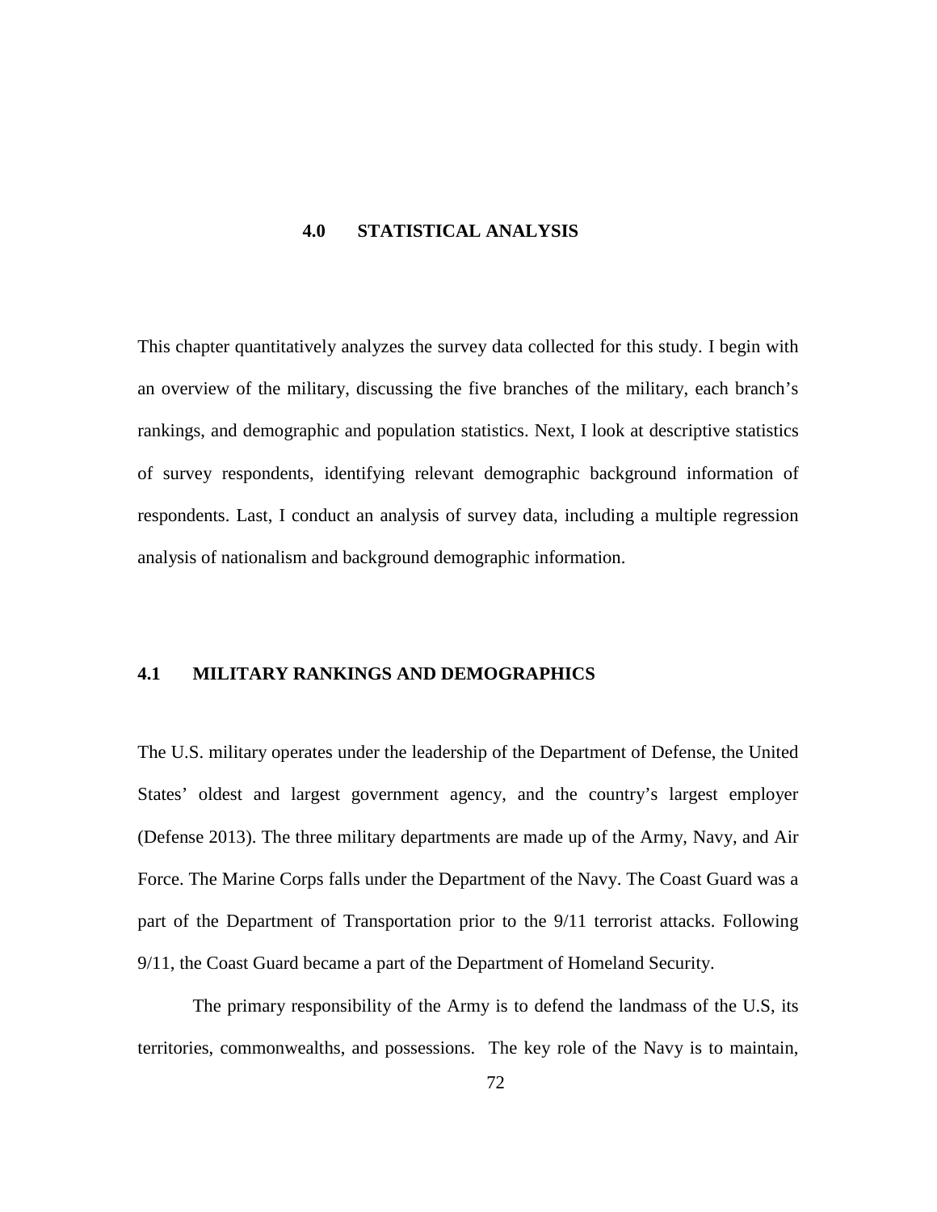# 4.0 STATISTICAL ANALYSIS

This chapter quantitatively analyzes the survey data collected for this study. I begin with an overview of the military, discussing the five branches of the military, each branch's rankings, and demographic and population statistics. Next, I look at descriptive statistics of survey respondents, identifying relevant demographic background information of respondents. Last, I conduct an analysis of survey data, including a multiple regression analysis of nationalism and background demographic information.

## 4.1 MILITARY RANKINGS AND DEMOGRAPHICS

The U.S. military operates under the leadership of the Department of Defense, the United States' oldest and largest government agency, and the country's largest employer (Defense 2013). The three military departments are made up of the Army, Navy, and Air Force. The Marine Corps falls under the Department of the Navy. The Coast Guard was a part of the Department of Transportation prior to the 9/11 terrorist attacks. Following 9/11, the Coast Guard became a part of the Department of Homeland Security.

The primary responsibility of the Army is to defend the landmass of the U.S, its territories, commonwealths, and possessions. The key role of the Navy is to maintain,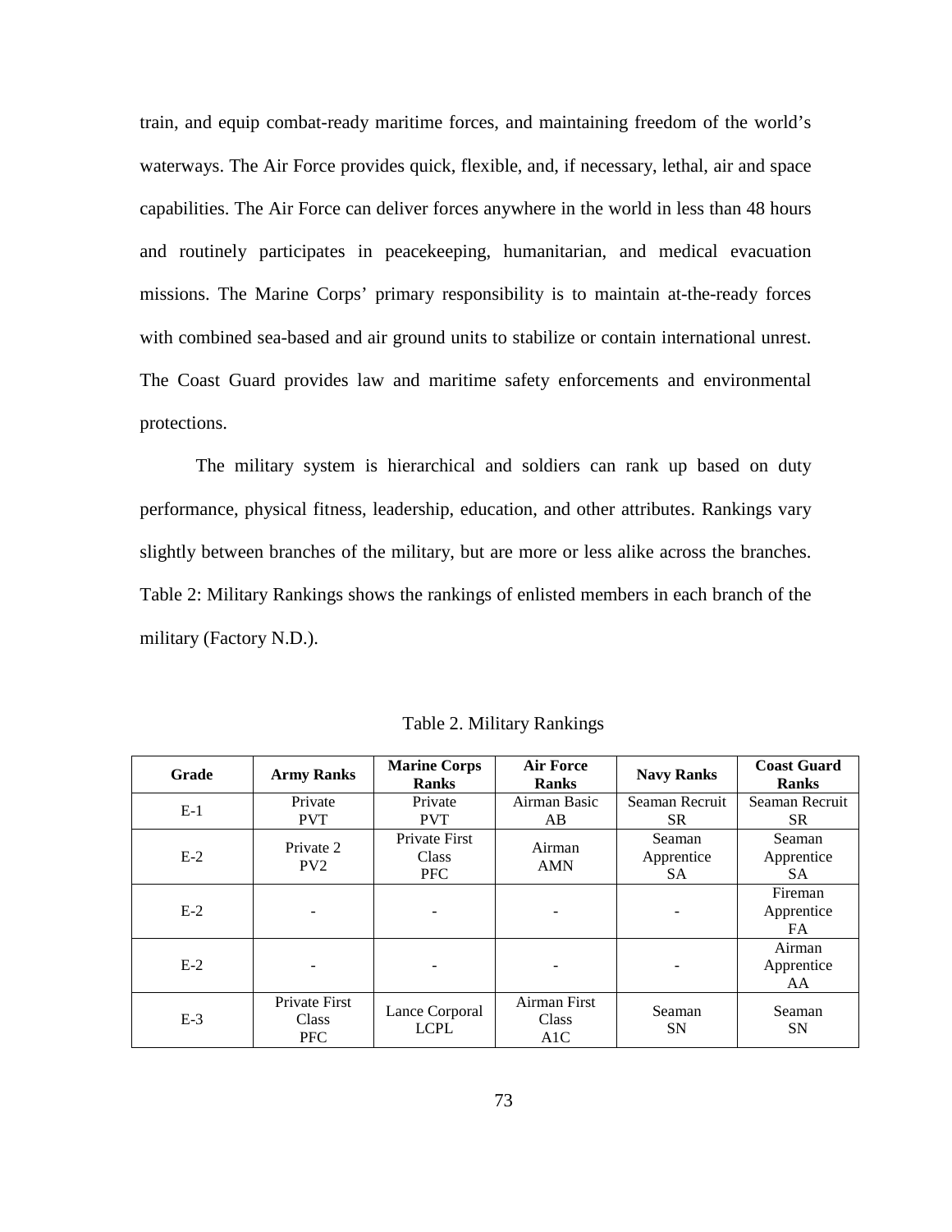train, and equip combat-ready maritime forces, and maintaining freedom of the world's waterways. The Air Force provides quick, flexible, and, if necessary, lethal, air and space capabilities. The Air Force can deliver forces anywhere in the world in less than 48 hours and routinely participates in peacekeeping, humanitarian, and medical evacuation missions. The Marine Corps' primary responsibility is to maintain at-the-ready forces with combined sea-based and air ground units to stabilize or contain international unrest. The Coast Guard provides law and maritime safety enforcements and environmental protections.

The military system is hierarchical and soldiers can rank up based on duty performance, physical fitness, leadership, education, and other attributes. Rankings vary slightly between branches of the military, but are more or less alike across the branches. Table 2: Military Rankings shows the rankings of enlisted members in each branch of the military (Factory N.D.).

Table 2. Military Rankings

| Grade | Army Ranks | Marine Corps Ranks | Air Force Ranks | Navy Ranks | Coast Guard Ranks |
|---|---|---|---|---|---|
| E-1 | Private PVT | Private PVT | Airman Basic AB | Seaman Recruit SR | Seaman Recruit SR |
| E-2 | Private 2 PV2 | Private First Class PFC | Airman AMN | Seaman Apprentice SA | Seaman Apprentice SA |
| E-2 | - | - | - | - | Fireman Apprentice FA |
| E-2 | - | - | - | - | Airman Apprentice AA |
| E-3 | Private First Class PFC | Lance Corporal LCPL | Airman First Class A1C | Seaman SN | Seaman SN |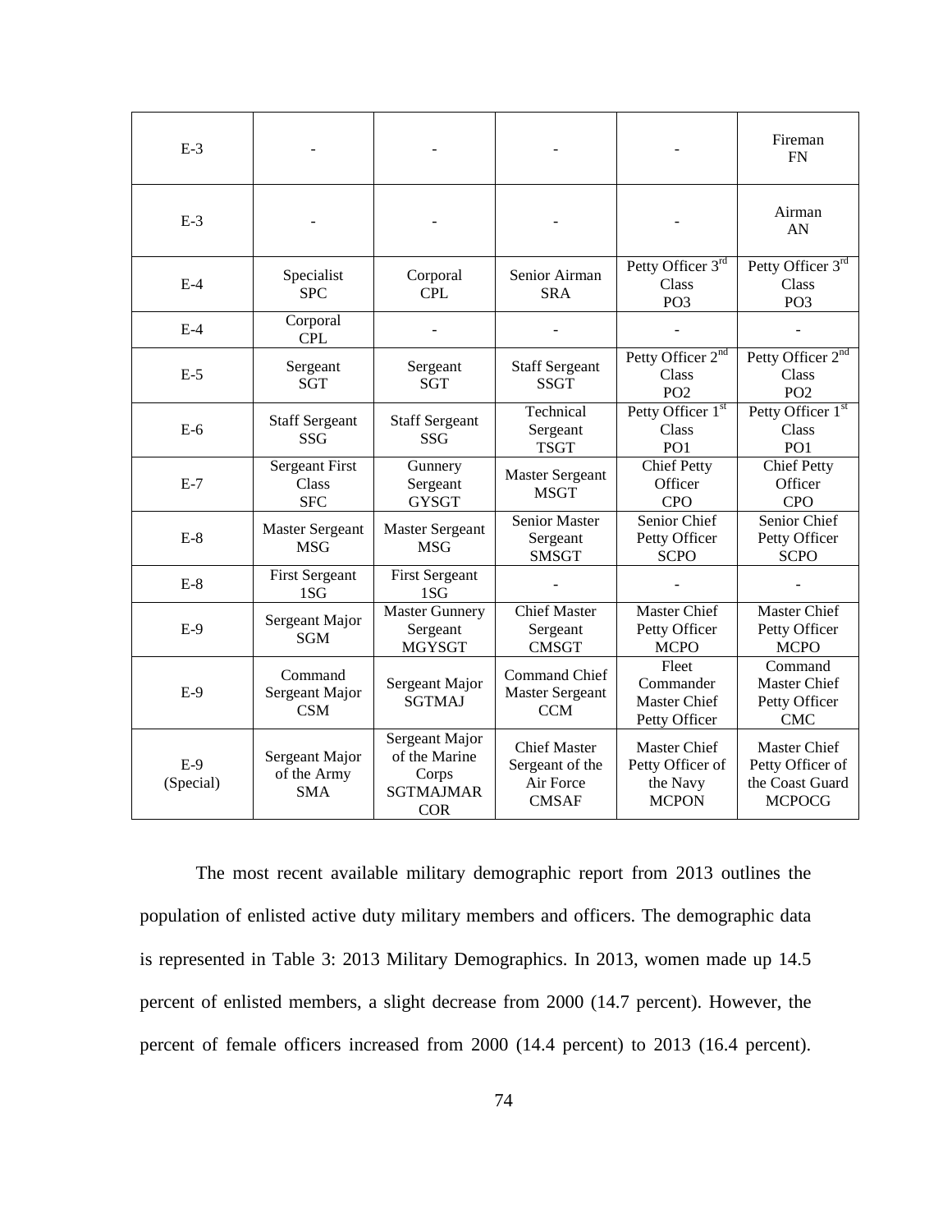| E-3 | - | - | - | - | Fireman FN |
|---|---|---|---|---|---|
| E-3 | - | - | - | - | Airman AN |
| E-4 | Specialist SPC | Corporal CPL | Senior Airman SRA | Petty Officer 3rd Class PO3 | Petty Officer 3rd Class PO3 |
| E-4 | Corporal CPL | - | - | - | - |
| E-5 | Sergeant SGT | Sergeant SGT | Staff Sergeant SSGT | Petty Officer 2nd Class PO2 | Petty Officer 2nd Class PO2 |
| E-6 | Staff Sergeant SSG | Staff Sergeant SSG | Technical Sergeant TSGT | Petty Officer 1st Class PO1 | Petty Officer 1st Class PO1 |
| E-7 | Sergeant First Class SFC | Gunnery Sergeant GYSGT | Master Sergeant MSGT | Chief Petty Officer CPO | Chief Petty Officer CPO |
| E-8 | Master Sergeant MSG | Master Sergeant MSG | Senior Master Sergeant SMSGT | Senior Chief Petty Officer SCPO | Senior Chief Petty Officer SCPO |
| E-8 | First Sergeant 1SG | First Sergeant 1SG | - | - | - |
| E-9 | Sergeant Major SGM | Master Gunnery Sergeant MGYSGT | Chief Master Sergeant CMSGT | Master Chief Petty Officer MCPO | Master Chief Petty Officer MCPO |
| E-9 | Command Sergeant Major CSM | Sergeant Major SGTMAJ | Command Chief Master Sergeant CCM | Fleet Commander Master Chief Petty Officer | Command Master Chief Petty Officer CMC |
| E-9 (Special) | Sergeant Major of the Army SMA | Sergeant Major of the Marine Corps SGTMAJMAR COR | Chief Master Sergeant of the Air Force CMSAF | Master Chief Petty Officer of the Navy MCPON | Master Chief Petty Officer of the Coast Guard MCPOCG |

The most recent available military demographic report from 2013 outlines the population of enlisted active duty military members and officers. The demographic data is represented in Table 3: 2013 Military Demographics. In 2013, women made up 14.5 percent of enlisted members, a slight decrease from 2000 (14.7 percent). However, the percent of female officers increased from 2000 (14.4 percent) to 2013 (16.4 percent).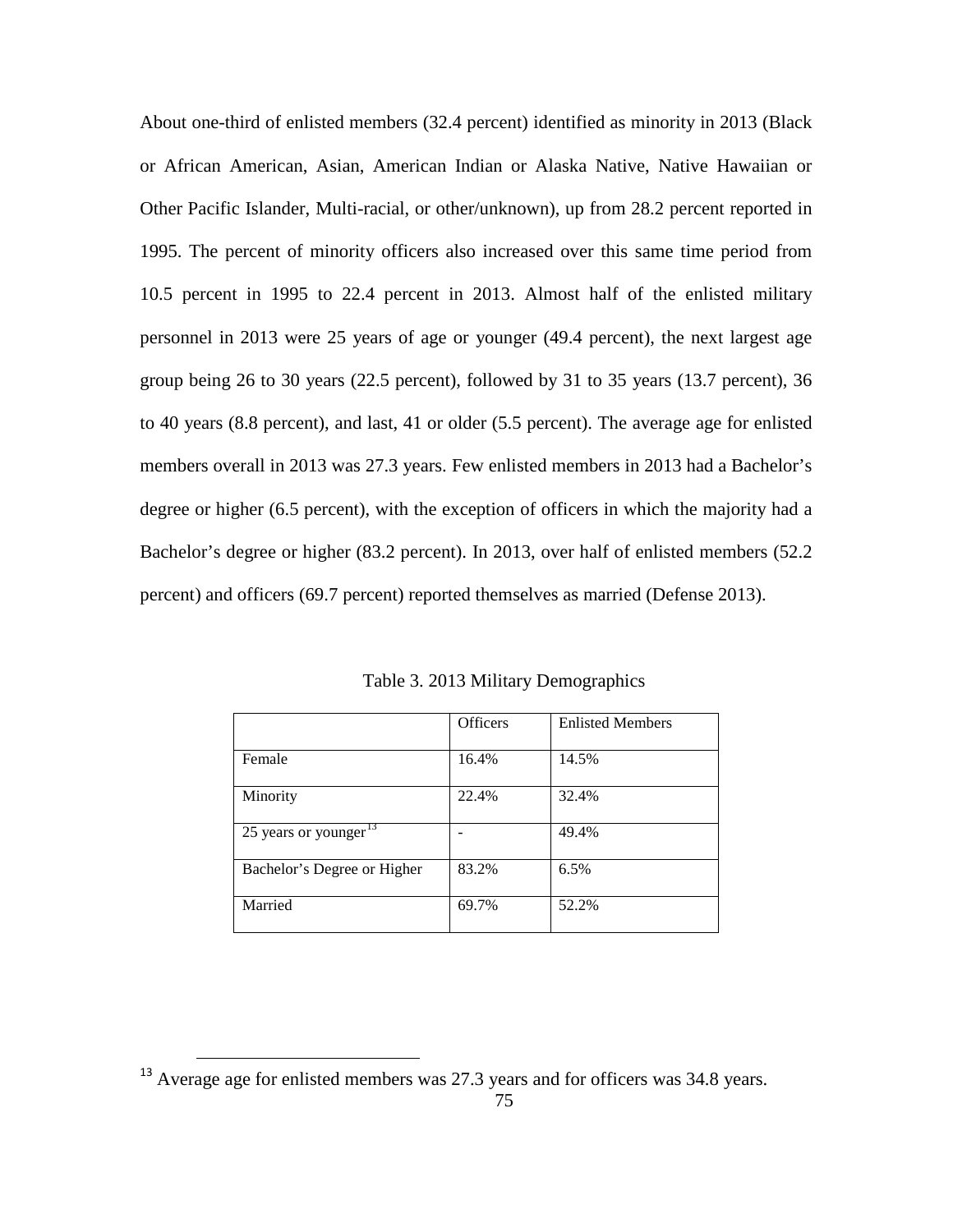About one-third of enlisted members (32.4 percent) identified as minority in 2013 (Black or African American, Asian, American Indian or Alaska Native, Native Hawaiian or Other Pacific Islander, Multi-racial, or other/unknown), up from 28.2 percent reported in 1995. The percent of minority officers also increased over this same time period from 10.5 percent in 1995 to 22.4 percent in 2013. Almost half of the enlisted military personnel in 2013 were 25 years of age or younger (49.4 percent), the next largest age group being 26 to 30 years (22.5 percent), followed by 31 to 35 years (13.7 percent), 36 to 40 years (8.8 percent), and last, 41 or older (5.5 percent). The average age for enlisted members overall in 2013 was 27.3 years. Few enlisted members in 2013 had a Bachelor's degree or higher (6.5 percent), with the exception of officers in which the majority had a Bachelor's degree or higher (83.2 percent). In 2013, over half of enlisted members (52.2 percent) and officers (69.7 percent) reported themselves as married (Defense 2013).

Table 3. 2013 Military Demographics

| | Officers | Enlisted Members |
|---|---|---|
| Female | 16.4% | 14.5% |
| Minority | 22.4% | 32.4% |
| 25 years or younger[13] | - | 49.4% |
| Bachelor's Degree or Higher | 83.2% | 6.5% |
| Married | 69.7% | 52.2% |

[13] Average age for enlisted members was 27.3 years and for officers was 34.8 years.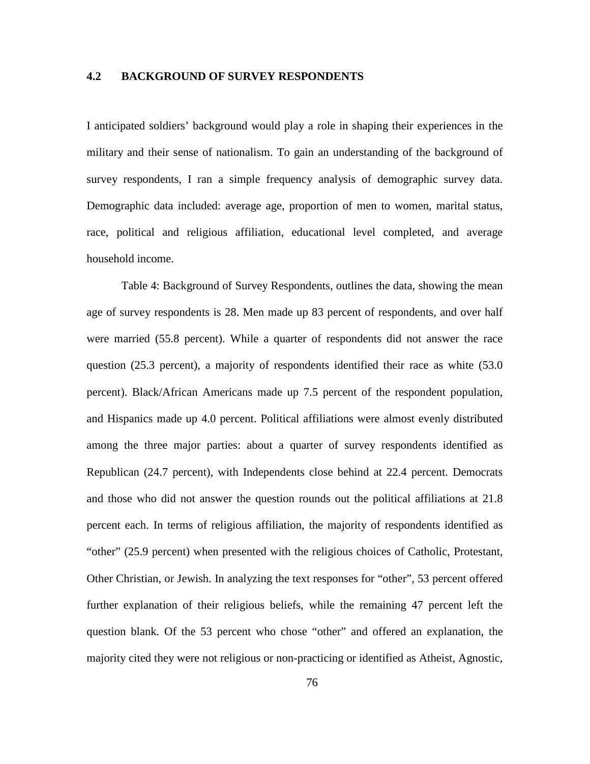## 4.2 BACKGROUND OF SURVEY RESPONDENTS

I anticipated soldiers' background would play a role in shaping their experiences in the military and their sense of nationalism. To gain an understanding of the background of survey respondents, I ran a simple frequency analysis of demographic survey data. Demographic data included: average age, proportion of men to women, marital status, race, political and religious affiliation, educational level completed, and average household income.

Table 4: Background of Survey Respondents, outlines the data, showing the mean age of survey respondents is 28. Men made up 83 percent of respondents, and over half were married (55.8 percent). While a quarter of respondents did not answer the race question (25.3 percent), a majority of respondents identified their race as white (53.0 percent). Black/African Americans made up 7.5 percent of the respondent population, and Hispanics made up 4.0 percent. Political affiliations were almost evenly distributed among the three major parties: about a quarter of survey respondents identified as Republican (24.7 percent), with Independents close behind at 22.4 percent. Democrats and those who did not answer the question rounds out the political affiliations at 21.8 percent each. In terms of religious affiliation, the majority of respondents identified as "other" (25.9 percent) when presented with the religious choices of Catholic, Protestant, Other Christian, or Jewish. In analyzing the text responses for "other", 53 percent offered further explanation of their religious beliefs, while the remaining 47 percent left the question blank. Of the 53 percent who chose "other" and offered an explanation, the majority cited they were not religious or non-practicing or identified as Atheist, Agnostic,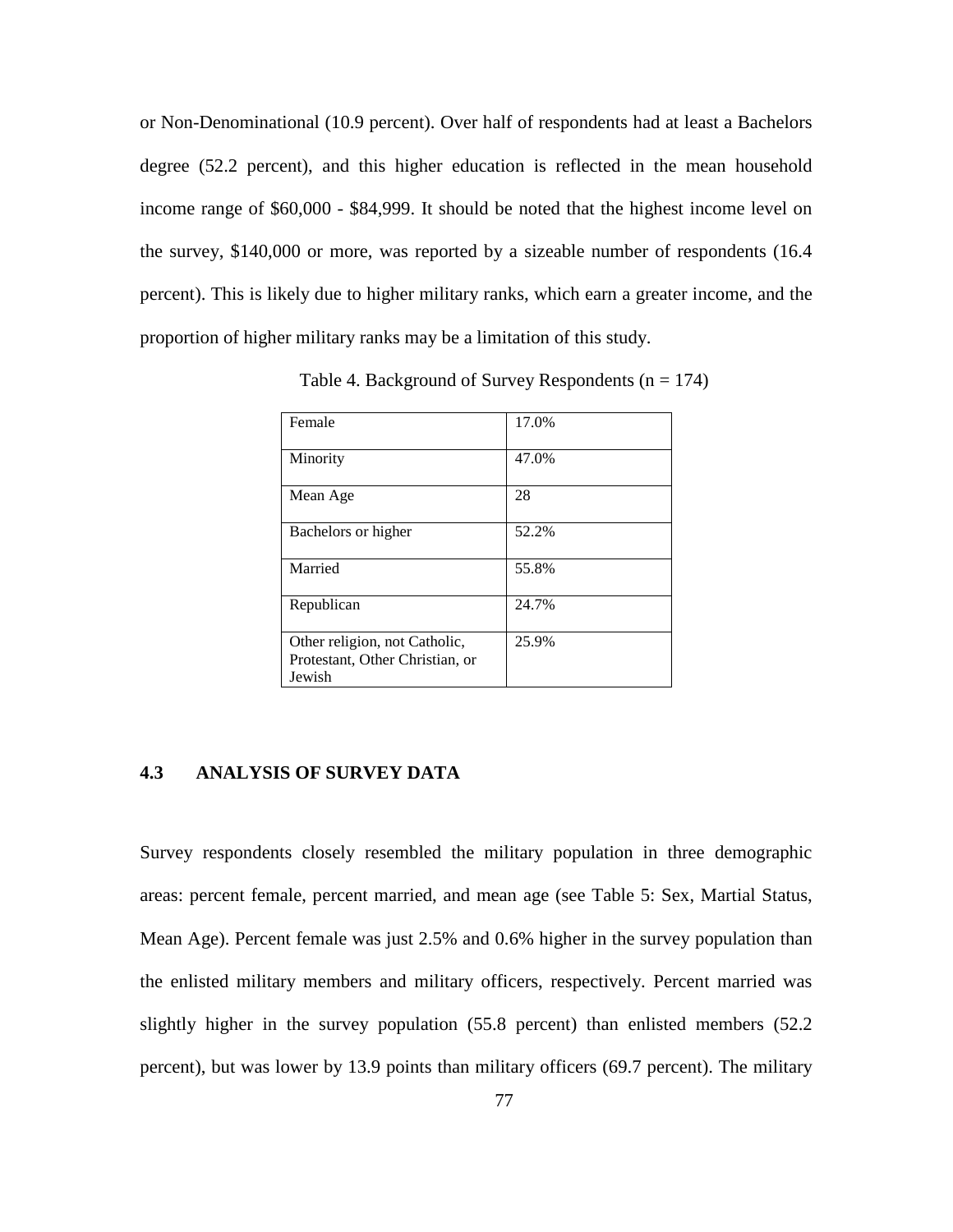or Non-Denominational (10.9 percent). Over half of respondents had at least a Bachelors degree (52.2 percent), and this higher education is reflected in the mean household income range of $60,000 - $84,999. It should be noted that the highest income level on the survey, $140,000 or more, was reported by a sizeable number of respondents (16.4 percent). This is likely due to higher military ranks, which earn a greater income, and the proportion of higher military ranks may be a limitation of this study.

Table 4. Background of Survey Respondents (n = 174)

| | |
|---|---|
| Female | 17.0% |
| Minority | 47.0% |
| Mean Age | 28 |
| Bachelors or higher | 52.2% |
| Married | 55.8% |
| Republican | 24.7% |
| Other religion, not Catholic, Protestant, Other Christian, or Jewish | 25.9% |

### 4.3 ANALYSIS OF SURVEY DATA

Survey respondents closely resembled the military population in three demographic areas: percent female, percent married, and mean age (see Table 5: Sex, Martial Status, Mean Age). Percent female was just 2.5% and 0.6% higher in the survey population than the enlisted military members and military officers, respectively. Percent married was slightly higher in the survey population (55.8 percent) than enlisted members (52.2 percent), but was lower by 13.9 points than military officers (69.7 percent). The military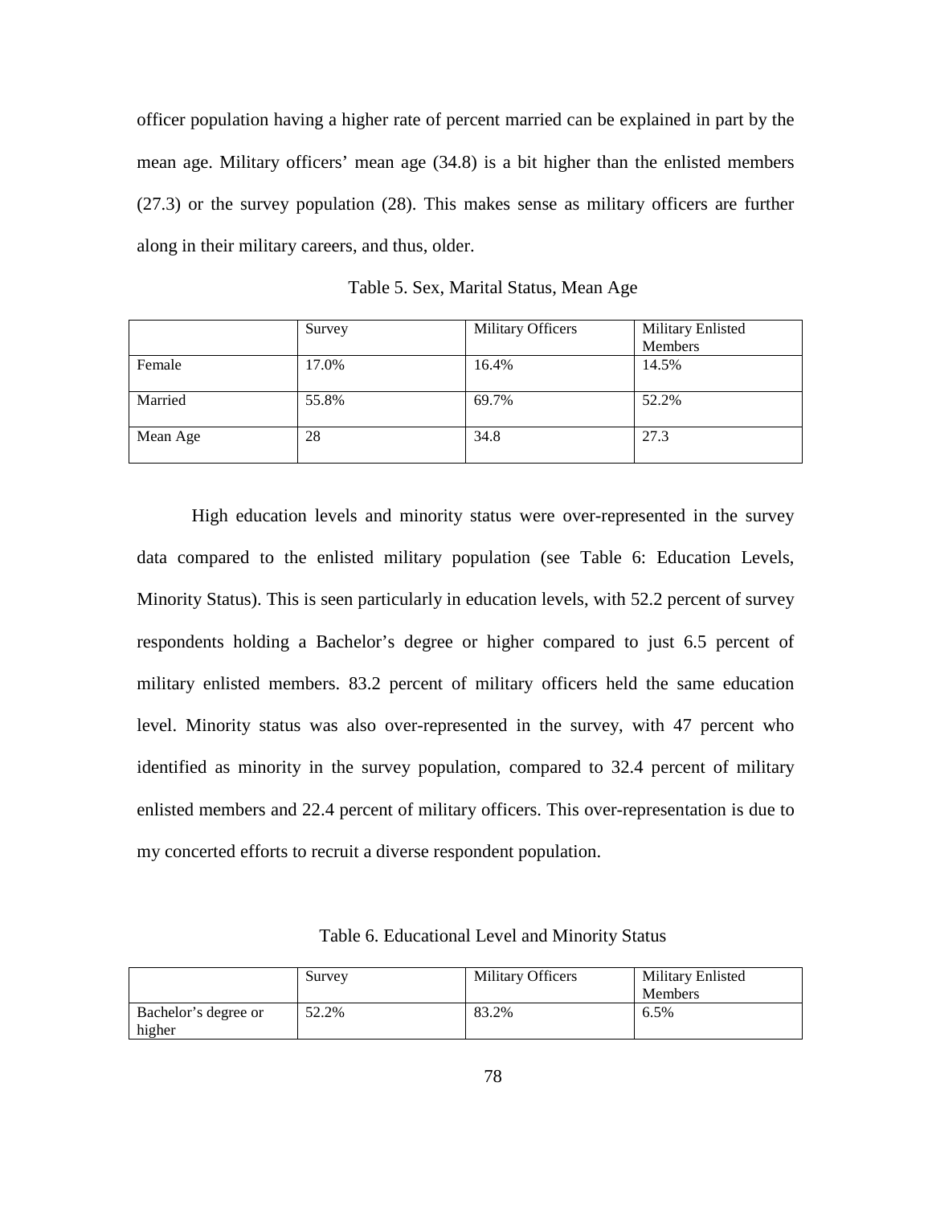officer population having a higher rate of percent married can be explained in part by the mean age. Military officers' mean age (34.8) is a bit higher than the enlisted members (27.3) or the survey population (28). This makes sense as military officers are further along in their military careers, and thus, older.

Table 5. Sex, Marital Status, Mean Age

| | Survey | Military Officers | Military Enlisted Members |
|---|---|---|---|
| Female | 17.0% | 16.4% | 14.5% |
| Married | 55.8% | 69.7% | 52.2% |
| Mean Age | 28 | 34.8 | 27.3 |

High education levels and minority status were over-represented in the survey data compared to the enlisted military population (see Table 6: Education Levels, Minority Status). This is seen particularly in education levels, with 52.2 percent of survey respondents holding a Bachelor's degree or higher compared to just 6.5 percent of military enlisted members. 83.2 percent of military officers held the same education level. Minority status was also over-represented in the survey, with 47 percent who identified as minority in the survey population, compared to 32.4 percent of military enlisted members and 22.4 percent of military officers. This over-representation is due to my concerted efforts to recruit a diverse respondent population.

Table 6. Educational Level and Minority Status

| | Survey | Military Officers | Military Enlisted Members |
|---|---|---|---|
| Bachelor's degree or higher | 52.2% | 83.2% | 6.5% |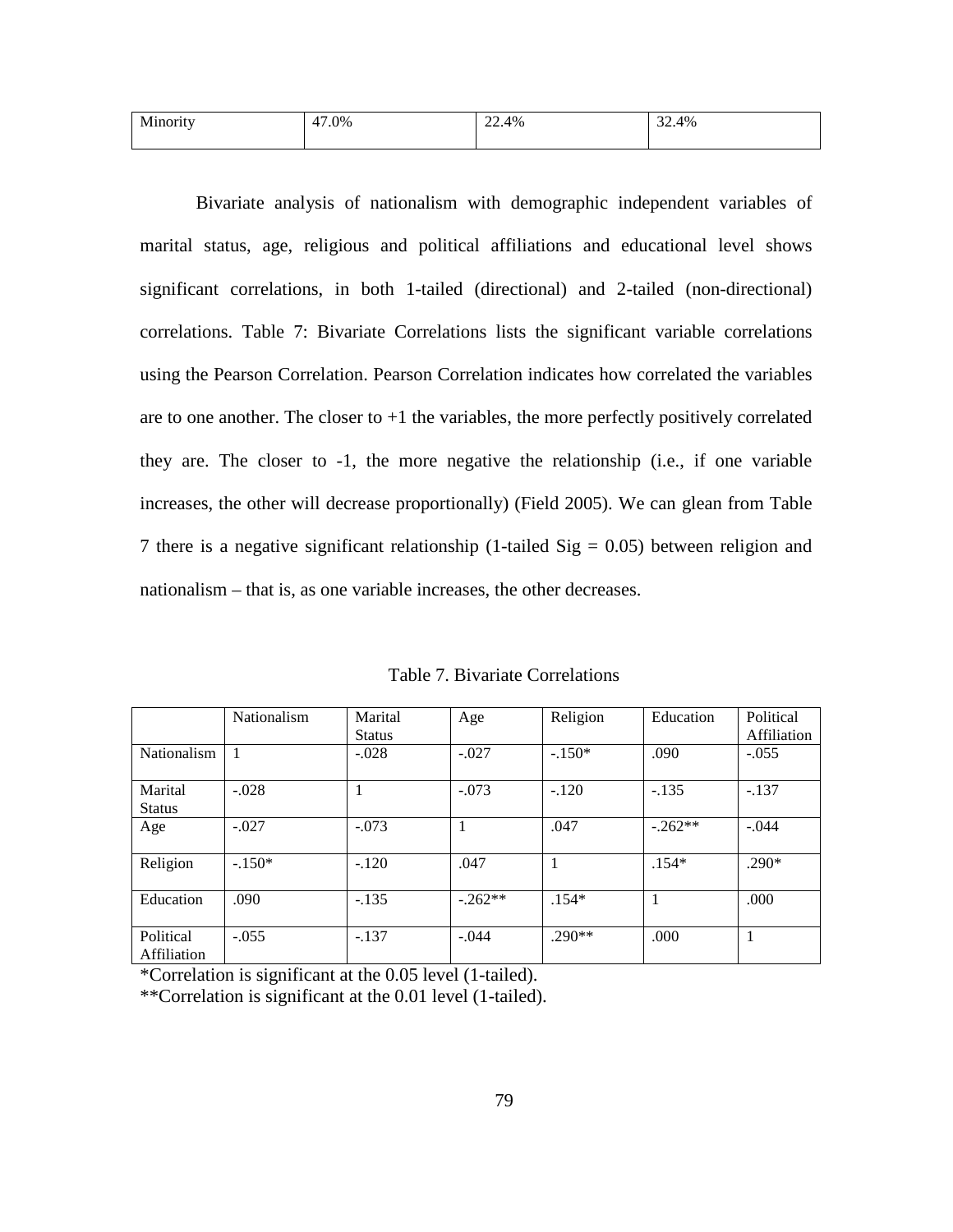| Minority | 47.0% | 22.4% | 32.4% |
|---|---|---|---|

Bivariate analysis of nationalism with demographic independent variables of marital status, age, religious and political affiliations and educational level shows significant correlations, in both 1-tailed (directional) and 2-tailed (non-directional) correlations. Table 7: Bivariate Correlations lists the significant variable correlations using the Pearson Correlation. Pearson Correlation indicates how correlated the variables are to one another. The closer to +1 the variables, the more perfectly positively correlated they are. The closer to -1, the more negative the relationship (i.e., if one variable increases, the other will decrease proportionally) (Field 2005). We can glean from Table 7 there is a negative significant relationship (1-tailed Sig = 0.05) between religion and nationalism – that is, as one variable increases, the other decreases.

Table 7. Bivariate Correlations

| | Nationalism | Marital Status | Age | Religion | Education | Political Affiliation |
|---|---|---|---|---|---|---|
| Nationalism | 1 | -.028 | -.027 | -.150* | .090 | -.055 |
| Marital Status | -.028 | 1 | -.073 | -.120 | -.135 | -.137 |
| Age | -.027 | -.073 | 1 | .047 | -.262** | -.044 |
| Religion | -.150* | -.120 | .047 | 1 | .154* | .290* |
| Education | .090 | -.135 | -.262** | .154* | 1 | .000 |
| Political Affiliation | -.055 | -.137 | -.044 | .290** | .000 | 1 |

*Correlation is significant at the 0.05 level (1-tailed).

**Correlation is significant at the 0.01 level (1-tailed).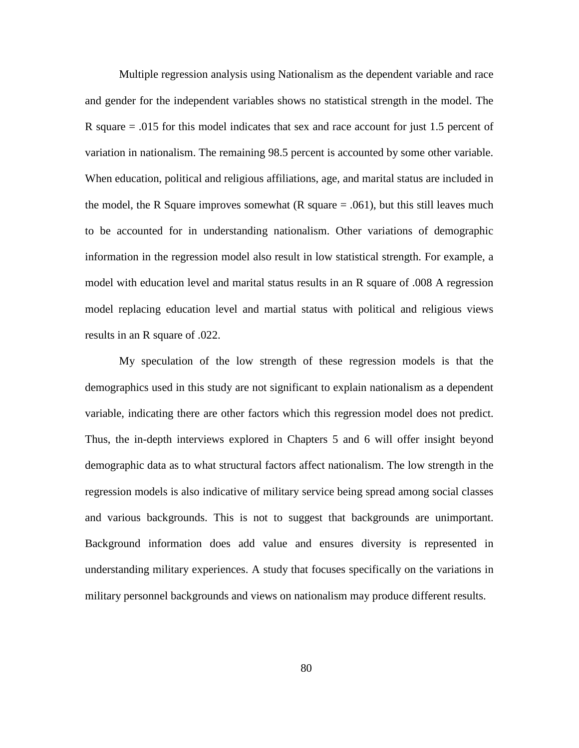Multiple regression analysis using Nationalism as the dependent variable and race and gender for the independent variables shows no statistical strength in the model. The R square = .015 for this model indicates that sex and race account for just 1.5 percent of variation in nationalism. The remaining 98.5 percent is accounted by some other variable. When education, political and religious affiliations, age, and marital status are included in the model, the R Square improves somewhat (R square = .061), but this still leaves much to be accounted for in understanding nationalism. Other variations of demographic information in the regression model also result in low statistical strength. For example, a model with education level and marital status results in an R square of .008 A regression model replacing education level and martial status with political and religious views results in an R square of .022.

My speculation of the low strength of these regression models is that the demographics used in this study are not significant to explain nationalism as a dependent variable, indicating there are other factors which this regression model does not predict. Thus, the in-depth interviews explored in Chapters 5 and 6 will offer insight beyond demographic data as to what structural factors affect nationalism. The low strength in the regression models is also indicative of military service being spread among social classes and various backgrounds. This is not to suggest that backgrounds are unimportant. Background information does add value and ensures diversity is represented in understanding military experiences. A study that focuses specifically on the variations in military personnel backgrounds and views on nationalism may produce different results.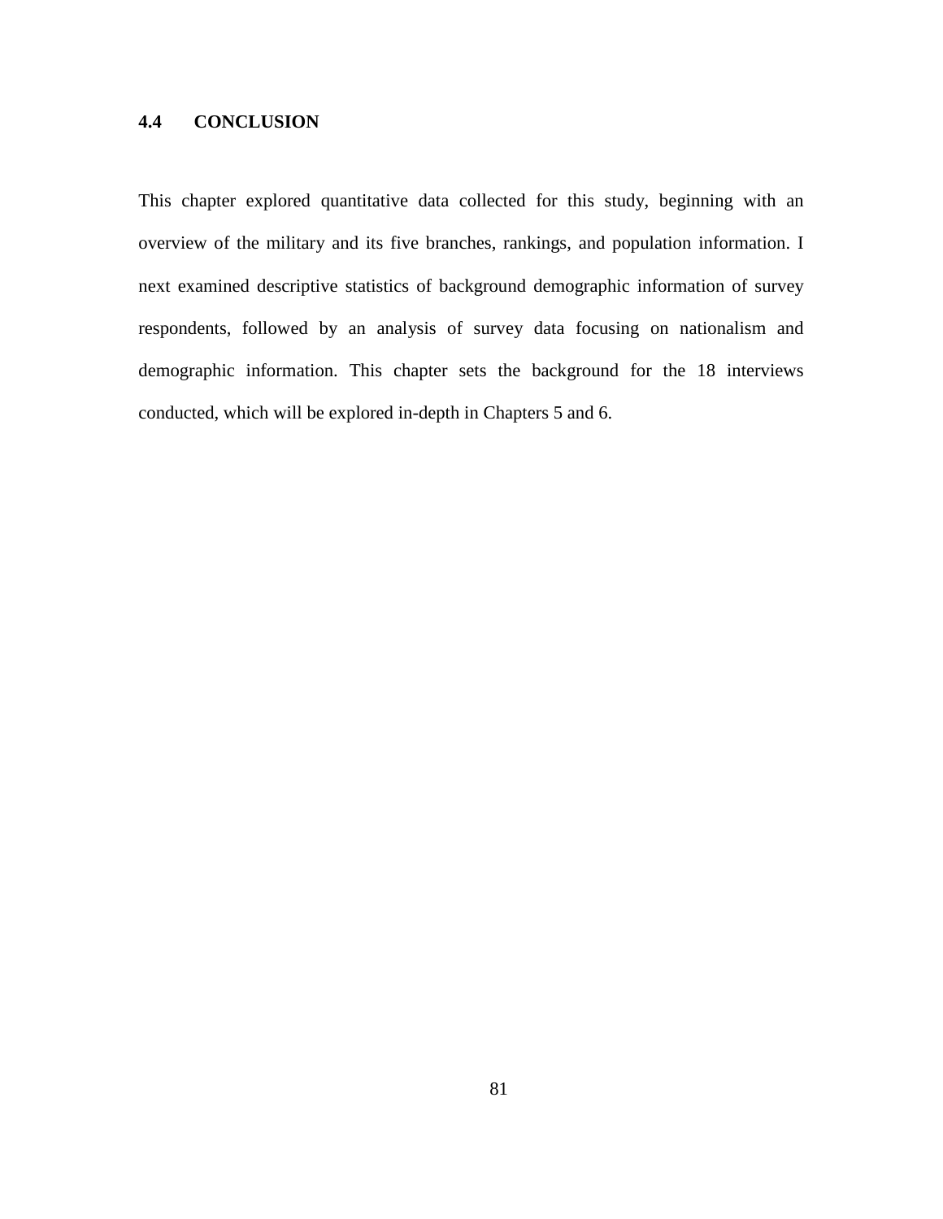## 4.4 CONCLUSION

This chapter explored quantitative data collected for this study, beginning with an overview of the military and its five branches, rankings, and population information. I next examined descriptive statistics of background demographic information of survey respondents, followed by an analysis of survey data focusing on nationalism and demographic information. This chapter sets the background for the 18 interviews conducted, which will be explored in-depth in Chapters 5 and 6.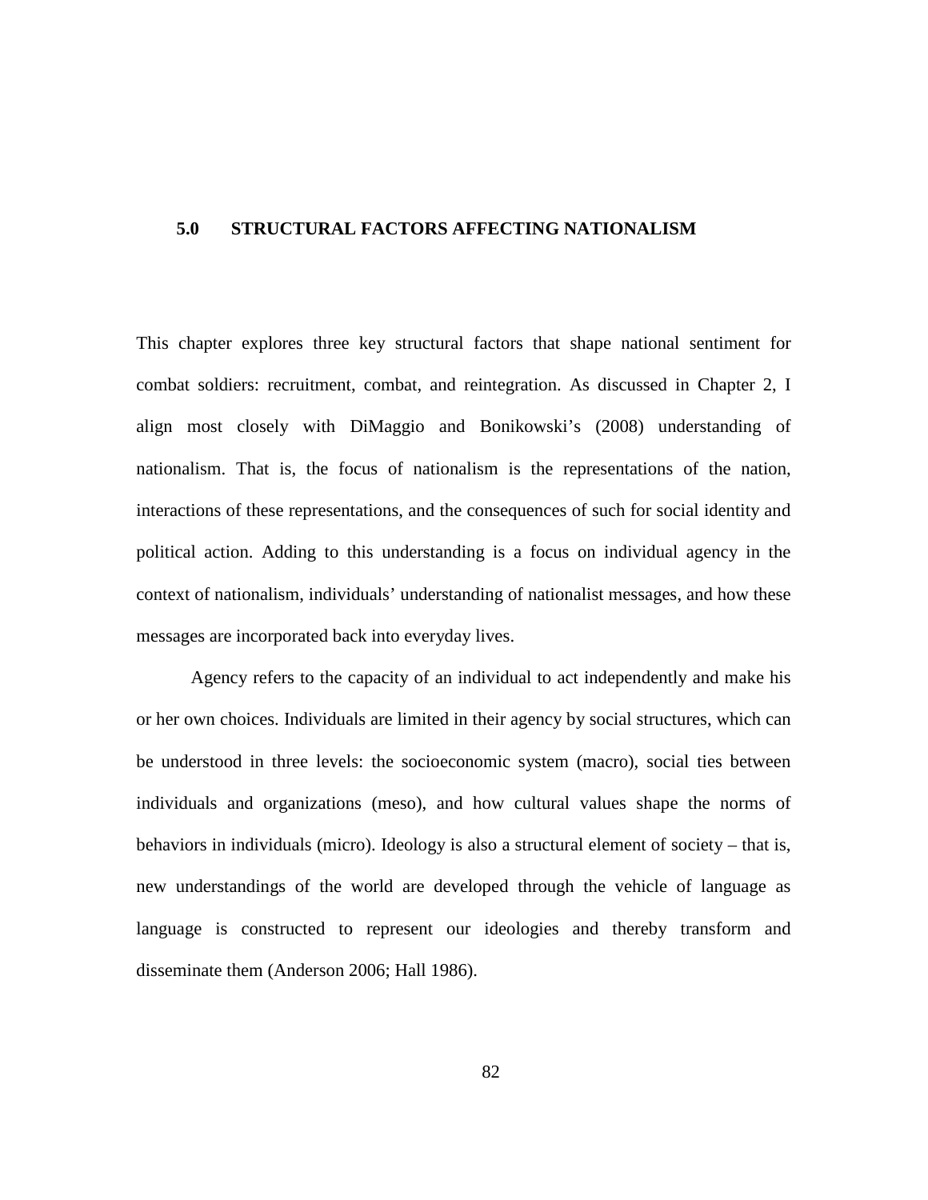# 5.0 STRUCTURAL FACTORS AFFECTING NATIONALISM

This chapter explores three key structural factors that shape national sentiment for combat soldiers: recruitment, combat, and reintegration. As discussed in Chapter 2, I align most closely with DiMaggio and Bonikowski's (2008) understanding of nationalism. That is, the focus of nationalism is the representations of the nation, interactions of these representations, and the consequences of such for social identity and political action. Adding to this understanding is a focus on individual agency in the context of nationalism, individuals' understanding of nationalist messages, and how these messages are incorporated back into everyday lives.

Agency refers to the capacity of an individual to act independently and make his or her own choices. Individuals are limited in their agency by social structures, which can be understood in three levels: the socioeconomic system (macro), social ties between individuals and organizations (meso), and how cultural values shape the norms of behaviors in individuals (micro). Ideology is also a structural element of society – that is, new understandings of the world are developed through the vehicle of language as language is constructed to represent our ideologies and thereby transform and disseminate them (Anderson 2006; Hall 1986).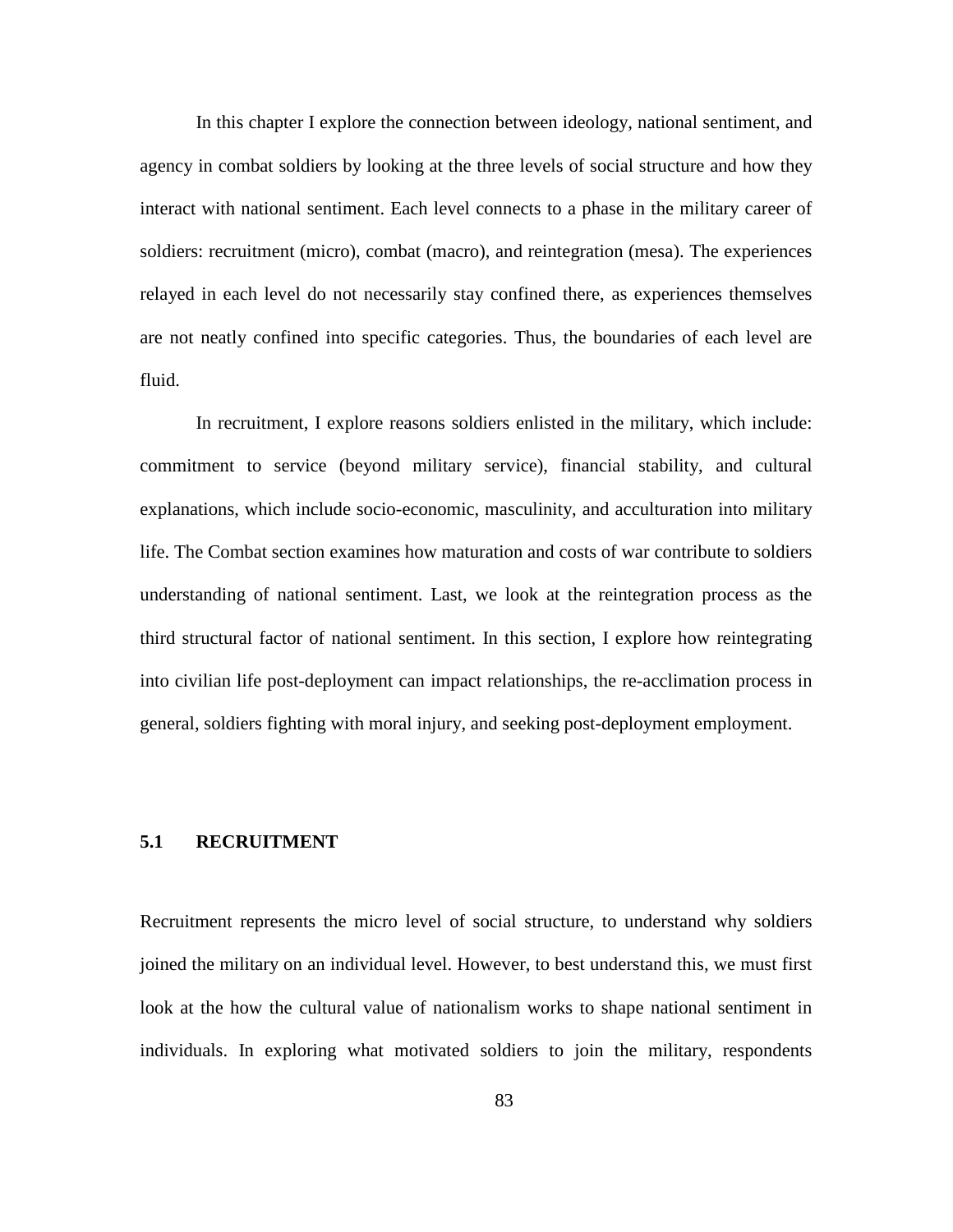In this chapter I explore the connection between ideology, national sentiment, and agency in combat soldiers by looking at the three levels of social structure and how they interact with national sentiment. Each level connects to a phase in the military career of soldiers: recruitment (micro), combat (macro), and reintegration (mesa). The experiences relayed in each level do not necessarily stay confined there, as experiences themselves are not neatly confined into specific categories. Thus, the boundaries of each level are fluid.

In recruitment, I explore reasons soldiers enlisted in the military, which include: commitment to service (beyond military service), financial stability, and cultural explanations, which include socio-economic, masculinity, and acculturation into military life. The Combat section examines how maturation and costs of war contribute to soldiers understanding of national sentiment. Last, we look at the reintegration process as the third structural factor of national sentiment. In this section, I explore how reintegrating into civilian life post-deployment can impact relationships, the re-acclimation process in general, soldiers fighting with moral injury, and seeking post-deployment employment.

## 5.1 RECRUITMENT

Recruitment represents the micro level of social structure, to understand why soldiers joined the military on an individual level. However, to best understand this, we must first look at the how the cultural value of nationalism works to shape national sentiment in individuals. In exploring what motivated soldiers to join the military, respondents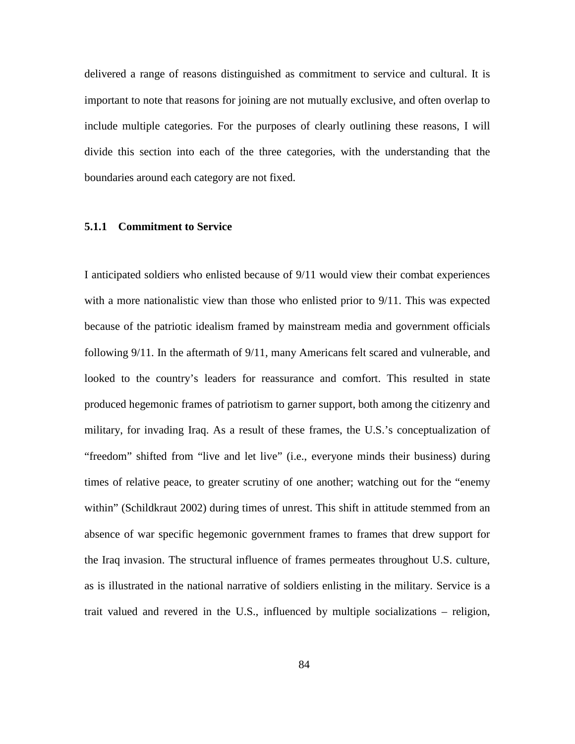delivered a range of reasons distinguished as commitment to service and cultural. It is important to note that reasons for joining are not mutually exclusive, and often overlap to include multiple categories. For the purposes of clearly outlining these reasons, I will divide this section into each of the three categories, with the understanding that the boundaries around each category are not fixed.

### 5.1.1 Commitment to Service

I anticipated soldiers who enlisted because of 9/11 would view their combat experiences with a more nationalistic view than those who enlisted prior to 9/11. This was expected because of the patriotic idealism framed by mainstream media and government officials following 9/11. In the aftermath of 9/11, many Americans felt scared and vulnerable, and looked to the country's leaders for reassurance and comfort. This resulted in state produced hegemonic frames of patriotism to garner support, both among the citizenry and military, for invading Iraq. As a result of these frames, the U.S.'s conceptualization of "freedom" shifted from "live and let live" (i.e., everyone minds their business) during times of relative peace, to greater scrutiny of one another; watching out for the "enemy within" (Schildkraut 2002) during times of unrest. This shift in attitude stemmed from an absence of war specific hegemonic government frames to frames that drew support for the Iraq invasion. The structural influence of frames permeates throughout U.S. culture, as is illustrated in the national narrative of soldiers enlisting in the military. Service is a trait valued and revered in the U.S., influenced by multiple socializations – religion,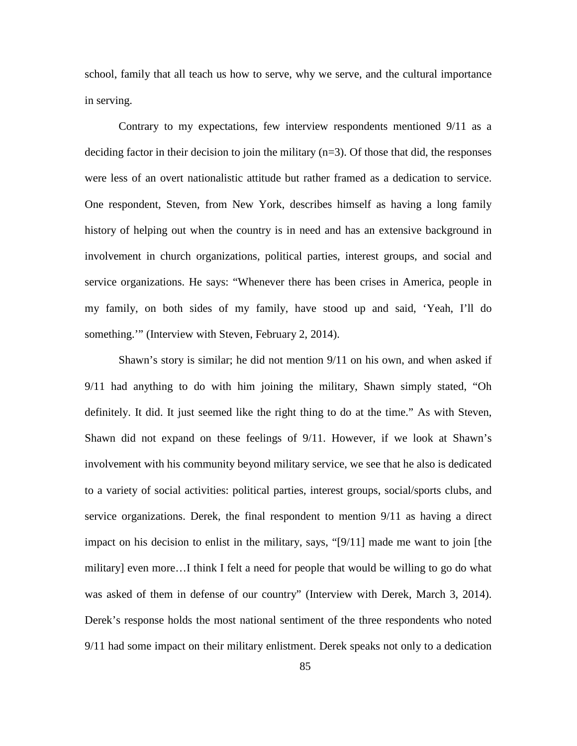school, family that all teach us how to serve, why we serve, and the cultural importance in serving.

Contrary to my expectations, few interview respondents mentioned 9/11 as a deciding factor in their decision to join the military (n=3). Of those that did, the responses were less of an overt nationalistic attitude but rather framed as a dedication to service. One respondent, Steven, from New York, describes himself as having a long family history of helping out when the country is in need and has an extensive background in involvement in church organizations, political parties, interest groups, and social and service organizations. He says: "Whenever there has been crises in America, people in my family, on both sides of my family, have stood up and said, 'Yeah, I'll do something.'" (Interview with Steven, February 2, 2014).

Shawn's story is similar; he did not mention 9/11 on his own, and when asked if 9/11 had anything to do with him joining the military, Shawn simply stated, "Oh definitely. It did. It just seemed like the right thing to do at the time." As with Steven, Shawn did not expand on these feelings of 9/11. However, if we look at Shawn's involvement with his community beyond military service, we see that he also is dedicated to a variety of social activities: political parties, interest groups, social/sports clubs, and service organizations. Derek, the final respondent to mention 9/11 as having a direct impact on his decision to enlist in the military, says, "[9/11] made me want to join [the military] even more…I think I felt a need for people that would be willing to go do what was asked of them in defense of our country" (Interview with Derek, March 3, 2014). Derek's response holds the most national sentiment of the three respondents who noted 9/11 had some impact on their military enlistment. Derek speaks not only to a dedication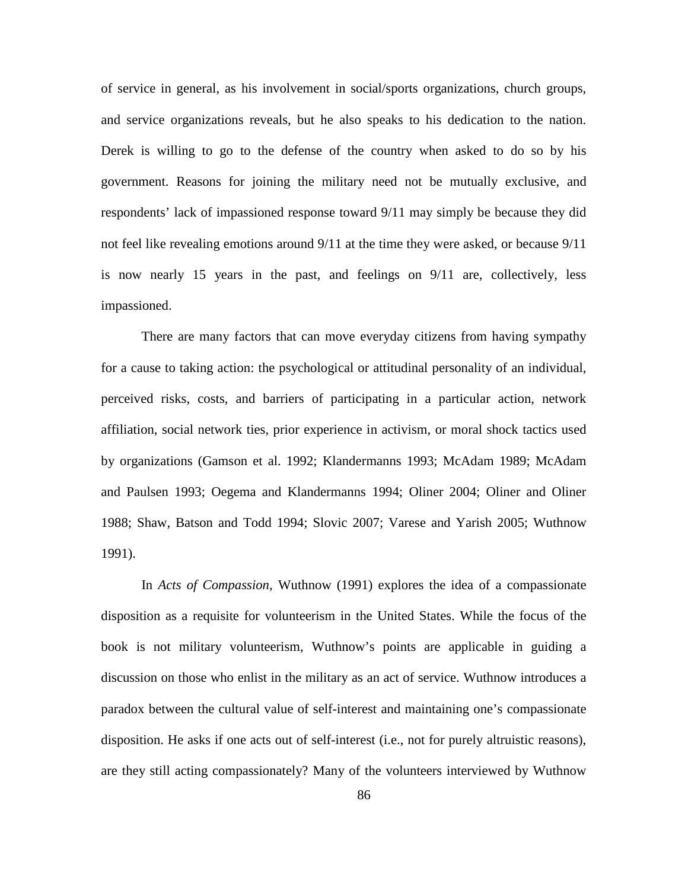of service in general, as his involvement in social/sports organizations, church groups, and service organizations reveals, but he also speaks to his dedication to the nation. Derek is willing to go to the defense of the country when asked to do so by his government. Reasons for joining the military need not be mutually exclusive, and respondents' lack of impassioned response toward 9/11 may simply be because they did not feel like revealing emotions around 9/11 at the time they were asked, or because 9/11 is now nearly 15 years in the past, and feelings on 9/11 are, collectively, less impassioned.

There are many factors that can move everyday citizens from having sympathy for a cause to taking action: the psychological or attitudinal personality of an individual, perceived risks, costs, and barriers of participating in a particular action, network affiliation, social network ties, prior experience in activism, or moral shock tactics used by organizations (Gamson et al. 1992; Klandermanns 1993; McAdam 1989; McAdam and Paulsen 1993; Oegema and Klandermanns 1994; Oliner 2004; Oliner and Oliner 1988; Shaw, Batson and Todd 1994; Slovic 2007; Varese and Yarish 2005; Wuthnow 1991).

In *Acts of Compassion*, Wuthnow (1991) explores the idea of a compassionate disposition as a requisite for volunteerism in the United States. While the focus of the book is not military volunteerism, Wuthnow's points are applicable in guiding a discussion on those who enlist in the military as an act of service. Wuthnow introduces a paradox between the cultural value of self-interest and maintaining one's compassionate disposition. He asks if one acts out of self-interest (i.e., not for purely altruistic reasons), are they still acting compassionately? Many of the volunteers interviewed by Wuthnow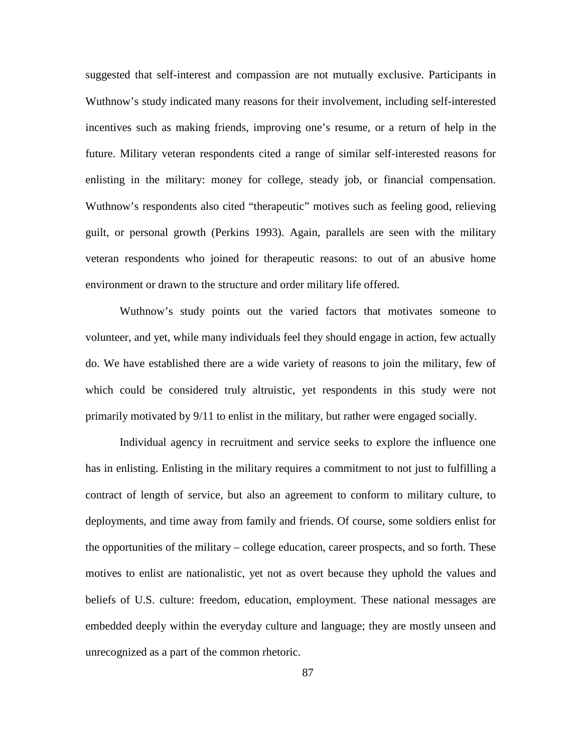suggested that self-interest and compassion are not mutually exclusive. Participants in Wuthnow's study indicated many reasons for their involvement, including self-interested incentives such as making friends, improving one's resume, or a return of help in the future. Military veteran respondents cited a range of similar self-interested reasons for enlisting in the military: money for college, steady job, or financial compensation. Wuthnow's respondents also cited "therapeutic" motives such as feeling good, relieving guilt, or personal growth (Perkins 1993). Again, parallels are seen with the military veteran respondents who joined for therapeutic reasons: to out of an abusive home environment or drawn to the structure and order military life offered.

Wuthnow's study points out the varied factors that motivates someone to volunteer, and yet, while many individuals feel they should engage in action, few actually do. We have established there are a wide variety of reasons to join the military, few of which could be considered truly altruistic, yet respondents in this study were not primarily motivated by 9/11 to enlist in the military, but rather were engaged socially.

Individual agency in recruitment and service seeks to explore the influence one has in enlisting. Enlisting in the military requires a commitment to not just to fulfilling a contract of length of service, but also an agreement to conform to military culture, to deployments, and time away from family and friends. Of course, some soldiers enlist for the opportunities of the military – college education, career prospects, and so forth. These motives to enlist are nationalistic, yet not as overt because they uphold the values and beliefs of U.S. culture: freedom, education, employment. These national messages are embedded deeply within the everyday culture and language; they are mostly unseen and unrecognized as a part of the common rhetoric.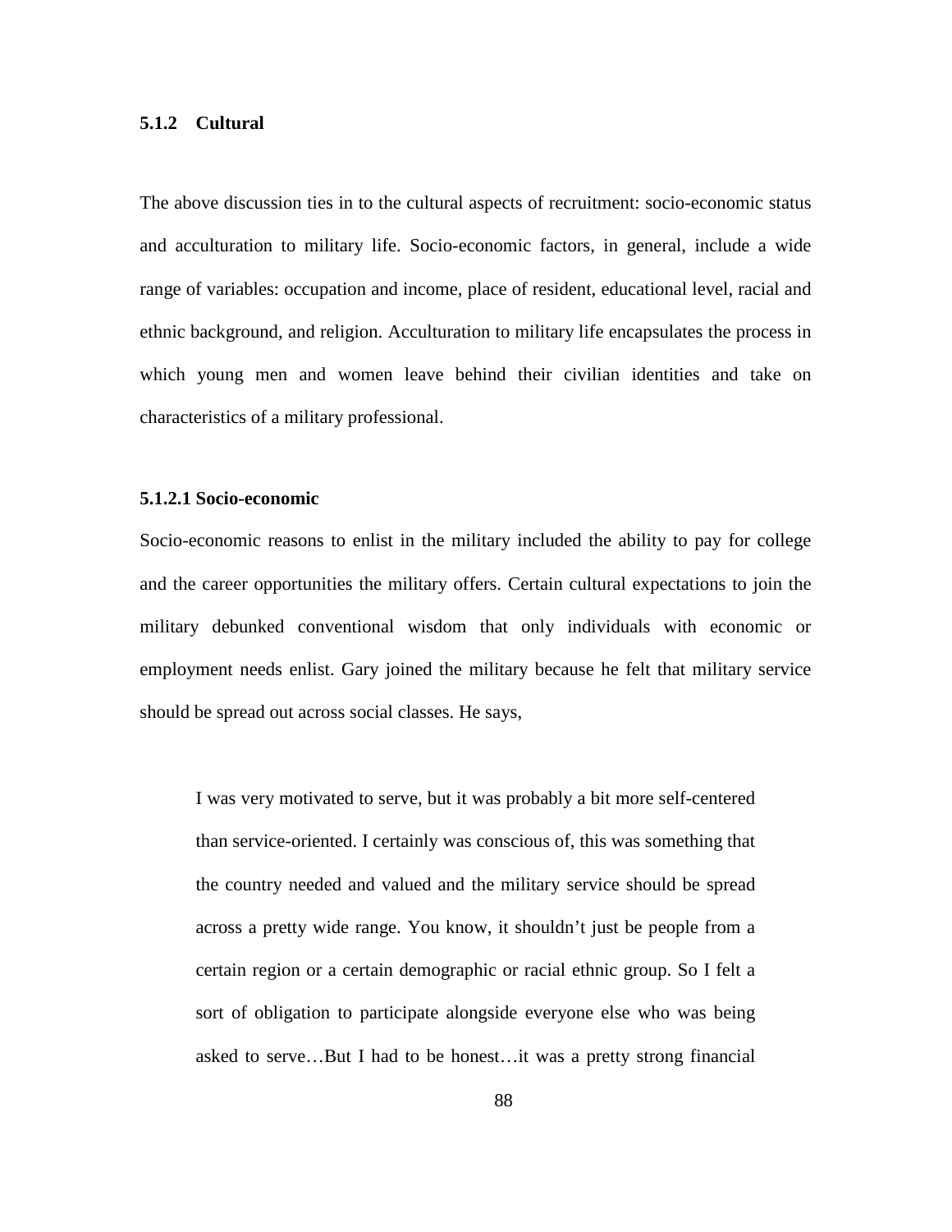### 5.1.2 Cultural

The above discussion ties in to the cultural aspects of recruitment: socio-economic status and acculturation to military life. Socio-economic factors, in general, include a wide range of variables: occupation and income, place of resident, educational level, racial and ethnic background, and religion. Acculturation to military life encapsulates the process in which young men and women leave behind their civilian identities and take on characteristics of a military professional.

#### 5.1.2.1 Socio-economic

Socio-economic reasons to enlist in the military included the ability to pay for college and the career opportunities the military offers. Certain cultural expectations to join the military debunked conventional wisdom that only individuals with economic or employment needs enlist. Gary joined the military because he felt that military service should be spread out across social classes. He says,

> I was very motivated to serve, but it was probably a bit more self-centered than service-oriented. I certainly was conscious of, this was something that the country needed and valued and the military service should be spread across a pretty wide range. You know, it shouldn't just be people from a certain region or a certain demographic or racial ethnic group. So I felt a sort of obligation to participate alongside everyone else who was being asked to serve…But I had to be honest…it was a pretty strong financial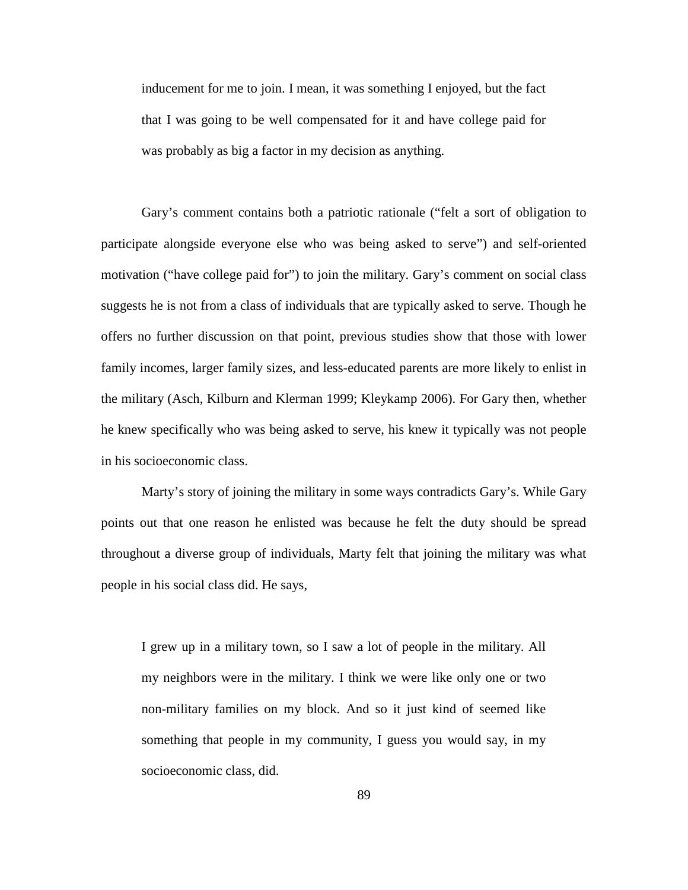> inducement for me to join. I mean, it was something I enjoyed, but the fact that I was going to be well compensated for it and have college paid for was probably as big a factor in my decision as anything.

Gary's comment contains both a patriotic rationale ("felt a sort of obligation to participate alongside everyone else who was being asked to serve") and self-oriented motivation ("have college paid for") to join the military. Gary's comment on social class suggests he is not from a class of individuals that are typically asked to serve. Though he offers no further discussion on that point, previous studies show that those with lower family incomes, larger family sizes, and less-educated parents are more likely to enlist in the military (Asch, Kilburn and Klerman 1999; Kleykamp 2006). For Gary then, whether he knew specifically who was being asked to serve, his knew it typically was not people in his socioeconomic class.

Marty's story of joining the military in some ways contradicts Gary's. While Gary points out that one reason he enlisted was because he felt the duty should be spread throughout a diverse group of individuals, Marty felt that joining the military was what people in his social class did. He says,

> I grew up in a military town, so I saw a lot of people in the military. All my neighbors were in the military. I think we were like only one or two non-military families on my block. And so it just kind of seemed like something that people in my community, I guess you would say, in my socioeconomic class, did.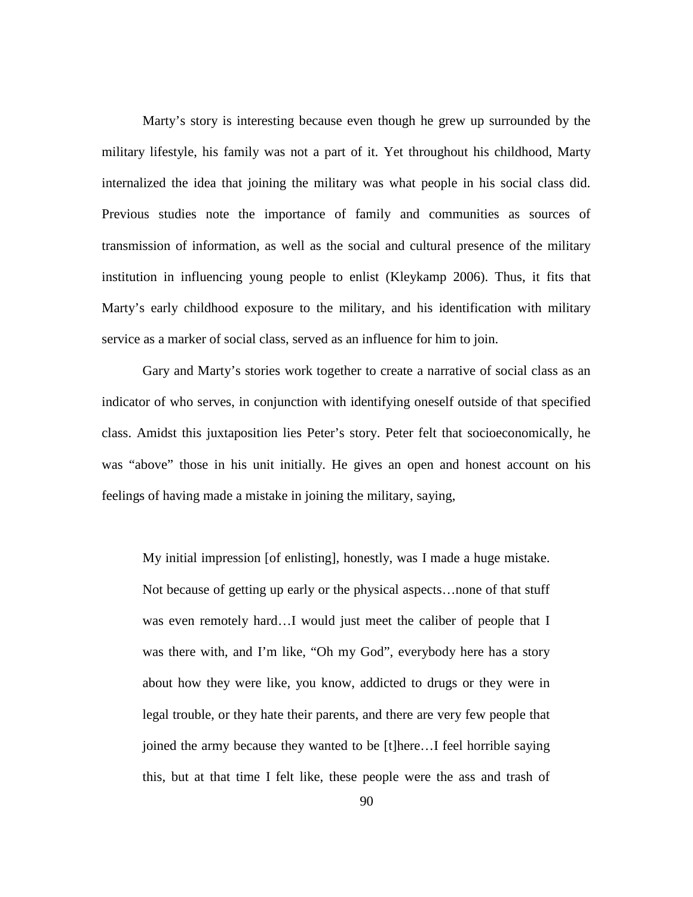Marty's story is interesting because even though he grew up surrounded by the military lifestyle, his family was not a part of it. Yet throughout his childhood, Marty internalized the idea that joining the military was what people in his social class did. Previous studies note the importance of family and communities as sources of transmission of information, as well as the social and cultural presence of the military institution in influencing young people to enlist (Kleykamp 2006). Thus, it fits that Marty's early childhood exposure to the military, and his identification with military service as a marker of social class, served as an influence for him to join.

Gary and Marty's stories work together to create a narrative of social class as an indicator of who serves, in conjunction with identifying oneself outside of that specified class. Amidst this juxtaposition lies Peter's story. Peter felt that socioeconomically, he was "above" those in his unit initially. He gives an open and honest account on his feelings of having made a mistake in joining the military, saying,

> My initial impression [of enlisting], honestly, was I made a huge mistake. Not because of getting up early or the physical aspects…none of that stuff was even remotely hard…I would just meet the caliber of people that I was there with, and I'm like, "Oh my God", everybody here has a story about how they were like, you know, addicted to drugs or they were in legal trouble, or they hate their parents, and there are very few people that joined the army because they wanted to be [t]here…I feel horrible saying this, but at that time I felt like, these people were the ass and trash of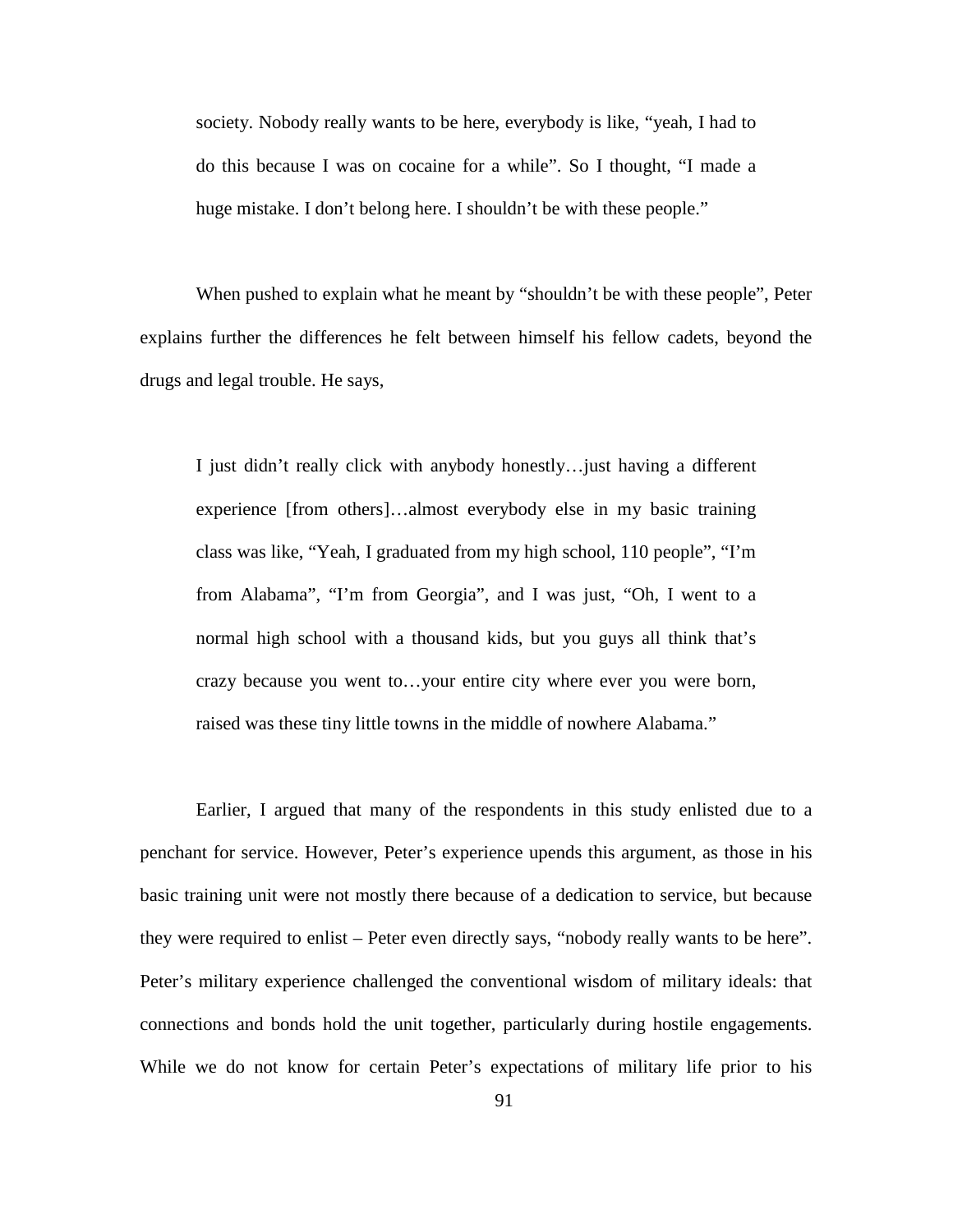> society. Nobody really wants to be here, everybody is like, "yeah, I had to do this because I was on cocaine for a while". So I thought, "I made a huge mistake. I don't belong here. I shouldn't be with these people."

When pushed to explain what he meant by "shouldn't be with these people", Peter explains further the differences he felt between himself his fellow cadets, beyond the drugs and legal trouble. He says,

> I just didn't really click with anybody honestly…just having a different experience [from others]…almost everybody else in my basic training class was like, "Yeah, I graduated from my high school, 110 people", "I'm from Alabama", "I'm from Georgia", and I was just, "Oh, I went to a normal high school with a thousand kids, but you guys all think that's crazy because you went to…your entire city where ever you were born, raised was these tiny little towns in the middle of nowhere Alabama."

Earlier, I argued that many of the respondents in this study enlisted due to a penchant for service. However, Peter's experience upends this argument, as those in his basic training unit were not mostly there because of a dedication to service, but because they were required to enlist – Peter even directly says, "nobody really wants to be here". Peter's military experience challenged the conventional wisdom of military ideals: that connections and bonds hold the unit together, particularly during hostile engagements. While we do not know for certain Peter's expectations of military life prior to his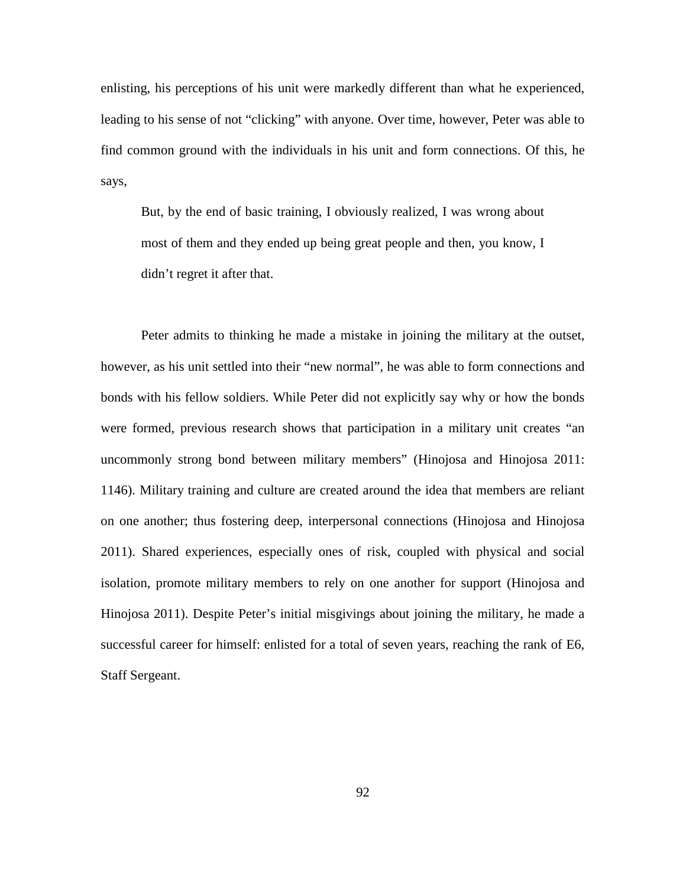enlisting, his perceptions of his unit were markedly different than what he experienced, leading to his sense of not "clicking" with anyone. Over time, however, Peter was able to find common ground with the individuals in his unit and form connections. Of this, he says,

> But, by the end of basic training, I obviously realized, I was wrong about most of them and they ended up being great people and then, you know, I didn't regret it after that.

Peter admits to thinking he made a mistake in joining the military at the outset, however, as his unit settled into their "new normal", he was able to form connections and bonds with his fellow soldiers. While Peter did not explicitly say why or how the bonds were formed, previous research shows that participation in a military unit creates "an uncommonly strong bond between military members" (Hinojosa and Hinojosa 2011: 1146). Military training and culture are created around the idea that members are reliant on one another; thus fostering deep, interpersonal connections (Hinojosa and Hinojosa 2011). Shared experiences, especially ones of risk, coupled with physical and social isolation, promote military members to rely on one another for support (Hinojosa and Hinojosa 2011). Despite Peter's initial misgivings about joining the military, he made a successful career for himself: enlisted for a total of seven years, reaching the rank of E6, Staff Sergeant.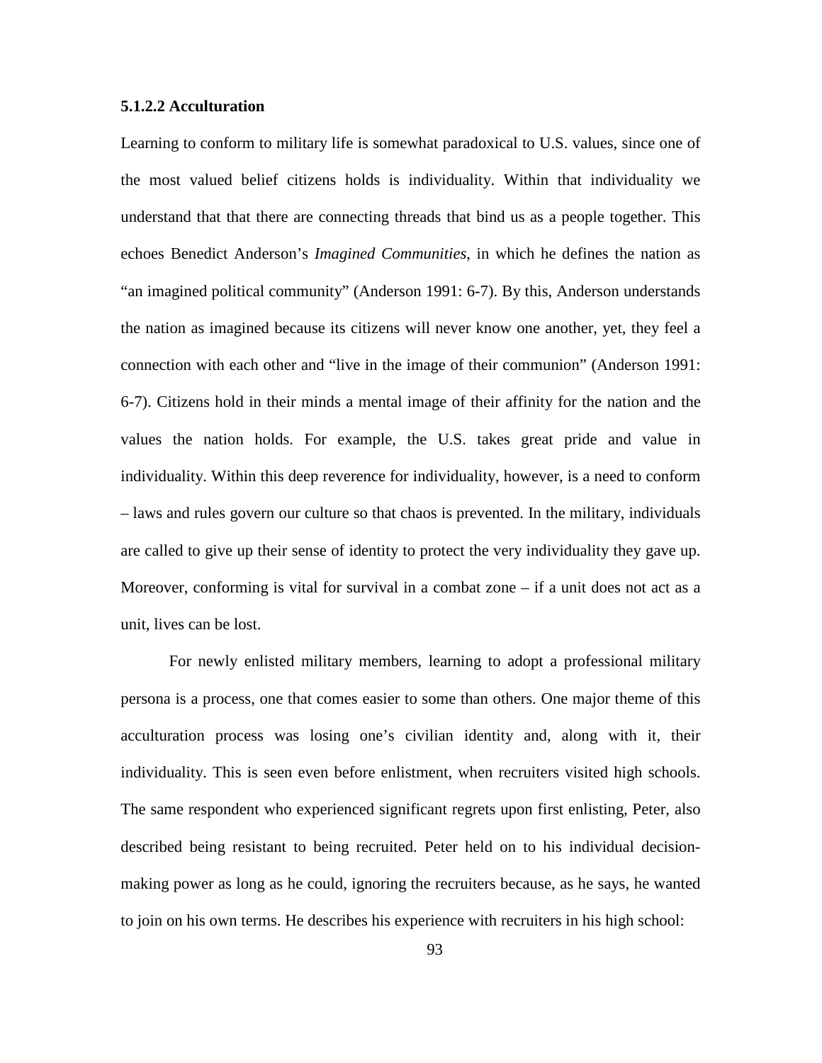### 5.1.2.2 Acculturation

Learning to conform to military life is somewhat paradoxical to U.S. values, since one of the most valued belief citizens holds is individuality. Within that individuality we understand that that there are connecting threads that bind us as a people together. This echoes Benedict Anderson's *Imagined Communities*, in which he defines the nation as "an imagined political community" (Anderson 1991: 6-7). By this, Anderson understands the nation as imagined because its citizens will never know one another, yet, they feel a connection with each other and "live in the image of their communion" (Anderson 1991: 6-7). Citizens hold in their minds a mental image of their affinity for the nation and the values the nation holds. For example, the U.S. takes great pride and value in individuality. Within this deep reverence for individuality, however, is a need to conform – laws and rules govern our culture so that chaos is prevented. In the military, individuals are called to give up their sense of identity to protect the very individuality they gave up. Moreover, conforming is vital for survival in a combat zone – if a unit does not act as a unit, lives can be lost.

For newly enlisted military members, learning to adopt a professional military persona is a process, one that comes easier to some than others. One major theme of this acculturation process was losing one's civilian identity and, along with it, their individuality. This is seen even before enlistment, when recruiters visited high schools. The same respondent who experienced significant regrets upon first enlisting, Peter, also described being resistant to being recruited. Peter held on to his individual decision-making power as long as he could, ignoring the recruiters because, as he says, he wanted to join on his own terms. He describes his experience with recruiters in his high school: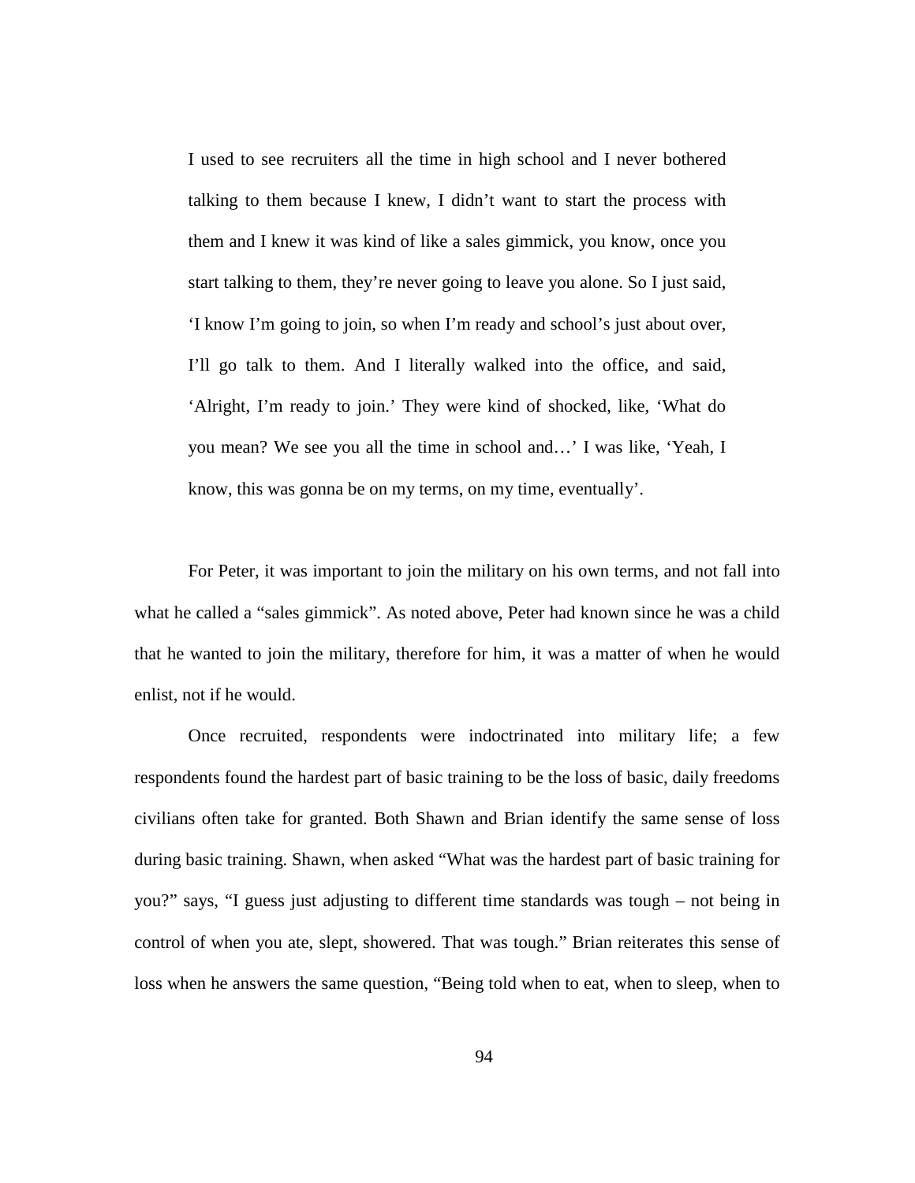> I used to see recruiters all the time in high school and I never bothered talking to them because I knew, I didn't want to start the process with them and I knew it was kind of like a sales gimmick, you know, once you start talking to them, they're never going to leave you alone. So I just said, 'I know I'm going to join, so when I'm ready and school's just about over, I'll go talk to them. And I literally walked into the office, and said, 'Alright, I'm ready to join.' They were kind of shocked, like, 'What do you mean? We see you all the time in school and…' I was like, 'Yeah, I know, this was gonna be on my terms, on my time, eventually'.

For Peter, it was important to join the military on his own terms, and not fall into what he called a "sales gimmick". As noted above, Peter had known since he was a child that he wanted to join the military, therefore for him, it was a matter of when he would enlist, not if he would.

Once recruited, respondents were indoctrinated into military life; a few respondents found the hardest part of basic training to be the loss of basic, daily freedoms civilians often take for granted. Both Shawn and Brian identify the same sense of loss during basic training. Shawn, when asked "What was the hardest part of basic training for you?" says, "I guess just adjusting to different time standards was tough – not being in control of when you ate, slept, showered. That was tough." Brian reiterates this sense of loss when he answers the same question, "Being told when to eat, when to sleep, when to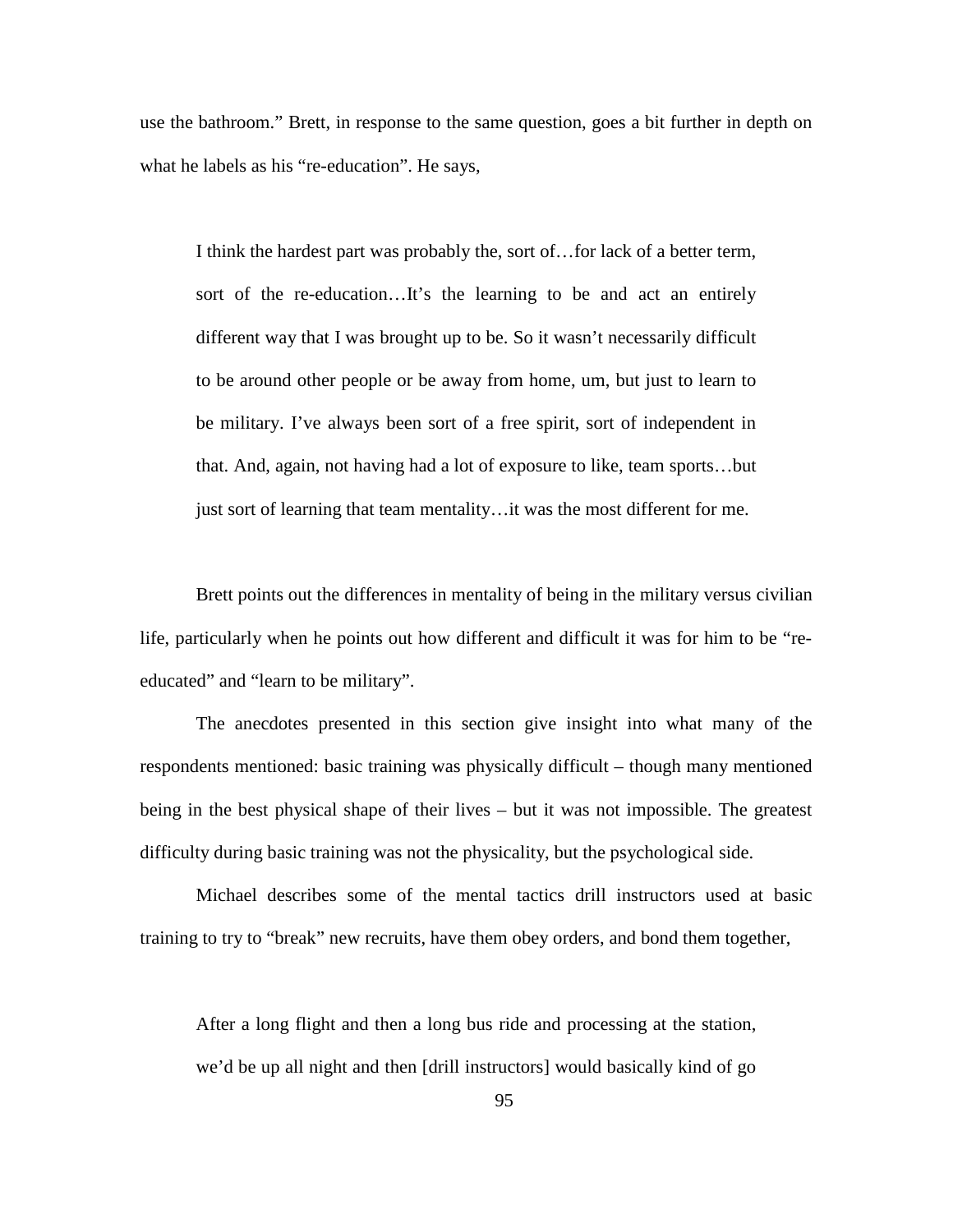use the bathroom." Brett, in response to the same question, goes a bit further in depth on what he labels as his "re-education". He says,

> I think the hardest part was probably the, sort of…for lack of a better term, sort of the re-education…It's the learning to be and act an entirely different way that I was brought up to be. So it wasn't necessarily difficult to be around other people or be away from home, um, but just to learn to be military. I've always been sort of a free spirit, sort of independent in that. And, again, not having had a lot of exposure to like, team sports…but just sort of learning that team mentality…it was the most different for me.

Brett points out the differences in mentality of being in the military versus civilian life, particularly when he points out how different and difficult it was for him to be "re-educated" and "learn to be military".

The anecdotes presented in this section give insight into what many of the respondents mentioned: basic training was physically difficult – though many mentioned being in the best physical shape of their lives – but it was not impossible. The greatest difficulty during basic training was not the physicality, but the psychological side.

Michael describes some of the mental tactics drill instructors used at basic training to try to "break" new recruits, have them obey orders, and bond them together,

> After a long flight and then a long bus ride and processing at the station, we'd be up all night and then [drill instructors] would basically kind of go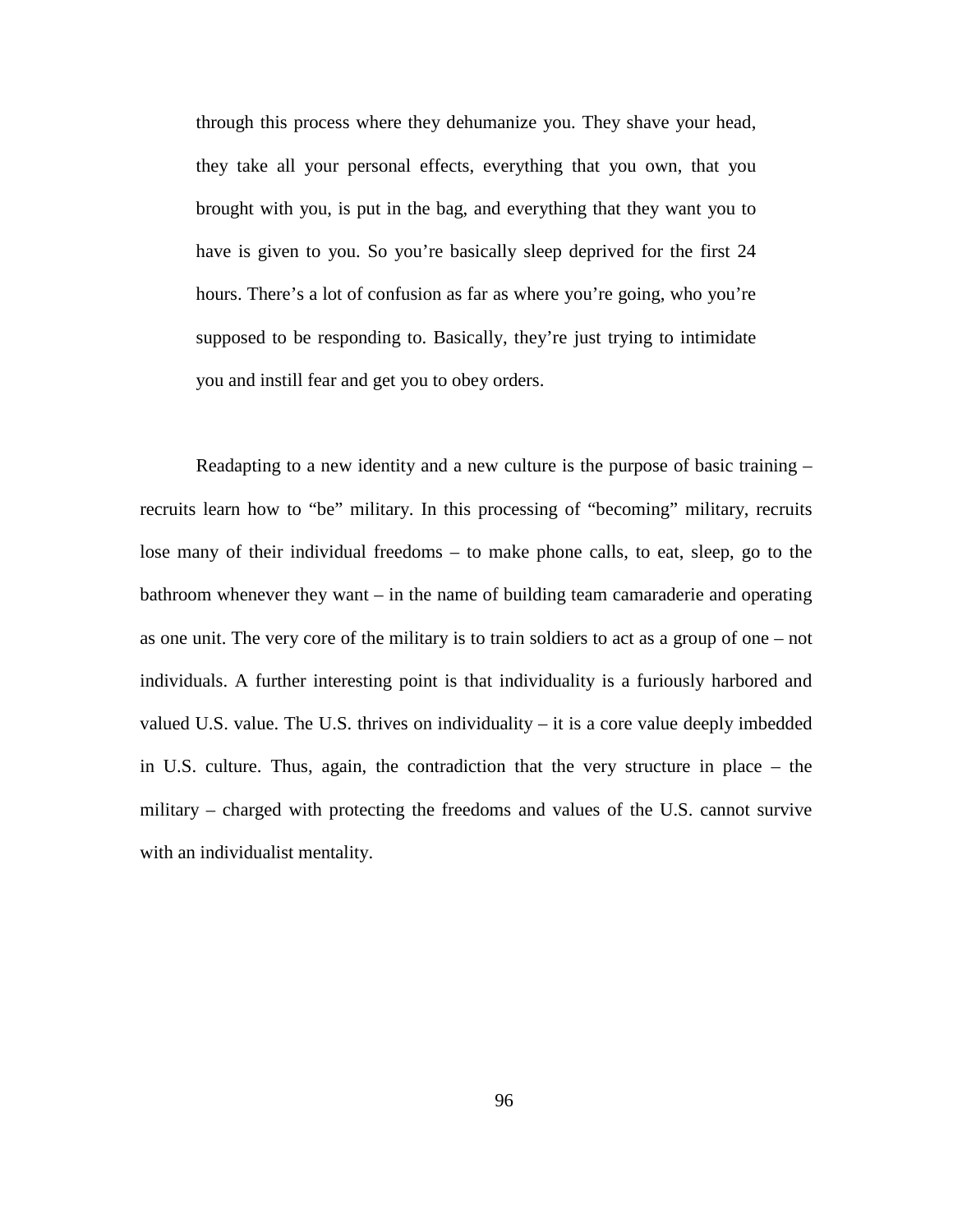> through this process where they dehumanize you. They shave your head, they take all your personal effects, everything that you own, that you brought with you, is put in the bag, and everything that they want you to have is given to you. So you're basically sleep deprived for the first 24 hours. There's a lot of confusion as far as where you're going, who you're supposed to be responding to. Basically, they're just trying to intimidate you and instill fear and get you to obey orders.

Readapting to a new identity and a new culture is the purpose of basic training – recruits learn how to "be" military. In this processing of "becoming" military, recruits lose many of their individual freedoms – to make phone calls, to eat, sleep, go to the bathroom whenever they want – in the name of building team camaraderie and operating as one unit. The very core of the military is to train soldiers to act as a group of one – not individuals. A further interesting point is that individuality is a furiously harbored and valued U.S. value. The U.S. thrives on individuality – it is a core value deeply imbedded in U.S. culture. Thus, again, the contradiction that the very structure in place – the military – charged with protecting the freedoms and values of the U.S. cannot survive with an individualist mentality.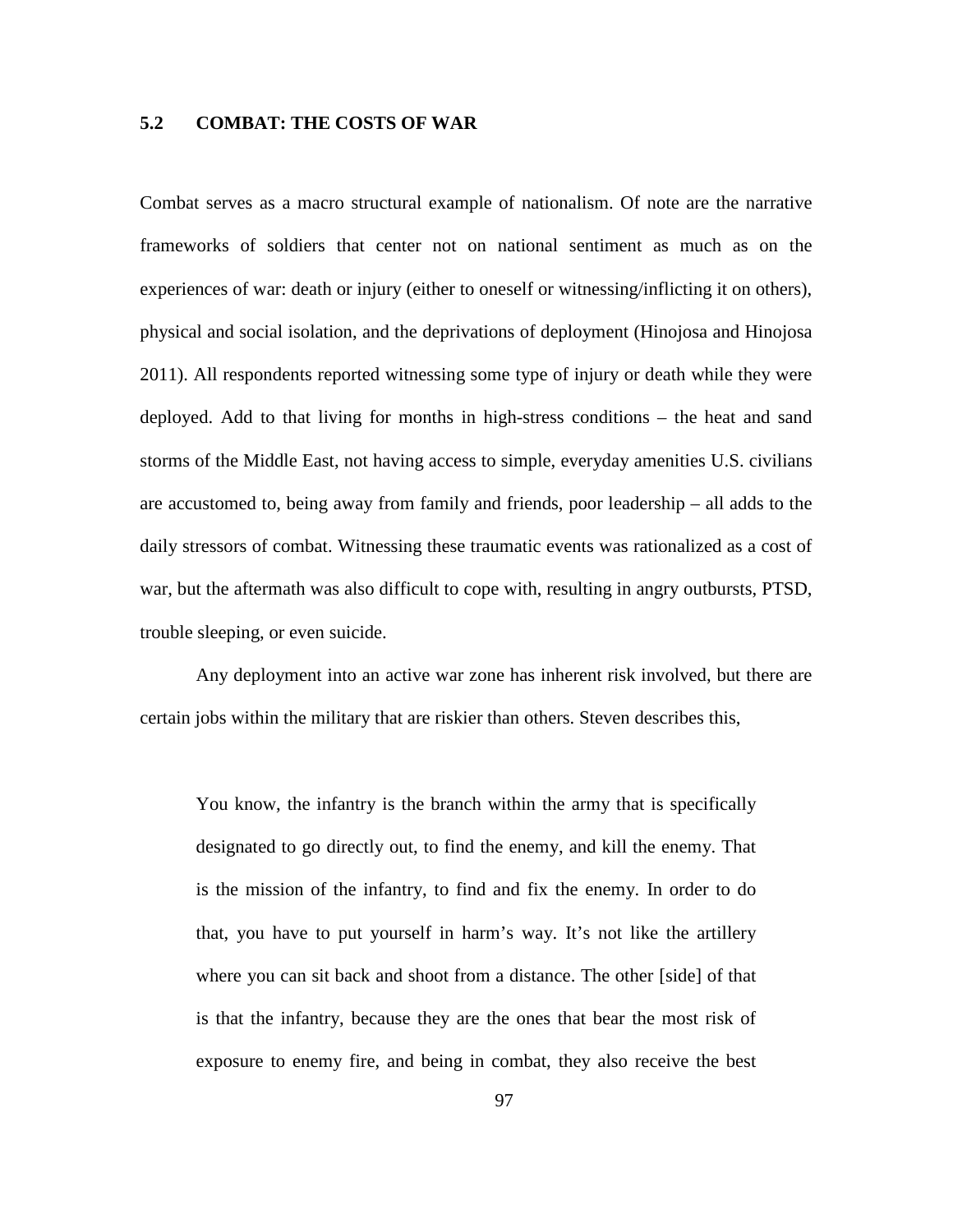## 5.2 COMBAT: THE COSTS OF WAR

Combat serves as a macro structural example of nationalism. Of note are the narrative frameworks of soldiers that center not on national sentiment as much as on the experiences of war: death or injury (either to oneself or witnessing/inflicting it on others), physical and social isolation, and the deprivations of deployment (Hinojosa and Hinojosa 2011). All respondents reported witnessing some type of injury or death while they were deployed. Add to that living for months in high-stress conditions – the heat and sand storms of the Middle East, not having access to simple, everyday amenities U.S. civilians are accustomed to, being away from family and friends, poor leadership – all adds to the daily stressors of combat. Witnessing these traumatic events was rationalized as a cost of war, but the aftermath was also difficult to cope with, resulting in angry outbursts, PTSD, trouble sleeping, or even suicide.

Any deployment into an active war zone has inherent risk involved, but there are certain jobs within the military that are riskier than others. Steven describes this,

> You know, the infantry is the branch within the army that is specifically designated to go directly out, to find the enemy, and kill the enemy. That is the mission of the infantry, to find and fix the enemy. In order to do that, you have to put yourself in harm's way. It's not like the artillery where you can sit back and shoot from a distance. The other [side] of that is that the infantry, because they are the ones that bear the most risk of exposure to enemy fire, and being in combat, they also receive the best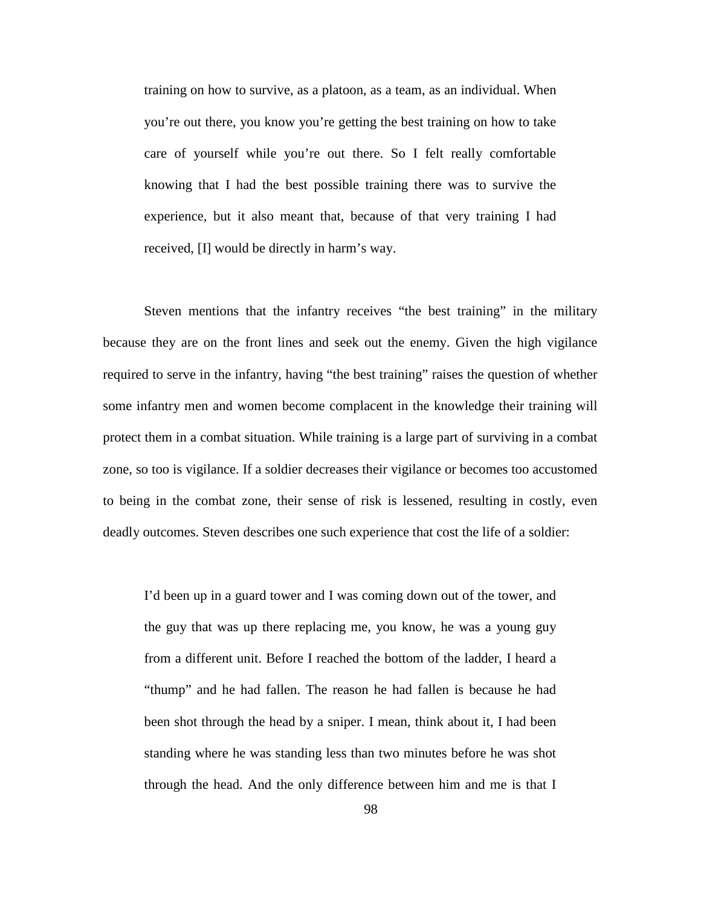> training on how to survive, as a platoon, as a team, as an individual. When you're out there, you know you're getting the best training on how to take care of yourself while you're out there. So I felt really comfortable knowing that I had the best possible training there was to survive the experience, but it also meant that, because of that very training I had received, [I] would be directly in harm's way.

Steven mentions that the infantry receives "the best training" in the military because they are on the front lines and seek out the enemy. Given the high vigilance required to serve in the infantry, having "the best training" raises the question of whether some infantry men and women become complacent in the knowledge their training will protect them in a combat situation. While training is a large part of surviving in a combat zone, so too is vigilance. If a soldier decreases their vigilance or becomes too accustomed to being in the combat zone, their sense of risk is lessened, resulting in costly, even deadly outcomes. Steven describes one such experience that cost the life of a soldier:

> I'd been up in a guard tower and I was coming down out of the tower, and the guy that was up there replacing me, you know, he was a young guy from a different unit. Before I reached the bottom of the ladder, I heard a "thump" and he had fallen. The reason he had fallen is because he had been shot through the head by a sniper. I mean, think about it, I had been standing where he was standing less than two minutes before he was shot through the head. And the only difference between him and me is that I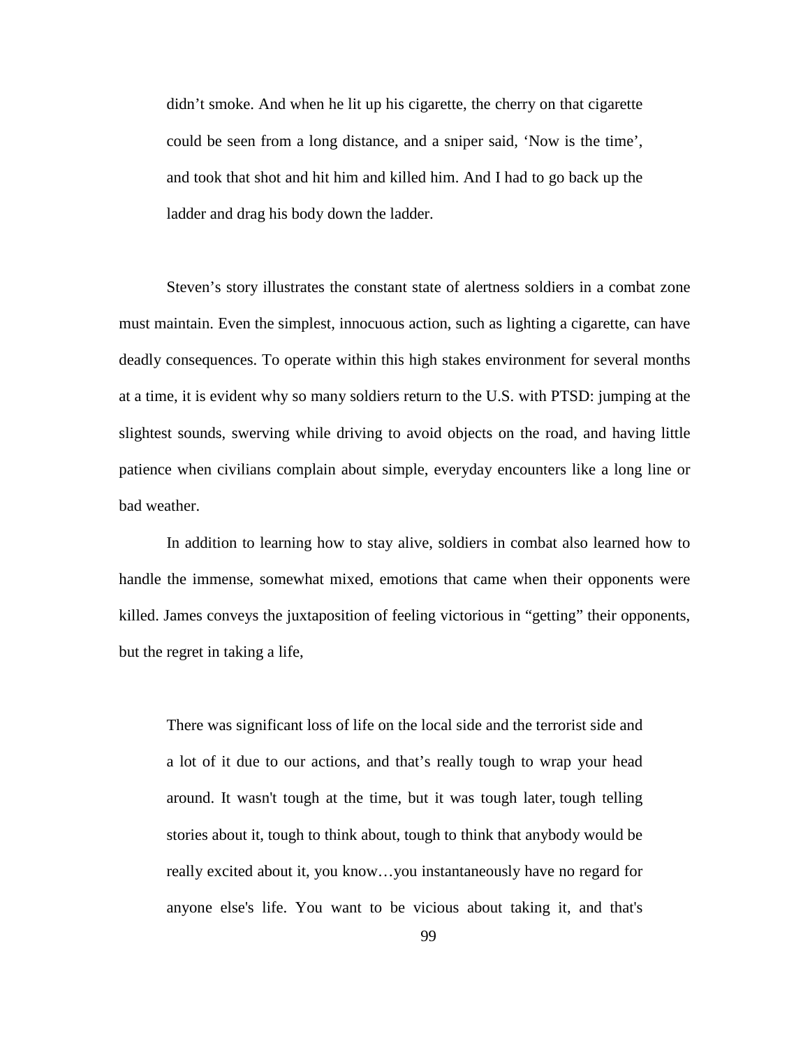> didn't smoke. And when he lit up his cigarette, the cherry on that cigarette could be seen from a long distance, and a sniper said, 'Now is the time', and took that shot and hit him and killed him. And I had to go back up the ladder and drag his body down the ladder.

Steven's story illustrates the constant state of alertness soldiers in a combat zone must maintain. Even the simplest, innocuous action, such as lighting a cigarette, can have deadly consequences. To operate within this high stakes environment for several months at a time, it is evident why so many soldiers return to the U.S. with PTSD: jumping at the slightest sounds, swerving while driving to avoid objects on the road, and having little patience when civilians complain about simple, everyday encounters like a long line or bad weather.

In addition to learning how to stay alive, soldiers in combat also learned how to handle the immense, somewhat mixed, emotions that came when their opponents were killed. James conveys the juxtaposition of feeling victorious in "getting" their opponents, but the regret in taking a life,

> There was significant loss of life on the local side and the terrorist side and a lot of it due to our actions, and that's really tough to wrap your head around. It wasn't tough at the time, but it was tough later, tough telling stories about it, tough to think about, tough to think that anybody would be really excited about it, you know…you instantaneously have no regard for anyone else's life. You want to be vicious about taking it, and that's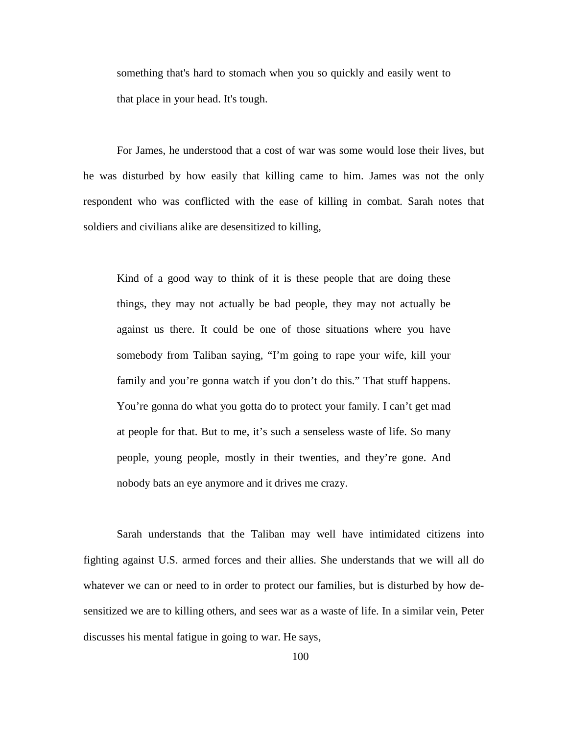> something that's hard to stomach when you so quickly and easily went to that place in your head. It's tough.

For James, he understood that a cost of war was some would lose their lives, but he was disturbed by how easily that killing came to him. James was not the only respondent who was conflicted with the ease of killing in combat. Sarah notes that soldiers and civilians alike are desensitized to killing,

> Kind of a good way to think of it is these people that are doing these things, they may not actually be bad people, they may not actually be against us there. It could be one of those situations where you have somebody from Taliban saying, "I'm going to rape your wife, kill your family and you're gonna watch if you don't do this." That stuff happens. You're gonna do what you gotta do to protect your family. I can't get mad at people for that. But to me, it's such a senseless waste of life. So many people, young people, mostly in their twenties, and they're gone. And nobody bats an eye anymore and it drives me crazy.

Sarah understands that the Taliban may well have intimidated citizens into fighting against U.S. armed forces and their allies. She understands that we will all do whatever we can or need to in order to protect our families, but is disturbed by how de-sensitized we are to killing others, and sees war as a waste of life. In a similar vein, Peter discusses his mental fatigue in going to war. He says,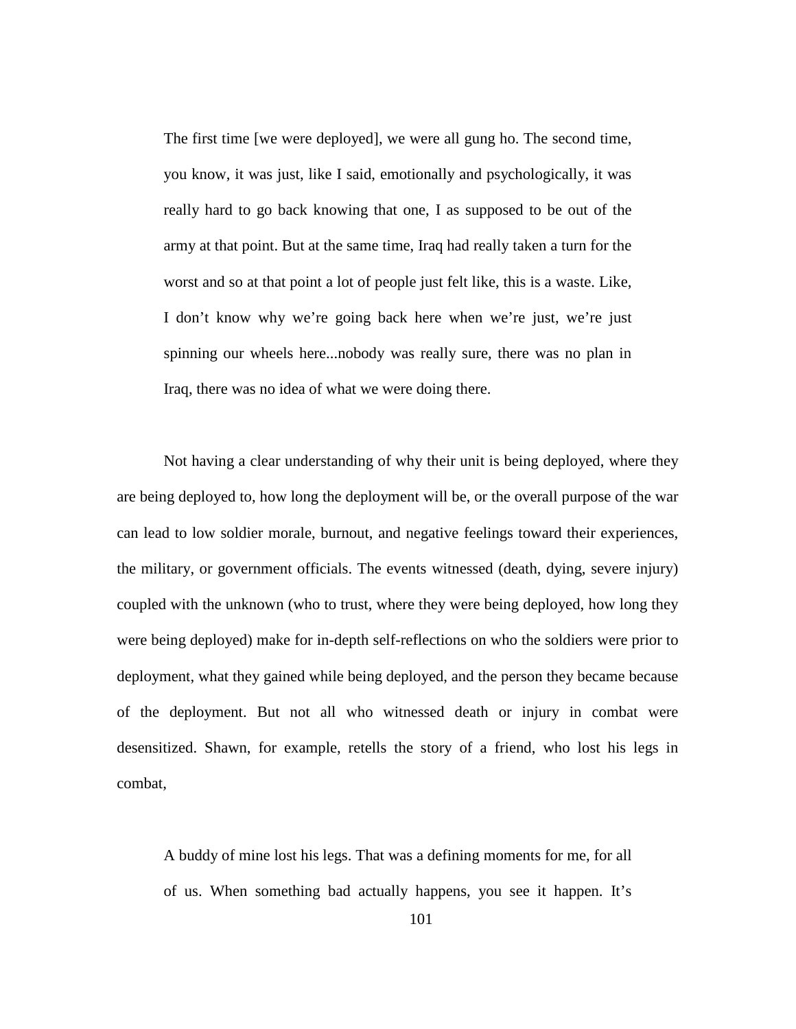> The first time [we were deployed], we were all gung ho. The second time, you know, it was just, like I said, emotionally and psychologically, it was really hard to go back knowing that one, I as supposed to be out of the army at that point. But at the same time, Iraq had really taken a turn for the worst and so at that point a lot of people just felt like, this is a waste. Like, I don't know why we're going back here when we're just, we're just spinning our wheels here...nobody was really sure, there was no plan in Iraq, there was no idea of what we were doing there.

Not having a clear understanding of why their unit is being deployed, where they are being deployed to, how long the deployment will be, or the overall purpose of the war can lead to low soldier morale, burnout, and negative feelings toward their experiences, the military, or government officials. The events witnessed (death, dying, severe injury) coupled with the unknown (who to trust, where they were being deployed, how long they were being deployed) make for in-depth self-reflections on who the soldiers were prior to deployment, what they gained while being deployed, and the person they became because of the deployment. But not all who witnessed death or injury in combat were desensitized. Shawn, for example, retells the story of a friend, who lost his legs in combat,

> A buddy of mine lost his legs. That was a defining moments for me, for all of us. When something bad actually happens, you see it happen. It's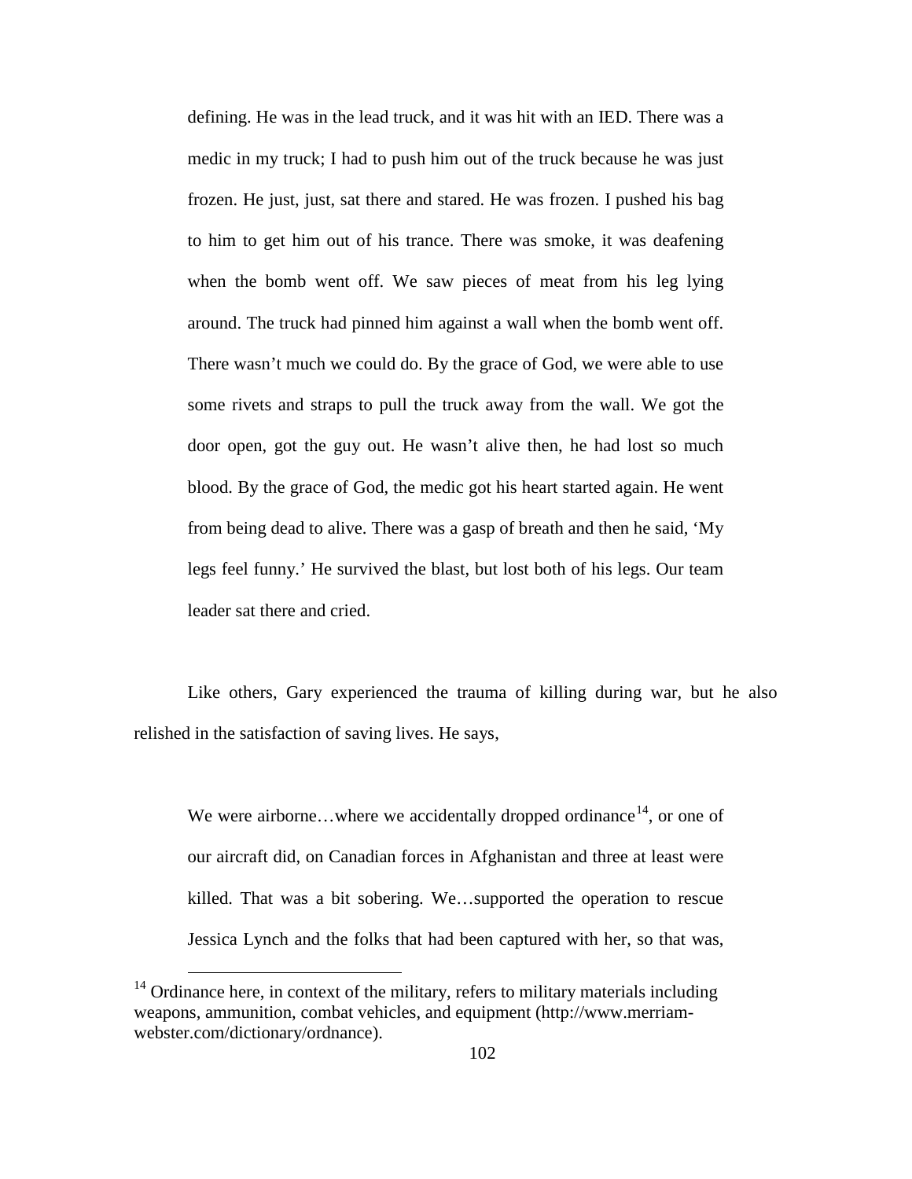> defining. He was in the lead truck, and it was hit with an IED. There was a medic in my truck; I had to push him out of the truck because he was just frozen. He just, just, sat there and stared. He was frozen. I pushed his bag to him to get him out of his trance. There was smoke, it was deafening when the bomb went off. We saw pieces of meat from his leg lying around. The truck had pinned him against a wall when the bomb went off. There wasn't much we could do. By the grace of God, we were able to use some rivets and straps to pull the truck away from the wall. We got the door open, got the guy out. He wasn't alive then, he had lost so much blood. By the grace of God, the medic got his heart started again. He went from being dead to alive. There was a gasp of breath and then he said, 'My legs feel funny.' He survived the blast, but lost both of his legs. Our team leader sat there and cried.

Like others, Gary experienced the trauma of killing during war, but he also relished in the satisfaction of saving lives. He says,

> We were airborne…where we accidentally dropped ordinance[14], or one of our aircraft did, on Canadian forces in Afghanistan and three at least were killed. That was a bit sobering. We…supported the operation to rescue Jessica Lynch and the folks that had been captured with her, so that was,

[14] Ordinance here, in context of the military, refers to military materials including weapons, ammunition, combat vehicles, and equipment (http://www.merriam-webster.com/dictionary/ordnance).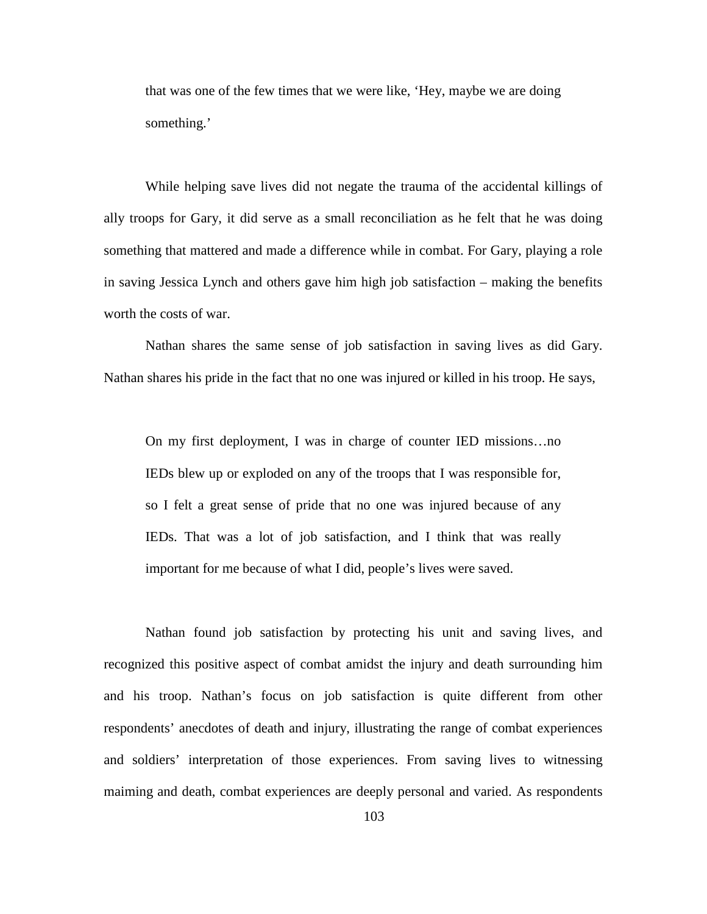> that was one of the few times that we were like, 'Hey, maybe we are doing something.'

While helping save lives did not negate the trauma of the accidental killings of ally troops for Gary, it did serve as a small reconciliation as he felt that he was doing something that mattered and made a difference while in combat. For Gary, playing a role in saving Jessica Lynch and others gave him high job satisfaction – making the benefits worth the costs of war.

Nathan shares the same sense of job satisfaction in saving lives as did Gary. Nathan shares his pride in the fact that no one was injured or killed in his troop. He says,

> On my first deployment, I was in charge of counter IED missions…no IEDs blew up or exploded on any of the troops that I was responsible for, so I felt a great sense of pride that no one was injured because of any IEDs. That was a lot of job satisfaction, and I think that was really important for me because of what I did, people's lives were saved.

Nathan found job satisfaction by protecting his unit and saving lives, and recognized this positive aspect of combat amidst the injury and death surrounding him and his troop. Nathan's focus on job satisfaction is quite different from other respondents' anecdotes of death and injury, illustrating the range of combat experiences and soldiers' interpretation of those experiences. From saving lives to witnessing maiming and death, combat experiences are deeply personal and varied. As respondents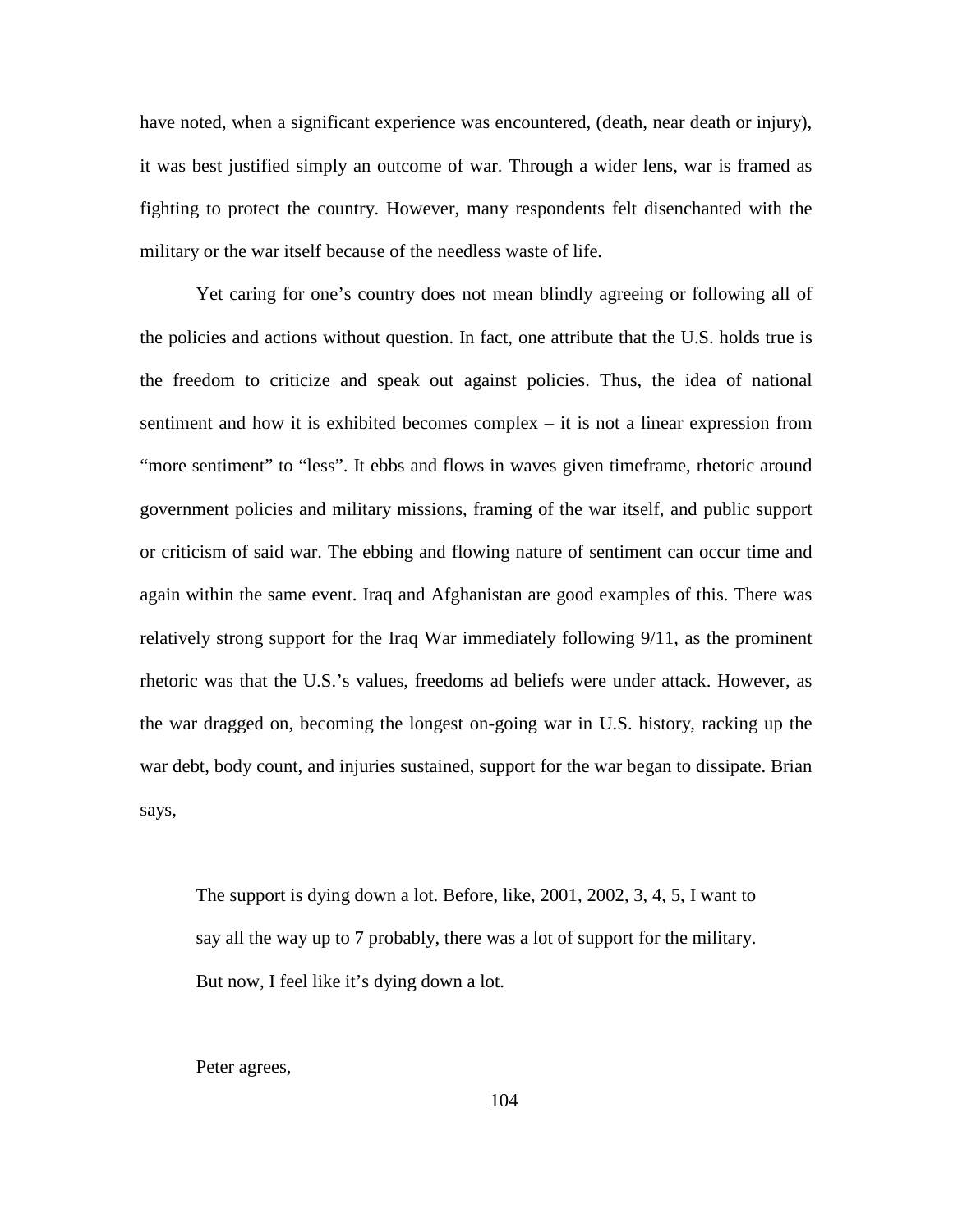have noted, when a significant experience was encountered, (death, near death or injury), it was best justified simply an outcome of war. Through a wider lens, war is framed as fighting to protect the country. However, many respondents felt disenchanted with the military or the war itself because of the needless waste of life.

Yet caring for one's country does not mean blindly agreeing or following all of the policies and actions without question. In fact, one attribute that the U.S. holds true is the freedom to criticize and speak out against policies. Thus, the idea of national sentiment and how it is exhibited becomes complex – it is not a linear expression from "more sentiment" to "less". It ebbs and flows in waves given timeframe, rhetoric around government policies and military missions, framing of the war itself, and public support or criticism of said war. The ebbing and flowing nature of sentiment can occur time and again within the same event. Iraq and Afghanistan are good examples of this. There was relatively strong support for the Iraq War immediately following 9/11, as the prominent rhetoric was that the U.S.'s values, freedoms ad beliefs were under attack. However, as the war dragged on, becoming the longest on-going war in U.S. history, racking up the war debt, body count, and injuries sustained, support for the war began to dissipate. Brian says,

> The support is dying down a lot. Before, like, 2001, 2002, 3, 4, 5, I want to say all the way up to 7 probably, there was a lot of support for the military. But now, I feel like it's dying down a lot.

Peter agrees,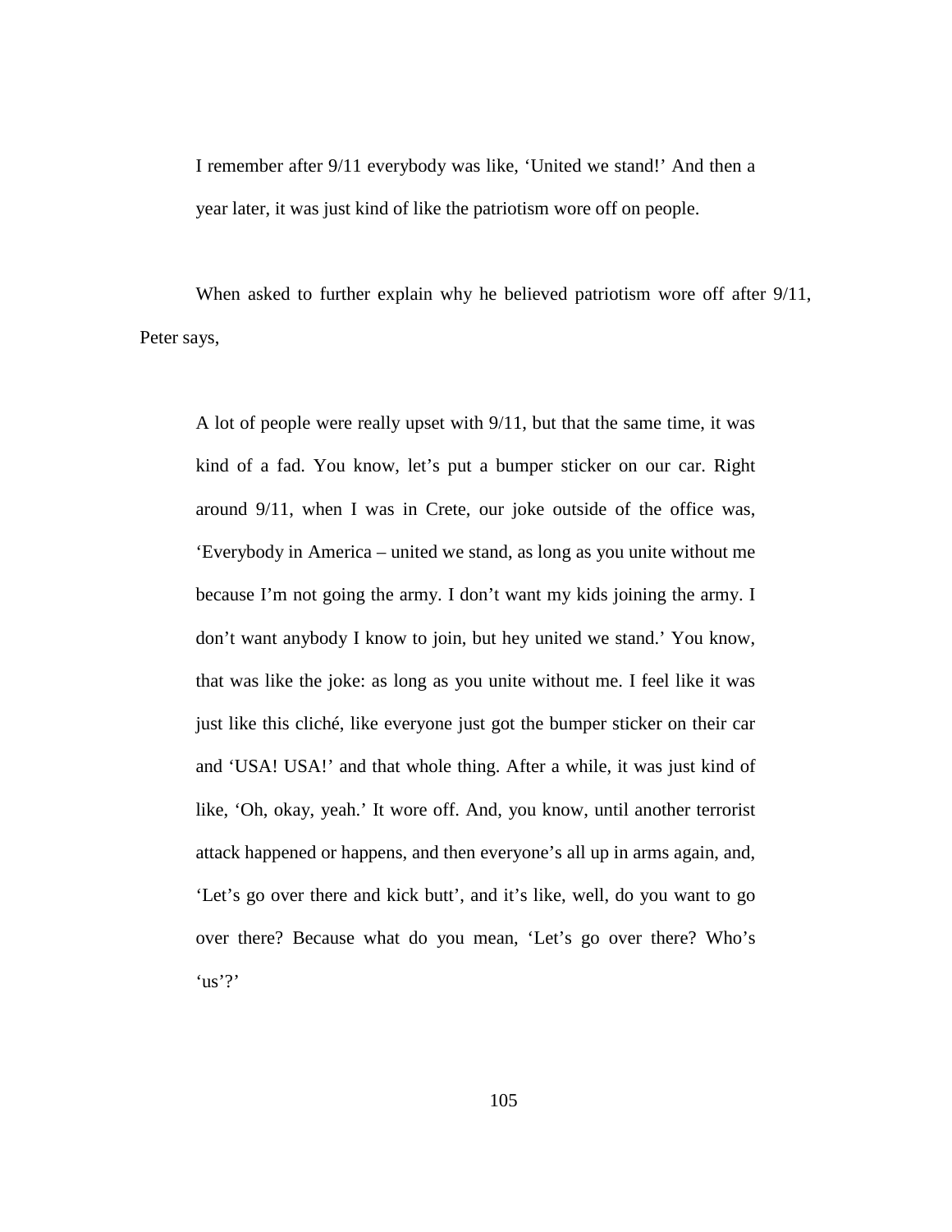> I remember after 9/11 everybody was like, 'United we stand!' And then a year later, it was just kind of like the patriotism wore off on people.

When asked to further explain why he believed patriotism wore off after 9/11, Peter says,

> A lot of people were really upset with 9/11, but that the same time, it was kind of a fad. You know, let's put a bumper sticker on our car. Right around 9/11, when I was in Crete, our joke outside of the office was, 'Everybody in America – united we stand, as long as you unite without me because I'm not going the army. I don't want my kids joining the army. I don't want anybody I know to join, but hey united we stand.' You know, that was like the joke: as long as you unite without me. I feel like it was just like this cliché, like everyone just got the bumper sticker on their car and 'USA! USA!' and that whole thing. After a while, it was just kind of like, 'Oh, okay, yeah.' It wore off. And, you know, until another terrorist attack happened or happens, and then everyone's all up in arms again, and, 'Let's go over there and kick butt', and it's like, well, do you want to go over there? Because what do you mean, 'Let's go over there? Who's 'us'?'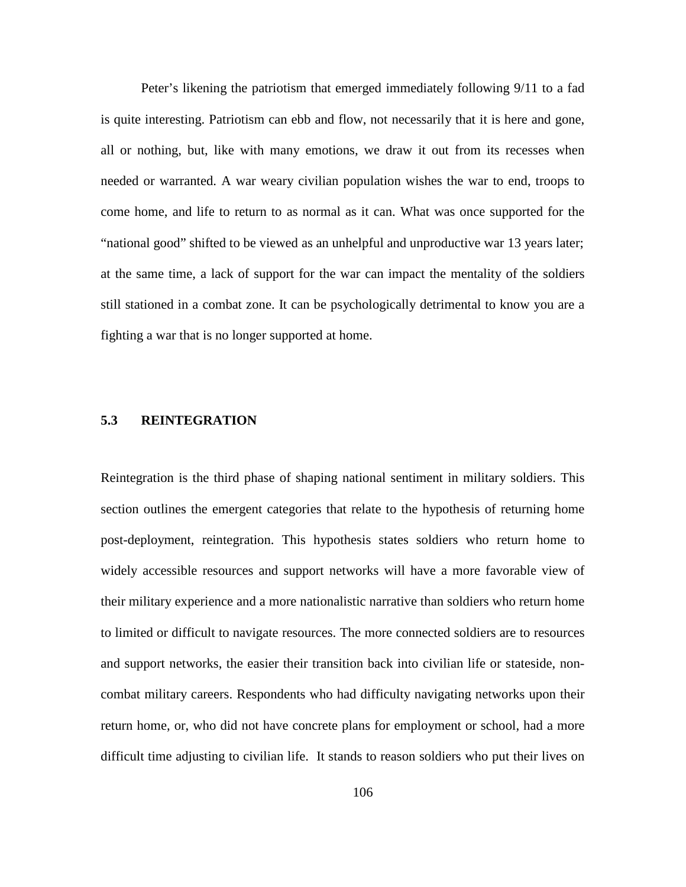Peter's likening the patriotism that emerged immediately following 9/11 to a fad is quite interesting. Patriotism can ebb and flow, not necessarily that it is here and gone, all or nothing, but, like with many emotions, we draw it out from its recesses when needed or warranted. A war weary civilian population wishes the war to end, troops to come home, and life to return to as normal as it can. What was once supported for the "national good" shifted to be viewed as an unhelpful and unproductive war 13 years later; at the same time, a lack of support for the war can impact the mentality of the soldiers still stationed in a combat zone. It can be psychologically detrimental to know you are a fighting a war that is no longer supported at home.

## 5.3 REINTEGRATION

Reintegration is the third phase of shaping national sentiment in military soldiers. This section outlines the emergent categories that relate to the hypothesis of returning home post-deployment, reintegration. This hypothesis states soldiers who return home to widely accessible resources and support networks will have a more favorable view of their military experience and a more nationalistic narrative than soldiers who return home to limited or difficult to navigate resources. The more connected soldiers are to resources and support networks, the easier their transition back into civilian life or stateside, non-combat military careers. Respondents who had difficulty navigating networks upon their return home, or, who did not have concrete plans for employment or school, had a more difficult time adjusting to civilian life. It stands to reason soldiers who put their lives on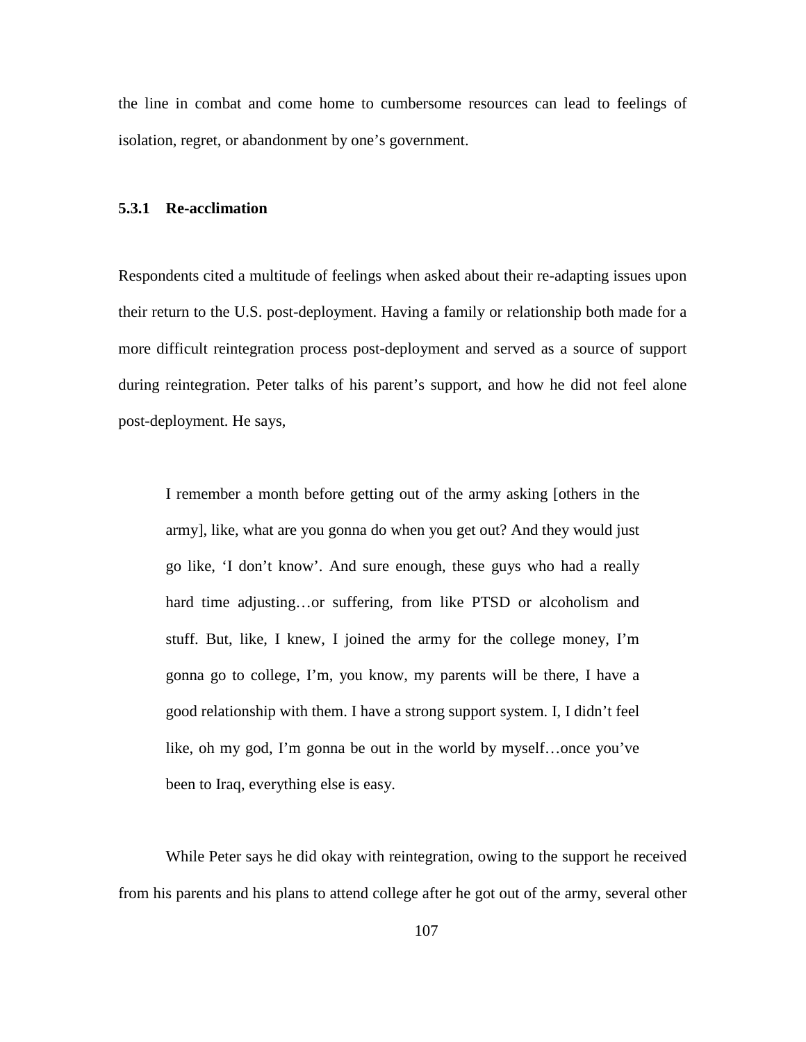the line in combat and come home to cumbersome resources can lead to feelings of isolation, regret, or abandonment by one's government.

### 5.3.1 Re-acclimation

Respondents cited a multitude of feelings when asked about their re-adapting issues upon their return to the U.S. post-deployment. Having a family or relationship both made for a more difficult reintegration process post-deployment and served as a source of support during reintegration. Peter talks of his parent's support, and how he did not feel alone post-deployment. He says,

> I remember a month before getting out of the army asking [others in the army], like, what are you gonna do when you get out? And they would just go like, 'I don't know'. And sure enough, these guys who had a really hard time adjusting…or suffering, from like PTSD or alcoholism and stuff. But, like, I knew, I joined the army for the college money, I'm gonna go to college, I'm, you know, my parents will be there, I have a good relationship with them. I have a strong support system. I, I didn't feel like, oh my god, I'm gonna be out in the world by myself…once you've been to Iraq, everything else is easy.

While Peter says he did okay with reintegration, owing to the support he received from his parents and his plans to attend college after he got out of the army, several other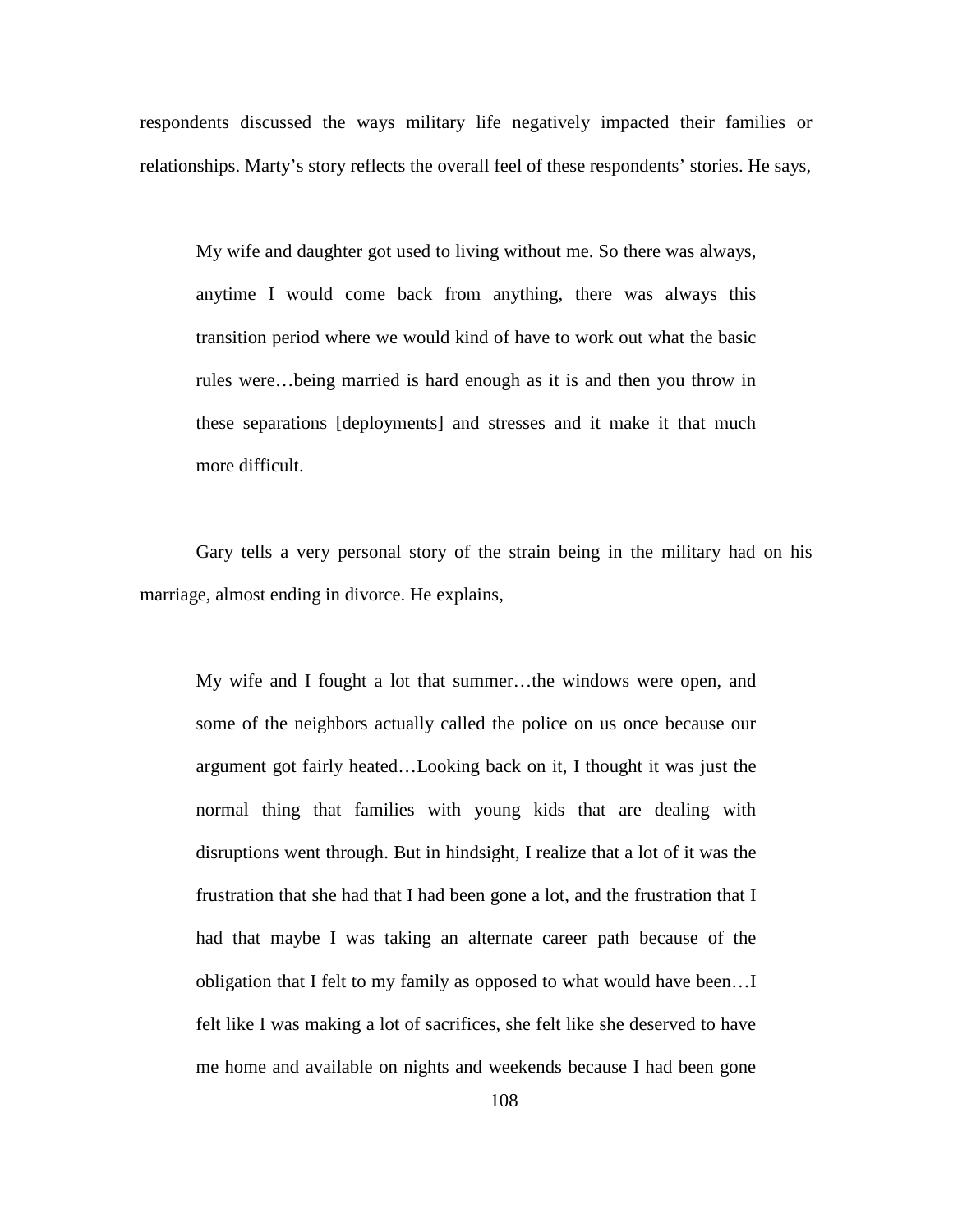respondents discussed the ways military life negatively impacted their families or relationships. Marty's story reflects the overall feel of these respondents' stories. He says,

> My wife and daughter got used to living without me. So there was always, anytime I would come back from anything, there was always this transition period where we would kind of have to work out what the basic rules were…being married is hard enough as it is and then you throw in these separations [deployments] and stresses and it make it that much more difficult.

Gary tells a very personal story of the strain being in the military had on his marriage, almost ending in divorce. He explains,

> My wife and I fought a lot that summer…the windows were open, and some of the neighbors actually called the police on us once because our argument got fairly heated…Looking back on it, I thought it was just the normal thing that families with young kids that are dealing with disruptions went through. But in hindsight, I realize that a lot of it was the frustration that she had that I had been gone a lot, and the frustration that I had that maybe I was taking an alternate career path because of the obligation that I felt to my family as opposed to what would have been…I felt like I was making a lot of sacrifices, she felt like she deserved to have me home and available on nights and weekends because I had been gone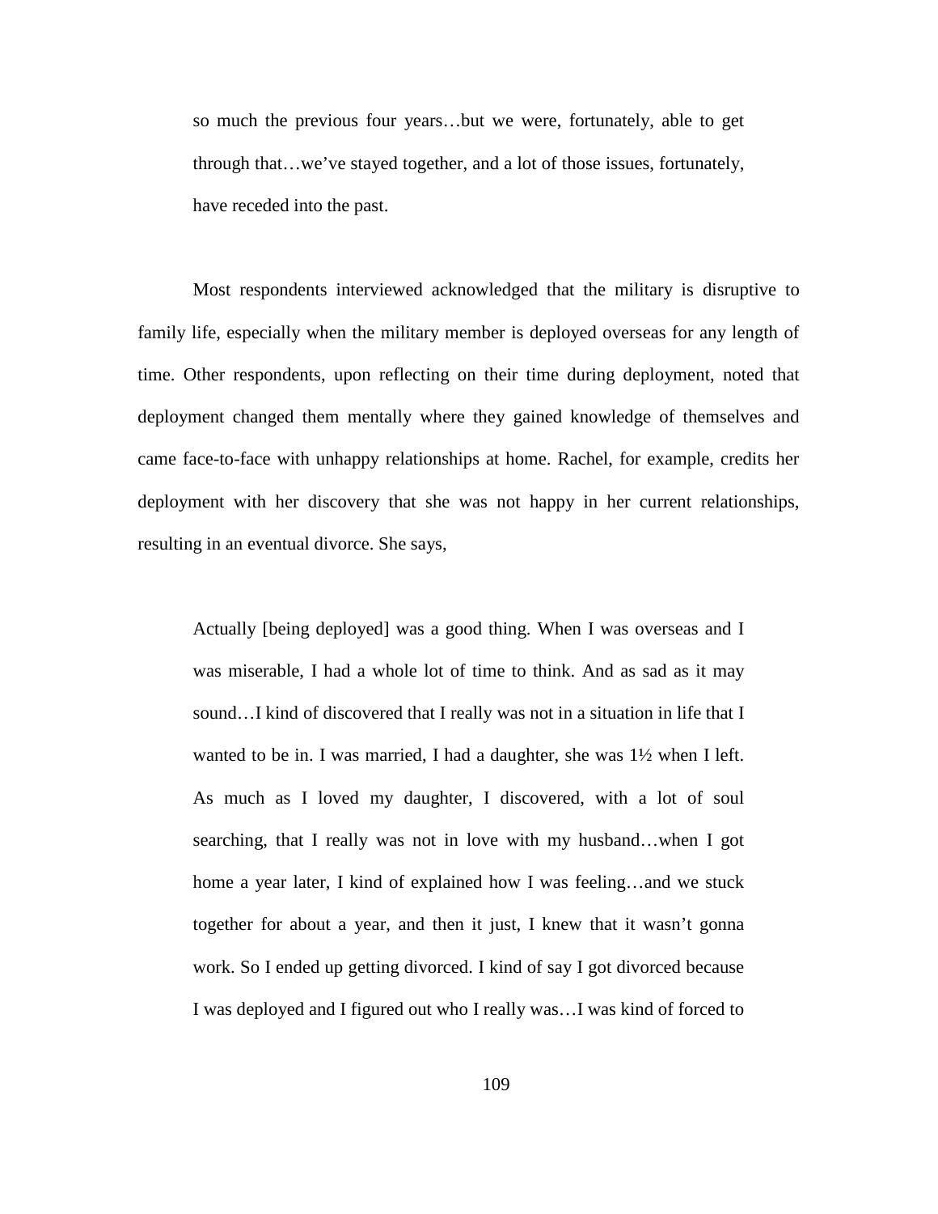> so much the previous four years…but we were, fortunately, able to get through that…we've stayed together, and a lot of those issues, fortunately, have receded into the past.

Most respondents interviewed acknowledged that the military is disruptive to family life, especially when the military member is deployed overseas for any length of time. Other respondents, upon reflecting on their time during deployment, noted that deployment changed them mentally where they gained knowledge of themselves and came face-to-face with unhappy relationships at home. Rachel, for example, credits her deployment with her discovery that she was not happy in her current relationships, resulting in an eventual divorce. She says,

> Actually [being deployed] was a good thing. When I was overseas and I was miserable, I had a whole lot of time to think. And as sad as it may sound…I kind of discovered that I really was not in a situation in life that I wanted to be in. I was married, I had a daughter, she was 1½ when I left. As much as I loved my daughter, I discovered, with a lot of soul searching, that I really was not in love with my husband…when I got home a year later, I kind of explained how I was feeling…and we stuck together for about a year, and then it just, I knew that it wasn't gonna work. So I ended up getting divorced. I kind of say I got divorced because I was deployed and I figured out who I really was…I was kind of forced to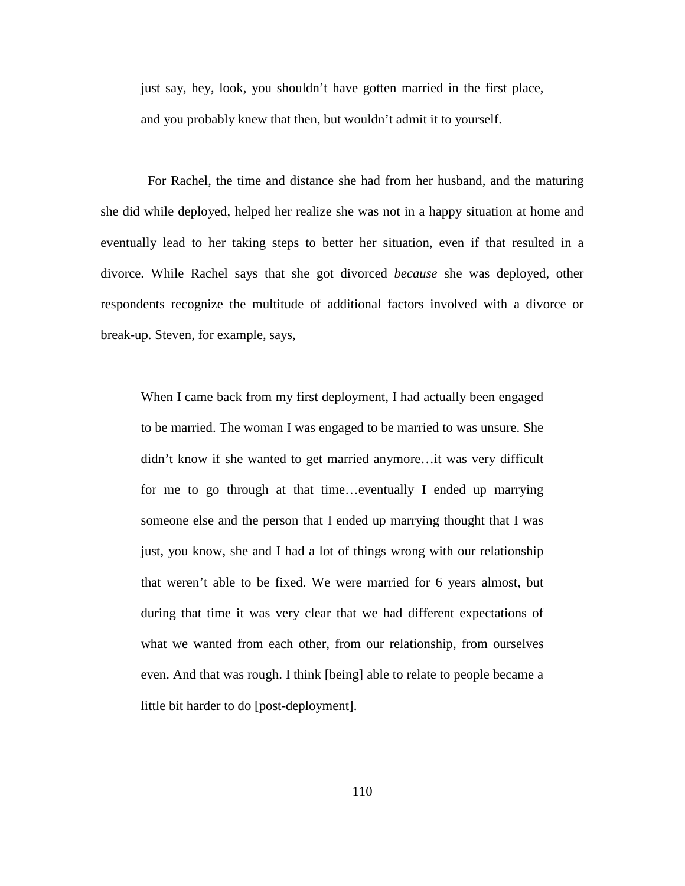> just say, hey, look, you shouldn't have gotten married in the first place, and you probably knew that then, but wouldn't admit it to yourself.

For Rachel, the time and distance she had from her husband, and the maturing she did while deployed, helped her realize she was not in a happy situation at home and eventually lead to her taking steps to better her situation, even if that resulted in a divorce. While Rachel says that she got divorced *because* she was deployed, other respondents recognize the multitude of additional factors involved with a divorce or break-up. Steven, for example, says,

> When I came back from my first deployment, I had actually been engaged to be married. The woman I was engaged to be married to was unsure. She didn't know if she wanted to get married anymore…it was very difficult for me to go through at that time…eventually I ended up marrying someone else and the person that I ended up marrying thought that I was just, you know, she and I had a lot of things wrong with our relationship that weren't able to be fixed. We were married for 6 years almost, but during that time it was very clear that we had different expectations of what we wanted from each other, from our relationship, from ourselves even. And that was rough. I think [being] able to relate to people became a little bit harder to do [post-deployment].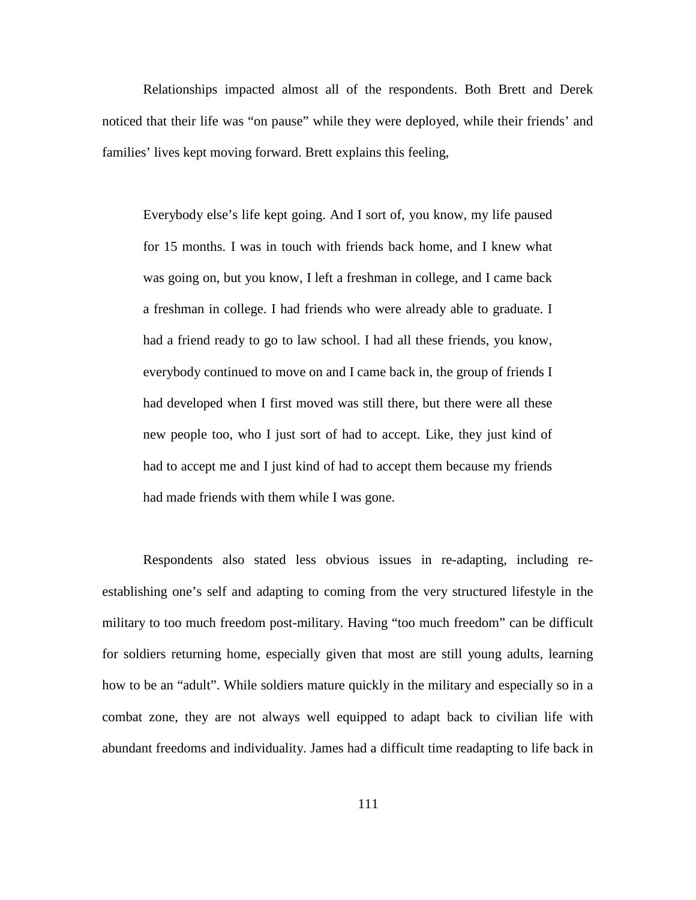Relationships impacted almost all of the respondents. Both Brett and Derek noticed that their life was "on pause" while they were deployed, while their friends' and families' lives kept moving forward. Brett explains this feeling,

> Everybody else's life kept going. And I sort of, you know, my life paused for 15 months. I was in touch with friends back home, and I knew what was going on, but you know, I left a freshman in college, and I came back a freshman in college. I had friends who were already able to graduate. I had a friend ready to go to law school. I had all these friends, you know, everybody continued to move on and I came back in, the group of friends I had developed when I first moved was still there, but there were all these new people too, who I just sort of had to accept. Like, they just kind of had to accept me and I just kind of had to accept them because my friends had made friends with them while I was gone.

Respondents also stated less obvious issues in re-adapting, including re-establishing one's self and adapting to coming from the very structured lifestyle in the military to too much freedom post-military. Having "too much freedom" can be difficult for soldiers returning home, especially given that most are still young adults, learning how to be an "adult". While soldiers mature quickly in the military and especially so in a combat zone, they are not always well equipped to adapt back to civilian life with abundant freedoms and individuality. James had a difficult time readapting to life back in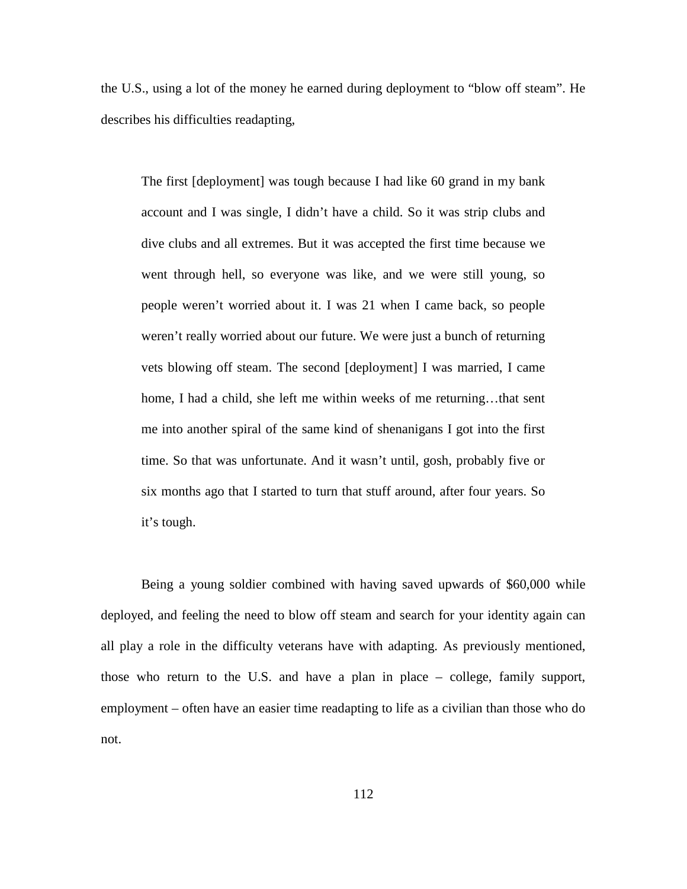the U.S., using a lot of the money he earned during deployment to "blow off steam". He describes his difficulties readapting,

> The first [deployment] was tough because I had like 60 grand in my bank account and I was single, I didn't have a child. So it was strip clubs and dive clubs and all extremes. But it was accepted the first time because we went through hell, so everyone was like, and we were still young, so people weren't worried about it. I was 21 when I came back, so people weren't really worried about our future. We were just a bunch of returning vets blowing off steam. The second [deployment] I was married, I came home, I had a child, she left me within weeks of me returning…that sent me into another spiral of the same kind of shenanigans I got into the first time. So that was unfortunate. And it wasn't until, gosh, probably five or six months ago that I started to turn that stuff around, after four years. So it's tough.

Being a young soldier combined with having saved upwards of $60,000 while deployed, and feeling the need to blow off steam and search for your identity again can all play a role in the difficulty veterans have with adapting. As previously mentioned, those who return to the U.S. and have a plan in place – college, family support, employment – often have an easier time readapting to life as a civilian than those who do not.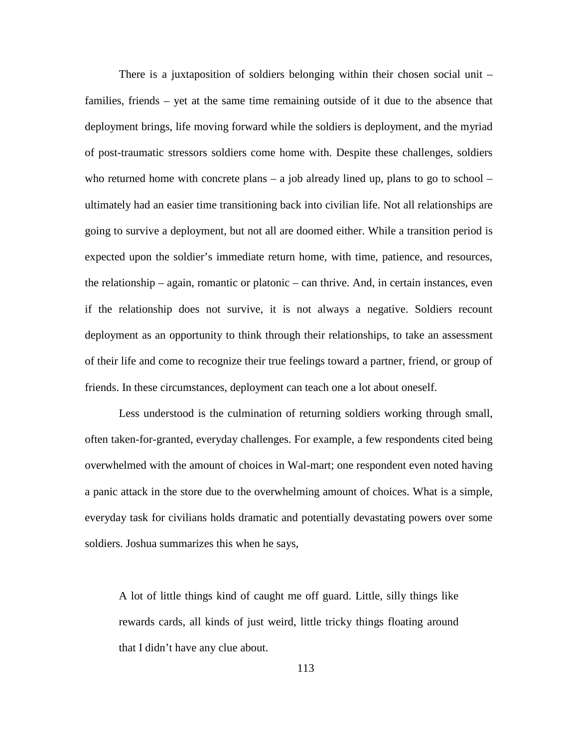There is a juxtaposition of soldiers belonging within their chosen social unit – families, friends – yet at the same time remaining outside of it due to the absence that deployment brings, life moving forward while the soldiers is deployment, and the myriad of post-traumatic stressors soldiers come home with. Despite these challenges, soldiers who returned home with concrete plans – a job already lined up, plans to go to school – ultimately had an easier time transitioning back into civilian life. Not all relationships are going to survive a deployment, but not all are doomed either. While a transition period is expected upon the soldier's immediate return home, with time, patience, and resources, the relationship – again, romantic or platonic – can thrive. And, in certain instances, even if the relationship does not survive, it is not always a negative. Soldiers recount deployment as an opportunity to think through their relationships, to take an assessment of their life and come to recognize their true feelings toward a partner, friend, or group of friends. In these circumstances, deployment can teach one a lot about oneself.

Less understood is the culmination of returning soldiers working through small, often taken-for-granted, everyday challenges. For example, a few respondents cited being overwhelmed with the amount of choices in Wal-mart; one respondent even noted having a panic attack in the store due to the overwhelming amount of choices. What is a simple, everyday task for civilians holds dramatic and potentially devastating powers over some soldiers. Joshua summarizes this when he says,

> A lot of little things kind of caught me off guard. Little, silly things like rewards cards, all kinds of just weird, little tricky things floating around that I didn't have any clue about.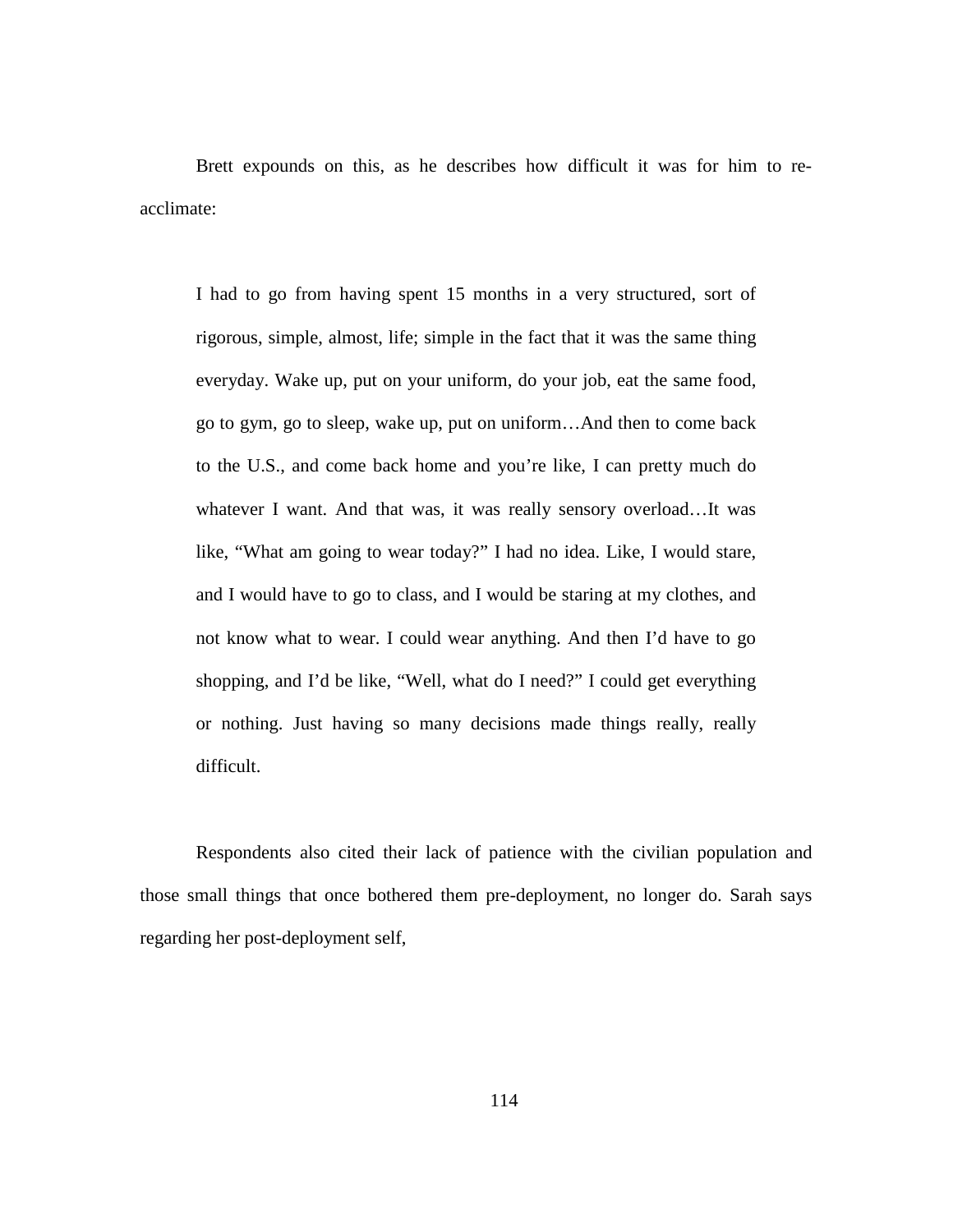Brett expounds on this, as he describes how difficult it was for him to re-acclimate:

> I had to go from having spent 15 months in a very structured, sort of rigorous, simple, almost, life; simple in the fact that it was the same thing everyday. Wake up, put on your uniform, do your job, eat the same food, go to gym, go to sleep, wake up, put on uniform…And then to come back to the U.S., and come back home and you're like, I can pretty much do whatever I want. And that was, it was really sensory overload…It was like, "What am going to wear today?" I had no idea. Like, I would stare, and I would have to go to class, and I would be staring at my clothes, and not know what to wear. I could wear anything. And then I'd have to go shopping, and I'd be like, "Well, what do I need?" I could get everything or nothing. Just having so many decisions made things really, really difficult.

Respondents also cited their lack of patience with the civilian population and those small things that once bothered them pre-deployment, no longer do. Sarah says regarding her post-deployment self,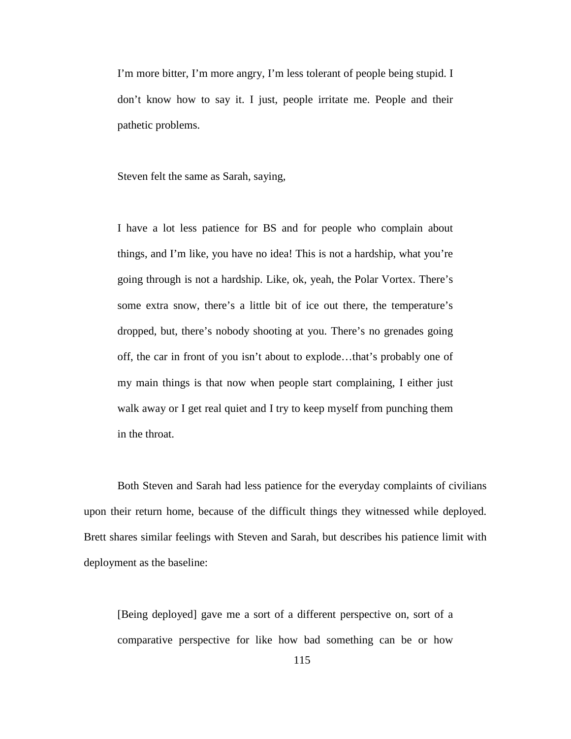> I'm more bitter, I'm more angry, I'm less tolerant of people being stupid. I don't know how to say it. I just, people irritate me. People and their pathetic problems.

Steven felt the same as Sarah, saying,

> I have a lot less patience for BS and for people who complain about things, and I'm like, you have no idea! This is not a hardship, what you're going through is not a hardship. Like, ok, yeah, the Polar Vortex. There's some extra snow, there's a little bit of ice out there, the temperature's dropped, but, there's nobody shooting at you. There's no grenades going off, the car in front of you isn't about to explode…that's probably one of my main things is that now when people start complaining, I either just walk away or I get real quiet and I try to keep myself from punching them in the throat.

Both Steven and Sarah had less patience for the everyday complaints of civilians upon their return home, because of the difficult things they witnessed while deployed. Brett shares similar feelings with Steven and Sarah, but describes his patience limit with deployment as the baseline:

> [Being deployed] gave me a sort of a different perspective on, sort of a comparative perspective for like how bad something can be or how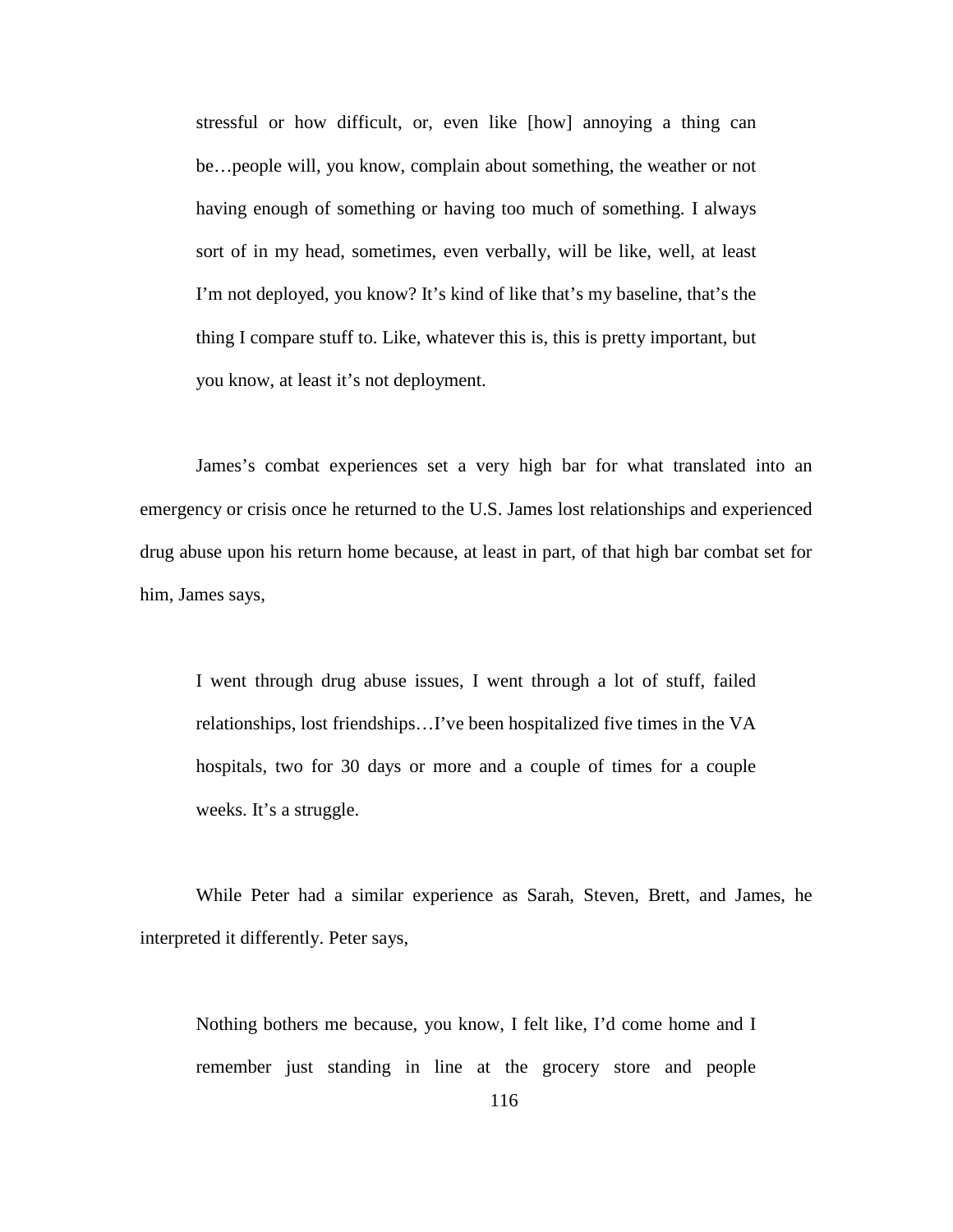> stressful or how difficult, or, even like [how] annoying a thing can be…people will, you know, complain about something, the weather or not having enough of something or having too much of something. I always sort of in my head, sometimes, even verbally, will be like, well, at least I'm not deployed, you know? It's kind of like that's my baseline, that's the thing I compare stuff to. Like, whatever this is, this is pretty important, but you know, at least it's not deployment.

James's combat experiences set a very high bar for what translated into an emergency or crisis once he returned to the U.S. James lost relationships and experienced drug abuse upon his return home because, at least in part, of that high bar combat set for him, James says,

> I went through drug abuse issues, I went through a lot of stuff, failed relationships, lost friendships…I've been hospitalized five times in the VA hospitals, two for 30 days or more and a couple of times for a couple weeks. It's a struggle.

While Peter had a similar experience as Sarah, Steven, Brett, and James, he interpreted it differently. Peter says,

> Nothing bothers me because, you know, I felt like, I'd come home and I remember just standing in line at the grocery store and people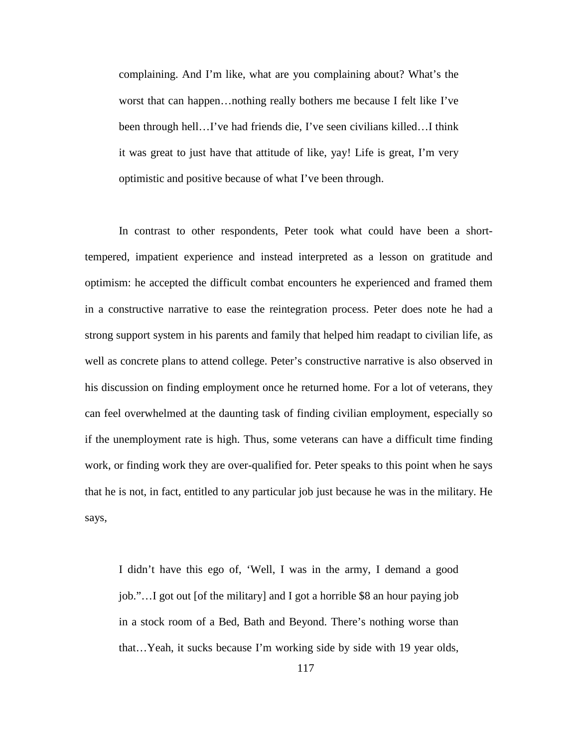> complaining. And I'm like, what are you complaining about? What's the worst that can happen…nothing really bothers me because I felt like I've been through hell…I've had friends die, I've seen civilians killed…I think it was great to just have that attitude of like, yay! Life is great, I'm very optimistic and positive because of what I've been through.

In contrast to other respondents, Peter took what could have been a short-tempered, impatient experience and instead interpreted as a lesson on gratitude and optimism: he accepted the difficult combat encounters he experienced and framed them in a constructive narrative to ease the reintegration process. Peter does note he had a strong support system in his parents and family that helped him readapt to civilian life, as well as concrete plans to attend college. Peter's constructive narrative is also observed in his discussion on finding employment once he returned home. For a lot of veterans, they can feel overwhelmed at the daunting task of finding civilian employment, especially so if the unemployment rate is high. Thus, some veterans can have a difficult time finding work, or finding work they are over-qualified for. Peter speaks to this point when he says that he is not, in fact, entitled to any particular job just because he was in the military. He says,

> I didn't have this ego of, 'Well, I was in the army, I demand a good job."…I got out [of the military] and I got a horrible $8 an hour paying job in a stock room of a Bed, Bath and Beyond. There's nothing worse than that…Yeah, it sucks because I'm working side by side with 19 year olds,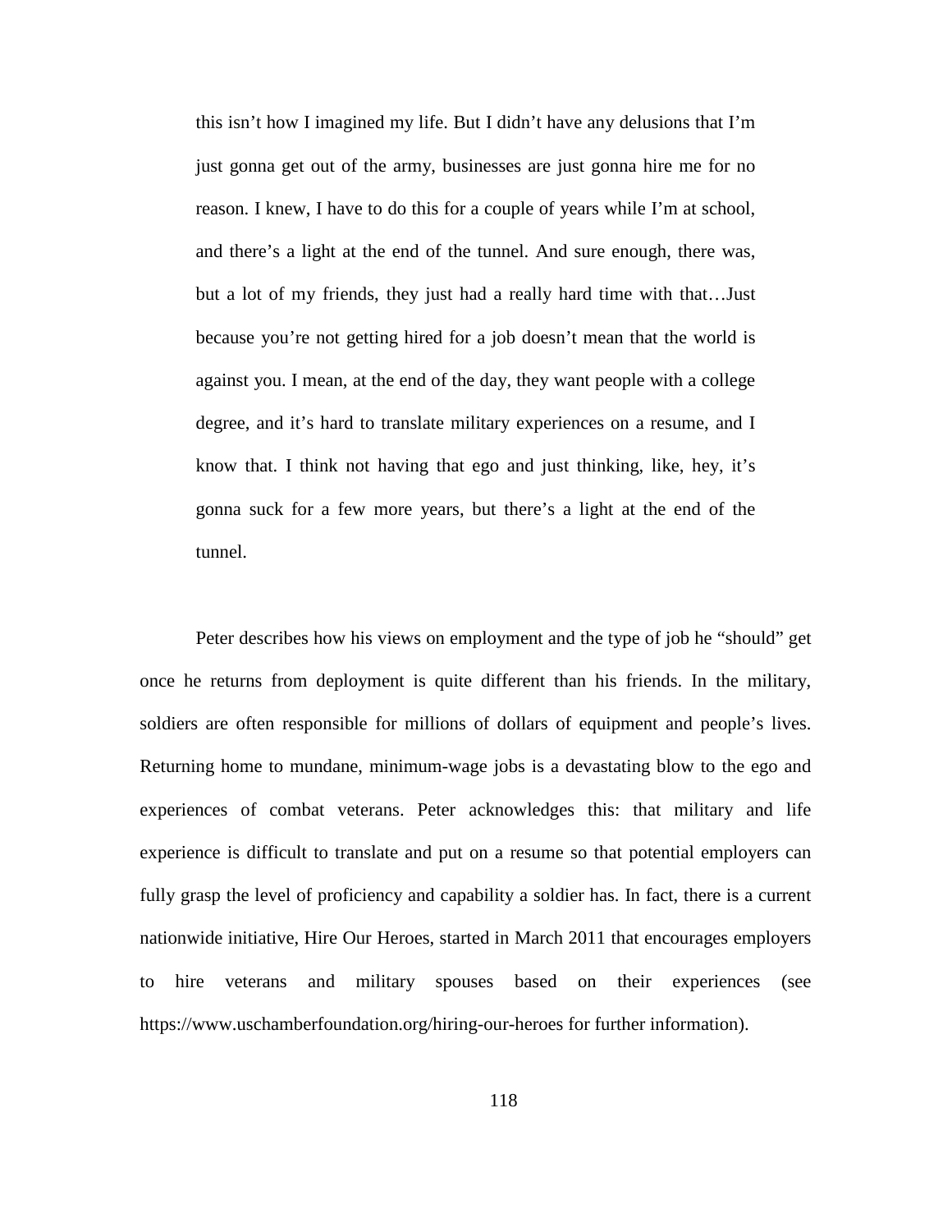> this isn't how I imagined my life. But I didn't have any delusions that I'm just gonna get out of the army, businesses are just gonna hire me for no reason. I knew, I have to do this for a couple of years while I'm at school, and there's a light at the end of the tunnel. And sure enough, there was, but a lot of my friends, they just had a really hard time with that…Just because you're not getting hired for a job doesn't mean that the world is against you. I mean, at the end of the day, they want people with a college degree, and it's hard to translate military experiences on a resume, and I know that. I think not having that ego and just thinking, like, hey, it's gonna suck for a few more years, but there's a light at the end of the tunnel.

Peter describes how his views on employment and the type of job he "should" get once he returns from deployment is quite different than his friends. In the military, soldiers are often responsible for millions of dollars of equipment and people's lives. Returning home to mundane, minimum-wage jobs is a devastating blow to the ego and experiences of combat veterans. Peter acknowledges this: that military and life experience is difficult to translate and put on a resume so that potential employers can fully grasp the level of proficiency and capability a soldier has. In fact, there is a current nationwide initiative, Hire Our Heroes, started in March 2011 that encourages employers to hire veterans and military spouses based on their experiences (see https://www.uschamberfoundation.org/hiring-our-heroes for further information).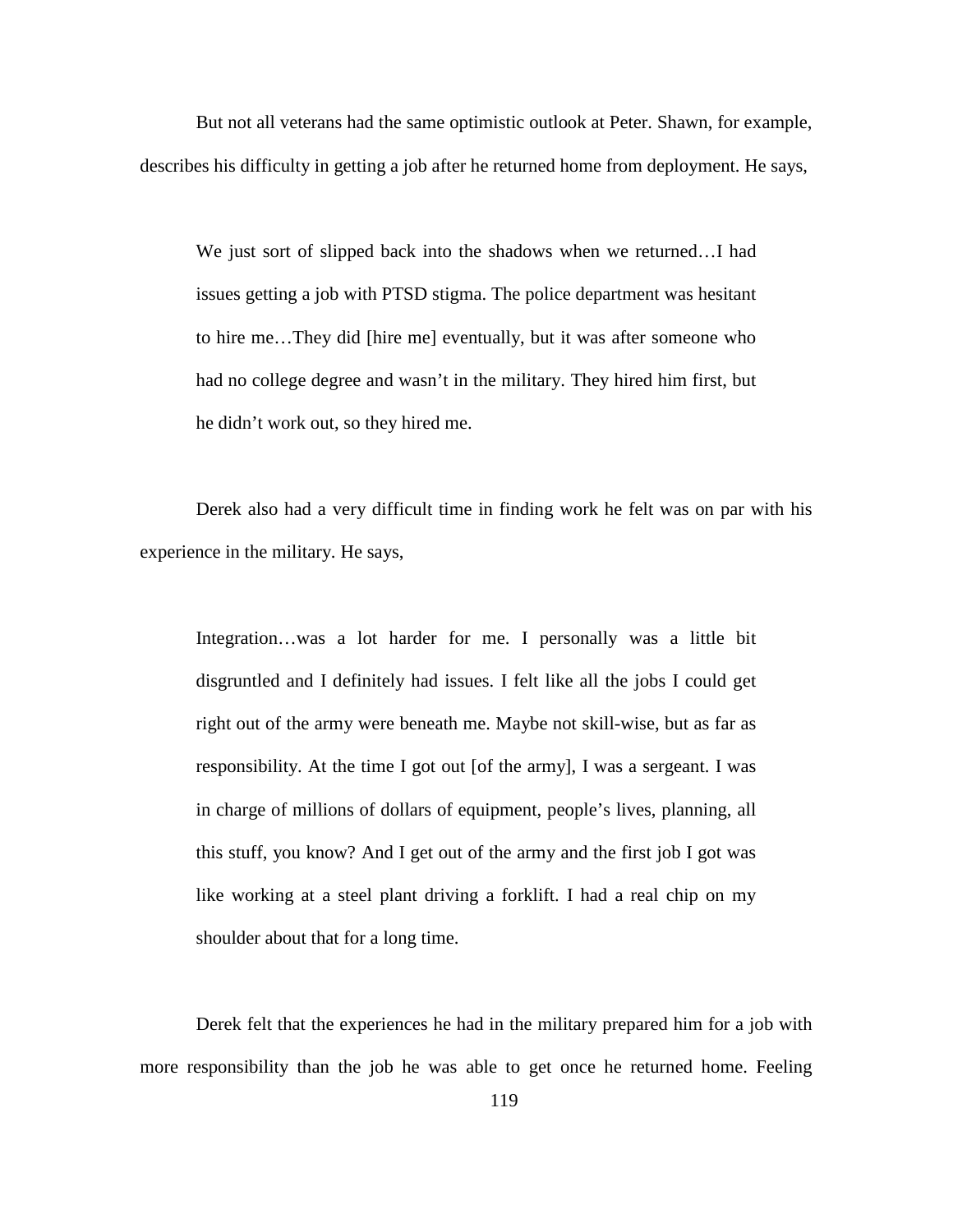But not all veterans had the same optimistic outlook at Peter. Shawn, for example, describes his difficulty in getting a job after he returned home from deployment. He says,

> We just sort of slipped back into the shadows when we returned…I had issues getting a job with PTSD stigma. The police department was hesitant to hire me…They did [hire me] eventually, but it was after someone who had no college degree and wasn't in the military. They hired him first, but he didn't work out, so they hired me.

Derek also had a very difficult time in finding work he felt was on par with his experience in the military. He says,

> Integration…was a lot harder for me. I personally was a little bit disgruntled and I definitely had issues. I felt like all the jobs I could get right out of the army were beneath me. Maybe not skill-wise, but as far as responsibility. At the time I got out [of the army], I was a sergeant. I was in charge of millions of dollars of equipment, people's lives, planning, all this stuff, you know? And I get out of the army and the first job I got was like working at a steel plant driving a forklift. I had a real chip on my shoulder about that for a long time.

Derek felt that the experiences he had in the military prepared him for a job with more responsibility than the job he was able to get once he returned home. Feeling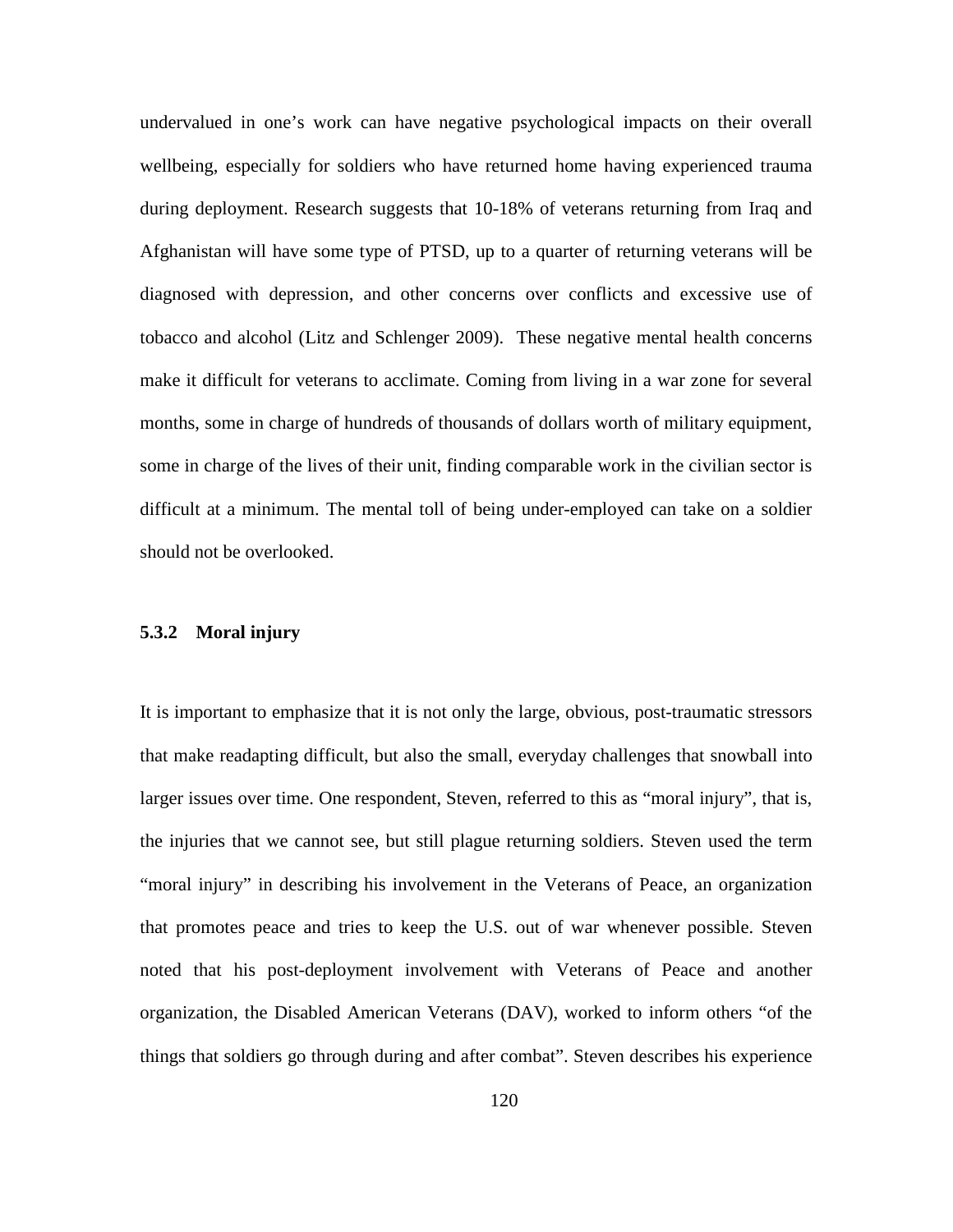undervalued in one's work can have negative psychological impacts on their overall wellbeing, especially for soldiers who have returned home having experienced trauma during deployment. Research suggests that 10-18% of veterans returning from Iraq and Afghanistan will have some type of PTSD, up to a quarter of returning veterans will be diagnosed with depression, and other concerns over conflicts and excessive use of tobacco and alcohol (Litz and Schlenger 2009). These negative mental health concerns make it difficult for veterans to acclimate. Coming from living in a war zone for several months, some in charge of hundreds of thousands of dollars worth of military equipment, some in charge of the lives of their unit, finding comparable work in the civilian sector is difficult at a minimum. The mental toll of being under-employed can take on a soldier should not be overlooked.

### 5.3.2 Moral injury

It is important to emphasize that it is not only the large, obvious, post-traumatic stressors that make readapting difficult, but also the small, everyday challenges that snowball into larger issues over time. One respondent, Steven, referred to this as "moral injury", that is, the injuries that we cannot see, but still plague returning soldiers. Steven used the term "moral injury" in describing his involvement in the Veterans of Peace, an organization that promotes peace and tries to keep the U.S. out of war whenever possible. Steven noted that his post-deployment involvement with Veterans of Peace and another organization, the Disabled American Veterans (DAV), worked to inform others "of the things that soldiers go through during and after combat". Steven describes his experience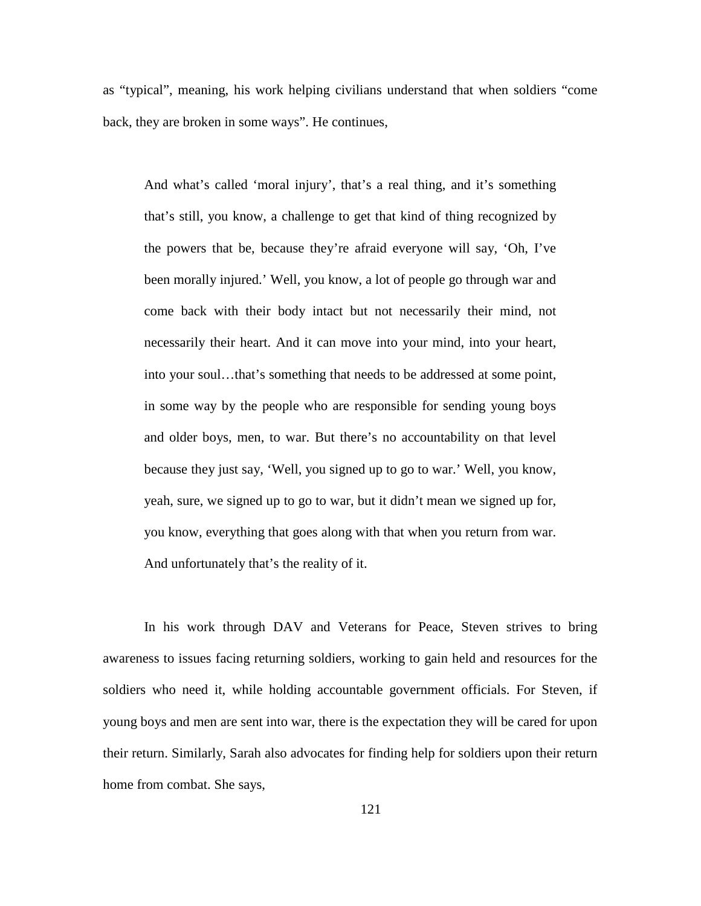as “typical”, meaning, his work helping civilians understand that when soldiers “come back, they are broken in some ways”. He continues,

> And what’s called ‘moral injury’, that’s a real thing, and it’s something that’s still, you know, a challenge to get that kind of thing recognized by the powers that be, because they’re afraid everyone will say, ‘Oh, I’ve been morally injured.’ Well, you know, a lot of people go through war and come back with their body intact but not necessarily their mind, not necessarily their heart. And it can move into your mind, into your heart, into your soul…that’s something that needs to be addressed at some point, in some way by the people who are responsible for sending young boys and older boys, men, to war. But there’s no accountability on that level because they just say, ‘Well, you signed up to go to war.’ Well, you know, yeah, sure, we signed up to go to war, but it didn’t mean we signed up for, you know, everything that goes along with that when you return from war. And unfortunately that’s the reality of it.

In his work through DAV and Veterans for Peace, Steven strives to bring awareness to issues facing returning soldiers, working to gain held and resources for the soldiers who need it, while holding accountable government officials. For Steven, if young boys and men are sent into war, there is the expectation they will be cared for upon their return. Similarly, Sarah also advocates for finding help for soldiers upon their return home from combat. She says,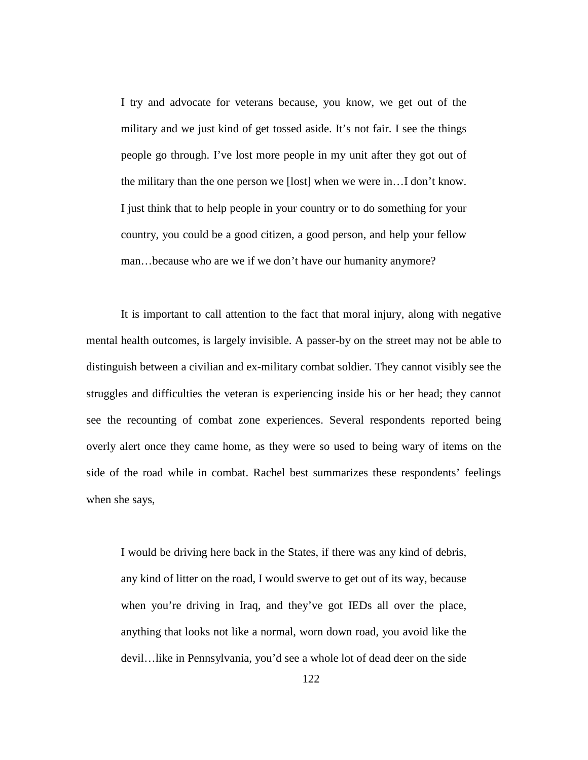> I try and advocate for veterans because, you know, we get out of the military and we just kind of get tossed aside. It's not fair. I see the things people go through. I've lost more people in my unit after they got out of the military than the one person we [lost] when we were in…I don't know. I just think that to help people in your country or to do something for your country, you could be a good citizen, a good person, and help your fellow man…because who are we if we don't have our humanity anymore?

It is important to call attention to the fact that moral injury, along with negative mental health outcomes, is largely invisible. A passer-by on the street may not be able to distinguish between a civilian and ex-military combat soldier. They cannot visibly see the struggles and difficulties the veteran is experiencing inside his or her head; they cannot see the recounting of combat zone experiences. Several respondents reported being overly alert once they came home, as they were so used to being wary of items on the side of the road while in combat. Rachel best summarizes these respondents' feelings when she says,

> I would be driving here back in the States, if there was any kind of debris, any kind of litter on the road, I would swerve to get out of its way, because when you're driving in Iraq, and they've got IEDs all over the place, anything that looks not like a normal, worn down road, you avoid like the devil…like in Pennsylvania, you'd see a whole lot of dead deer on the side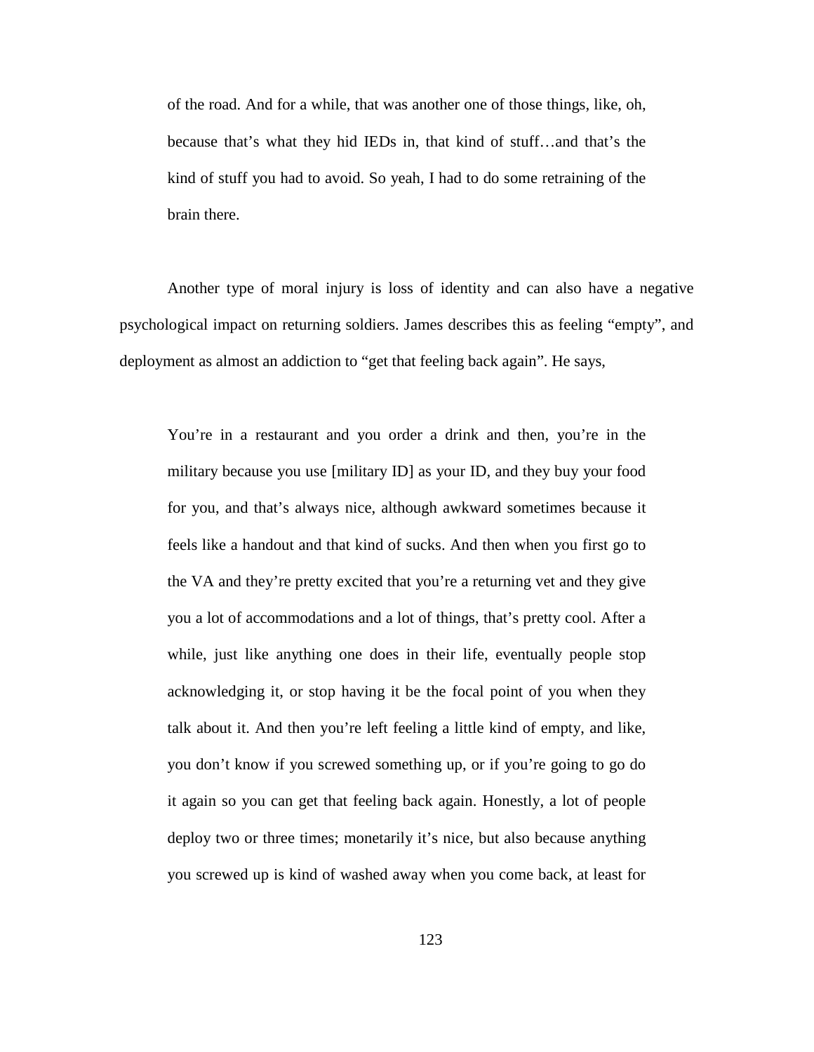> of the road. And for a while, that was another one of those things, like, oh, because that's what they hid IEDs in, that kind of stuff…and that's the kind of stuff you had to avoid. So yeah, I had to do some retraining of the brain there.

Another type of moral injury is loss of identity and can also have a negative psychological impact on returning soldiers. James describes this as feeling "empty", and deployment as almost an addiction to "get that feeling back again". He says,

> You're in a restaurant and you order a drink and then, you're in the military because you use [military ID] as your ID, and they buy your food for you, and that's always nice, although awkward sometimes because it feels like a handout and that kind of sucks. And then when you first go to the VA and they're pretty excited that you're a returning vet and they give you a lot of accommodations and a lot of things, that's pretty cool. After a while, just like anything one does in their life, eventually people stop acknowledging it, or stop having it be the focal point of you when they talk about it. And then you're left feeling a little kind of empty, and like, you don't know if you screwed something up, or if you're going to go do it again so you can get that feeling back again. Honestly, a lot of people deploy two or three times; monetarily it's nice, but also because anything you screwed up is kind of washed away when you come back, at least for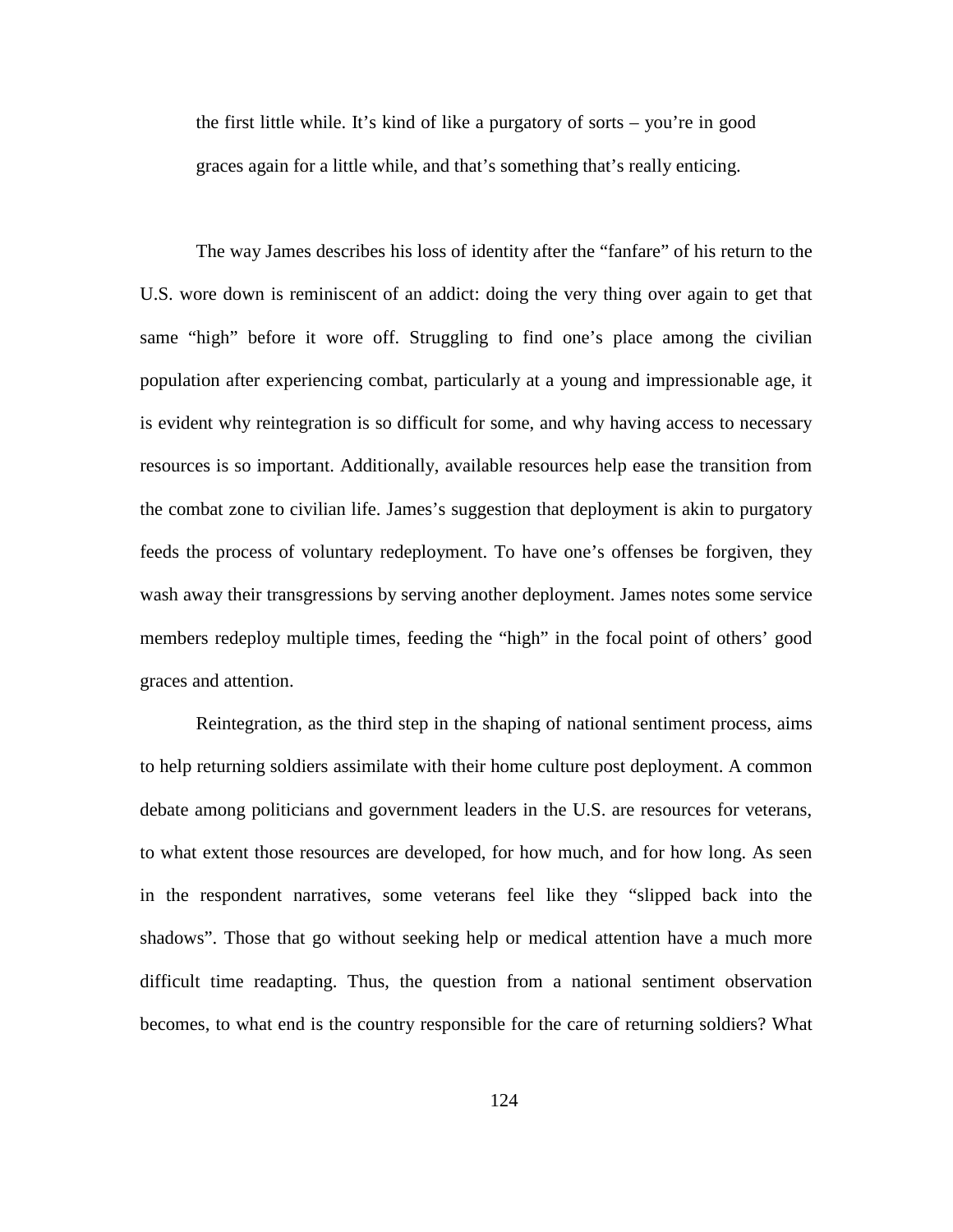> the first little while. It's kind of like a purgatory of sorts – you're in good graces again for a little while, and that's something that's really enticing.

The way James describes his loss of identity after the "fanfare" of his return to the U.S. wore down is reminiscent of an addict: doing the very thing over again to get that same "high" before it wore off. Struggling to find one's place among the civilian population after experiencing combat, particularly at a young and impressionable age, it is evident why reintegration is so difficult for some, and why having access to necessary resources is so important. Additionally, available resources help ease the transition from the combat zone to civilian life. James's suggestion that deployment is akin to purgatory feeds the process of voluntary redeployment. To have one's offenses be forgiven, they wash away their transgressions by serving another deployment. James notes some service members redeploy multiple times, feeding the "high" in the focal point of others' good graces and attention.

Reintegration, as the third step in the shaping of national sentiment process, aims to help returning soldiers assimilate with their home culture post deployment. A common debate among politicians and government leaders in the U.S. are resources for veterans, to what extent those resources are developed, for how much, and for how long. As seen in the respondent narratives, some veterans feel like they "slipped back into the shadows". Those that go without seeking help or medical attention have a much more difficult time readapting. Thus, the question from a national sentiment observation becomes, to what end is the country responsible for the care of returning soldiers? What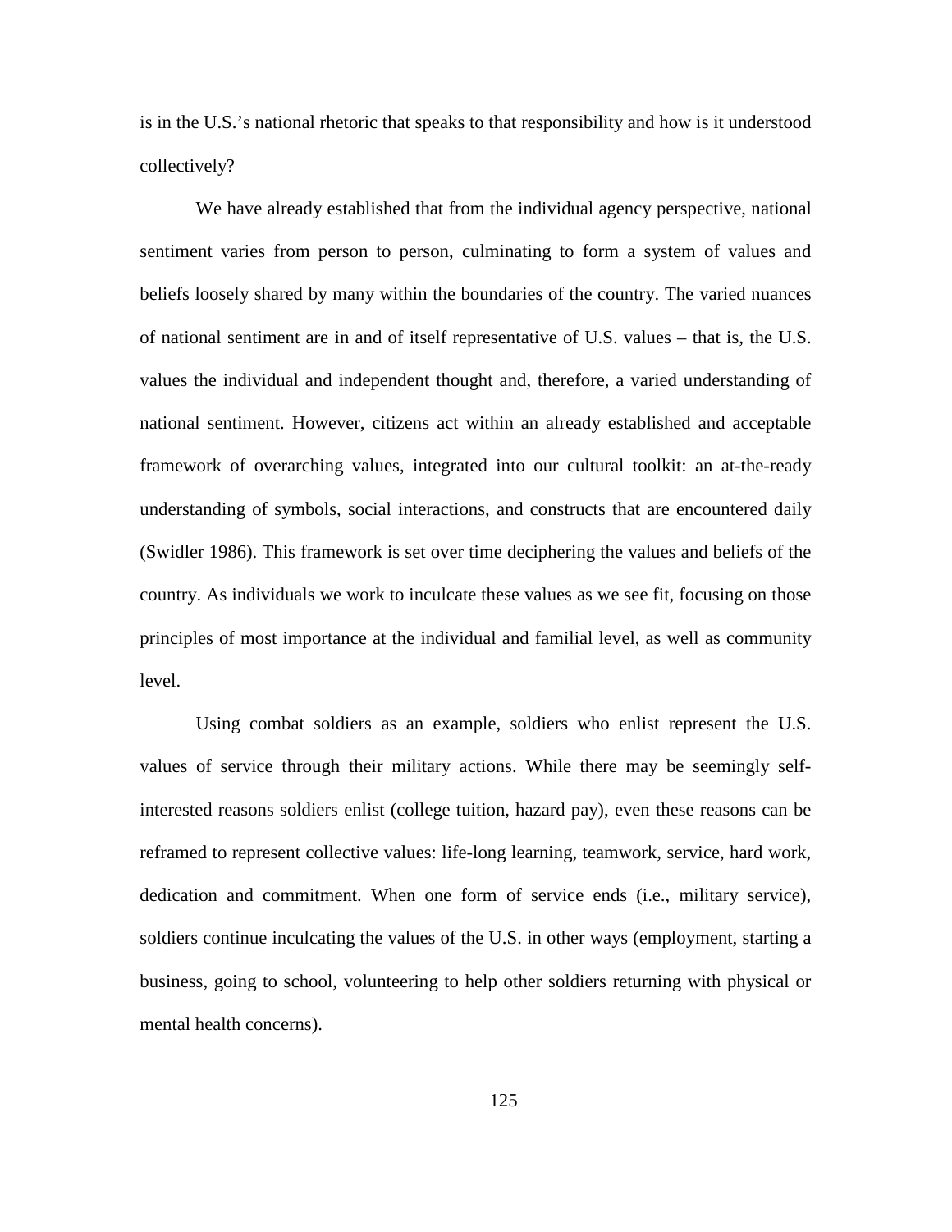is in the U.S.'s national rhetoric that speaks to that responsibility and how is it understood collectively?

We have already established that from the individual agency perspective, national sentiment varies from person to person, culminating to form a system of values and beliefs loosely shared by many within the boundaries of the country. The varied nuances of national sentiment are in and of itself representative of U.S. values – that is, the U.S. values the individual and independent thought and, therefore, a varied understanding of national sentiment. However, citizens act within an already established and acceptable framework of overarching values, integrated into our cultural toolkit: an at-the-ready understanding of symbols, social interactions, and constructs that are encountered daily (Swidler 1986). This framework is set over time deciphering the values and beliefs of the country. As individuals we work to inculcate these values as we see fit, focusing on those principles of most importance at the individual and familial level, as well as community level.

Using combat soldiers as an example, soldiers who enlist represent the U.S. values of service through their military actions. While there may be seemingly self-interested reasons soldiers enlist (college tuition, hazard pay), even these reasons can be reframed to represent collective values: life-long learning, teamwork, service, hard work, dedication and commitment. When one form of service ends (i.e., military service), soldiers continue inculcating the values of the U.S. in other ways (employment, starting a business, going to school, volunteering to help other soldiers returning with physical or mental health concerns).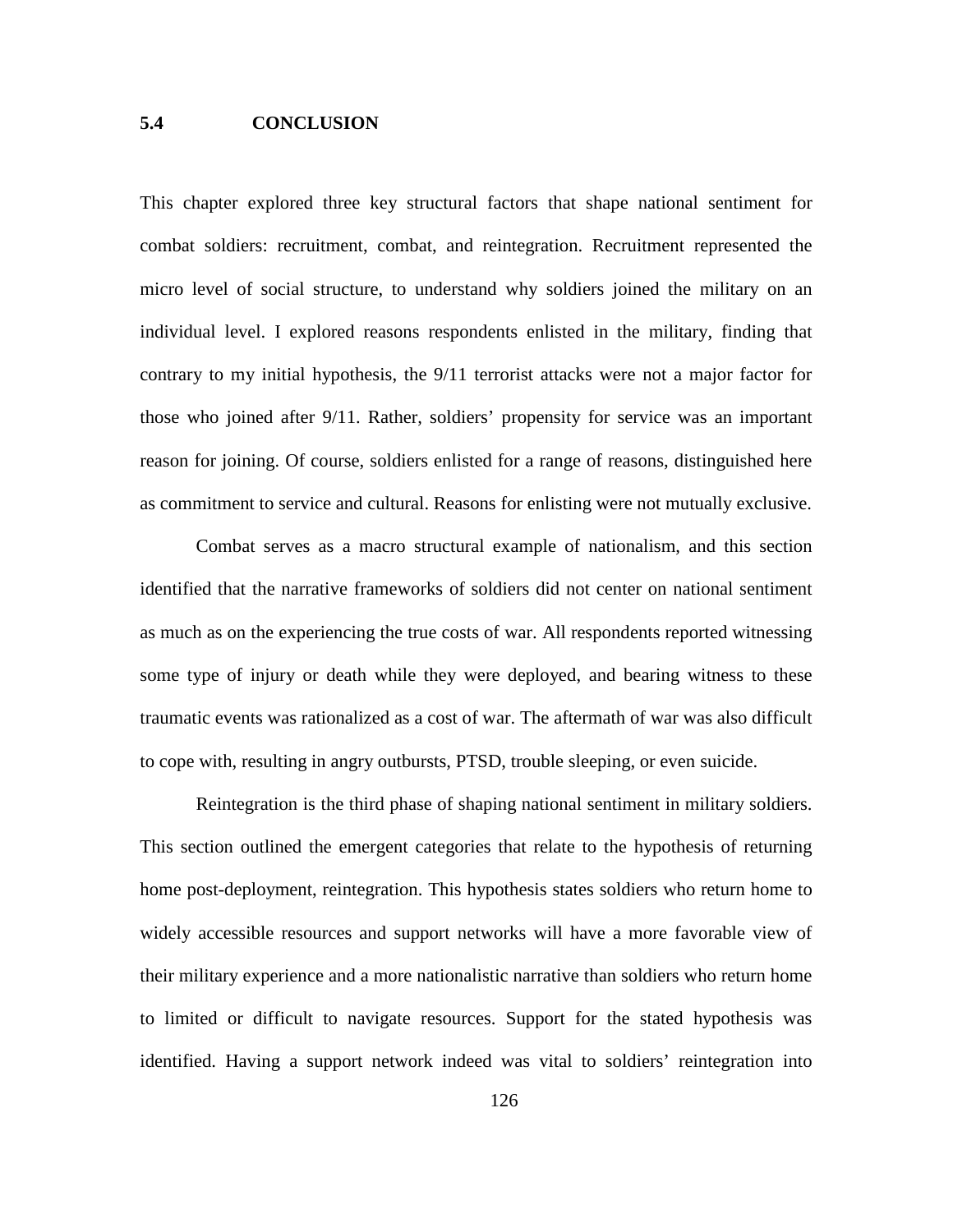## 5.4 CONCLUSION

This chapter explored three key structural factors that shape national sentiment for combat soldiers: recruitment, combat, and reintegration. Recruitment represented the micro level of social structure, to understand why soldiers joined the military on an individual level. I explored reasons respondents enlisted in the military, finding that contrary to my initial hypothesis, the 9/11 terrorist attacks were not a major factor for those who joined after 9/11. Rather, soldiers' propensity for service was an important reason for joining. Of course, soldiers enlisted for a range of reasons, distinguished here as commitment to service and cultural. Reasons for enlisting were not mutually exclusive.

Combat serves as a macro structural example of nationalism, and this section identified that the narrative frameworks of soldiers did not center on national sentiment as much as on the experiencing the true costs of war. All respondents reported witnessing some type of injury or death while they were deployed, and bearing witness to these traumatic events was rationalized as a cost of war. The aftermath of war was also difficult to cope with, resulting in angry outbursts, PTSD, trouble sleeping, or even suicide.

Reintegration is the third phase of shaping national sentiment in military soldiers. This section outlined the emergent categories that relate to the hypothesis of returning home post-deployment, reintegration. This hypothesis states soldiers who return home to widely accessible resources and support networks will have a more favorable view of their military experience and a more nationalistic narrative than soldiers who return home to limited or difficult to navigate resources. Support for the stated hypothesis was identified. Having a support network indeed was vital to soldiers' reintegration into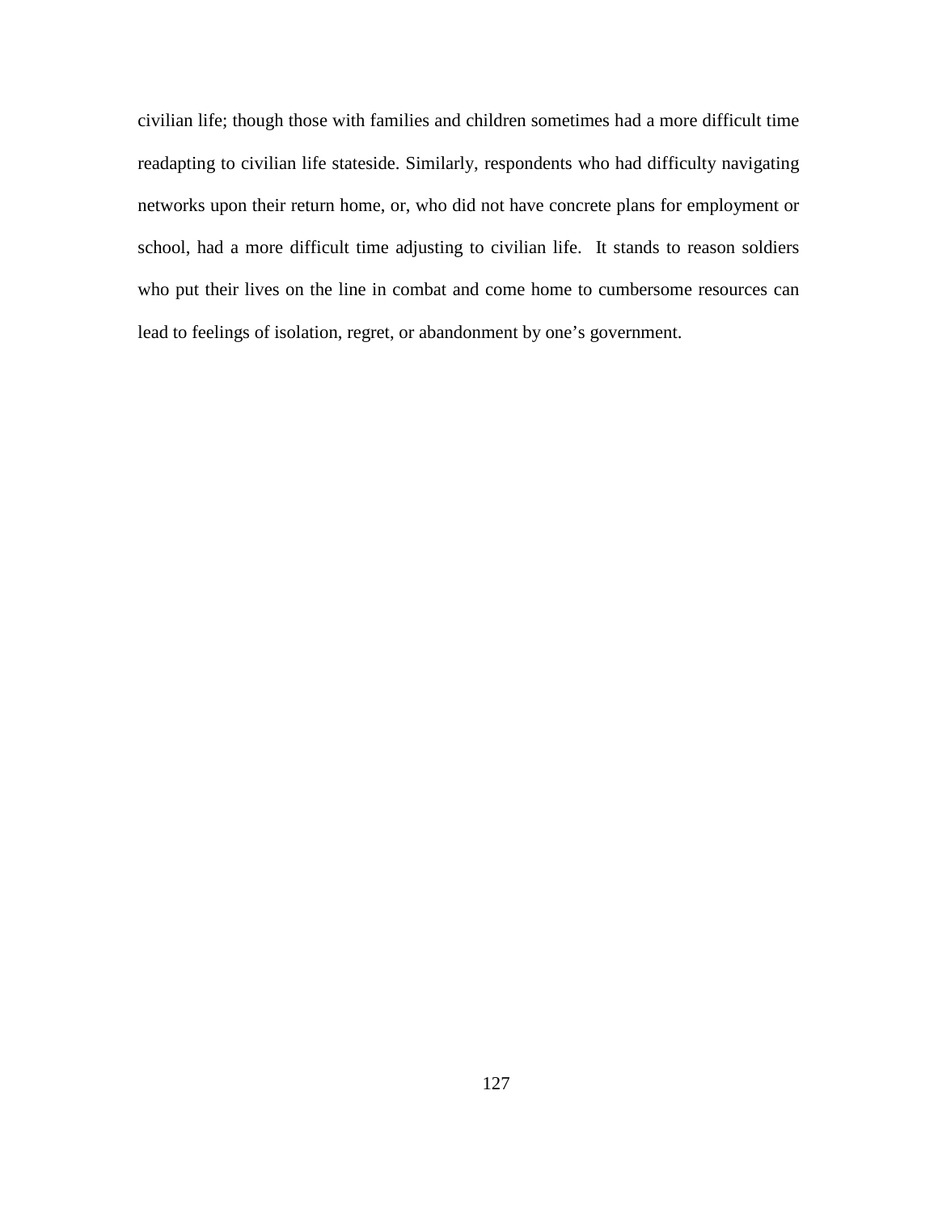civilian life; though those with families and children sometimes had a more difficult time readapting to civilian life stateside. Similarly, respondents who had difficulty navigating networks upon their return home, or, who did not have concrete plans for employment or school, had a more difficult time adjusting to civilian life. It stands to reason soldiers who put their lives on the line in combat and come home to cumbersome resources can lead to feelings of isolation, regret, or abandonment by one's government.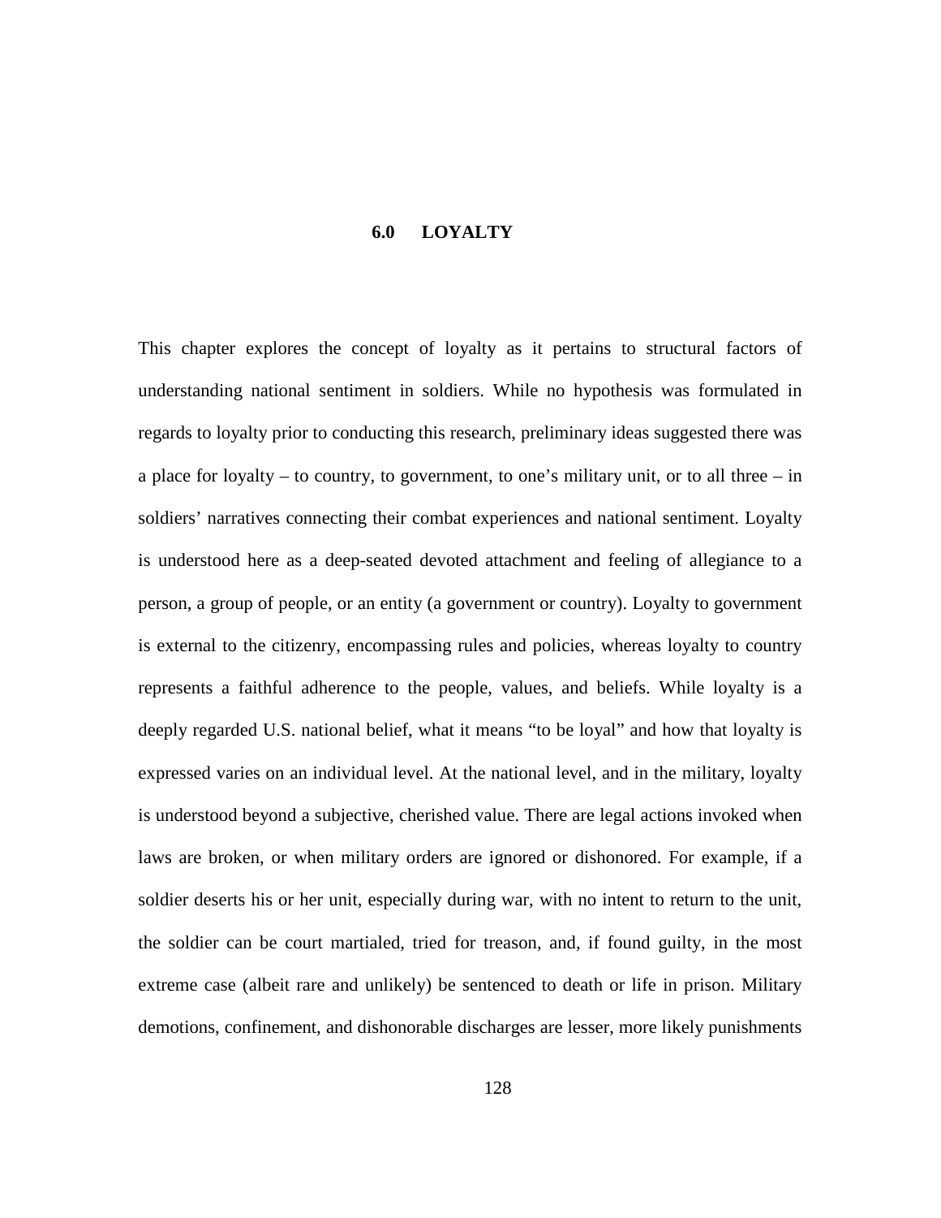# 6.0 LOYALTY

This chapter explores the concept of loyalty as it pertains to structural factors of understanding national sentiment in soldiers. While no hypothesis was formulated in regards to loyalty prior to conducting this research, preliminary ideas suggested there was a place for loyalty – to country, to government, to one's military unit, or to all three – in soldiers' narratives connecting their combat experiences and national sentiment. Loyalty is understood here as a deep-seated devoted attachment and feeling of allegiance to a person, a group of people, or an entity (a government or country). Loyalty to government is external to the citizenry, encompassing rules and policies, whereas loyalty to country represents a faithful adherence to the people, values, and beliefs. While loyalty is a deeply regarded U.S. national belief, what it means "to be loyal" and how that loyalty is expressed varies on an individual level. At the national level, and in the military, loyalty is understood beyond a subjective, cherished value. There are legal actions invoked when laws are broken, or when military orders are ignored or dishonored. For example, if a soldier deserts his or her unit, especially during war, with no intent to return to the unit, the soldier can be court martialed, tried for treason, and, if found guilty, in the most extreme case (albeit rare and unlikely) be sentenced to death or life in prison. Military demotions, confinement, and dishonorable discharges are lesser, more likely punishments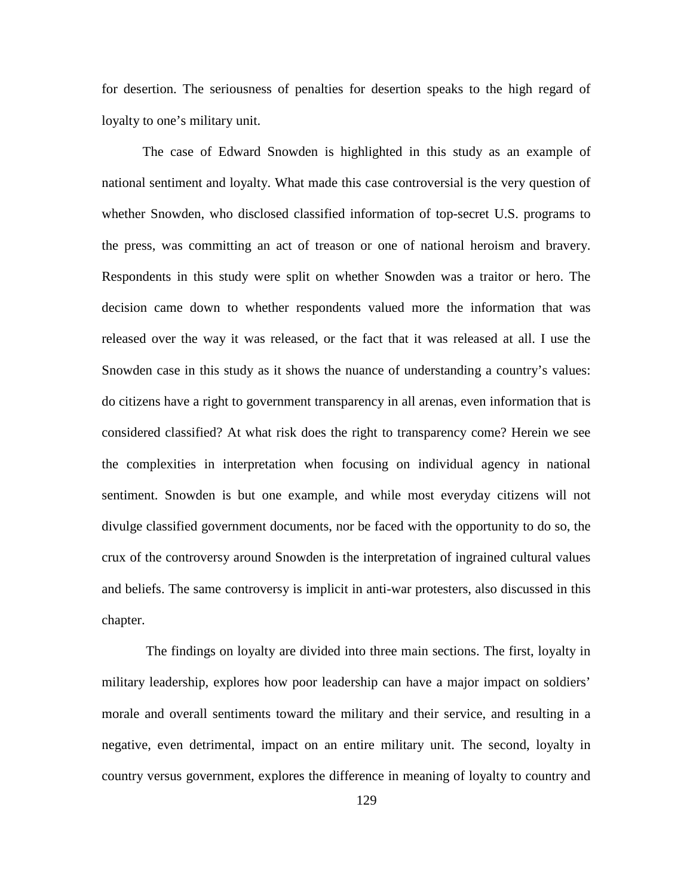for desertion. The seriousness of penalties for desertion speaks to the high regard of loyalty to one's military unit.

The case of Edward Snowden is highlighted in this study as an example of national sentiment and loyalty. What made this case controversial is the very question of whether Snowden, who disclosed classified information of top-secret U.S. programs to the press, was committing an act of treason or one of national heroism and bravery. Respondents in this study were split on whether Snowden was a traitor or hero. The decision came down to whether respondents valued more the information that was released over the way it was released, or the fact that it was released at all. I use the Snowden case in this study as it shows the nuance of understanding a country's values: do citizens have a right to government transparency in all arenas, even information that is considered classified? At what risk does the right to transparency come? Herein we see the complexities in interpretation when focusing on individual agency in national sentiment. Snowden is but one example, and while most everyday citizens will not divulge classified government documents, nor be faced with the opportunity to do so, the crux of the controversy around Snowden is the interpretation of ingrained cultural values and beliefs. The same controversy is implicit in anti-war protesters, also discussed in this chapter.

The findings on loyalty are divided into three main sections. The first, loyalty in military leadership, explores how poor leadership can have a major impact on soldiers' morale and overall sentiments toward the military and their service, and resulting in a negative, even detrimental, impact on an entire military unit. The second, loyalty in country versus government, explores the difference in meaning of loyalty to country and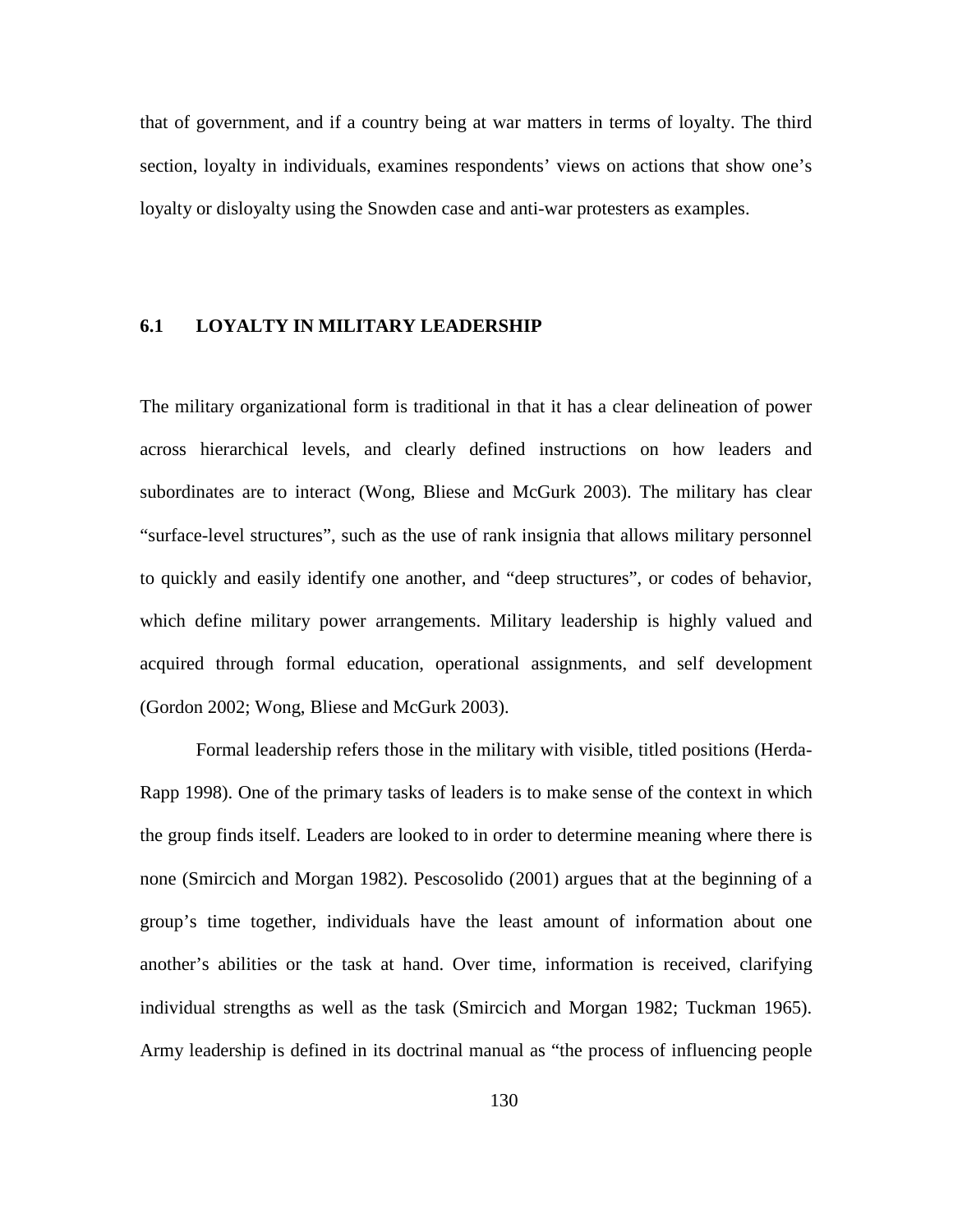that of government, and if a country being at war matters in terms of loyalty. The third section, loyalty in individuals, examines respondents' views on actions that show one's loyalty or disloyalty using the Snowden case and anti-war protesters as examples.

## 6.1 LOYALTY IN MILITARY LEADERSHIP

The military organizational form is traditional in that it has a clear delineation of power across hierarchical levels, and clearly defined instructions on how leaders and subordinates are to interact (Wong, Bliese and McGurk 2003). The military has clear "surface-level structures", such as the use of rank insignia that allows military personnel to quickly and easily identify one another, and "deep structures", or codes of behavior, which define military power arrangements. Military leadership is highly valued and acquired through formal education, operational assignments, and self development (Gordon 2002; Wong, Bliese and McGurk 2003).

Formal leadership refers those in the military with visible, titled positions (Herda-Rapp 1998). One of the primary tasks of leaders is to make sense of the context in which the group finds itself. Leaders are looked to in order to determine meaning where there is none (Smircich and Morgan 1982). Pescosolido (2001) argues that at the beginning of a group's time together, individuals have the least amount of information about one another's abilities or the task at hand. Over time, information is received, clarifying individual strengths as well as the task (Smircich and Morgan 1982; Tuckman 1965). Army leadership is defined in its doctrinal manual as "the process of influencing people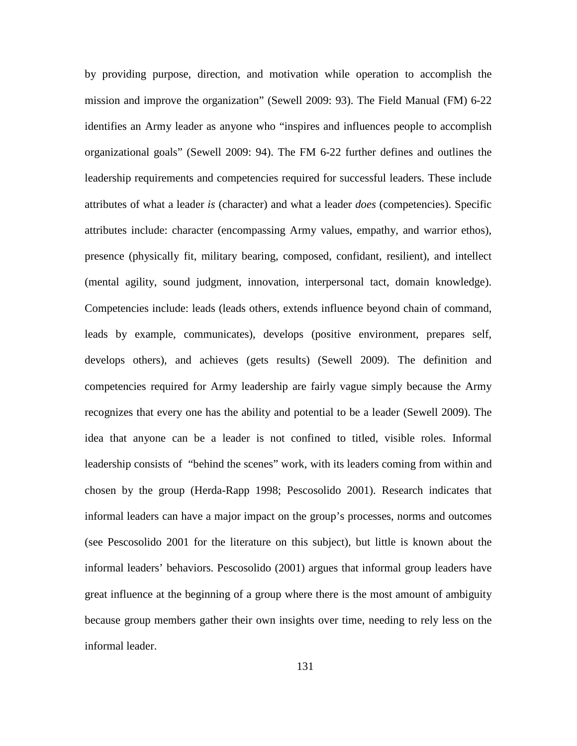by providing purpose, direction, and motivation while operation to accomplish the mission and improve the organization" (Sewell 2009: 93). The Field Manual (FM) 6-22 identifies an Army leader as anyone who "inspires and influences people to accomplish organizational goals" (Sewell 2009: 94). The FM 6-22 further defines and outlines the leadership requirements and competencies required for successful leaders. These include attributes of what a leader *is* (character) and what a leader *does* (competencies). Specific attributes include: character (encompassing Army values, empathy, and warrior ethos), presence (physically fit, military bearing, composed, confidant, resilient), and intellect (mental agility, sound judgment, innovation, interpersonal tact, domain knowledge). Competencies include: leads (leads others, extends influence beyond chain of command, leads by example, communicates), develops (positive environment, prepares self, develops others), and achieves (gets results) (Sewell 2009). The definition and competencies required for Army leadership are fairly vague simply because the Army recognizes that every one has the ability and potential to be a leader (Sewell 2009). The idea that anyone can be a leader is not confined to titled, visible roles. Informal leadership consists of "behind the scenes" work, with its leaders coming from within and chosen by the group (Herda-Rapp 1998; Pescosolido 2001). Research indicates that informal leaders can have a major impact on the group's processes, norms and outcomes (see Pescosolido 2001 for the literature on this subject), but little is known about the informal leaders' behaviors. Pescosolido (2001) argues that informal group leaders have great influence at the beginning of a group where there is the most amount of ambiguity because group members gather their own insights over time, needing to rely less on the informal leader.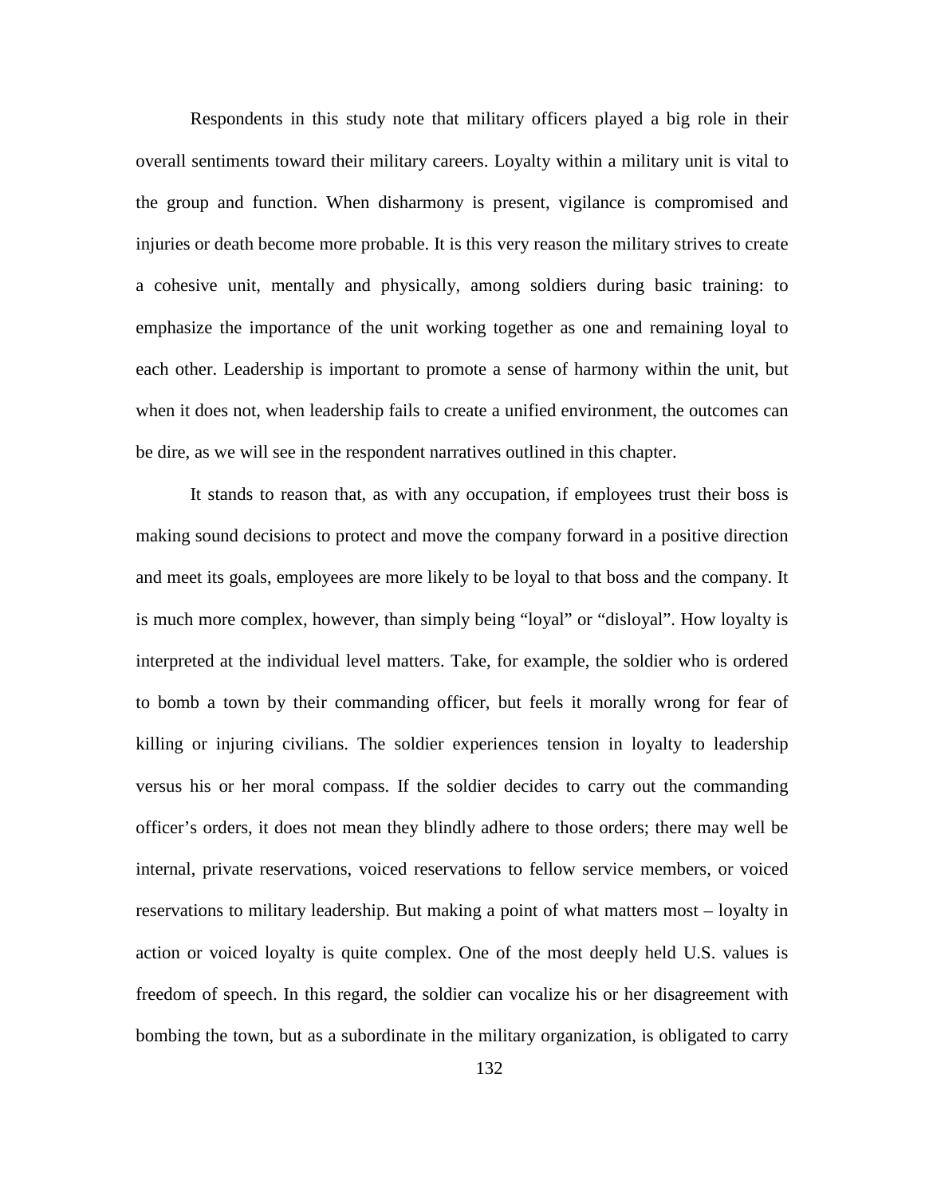Respondents in this study note that military officers played a big role in their overall sentiments toward their military careers. Loyalty within a military unit is vital to the group and function. When disharmony is present, vigilance is compromised and injuries or death become more probable. It is this very reason the military strives to create a cohesive unit, mentally and physically, among soldiers during basic training: to emphasize the importance of the unit working together as one and remaining loyal to each other. Leadership is important to promote a sense of harmony within the unit, but when it does not, when leadership fails to create a unified environment, the outcomes can be dire, as we will see in the respondent narratives outlined in this chapter.

It stands to reason that, as with any occupation, if employees trust their boss is making sound decisions to protect and move the company forward in a positive direction and meet its goals, employees are more likely to be loyal to that boss and the company. It is much more complex, however, than simply being "loyal" or "disloyal". How loyalty is interpreted at the individual level matters. Take, for example, the soldier who is ordered to bomb a town by their commanding officer, but feels it morally wrong for fear of killing or injuring civilians. The soldier experiences tension in loyalty to leadership versus his or her moral compass. If the soldier decides to carry out the commanding officer's orders, it does not mean they blindly adhere to those orders; there may well be internal, private reservations, voiced reservations to fellow service members, or voiced reservations to military leadership. But making a point of what matters most – loyalty in action or voiced loyalty is quite complex. One of the most deeply held U.S. values is freedom of speech. In this regard, the soldier can vocalize his or her disagreement with bombing the town, but as a subordinate in the military organization, is obligated to carry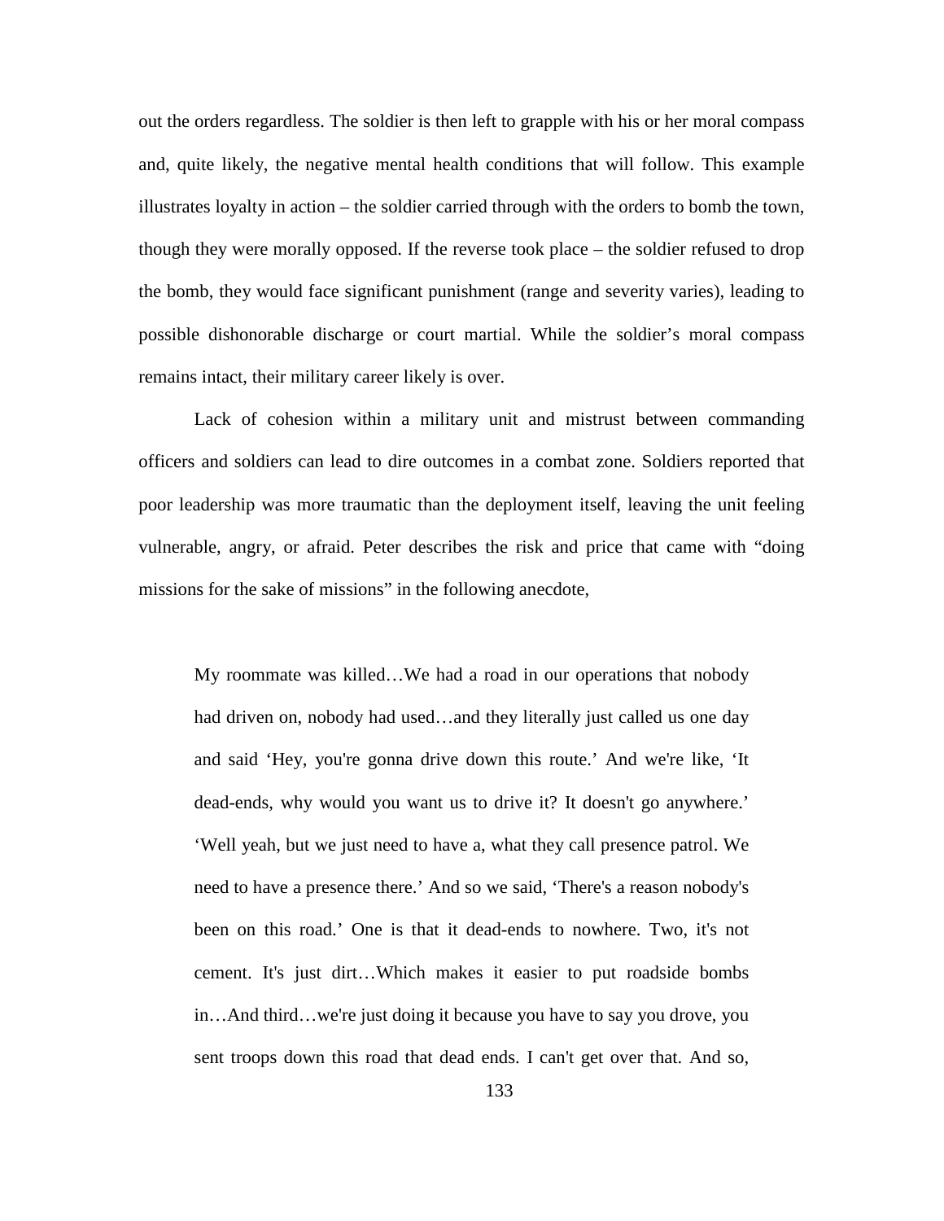out the orders regardless. The soldier is then left to grapple with his or her moral compass and, quite likely, the negative mental health conditions that will follow. This example illustrates loyalty in action – the soldier carried through with the orders to bomb the town, though they were morally opposed. If the reverse took place – the soldier refused to drop the bomb, they would face significant punishment (range and severity varies), leading to possible dishonorable discharge or court martial. While the soldier's moral compass remains intact, their military career likely is over.

Lack of cohesion within a military unit and mistrust between commanding officers and soldiers can lead to dire outcomes in a combat zone. Soldiers reported that poor leadership was more traumatic than the deployment itself, leaving the unit feeling vulnerable, angry, or afraid. Peter describes the risk and price that came with "doing missions for the sake of missions" in the following anecdote,

> My roommate was killed…We had a road in our operations that nobody had driven on, nobody had used…and they literally just called us one day and said 'Hey, you're gonna drive down this route.' And we're like, 'It dead-ends, why would you want us to drive it? It doesn't go anywhere.' 'Well yeah, but we just need to have a, what they call presence patrol. We need to have a presence there.' And so we said, 'There's a reason nobody's been on this road.' One is that it dead-ends to nowhere. Two, it's not cement. It's just dirt…Which makes it easier to put roadside bombs in…And third…we're just doing it because you have to say you drove, you sent troops down this road that dead ends. I can't get over that. And so,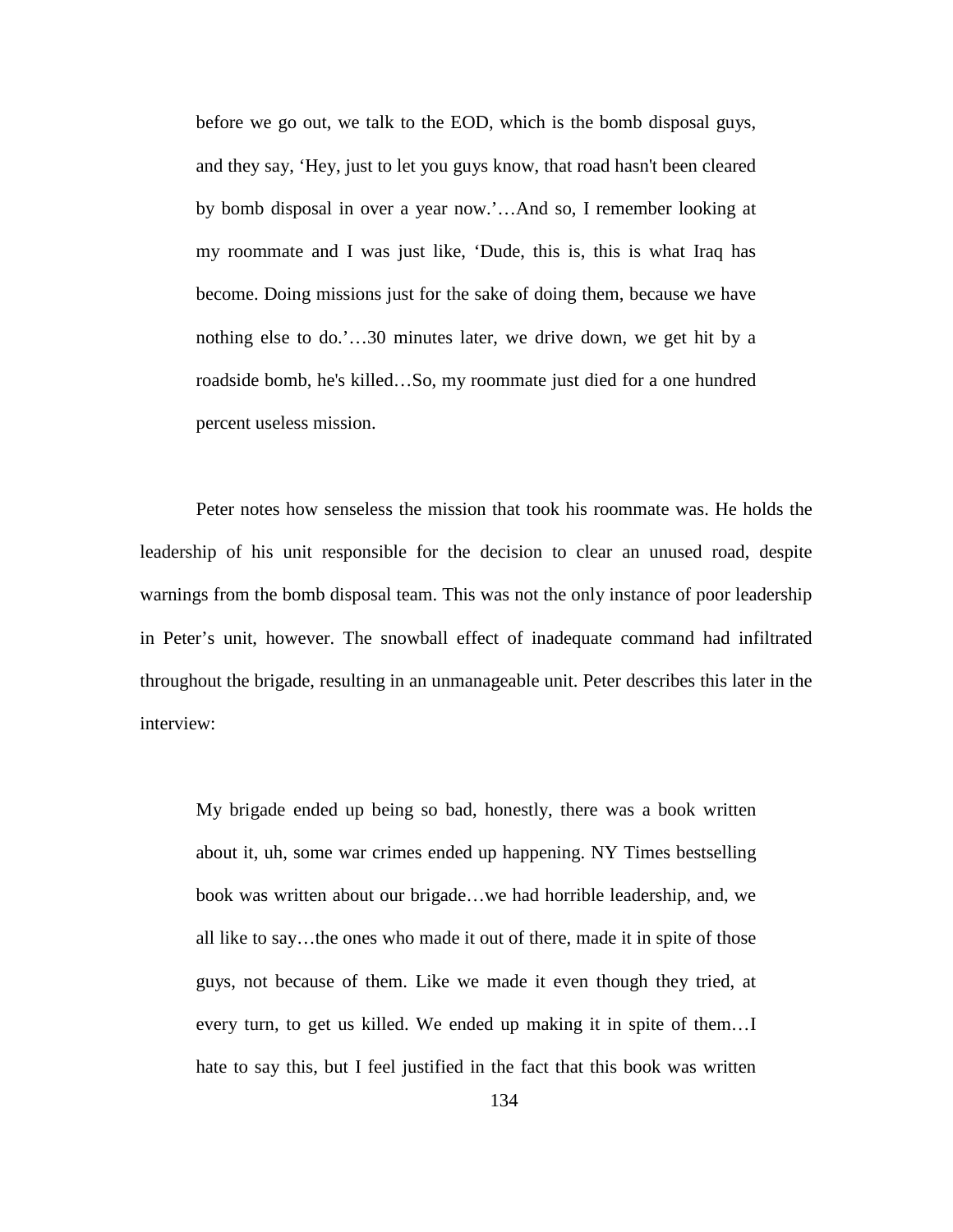> before we go out, we talk to the EOD, which is the bomb disposal guys, and they say, 'Hey, just to let you guys know, that road hasn't been cleared by bomb disposal in over a year now.'…And so, I remember looking at my roommate and I was just like, 'Dude, this is, this is what Iraq has become. Doing missions just for the sake of doing them, because we have nothing else to do.'…30 minutes later, we drive down, we get hit by a roadside bomb, he's killed…So, my roommate just died for a one hundred percent useless mission.

Peter notes how senseless the mission that took his roommate was. He holds the leadership of his unit responsible for the decision to clear an unused road, despite warnings from the bomb disposal team. This was not the only instance of poor leadership in Peter's unit, however. The snowball effect of inadequate command had infiltrated throughout the brigade, resulting in an unmanageable unit. Peter describes this later in the interview:

> My brigade ended up being so bad, honestly, there was a book written about it, uh, some war crimes ended up happening. NY Times bestselling book was written about our brigade…we had horrible leadership, and, we all like to say…the ones who made it out of there, made it in spite of those guys, not because of them. Like we made it even though they tried, at every turn, to get us killed. We ended up making it in spite of them…I hate to say this, but I feel justified in the fact that this book was written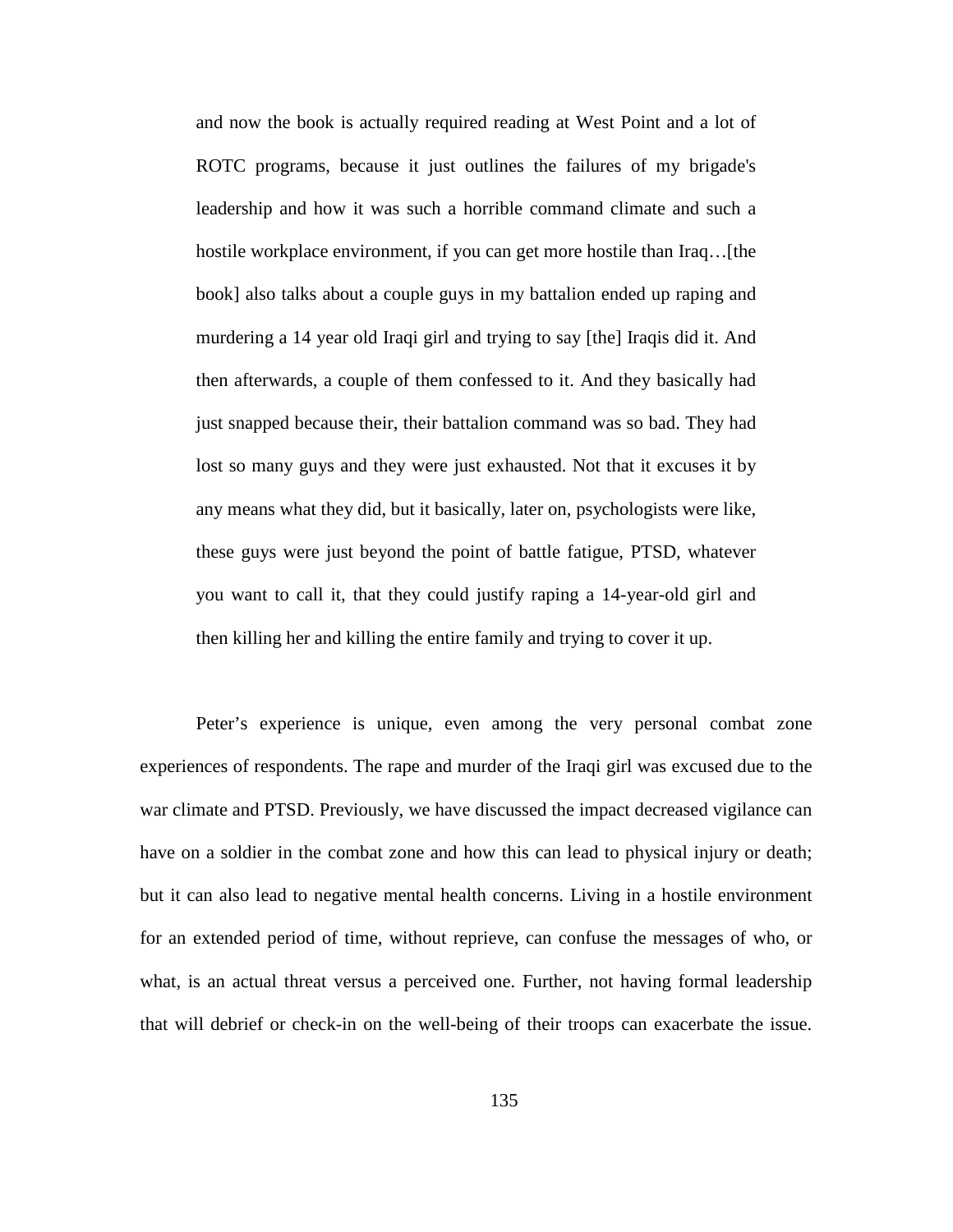> and now the book is actually required reading at West Point and a lot of ROTC programs, because it just outlines the failures of my brigade's leadership and how it was such a horrible command climate and such a hostile workplace environment, if you can get more hostile than Iraq…[the book] also talks about a couple guys in my battalion ended up raping and murdering a 14 year old Iraqi girl and trying to say [the] Iraqis did it. And then afterwards, a couple of them confessed to it. And they basically had just snapped because their, their battalion command was so bad. They had lost so many guys and they were just exhausted. Not that it excuses it by any means what they did, but it basically, later on, psychologists were like, these guys were just beyond the point of battle fatigue, PTSD, whatever you want to call it, that they could justify raping a 14-year-old girl and then killing her and killing the entire family and trying to cover it up.

Peter's experience is unique, even among the very personal combat zone experiences of respondents. The rape and murder of the Iraqi girl was excused due to the war climate and PTSD. Previously, we have discussed the impact decreased vigilance can have on a soldier in the combat zone and how this can lead to physical injury or death; but it can also lead to negative mental health concerns. Living in a hostile environment for an extended period of time, without reprieve, can confuse the messages of who, or what, is an actual threat versus a perceived one. Further, not having formal leadership that will debrief or check-in on the well-being of their troops can exacerbate the issue.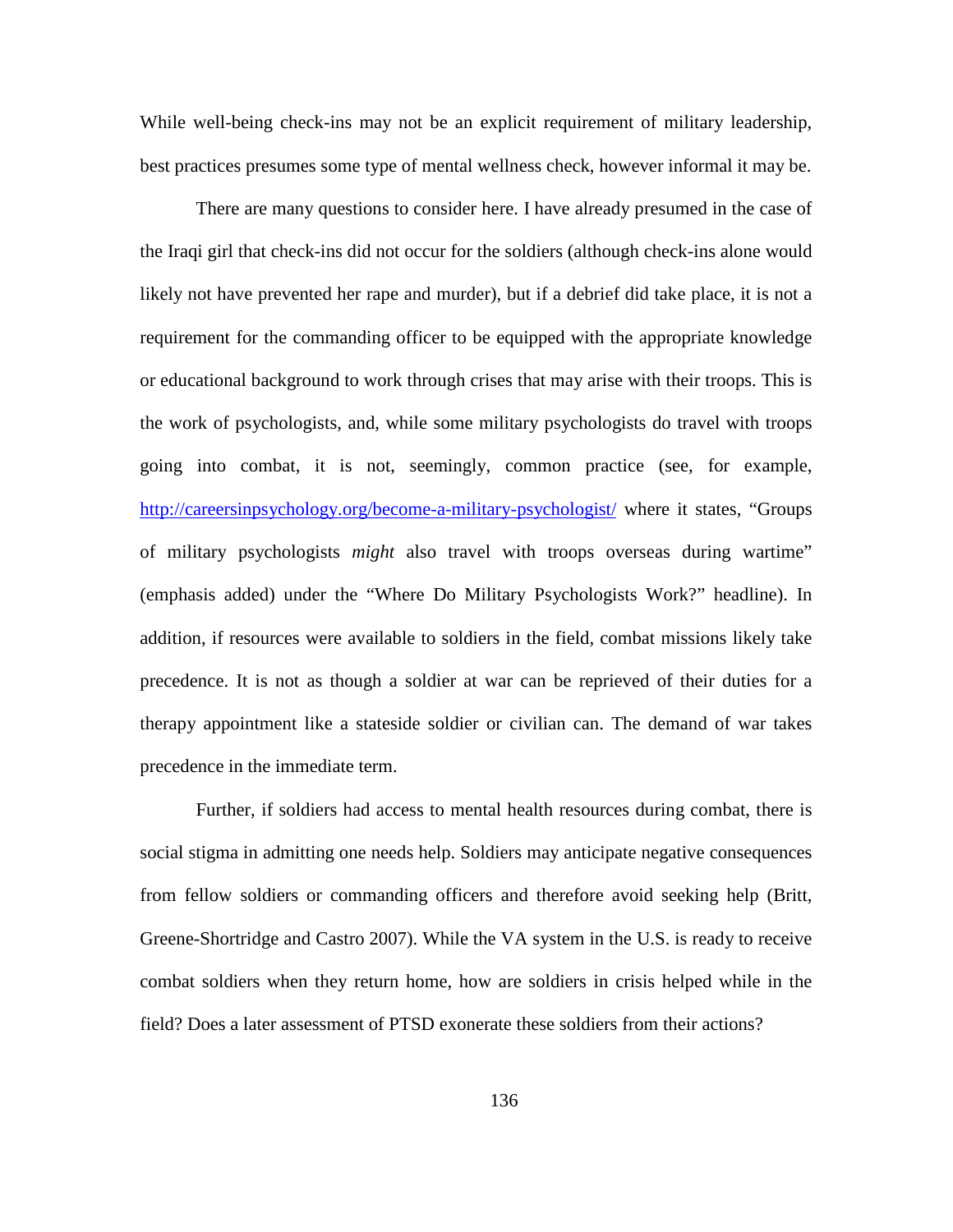While well-being check-ins may not be an explicit requirement of military leadership, best practices presumes some type of mental wellness check, however informal it may be.

There are many questions to consider here. I have already presumed in the case of the Iraqi girl that check-ins did not occur for the soldiers (although check-ins alone would likely not have prevented her rape and murder), but if a debrief did take place, it is not a requirement for the commanding officer to be equipped with the appropriate knowledge or educational background to work through crises that may arise with their troops. This is the work of psychologists, and, while some military psychologists do travel with troops going into combat, it is not, seemingly, common practice (see, for example, http://careersinpsychology.org/become-a-military-psychologist/ where it states, "Groups of military psychologists *might* also travel with troops overseas during wartime" (emphasis added) under the "Where Do Military Psychologists Work?" headline). In addition, if resources were available to soldiers in the field, combat missions likely take precedence. It is not as though a soldier at war can be reprieved of their duties for a therapy appointment like a stateside soldier or civilian can. The demand of war takes precedence in the immediate term.

Further, if soldiers had access to mental health resources during combat, there is social stigma in admitting one needs help. Soldiers may anticipate negative consequences from fellow soldiers or commanding officers and therefore avoid seeking help (Britt, Greene-Shortridge and Castro 2007). While the VA system in the U.S. is ready to receive combat soldiers when they return home, how are soldiers in crisis helped while in the field? Does a later assessment of PTSD exonerate these soldiers from their actions?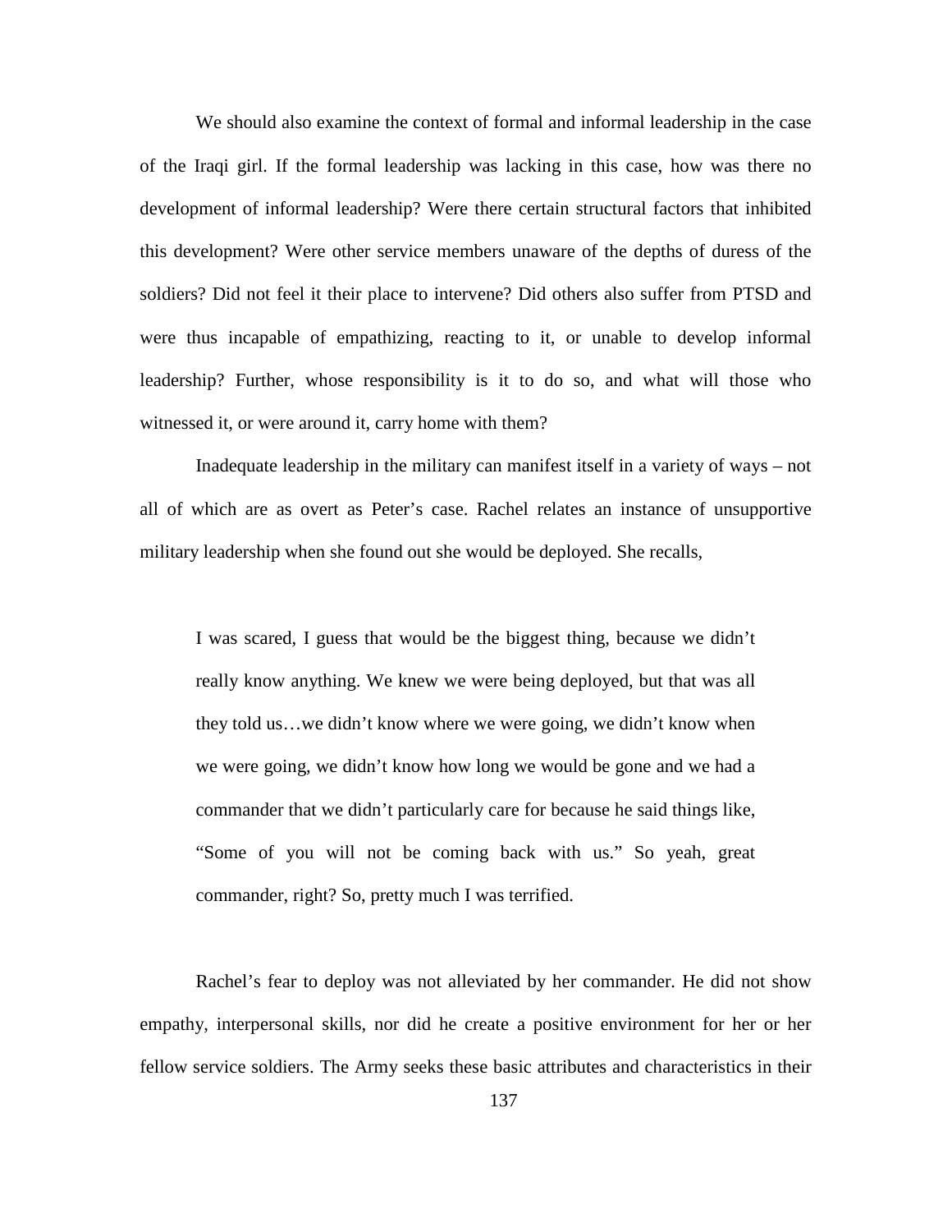We should also examine the context of formal and informal leadership in the case of the Iraqi girl. If the formal leadership was lacking in this case, how was there no development of informal leadership? Were there certain structural factors that inhibited this development? Were other service members unaware of the depths of duress of the soldiers? Did not feel it their place to intervene? Did others also suffer from PTSD and were thus incapable of empathizing, reacting to it, or unable to develop informal leadership? Further, whose responsibility is it to do so, and what will those who witnessed it, or were around it, carry home with them?

Inadequate leadership in the military can manifest itself in a variety of ways – not all of which are as overt as Peter's case. Rachel relates an instance of unsupportive military leadership when she found out she would be deployed. She recalls,

> I was scared, I guess that would be the biggest thing, because we didn't really know anything. We knew we were being deployed, but that was all they told us…we didn't know where we were going, we didn't know when we were going, we didn't know how long we would be gone and we had a commander that we didn't particularly care for because he said things like, "Some of you will not be coming back with us." So yeah, great commander, right? So, pretty much I was terrified.

Rachel's fear to deploy was not alleviated by her commander. He did not show empathy, interpersonal skills, nor did he create a positive environment for her or her fellow service soldiers. The Army seeks these basic attributes and characteristics in their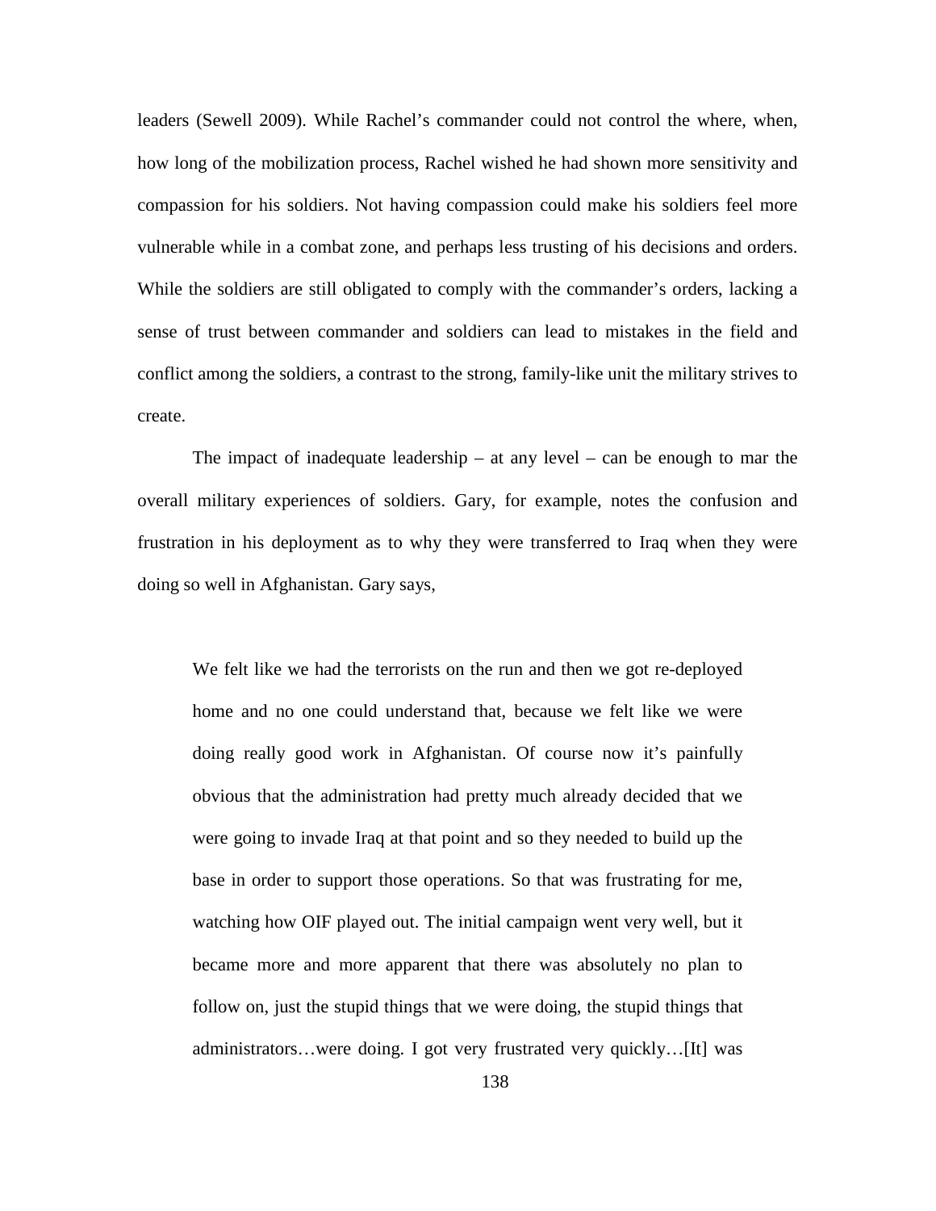leaders (Sewell 2009). While Rachel's commander could not control the where, when, how long of the mobilization process, Rachel wished he had shown more sensitivity and compassion for his soldiers. Not having compassion could make his soldiers feel more vulnerable while in a combat zone, and perhaps less trusting of his decisions and orders. While the soldiers are still obligated to comply with the commander's orders, lacking a sense of trust between commander and soldiers can lead to mistakes in the field and conflict among the soldiers, a contrast to the strong, family-like unit the military strives to create.

The impact of inadequate leadership – at any level – can be enough to mar the overall military experiences of soldiers. Gary, for example, notes the confusion and frustration in his deployment as to why they were transferred to Iraq when they were doing so well in Afghanistan. Gary says,

> We felt like we had the terrorists on the run and then we got re-deployed home and no one could understand that, because we felt like we were doing really good work in Afghanistan. Of course now it's painfully obvious that the administration had pretty much already decided that we were going to invade Iraq at that point and so they needed to build up the base in order to support those operations. So that was frustrating for me, watching how OIF played out. The initial campaign went very well, but it became more and more apparent that there was absolutely no plan to follow on, just the stupid things that we were doing, the stupid things that administrators…were doing. I got very frustrated very quickly…[It] was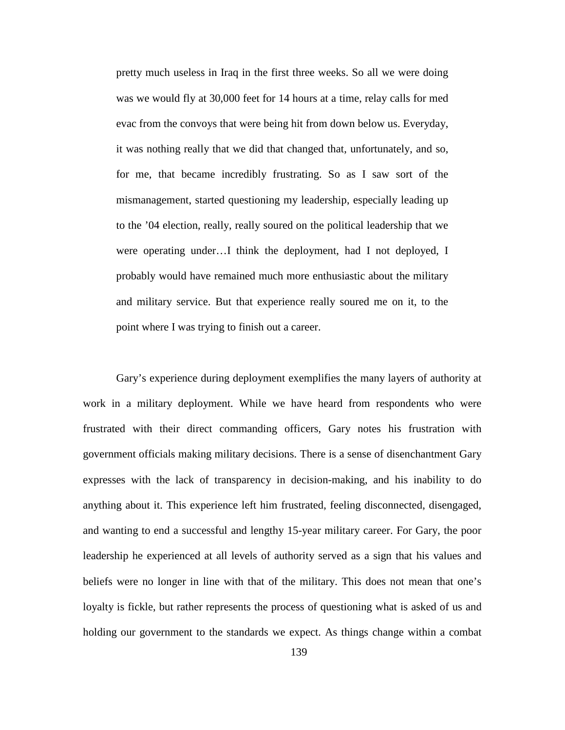> pretty much useless in Iraq in the first three weeks. So all we were doing was we would fly at 30,000 feet for 14 hours at a time, relay calls for med evac from the convoys that were being hit from down below us. Everyday, it was nothing really that we did that changed that, unfortunately, and so, for me, that became incredibly frustrating. So as I saw sort of the mismanagement, started questioning my leadership, especially leading up to the '04 election, really, really soured on the political leadership that we were operating under…I think the deployment, had I not deployed, I probably would have remained much more enthusiastic about the military and military service. But that experience really soured me on it, to the point where I was trying to finish out a career.

Gary's experience during deployment exemplifies the many layers of authority at work in a military deployment. While we have heard from respondents who were frustrated with their direct commanding officers, Gary notes his frustration with government officials making military decisions. There is a sense of disenchantment Gary expresses with the lack of transparency in decision-making, and his inability to do anything about it. This experience left him frustrated, feeling disconnected, disengaged, and wanting to end a successful and lengthy 15-year military career. For Gary, the poor leadership he experienced at all levels of authority served as a sign that his values and beliefs were no longer in line with that of the military. This does not mean that one's loyalty is fickle, but rather represents the process of questioning what is asked of us and holding our government to the standards we expect. As things change within a combat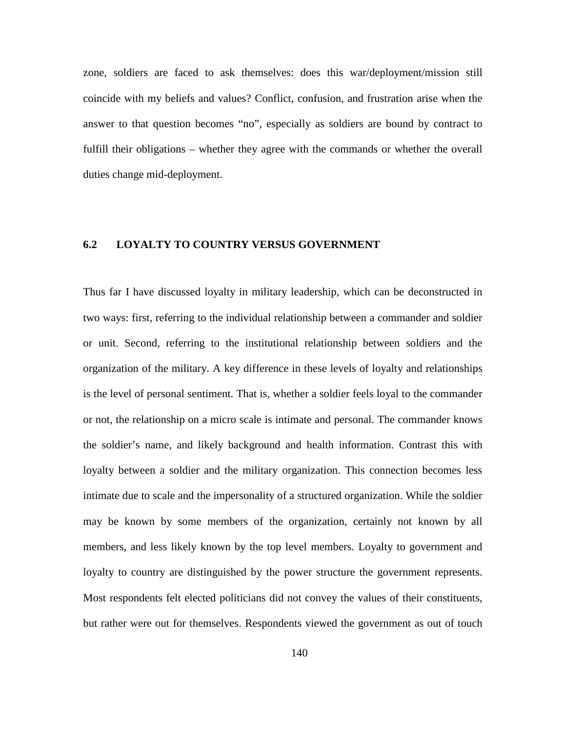zone, soldiers are faced to ask themselves: does this war/deployment/mission still coincide with my beliefs and values? Conflict, confusion, and frustration arise when the answer to that question becomes "no", especially as soldiers are bound by contract to fulfill their obligations – whether they agree with the commands or whether the overall duties change mid-deployment.

## 6.2 LOYALTY TO COUNTRY VERSUS GOVERNMENT

Thus far I have discussed loyalty in military leadership, which can be deconstructed in two ways: first, referring to the individual relationship between a commander and soldier or unit. Second, referring to the institutional relationship between soldiers and the organization of the military. A key difference in these levels of loyalty and relationships is the level of personal sentiment. That is, whether a soldier feels loyal to the commander or not, the relationship on a micro scale is intimate and personal. The commander knows the soldier's name, and likely background and health information. Contrast this with loyalty between a soldier and the military organization. This connection becomes less intimate due to scale and the impersonality of a structured organization. While the soldier may be known by some members of the organization, certainly not known by all members, and less likely known by the top level members. Loyalty to government and loyalty to country are distinguished by the power structure the government represents. Most respondents felt elected politicians did not convey the values of their constituents, but rather were out for themselves. Respondents viewed the government as out of touch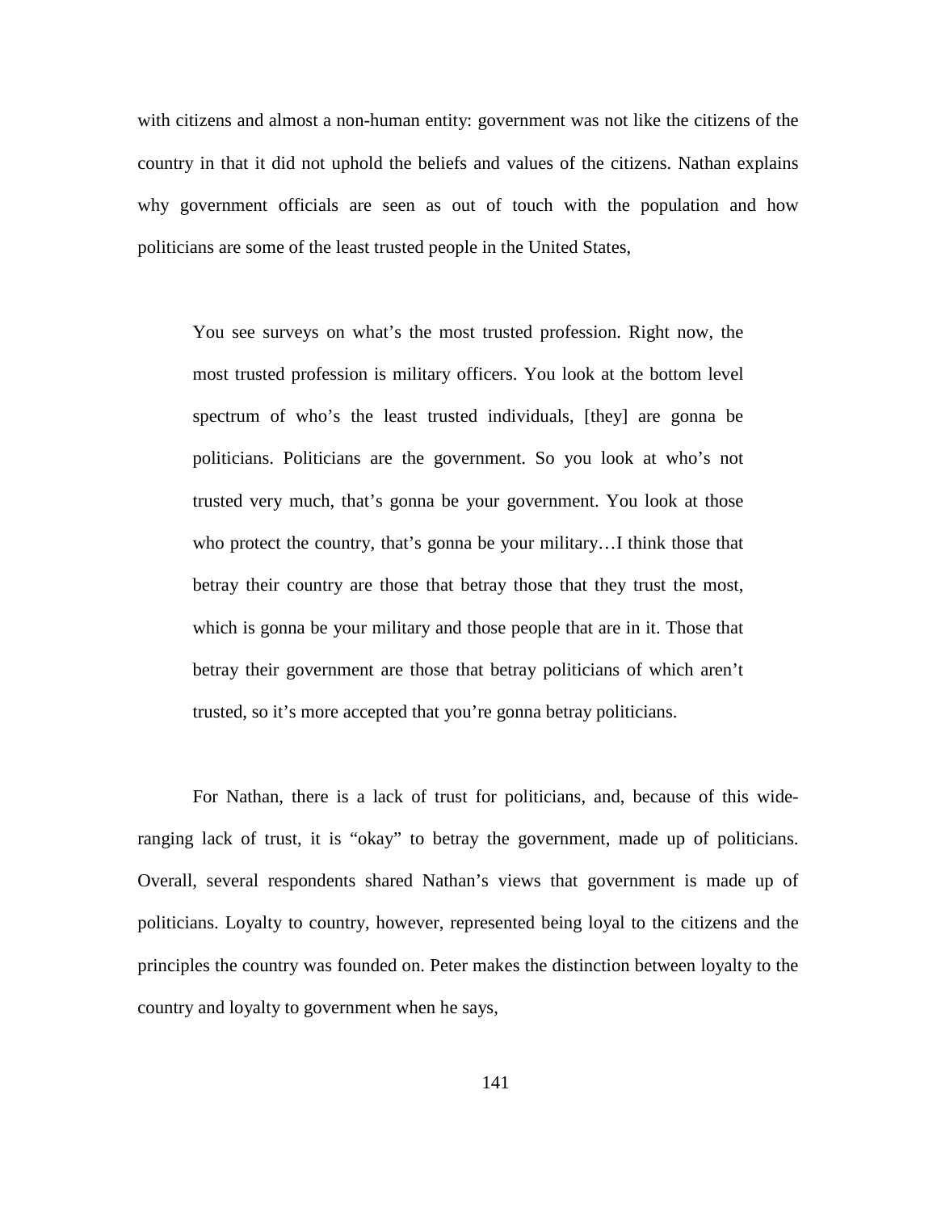with citizens and almost a non-human entity: government was not like the citizens of the country in that it did not uphold the beliefs and values of the citizens. Nathan explains why government officials are seen as out of touch with the population and how politicians are some of the least trusted people in the United States,

> You see surveys on what's the most trusted profession. Right now, the most trusted profession is military officers. You look at the bottom level spectrum of who's the least trusted individuals, [they] are gonna be politicians. Politicians are the government. So you look at who's not trusted very much, that's gonna be your government. You look at those who protect the country, that's gonna be your military…I think those that betray their country are those that betray those that they trust the most, which is gonna be your military and those people that are in it. Those that betray their government are those that betray politicians of which aren't trusted, so it's more accepted that you're gonna betray politicians.

For Nathan, there is a lack of trust for politicians, and, because of this wide-ranging lack of trust, it is "okay" to betray the government, made up of politicians. Overall, several respondents shared Nathan's views that government is made up of politicians. Loyalty to country, however, represented being loyal to the citizens and the principles the country was founded on. Peter makes the distinction between loyalty to the country and loyalty to government when he says,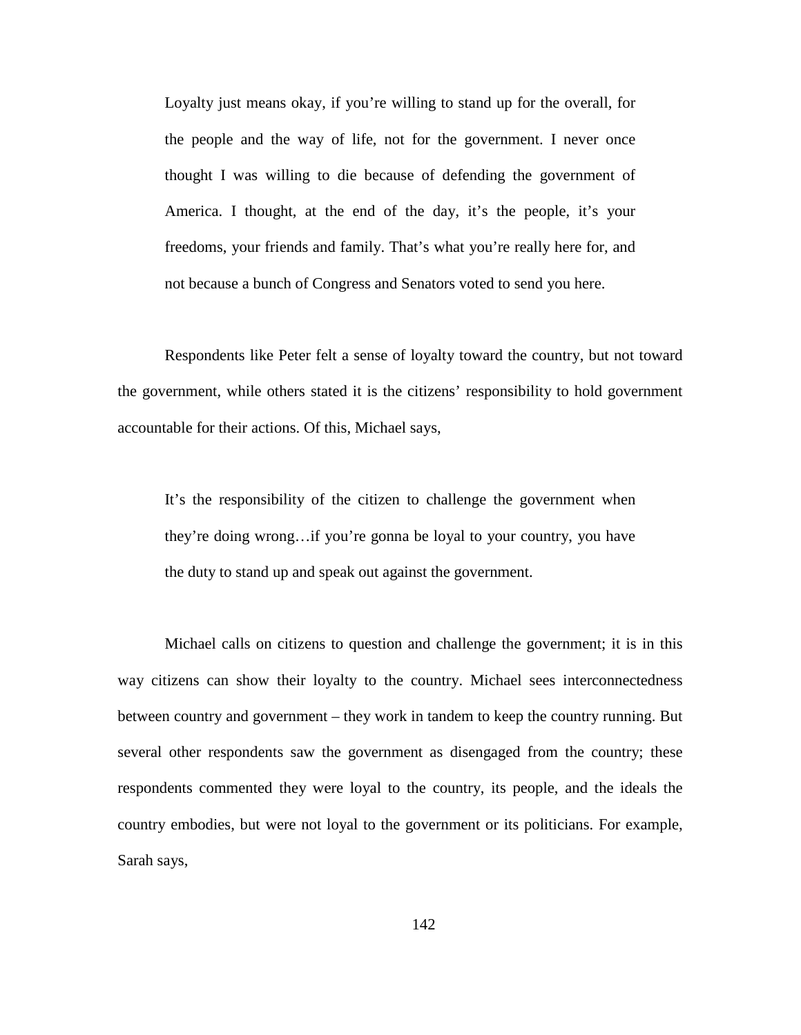> Loyalty just means okay, if you're willing to stand up for the overall, for the people and the way of life, not for the government. I never once thought I was willing to die because of defending the government of America. I thought, at the end of the day, it's the people, it's your freedoms, your friends and family. That's what you're really here for, and not because a bunch of Congress and Senators voted to send you here.

Respondents like Peter felt a sense of loyalty toward the country, but not toward the government, while others stated it is the citizens' responsibility to hold government accountable for their actions. Of this, Michael says,

> It's the responsibility of the citizen to challenge the government when they're doing wrong…if you're gonna be loyal to your country, you have the duty to stand up and speak out against the government.

Michael calls on citizens to question and challenge the government; it is in this way citizens can show their loyalty to the country. Michael sees interconnectedness between country and government – they work in tandem to keep the country running. But several other respondents saw the government as disengaged from the country; these respondents commented they were loyal to the country, its people, and the ideals the country embodies, but were not loyal to the government or its politicians. For example, Sarah says,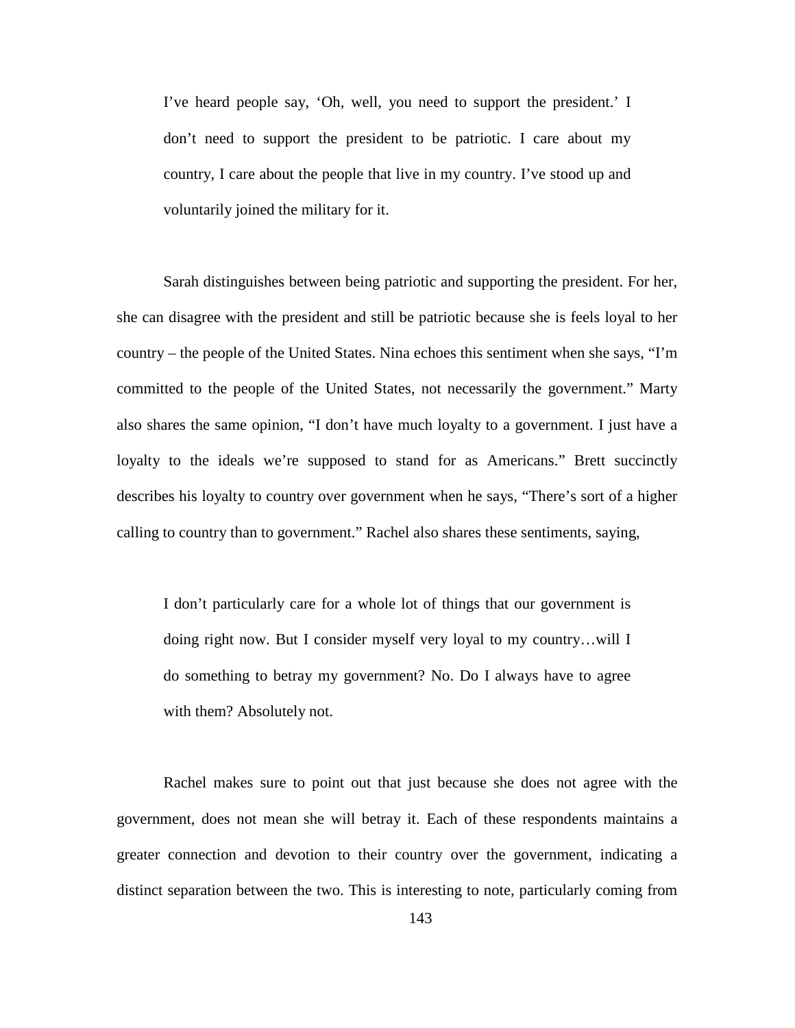> I've heard people say, 'Oh, well, you need to support the president.' I don't need to support the president to be patriotic. I care about my country, I care about the people that live in my country. I've stood up and voluntarily joined the military for it.

Sarah distinguishes between being patriotic and supporting the president. For her, she can disagree with the president and still be patriotic because she is feels loyal to her country – the people of the United States. Nina echoes this sentiment when she says, "I'm committed to the people of the United States, not necessarily the government." Marty also shares the same opinion, "I don't have much loyalty to a government. I just have a loyalty to the ideals we're supposed to stand for as Americans." Brett succinctly describes his loyalty to country over government when he says, "There's sort of a higher calling to country than to government." Rachel also shares these sentiments, saying,

> I don't particularly care for a whole lot of things that our government is doing right now. But I consider myself very loyal to my country…will I do something to betray my government? No. Do I always have to agree with them? Absolutely not.

Rachel makes sure to point out that just because she does not agree with the government, does not mean she will betray it. Each of these respondents maintains a greater connection and devotion to their country over the government, indicating a distinct separation between the two. This is interesting to note, particularly coming from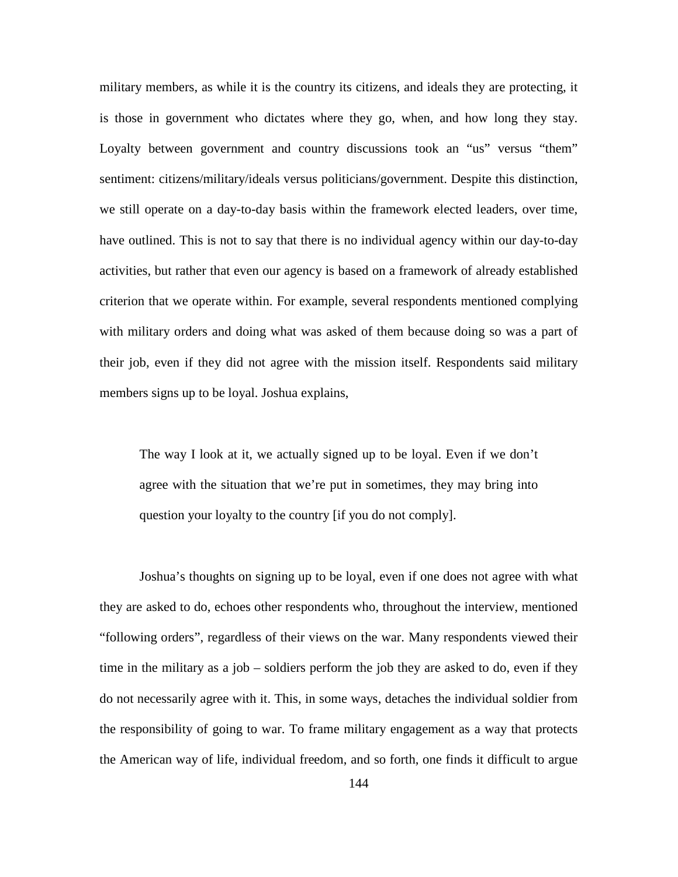military members, as while it is the country its citizens, and ideals they are protecting, it is those in government who dictates where they go, when, and how long they stay. Loyalty between government and country discussions took an "us" versus "them" sentiment: citizens/military/ideals versus politicians/government. Despite this distinction, we still operate on a day-to-day basis within the framework elected leaders, over time, have outlined. This is not to say that there is no individual agency within our day-to-day activities, but rather that even our agency is based on a framework of already established criterion that we operate within. For example, several respondents mentioned complying with military orders and doing what was asked of them because doing so was a part of their job, even if they did not agree with the mission itself. Respondents said military members signs up to be loyal. Joshua explains,

> The way I look at it, we actually signed up to be loyal. Even if we don't agree with the situation that we're put in sometimes, they may bring into question your loyalty to the country [if you do not comply].

Joshua's thoughts on signing up to be loyal, even if one does not agree with what they are asked to do, echoes other respondents who, throughout the interview, mentioned "following orders", regardless of their views on the war. Many respondents viewed their time in the military as a job – soldiers perform the job they are asked to do, even if they do not necessarily agree with it. This, in some ways, detaches the individual soldier from the responsibility of going to war. To frame military engagement as a way that protects the American way of life, individual freedom, and so forth, one finds it difficult to argue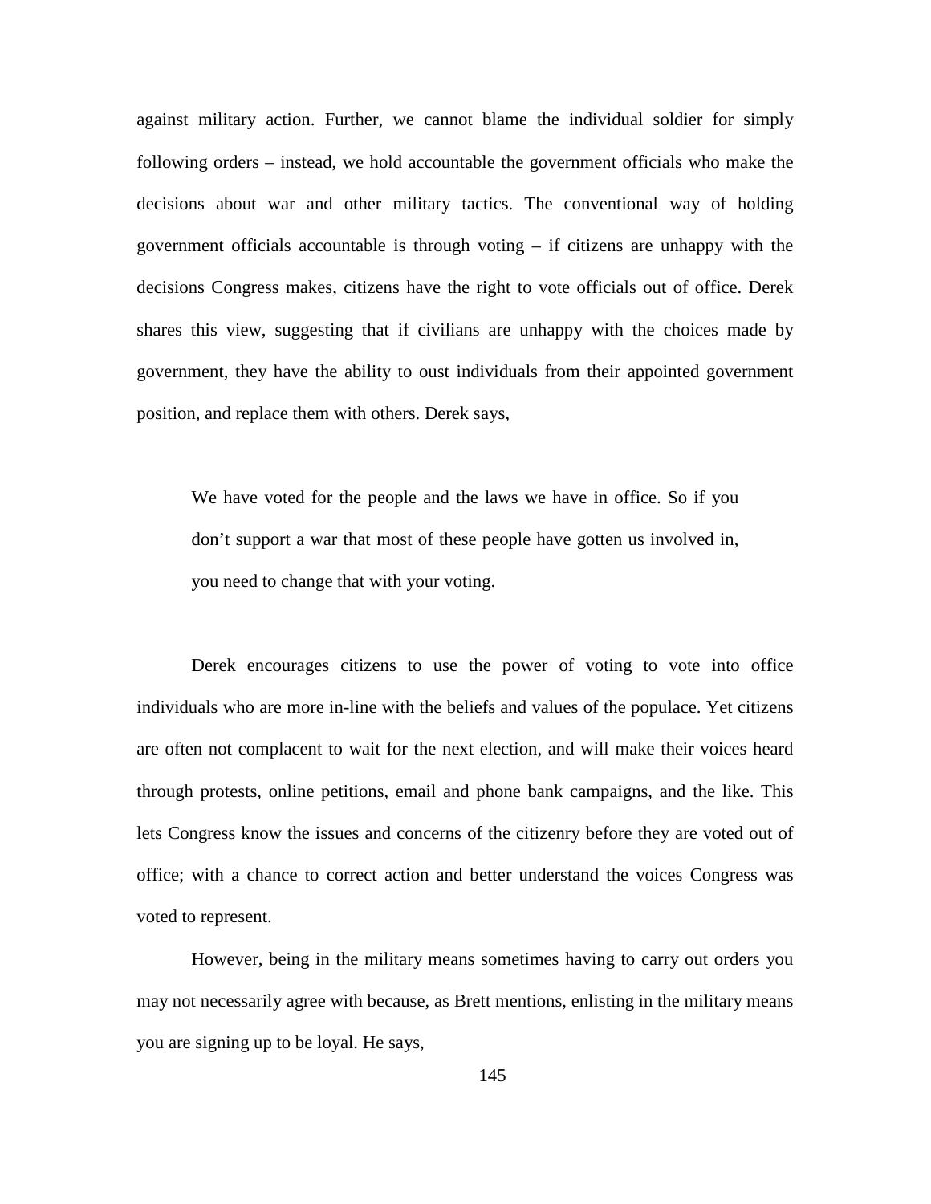against military action. Further, we cannot blame the individual soldier for simply following orders – instead, we hold accountable the government officials who make the decisions about war and other military tactics. The conventional way of holding government officials accountable is through voting – if citizens are unhappy with the decisions Congress makes, citizens have the right to vote officials out of office. Derek shares this view, suggesting that if civilians are unhappy with the choices made by government, they have the ability to oust individuals from their appointed government position, and replace them with others. Derek says,

> We have voted for the people and the laws we have in office. So if you don't support a war that most of these people have gotten us involved in, you need to change that with your voting.

Derek encourages citizens to use the power of voting to vote into office individuals who are more in-line with the beliefs and values of the populace. Yet citizens are often not complacent to wait for the next election, and will make their voices heard through protests, online petitions, email and phone bank campaigns, and the like. This lets Congress know the issues and concerns of the citizenry before they are voted out of office; with a chance to correct action and better understand the voices Congress was voted to represent.

However, being in the military means sometimes having to carry out orders you may not necessarily agree with because, as Brett mentions, enlisting in the military means you are signing up to be loyal. He says,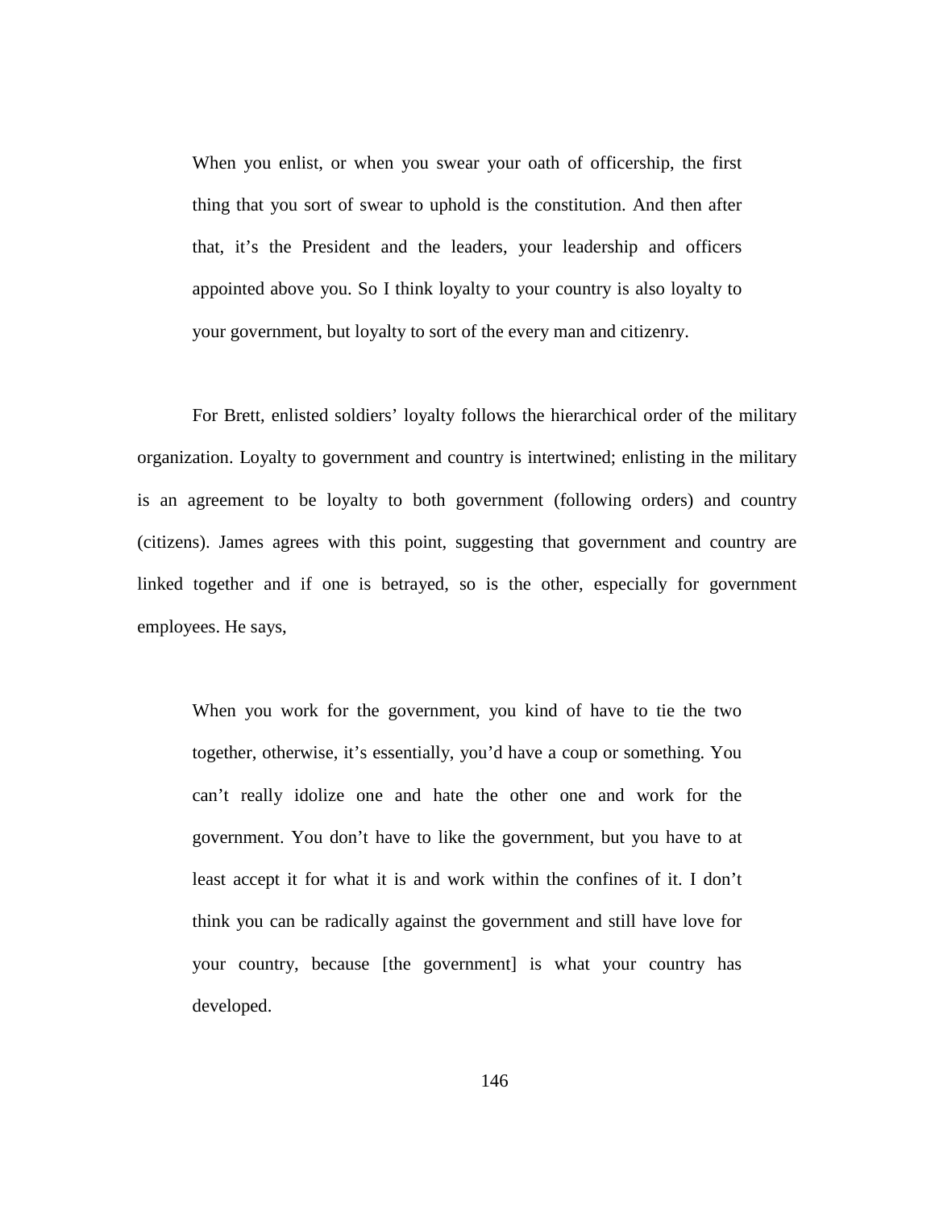> When you enlist, or when you swear your oath of officership, the first thing that you sort of swear to uphold is the constitution. And then after that, it's the President and the leaders, your leadership and officers appointed above you. So I think loyalty to your country is also loyalty to your government, but loyalty to sort of the every man and citizenry.

For Brett, enlisted soldiers' loyalty follows the hierarchical order of the military organization. Loyalty to government and country is intertwined; enlisting in the military is an agreement to be loyalty to both government (following orders) and country (citizens). James agrees with this point, suggesting that government and country are linked together and if one is betrayed, so is the other, especially for government employees. He says,

> When you work for the government, you kind of have to tie the two together, otherwise, it's essentially, you'd have a coup or something. You can't really idolize one and hate the other one and work for the government. You don't have to like the government, but you have to at least accept it for what it is and work within the confines of it. I don't think you can be radically against the government and still have love for your country, because [the government] is what your country has developed.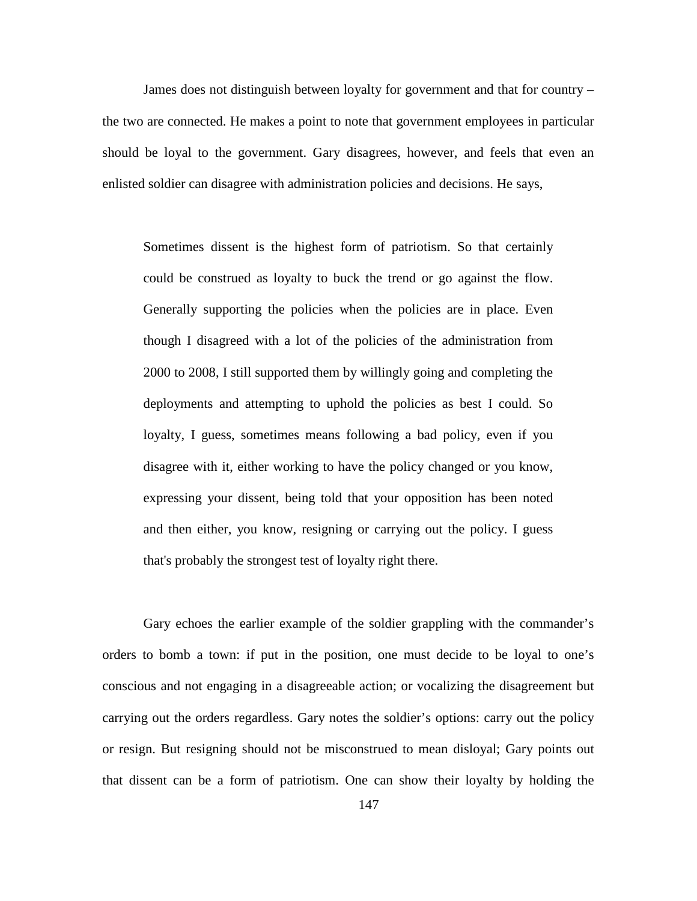James does not distinguish between loyalty for government and that for country – the two are connected. He makes a point to note that government employees in particular should be loyal to the government. Gary disagrees, however, and feels that even an enlisted soldier can disagree with administration policies and decisions. He says,

> Sometimes dissent is the highest form of patriotism. So that certainly could be construed as loyalty to buck the trend or go against the flow. Generally supporting the policies when the policies are in place. Even though I disagreed with a lot of the policies of the administration from 2000 to 2008, I still supported them by willingly going and completing the deployments and attempting to uphold the policies as best I could. So loyalty, I guess, sometimes means following a bad policy, even if you disagree with it, either working to have the policy changed or you know, expressing your dissent, being told that your opposition has been noted and then either, you know, resigning or carrying out the policy. I guess that's probably the strongest test of loyalty right there.

Gary echoes the earlier example of the soldier grappling with the commander's orders to bomb a town: if put in the position, one must decide to be loyal to one's conscious and not engaging in a disagreeable action; or vocalizing the disagreement but carrying out the orders regardless. Gary notes the soldier's options: carry out the policy or resign. But resigning should not be misconstrued to mean disloyal; Gary points out that dissent can be a form of patriotism. One can show their loyalty by holding the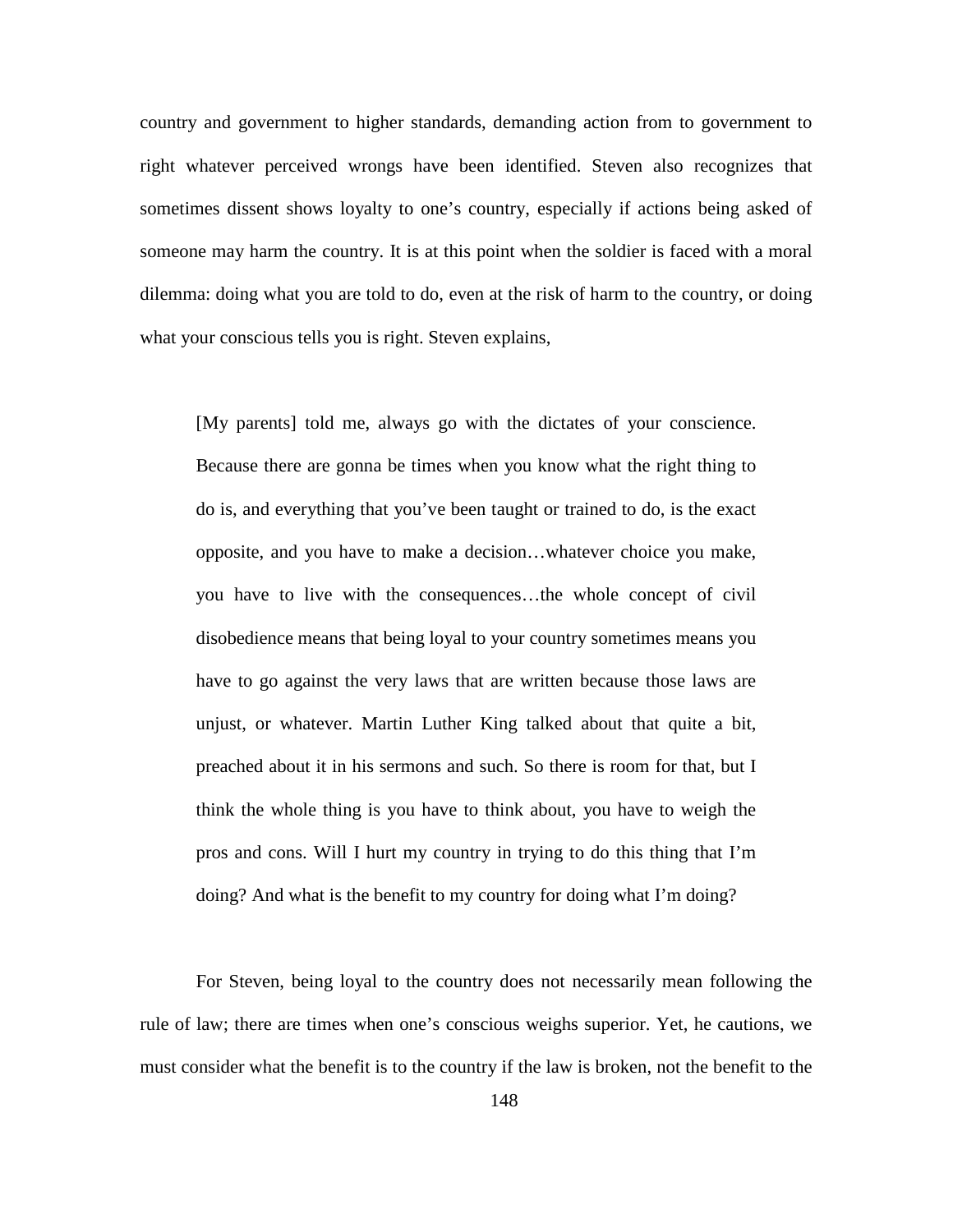country and government to higher standards, demanding action from to government to right whatever perceived wrongs have been identified. Steven also recognizes that sometimes dissent shows loyalty to one's country, especially if actions being asked of someone may harm the country. It is at this point when the soldier is faced with a moral dilemma: doing what you are told to do, even at the risk of harm to the country, or doing what your conscious tells you is right. Steven explains,

> [My parents] told me, always go with the dictates of your conscience. Because there are gonna be times when you know what the right thing to do is, and everything that you've been taught or trained to do, is the exact opposite, and you have to make a decision…whatever choice you make, you have to live with the consequences…the whole concept of civil disobedience means that being loyal to your country sometimes means you have to go against the very laws that are written because those laws are unjust, or whatever. Martin Luther King talked about that quite a bit, preached about it in his sermons and such. So there is room for that, but I think the whole thing is you have to think about, you have to weigh the pros and cons. Will I hurt my country in trying to do this thing that I'm doing? And what is the benefit to my country for doing what I'm doing?

For Steven, being loyal to the country does not necessarily mean following the rule of law; there are times when one's conscious weighs superior. Yet, he cautions, we must consider what the benefit is to the country if the law is broken, not the benefit to the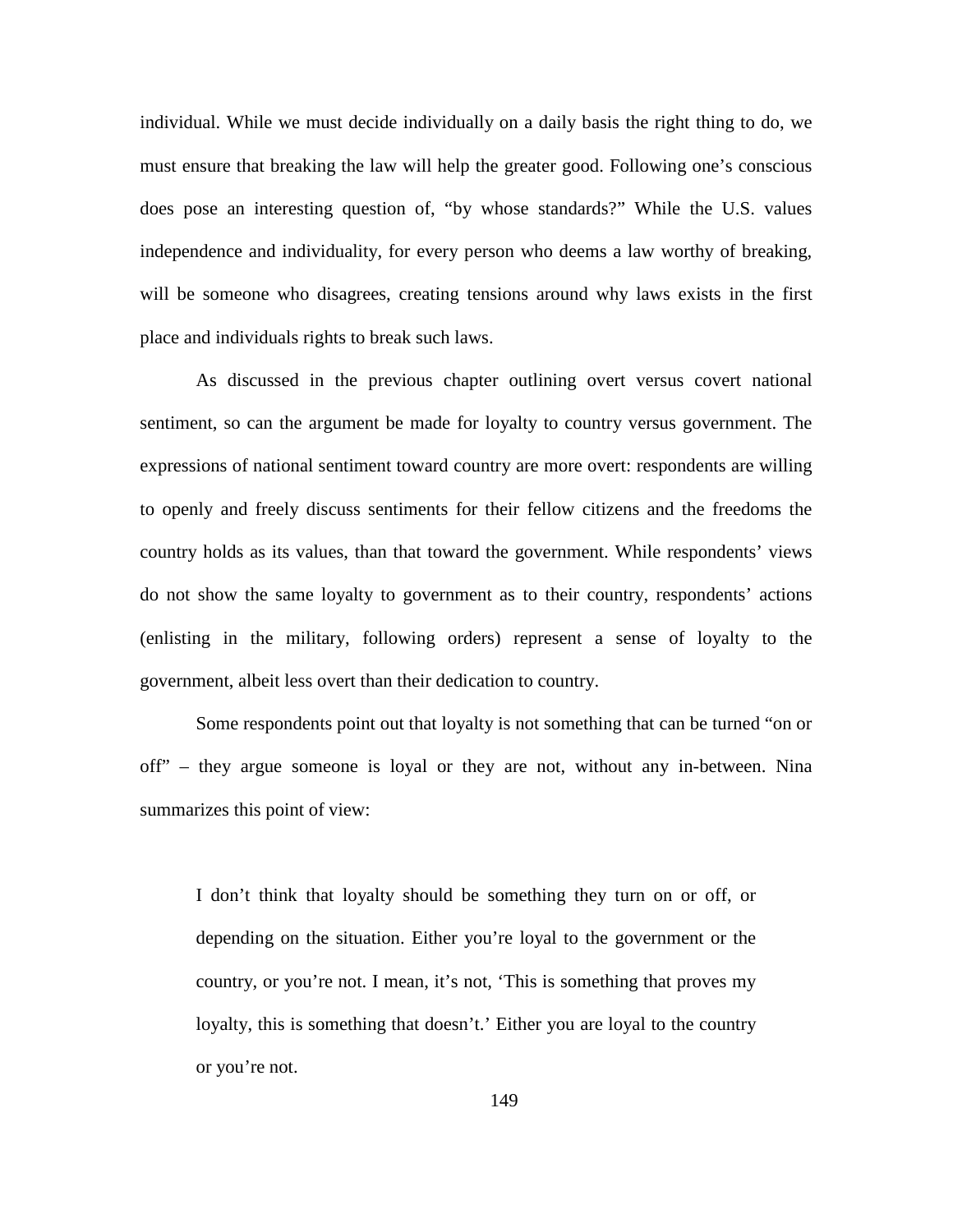individual. While we must decide individually on a daily basis the right thing to do, we must ensure that breaking the law will help the greater good. Following one's conscious does pose an interesting question of, "by whose standards?" While the U.S. values independence and individuality, for every person who deems a law worthy of breaking, will be someone who disagrees, creating tensions around why laws exists in the first place and individuals rights to break such laws.

As discussed in the previous chapter outlining overt versus covert national sentiment, so can the argument be made for loyalty to country versus government. The expressions of national sentiment toward country are more overt: respondents are willing to openly and freely discuss sentiments for their fellow citizens and the freedoms the country holds as its values, than that toward the government. While respondents' views do not show the same loyalty to government as to their country, respondents' actions (enlisting in the military, following orders) represent a sense of loyalty to the government, albeit less overt than their dedication to country.

Some respondents point out that loyalty is not something that can be turned "on or off" – they argue someone is loyal or they are not, without any in-between. Nina summarizes this point of view:

> I don't think that loyalty should be something they turn on or off, or depending on the situation. Either you're loyal to the government or the country, or you're not. I mean, it's not, 'This is something that proves my loyalty, this is something that doesn't.' Either you are loyal to the country or you're not.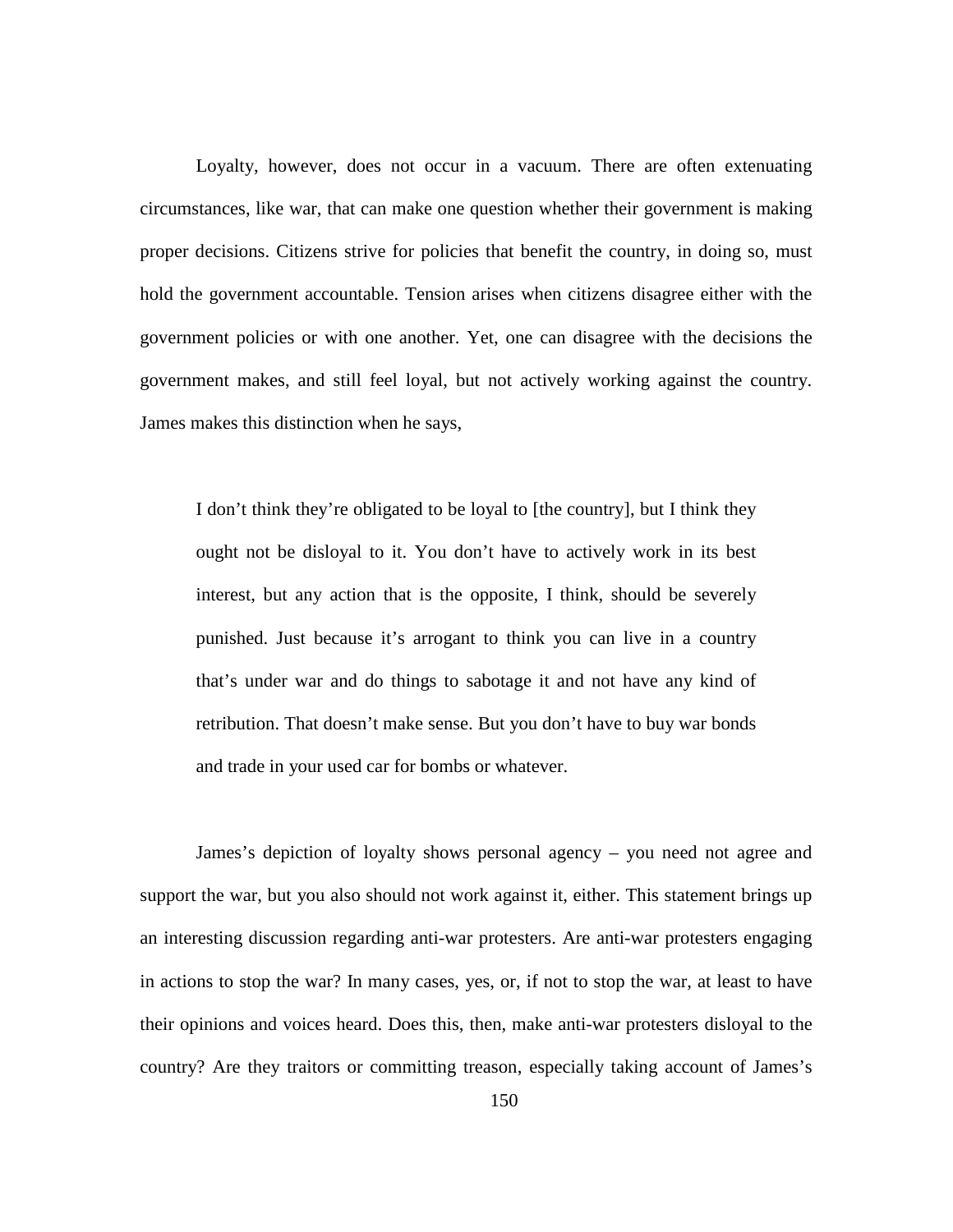Loyalty, however, does not occur in a vacuum. There are often extenuating circumstances, like war, that can make one question whether their government is making proper decisions. Citizens strive for policies that benefit the country, in doing so, must hold the government accountable. Tension arises when citizens disagree either with the government policies or with one another. Yet, one can disagree with the decisions the government makes, and still feel loyal, but not actively working against the country. James makes this distinction when he says,

> I don't think they're obligated to be loyal to [the country], but I think they ought not be disloyal to it. You don't have to actively work in its best interest, but any action that is the opposite, I think, should be severely punished. Just because it's arrogant to think you can live in a country that's under war and do things to sabotage it and not have any kind of retribution. That doesn't make sense. But you don't have to buy war bonds and trade in your used car for bombs or whatever.

James's depiction of loyalty shows personal agency – you need not agree and support the war, but you also should not work against it, either. This statement brings up an interesting discussion regarding anti-war protesters. Are anti-war protesters engaging in actions to stop the war? In many cases, yes, or, if not to stop the war, at least to have their opinions and voices heard. Does this, then, make anti-war protesters disloyal to the country? Are they traitors or committing treason, especially taking account of James's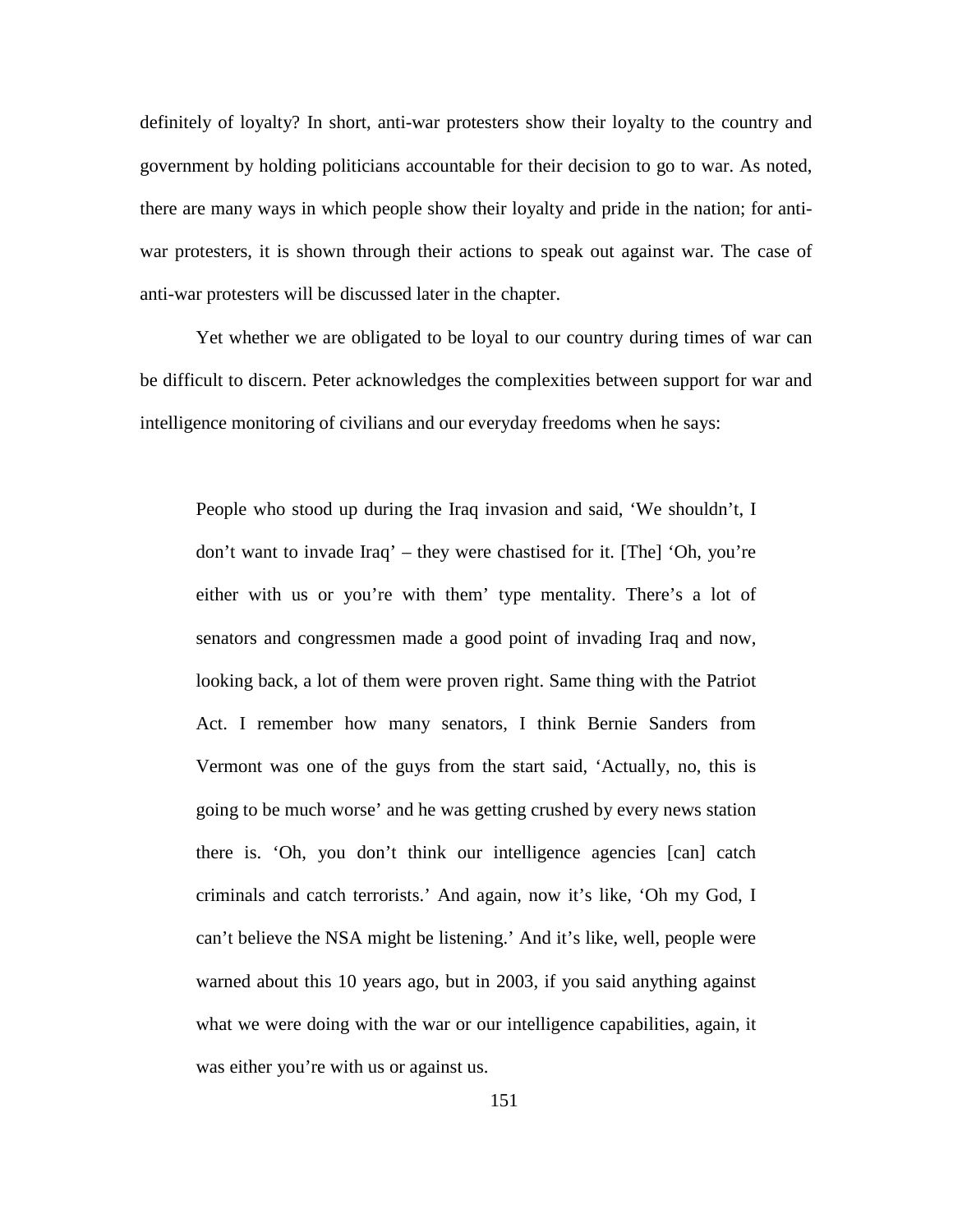definitely of loyalty? In short, anti-war protesters show their loyalty to the country and government by holding politicians accountable for their decision to go to war. As noted, there are many ways in which people show their loyalty and pride in the nation; for anti-war protesters, it is shown through their actions to speak out against war. The case of anti-war protesters will be discussed later in the chapter.

Yet whether we are obligated to be loyal to our country during times of war can be difficult to discern. Peter acknowledges the complexities between support for war and intelligence monitoring of civilians and our everyday freedoms when he says:

> People who stood up during the Iraq invasion and said, 'We shouldn't, I don't want to invade Iraq' – they were chastised for it. [The] 'Oh, you're either with us or you're with them' type mentality. There's a lot of senators and congressmen made a good point of invading Iraq and now, looking back, a lot of them were proven right. Same thing with the Patriot Act. I remember how many senators, I think Bernie Sanders from Vermont was one of the guys from the start said, 'Actually, no, this is going to be much worse' and he was getting crushed by every news station there is. 'Oh, you don't think our intelligence agencies [can] catch criminals and catch terrorists.' And again, now it's like, 'Oh my God, I can't believe the NSA might be listening.' And it's like, well, people were warned about this 10 years ago, but in 2003, if you said anything against what we were doing with the war or our intelligence capabilities, again, it was either you're with us or against us.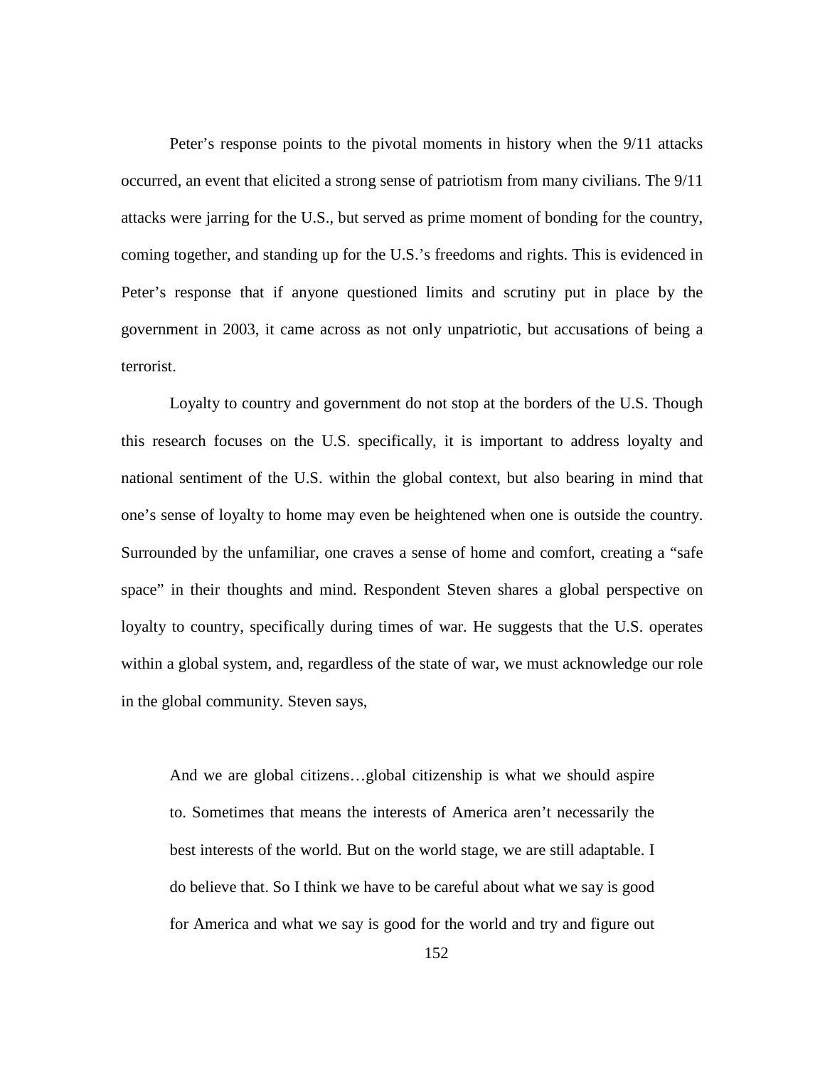Peter's response points to the pivotal moments in history when the 9/11 attacks occurred, an event that elicited a strong sense of patriotism from many civilians. The 9/11 attacks were jarring for the U.S., but served as prime moment of bonding for the country, coming together, and standing up for the U.S.'s freedoms and rights. This is evidenced in Peter's response that if anyone questioned limits and scrutiny put in place by the government in 2003, it came across as not only unpatriotic, but accusations of being a terrorist.

Loyalty to country and government do not stop at the borders of the U.S. Though this research focuses on the U.S. specifically, it is important to address loyalty and national sentiment of the U.S. within the global context, but also bearing in mind that one's sense of loyalty to home may even be heightened when one is outside the country. Surrounded by the unfamiliar, one craves a sense of home and comfort, creating a "safe space" in their thoughts and mind. Respondent Steven shares a global perspective on loyalty to country, specifically during times of war. He suggests that the U.S. operates within a global system, and, regardless of the state of war, we must acknowledge our role in the global community. Steven says,

> And we are global citizens…global citizenship is what we should aspire to. Sometimes that means the interests of America aren't necessarily the best interests of the world. But on the world stage, we are still adaptable. I do believe that. So I think we have to be careful about what we say is good for America and what we say is good for the world and try and figure out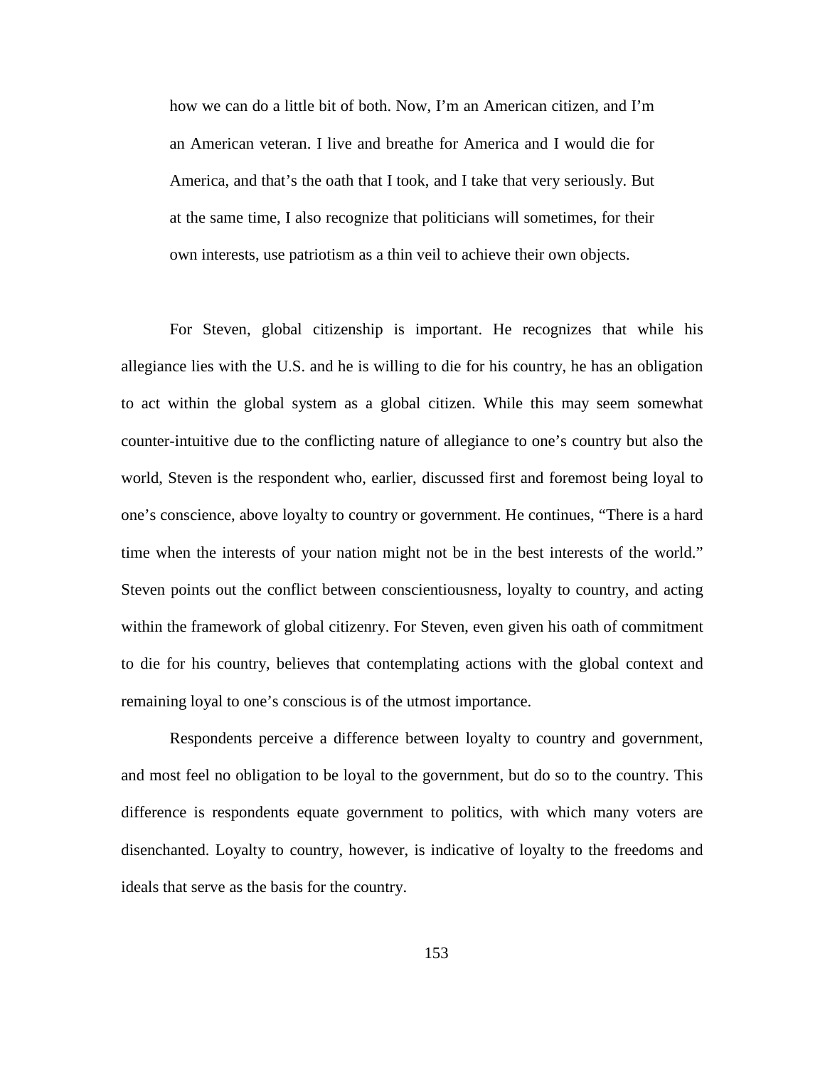> how we can do a little bit of both. Now, I'm an American citizen, and I'm an American veteran. I live and breathe for America and I would die for America, and that's the oath that I took, and I take that very seriously. But at the same time, I also recognize that politicians will sometimes, for their own interests, use patriotism as a thin veil to achieve their own objects.

For Steven, global citizenship is important. He recognizes that while his allegiance lies with the U.S. and he is willing to die for his country, he has an obligation to act within the global system as a global citizen. While this may seem somewhat counter-intuitive due to the conflicting nature of allegiance to one's country but also the world, Steven is the respondent who, earlier, discussed first and foremost being loyal to one's conscience, above loyalty to country or government. He continues, "There is a hard time when the interests of your nation might not be in the best interests of the world." Steven points out the conflict between conscientiousness, loyalty to country, and acting within the framework of global citizenry. For Steven, even given his oath of commitment to die for his country, believes that contemplating actions with the global context and remaining loyal to one's conscious is of the utmost importance.

Respondents perceive a difference between loyalty to country and government, and most feel no obligation to be loyal to the government, but do so to the country. This difference is respondents equate government to politics, with which many voters are disenchanted. Loyalty to country, however, is indicative of loyalty to the freedoms and ideals that serve as the basis for the country.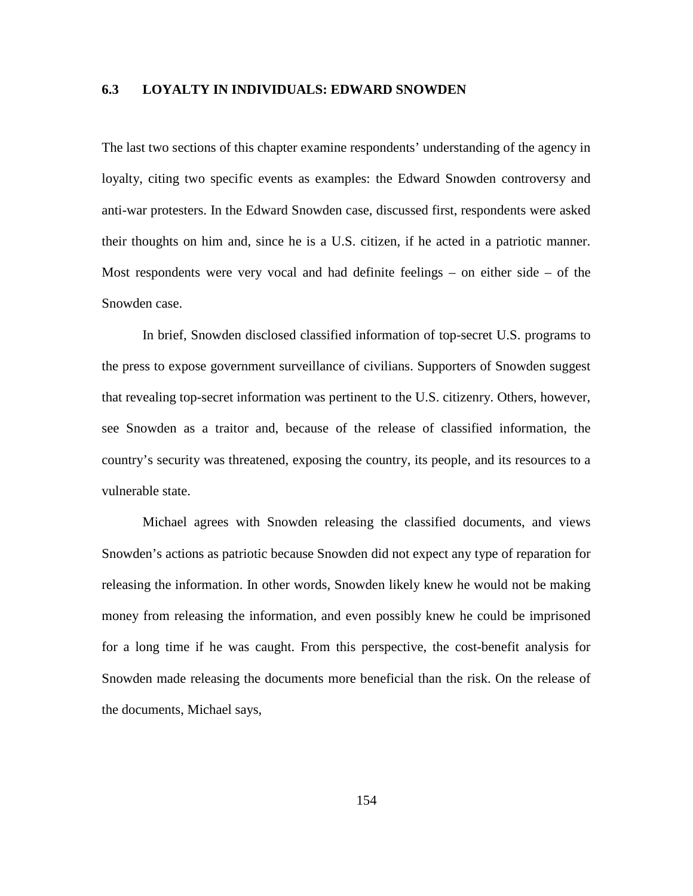### 6.3 LOYALTY IN INDIVIDUALS: EDWARD SNOWDEN

The last two sections of this chapter examine respondents' understanding of the agency in loyalty, citing two specific events as examples: the Edward Snowden controversy and anti-war protesters. In the Edward Snowden case, discussed first, respondents were asked their thoughts on him and, since he is a U.S. citizen, if he acted in a patriotic manner. Most respondents were very vocal and had definite feelings – on either side – of the Snowden case.

In brief, Snowden disclosed classified information of top-secret U.S. programs to the press to expose government surveillance of civilians. Supporters of Snowden suggest that revealing top-secret information was pertinent to the U.S. citizenry. Others, however, see Snowden as a traitor and, because of the release of classified information, the country's security was threatened, exposing the country, its people, and its resources to a vulnerable state.

Michael agrees with Snowden releasing the classified documents, and views Snowden's actions as patriotic because Snowden did not expect any type of reparation for releasing the information. In other words, Snowden likely knew he would not be making money from releasing the information, and even possibly knew he could be imprisoned for a long time if he was caught. From this perspective, the cost-benefit analysis for Snowden made releasing the documents more beneficial than the risk. On the release of the documents, Michael says,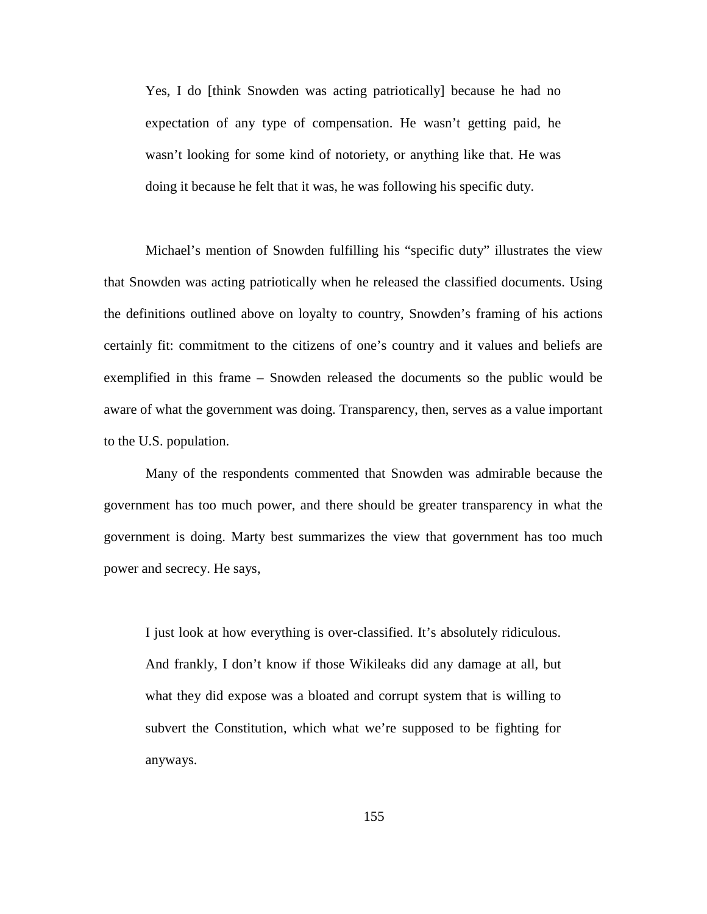> Yes, I do [think Snowden was acting patriotically] because he had no expectation of any type of compensation. He wasn't getting paid, he wasn't looking for some kind of notoriety, or anything like that. He was doing it because he felt that it was, he was following his specific duty.

Michael's mention of Snowden fulfilling his "specific duty" illustrates the view that Snowden was acting patriotically when he released the classified documents. Using the definitions outlined above on loyalty to country, Snowden's framing of his actions certainly fit: commitment to the citizens of one's country and it values and beliefs are exemplified in this frame – Snowden released the documents so the public would be aware of what the government was doing. Transparency, then, serves as a value important to the U.S. population.

Many of the respondents commented that Snowden was admirable because the government has too much power, and there should be greater transparency in what the government is doing. Marty best summarizes the view that government has too much power and secrecy. He says,

> I just look at how everything is over-classified. It's absolutely ridiculous. And frankly, I don't know if those Wikileaks did any damage at all, but what they did expose was a bloated and corrupt system that is willing to subvert the Constitution, which what we're supposed to be fighting for anyways.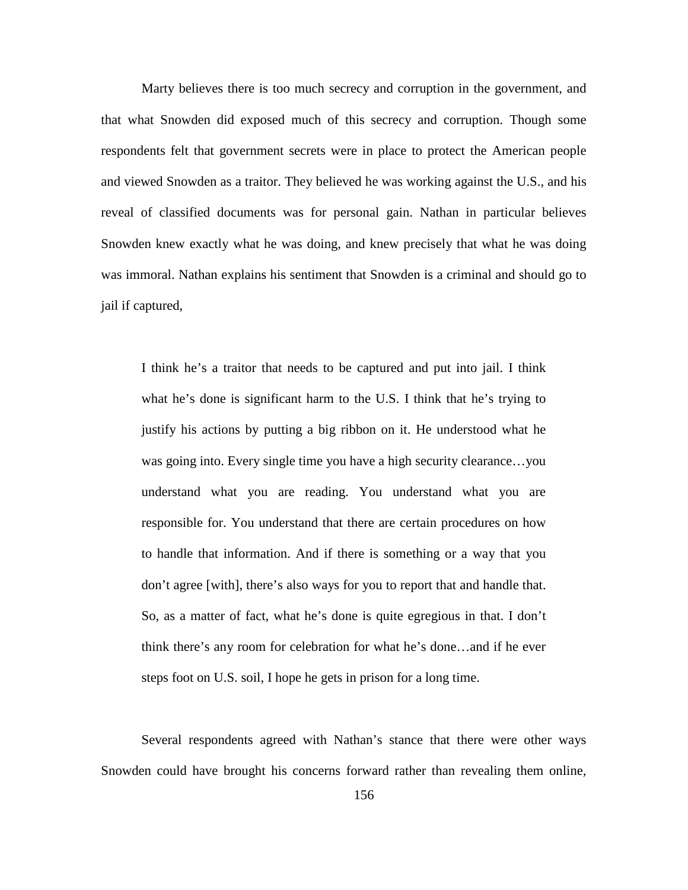Marty believes there is too much secrecy and corruption in the government, and that what Snowden did exposed much of this secrecy and corruption. Though some respondents felt that government secrets were in place to protect the American people and viewed Snowden as a traitor. They believed he was working against the U.S., and his reveal of classified documents was for personal gain. Nathan in particular believes Snowden knew exactly what he was doing, and knew precisely that what he was doing was immoral. Nathan explains his sentiment that Snowden is a criminal and should go to jail if captured,

> I think he's a traitor that needs to be captured and put into jail. I think what he's done is significant harm to the U.S. I think that he's trying to justify his actions by putting a big ribbon on it. He understood what he was going into. Every single time you have a high security clearance…you understand what you are reading. You understand what you are responsible for. You understand that there are certain procedures on how to handle that information. And if there is something or a way that you don't agree [with], there's also ways for you to report that and handle that. So, as a matter of fact, what he's done is quite egregious in that. I don't think there's any room for celebration for what he's done…and if he ever steps foot on U.S. soil, I hope he gets in prison for a long time.

Several respondents agreed with Nathan's stance that there were other ways Snowden could have brought his concerns forward rather than revealing them online,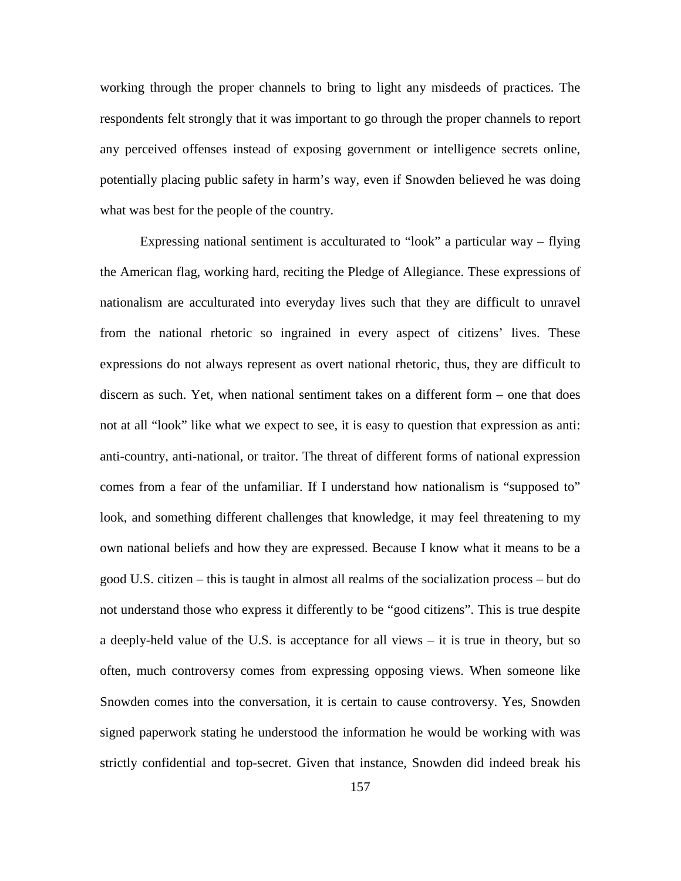working through the proper channels to bring to light any misdeeds of practices. The respondents felt strongly that it was important to go through the proper channels to report any perceived offenses instead of exposing government or intelligence secrets online, potentially placing public safety in harm's way, even if Snowden believed he was doing what was best for the people of the country.

Expressing national sentiment is acculturated to "look" a particular way – flying the American flag, working hard, reciting the Pledge of Allegiance. These expressions of nationalism are acculturated into everyday lives such that they are difficult to unravel from the national rhetoric so ingrained in every aspect of citizens' lives. These expressions do not always represent as overt national rhetoric, thus, they are difficult to discern as such. Yet, when national sentiment takes on a different form – one that does not at all "look" like what we expect to see, it is easy to question that expression as anti: anti-country, anti-national, or traitor. The threat of different forms of national expression comes from a fear of the unfamiliar. If I understand how nationalism is "supposed to" look, and something different challenges that knowledge, it may feel threatening to my own national beliefs and how they are expressed. Because I know what it means to be a good U.S. citizen – this is taught in almost all realms of the socialization process – but do not understand those who express it differently to be "good citizens". This is true despite a deeply-held value of the U.S. is acceptance for all views – it is true in theory, but so often, much controversy comes from expressing opposing views. When someone like Snowden comes into the conversation, it is certain to cause controversy. Yes, Snowden signed paperwork stating he understood the information he would be working with was strictly confidential and top-secret. Given that instance, Snowden did indeed break his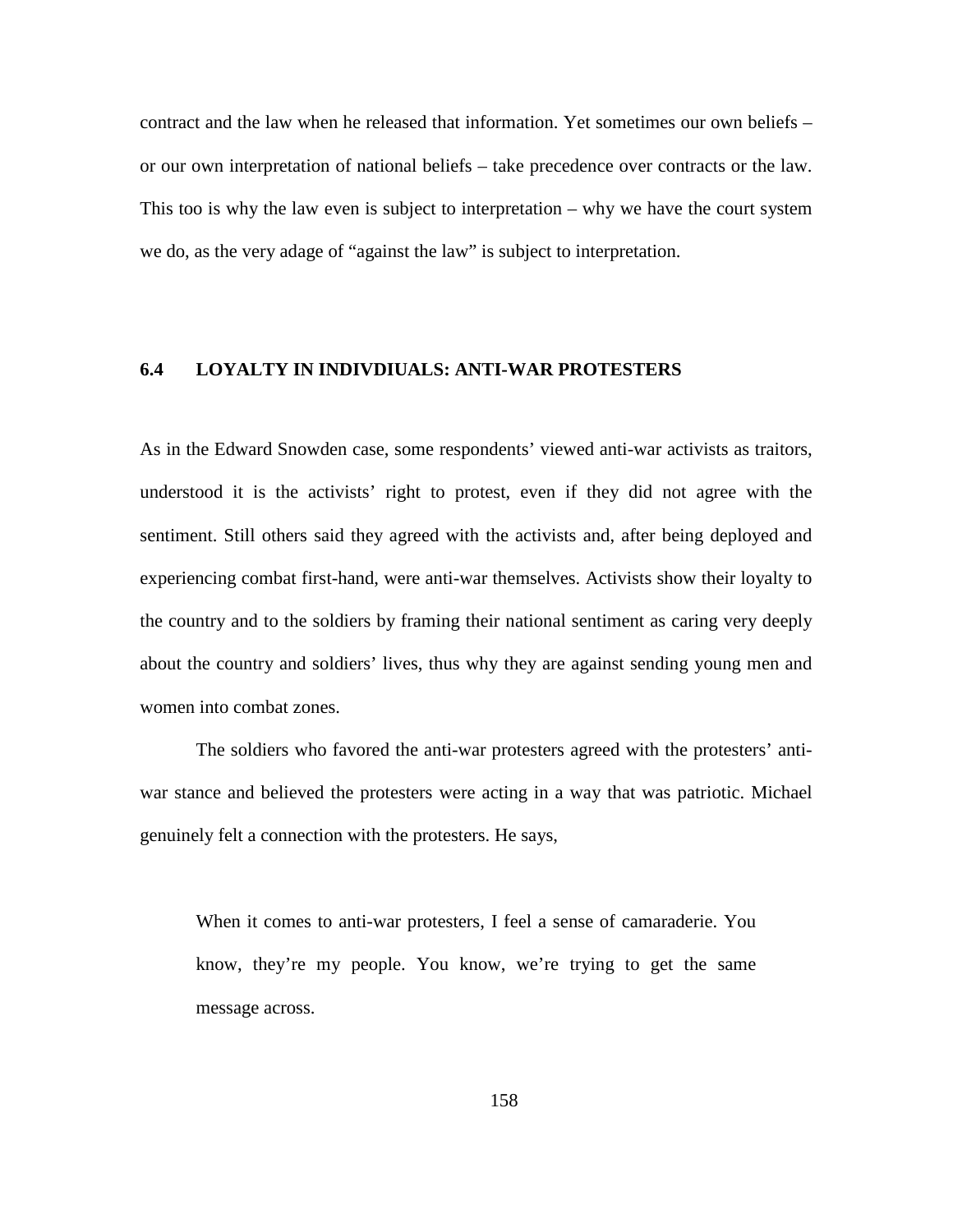contract and the law when he released that information. Yet sometimes our own beliefs – or our own interpretation of national beliefs – take precedence over contracts or the law. This too is why the law even is subject to interpretation – why we have the court system we do, as the very adage of "against the law" is subject to interpretation.

### 6.4 LOYALTY IN INDIVDIUALS: ANTI-WAR PROTESTERS

As in the Edward Snowden case, some respondents' viewed anti-war activists as traitors, understood it is the activists' right to protest, even if they did not agree with the sentiment. Still others said they agreed with the activists and, after being deployed and experiencing combat first-hand, were anti-war themselves. Activists show their loyalty to the country and to the soldiers by framing their national sentiment as caring very deeply about the country and soldiers' lives, thus why they are against sending young men and women into combat zones.

The soldiers who favored the anti-war protesters agreed with the protesters' anti-war stance and believed the protesters were acting in a way that was patriotic. Michael genuinely felt a connection with the protesters. He says,

> When it comes to anti-war protesters, I feel a sense of camaraderie. You know, they're my people. You know, we're trying to get the same message across.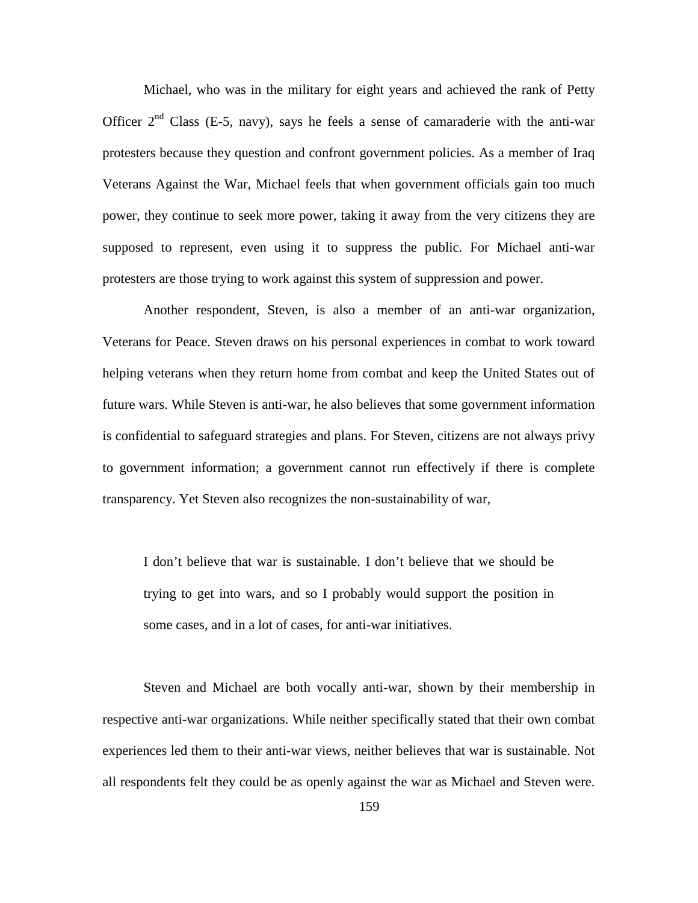Michael, who was in the military for eight years and achieved the rank of Petty Officer 2nd Class (E-5, navy), says he feels a sense of camaraderie with the anti-war protesters because they question and confront government policies. As a member of Iraq Veterans Against the War, Michael feels that when government officials gain too much power, they continue to seek more power, taking it away from the very citizens they are supposed to represent, even using it to suppress the public. For Michael anti-war protesters are those trying to work against this system of suppression and power.

Another respondent, Steven, is also a member of an anti-war organization, Veterans for Peace. Steven draws on his personal experiences in combat to work toward helping veterans when they return home from combat and keep the United States out of future wars. While Steven is anti-war, he also believes that some government information is confidential to safeguard strategies and plans. For Steven, citizens are not always privy to government information; a government cannot run effectively if there is complete transparency. Yet Steven also recognizes the non-sustainability of war,

> I don't believe that war is sustainable. I don't believe that we should be trying to get into wars, and so I probably would support the position in some cases, and in a lot of cases, for anti-war initiatives.

Steven and Michael are both vocally anti-war, shown by their membership in respective anti-war organizations. While neither specifically stated that their own combat experiences led them to their anti-war views, neither believes that war is sustainable. Not all respondents felt they could be as openly against the war as Michael and Steven were.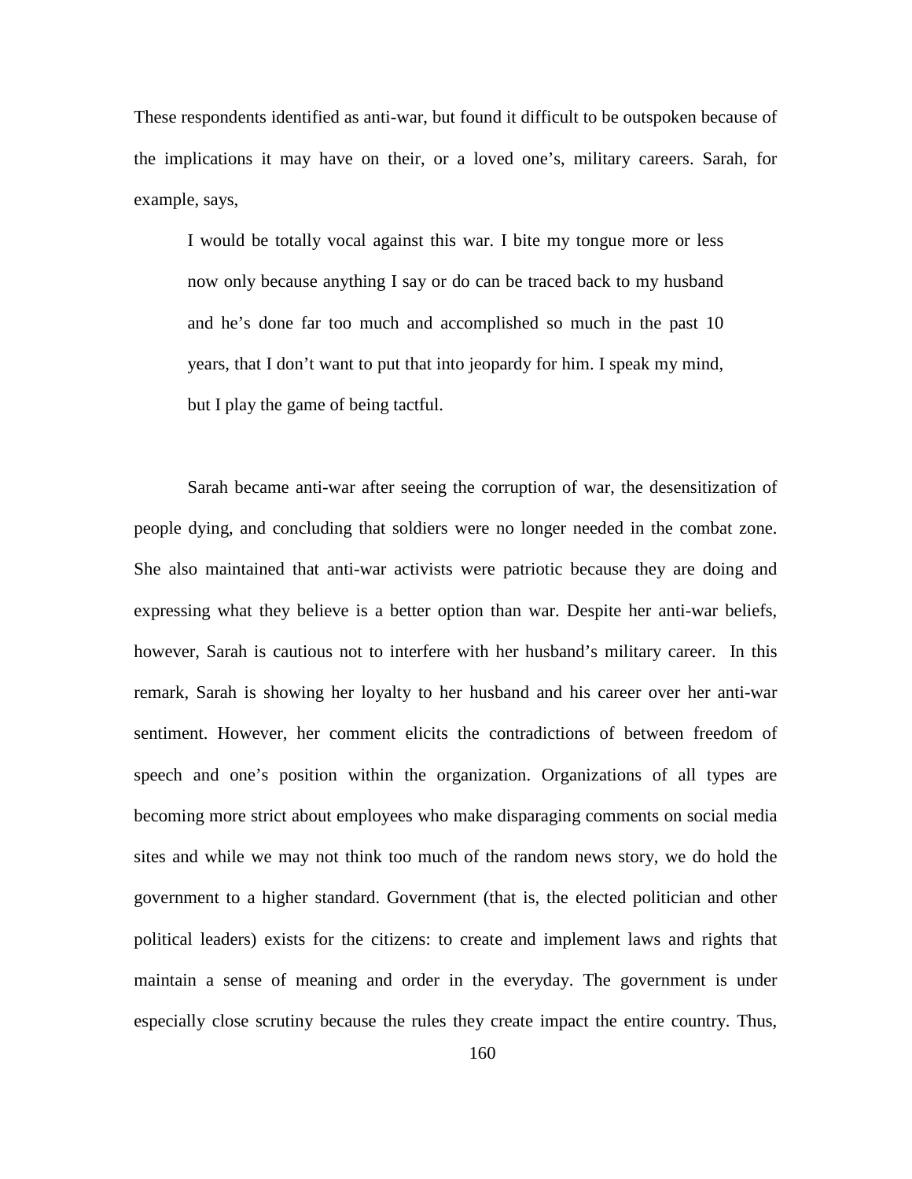These respondents identified as anti-war, but found it difficult to be outspoken because of the implications it may have on their, or a loved one's, military careers. Sarah, for example, says,

> I would be totally vocal against this war. I bite my tongue more or less now only because anything I say or do can be traced back to my husband and he's done far too much and accomplished so much in the past 10 years, that I don't want to put that into jeopardy for him. I speak my mind, but I play the game of being tactful.

Sarah became anti-war after seeing the corruption of war, the desensitization of people dying, and concluding that soldiers were no longer needed in the combat zone. She also maintained that anti-war activists were patriotic because they are doing and expressing what they believe is a better option than war. Despite her anti-war beliefs, however, Sarah is cautious not to interfere with her husband's military career. In this remark, Sarah is showing her loyalty to her husband and his career over her anti-war sentiment. However, her comment elicits the contradictions of between freedom of speech and one's position within the organization. Organizations of all types are becoming more strict about employees who make disparaging comments on social media sites and while we may not think too much of the random news story, we do hold the government to a higher standard. Government (that is, the elected politician and other political leaders) exists for the citizens: to create and implement laws and rights that maintain a sense of meaning and order in the everyday. The government is under especially close scrutiny because the rules they create impact the entire country. Thus,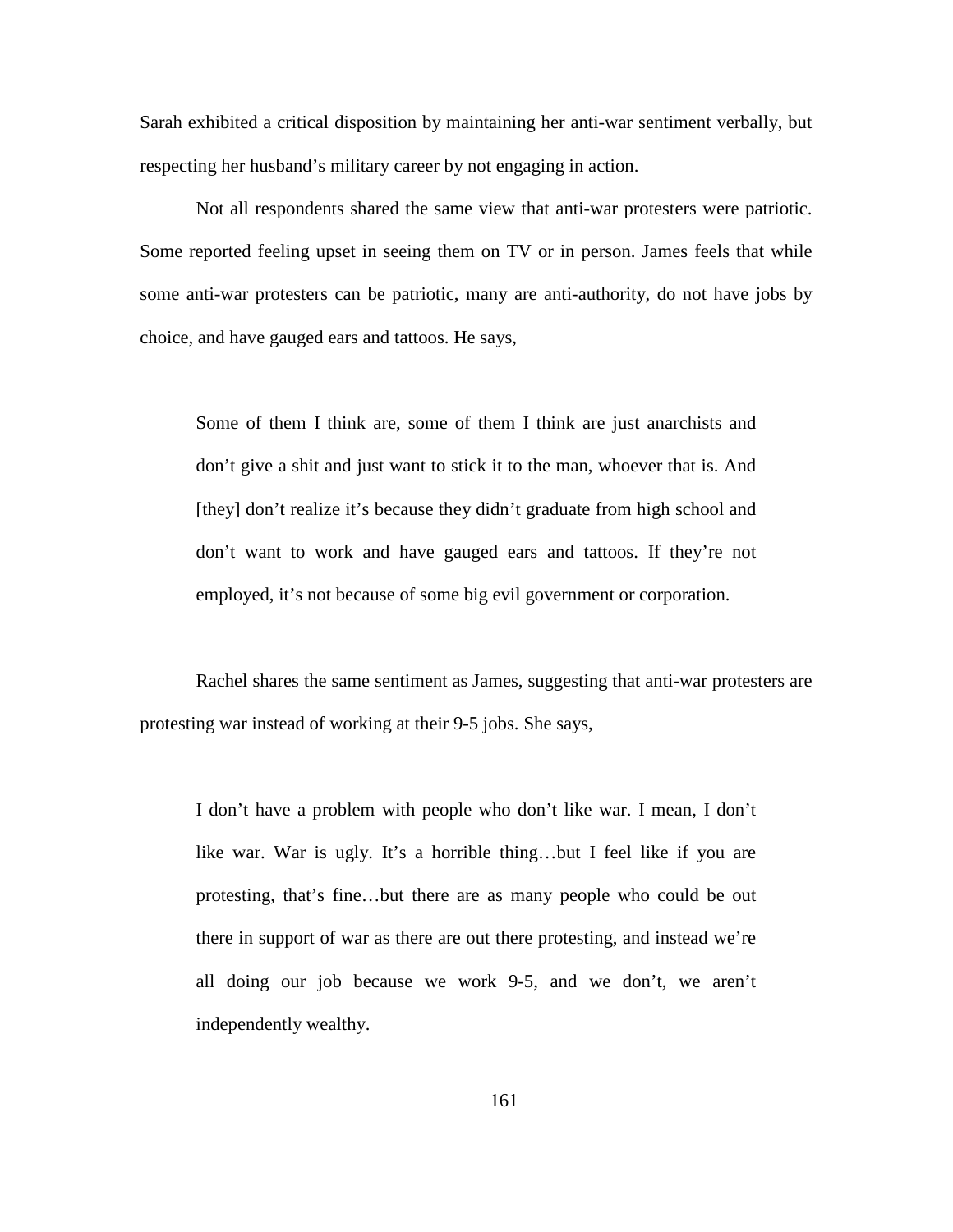Sarah exhibited a critical disposition by maintaining her anti-war sentiment verbally, but respecting her husband's military career by not engaging in action.

Not all respondents shared the same view that anti-war protesters were patriotic. Some reported feeling upset in seeing them on TV or in person. James feels that while some anti-war protesters can be patriotic, many are anti-authority, do not have jobs by choice, and have gauged ears and tattoos. He says,

> Some of them I think are, some of them I think are just anarchists and don't give a shit and just want to stick it to the man, whoever that is. And [they] don't realize it's because they didn't graduate from high school and don't want to work and have gauged ears and tattoos. If they're not employed, it's not because of some big evil government or corporation.

Rachel shares the same sentiment as James, suggesting that anti-war protesters are protesting war instead of working at their 9-5 jobs. She says,

> I don't have a problem with people who don't like war. I mean, I don't like war. War is ugly. It's a horrible thing…but I feel like if you are protesting, that's fine…but there are as many people who could be out there in support of war as there are out there protesting, and instead we're all doing our job because we work 9-5, and we don't, we aren't independently wealthy.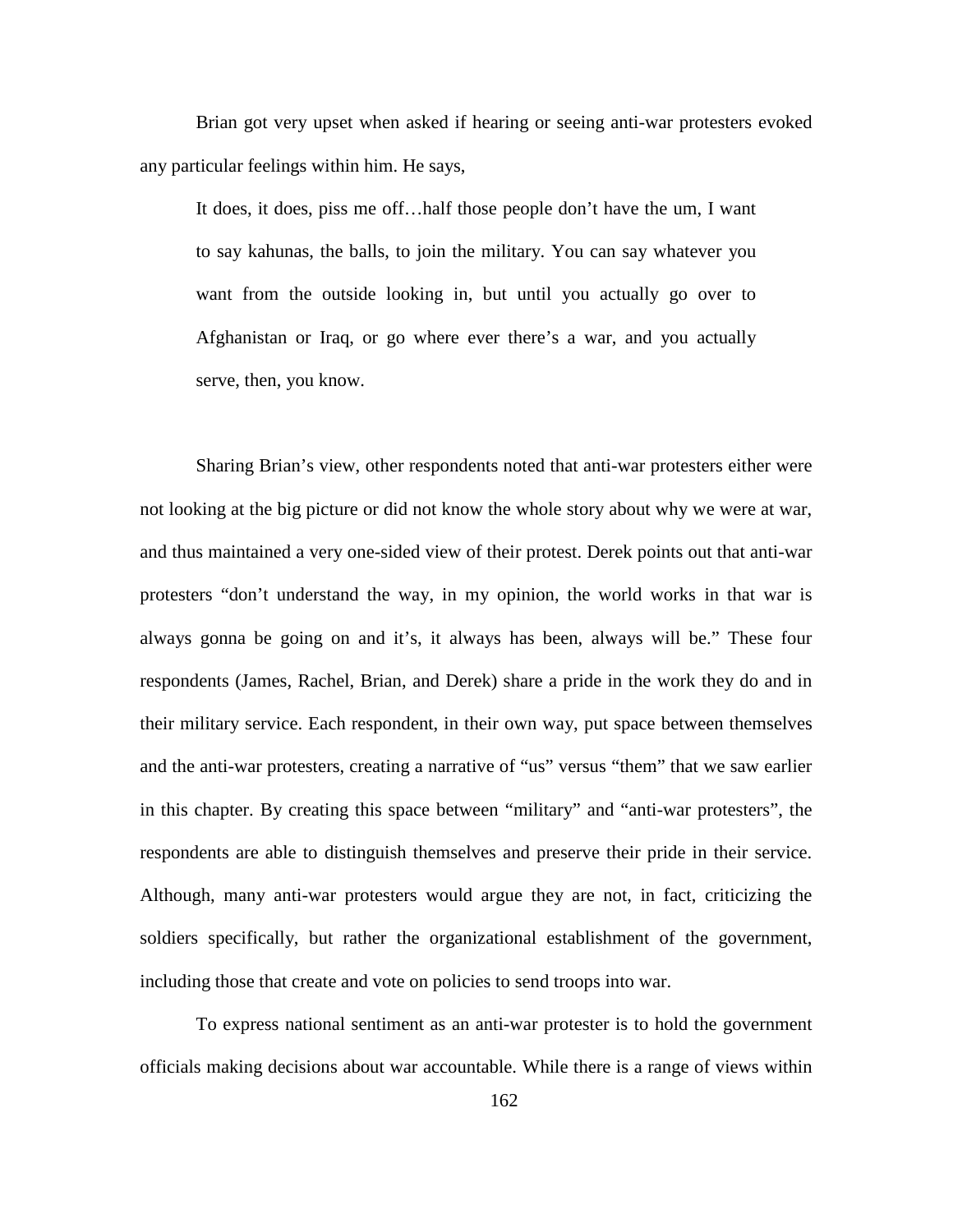Brian got very upset when asked if hearing or seeing anti-war protesters evoked any particular feelings within him. He says,

> It does, it does, piss me off…half those people don't have the um, I want to say kahunas, the balls, to join the military. You can say whatever you want from the outside looking in, but until you actually go over to Afghanistan or Iraq, or go where ever there's a war, and you actually serve, then, you know.

Sharing Brian's view, other respondents noted that anti-war protesters either were not looking at the big picture or did not know the whole story about why we were at war, and thus maintained a very one-sided view of their protest. Derek points out that anti-war protesters "don't understand the way, in my opinion, the world works in that war is always gonna be going on and it's, it always has been, always will be." These four respondents (James, Rachel, Brian, and Derek) share a pride in the work they do and in their military service. Each respondent, in their own way, put space between themselves and the anti-war protesters, creating a narrative of "us" versus "them" that we saw earlier in this chapter. By creating this space between "military" and "anti-war protesters", the respondents are able to distinguish themselves and preserve their pride in their service. Although, many anti-war protesters would argue they are not, in fact, criticizing the soldiers specifically, but rather the organizational establishment of the government, including those that create and vote on policies to send troops into war.

To express national sentiment as an anti-war protester is to hold the government officials making decisions about war accountable. While there is a range of views within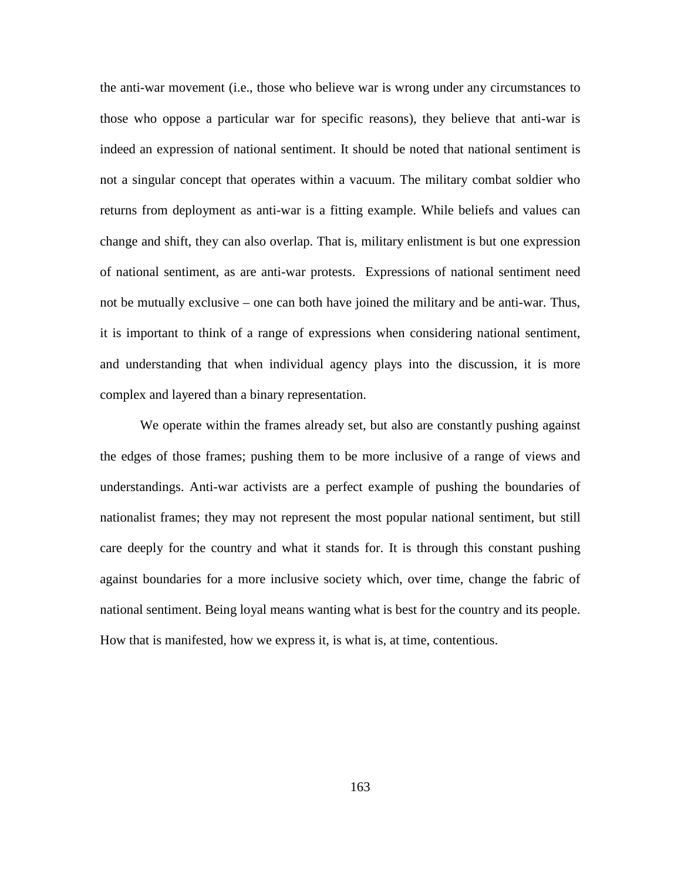the anti-war movement (i.e., those who believe war is wrong under any circumstances to those who oppose a particular war for specific reasons), they believe that anti-war is indeed an expression of national sentiment. It should be noted that national sentiment is not a singular concept that operates within a vacuum. The military combat soldier who returns from deployment as anti-war is a fitting example. While beliefs and values can change and shift, they can also overlap. That is, military enlistment is but one expression of national sentiment, as are anti-war protests. Expressions of national sentiment need not be mutually exclusive – one can both have joined the military and be anti-war. Thus, it is important to think of a range of expressions when considering national sentiment, and understanding that when individual agency plays into the discussion, it is more complex and layered than a binary representation.

We operate within the frames already set, but also are constantly pushing against the edges of those frames; pushing them to be more inclusive of a range of views and understandings. Anti-war activists are a perfect example of pushing the boundaries of nationalist frames; they may not represent the most popular national sentiment, but still care deeply for the country and what it stands for. It is through this constant pushing against boundaries for a more inclusive society which, over time, change the fabric of national sentiment. Being loyal means wanting what is best for the country and its people. How that is manifested, how we express it, is what is, at time, contentious.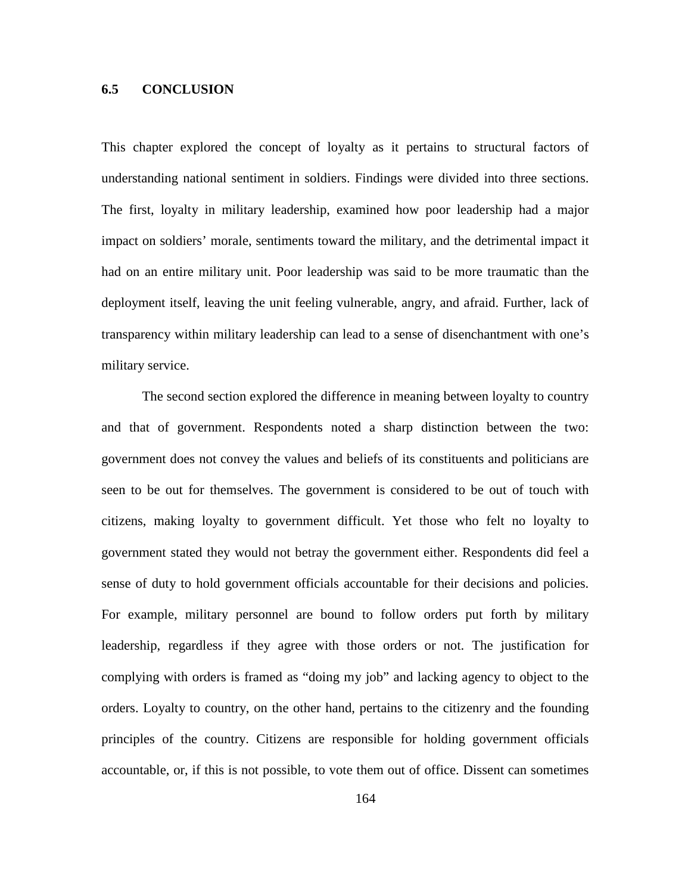## 6.5 CONCLUSION

This chapter explored the concept of loyalty as it pertains to structural factors of understanding national sentiment in soldiers. Findings were divided into three sections. The first, loyalty in military leadership, examined how poor leadership had a major impact on soldiers' morale, sentiments toward the military, and the detrimental impact it had on an entire military unit. Poor leadership was said to be more traumatic than the deployment itself, leaving the unit feeling vulnerable, angry, and afraid. Further, lack of transparency within military leadership can lead to a sense of disenchantment with one's military service.

The second section explored the difference in meaning between loyalty to country and that of government. Respondents noted a sharp distinction between the two: government does not convey the values and beliefs of its constituents and politicians are seen to be out for themselves. The government is considered to be out of touch with citizens, making loyalty to government difficult. Yet those who felt no loyalty to government stated they would not betray the government either. Respondents did feel a sense of duty to hold government officials accountable for their decisions and policies. For example, military personnel are bound to follow orders put forth by military leadership, regardless if they agree with those orders or not. The justification for complying with orders is framed as "doing my job" and lacking agency to object to the orders. Loyalty to country, on the other hand, pertains to the citizenry and the founding principles of the country. Citizens are responsible for holding government officials accountable, or, if this is not possible, to vote them out of office. Dissent can sometimes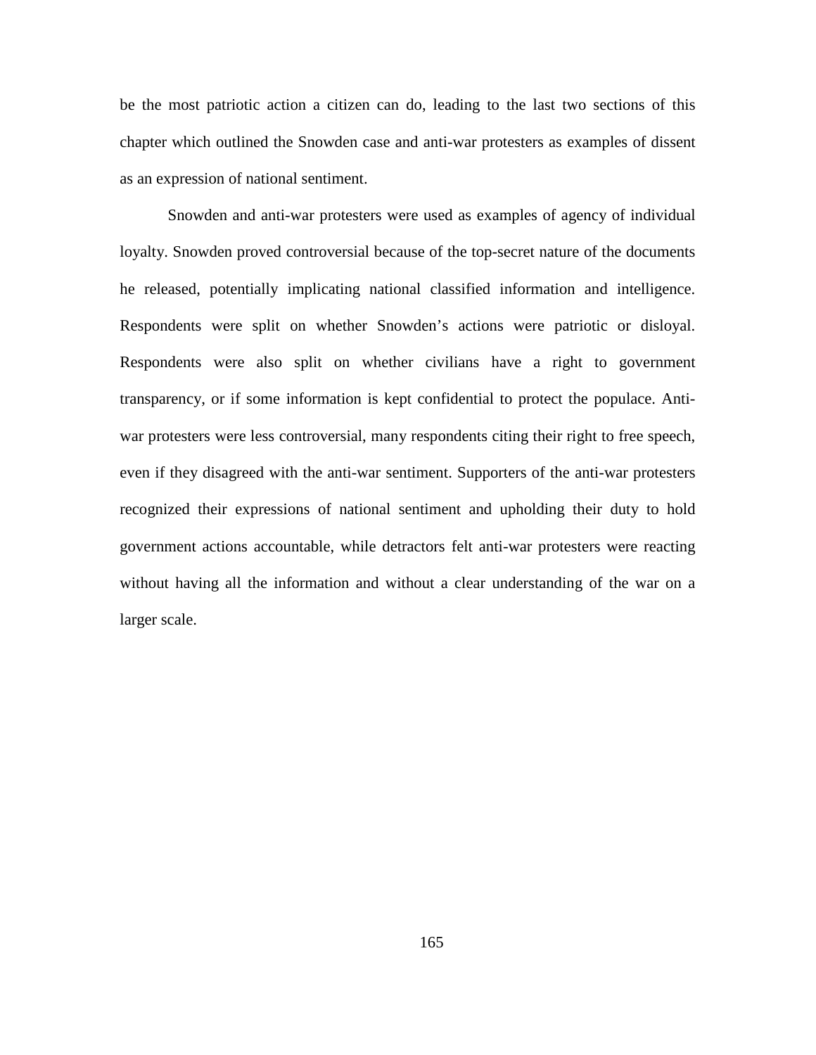be the most patriotic action a citizen can do, leading to the last two sections of this chapter which outlined the Snowden case and anti-war protesters as examples of dissent as an expression of national sentiment.

Snowden and anti-war protesters were used as examples of agency of individual loyalty. Snowden proved controversial because of the top-secret nature of the documents he released, potentially implicating national classified information and intelligence. Respondents were split on whether Snowden's actions were patriotic or disloyal. Respondents were also split on whether civilians have a right to government transparency, or if some information is kept confidential to protect the populace. Anti-war protesters were less controversial, many respondents citing their right to free speech, even if they disagreed with the anti-war sentiment. Supporters of the anti-war protesters recognized their expressions of national sentiment and upholding their duty to hold government actions accountable, while detractors felt anti-war protesters were reacting without having all the information and without a clear understanding of the war on a larger scale.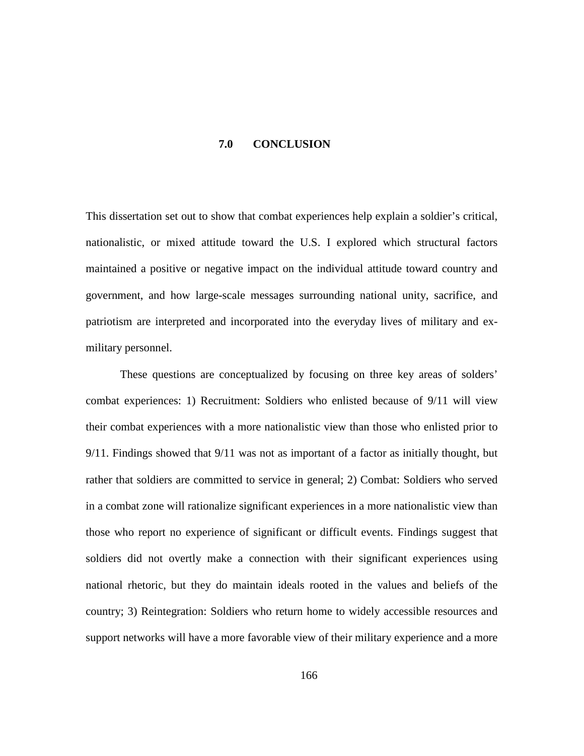# 7.0 CONCLUSION

This dissertation set out to show that combat experiences help explain a soldier's critical, nationalistic, or mixed attitude toward the U.S. I explored which structural factors maintained a positive or negative impact on the individual attitude toward country and government, and how large-scale messages surrounding national unity, sacrifice, and patriotism are interpreted and incorporated into the everyday lives of military and ex-military personnel.

These questions are conceptualized by focusing on three key areas of solders' combat experiences: 1) Recruitment: Soldiers who enlisted because of 9/11 will view their combat experiences with a more nationalistic view than those who enlisted prior to 9/11. Findings showed that 9/11 was not as important of a factor as initially thought, but rather that soldiers are committed to service in general; 2) Combat: Soldiers who served in a combat zone will rationalize significant experiences in a more nationalistic view than those who report no experience of significant or difficult events. Findings suggest that soldiers did not overtly make a connection with their significant experiences using national rhetoric, but they do maintain ideals rooted in the values and beliefs of the country; 3) Reintegration: Soldiers who return home to widely accessible resources and support networks will have a more favorable view of their military experience and a more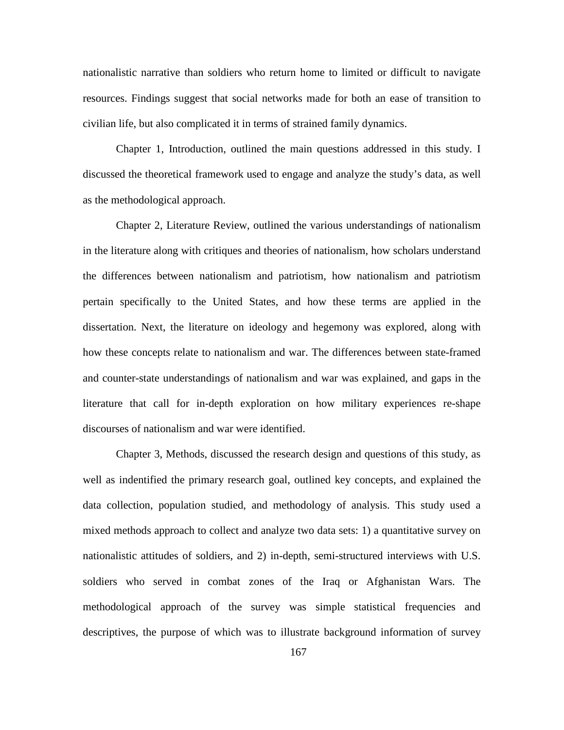nationalistic narrative than soldiers who return home to limited or difficult to navigate resources. Findings suggest that social networks made for both an ease of transition to civilian life, but also complicated it in terms of strained family dynamics.

Chapter 1, Introduction, outlined the main questions addressed in this study. I discussed the theoretical framework used to engage and analyze the study's data, as well as the methodological approach.

Chapter 2, Literature Review, outlined the various understandings of nationalism in the literature along with critiques and theories of nationalism, how scholars understand the differences between nationalism and patriotism, how nationalism and patriotism pertain specifically to the United States, and how these terms are applied in the dissertation. Next, the literature on ideology and hegemony was explored, along with how these concepts relate to nationalism and war. The differences between state-framed and counter-state understandings of nationalism and war was explained, and gaps in the literature that call for in-depth exploration on how military experiences re-shape discourses of nationalism and war were identified.

Chapter 3, Methods, discussed the research design and questions of this study, as well as indentified the primary research goal, outlined key concepts, and explained the data collection, population studied, and methodology of analysis. This study used a mixed methods approach to collect and analyze two data sets: 1) a quantitative survey on nationalistic attitudes of soldiers, and 2) in-depth, semi-structured interviews with U.S. soldiers who served in combat zones of the Iraq or Afghanistan Wars. The methodological approach of the survey was simple statistical frequencies and descriptives, the purpose of which was to illustrate background information of survey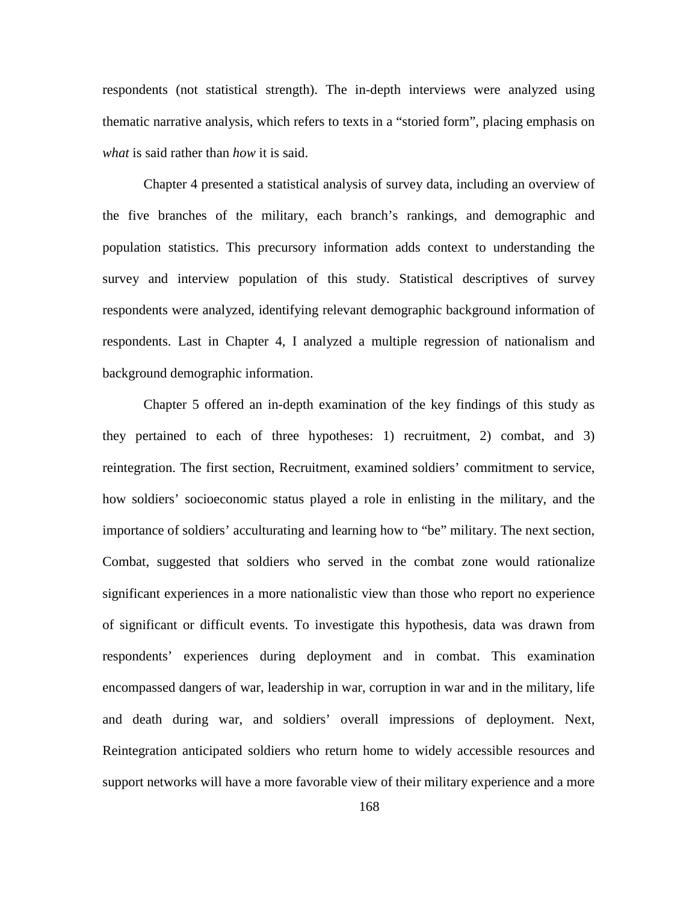respondents (not statistical strength). The in-depth interviews were analyzed using thematic narrative analysis, which refers to texts in a "storied form", placing emphasis on *what* is said rather than *how* it is said.

Chapter 4 presented a statistical analysis of survey data, including an overview of the five branches of the military, each branch's rankings, and demographic and population statistics. This precursory information adds context to understanding the survey and interview population of this study. Statistical descriptives of survey respondents were analyzed, identifying relevant demographic background information of respondents. Last in Chapter 4, I analyzed a multiple regression of nationalism and background demographic information.

Chapter 5 offered an in-depth examination of the key findings of this study as they pertained to each of three hypotheses: 1) recruitment, 2) combat, and 3) reintegration. The first section, Recruitment, examined soldiers' commitment to service, how soldiers' socioeconomic status played a role in enlisting in the military, and the importance of soldiers' acculturating and learning how to "be" military. The next section, Combat, suggested that soldiers who served in the combat zone would rationalize significant experiences in a more nationalistic view than those who report no experience of significant or difficult events. To investigate this hypothesis, data was drawn from respondents' experiences during deployment and in combat. This examination encompassed dangers of war, leadership in war, corruption in war and in the military, life and death during war, and soldiers' overall impressions of deployment. Next, Reintegration anticipated soldiers who return home to widely accessible resources and support networks will have a more favorable view of their military experience and a more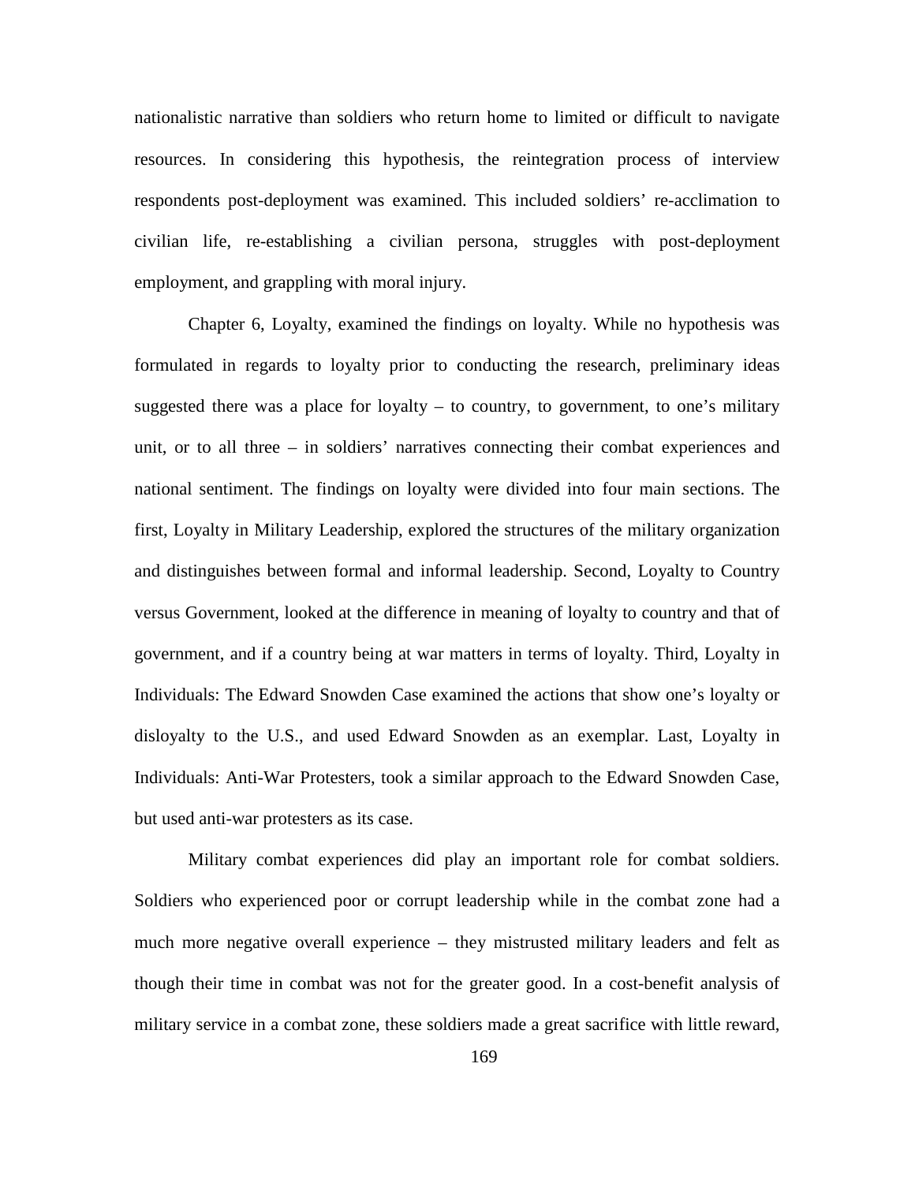nationalistic narrative than soldiers who return home to limited or difficult to navigate resources. In considering this hypothesis, the reintegration process of interview respondents post-deployment was examined. This included soldiers' re-acclimation to civilian life, re-establishing a civilian persona, struggles with post-deployment employment, and grappling with moral injury.

Chapter 6, Loyalty, examined the findings on loyalty. While no hypothesis was formulated in regards to loyalty prior to conducting the research, preliminary ideas suggested there was a place for loyalty – to country, to government, to one's military unit, or to all three – in soldiers' narratives connecting their combat experiences and national sentiment. The findings on loyalty were divided into four main sections. The first, Loyalty in Military Leadership, explored the structures of the military organization and distinguishes between formal and informal leadership. Second, Loyalty to Country versus Government, looked at the difference in meaning of loyalty to country and that of government, and if a country being at war matters in terms of loyalty. Third, Loyalty in Individuals: The Edward Snowden Case examined the actions that show one's loyalty or disloyalty to the U.S., and used Edward Snowden as an exemplar. Last, Loyalty in Individuals: Anti-War Protesters, took a similar approach to the Edward Snowden Case, but used anti-war protesters as its case.

Military combat experiences did play an important role for combat soldiers. Soldiers who experienced poor or corrupt leadership while in the combat zone had a much more negative overall experience – they mistrusted military leaders and felt as though their time in combat was not for the greater good. In a cost-benefit analysis of military service in a combat zone, these soldiers made a great sacrifice with little reward,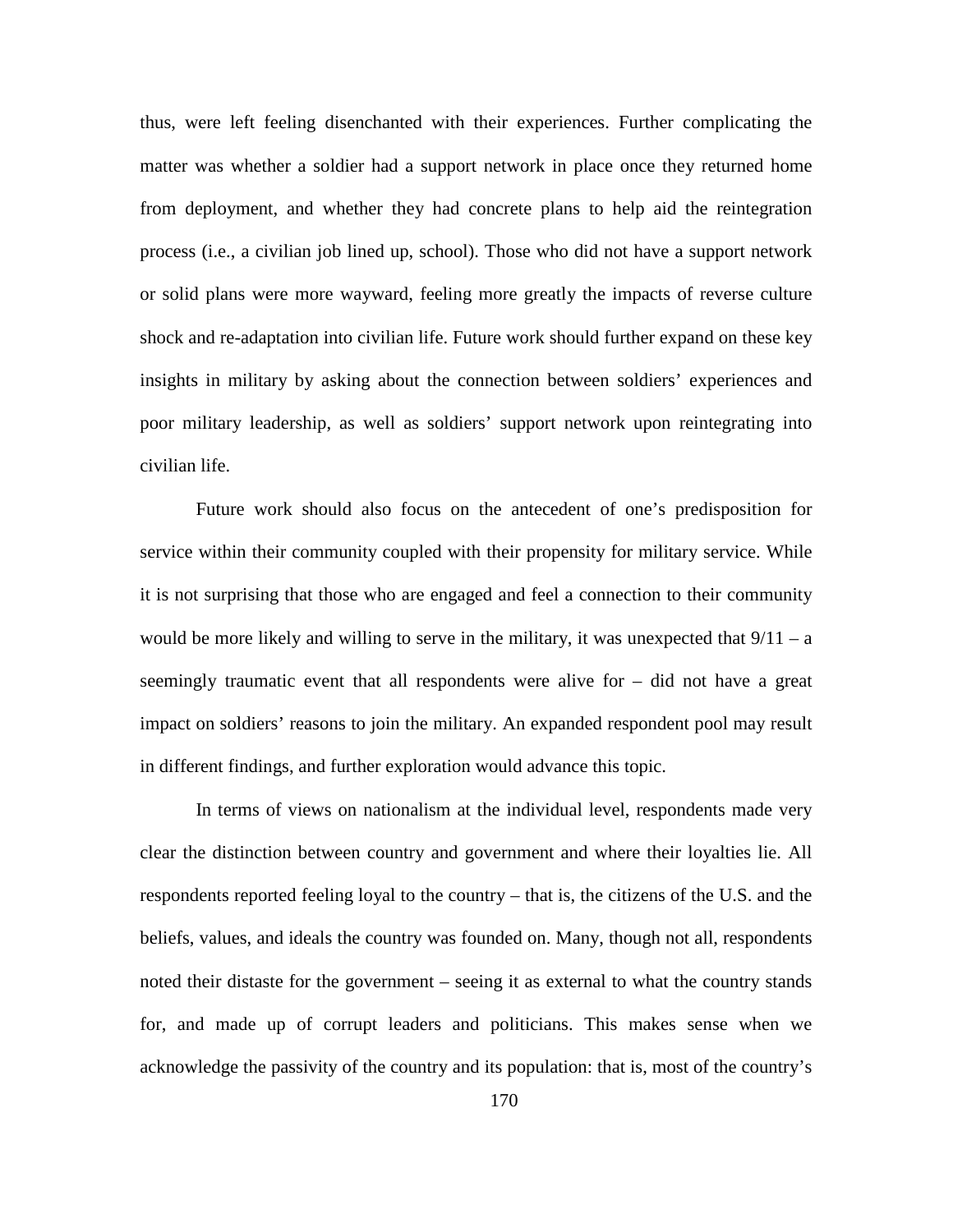thus, were left feeling disenchanted with their experiences. Further complicating the matter was whether a soldier had a support network in place once they returned home from deployment, and whether they had concrete plans to help aid the reintegration process (i.e., a civilian job lined up, school). Those who did not have a support network or solid plans were more wayward, feeling more greatly the impacts of reverse culture shock and re-adaptation into civilian life. Future work should further expand on these key insights in military by asking about the connection between soldiers' experiences and poor military leadership, as well as soldiers' support network upon reintegrating into civilian life.

Future work should also focus on the antecedent of one's predisposition for service within their community coupled with their propensity for military service. While it is not surprising that those who are engaged and feel a connection to their community would be more likely and willing to serve in the military, it was unexpected that 9/11 – a seemingly traumatic event that all respondents were alive for – did not have a great impact on soldiers' reasons to join the military. An expanded respondent pool may result in different findings, and further exploration would advance this topic.

In terms of views on nationalism at the individual level, respondents made very clear the distinction between country and government and where their loyalties lie. All respondents reported feeling loyal to the country – that is, the citizens of the U.S. and the beliefs, values, and ideals the country was founded on. Many, though not all, respondents noted their distaste for the government – seeing it as external to what the country stands for, and made up of corrupt leaders and politicians. This makes sense when we acknowledge the passivity of the country and its population: that is, most of the country's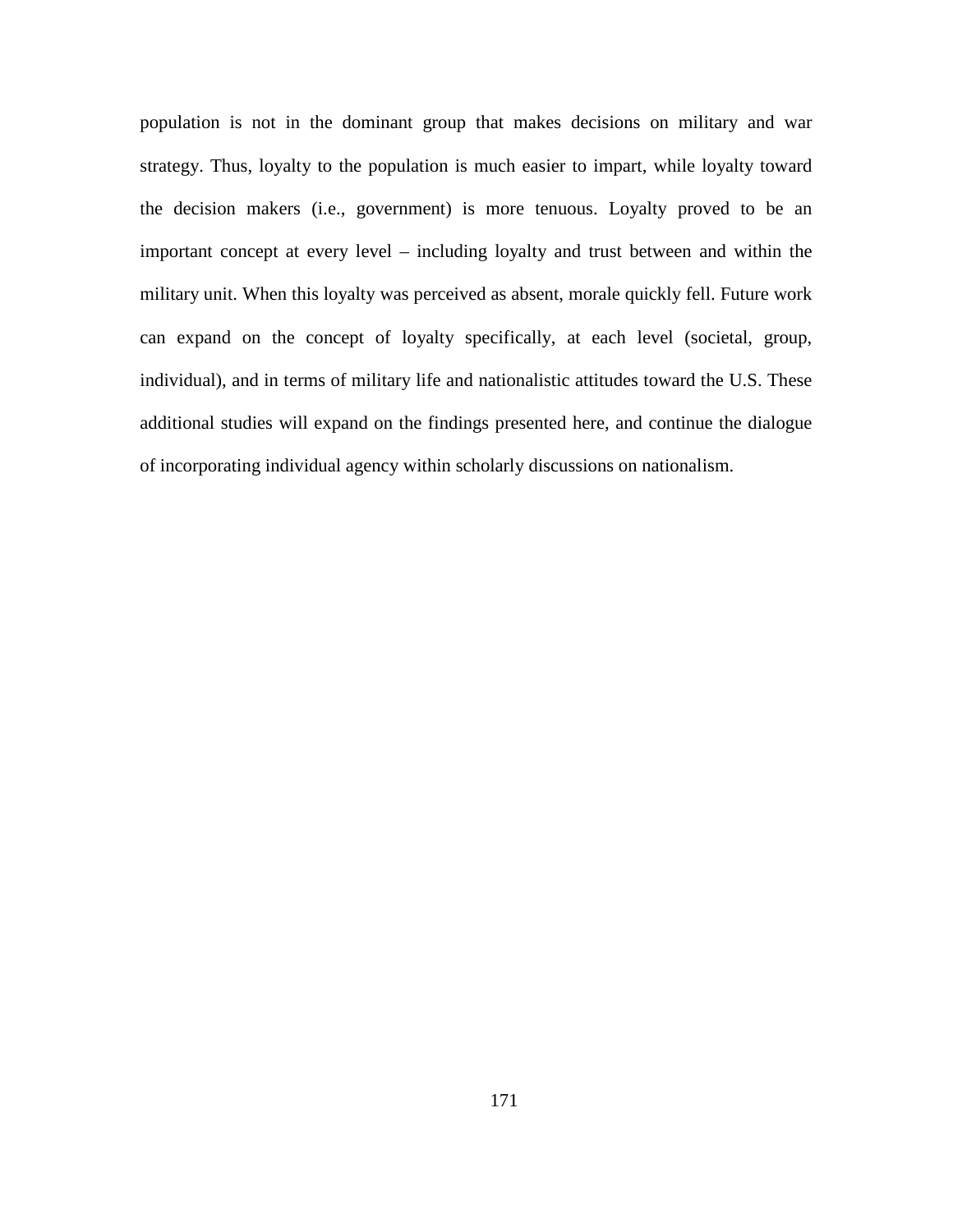population is not in the dominant group that makes decisions on military and war strategy. Thus, loyalty to the population is much easier to impart, while loyalty toward the decision makers (i.e., government) is more tenuous. Loyalty proved to be an important concept at every level – including loyalty and trust between and within the military unit. When this loyalty was perceived as absent, morale quickly fell. Future work can expand on the concept of loyalty specifically, at each level (societal, group, individual), and in terms of military life and nationalistic attitudes toward the U.S. These additional studies will expand on the findings presented here, and continue the dialogue of incorporating individual agency within scholarly discussions on nationalism.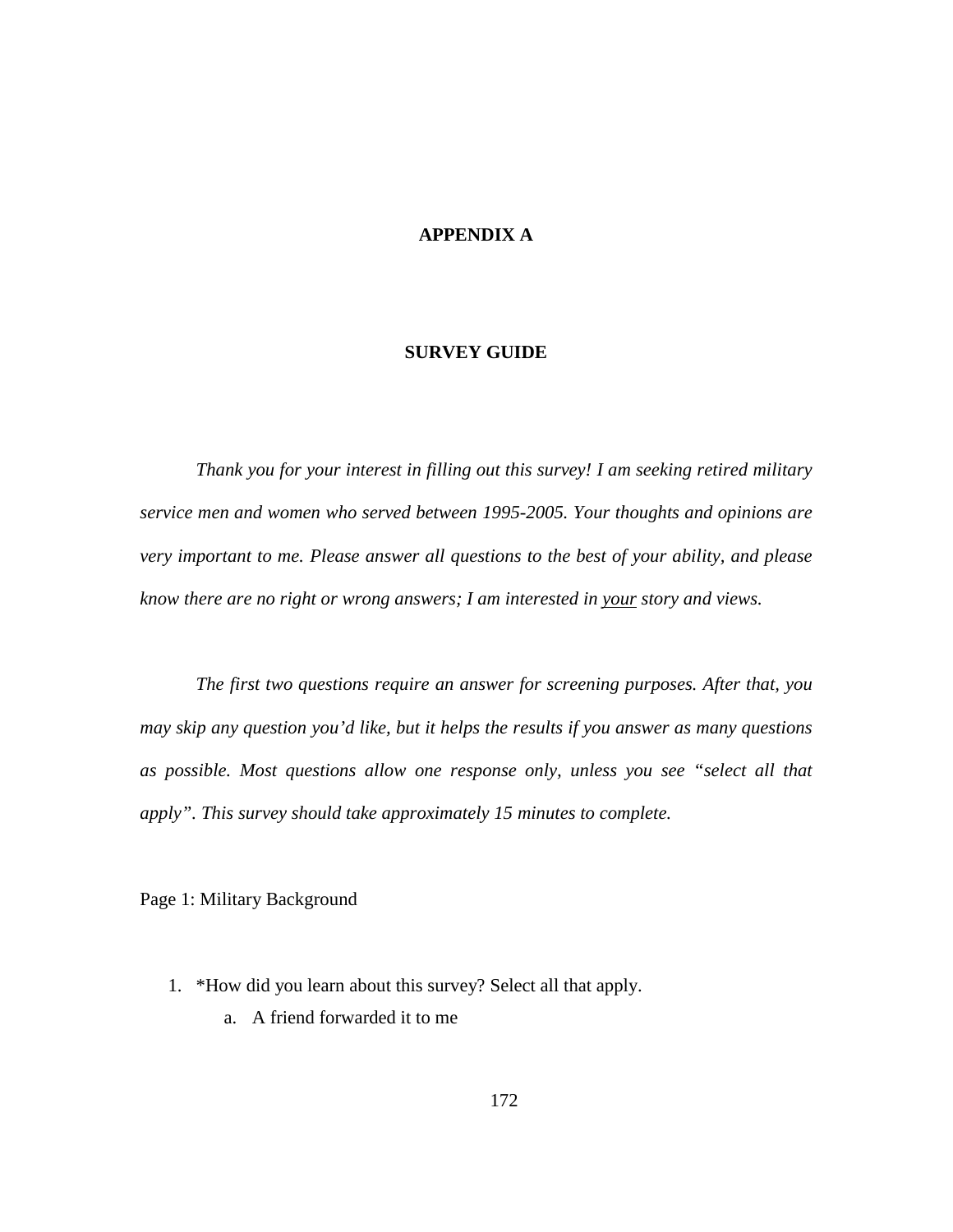# APPENDIX A

## SURVEY GUIDE

*Thank you for your interest in filling out this survey! I am seeking retired military service men and women who served between 1995-2005. Your thoughts and opinions are very important to me. Please answer all questions to the best of your ability, and please know there are no right or wrong answers; I am interested in <u>your</u> story and views.*

*The first two questions require an answer for screening purposes. After that, you may skip any question you'd like, but it helps the results if you answer as many questions as possible. Most questions allow one response only, unless you see "select all that apply". This survey should take approximately 15 minutes to complete.*

Page 1: Military Background

1. *How did you learn about this survey? Select all that apply.
    a. A friend forwarded it to me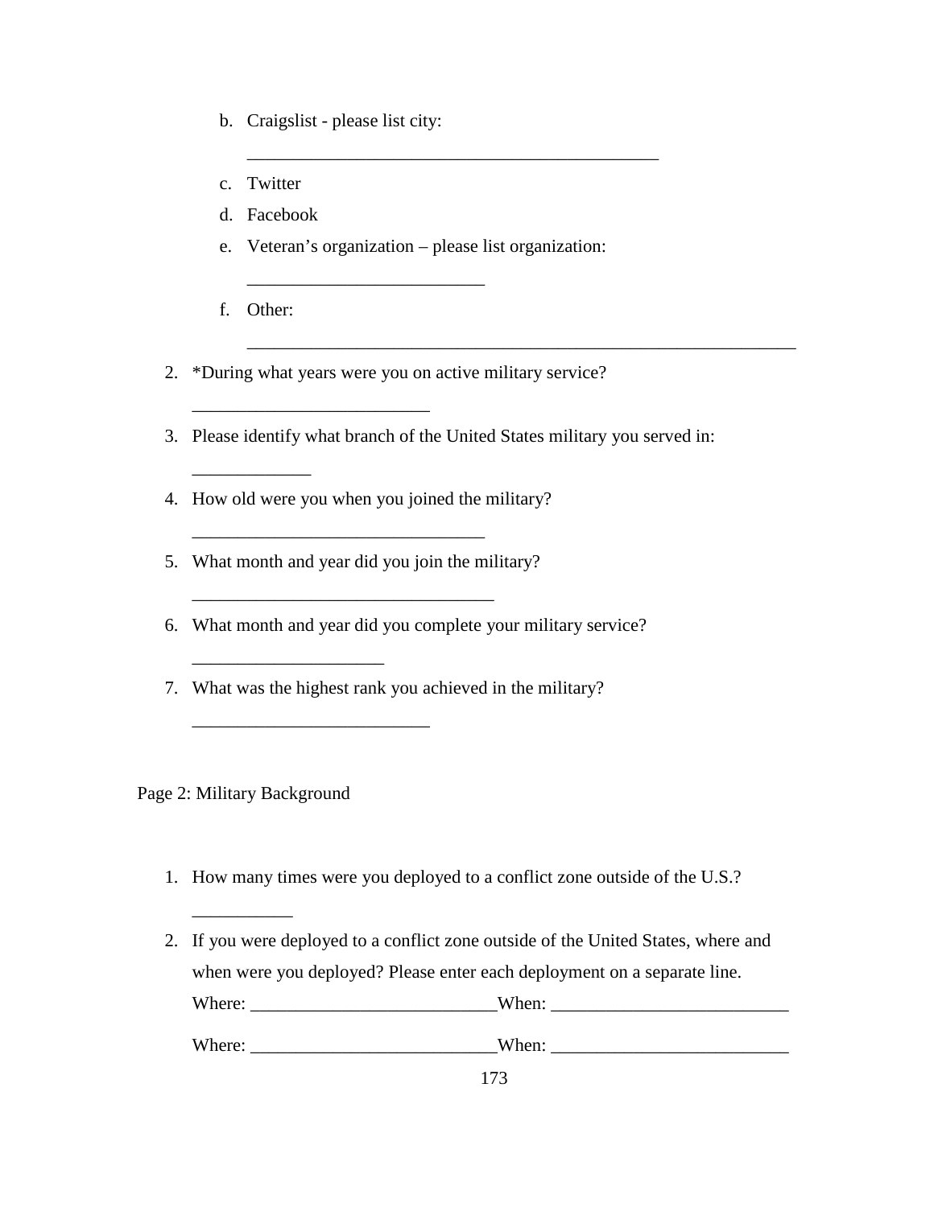b. Craigslist - please list city:

   _______________________________________________

c. Twitter
d. Facebook
e. Veteran's organization – please list organization:

   ___________________________

f. Other:

   ______________________________________________________________

2. *During what years were you on active military service?

   ___________________________

3. Please identify what branch of the United States military you served in:

   _____________

4. How old were you when you joined the military?

   _________________________________

5. What month and year did you join the military?

   __________________________________

6. What month and year did you complete your military service?

   _____________________

7. What was the highest rank you achieved in the military?

   ___________________________

Page 2: Military Background

1. How many times were you deployed to a conflict zone outside of the U.S.?

   ___________

2. If you were deployed to a conflict zone outside of the United States, where and when were you deployed? Please enter each deployment on a separate line.

   Where: ___________________________When: __________________________

   Where: ___________________________When: __________________________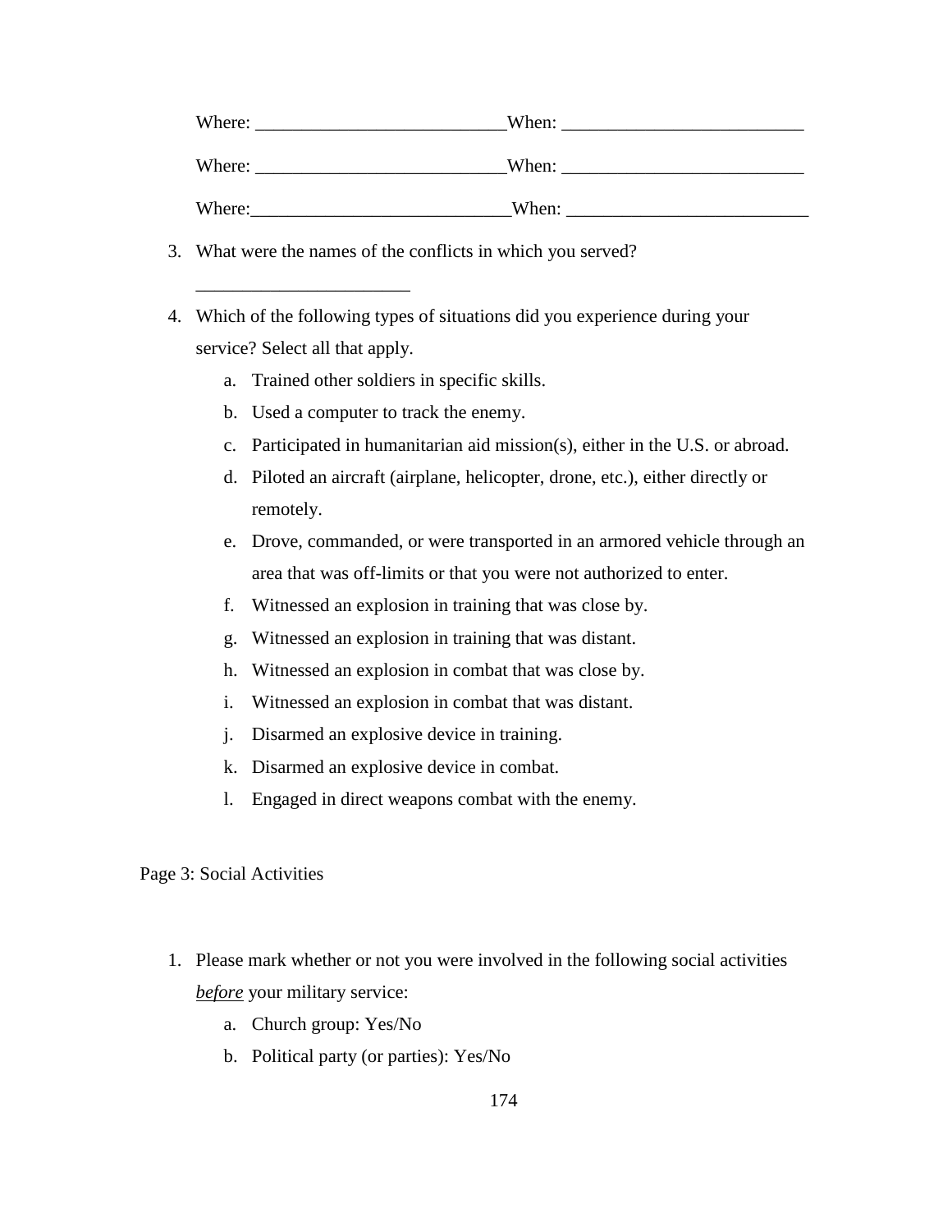Where: ___________________________When: __________________________

Where: ___________________________When: __________________________

Where:____________________________When: __________________________

3. What were the names of the conflicts in which you served?

   _______________________

4. Which of the following types of situations did you experience during your service? Select all that apply.
   a. Trained other soldiers in specific skills.
   b. Used a computer to track the enemy.
   c. Participated in humanitarian aid mission(s), either in the U.S. or abroad.
   d. Piloted an aircraft (airplane, helicopter, drone, etc.), either directly or remotely.
   e. Drove, commanded, or were transported in an armored vehicle through an area that was off-limits or that you were not authorized to enter.
   f. Witnessed an explosion in training that was close by.
   g. Witnessed an explosion in training that was distant.
   h. Witnessed an explosion in combat that was close by.
   i. Witnessed an explosion in combat that was distant.
   j. Disarmed an explosive device in training.
   k. Disarmed an explosive device in combat.
   l. Engaged in direct weapons combat with the enemy.

Page 3: Social Activities

1. Please mark whether or not you were involved in the following social activities *before* your military service:
   a. Church group: Yes/No
   b. Political party (or parties): Yes/No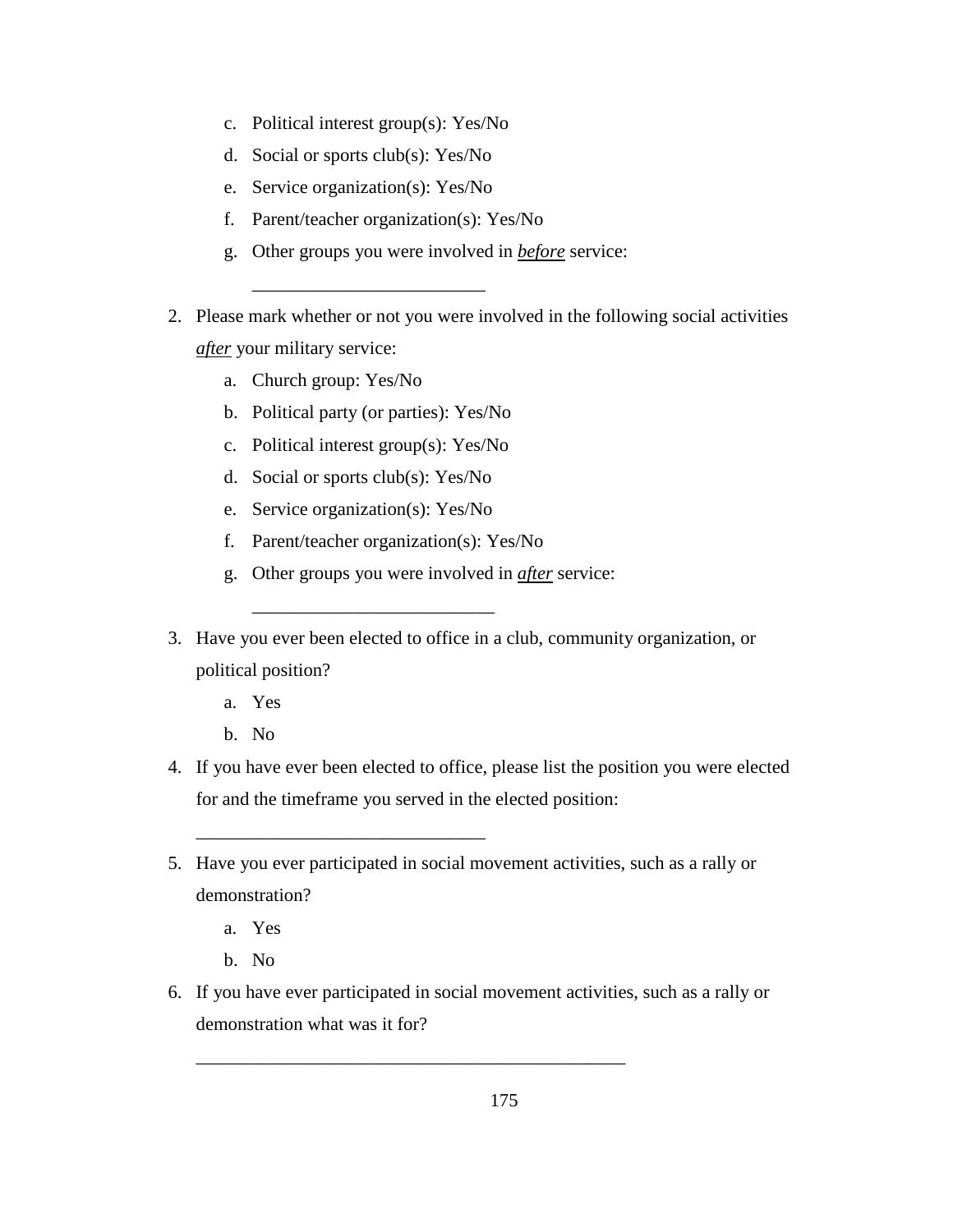c. Political interest group(s): Yes/No
   d. Social or sports club(s): Yes/No
   e. Service organization(s): Yes/No
   f. Parent/teacher organization(s): Yes/No
   g. Other groups you were involved in ***before*** service:

      ________________________

2. Please mark whether or not you were involved in the following social activities ***after*** your military service:
   a. Church group: Yes/No
   b. Political party (or parties): Yes/No
   c. Political interest group(s): Yes/No
   d. Social or sports club(s): Yes/No
   e. Service organization(s): Yes/No
   f. Parent/teacher organization(s): Yes/No
   g. Other groups you were involved in ***after*** service:

      _________________________

3. Have you ever been elected to office in a club, community organization, or political position?
   a. Yes
   b. No
4. If you have ever been elected to office, please list the position you were elected for and the timeframe you served in the elected position:

   ______________________________

5. Have you ever participated in social movement activities, such as a rally or demonstration?
   a. Yes
   b. No
6. If you have ever participated in social movement activities, such as a rally or demonstration what was it for?

   _____________________________________________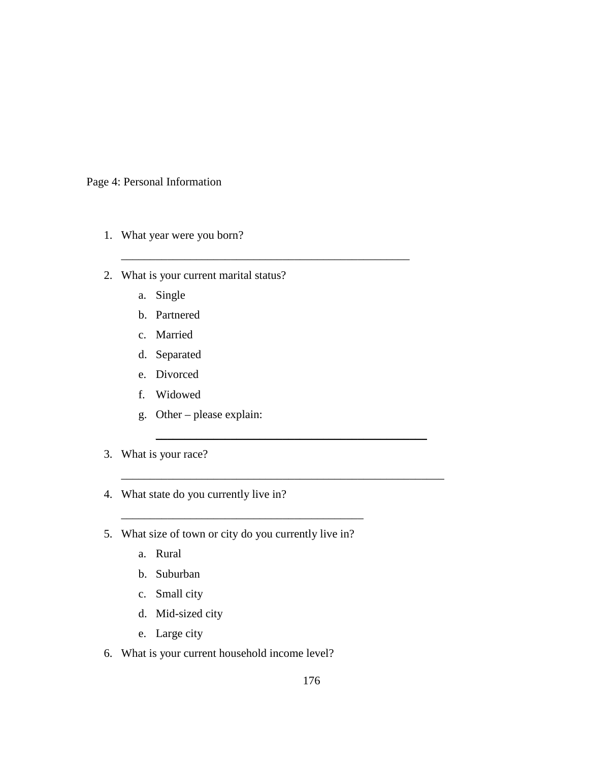Page 4: Personal Information

1. What year were you born?

   ___________________________________________________

2. What is your current marital status?
   a. Single
   b. Partnered
   c. Married
   d. Separated
   e. Divorced
   f. Widowed
   g. Other – please explain:

      ________________________________________________

3. What is your race?

   _________________________________________________________

4. What state do you currently live in?

   __________________________________________

5. What size of town or city do you currently live in?
   a. Rural
   b. Suburban
   c. Small city
   d. Mid-sized city
   e. Large city

6. What is your current household income level?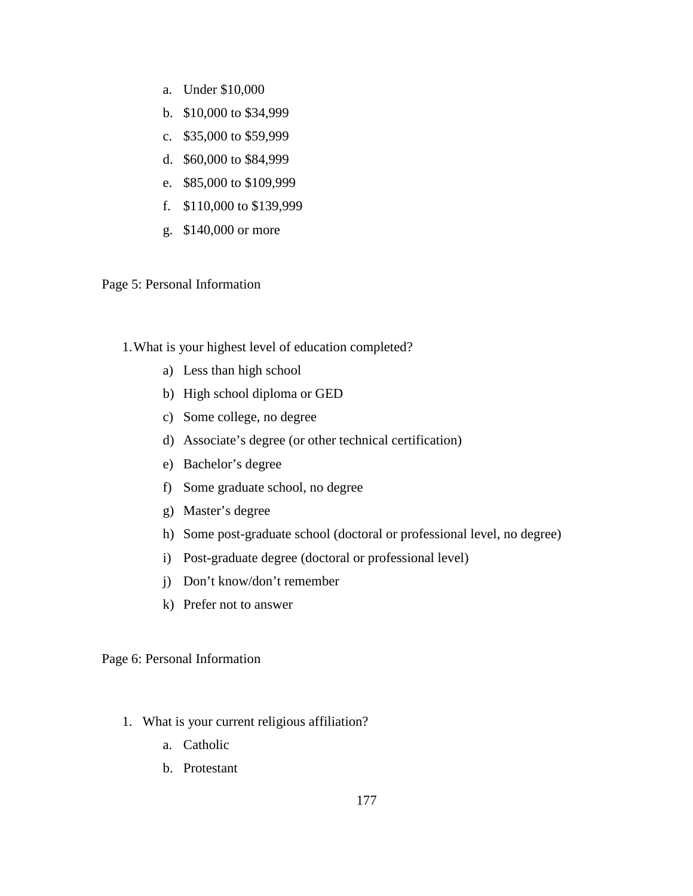a. Under $10,000
b. $10,000 to $34,999
c. $35,000 to $59,999
d. $60,000 to $84,999
e. $85,000 to $109,999
f. $110,000 to $139,999
g. $140,000 or more

Page 5: Personal Information

1. What is your highest level of education completed?
    a) Less than high school
    b) High school diploma or GED
    c) Some college, no degree
    d) Associate’s degree (or other technical certification)
    e) Bachelor’s degree
    f) Some graduate school, no degree
    g) Master’s degree
    h) Some post-graduate school (doctoral or professional level, no degree)
    i) Post-graduate degree (doctoral or professional level)
    j) Don’t know/don’t remember
    k) Prefer not to answer

Page 6: Personal Information

1. What is your current religious affiliation?
    a. Catholic
    b. Protestant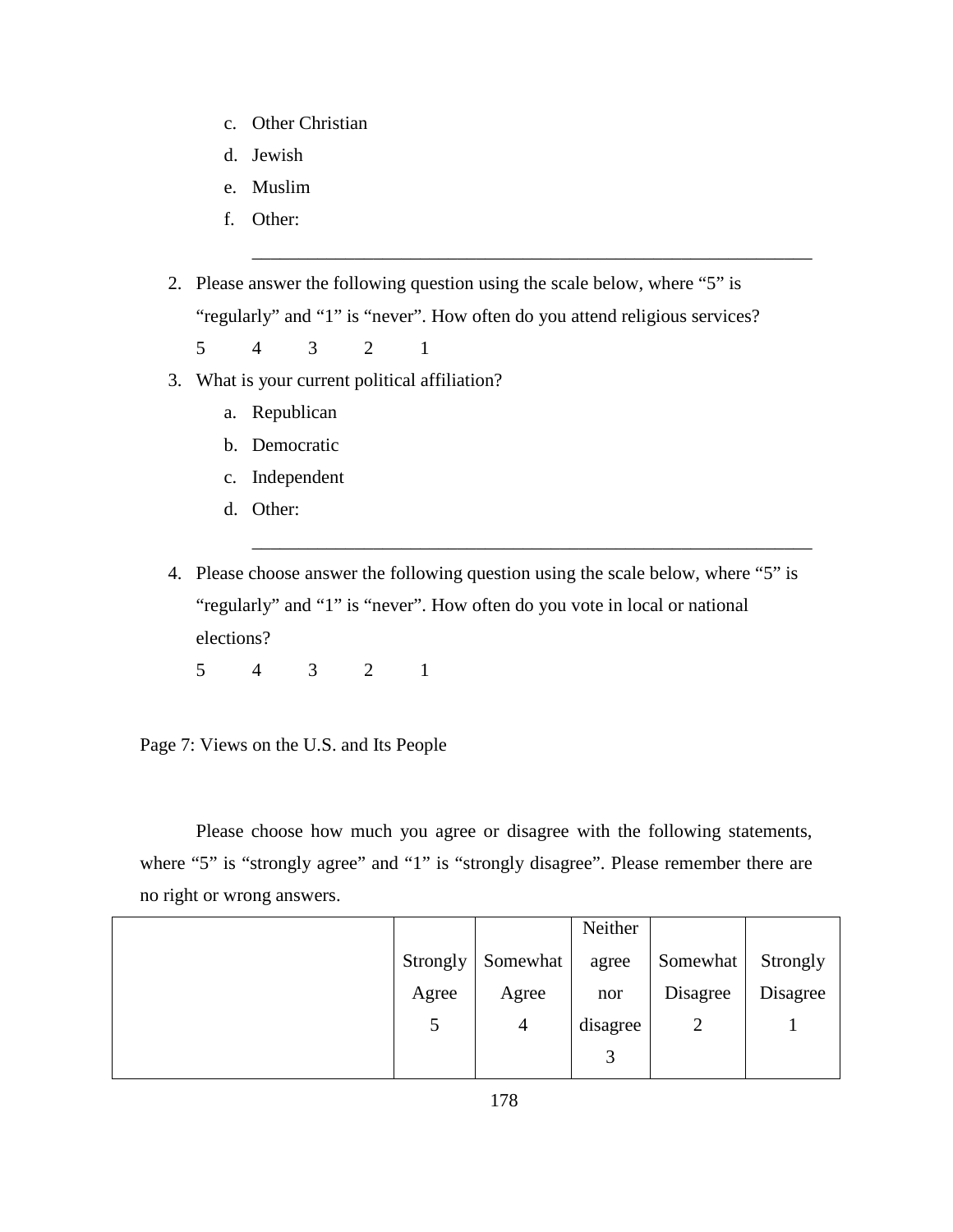c. Other Christian
   d. Jewish
   e. Muslim
   f. Other:

   ______________________________________________________________

2. Please answer the following question using the scale below, where "5" is "regularly" and "1" is "never". How often do you attend religious services?

   5 4 3 2 1

3. What is your current political affiliation?
   a. Republican
   b. Democratic
   c. Independent
   d. Other:

   ______________________________________________________________

4. Please choose answer the following question using the scale below, where "5" is "regularly" and "1" is "never". How often do you vote in local or national elections?

   5 4 3 2 1

Page 7: Views on the U.S. and Its People

Please choose how much you agree or disagree with the following statements, where "5" is "strongly agree" and "1" is "strongly disagree". Please remember there are no right or wrong answers.

| | Strongly Agree 5 | Somewhat Agree 4 | Neither agree nor disagree 3 | Somewhat Disagree 2 | Strongly Disagree 1 |
|---|---|---|---|---|---|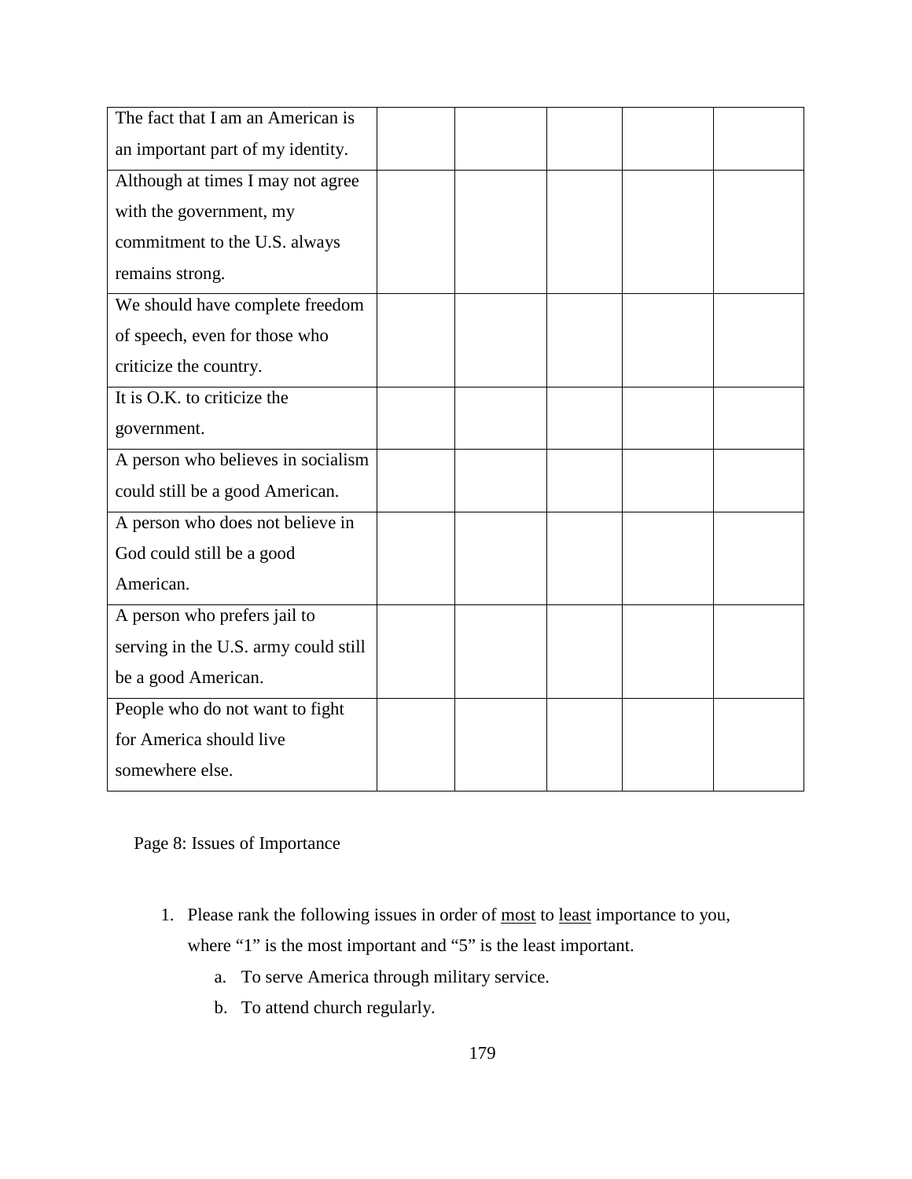| | | | | | |
|---|---|---|---|---|---|
| The fact that I am an American is an important part of my identity. | | | | | |
| Although at times I may not agree with the government, my commitment to the U.S. always remains strong. | | | | | |
| We should have complete freedom of speech, even for those who criticize the country. | | | | | |
| It is O.K. to criticize the government. | | | | | |
| A person who believes in socialism could still be a good American. | | | | | |
| A person who does not believe in God could still be a good American. | | | | | |
| A person who prefers jail to serving in the U.S. army could still be a good American. | | | | | |
| People who do not want to fight for America should live somewhere else. | | | | | |

Page 8: Issues of Importance

1. Please rank the following issues in order of <u>most</u> to <u>least</u> importance to you, where "1" is the most important and "5" is the least important.
    a. To serve America through military service.
    b. To attend church regularly.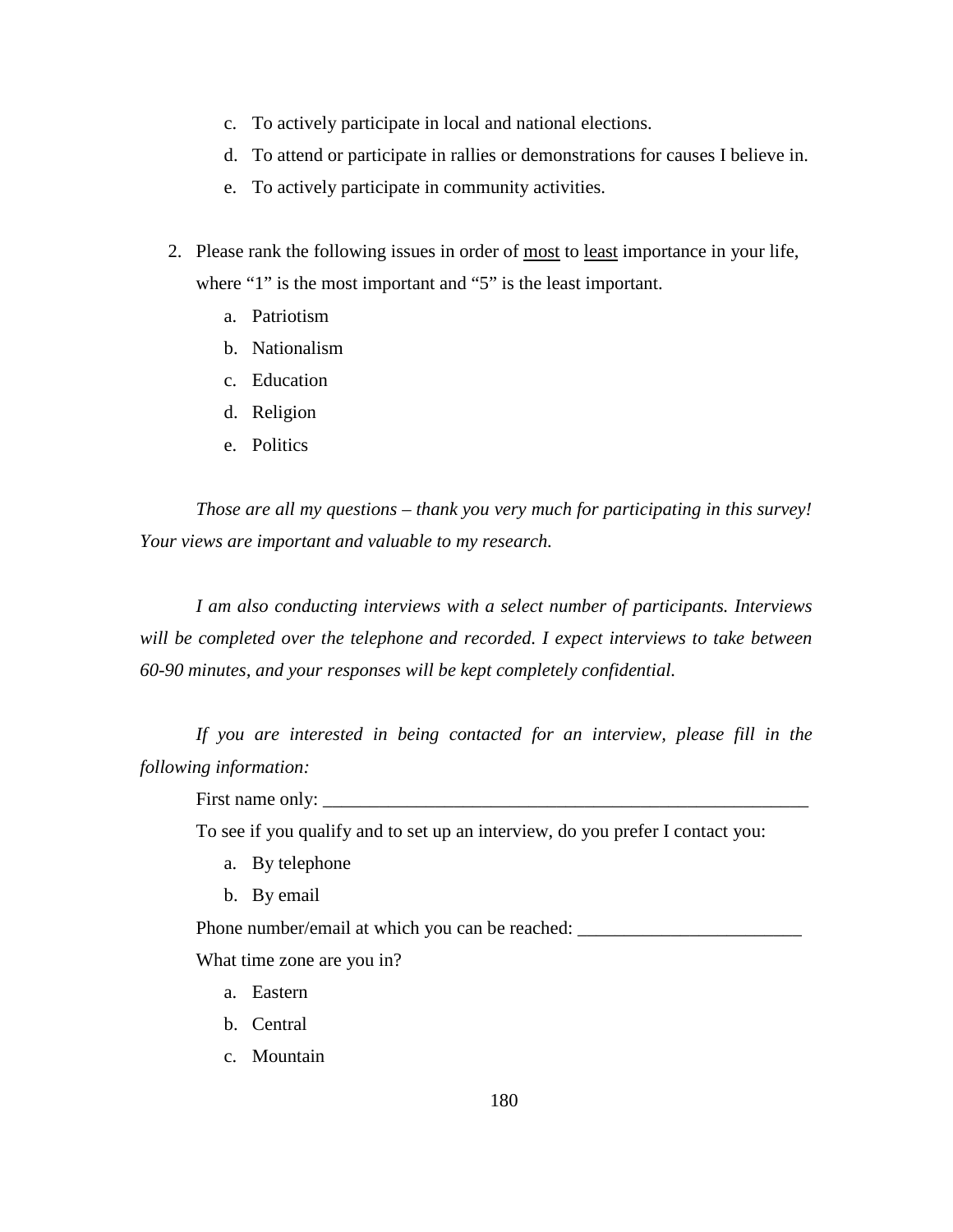c. To actively participate in local and national elections.
   d. To attend or participate in rallies or demonstrations for causes I believe in.
   e. To actively participate in community activities.

2. Please rank the following issues in order of <u>most</u> to <u>least</u> importance in your life, where "1" is the most important and "5" is the least important.
   a. Patriotism
   b. Nationalism
   c. Education
   d. Religion
   e. Politics

*Those are all my questions – thank you very much for participating in this survey! Your views are important and valuable to my research.*

*I am also conducting interviews with a select number of participants. Interviews will be completed over the telephone and recorded. I expect interviews to take between 60-90 minutes, and your responses will be kept completely confidential.*

*If you are interested in being contacted for an interview, please fill in the following information:*

First name only: ______________________________________________________

To see if you qualify and to set up an interview, do you prefer I contact you:

   a. By telephone
   b. By email

Phone number/email at which you can be reached: ________________________

What time zone are you in?

   a. Eastern
   b. Central
   c. Mountain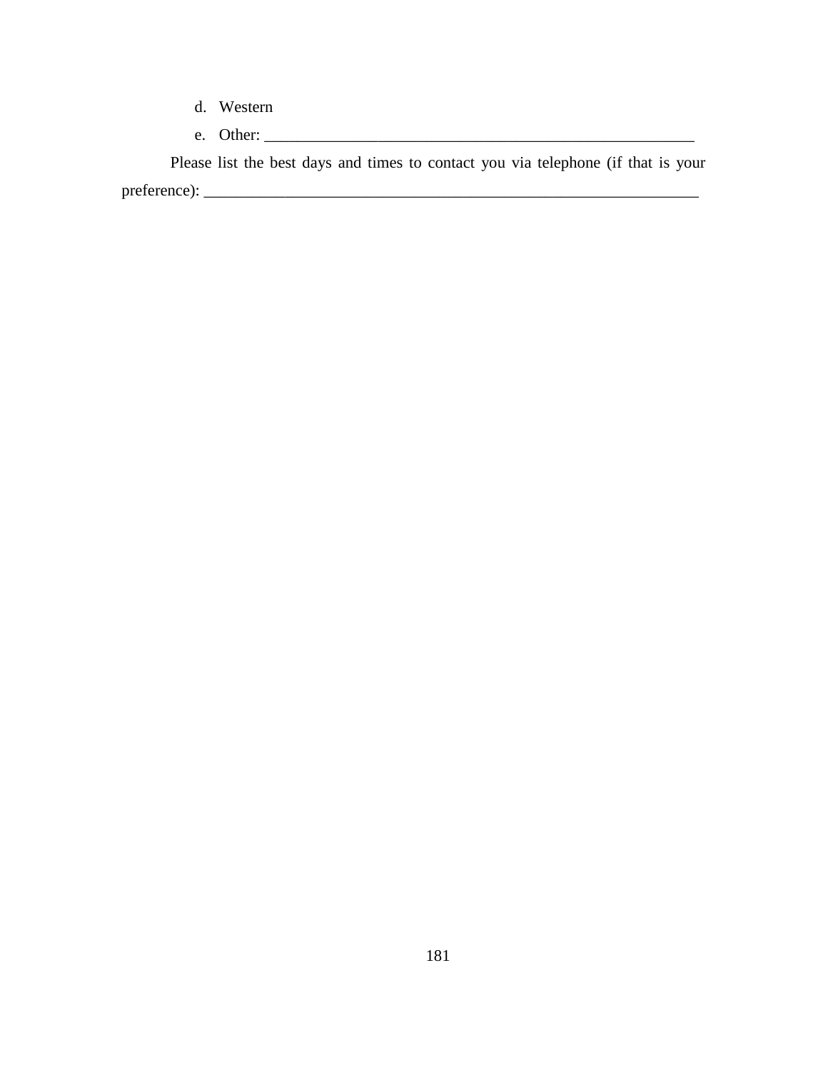d. Western
e. Other: ________________________________________________________

Please list the best days and times to contact you via telephone (if that is your preference): ________________________________________________________________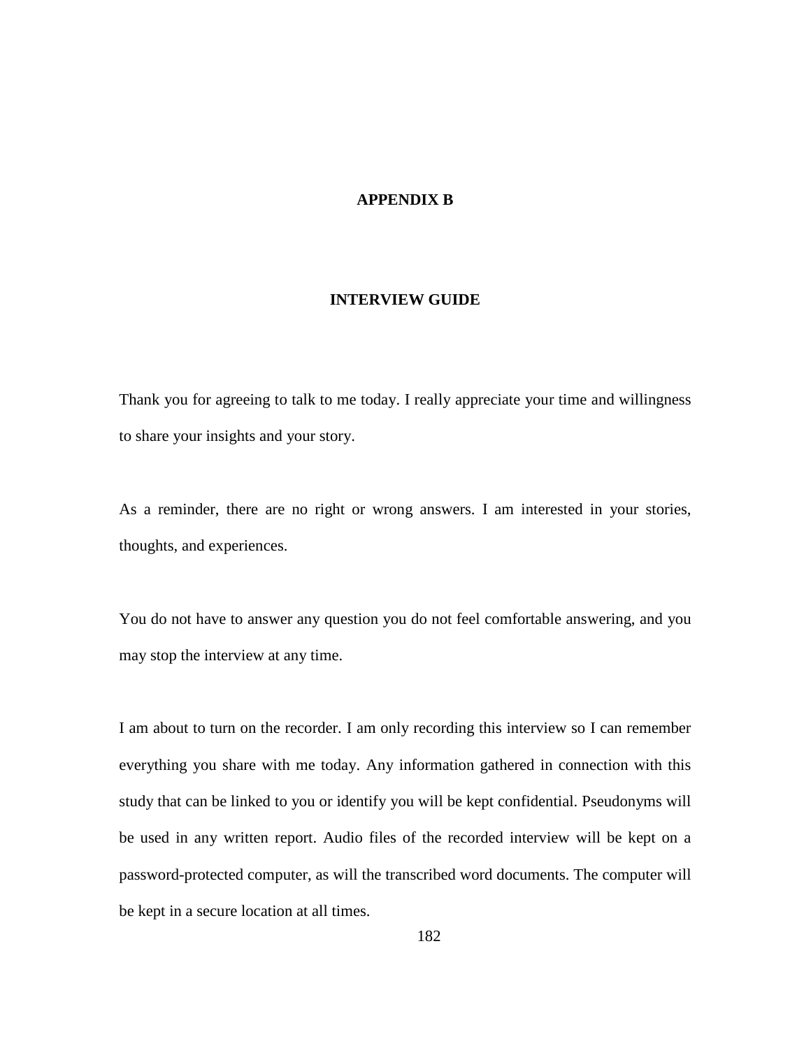# APPENDIX B

## INTERVIEW GUIDE

Thank you for agreeing to talk to me today. I really appreciate your time and willingness to share your insights and your story.

As a reminder, there are no right or wrong answers. I am interested in your stories, thoughts, and experiences.

You do not have to answer any question you do not feel comfortable answering, and you may stop the interview at any time.

I am about to turn on the recorder. I am only recording this interview so I can remember everything you share with me today. Any information gathered in connection with this study that can be linked to you or identify you will be kept confidential. Pseudonyms will be used in any written report. Audio files of the recorded interview will be kept on a password-protected computer, as will the transcribed word documents. The computer will be kept in a secure location at all times.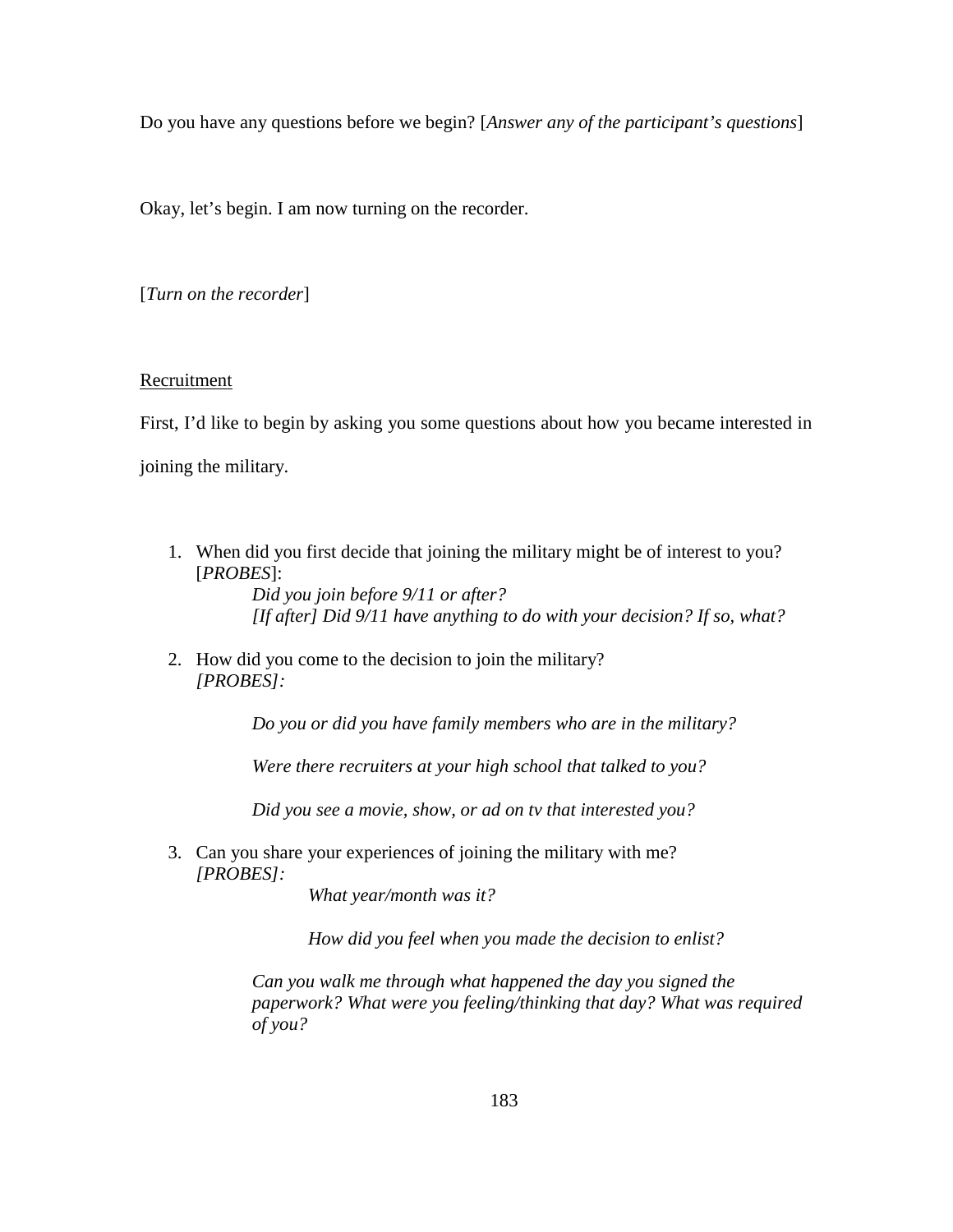Do you have any questions before we begin? [*Answer any of the participant's questions*]

Okay, let's begin. I am now turning on the recorder.

[*Turn on the recorder*]

<u>Recruitment</u>

First, I'd like to begin by asking you some questions about how you became interested in joining the military.

1. When did you first decide that joining the military might be of interest to you? [*PROBES*]:

    *Did you join before 9/11 or after?*

    *[If after] Did 9/11 have anything to do with your decision? If so, what?*

2. How did you come to the decision to join the military? *[PROBES]:*

    *Do you or did you have family members who are in the military?*

    *Were there recruiters at your high school that talked to you?*

    *Did you see a movie, show, or ad on tv that interested you?*

3. Can you share your experiences of joining the military with me? *[PROBES]:*

    *What year/month was it?*

    *How did you feel when you made the decision to enlist?*

    *Can you walk me through what happened the day you signed the paperwork? What were you feeling/thinking that day? What was required of you?*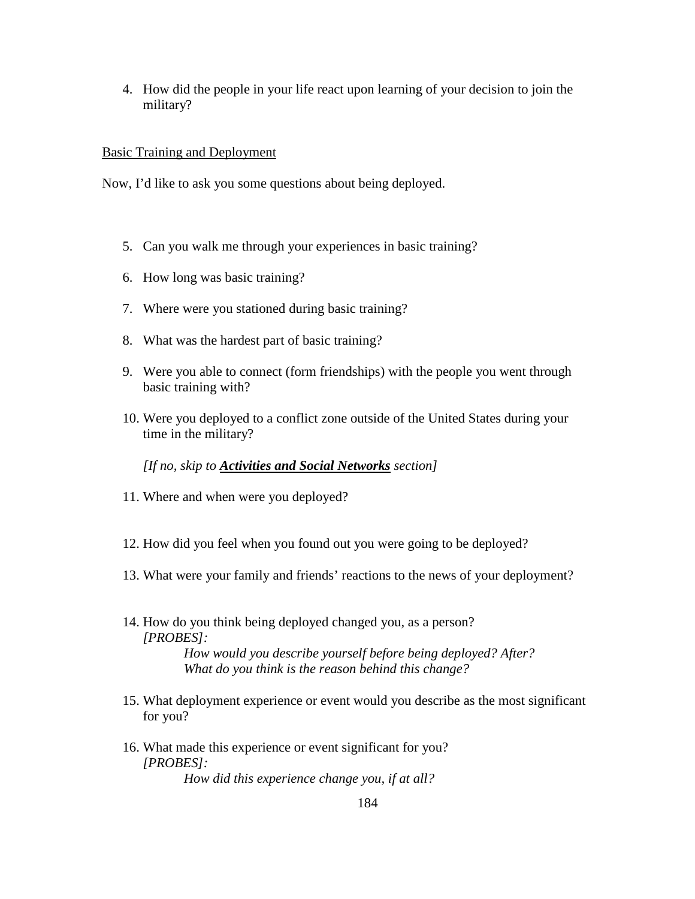4. How did the people in your life react upon learning of your decision to join the military?

Basic Training and Deployment

Now, I'd like to ask you some questions about being deployed.

5. Can you walk me through your experiences in basic training?
6. How long was basic training?
7. Where were you stationed during basic training?
8. What was the hardest part of basic training?
9. Were you able to connect (form friendships) with the people you went through basic training with?
10. Were you deployed to a conflict zone outside of the United States during your time in the military?

    *[If no, skip to* ***Activities and Social Networks*** *section]*

11. Where and when were you deployed?
12. How did you feel when you found out you were going to be deployed?
13. What were your family and friends' reactions to the news of your deployment?
14. How do you think being deployed changed you, as a person?
    *[PROBES]:*
    *How would you describe yourself before being deployed? After?*
    *What do you think is the reason behind this change?*
15. What deployment experience or event would you describe as the most significant for you?
16. What made this experience or event significant for you?
    *[PROBES]:*
    *How did this experience change you, if at all?*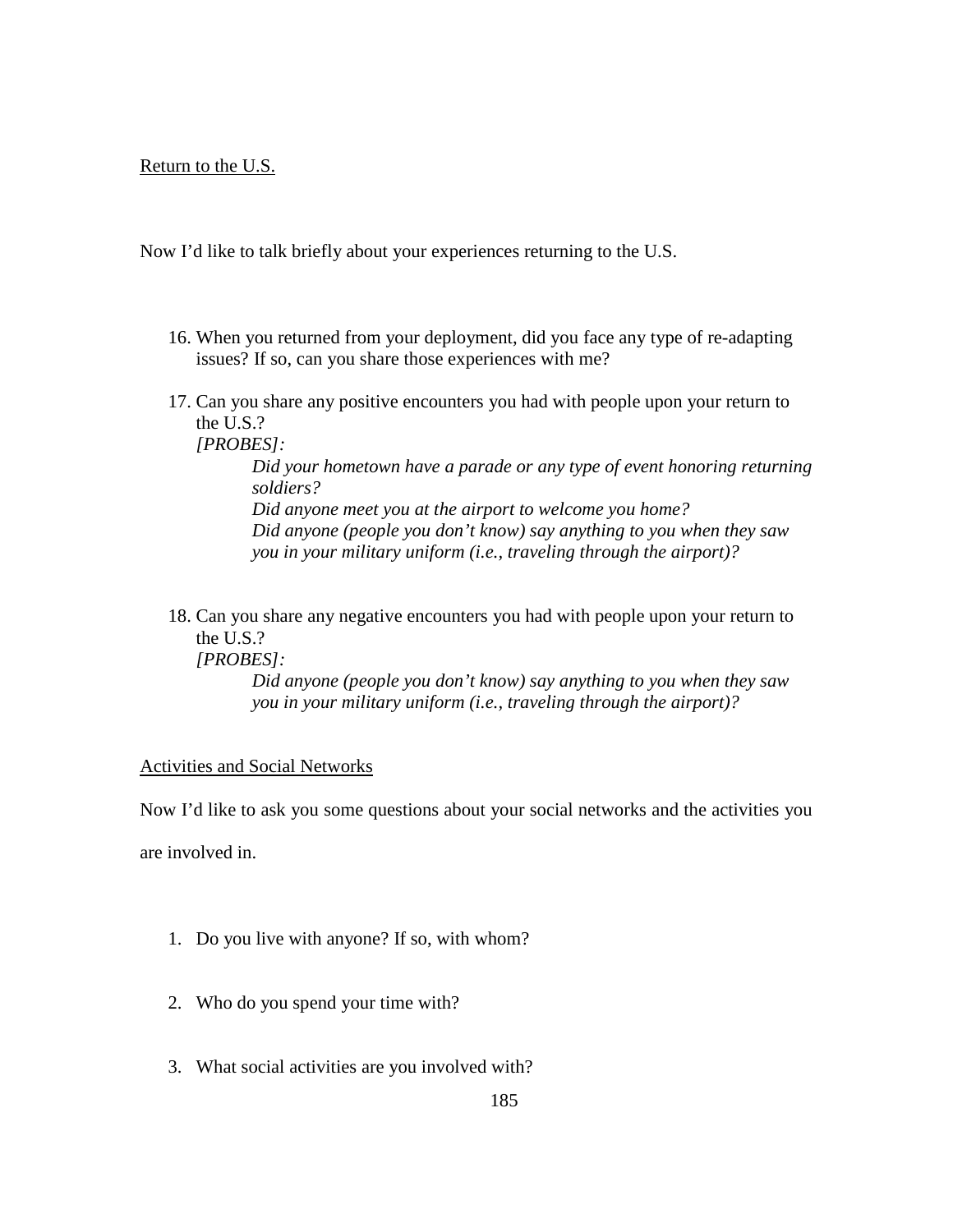<u>Return to the U.S.</u>

Now I'd like to talk briefly about your experiences returning to the U.S.

16. When you returned from your deployment, did you face any type of re-adapting issues? If so, can you share those experiences with me?

17. Can you share any positive encounters you had with people upon your return to the U.S.?
    *[PROBES]:*
    
    *Did your hometown have a parade or any type of event honoring returning soldiers?*
    *Did anyone meet you at the airport to welcome you home?*
    *Did anyone (people you don't know) say anything to you when they saw you in your military uniform (i.e., traveling through the airport)?*

18. Can you share any negative encounters you had with people upon your return to the U.S.?
    *[PROBES]:*
    
    *Did anyone (people you don't know) say anything to you when they saw you in your military uniform (i.e., traveling through the airport)?*

<u>Activities and Social Networks</u>

Now I'd like to ask you some questions about your social networks and the activities you are involved in.

1. Do you live with anyone? If so, with whom?

2. Who do you spend your time with?

3. What social activities are you involved with?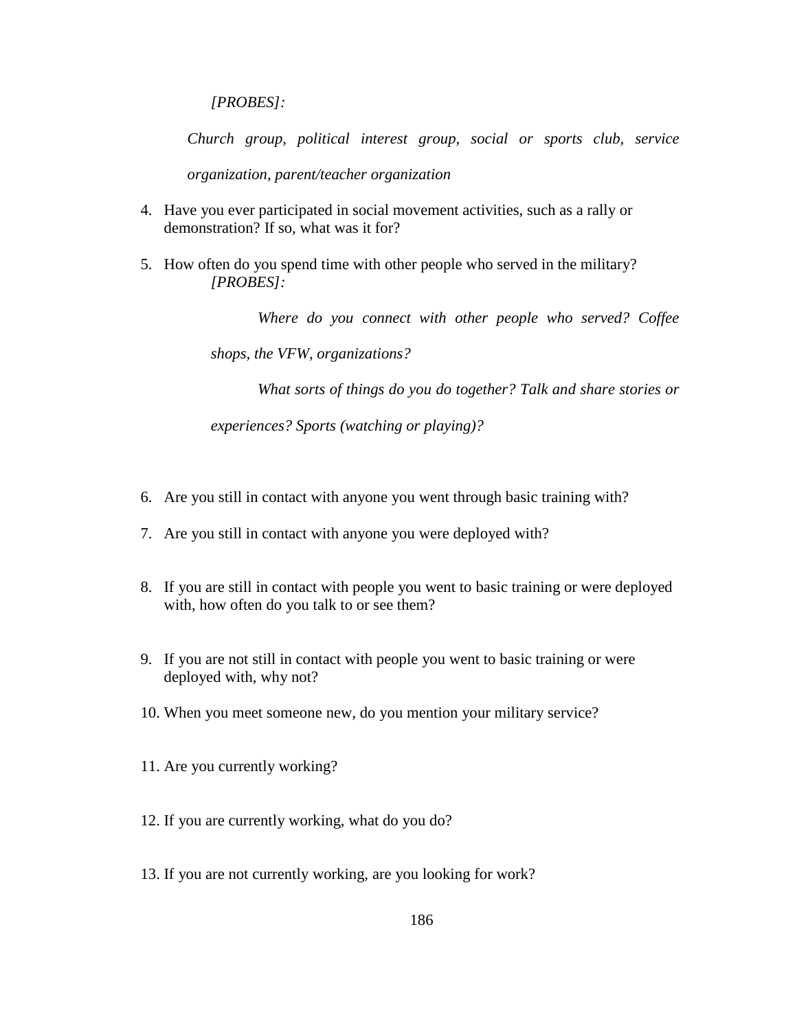*[PROBES]:*

*Church group, political interest group, social or sports club, service organization, parent/teacher organization*

4. Have you ever participated in social movement activities, such as a rally or demonstration? If so, what was it for?

5. How often do you spend time with other people who served in the military?
   *[PROBES]:*

   *Where do you connect with other people who served? Coffee shops, the VFW, organizations?*

   *What sorts of things do you do together? Talk and share stories or experiences? Sports (watching or playing)?*

6. Are you still in contact with anyone you went through basic training with?

7. Are you still in contact with anyone you were deployed with?

8. If you are still in contact with people you went to basic training or were deployed with, how often do you talk to or see them?

9. If you are not still in contact with people you went to basic training or were deployed with, why not?

10. When you meet someone new, do you mention your military service?

11. Are you currently working?

12. If you are currently working, what do you do?

13. If you are not currently working, are you looking for work?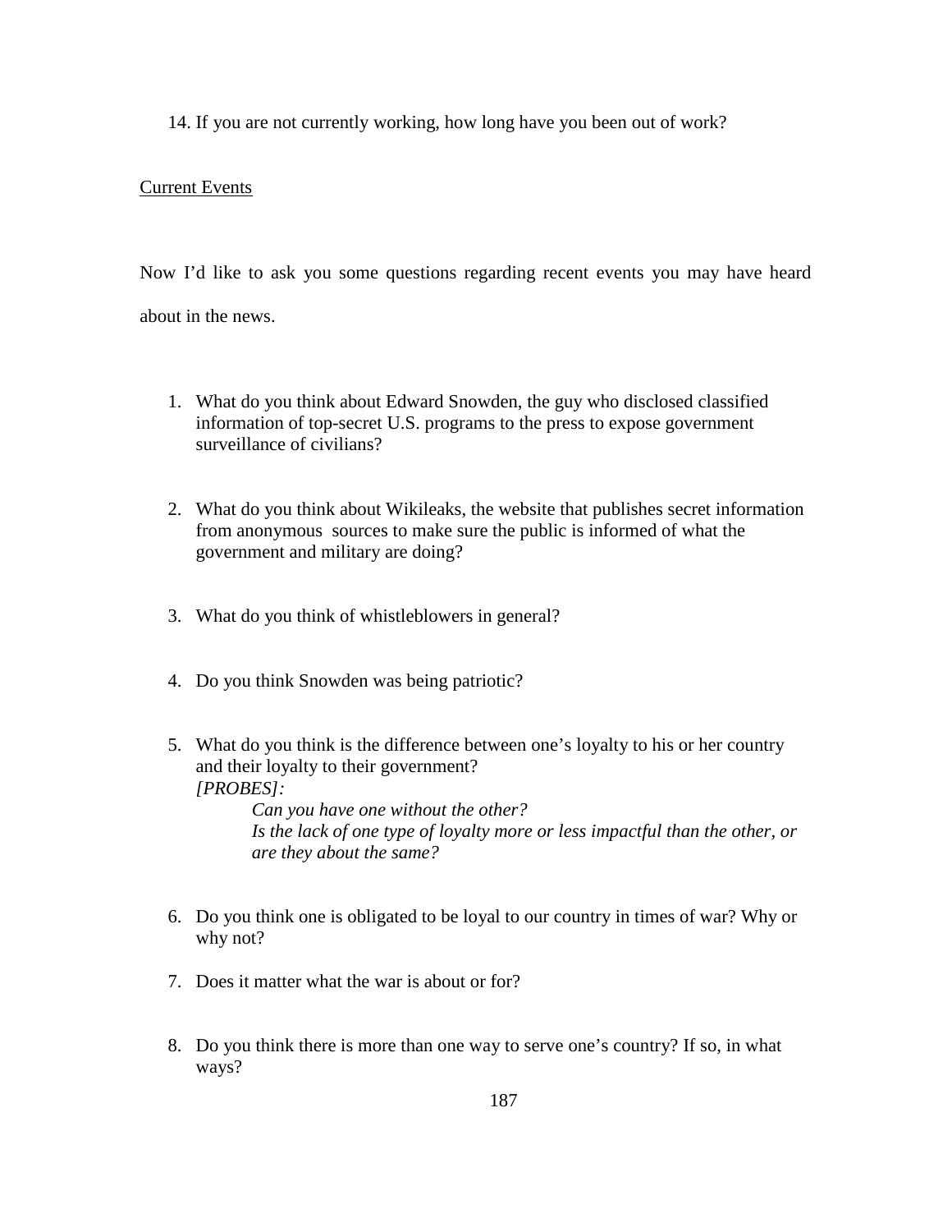14. If you are not currently working, how long have you been out of work?

Current Events

Now I'd like to ask you some questions regarding recent events you may have heard about in the news.

1. What do you think about Edward Snowden, the guy who disclosed classified information of top-secret U.S. programs to the press to expose government surveillance of civilians?

2. What do you think about Wikileaks, the website that publishes secret information from anonymous sources to make sure the public is informed of what the government and military are doing?

3. What do you think of whistleblowers in general?

4. Do you think Snowden was being patriotic?

5. What do you think is the difference between one's loyalty to his or her country and their loyalty to their government?
   *[PROBES]:*
   *Can you have one without the other?*
   *Is the lack of one type of loyalty more or less impactful than the other, or are they about the same?*

6. Do you think one is obligated to be loyal to our country in times of war? Why or why not?

7. Does it matter what the war is about or for?

8. Do you think there is more than one way to serve one's country? If so, in what ways?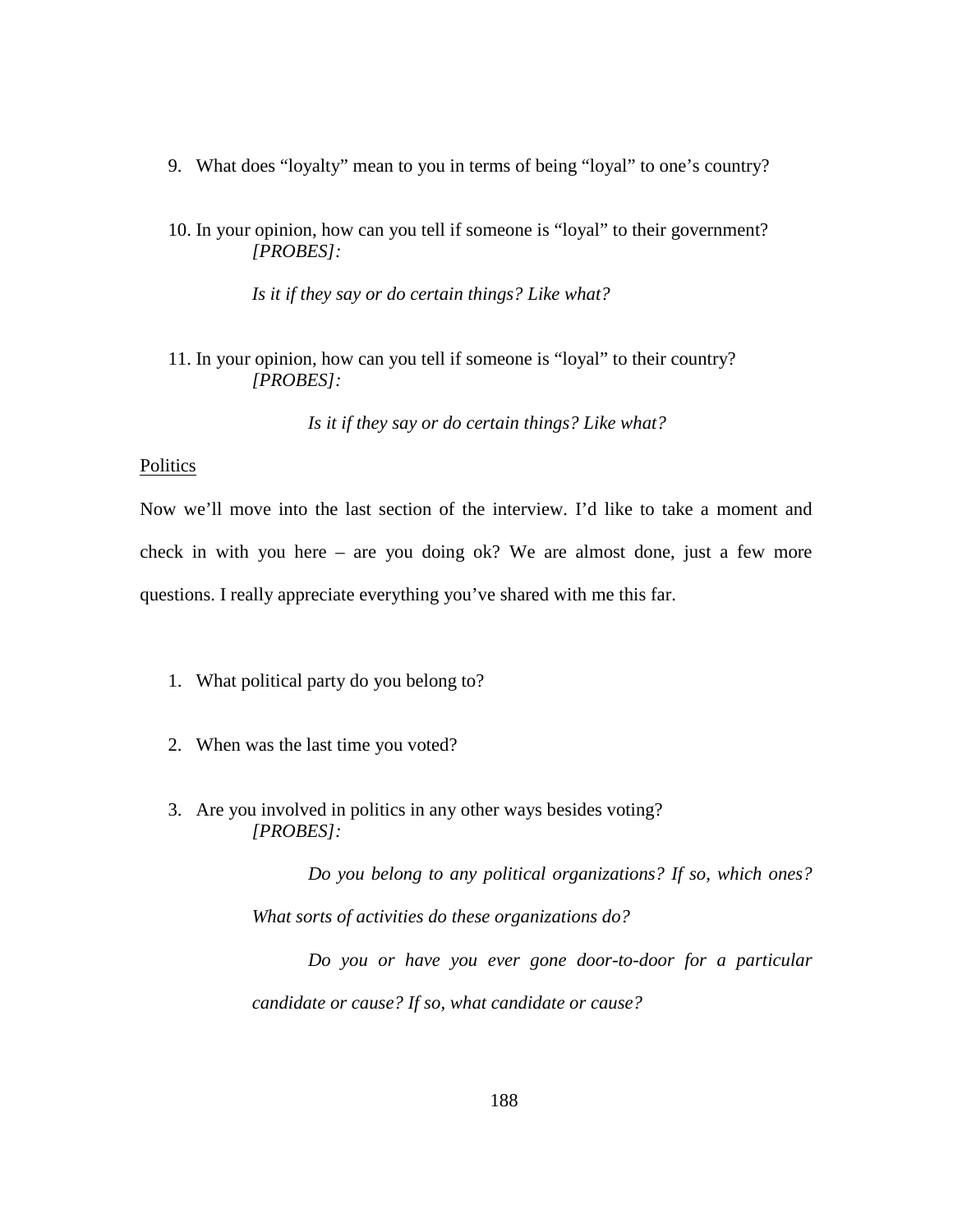9. What does "loyalty" mean to you in terms of being "loyal" to one's country?

10. In your opinion, how can you tell if someone is "loyal" to their government?
    *[PROBES]:*

    *Is it if they say or do certain things? Like what?*

11. In your opinion, how can you tell if someone is "loyal" to their country?
    *[PROBES]:*

    *Is it if they say or do certain things? Like what?*

<u>Politics</u>

Now we'll move into the last section of the interview. I'd like to take a moment and check in with you here – are you doing ok? We are almost done, just a few more questions. I really appreciate everything you've shared with me this far.

1. What political party do you belong to?

2. When was the last time you voted?

3. Are you involved in politics in any other ways besides voting?
    *[PROBES]:*

    *Do you belong to any political organizations? If so, which ones? What sorts of activities do these organizations do?*

    *Do you or have you ever gone door-to-door for a particular candidate or cause? If so, what candidate or cause?*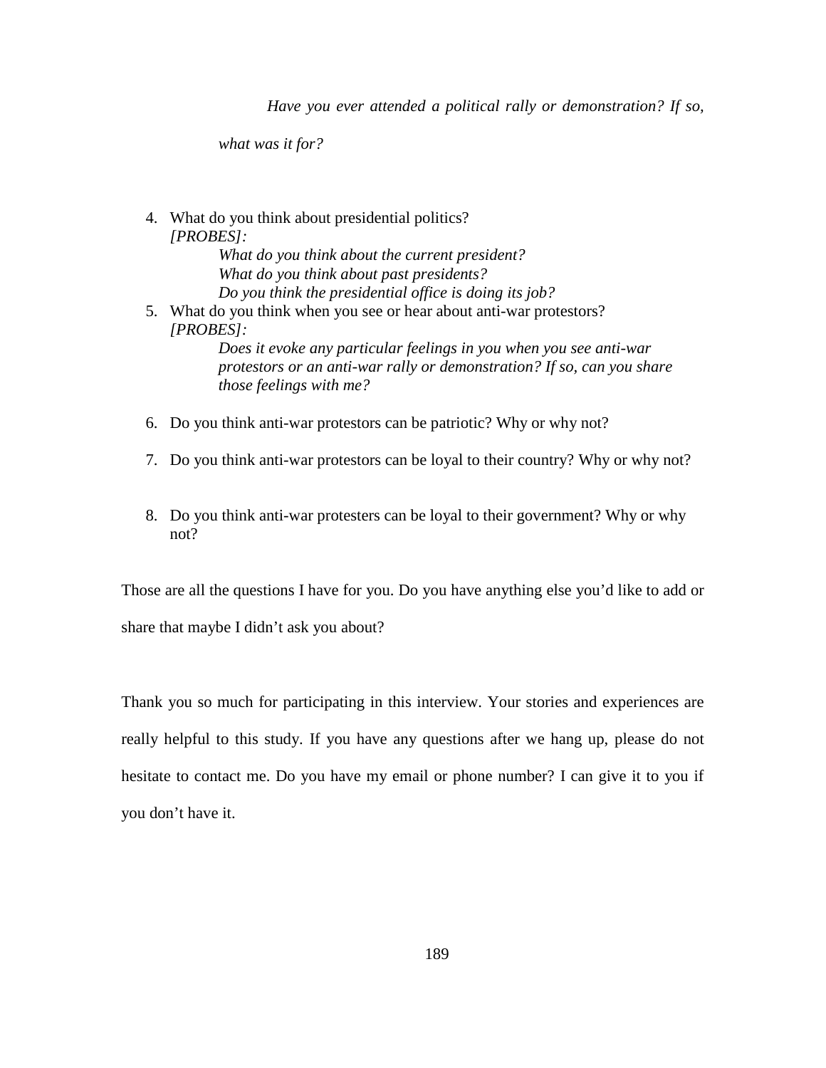*Have you ever attended a political rally or demonstration? If so, what was it for?*

4. What do you think about presidential politics?
   *[PROBES]:*
   - *What do you think about the current president?*
   - *What do you think about past presidents?*
   - *Do you think the presidential office is doing its job?*
5. What do you think when you see or hear about anti-war protestors?
   *[PROBES]:*
   - *Does it evoke any particular feelings in you when you see anti-war protestors or an anti-war rally or demonstration? If so, can you share those feelings with me?*
6. Do you think anti-war protestors can be patriotic? Why or why not?
7. Do you think anti-war protestors can be loyal to their country? Why or why not?
8. Do you think anti-war protesters can be loyal to their government? Why or why not?

Those are all the questions I have for you. Do you have anything else you'd like to add or share that maybe I didn't ask you about?

Thank you so much for participating in this interview. Your stories and experiences are really helpful to this study. If you have any questions after we hang up, please do not hesitate to contact me. Do you have my email or phone number? I can give it to you if you don't have it.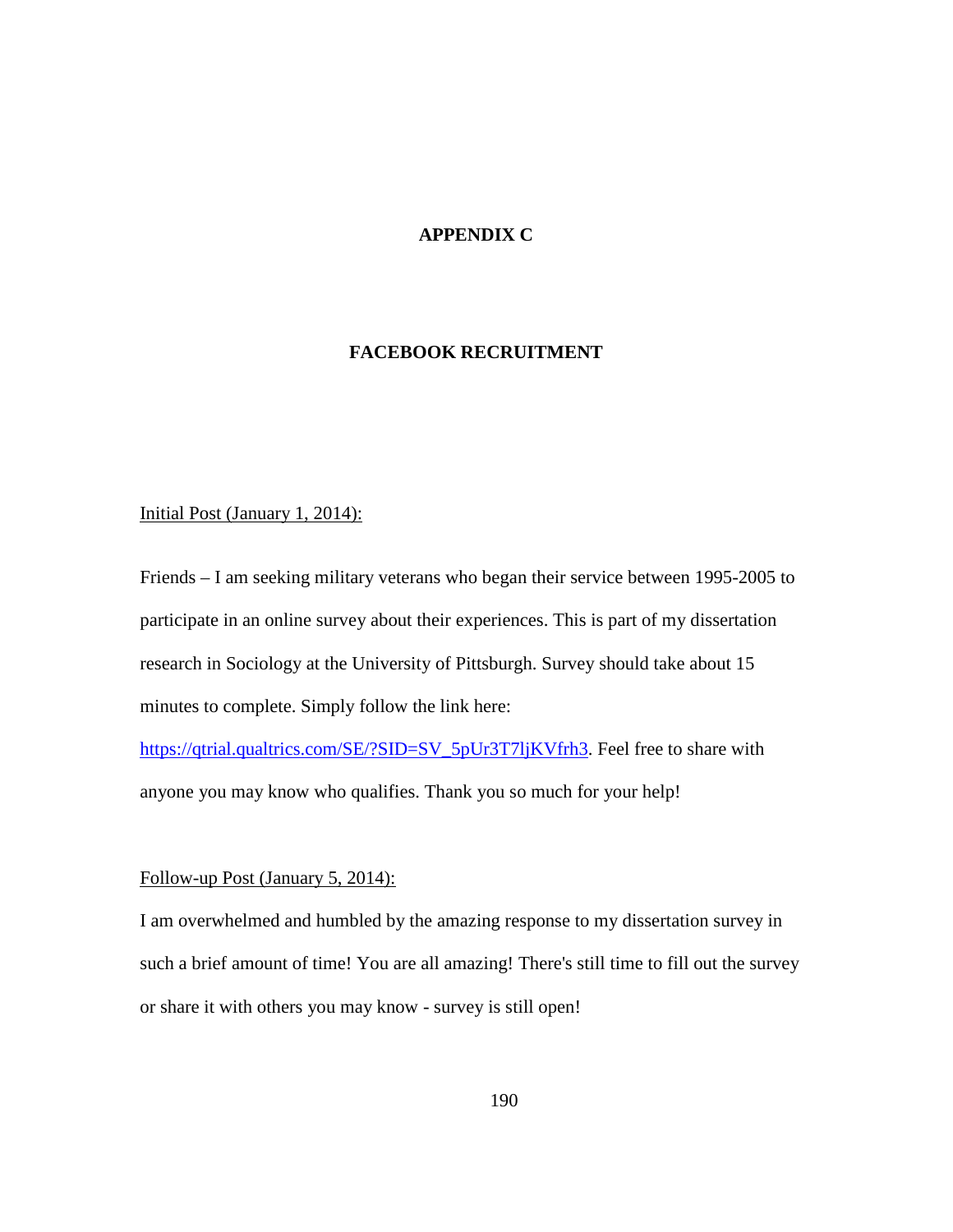# APPENDIX C

## FACEBOOK RECRUITMENT

Initial Post (January 1, 2014):

Friends – I am seeking military veterans who began their service between 1995-2005 to participate in an online survey about their experiences. This is part of my dissertation research in Sociology at the University of Pittsburgh. Survey should take about 15 minutes to complete. Simply follow the link here: https://qtrial.qualtrics.com/SE/?SID=SV_5pUr3T7ljKVfrh3. Feel free to share with anyone you may know who qualifies. Thank you so much for your help!

Follow-up Post (January 5, 2014):

I am overwhelmed and humbled by the amazing response to my dissertation survey in such a brief amount of time! You are all amazing! There's still time to fill out the survey or share it with others you may know - survey is still open!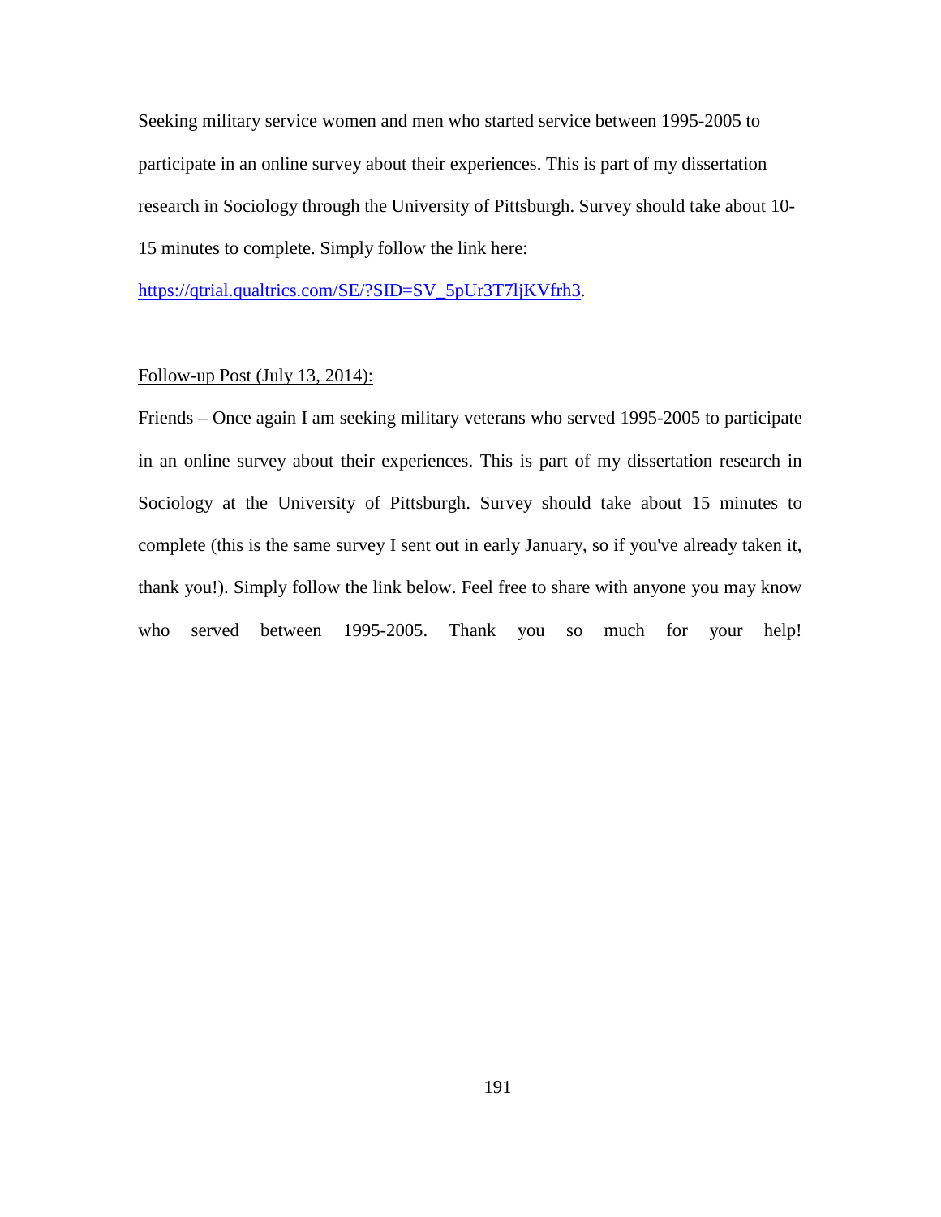Seeking military service women and men who started service between 1995-2005 to participate in an online survey about their experiences. This is part of my dissertation research in Sociology through the University of Pittsburgh. Survey should take about 10-15 minutes to complete. Simply follow the link here: [https://qtrial.qualtrics.com/SE/?SID=SV_5pUr3T7ljKVfrh3](https://qtrial.qualtrics.com/SE/?SID=SV_5pUr3T7ljKVfrh3).

<u>Follow-up Post (July 13, 2014):</u>

Friends – Once again I am seeking military veterans who served 1995-2005 to participate in an online survey about their experiences. This is part of my dissertation research in Sociology at the University of Pittsburgh. Survey should take about 15 minutes to complete (this is the same survey I sent out in early January, so if you've already taken it, thank you!). Simply follow the link below. Feel free to share with anyone you may know who served between 1995-2005. Thank you so much for your help!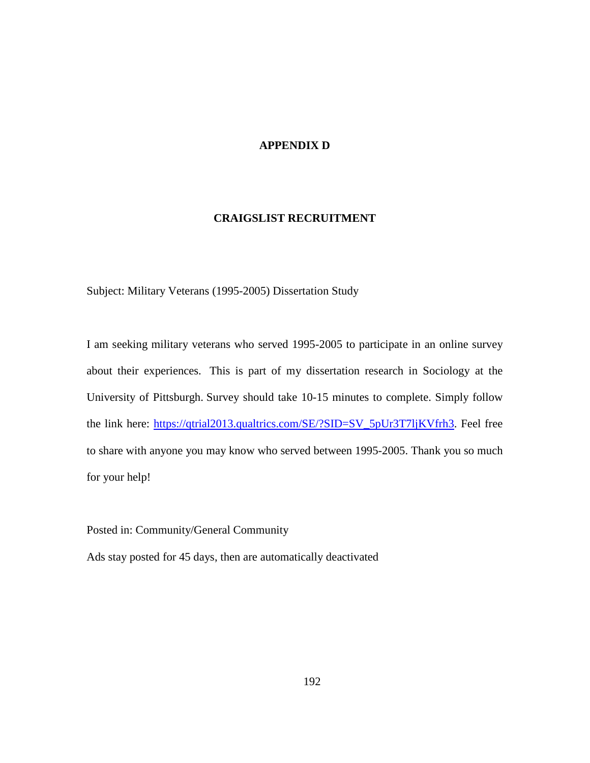# APPENDIX D

## CRAIGSLIST RECRUITMENT

Subject: Military Veterans (1995-2005) Dissertation Study

I am seeking military veterans who served 1995-2005 to participate in an online survey about their experiences. This is part of my dissertation research in Sociology at the University of Pittsburgh. Survey should take 10-15 minutes to complete. Simply follow the link here: https://qtrial2013.qualtrics.com/SE/?SID=SV_5pUr3T7ljKVfrh3. Feel free to share with anyone you may know who served between 1995-2005. Thank you so much for your help!

Posted in: Community/General Community

Ads stay posted for 45 days, then are automatically deactivated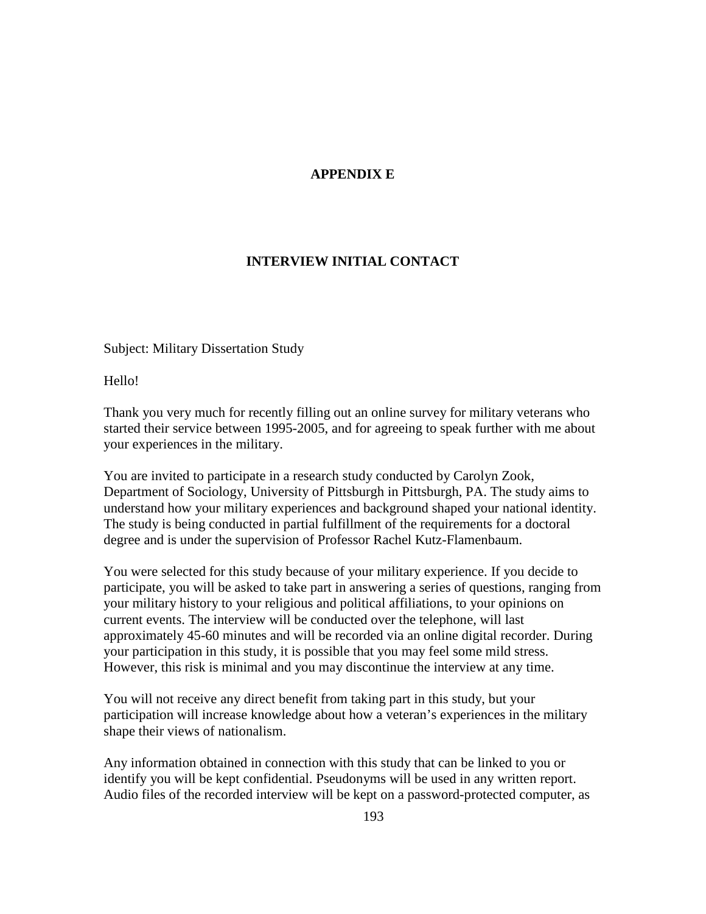# APPENDIX E

## INTERVIEW INITIAL CONTACT

Subject: Military Dissertation Study

Hello!

Thank you very much for recently filling out an online survey for military veterans who started their service between 1995-2005, and for agreeing to speak further with me about your experiences in the military.

You are invited to participate in a research study conducted by Carolyn Zook, Department of Sociology, University of Pittsburgh in Pittsburgh, PA. The study aims to understand how your military experiences and background shaped your national identity. The study is being conducted in partial fulfillment of the requirements for a doctoral degree and is under the supervision of Professor Rachel Kutz-Flamenbaum.

You were selected for this study because of your military experience. If you decide to participate, you will be asked to take part in answering a series of questions, ranging from your military history to your religious and political affiliations, to your opinions on current events. The interview will be conducted over the telephone, will last approximately 45-60 minutes and will be recorded via an online digital recorder. During your participation in this study, it is possible that you may feel some mild stress. However, this risk is minimal and you may discontinue the interview at any time.

You will not receive any direct benefit from taking part in this study, but your participation will increase knowledge about how a veteran's experiences in the military shape their views of nationalism.

Any information obtained in connection with this study that can be linked to you or identify you will be kept confidential. Pseudonyms will be used in any written report. Audio files of the recorded interview will be kept on a password-protected computer, as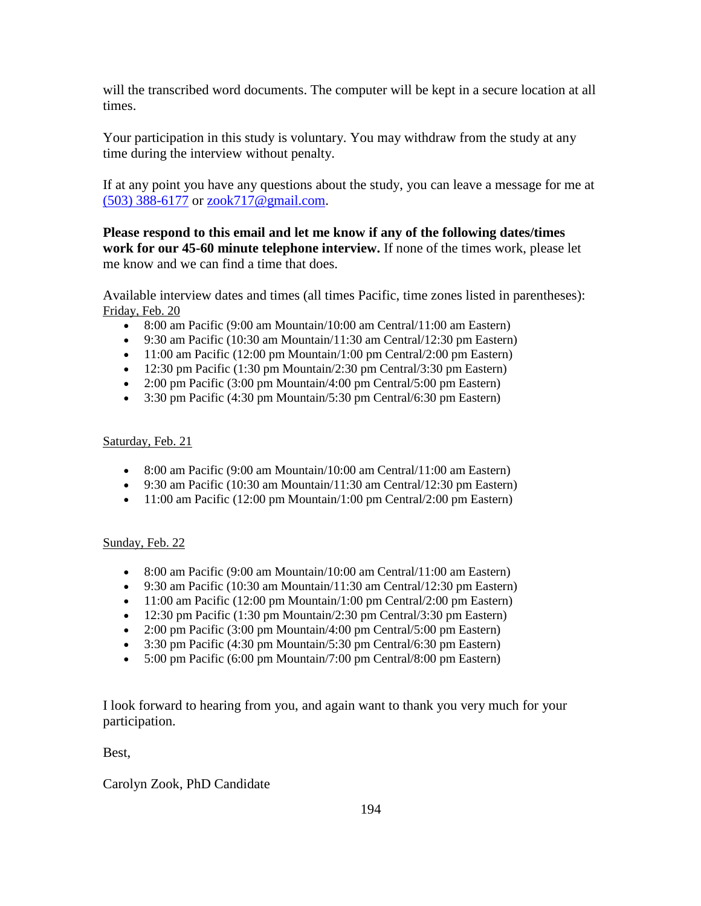will the transcribed word documents. The computer will be kept in a secure location at all times.

Your participation in this study is voluntary. You may withdraw from the study at any time during the interview without penalty.

If at any point you have any questions about the study, you can leave a message for me at (503) 388-6177 or zook717@gmail.com.

**Please respond to this email and let me know if any of the following dates/times work for our 45-60 minute telephone interview.** If none of the times work, please let me know and we can find a time that does.

Available interview dates and times (all times Pacific, time zones listed in parentheses):

Friday, Feb. 20

- 8:00 am Pacific (9:00 am Mountain/10:00 am Central/11:00 am Eastern)
- 9:30 am Pacific (10:30 am Mountain/11:30 am Central/12:30 pm Eastern)
- 11:00 am Pacific (12:00 pm Mountain/1:00 pm Central/2:00 pm Eastern)
- 12:30 pm Pacific (1:30 pm Mountain/2:30 pm Central/3:30 pm Eastern)
- 2:00 pm Pacific (3:00 pm Mountain/4:00 pm Central/5:00 pm Eastern)
- 3:30 pm Pacific (4:30 pm Mountain/5:30 pm Central/6:30 pm Eastern)

Saturday, Feb. 21

- 8:00 am Pacific (9:00 am Mountain/10:00 am Central/11:00 am Eastern)
- 9:30 am Pacific (10:30 am Mountain/11:30 am Central/12:30 pm Eastern)
- 11:00 am Pacific (12:00 pm Mountain/1:00 pm Central/2:00 pm Eastern)

Sunday, Feb. 22

- 8:00 am Pacific (9:00 am Mountain/10:00 am Central/11:00 am Eastern)
- 9:30 am Pacific (10:30 am Mountain/11:30 am Central/12:30 pm Eastern)
- 11:00 am Pacific (12:00 pm Mountain/1:00 pm Central/2:00 pm Eastern)
- 12:30 pm Pacific (1:30 pm Mountain/2:30 pm Central/3:30 pm Eastern)
- 2:00 pm Pacific (3:00 pm Mountain/4:00 pm Central/5:00 pm Eastern)
- 3:30 pm Pacific (4:30 pm Mountain/5:30 pm Central/6:30 pm Eastern)
- 5:00 pm Pacific (6:00 pm Mountain/7:00 pm Central/8:00 pm Eastern)

I look forward to hearing from you, and again want to thank you very much for your participation.

Best,

Carolyn Zook, PhD Candidate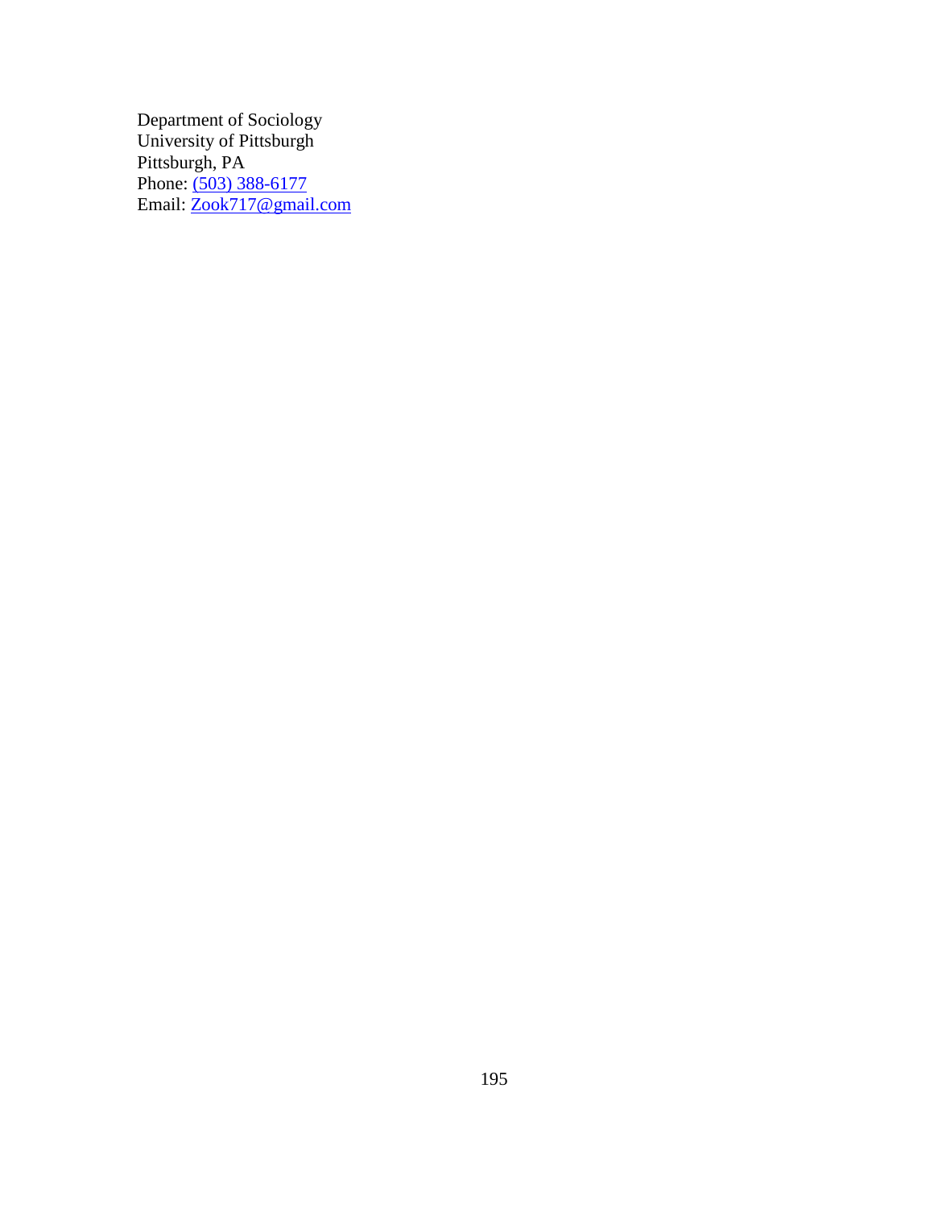Department of Sociology
University of Pittsburgh
Pittsburgh, PA
Phone: (503) 388-6177
Email: Zook717@gmail.com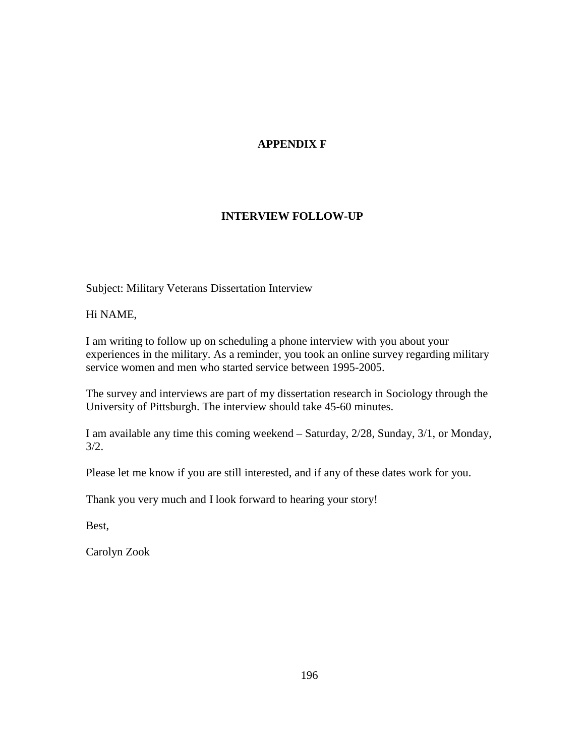# APPENDIX F

## INTERVIEW FOLLOW-UP

Subject: Military Veterans Dissertation Interview

Hi NAME,

I am writing to follow up on scheduling a phone interview with you about your experiences in the military. As a reminder, you took an online survey regarding military service women and men who started service between 1995-2005.

The survey and interviews are part of my dissertation research in Sociology through the University of Pittsburgh. The interview should take 45-60 minutes.

I am available any time this coming weekend – Saturday, 2/28, Sunday, 3/1, or Monday, 3/2.

Please let me know if you are still interested, and if any of these dates work for you.

Thank you very much and I look forward to hearing your story!

Best,

Carolyn Zook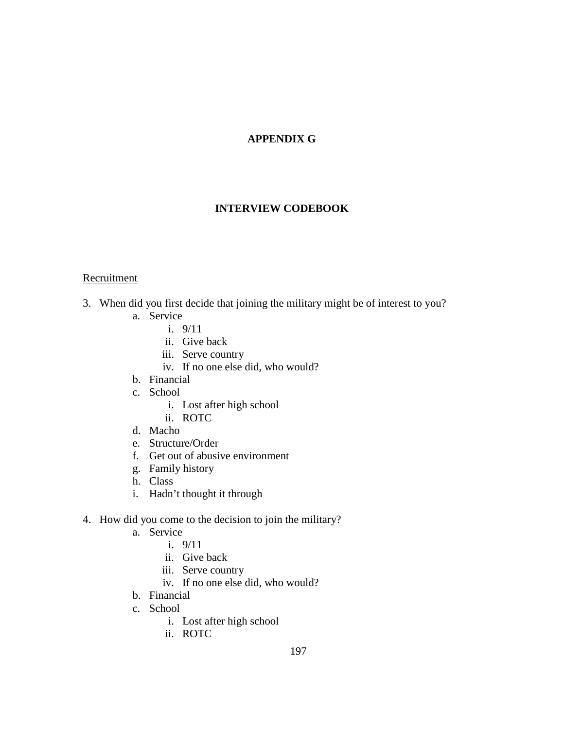# APPENDIX G

## INTERVIEW CODEBOOK

<u>Recruitment</u>

3. When did you first decide that joining the military might be of interest to you?
    a. Service
        i. 9/11
        ii. Give back
        iii. Serve country
        iv. If no one else did, who would?
    b. Financial
    c. School
        i. Lost after high school
        ii. ROTC
    d. Macho
    e. Structure/Order
    f. Get out of abusive environment
    g. Family history
    h. Class
    i. Hadn't thought it through

4. How did you come to the decision to join the military?
    a. Service
        i. 9/11
        ii. Give back
        iii. Serve country
        iv. If no one else did, who would?
    b. Financial
    c. School
        i. Lost after high school
        ii. ROTC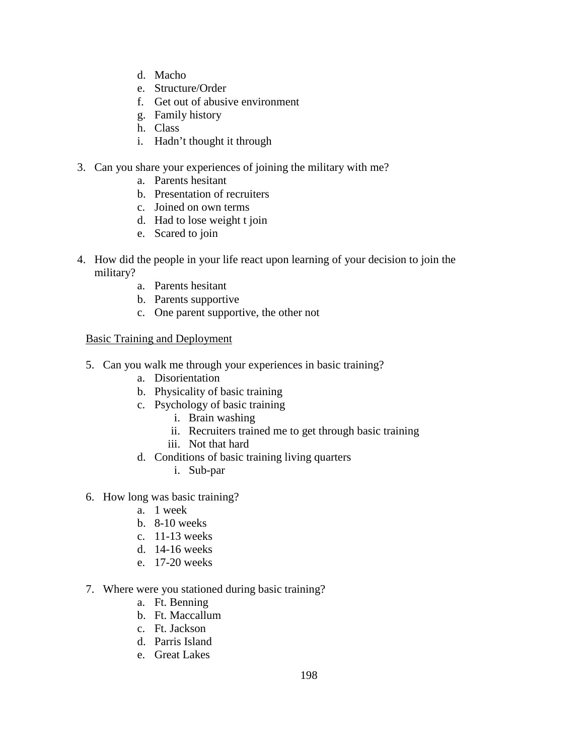d. Macho
   e. Structure/Order
   f. Get out of abusive environment
   g. Family history
   h. Class
   i. Hadn't thought it through

3. Can you share your experiences of joining the military with me?
   a. Parents hesitant
   b. Presentation of recruiters
   c. Joined on own terms
   d. Had to lose weight t join
   e. Scared to join

4. How did the people in your life react upon learning of your decision to join the military?
   a. Parents hesitant
   b. Parents supportive
   c. One parent supportive, the other not

<u>Basic Training and Deployment</u>

5. Can you walk me through your experiences in basic training?
   a. Disorientation
   b. Physicality of basic training
   c. Psychology of basic training
      i. Brain washing
      ii. Recruiters trained me to get through basic training
      iii. Not that hard
   d. Conditions of basic training living quarters
      i. Sub-par

6. How long was basic training?
   a. 1 week
   b. 8-10 weeks
   c. 11-13 weeks
   d. 14-16 weeks
   e. 17-20 weeks

7. Where were you stationed during basic training?
   a. Ft. Benning
   b. Ft. Maccallum
   c. Ft. Jackson
   d. Parris Island
   e. Great Lakes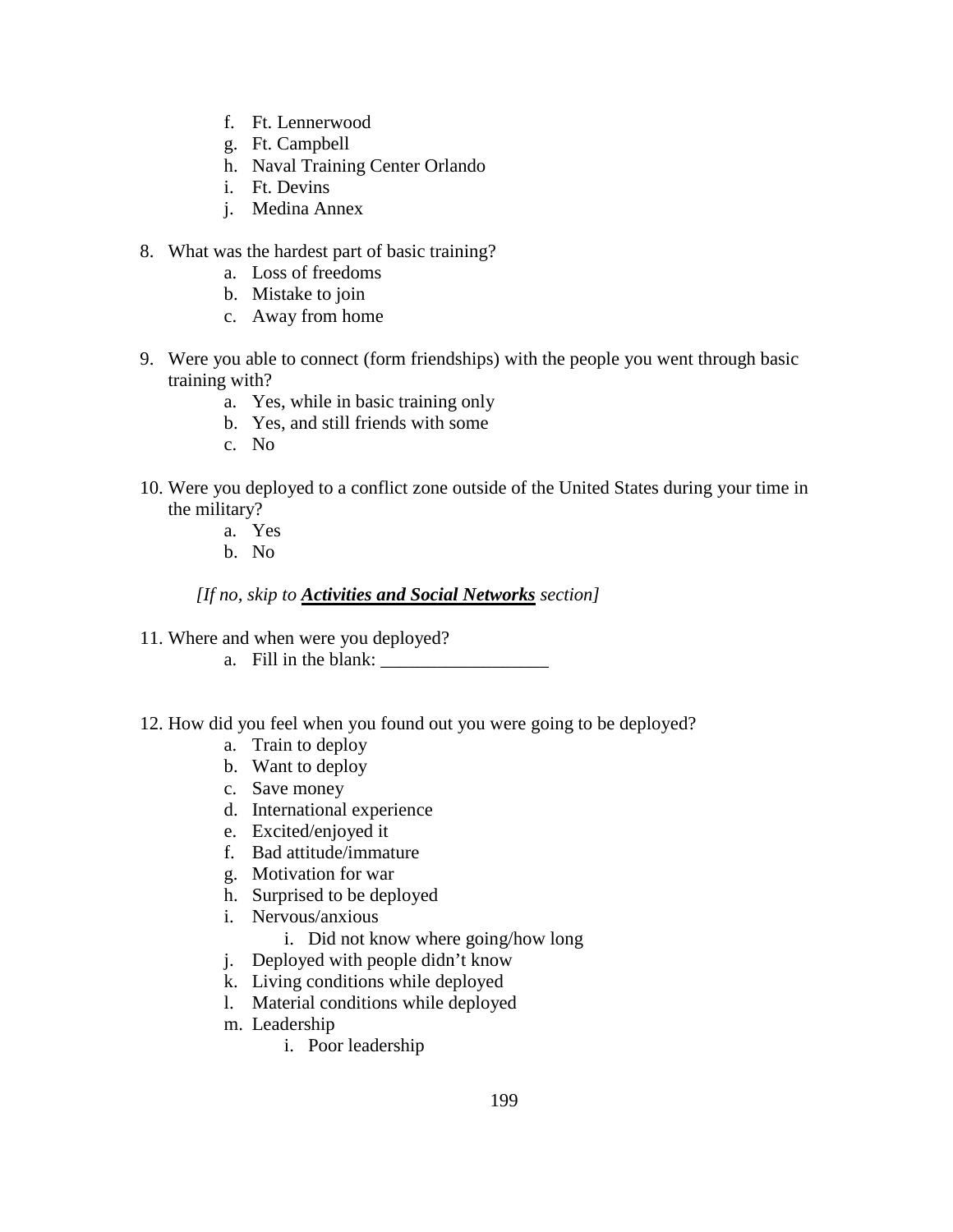f. Ft. Lennerwood
   g. Ft. Campbell
   h. Naval Training Center Orlando
   i. Ft. Devins
   j. Medina Annex

8. What was the hardest part of basic training?
   a. Loss of freedoms
   b. Mistake to join
   c. Away from home

9. Were you able to connect (form friendships) with the people you went through basic training with?
   a. Yes, while in basic training only
   b. Yes, and still friends with some
   c. No

10. Were you deployed to a conflict zone outside of the United States during your time in the military?
    a. Yes
    b. No

*[If no, skip to* ***<u>Activities and Social Networks</u>*** *section]*

11. Where and when were you deployed?
    a. Fill in the blank: __________________

12. How did you feel when you found out you were going to be deployed?
    a. Train to deploy
    b. Want to deploy
    c. Save money
    d. International experience
    e. Excited/enjoyed it
    f. Bad attitude/immature
    g. Motivation for war
    h. Surprised to be deployed
    i. Nervous/anxious
       i. Did not know where going/how long
    j. Deployed with people didn't know
    k. Living conditions while deployed
    l. Material conditions while deployed
    m. Leadership
       i. Poor leadership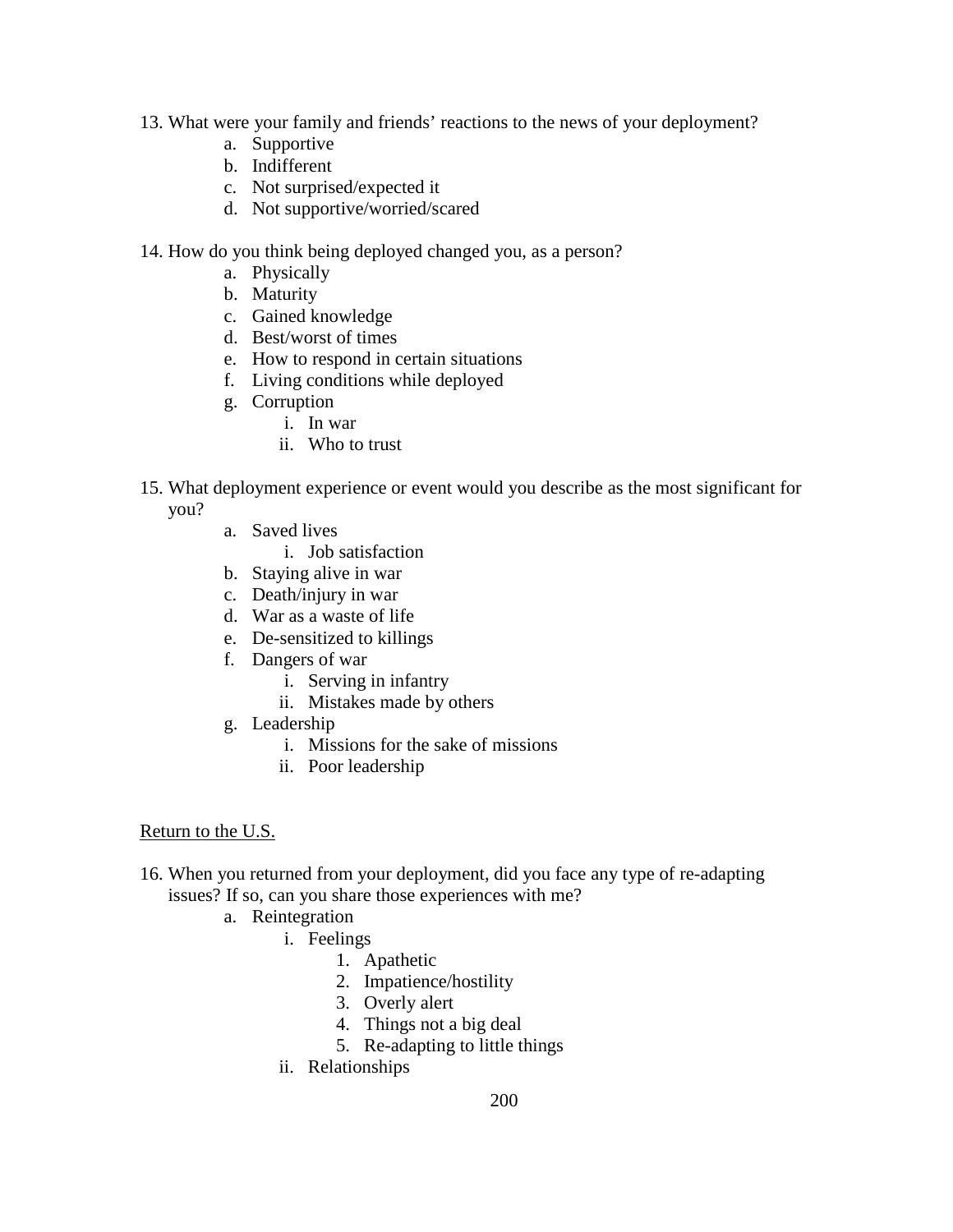13. What were your family and friends' reactions to the news of your deployment?
    a. Supportive
    b. Indifferent
    c. Not surprised/expected it
    d. Not supportive/worried/scared

14. How do you think being deployed changed you, as a person?
    a. Physically
    b. Maturity
    c. Gained knowledge
    d. Best/worst of times
    e. How to respond in certain situations
    f. Living conditions while deployed
    g. Corruption
        i. In war
        ii. Who to trust

15. What deployment experience or event would you describe as the most significant for you?
    a. Saved lives
        i. Job satisfaction
    b. Staying alive in war
    c. Death/injury in war
    d. War as a waste of life
    e. De-sensitized to killings
    f. Dangers of war
        i. Serving in infantry
        ii. Mistakes made by others
    g. Leadership
        i. Missions for the sake of missions
        ii. Poor leadership

<u>Return to the U.S.</u>

16. When you returned from your deployment, did you face any type of re-adapting issues? If so, can you share those experiences with me?
    a. Reintegration
        i. Feelings
            1. Apathetic
            2. Impatience/hostility
            3. Overly alert
            4. Things not a big deal
            5. Re-adapting to little things
        ii. Relationships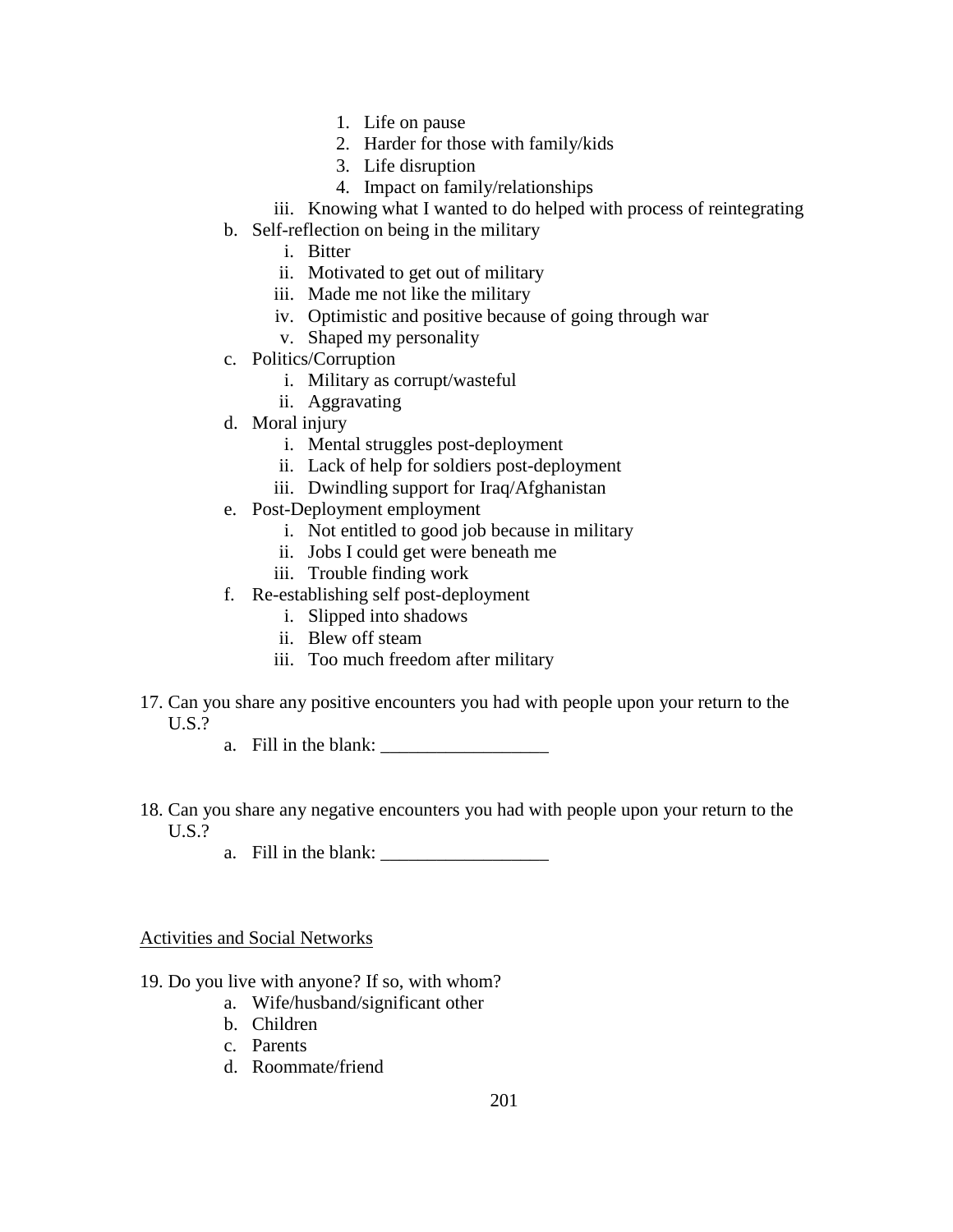1. Life on pause
            2. Harder for those with family/kids
            3. Life disruption
            4. Impact on family/relationships
        iii. Knowing what I wanted to do helped with process of reintegrating
    b. Self-reflection on being in the military
        i. Bitter
        ii. Motivated to get out of military
        iii. Made me not like the military
        iv. Optimistic and positive because of going through war
        v. Shaped my personality
    c. Politics/Corruption
        i. Military as corrupt/wasteful
        ii. Aggravating
    d. Moral injury
        i. Mental struggles post-deployment
        ii. Lack of help for soldiers post-deployment
        iii. Dwindling support for Iraq/Afghanistan
    e. Post-Deployment employment
        i. Not entitled to good job because in military
        ii. Jobs I could get were beneath me
        iii. Trouble finding work
    f. Re-establishing self post-deployment
        i. Slipped into shadows
        ii. Blew off steam
        iii. Too much freedom after military

17. Can you share any positive encounters you had with people upon your return to the U.S.?
    a. Fill in the blank: __________________

18. Can you share any negative encounters you had with people upon your return to the U.S.?
    a. Fill in the blank: __________________

<u>Activities and Social Networks</u>

19. Do you live with anyone? If so, with whom?
    a. Wife/husband/significant other
    b. Children
    c. Parents
    d. Roommate/friend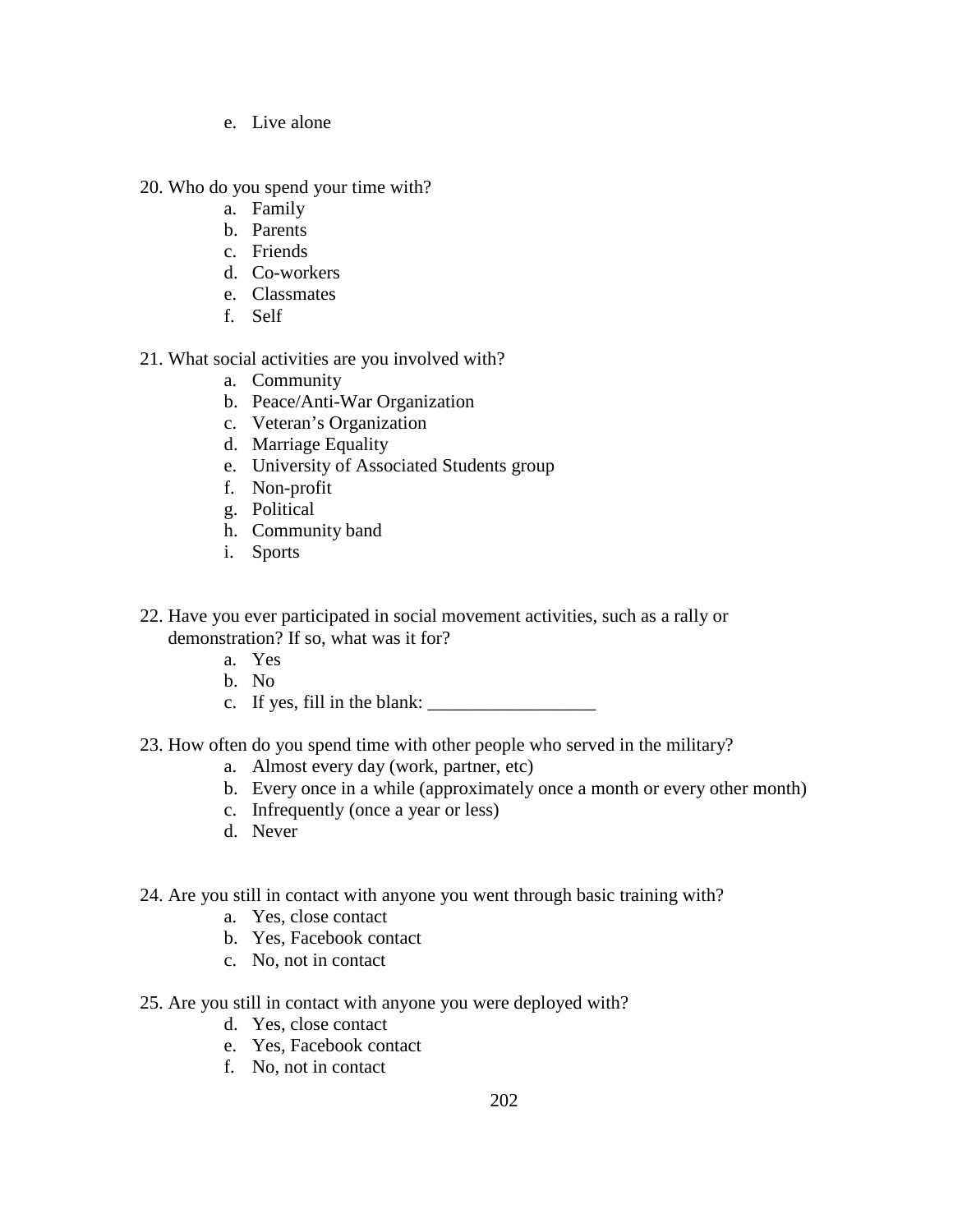e. Live alone

20. Who do you spend your time with?
    a. Family
    b. Parents
    c. Friends
    d. Co-workers
    e. Classmates
    f. Self

21. What social activities are you involved with?
    a. Community
    b. Peace/Anti-War Organization
    c. Veteran's Organization
    d. Marriage Equality
    e. University of Associated Students group
    f. Non-profit
    g. Political
    h. Community band
    i. Sports

22. Have you ever participated in social movement activities, such as a rally or demonstration? If so, what was it for?
    a. Yes
    b. No
    c. If yes, fill in the blank: __________________

23. How often do you spend time with other people who served in the military?
    a. Almost every day (work, partner, etc)
    b. Every once in a while (approximately once a month or every other month)
    c. Infrequently (once a year or less)
    d. Never

24. Are you still in contact with anyone you went through basic training with?
    a. Yes, close contact
    b. Yes, Facebook contact
    c. No, not in contact

25. Are you still in contact with anyone you were deployed with?
    d. Yes, close contact
    e. Yes, Facebook contact
    f. No, not in contact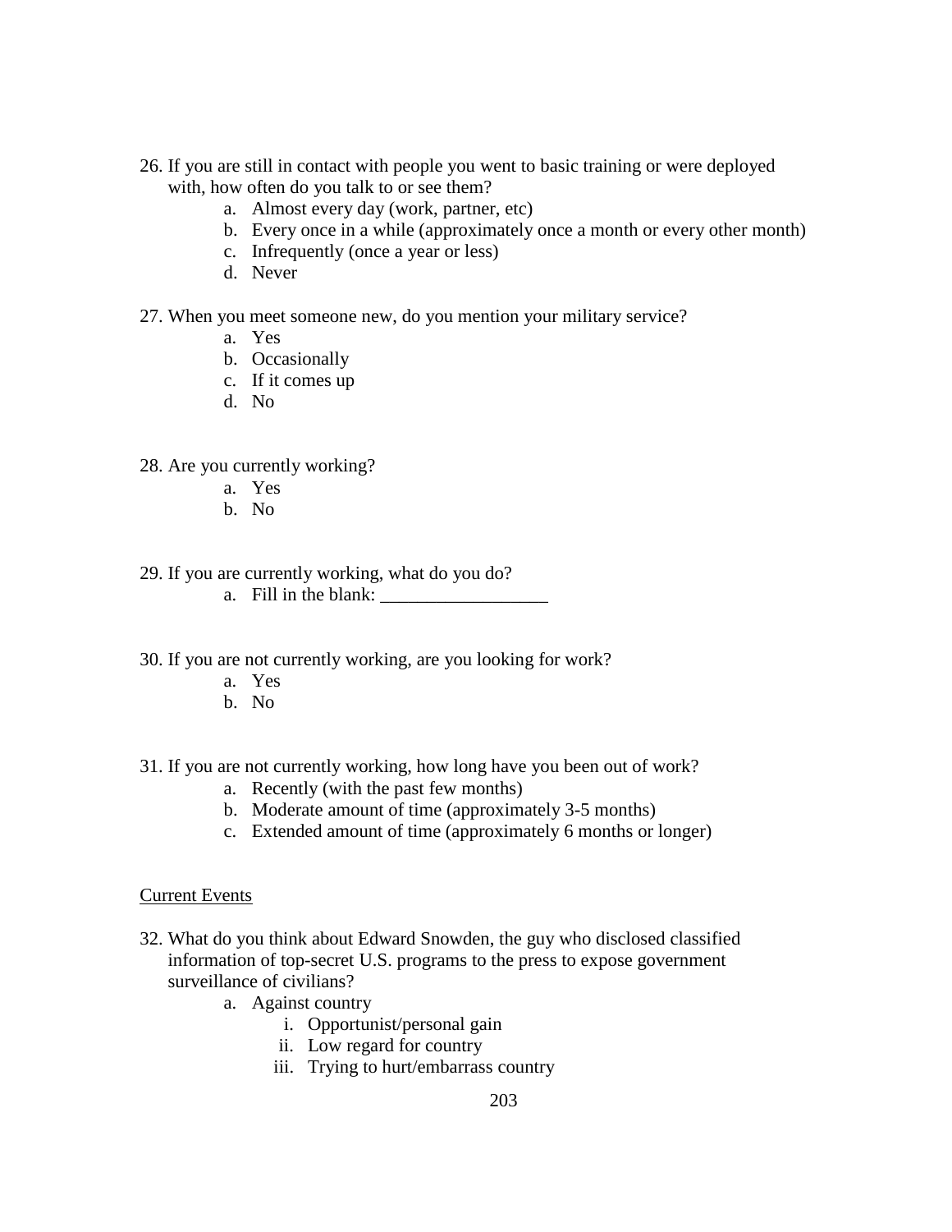26. If you are still in contact with people you went to basic training or were deployed with, how often do you talk to or see them?
    a. Almost every day (work, partner, etc)
    b. Every once in a while (approximately once a month or every other month)
    c. Infrequently (once a year or less)
    d. Never

27. When you meet someone new, do you mention your military service?
    a. Yes
    b. Occasionally
    c. If it comes up
    d. No

28. Are you currently working?
    a. Yes
    b. No

29. If you are currently working, what do you do?
    a. Fill in the blank: __________________

30. If you are not currently working, are you looking for work?
    a. Yes
    b. No

31. If you are not currently working, how long have you been out of work?
    a. Recently (with the past few months)
    b. Moderate amount of time (approximately 3-5 months)
    c. Extended amount of time (approximately 6 months or longer)

Current Events

32. What do you think about Edward Snowden, the guy who disclosed classified information of top-secret U.S. programs to the press to expose government surveillance of civilians?
    a. Against country
        i. Opportunist/personal gain
        ii. Low regard for country
        iii. Trying to hurt/embarrass country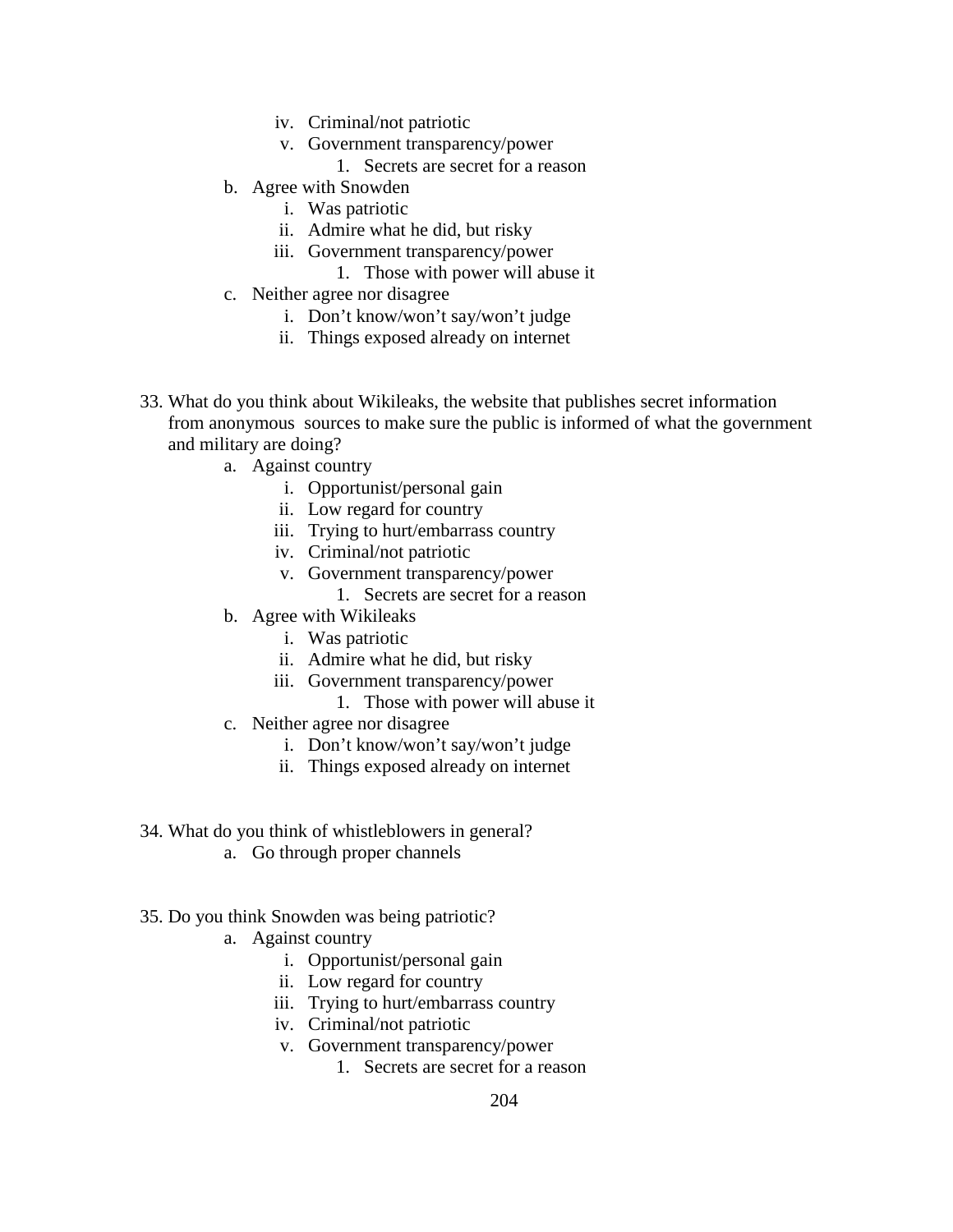- iv. Criminal/not patriotic
- v. Government transparency/power
  1. Secrets are secret for a reason

b. Agree with Snowden
   - i. Was patriotic
   - ii. Admire what he did, but risky
   - iii. Government transparency/power
     1. Those with power will abuse it

c. Neither agree nor disagree
   - i. Don't know/won't say/won't judge
   - ii. Things exposed already on internet

33. What do you think about Wikileaks, the website that publishes secret information from anonymous sources to make sure the public is informed of what the government and military are doing?

    a. Against country
       - i. Opportunist/personal gain
       - ii. Low regard for country
       - iii. Trying to hurt/embarrass country
       - iv. Criminal/not patriotic
       - v. Government transparency/power
         1. Secrets are secret for a reason

    b. Agree with Wikileaks
       - i. Was patriotic
       - ii. Admire what he did, but risky
       - iii. Government transparency/power
         1. Those with power will abuse it

    c. Neither agree nor disagree
       - i. Don't know/won't say/won't judge
       - ii. Things exposed already on internet

34. What do you think of whistleblowers in general?

    a. Go through proper channels

35. Do you think Snowden was being patriotic?

    a. Against country
       - i. Opportunist/personal gain
       - ii. Low regard for country
       - iii. Trying to hurt/embarrass country
       - iv. Criminal/not patriotic
       - v. Government transparency/power
         1. Secrets are secret for a reason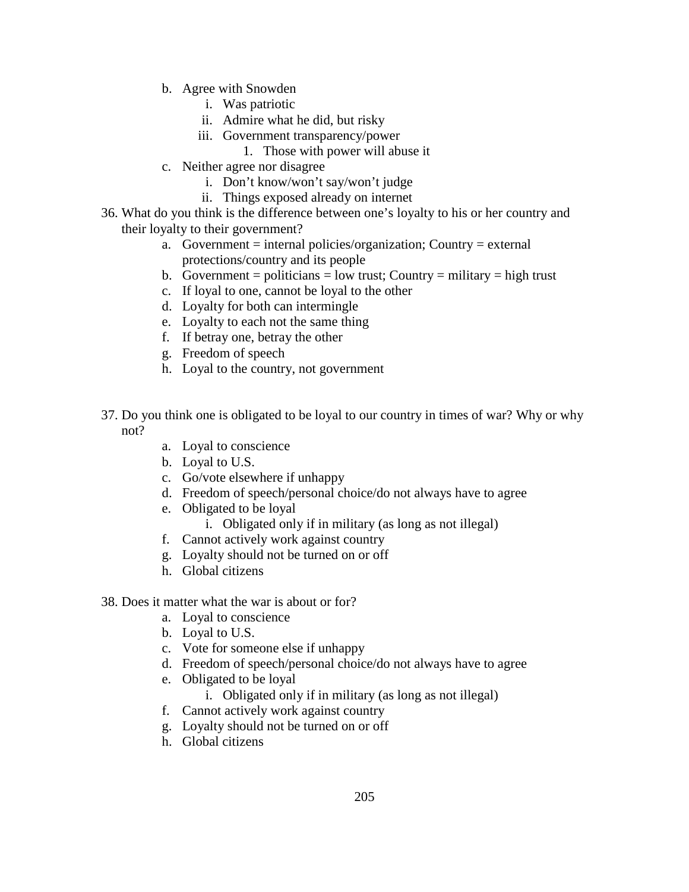b. Agree with Snowden
      i. Was patriotic
      ii. Admire what he did, but risky
      iii. Government transparency/power
         1. Those with power will abuse it
   c. Neither agree nor disagree
      i. Don't know/won't say/won't judge
      ii. Things exposed already on internet

36. What do you think is the difference between one's loyalty to his or her country and their loyalty to their government?
   a. Government = internal policies/organization; Country = external protections/country and its people
   b. Government = politicians = low trust; Country = military = high trust
   c. If loyal to one, cannot be loyal to the other
   d. Loyalty for both can intermingle
   e. Loyalty to each not the same thing
   f. If betray one, betray the other
   g. Freedom of speech
   h. Loyal to the country, not government

37. Do you think one is obligated to be loyal to our country in times of war? Why or why not?
   a. Loyal to conscience
   b. Loyal to U.S.
   c. Go/vote elsewhere if unhappy
   d. Freedom of speech/personal choice/do not always have to agree
   e. Obligated to be loyal
      i. Obligated only if in military (as long as not illegal)
   f. Cannot actively work against country
   g. Loyalty should not be turned on or off
   h. Global citizens

38. Does it matter what the war is about or for?
   a. Loyal to conscience
   b. Loyal to U.S.
   c. Vote for someone else if unhappy
   d. Freedom of speech/personal choice/do not always have to agree
   e. Obligated to be loyal
      i. Obligated only if in military (as long as not illegal)
   f. Cannot actively work against country
   g. Loyalty should not be turned on or off
   h. Global citizens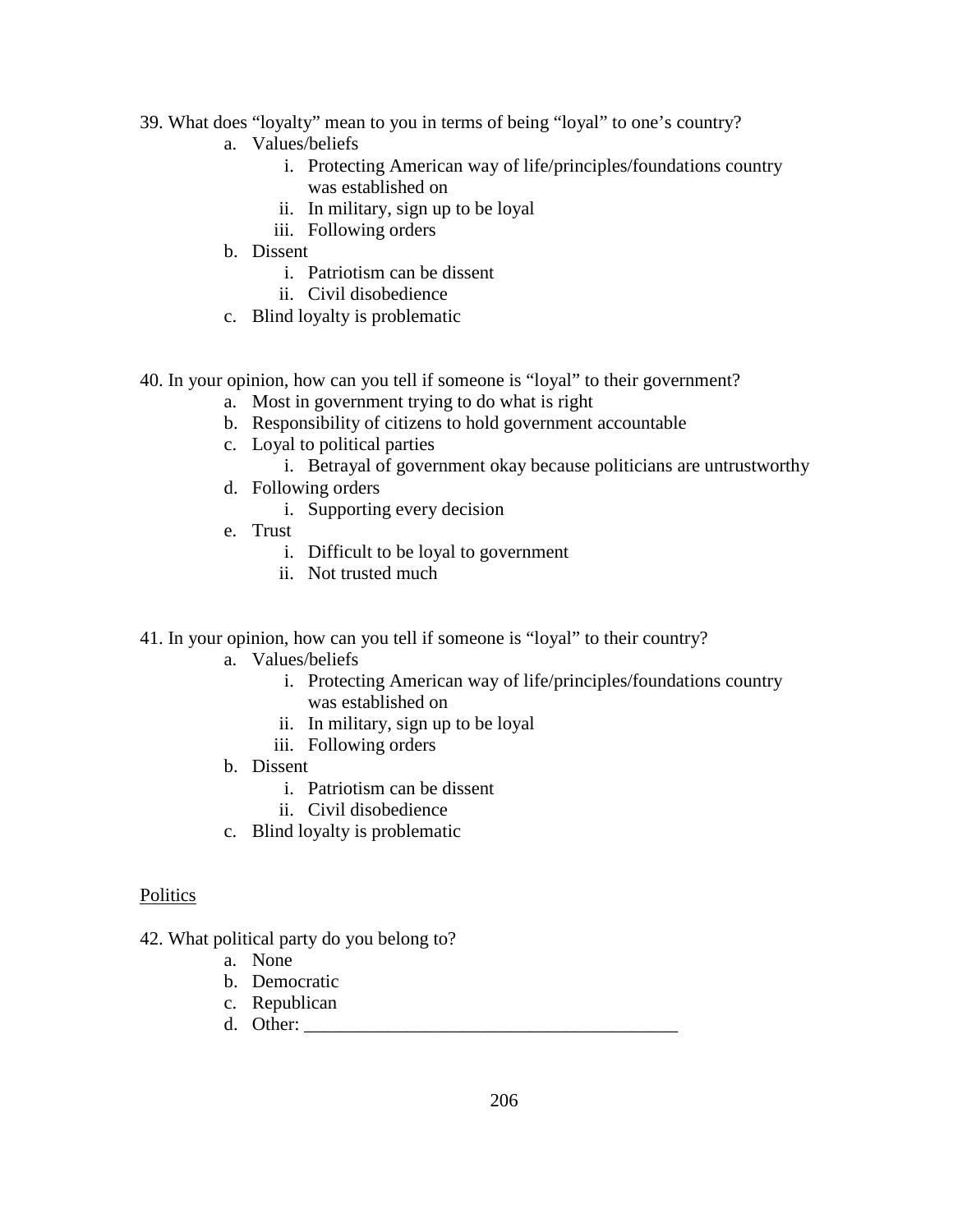39. What does “loyalty” mean to you in terms of being “loyal” to one’s country?
    a. Values/beliefs
        i. Protecting American way of life/principles/foundations country was established on
        ii. In military, sign up to be loyal
        iii. Following orders
    b. Dissent
        i. Patriotism can be dissent
        ii. Civil disobedience
    c. Blind loyalty is problematic

40. In your opinion, how can you tell if someone is “loyal” to their government?
    a. Most in government trying to do what is right
    b. Responsibility of citizens to hold government accountable
    c. Loyal to political parties
        i. Betrayal of government okay because politicians are untrustworthy
    d. Following orders
        i. Supporting every decision
    e. Trust
        i. Difficult to be loyal to government
        ii. Not trusted much

41. In your opinion, how can you tell if someone is “loyal” to their country?
    a. Values/beliefs
        i. Protecting American way of life/principles/foundations country was established on
        ii. In military, sign up to be loyal
        iii. Following orders
    b. Dissent
        i. Patriotism can be dissent
        ii. Civil disobedience
    c. Blind loyalty is problematic

<u>Politics</u>

42. What political party do you belong to?
    a. None
    b. Democratic
    c. Republican
    d. Other: ________________________________________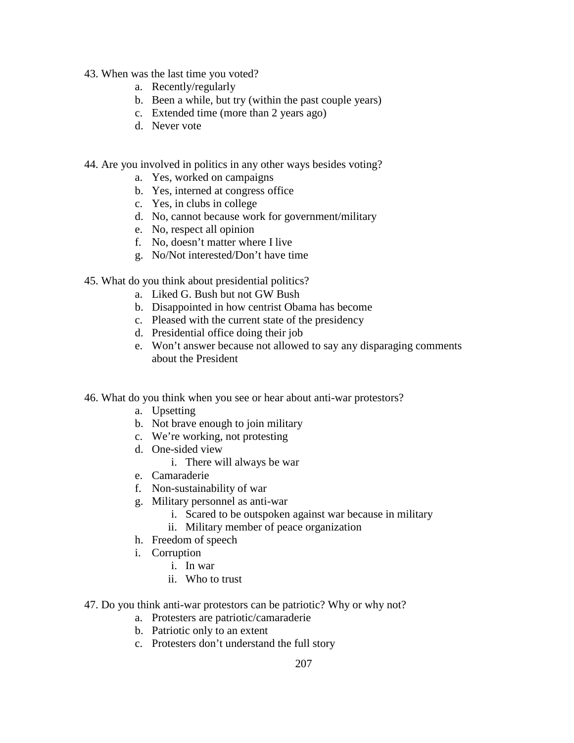43. When was the last time you voted?
    a. Recently/regularly
    b. Been a while, but try (within the past couple years)
    c. Extended time (more than 2 years ago)
    d. Never vote

44. Are you involved in politics in any other ways besides voting?
    a. Yes, worked on campaigns
    b. Yes, interned at congress office
    c. Yes, in clubs in college
    d. No, cannot because work for government/military
    e. No, respect all opinion
    f. No, doesn't matter where I live
    g. No/Not interested/Don't have time

45. What do you think about presidential politics?
    a. Liked G. Bush but not GW Bush
    b. Disappointed in how centrist Obama has become
    c. Pleased with the current state of the presidency
    d. Presidential office doing their job
    e. Won't answer because not allowed to say any disparaging comments about the President

46. What do you think when you see or hear about anti-war protestors?
    a. Upsetting
    b. Not brave enough to join military
    c. We're working, not protesting
    d. One-sided view
        i. There will always be war
    e. Camaraderie
    f. Non-sustainability of war
    g. Military personnel as anti-war
        i. Scared to be outspoken against war because in military
        ii. Military member of peace organization
    h. Freedom of speech
    i. Corruption
        i. In war
        ii. Who to trust

47. Do you think anti-war protestors can be patriotic? Why or why not?
    a. Protesters are patriotic/camaraderie
    b. Patriotic only to an extent
    c. Protesters don't understand the full story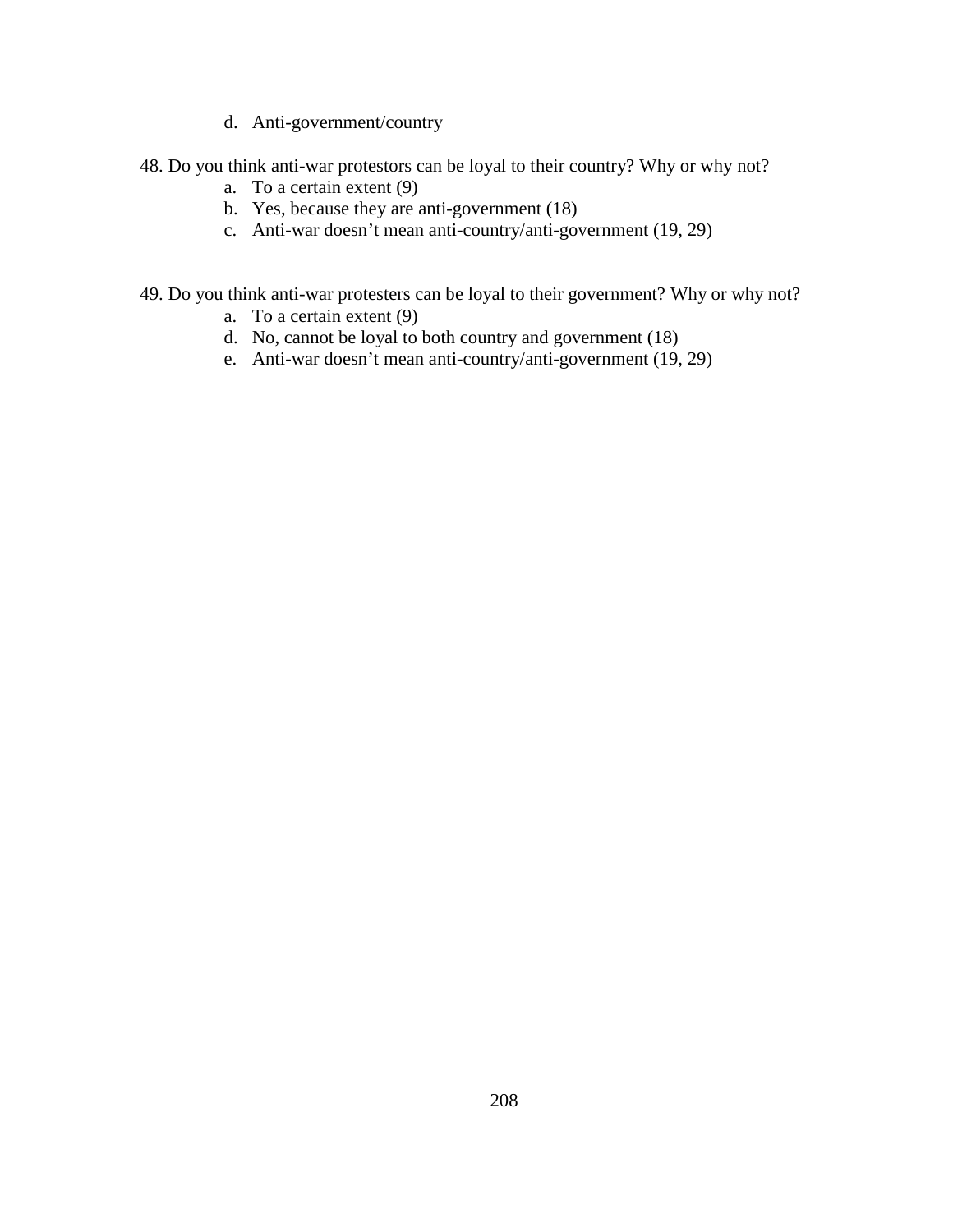d. Anti-government/country

48. Do you think anti-war protestors can be loyal to their country? Why or why not?
    a. To a certain extent (9)
    b. Yes, because they are anti-government (18)
    c. Anti-war doesn’t mean anti-country/anti-government (19, 29)

49. Do you think anti-war protesters can be loyal to their government? Why or why not?
    a. To a certain extent (9)
    d. No, cannot be loyal to both country and government (18)
    e. Anti-war doesn’t mean anti-country/anti-government (19, 29)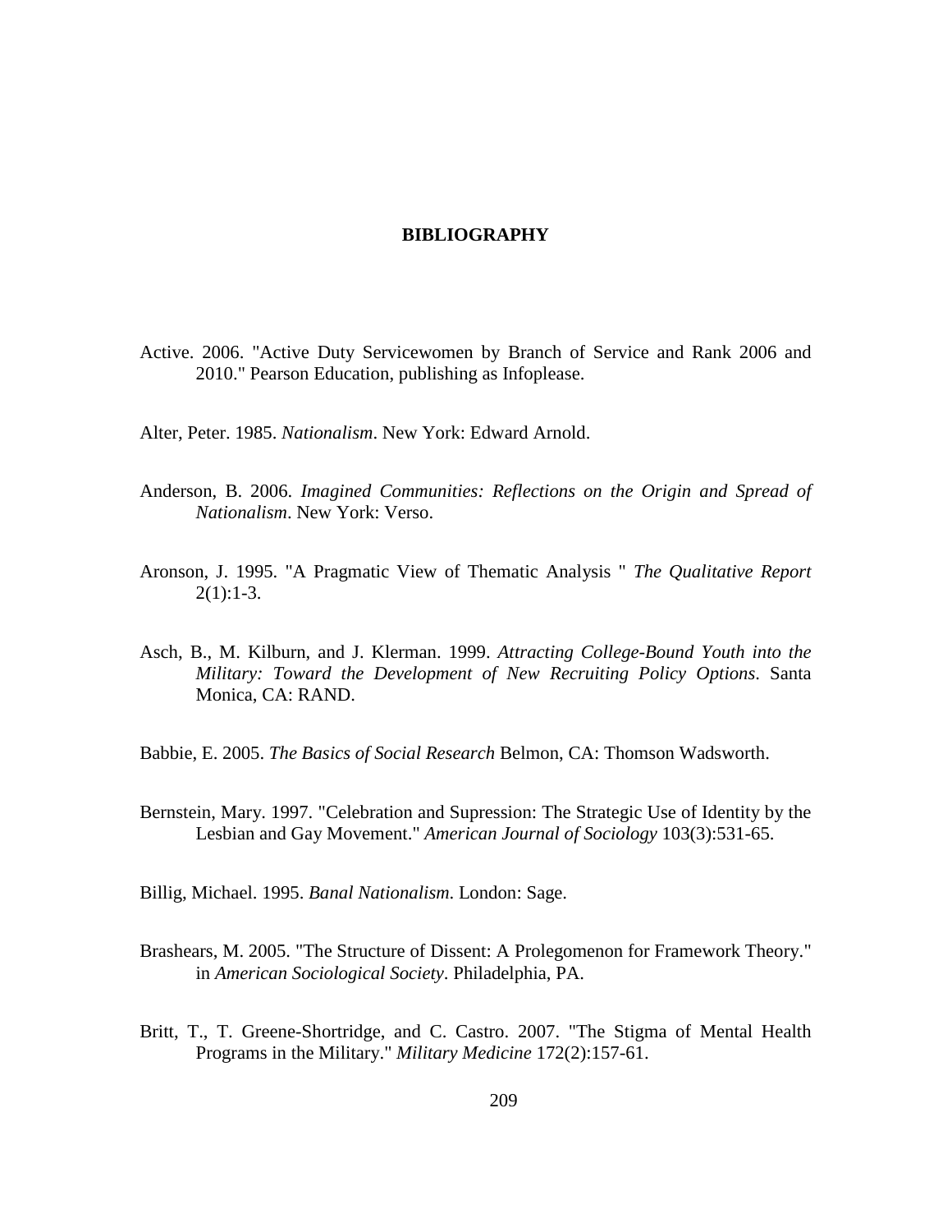# BIBLIOGRAPHY

Active. 2006. "Active Duty Servicewomen by Branch of Service and Rank 2006 and 2010." Pearson Education, publishing as Infoplease.

Alter, Peter. 1985. *Nationalism*. New York: Edward Arnold.

Anderson, B. 2006. *Imagined Communities: Reflections on the Origin and Spread of Nationalism*. New York: Verso.

Aronson, J. 1995. "A Pragmatic View of Thematic Analysis " *The Qualitative Report* 2(1):1-3.

Asch, B., M. Kilburn, and J. Klerman. 1999. *Attracting College-Bound Youth into the Military: Toward the Development of New Recruiting Policy Options*. Santa Monica, CA: RAND.

Babbie, E. 2005. *The Basics of Social Research* Belmon, CA: Thomson Wadsworth.

Bernstein, Mary. 1997. "Celebration and Supression: The Strategic Use of Identity by the Lesbian and Gay Movement." *American Journal of Sociology* 103(3):531-65.

Billig, Michael. 1995. *Banal Nationalism*. London: Sage.

Brashears, M. 2005. "The Structure of Dissent: A Prolegomenon for Framework Theory." in *American Sociological Society*. Philadelphia, PA.

Britt, T., T. Greene-Shortridge, and C. Castro. 2007. "The Stigma of Mental Health Programs in the Military." *Military Medicine* 172(2):157-61.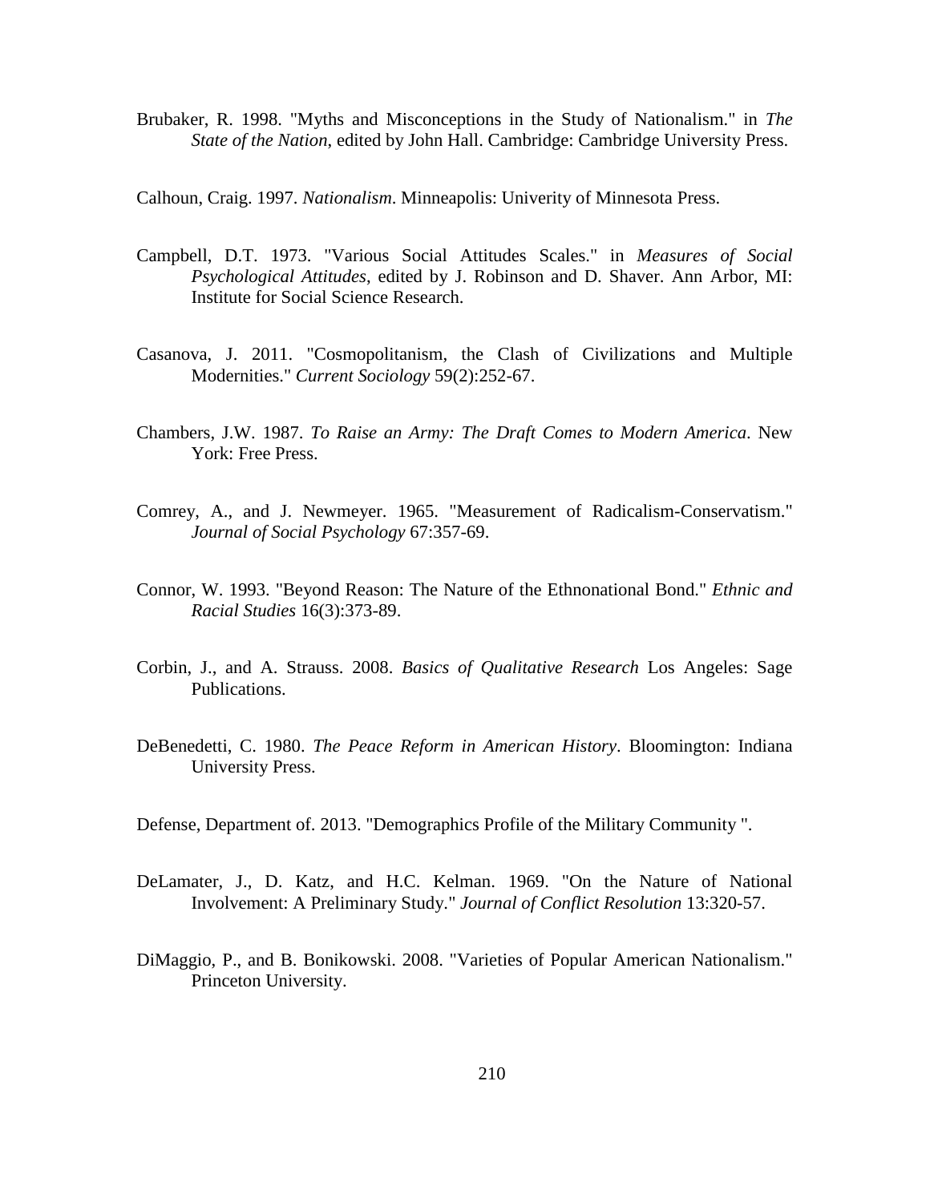Brubaker, R. 1998. "Myths and Misconceptions in the Study of Nationalism." in *The State of the Nation*, edited by John Hall. Cambridge: Cambridge University Press.

Calhoun, Craig. 1997. *Nationalism*. Minneapolis: Univerity of Minnesota Press.

Campbell, D.T. 1973. "Various Social Attitudes Scales." in *Measures of Social Psychological Attitudes*, edited by J. Robinson and D. Shaver. Ann Arbor, MI: Institute for Social Science Research.

Casanova, J. 2011. "Cosmopolitanism, the Clash of Civilizations and Multiple Modernities." *Current Sociology* 59(2):252-67.

Chambers, J.W. 1987. *To Raise an Army: The Draft Comes to Modern America*. New York: Free Press.

Comrey, A., and J. Newmeyer. 1965. "Measurement of Radicalism-Conservatism." *Journal of Social Psychology* 67:357-69.

Connor, W. 1993. "Beyond Reason: The Nature of the Ethnonational Bond." *Ethnic and Racial Studies* 16(3):373-89.

Corbin, J., and A. Strauss. 2008. *Basics of Qualitative Research* Los Angeles: Sage Publications.

DeBenedetti, C. 1980. *The Peace Reform in American History*. Bloomington: Indiana University Press.

Defense, Department of. 2013. "Demographics Profile of the Military Community ".

DeLamater, J., D. Katz, and H.C. Kelman. 1969. "On the Nature of National Involvement: A Preliminary Study." *Journal of Conflict Resolution* 13:320-57.

DiMaggio, P., and B. Bonikowski. 2008. "Varieties of Popular American Nationalism." Princeton University.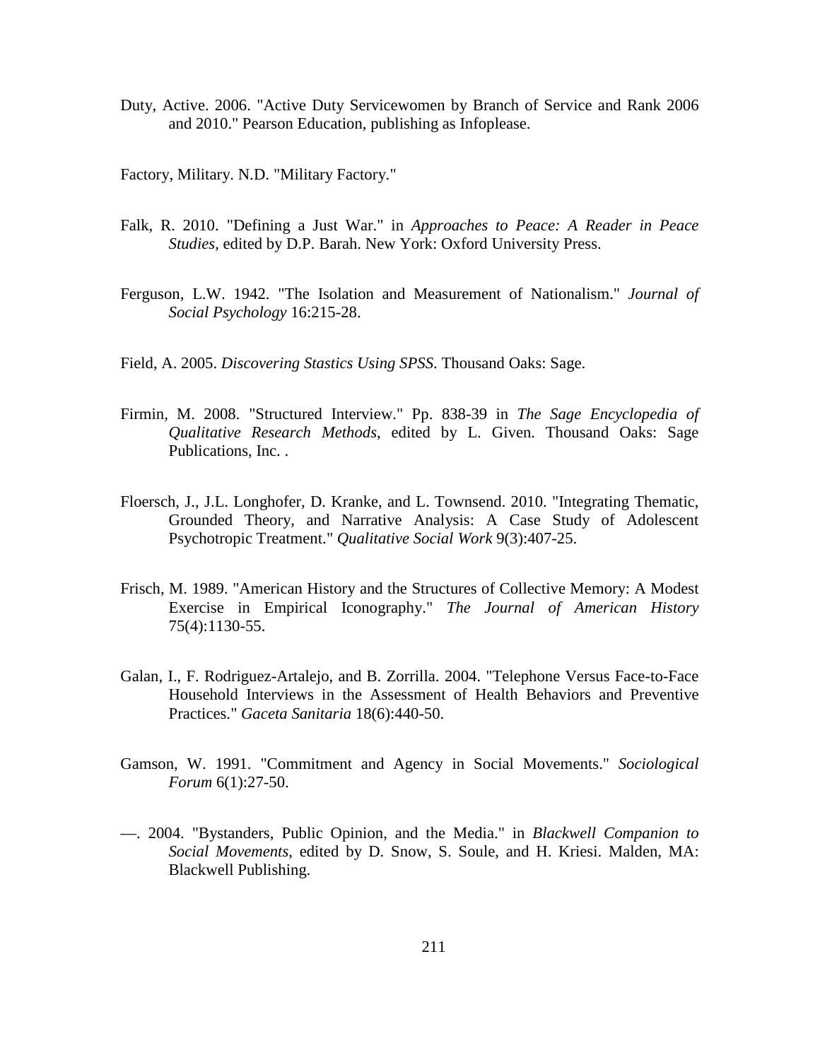Duty, Active. 2006. "Active Duty Servicewomen by Branch of Service and Rank 2006 and 2010." Pearson Education, publishing as Infoplease.

Factory, Military. N.D. "Military Factory."

Falk, R. 2010. "Defining a Just War." in *Approaches to Peace: A Reader in Peace Studies*, edited by D.P. Barah. New York: Oxford University Press.

Ferguson, L.W. 1942. "The Isolation and Measurement of Nationalism." *Journal of Social Psychology* 16:215-28.

Field, A. 2005. *Discovering Stastics Using SPSS*. Thousand Oaks: Sage.

Firmin, M. 2008. "Structured Interview." Pp. 838-39 in *The Sage Encyclopedia of Qualitative Research Methods*, edited by L. Given. Thousand Oaks: Sage Publications, Inc. .

Floersch, J., J.L. Longhofer, D. Kranke, and L. Townsend. 2010. "Integrating Thematic, Grounded Theory, and Narrative Analysis: A Case Study of Adolescent Psychotropic Treatment." *Qualitative Social Work* 9(3):407-25.

Frisch, M. 1989. "American History and the Structures of Collective Memory: A Modest Exercise in Empirical Iconography." *The Journal of American History* 75(4):1130-55.

Galan, I., F. Rodriguez-Artalejo, and B. Zorrilla. 2004. "Telephone Versus Face-to-Face Household Interviews in the Assessment of Health Behaviors and Preventive Practices." *Gaceta Sanitaria* 18(6):440-50.

Gamson, W. 1991. "Commitment and Agency in Social Movements." *Sociological Forum* 6(1):27-50.

—. 2004. "Bystanders, Public Opinion, and the Media." in *Blackwell Companion to Social Movements*, edited by D. Snow, S. Soule, and H. Kriesi. Malden, MA: Blackwell Publishing.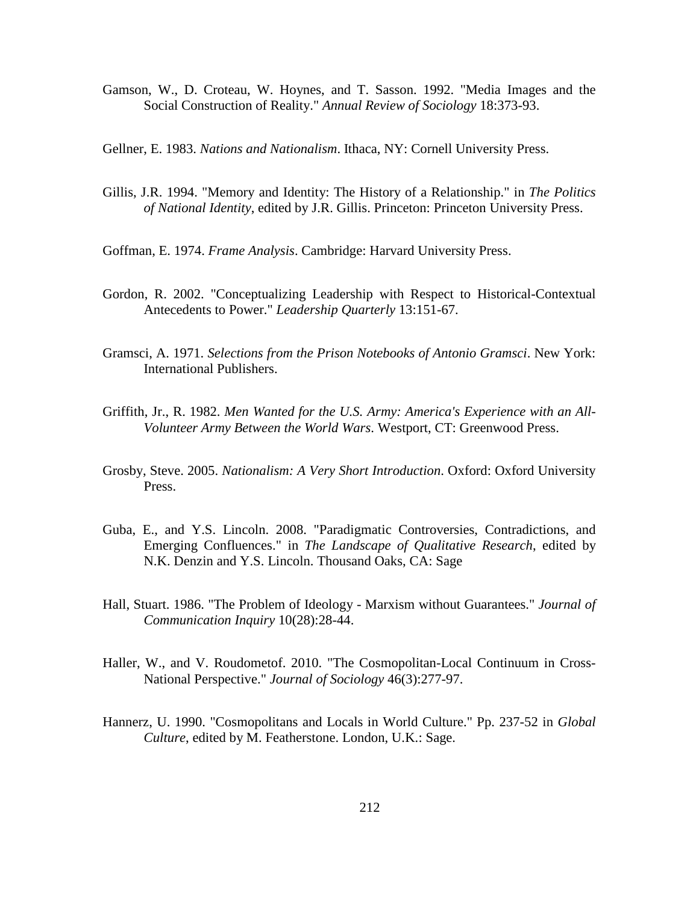Gamson, W., D. Croteau, W. Hoynes, and T. Sasson. 1992. "Media Images and the Social Construction of Reality." *Annual Review of Sociology* 18:373-93.

Gellner, E. 1983. *Nations and Nationalism*. Ithaca, NY: Cornell University Press.

Gillis, J.R. 1994. "Memory and Identity: The History of a Relationship." in *The Politics of National Identity*, edited by J.R. Gillis. Princeton: Princeton University Press.

Goffman, E. 1974. *Frame Analysis*. Cambridge: Harvard University Press.

Gordon, R. 2002. "Conceptualizing Leadership with Respect to Historical-Contextual Antecedents to Power." *Leadership Quarterly* 13:151-67.

Gramsci, A. 1971. *Selections from the Prison Notebooks of Antonio Gramsci*. New York: International Publishers.

Griffith, Jr., R. 1982. *Men Wanted for the U.S. Army: America's Experience with an All-Volunteer Army Between the World Wars*. Westport, CT: Greenwood Press.

Grosby, Steve. 2005. *Nationalism: A Very Short Introduction*. Oxford: Oxford University Press.

Guba, E., and Y.S. Lincoln. 2008. "Paradigmatic Controversies, Contradictions, and Emerging Confluences." in *The Landscape of Qualitative Research*, edited by N.K. Denzin and Y.S. Lincoln. Thousand Oaks, CA: Sage

Hall, Stuart. 1986. "The Problem of Ideology - Marxism without Guarantees." *Journal of Communication Inquiry* 10(28):28-44.

Haller, W., and V. Roudometof. 2010. "The Cosmopolitan-Local Continuum in Cross-National Perspective." *Journal of Sociology* 46(3):277-97.

Hannerz, U. 1990. "Cosmopolitans and Locals in World Culture." Pp. 237-52 in *Global Culture*, edited by M. Featherstone. London, U.K.: Sage.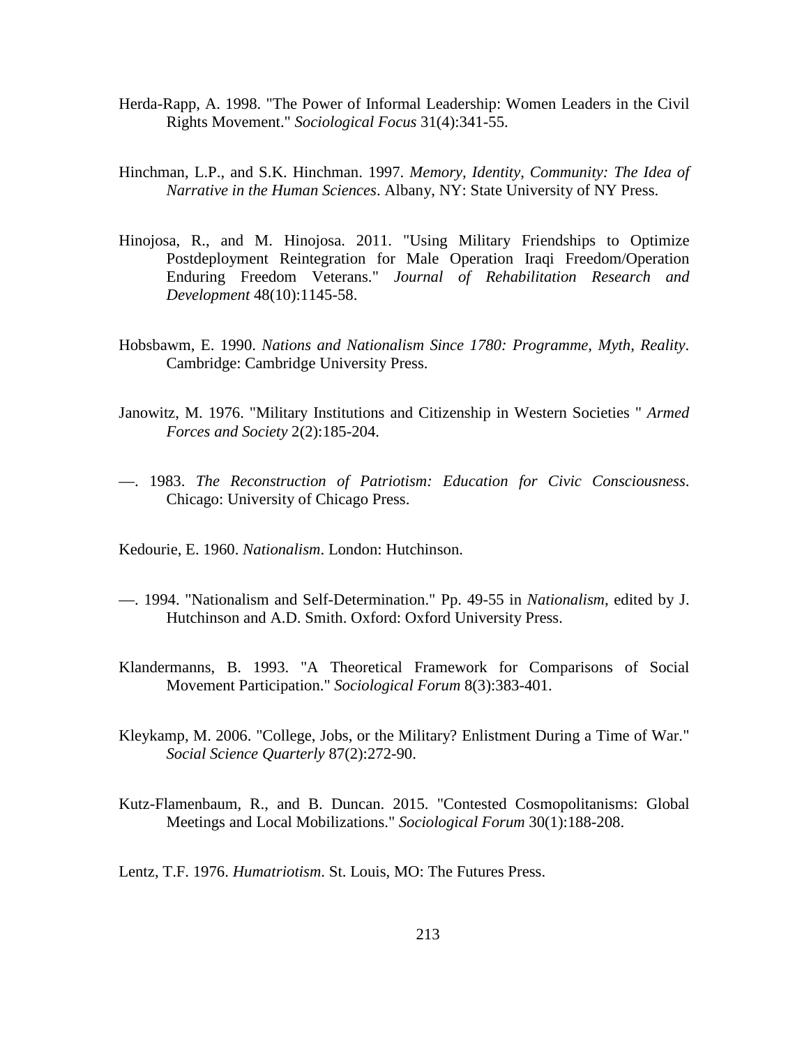Herda-Rapp, A. 1998. "The Power of Informal Leadership: Women Leaders in the Civil Rights Movement." *Sociological Focus* 31(4):341-55.

Hinchman, L.P., and S.K. Hinchman. 1997. *Memory, Identity, Community: The Idea of Narrative in the Human Sciences*. Albany, NY: State University of NY Press.

Hinojosa, R., and M. Hinojosa. 2011. "Using Military Friendships to Optimize Postdeployment Reintegration for Male Operation Iraqi Freedom/Operation Enduring Freedom Veterans." *Journal of Rehabilitation Research and Development* 48(10):1145-58.

Hobsbawm, E. 1990. *Nations and Nationalism Since 1780: Programme, Myth, Reality*. Cambridge: Cambridge University Press.

Janowitz, M. 1976. "Military Institutions and Citizenship in Western Societies " *Armed Forces and Society* 2(2):185-204.

—. 1983. *The Reconstruction of Patriotism: Education for Civic Consciousness*. Chicago: University of Chicago Press.

Kedourie, E. 1960. *Nationalism*. London: Hutchinson.

—. 1994. "Nationalism and Self-Determination." Pp. 49-55 in *Nationalism*, edited by J. Hutchinson and A.D. Smith. Oxford: Oxford University Press.

Klandermanns, B. 1993. "A Theoretical Framework for Comparisons of Social Movement Participation." *Sociological Forum* 8(3):383-401.

Kleykamp, M. 2006. "College, Jobs, or the Military? Enlistment During a Time of War." *Social Science Quarterly* 87(2):272-90.

Kutz-Flamenbaum, R., and B. Duncan. 2015. "Contested Cosmopolitanisms: Global Meetings and Local Mobilizations." *Sociological Forum* 30(1):188-208.

Lentz, T.F. 1976. *Humatriotism*. St. Louis, MO: The Futures Press.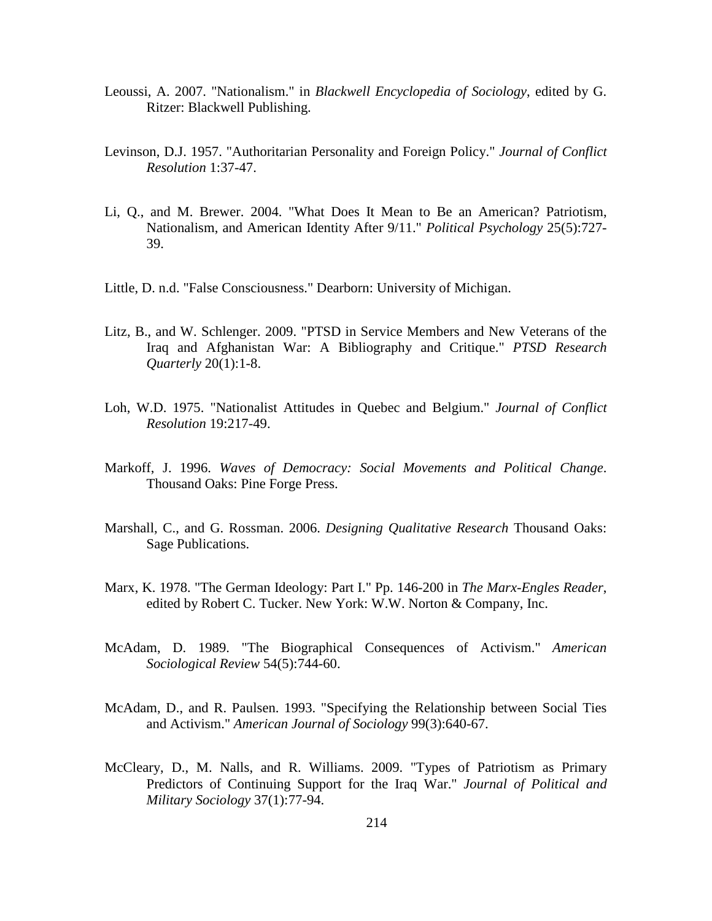Leoussi, A. 2007. "Nationalism." in *Blackwell Encyclopedia of Sociology*, edited by G. Ritzer: Blackwell Publishing.

Levinson, D.J. 1957. "Authoritarian Personality and Foreign Policy." *Journal of Conflict Resolution* 1:37-47.

Li, Q., and M. Brewer. 2004. "What Does It Mean to Be an American? Patriotism, Nationalism, and American Identity After 9/11." *Political Psychology* 25(5):727-39.

Little, D. n.d. "False Consciousness." Dearborn: University of Michigan.

Litz, B., and W. Schlenger. 2009. "PTSD in Service Members and New Veterans of the Iraq and Afghanistan War: A Bibliography and Critique." *PTSD Research Quarterly* 20(1):1-8.

Loh, W.D. 1975. "Nationalist Attitudes in Quebec and Belgium." *Journal of Conflict Resolution* 19:217-49.

Markoff, J. 1996. *Waves of Democracy: Social Movements and Political Change*. Thousand Oaks: Pine Forge Press.

Marshall, C., and G. Rossman. 2006. *Designing Qualitative Research* Thousand Oaks: Sage Publications.

Marx, K. 1978. "The German Ideology: Part I." Pp. 146-200 in *The Marx-Engles Reader*, edited by Robert C. Tucker. New York: W.W. Norton & Company, Inc.

McAdam, D. 1989. "The Biographical Consequences of Activism." *American Sociological Review* 54(5):744-60.

McAdam, D., and R. Paulsen. 1993. "Specifying the Relationship between Social Ties and Activism." *American Journal of Sociology* 99(3):640-67.

McCleary, D., M. Nalls, and R. Williams. 2009. "Types of Patriotism as Primary Predictors of Continuing Support for the Iraq War." *Journal of Political and Military Sociology* 37(1):77-94.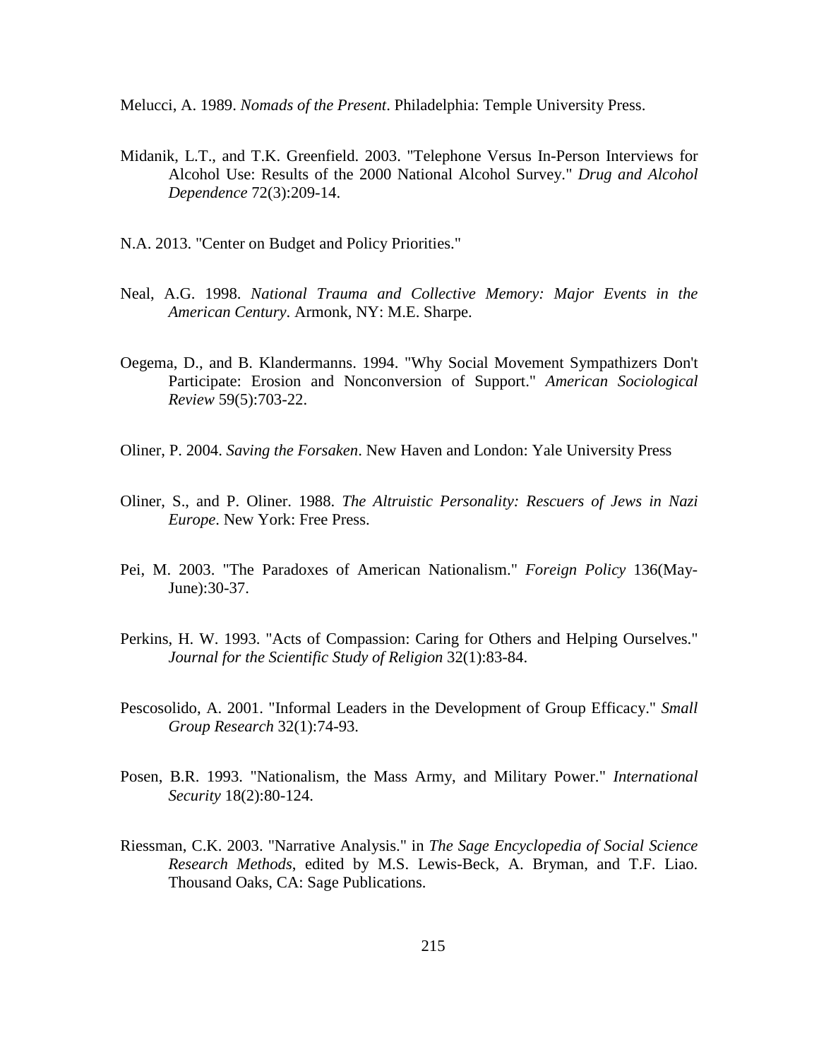Melucci, A. 1989. *Nomads of the Present*. Philadelphia: Temple University Press.

Midanik, L.T., and T.K. Greenfield. 2003. "Telephone Versus In-Person Interviews for Alcohol Use: Results of the 2000 National Alcohol Survey." *Drug and Alcohol Dependence* 72(3):209-14.

N.A. 2013. "Center on Budget and Policy Priorities."

Neal, A.G. 1998. *National Trauma and Collective Memory: Major Events in the American Century*. Armonk, NY: M.E. Sharpe.

Oegema, D., and B. Klandermanns. 1994. "Why Social Movement Sympathizers Don't Participate: Erosion and Nonconversion of Support." *American Sociological Review* 59(5):703-22.

Oliner, P. 2004. *Saving the Forsaken*. New Haven and London: Yale University Press

Oliner, S., and P. Oliner. 1988. *The Altruistic Personality: Rescuers of Jews in Nazi Europe*. New York: Free Press.

Pei, M. 2003. "The Paradoxes of American Nationalism." *Foreign Policy* 136(May-June):30-37.

Perkins, H. W. 1993. "Acts of Compassion: Caring for Others and Helping Ourselves." *Journal for the Scientific Study of Religion* 32(1):83-84.

Pescosolido, A. 2001. "Informal Leaders in the Development of Group Efficacy." *Small Group Research* 32(1):74-93.

Posen, B.R. 1993. "Nationalism, the Mass Army, and Military Power." *International Security* 18(2):80-124.

Riessman, C.K. 2003. "Narrative Analysis." in *The Sage Encyclopedia of Social Science Research Methods*, edited by M.S. Lewis-Beck, A. Bryman, and T.F. Liao. Thousand Oaks, CA: Sage Publications.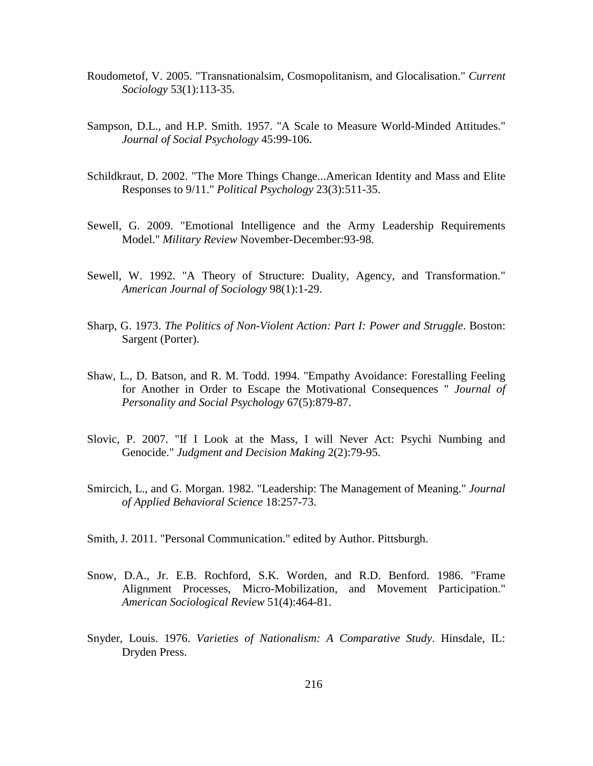Roudometof, V. 2005. "Transnationalsim, Cosmopolitanism, and Glocalisation." *Current Sociology* 53(1):113-35.

Sampson, D.L., and H.P. Smith. 1957. "A Scale to Measure World-Minded Attitudes." *Journal of Social Psychology* 45:99-106.

Schildkraut, D. 2002. "The More Things Change...American Identity and Mass and Elite Responses to 9/11." *Political Psychology* 23(3):511-35.

Sewell, G. 2009. "Emotional Intelligence and the Army Leadership Requirements Model." *Military Review* November-December:93-98.

Sewell, W. 1992. "A Theory of Structure: Duality, Agency, and Transformation." *American Journal of Sociology* 98(1):1-29.

Sharp, G. 1973. *The Politics of Non-Violent Action: Part I: Power and Struggle*. Boston: Sargent (Porter).

Shaw, L., D. Batson, and R. M. Todd. 1994. "Empathy Avoidance: Forestalling Feeling for Another in Order to Escape the Motivational Consequences " *Journal of Personality and Social Psychology* 67(5):879-87.

Slovic, P. 2007. "If I Look at the Mass, I will Never Act: Psychi Numbing and Genocide." *Judgment and Decision Making* 2(2):79-95.

Smircich, L., and G. Morgan. 1982. "Leadership: The Management of Meaning." *Journal of Applied Behavioral Science* 18:257-73.

Smith, J. 2011. "Personal Communication." edited by Author. Pittsburgh.

Snow, D.A., Jr. E.B. Rochford, S.K. Worden, and R.D. Benford. 1986. "Frame Alignment Processes, Micro-Mobilization, and Movement Participation." *American Sociological Review* 51(4):464-81.

Snyder, Louis. 1976. *Varieties of Nationalism: A Comparative Study*. Hinsdale, IL: Dryden Press.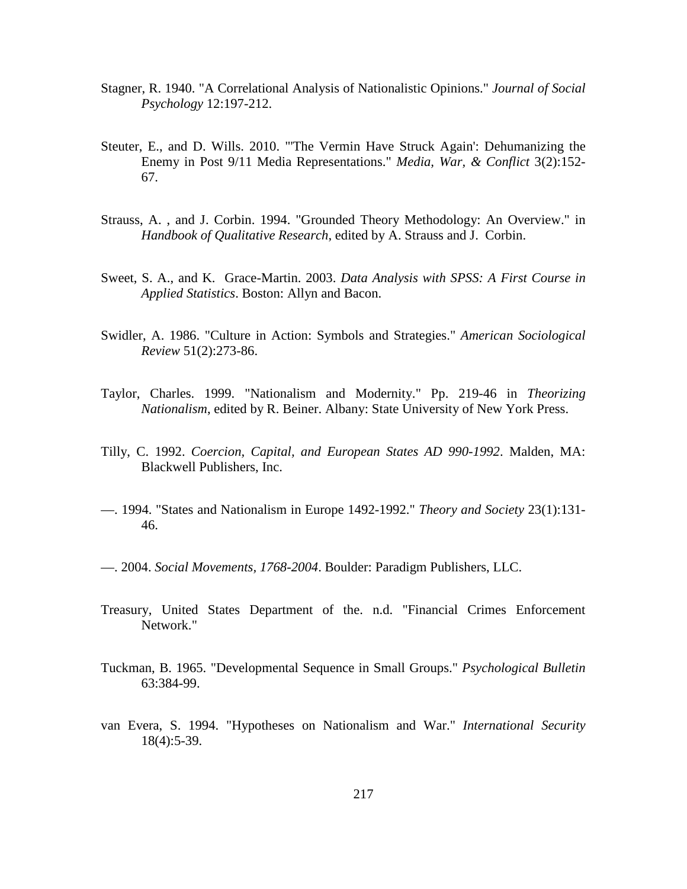Stagner, R. 1940. "A Correlational Analysis of Nationalistic Opinions." *Journal of Social Psychology* 12:197-212.

Steuter, E., and D. Wills. 2010. "'The Vermin Have Struck Again': Dehumanizing the Enemy in Post 9/11 Media Representations." *Media, War, & Conflict* 3(2):152-67.

Strauss, A. , and J. Corbin. 1994. "Grounded Theory Methodology: An Overview." in *Handbook of Qualitative Research*, edited by A. Strauss and J. Corbin.

Sweet, S. A., and K. Grace-Martin. 2003. *Data Analysis with SPSS: A First Course in Applied Statistics*. Boston: Allyn and Bacon.

Swidler, A. 1986. "Culture in Action: Symbols and Strategies." *American Sociological Review* 51(2):273-86.

Taylor, Charles. 1999. "Nationalism and Modernity." Pp. 219-46 in *Theorizing Nationalism*, edited by R. Beiner. Albany: State University of New York Press.

Tilly, C. 1992. *Coercion, Capital, and European States AD 990-1992*. Malden, MA: Blackwell Publishers, Inc.

—. 1994. "States and Nationalism in Europe 1492-1992." *Theory and Society* 23(1):131-46.

—. 2004. *Social Movements, 1768-2004*. Boulder: Paradigm Publishers, LLC.

Treasury, United States Department of the. n.d. "Financial Crimes Enforcement Network."

Tuckman, B. 1965. "Developmental Sequence in Small Groups." *Psychological Bulletin* 63:384-99.

van Evera, S. 1994. "Hypotheses on Nationalism and War." *International Security* 18(4):5-39.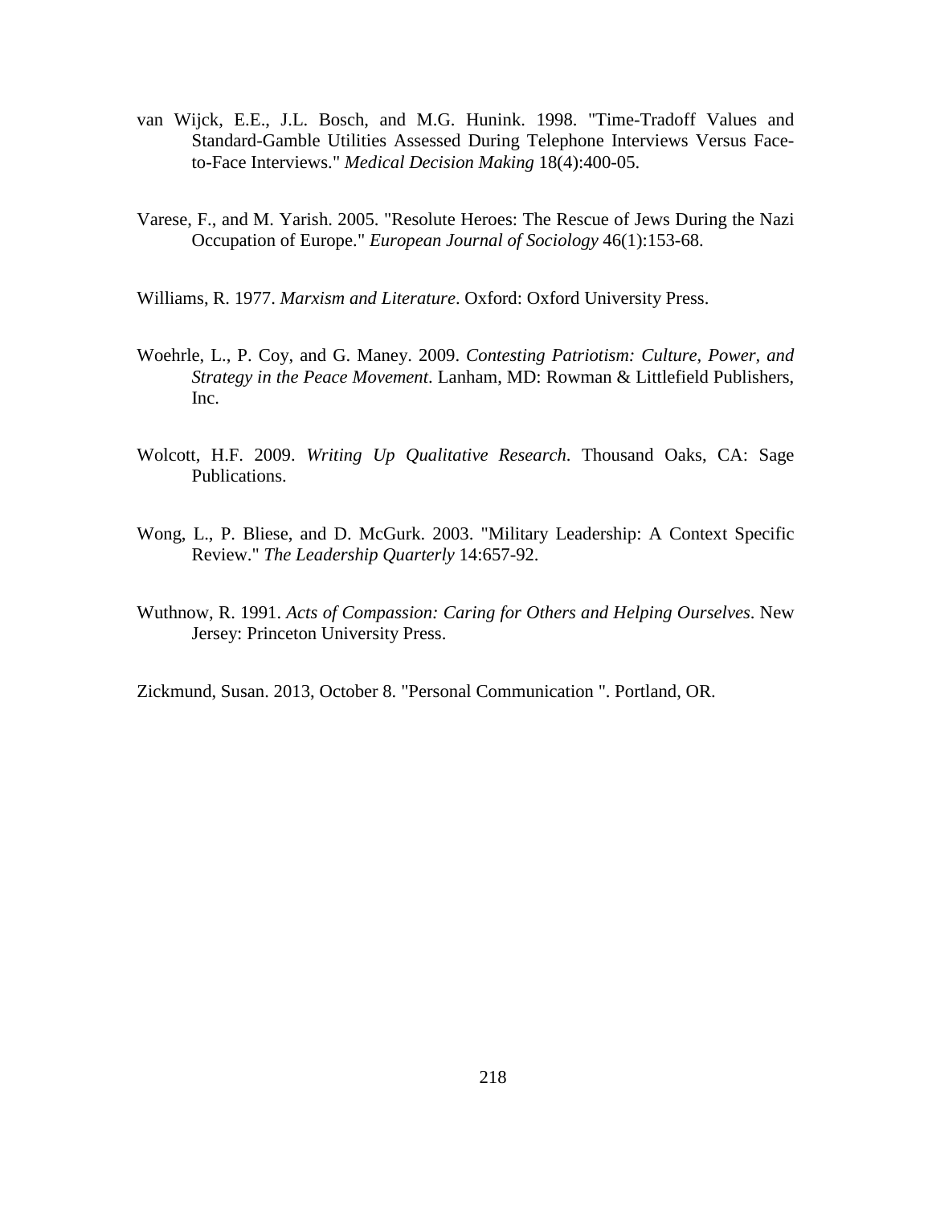van Wijck, E.E., J.L. Bosch, and M.G. Hunink. 1998. "Time-Tradoff Values and Standard-Gamble Utilities Assessed During Telephone Interviews Versus Face-to-Face Interviews." *Medical Decision Making* 18(4):400-05.

Varese, F., and M. Yarish. 2005. "Resolute Heroes: The Rescue of Jews During the Nazi Occupation of Europe." *European Journal of Sociology* 46(1):153-68.

Williams, R. 1977. *Marxism and Literature*. Oxford: Oxford University Press.

Woehrle, L., P. Coy, and G. Maney. 2009. *Contesting Patriotism: Culture, Power, and Strategy in the Peace Movement*. Lanham, MD: Rowman & Littlefield Publishers, Inc.

Wolcott, H.F. 2009. *Writing Up Qualitative Research*. Thousand Oaks, CA: Sage Publications.

Wong, L., P. Bliese, and D. McGurk. 2003. "Military Leadership: A Context Specific Review." *The Leadership Quarterly* 14:657-92.

Wuthnow, R. 1991. *Acts of Compassion: Caring for Others and Helping Ourselves*. New Jersey: Princeton University Press.

Zickmund, Susan. 2013, October 8. "Personal Communication ". Portland, OR.